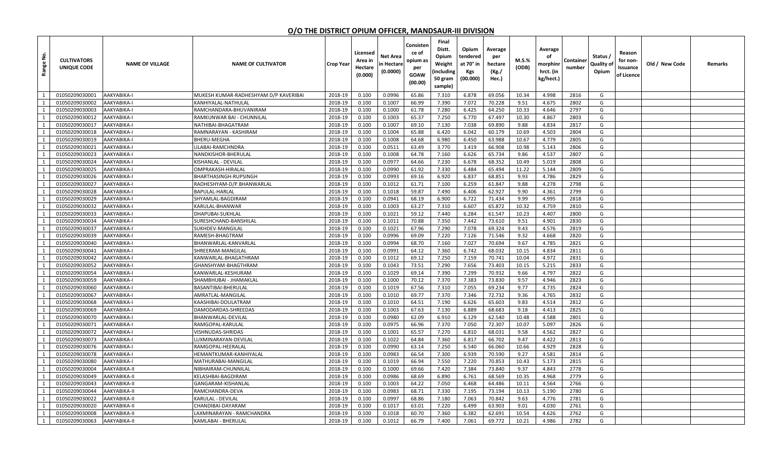## O/O THE DISTRICT OPIUM OFFICER, MANDSAUR-III DIVISION

| Range No. | CULTIVATORS UNIQUE CODE | NAME OF VILLAGE | NAME OF CULTIVATOR | Crop Year | Licensed Area in Hectare (0.000) | Net Area in Hectare (0.0000) | Consistence of opium as per GOAW (00.00) | Final Distt. Opium Weight (including 50 gram sample) | Opium tendered at 70° in Kgs (00.000) | Average per hectare (Kg./ Hec.) | M.S.% (ODB) | Average of morphinr hrct. (in kg/hect.) | Container number | Status / Quality of Opium | Reason for non-Issuance of Licence | Old / New Code | Remarks |
|---|---|---|---|---|---|---|---|---|---|---|---|---|---|---|---|---|---|
| 1 | 01050209030001 | AAKYABIKA-I | MUKESH KUMAR-RADHESHYAM D/P KAVERIBAI | 2018-19 | 0.100 | 0.0996 | 65.86 | 7.310 | 6.878 | 69.056 | 10.34 | 4.998 | 2816 | G | | | |
| 1 | 01050209030002 | AAKYABIKA-I | KANHIYALAL-NATHULAL | 2018-19 | 0.100 | 0.1007 | 66.99 | 7.390 | 7.072 | 70.228 | 9.51 | 4.675 | 2802 | G | | | |
| 1 | 01050209030003 | AAKYABIKA-I | RAMCHANDARA-BHUVANIRAM | 2018-19 | 0.100 | 0.1000 | 61.78 | 7.280 | 6.425 | 64.250 | 10.33 | 4.646 | 2797 | G | | | |
| 1 | 01050209030012 | AAKYABIKA-I | RAMKUNWAR BAI - CHUNNILAL | 2018-19 | 0.100 | 0.1003 | 65.37 | 7.250 | 6.770 | 67.497 | 10.30 | 4.867 | 2803 | G | | | |
| 1 | 01050209030017 | AAKYABIKA-I | NATHIBAI-BHAGATRAM | 2018-19 | 0.100 | 0.1007 | 69.10 | 7.130 | 7.038 | 69.890 | 9.88 | 4.834 | 2817 | G | | | |
| 1 | 01050209030018 | AAKYABIKA-I | RAMNARAYAN - KASHIRAM | 2018-19 | 0.100 | 0.1004 | 65.88 | 6.420 | 6.042 | 60.179 | 10.69 | 4.503 | 2804 | G | | | |
| 1 | 01050209030019 | AAKYABIKA-I | BHERU-MEGHA | 2018-19 | 0.100 | 0.1008 | 64.68 | 6.980 | 6.450 | 63.988 | 10.67 | 4.779 | 2805 | G | | | |
| 1 | 01050209030021 | AAKYABIKA-I | LILABAI-RAMCHNDRA | 2018-19 | 0.100 | 0.0511 | 63.49 | 3.770 | 3.419 | 66.908 | 10.98 | 5.143 | 2806 | G | | | |
| 1 | 01050209030023 | AAKYABIKA-I | NANDKISHOR-BHERULAL | 2018-19 | 0.100 | 0.1008 | 64.78 | 7.160 | 6.626 | 65.734 | 9.86 | 4.537 | 2807 | G | | | |
| 1 | 01050209030024 | AAKYABIKA-I | KISHANLAL - DEVILAL | 2018-19 | 0.100 | 0.0977 | 64.66 | 7.230 | 6.678 | 68.352 | 10.49 | 5.019 | 2808 | G | | | |
| 1 | 01050209030025 | AAKYABIKA-I | OMPRAKASH-HIRALAL | 2018-19 | 0.100 | 0.0990 | 61.92 | 7.330 | 6.484 | 65.494 | 11.22 | 5.144 | 2809 | G | | | |
| 1 | 01050209030026 | AAKYABIKA-I | BHARTHASINGH-RUPSINGH | 2018-19 | 0.100 | 0.0993 | 69.16 | 6.920 | 6.837 | 68.851 | 9.93 | 4.786 | 2829 | G | | | |
| 1 | 01050209030027 | AAKYABIKA-I | RADHESHYAM-D/P.BHANWARLAL | 2018-19 | 0.100 | 0.1012 | 61.71 | 7.100 | 6.259 | 61.847 | 9.88 | 4.278 | 2798 | G | | | |
| 1 | 01050209030028 | AAKYABIKA-I | BAPULAL-HARLAL | 2018-19 | 0.100 | 0.1018 | 59.87 | 7.490 | 6.406 | 62.927 | 9.90 | 4.361 | 2799 | G | | | |
| 1 | 01050209030029 | AAKYABIKA-I | SHYAMLAL-BAGDIRAM | 2018-19 | 0.100 | 0.0941 | 68.19 | 6.900 | 6.722 | 71.434 | 9.99 | 4.995 | 2818 | G | | | |
| 1 | 01050209030032 | AAKYABIKA-I | KARULAL-BHANWAR | 2018-19 | 0.100 | 0.1003 | 63.27 | 7.310 | 6.607 | 65.872 | 10.32 | 4.759 | 2810 | G | | | |
| 1 | 01050209030033 | AAKYABIKA-I | DHAPUBAI-SUKHLAL | 2018-19 | 0.100 | 0.1021 | 59.12 | 7.440 | 6.284 | 61.547 | 10.23 | 4.407 | 2800 | G | | | |
| 1 | 01050209030034 | AAKYABIKA-I | SURESHCHAND-BANSHILAL | 2018-19 | 0.100 | 0.1011 | 70.88 | 7.350 | 7.442 | 73.610 | 9.51 | 4.901 | 2830 | G | | | |
| 1 | 01050209030037 | AAKYABIKA-I | SUKHDEV-MANGILAL | 2018-19 | 0.100 | 0.1021 | 67.96 | 7.290 | 7.078 | 69.324 | 9.43 | 4.576 | 2819 | G | | | |
| 1 | 01050209030039 | AAKYABIKA-I | RAMESH-BHAGTRAM | 2018-19 | 0.100 | 0.0996 | 69.09 | 7.220 | 7.126 | 71.546 | 9.32 | 4.668 | 2820 | G | | | |
| 1 | 01050209030040 | AAKYABIKA-I | BHANWARLAL-KANVARLAL | 2018-19 | 0.100 | 0.0994 | 68.70 | 7.160 | 7.027 | 70.694 | 9.67 | 4.785 | 2821 | G | | | |
| 1 | 01050209030041 | AAKYABIKA-I | SHREERAM-MANGILAL | 2018-19 | 0.100 | 0.0991 | 64.12 | 7.360 | 6.742 | 68.032 | 10.15 | 4.834 | 2811 | G | | | |
| 1 | 01050209030042 | AAKYABIKA-I | KANWARLAL-BHAGATHRAM | 2018-19 | 0.100 | 0.1012 | 69.12 | 7.250 | 7.159 | 70.741 | 10.04 | 4.972 | 2831 | G | | | |
| 1 | 01050209030052 | AAKYABIKA-I | GHANSHYAM-BHAGTHRAM | 2018-19 | 0.100 | 0.1043 | 73.51 | 7.290 | 7.656 | 73.403 | 10.15 | 5.215 | 2833 | G | | | |
| 1 | 01050209030054 | AAKYABIKA-I | KANWARLAL-KESHURAM | 2018-19 | 0.100 | 0.1029 | 69.14 | 7.390 | 7.299 | 70.932 | 9.66 | 4.797 | 2822 | G | | | |
| 1 | 01050209030059 | AAKYABIKA-I | SHAMBHUBAI - JHAMAKLAL | 2018-19 | 0.100 | 0.1000 | 70.12 | 7.370 | 7.383 | 73.830 | 9.57 | 4.946 | 2823 | G | | | |
| 1 | 01050209030060 | AAKYABIKA-I | BASANTIBAI-BHERULAL | 2018-19 | 0.100 | 0.1019 | 67.56 | 7.310 | 7.055 | 69.234 | 9.77 | 4.735 | 2824 | G | | | |
| 1 | 01050209030067 | AAKYABIKA-I | AMRATLAL-MANGILAL | 2018-19 | 0.100 | 0.1010 | 69.77 | 7.370 | 7.346 | 72.732 | 9.36 | 4.765 | 2832 | G | | | |
| 1 | 01050209030068 | AAKYABIKA-I | KAASHIBAI-DOULATRAM | 2018-19 | 0.100 | 0.1010 | 64.51 | 7.190 | 6.626 | 65.603 | 9.83 | 4.514 | 2812 | G | | | |
| 1 | 01050209030069 | AAKYABIKA-I | DAMODARDAS-SHREEDAS | 2018-19 | 0.100 | 0.1003 | 67.63 | 7.130 | 6.889 | 68.683 | 9.18 | 4.413 | 2825 | G | | | |
| 1 | 01050209030070 | AAKYABIKA-I | BHANWARLAL-DEVILAL | 2018-19 | 0.100 | 0.0980 | 62.09 | 6.910 | 6.129 | 62.540 | 10.48 | 4.588 | 2801 | G | | | |
| 1 | 01050209030071 | AAKYABIKA-I | RAMGOPAL-KARULAL | 2018-19 | 0.100 | 0.0975 | 66.96 | 7.370 | 7.050 | 72.307 | 10.07 | 5.097 | 2826 | G | | | |
| 1 | 01050209030072 | AAKYABIKA-I | VISHNUDAS-SHRIDAS | 2018-19 | 0.100 | 0.1001 | 65.57 | 7.270 | 6.810 | 68.031 | 9.58 | 4.562 | 2827 | G | | | |
| 1 | 01050209030073 | AAKYABIKA-I | LUXMINARAYAN-DEVILAL | 2018-19 | 0.100 | 0.1022 | 64.84 | 7.360 | 6.817 | 66.702 | 9.47 | 4.422 | 2813 | G | | | |
| 1 | 01050209030076 | AAKYABIKA-I | RAMGOPAL-HEERALAL | 2018-19 | 0.100 | 0.0990 | 63.14 | 7.250 | 6.540 | 66.060 | 10.66 | 4.929 | 2828 | G | | | |
| 1 | 01050209030078 | AAKYABIKA-I | HEMANTKUMAR-KANHIYALAL | 2018-19 | 0.100 | 0.0983 | 66.54 | 7.300 | 6.939 | 70.590 | 9.27 | 4.581 | 2814 | G | | | |
| 1 | 01050209030080 | AAKYABIKA-I | MATHURABAI-MANGILAL | 2018-19 | 0.100 | 0.1019 | 66.94 | 7.550 | 7.220 | 70.853 | 10.43 | 5.173 | 2815 | G | | | |
| 1 | 01050209030004 | AAKYABIKA-II | NIBHAIRAM-CHUNNILAL | 2018-19 | 0.100 | 0.1000 | 69.66 | 7.420 | 7.384 | 73.840 | 9.37 | 4.843 | 2778 | G | | | |
| 1 | 01050209030049 | AAKYABIKA-II | KELASHBAI-BAGDIRAM | 2018-19 | 0.100 | 0.0986 | 68.69 | 6.890 | 6.761 | 68.569 | 10.35 | 4.968 | 2779 | G | | | |
| 1 | 01050209030043 | AAKYABIKA-II | GANGARAM-KISHANLAL | 2018-19 | 0.100 | 0.1003 | 64.22 | 7.050 | 6.468 | 64.486 | 10.11 | 4.564 | 2766 | G | | | |
| 1 | 01050209030044 | AAKYABIKA-II | RAMCHANDRA-DEVA | 2018-19 | 0.100 | 0.0983 | 68.71 | 7.330 | 7.195 | 73.194 | 10.13 | 5.190 | 2780 | G | | | |
| 1 | 01050209030022 | AAKYABIKA-II | KARULAL - DEVILAL | 2018-19 | 0.100 | 0.0997 | 68.86 | 7.180 | 7.063 | 70.842 | 9.63 | 4.776 | 2781 | G | | | |
| 1 | 01050209030020 | AAKYABIKA-II | CHANDIBAI-DAYARAM | 2018-19 | 0.100 | 0.1017 | 63.01 | 7.220 | 6.499 | 63.903 | 9.01 | 4.030 | 2761 | G | | | |
| 1 | 01050209030008 | AAKYABIKA-II | LAXMINARAYAN - RAMCHANDRA | 2018-19 | 0.100 | 0.1018 | 60.70 | 7.360 | 6.382 | 62.691 | 10.54 | 4.626 | 2762 | G | | | |
| 1 | 01050209030063 | AAKYABIKA-II | KAMLABAI - BHERULAL | 2018-19 | 0.100 | 0.1012 | 66.79 | 7.400 | 7.061 | 69.772 | 10.21 | 4.986 | 2782 | G | | | |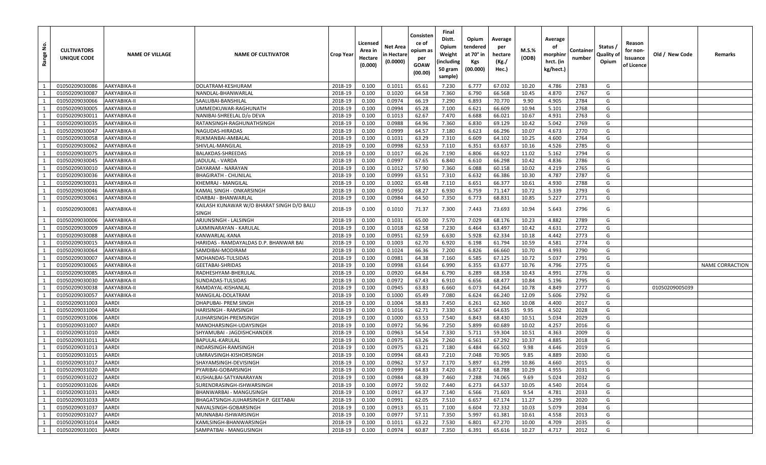| Range No. | CULTIVATORS UNIQUE CODE | NAME OF VILLAGE | NAME OF CULTIVATOR | Crop Year | Licensed Area in Hectare (0.000) | Net Area in Hectare (0.0000) | Consistence of opium as per GOAW (00.00) | Final Distt. Opium Weight (including 50 gram sample) | Opium tendered at 70° in Kgs (00.000) | Average per hectare (Kg./ Hec.) | M.S.% (ODB) | Average of morphinr hrct. (in kg/hect.) | Container number | Status / Quality of Opium | Reason for non-Issuance of Licence | Old / New Code | Remarks |
|---|---|---|---|---|---|---|---|---|---|---|---|---|---|---|---|---|---|
| 1 | 01050209030086 | AAKYABIKA-II | DOLATRAM-KESHURAM | 2018-19 | 0.100 | 0.1011 | 65.61 | 7.230 | 6.777 | 67.032 | 10.20 | 4.786 | 2783 | G | | | |
| 1 | 01050209030087 | AAKYABIKA-II | NANDLAL-BHANWARLAL | 2018-19 | 0.100 | 0.1020 | 64.58 | 7.360 | 6.790 | 66.568 | 10.45 | 4.870 | 2767 | G | | | |
| 1 | 01050209030066 | AAKYABIKA-II | SAALUBAI-BANSHILAL | 2018-19 | 0.100 | 0.0974 | 66.19 | 7.290 | 6.893 | 70.770 | 9.90 | 4.905 | 2784 | G | | | |
| 1 | 01050209030005 | AAKYABIKA-II | UMMEDKUWAR-RAGHUNATH | 2018-19 | 0.100 | 0.0994 | 65.28 | 7.100 | 6.621 | 66.609 | 10.94 | 5.101 | 2768 | G | | | |
| 1 | 01050209030011 | AAKYABIKA-II | NANIBAI-SHREELAL D/o DEVA | 2018-19 | 0.100 | 0.1013 | 62.67 | 7.470 | 6.688 | 66.021 | 10.67 | 4.931 | 2763 | G | | | |
| 1 | 01050209030035 | AAKYABIKA-II | RATANSINGH-RAGHUNATHSINGH | 2018-19 | 0.100 | 0.0988 | 64.96 | 7.360 | 6.830 | 69.129 | 10.42 | 5.042 | 2769 | G | | | |
| 1 | 01050209030047 | AAKYABIKA-II | NAGUDAS-HIRADAS | 2018-19 | 0.100 | 0.0999 | 64.57 | 7.180 | 6.623 | 66.296 | 10.07 | 4.673 | 2770 | G | | | |
| 1 | 01050209030058 | AAKYABIKA-II | RUKMANBAI-AMBALAL | 2018-19 | 0.100 | 0.1031 | 63.29 | 7.310 | 6.609 | 64.102 | 10.25 | 4.600 | 2764 | G | | | |
| 1 | 01050209030062 | AAKYABIKA-II | SHIVLAL-MANGILAL | 2018-19 | 0.100 | 0.0998 | 62.53 | 7.110 | 6.351 | 63.637 | 10.16 | 4.526 | 2785 | G | | | |
| 1 | 01050209030075 | AAKYABIKA-II | BALAKDAS-SHREEDAS | 2018-19 | 0.100 | 0.1017 | 66.26 | 7.190 | 6.806 | 66.922 | 11.02 | 5.162 | 2794 | G | | | |
| 1 | 01050209030045 | AAKYABIKA-II | JADULAL - VARDA | 2018-19 | 0.100 | 0.0997 | 67.65 | 6.840 | 6.610 | 66.298 | 10.42 | 4.836 | 2786 | G | | | |
| 1 | 01050209030010 | AAKYABIKA-II | DAYARAM - NARAYAN | 2018-19 | 0.100 | 0.1012 | 57.90 | 7.360 | 6.088 | 60.158 | 10.02 | 4.219 | 2765 | G | | | |
| 1 | 01050209030036 | AAKYABIKA-II | BHAGIRATH - CHUNILAL | 2018-19 | 0.100 | 0.0999 | 63.51 | 7.310 | 6.632 | 66.386 | 10.30 | 4.787 | 2787 | G | | | |
| 1 | 01050209030031 | AAKYABIKA-II | KHEMRAJ - MANGILAL | 2018-19 | 0.100 | 0.1002 | 65.48 | 7.110 | 6.651 | 66.377 | 10.61 | 4.930 | 2788 | G | | | |
| 1 | 01050209030046 | AAKYABIKA-II | KAMAL SINGH - ONKARSINGH | 2018-19 | 0.100 | 0.0950 | 68.27 | 6.930 | 6.759 | 71.147 | 10.72 | 5.339 | 2793 | G | | | |
| 1 | 01050209030061 | AAKYABIKA-II | IDARBAI - BHANWARLAL | 2018-19 | 0.100 | 0.0984 | 64.50 | 7.350 | 6.773 | 68.831 | 10.85 | 5.227 | 2771 | G | | | |
| 1 | 01050209030081 | AAKYABIKA-II | KAILASH KUNAWAR W/O BHARAT SINGH D/O BALU SINGH | 2018-19 | 0.100 | 0.1010 | 71.37 | 7.300 | 7.443 | 73.693 | 10.94 | 5.643 | 2796 | G | | | |
| 1 | 01050209030006 | AAKYABIKA-II | ARJUNSINGH - LALSINGH | 2018-19 | 0.100 | 0.1031 | 65.00 | 7.570 | 7.029 | 68.176 | 10.23 | 4.882 | 2789 | G | | | |
| 1 | 01050209030009 | AAKYABIKA-II | LAXMINARAYAN - KARULAL | 2018-19 | 0.100 | 0.1018 | 62.58 | 7.230 | 6.464 | 63.497 | 10.42 | 4.631 | 2772 | G | | | |
| 1 | 01050209030088 | AAKYABIKA-II | KANWARLAL-KANA | 2018-19 | 0.100 | 0.0951 | 62.59 | 6.630 | 5.928 | 62.334 | 10.18 | 4.442 | 2773 | G | | | |
| 1 | 01050209030015 | AAKYABIKA-II | HARIDAS - RAMDAYALDAS D.P. BHANWAR BAI | 2018-19 | 0.100 | 0.1003 | 62.70 | 6.920 | 6.198 | 61.794 | 10.59 | 4.581 | 2774 | G | | | |
| 1 | 01050209030064 | AAKYABIKA-II | SAMDIBAI-MODIRAM | 2018-19 | 0.100 | 0.1024 | 66.36 | 7.200 | 6.826 | 66.660 | 10.70 | 4.993 | 2790 | G | | | |
| 1 | 01050209030007 | AAKYABIKA-II | MOHANDAS-TULSIDAS | 2018-19 | 0.100 | 0.0981 | 64.38 | 7.160 | 6.585 | 67.125 | 10.72 | 5.037 | 2791 | G | | | |
| 1 | 01050209030065 | AAKYABIKA-II | GEETABAI-SHRIDAS | 2018-19 | 0.100 | 0.0998 | 63.64 | 6.990 | 6.355 | 63.677 | 10.76 | 4.796 | 2775 | G | | | NAME CORRACTION |
| 1 | 01050209030085 | AAKYABIKA-II | RADHESHYAM-BHERULAL | 2018-19 | 0.100 | 0.0920 | 64.84 | 6.790 | 6.289 | 68.358 | 10.43 | 4.991 | 2776 | G | | | |
| 1 | 01050209030030 | AAKYABIKA-II | SUNDADAS-TULSIDAS | 2018-19 | 0.100 | 0.0972 | 67.43 | 6.910 | 6.656 | 68.477 | 10.84 | 5.196 | 2795 | G | | | |
| 1 | 01050209030038 | AAKYABIKA-II | RAMDAYAL-KISHANLAL | 2018-19 | 0.100 | 0.0945 | 63.83 | 6.660 | 6.073 | 64.264 | 10.78 | 4.849 | 2777 | G | | 01050209005039 | |
| 1 | 01050209030057 | AAKYABIKA-II | MANGILAL-DOLATRAM | 2018-19 | 0.100 | 0.1000 | 65.49 | 7.080 | 6.624 | 66.240 | 12.09 | 5.606 | 2792 | G | | | |
| 1 | 01050209031003 | AARDI | DHAPUBAI- PREM SINGH | 2018-19 | 0.100 | 0.1004 | 58.83 | 7.450 | 6.261 | 62.360 | 10.08 | 4.400 | 2017 | G | | | |
| 1 | 01050209031004 | AARDI | HARISINGH - RAMSINGH | 2018-19 | 0.100 | 0.1016 | 62.71 | 7.330 | 6.567 | 64.635 | 9.95 | 4.502 | 2028 | G | | | |
| 1 | 01050209031006 | AARDI | JUJHARSINGH-PREMSINGH | 2018-19 | 0.100 | 0.1000 | 63.53 | 7.540 | 6.843 | 68.430 | 10.51 | 5.034 | 2029 | G | | | |
| 1 | 01050209031007 | AARDI | MANOHARSINGH-UDAYSINGH | 2018-19 | 0.100 | 0.0972 | 56.96 | 7.250 | 5.899 | 60.689 | 10.02 | 4.257 | 2016 | G | | | |
| 1 | 01050209031010 | AARDI | SHYAMUBAI - JAGDISHCHANDER | 2018-19 | 0.100 | 0.0963 | 54.54 | 7.330 | 5.711 | 59.304 | 10.51 | 4.363 | 2009 | G | | | |
| 1 | 01050209031011 | AARDI | BAPULAL-KARULAL | 2018-19 | 0.100 | 0.0975 | 63.26 | 7.260 | 6.561 | 67.292 | 10.37 | 4.885 | 2018 | G | | | |
| 1 | 01050209031013 | AARDI | INDARSINGH-RAMSINGH | 2018-19 | 0.100 | 0.0975 | 63.21 | 7.180 | 6.484 | 66.502 | 9.98 | 4.646 | 2019 | G | | | |
| 1 | 01050209031015 | AARDI | UMRAVSINGH-KISHORSINGH | 2018-19 | 0.100 | 0.0994 | 68.43 | 7.210 | 7.048 | 70.905 | 9.85 | 4.889 | 2030 | G | | | |
| 1 | 01050209031017 | AARDI | SHAYAMSINGH-DEVISINGH | 2018-19 | 0.100 | 0.0962 | 57.57 | 7.170 | 5.897 | 61.299 | 10.86 | 4.660 | 2015 | G | | | |
| 1 | 01050209031020 | AARDI | PYARIBAI-GOBARSINGH | 2018-19 | 0.100 | 0.0999 | 64.83 | 7.420 | 6.872 | 68.788 | 10.29 | 4.955 | 2031 | G | | | |
| 1 | 01050209031022 | AARDI | KUSHALBAI-SATYANARAYAN | 2018-19 | 0.100 | 0.0984 | 68.39 | 7.460 | 7.288 | 74.065 | 9.69 | 5.024 | 2032 | G | | | |
| 1 | 01050209031026 | AARDI | SURENDRASINGH-ISHWARSINGH | 2018-19 | 0.100 | 0.0972 | 59.02 | 7.440 | 6.273 | 64.537 | 10.05 | 4.540 | 2014 | G | | | |
| 1 | 01050209031031 | AARDI | BHANWARBAI - MANGUSINGH | 2018-19 | 0.100 | 0.0917 | 64.37 | 7.140 | 6.566 | 71.603 | 9.54 | 4.781 | 2033 | G | | | |
| 1 | 01050209031033 | AARDI | BHAGATSINGH-JUJHARSINGH P. GEETABAI | 2018-19 | 0.100 | 0.0991 | 62.05 | 7.510 | 6.657 | 67.174 | 11.27 | 5.299 | 2020 | G | | | |
| 1 | 01050209031037 | AARDI | NAVALSINGH-GOBARSINGH | 2018-19 | 0.100 | 0.0913 | 65.11 | 7.100 | 6.604 | 72.332 | 10.03 | 5.079 | 2034 | G | | | |
| 1 | 01050209031027 | AARDI | MUNNABAI-ISHWARSINGH | 2018-19 | 0.100 | 0.0977 | 57.11 | 7.350 | 5.997 | 61.381 | 10.61 | 4.558 | 2013 | G | | | |
| 1 | 01050209031014 | AARDI | KAMLSINGH-BHANWARSINGH | 2018-19 | 0.100 | 0.1011 | 63.22 | 7.530 | 6.801 | 67.270 | 10.00 | 4.709 | 2035 | G | | | |
| 1 | 01050209031001 | AARDI | SAMPATBAI - MANGUSINGH | 2018-19 | 0.100 | 0.0974 | 60.87 | 7.350 | 6.391 | 65.616 | 10.27 | 4.717 | 2012 | G | | | |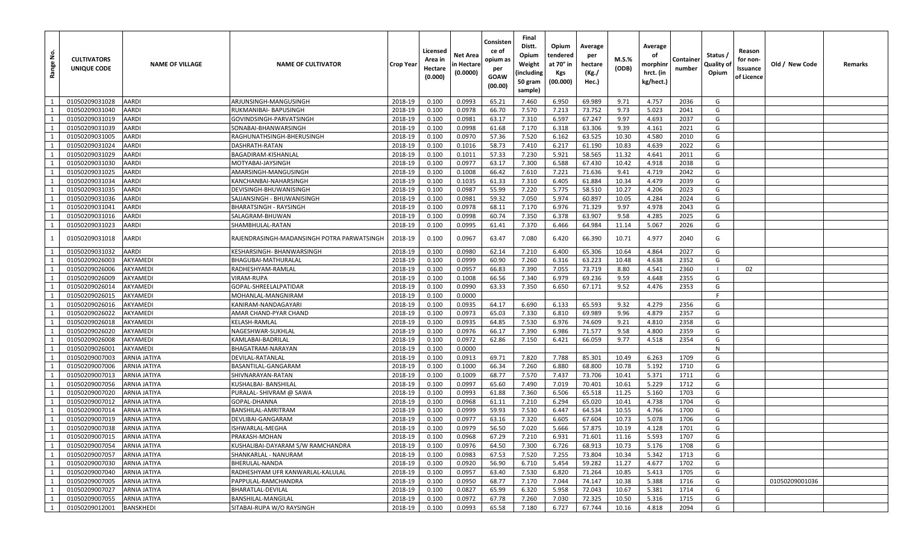| Range No. | CULTIVATORS UNIQUE CODE | NAME OF VILLAGE | NAME OF CULTIVATOR | Crop Year | Licensed Area in Hectare (0.000) | Net Area in Hectare (0.0000) | Consistence of opium as per GOAW (00.00) | Final Distt. Opium Weight (including 50 gram sample) | Opium tendered at 70° in Kgs (00.000) | Average per hectare (Kg./ Hec.) | M.S.% (ODB) | Average of morphinr hrct. (in kg/hect.) | Container number | Status / Quality of Opium | Reason for non-Issuance of Licence | Old / New Code | Remarks |
|---|---|---|---|---|---|---|---|---|---|---|---|---|---|---|---|---|---|
| 1 | 01050209031028 | AARDI | ARJUNSINGH-MANGUSINGH | 2018-19 | 0.100 | 0.0993 | 65.21 | 7.460 | 6.950 | 69.989 | 9.71 | 4.757 | 2036 | G | | | |
| 1 | 01050209031040 | AARDI | RUKMANIBAI- BAPUSINGH | 2018-19 | 0.100 | 0.0978 | 66.70 | 7.570 | 7.213 | 73.752 | 9.73 | 5.023 | 2041 | G | | | |
| 1 | 01050209031019 | AARDI | GOVINDSINGH-PARVATSINGH | 2018-19 | 0.100 | 0.0981 | 63.17 | 7.310 | 6.597 | 67.247 | 9.97 | 4.693 | 2037 | G | | | |
| 1 | 01050209031039 | AARDI | SONABAI-BHANWARSINGH | 2018-19 | 0.100 | 0.0998 | 61.68 | 7.170 | 6.318 | 63.306 | 9.39 | 4.161 | 2021 | G | | | |
| 1 | 01050209031005 | AARDI | RAGHUNATHSINGH-BHERUSINGH | 2018-19 | 0.100 | 0.0970 | 57.36 | 7.520 | 6.162 | 63.525 | 10.30 | 4.580 | 2010 | G | | | |
| 1 | 01050209031024 | AARDI | DASHRATH-RATAN | 2018-19 | 0.100 | 0.1016 | 58.73 | 7.410 | 6.217 | 61.190 | 10.83 | 4.639 | 2022 | G | | | |
| 1 | 01050209031029 | AARDI | BAGADIRAM-KISHANLAL | 2018-19 | 0.100 | 0.1011 | 57.33 | 7.230 | 5.921 | 58.565 | 11.32 | 4.641 | 2011 | G | | | |
| 1 | 01050209031030 | AARDI | MOTYABAI-JAYSINGH | 2018-19 | 0.100 | 0.0977 | 63.17 | 7.300 | 6.588 | 67.430 | 10.42 | 4.918 | 2038 | G | | | |
| 1 | 01050209031025 | AARDI | AMARSINGH-MANGUSINGH | 2018-19 | 0.100 | 0.1008 | 66.42 | 7.610 | 7.221 | 71.636 | 9.41 | 4.719 | 2042 | G | | | |
| 1 | 01050209031034 | AARDI | KANCHANBAI-NAHARSINGH | 2018-19 | 0.100 | 0.1035 | 61.33 | 7.310 | 6.405 | 61.884 | 10.34 | 4.479 | 2039 | G | | | |
| 1 | 01050209031035 | AARDI | DEVISINGH-BHUWANISINGH | 2018-19 | 0.100 | 0.0987 | 55.99 | 7.220 | 5.775 | 58.510 | 10.27 | 4.206 | 2023 | G | | | |
| 1 | 01050209031036 | AARDI | SAJJANSINGH - BHUWANISINGH | 2018-19 | 0.100 | 0.0981 | 59.32 | 7.050 | 5.974 | 60.897 | 10.05 | 4.284 | 2024 | G | | | |
| 1 | 01050209031041 | AARDI | BHARATSINGH - RAYSINGH | 2018-19 | 0.100 | 0.0978 | 68.11 | 7.170 | 6.976 | 71.329 | 9.97 | 4.978 | 2043 | G | | | |
| 1 | 01050209031016 | AARDI | SALAGRAM-BHUWAN | 2018-19 | 0.100 | 0.0998 | 60.74 | 7.350 | 6.378 | 63.907 | 9.58 | 4.285 | 2025 | G | | | |
| 1 | 01050209031023 | AARDI | SHAMBHULAL-RATAN | 2018-19 | 0.100 | 0.0995 | 61.41 | 7.370 | 6.466 | 64.984 | 11.14 | 5.067 | 2026 | G | | | |
| 1 | 01050209031018 | AARDI | RAJENDRASINGH-MADANSINGH POTRA PARWATSINGH | 2018-19 | 0.100 | 0.0967 | 63.47 | 7.080 | 6.420 | 66.390 | 10.71 | 4.977 | 2040 | G | | | |
| 1 | 01050209031032 | AARDI | KESHARSINGH- BHANWARSINGH | 2018-19 | 0.100 | 0.0980 | 62.14 | 7.210 | 6.400 | 65.306 | 10.64 | 4.864 | 2027 | G | | | |
| 1 | 01050209026003 | AKYAMEDI | BHAGUBAI-MATHURALAL | 2018-19 | 0.100 | 0.0999 | 60.90 | 7.260 | 6.316 | 63.223 | 10.48 | 4.638 | 2352 | G | | | |
| 1 | 01050209026006 | AKYAMEDI | RADHESHYAM-RAMLAL | 2018-19 | 0.100 | 0.0957 | 66.83 | 7.390 | 7.055 | 73.719 | 8.80 | 4.541 | 2360 | I | 02 | | |
| 1 | 01050209026009 | AKYAMEDI | VIRAM-RUPA | 2018-19 | 0.100 | 0.1008 | 66.56 | 7.340 | 6.979 | 69.236 | 9.59 | 4.648 | 2355 | G | | | |
| 1 | 01050209026014 | AKYAMEDI | GOPAL-SHREELALPATIDAR | 2018-19 | 0.100 | 0.0990 | 63.33 | 7.350 | 6.650 | 67.171 | 9.52 | 4.476 | 2353 | G | | | |
| 1 | 01050209026015 | AKYAMEDI | MOHANLAL-MANGNIRAM | 2018-19 | 0.100 | 0.0000 | | | | | | | | F | | | |
| 1 | 01050209026016 | AKYAMEDI | KANIRAM-NANDAGAYARI | 2018-19 | 0.100 | 0.0935 | 64.17 | 6.690 | 6.133 | 65.593 | 9.32 | 4.279 | 2356 | G | | | |
| 1 | 01050209026022 | AKYAMEDI | AMAR CHAND-PYAR CHAND | 2018-19 | 0.100 | 0.0973 | 65.03 | 7.330 | 6.810 | 69.989 | 9.96 | 4.879 | 2357 | G | | | |
| 1 | 01050209026018 | AKYAMEDI | KELASH-RAMLAL | 2018-19 | 0.100 | 0.0935 | 64.85 | 7.530 | 6.976 | 74.609 | 9.21 | 4.810 | 2358 | G | | | |
| 1 | 01050209026020 | AKYAMEDI | NAGESHWAR-SUKHLAL | 2018-19 | 0.100 | 0.0976 | 66.17 | 7.390 | 6.986 | 71.577 | 9.58 | 4.800 | 2359 | G | | | |
| 1 | 01050209026008 | AKYAMEDI | KAMLABAI-BADRILAL | 2018-19 | 0.100 | 0.0972 | 62.86 | 7.150 | 6.421 | 66.059 | 9.77 | 4.518 | 2354 | G | | | |
| 1 | 01050209026001 | AKYAMEDI | BHAGATRAM-NARAYAN | 2018-19 | 0.100 | 0.0000 | | | | | | | | N | | | |
| 1 | 01050209007003 | ARNIA JATIYA | DEVILAL-RATANLAL | 2018-19 | 0.100 | 0.0913 | 69.71 | 7.820 | 7.788 | 85.301 | 10.49 | 6.263 | 1709 | G | | | |
| 1 | 01050209007006 | ARNIA JATIYA | BASANTILAL-GANGARAM | 2018-19 | 0.100 | 0.1000 | 66.34 | 7.260 | 6.880 | 68.800 | 10.78 | 5.192 | 1710 | G | | | |
| 1 | 01050209007013 | ARNIA JATIYA | SHIVNARAYAN-RATAN | 2018-19 | 0.100 | 0.1009 | 68.77 | 7.570 | 7.437 | 73.706 | 10.41 | 5.371 | 1711 | G | | | |
| 1 | 01050209007056 | ARNIA JATIYA | KUSHALBAI- BANSHILAL | 2018-19 | 0.100 | 0.0997 | 65.60 | 7.490 | 7.019 | 70.401 | 10.61 | 5.229 | 1712 | G | | | |
| 1 | 01050209007020 | ARNIA JATIYA | PURALAL- SHIVRAM @ SAWA | 2018-19 | 0.100 | 0.0993 | 61.88 | 7.360 | 6.506 | 65.518 | 11.25 | 5.160 | 1703 | G | | | |
| 1 | 01050209007012 | ARNIA JATIYA | GOPAL-DHANNA | 2018-19 | 0.100 | 0.0968 | 61.11 | 7.210 | 6.294 | 65.020 | 10.41 | 4.738 | 1704 | G | | | |
| 1 | 01050209007014 | ARNIA JATIYA | BANSHILAL-AMRITRAM | 2018-19 | 0.100 | 0.0999 | 59.93 | 7.530 | 6.447 | 64.534 | 10.55 | 4.766 | 1700 | G | | | |
| 1 | 01050209007019 | ARNIA JATIYA | DEVLIBAI-GANGARAM | 2018-19 | 0.100 | 0.0977 | 63.16 | 7.320 | 6.605 | 67.604 | 10.73 | 5.078 | 1706 | G | | | |
| 1 | 01050209007038 | ARNIA JATIYA | ISHWARLAL-MEGHA | 2018-19 | 0.100 | 0.0979 | 56.50 | 7.020 | 5.666 | 57.875 | 10.19 | 4.128 | 1701 | G | | | |
| 1 | 01050209007015 | ARNIA JATIYA | PRAKASH-MOHAN | 2018-19 | 0.100 | 0.0968 | 67.29 | 7.210 | 6.931 | 71.601 | 11.16 | 5.593 | 1707 | G | | | |
| 1 | 01050209007054 | ARNIA JATIYA | KUSHALIBAI-DAYARAM S/W RAMCHANDRA | 2018-19 | 0.100 | 0.0976 | 64.50 | 7.300 | 6.726 | 68.913 | 10.73 | 5.176 | 1708 | G | | | |
| 1 | 01050209007057 | ARNIA JATIYA | SHANKARLAL - NANURAM | 2018-19 | 0.100 | 0.0983 | 67.53 | 7.520 | 7.255 | 73.804 | 10.34 | 5.342 | 1713 | G | | | |
| 1 | 01050209007030 | ARNIA JATIYA | BHERULAL-NANDA | 2018-19 | 0.100 | 0.0920 | 56.90 | 6.710 | 5.454 | 59.282 | 11.27 | 4.677 | 1702 | G | | | |
| 1 | 01050209007040 | ARNIA JATIYA | RADHESHYAM UFR KANWARLAL-KALULAL | 2018-19 | 0.100 | 0.0957 | 63.40 | 7.530 | 6.820 | 71.264 | 10.85 | 5.413 | 1705 | G | | | |
| 1 | 01050209007005 | ARNIA JATIYA | PAPPULAL-RAMCHANDRA | 2018-19 | 0.100 | 0.0950 | 68.77 | 7.170 | 7.044 | 74.147 | 10.38 | 5.388 | 1716 | G | | 01050209001036 | |
| 1 | 01050209007027 | ARNIA JATIYA | BHARATLAL-DEVILAL | 2018-19 | 0.100 | 0.0827 | 65.99 | 6.320 | 5.958 | 72.043 | 10.67 | 5.381 | 1714 | G | | | |
| 1 | 01050209007055 | ARNIA JATIYA | BANSHILAL-MANGILAL | 2018-19 | 0.100 | 0.0972 | 67.78 | 7.260 | 7.030 | 72.325 | 10.50 | 5.316 | 1715 | G | | | |
| 1 | 01050209012001 | BANSKHEDI | SITABAI-RUPA W/O RAYSINGH | 2018-19 | 0.100 | 0.0993 | 65.58 | 7.180 | 6.727 | 67.744 | 10.16 | 4.818 | 2094 | G | | | |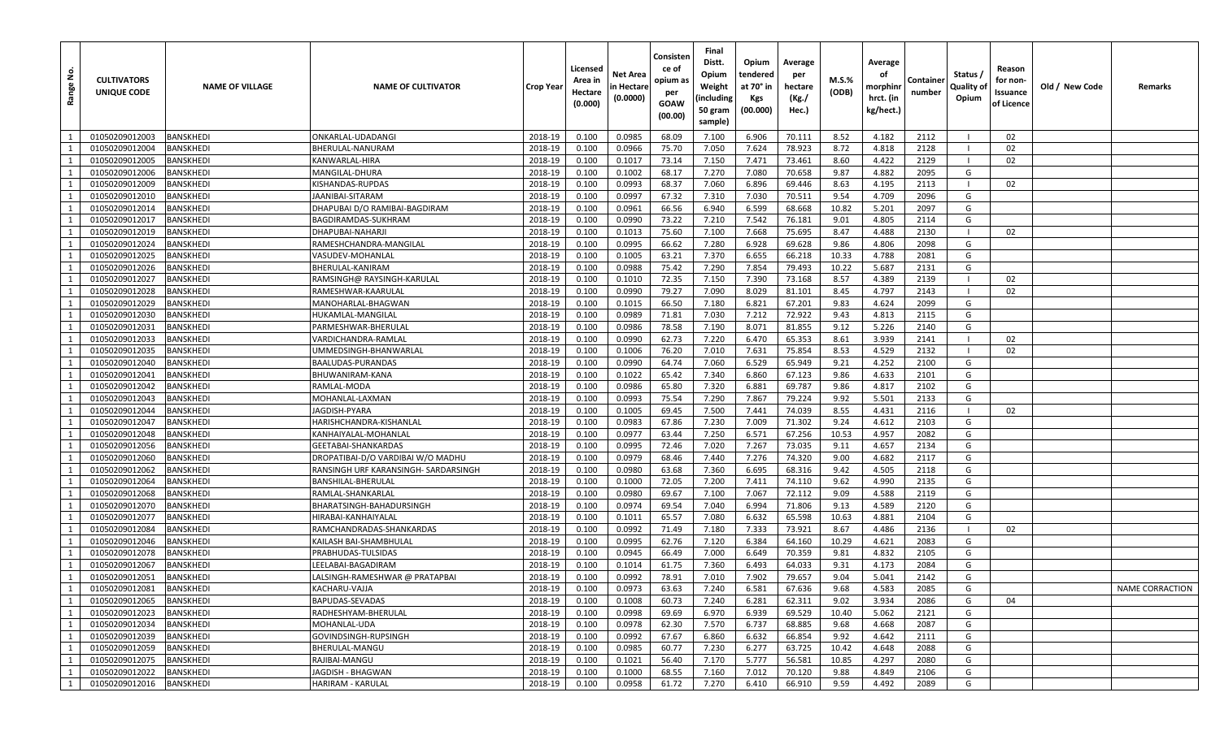| Range No. | CULTIVATORS UNIQUE CODE | NAME OF VILLAGE | NAME OF CULTIVATOR | Crop Year | Licensed Area in Hectare (0.000) | Net Area in Hectare (0.0000) | Consistence of opium as per GOAW (00.00) | Final Distt. Opium Weight (including 50 gram sample) | Opium tendered at 70° in Kgs (00.000) | Average per hectare (Kg./ Hec.) | M.S.% (ODB) | Average of morphinr hrct. (in kg/hect.) | Container number | Status / Quality of Opium | Reason for non-Issuance of Licence | Old / New Code | Remarks |
|---|---|---|---|---|---|---|---|---|---|---|---|---|---|---|---|---|---|
| 1 | 01050209012003 | BANSKHEDI | ONKARLAL-UDADANGI | 2018-19 | 0.100 | 0.0985 | 68.09 | 7.100 | 6.906 | 70.111 | 8.52 | 4.182 | 2112 | I | 02 | | |
| 1 | 01050209012004 | BANSKHEDI | BHERULAL-NANURAM | 2018-19 | 0.100 | 0.0966 | 75.70 | 7.050 | 7.624 | 78.923 | 8.72 | 4.818 | 2128 | I | 02 | | |
| 1 | 01050209012005 | BANSKHEDI | KANWARLAL-HIRA | 2018-19 | 0.100 | 0.1017 | 73.14 | 7.150 | 7.471 | 73.461 | 8.60 | 4.422 | 2129 | I | 02 | | |
| 1 | 01050209012006 | BANSKHEDI | MANGILAL-DHURA | 2018-19 | 0.100 | 0.1002 | 68.17 | 7.270 | 7.080 | 70.658 | 9.87 | 4.882 | 2095 | G | | | |
| 1 | 01050209012009 | BANSKHEDI | KISHANDAS-RUPDAS | 2018-19 | 0.100 | 0.0993 | 68.37 | 7.060 | 6.896 | 69.446 | 8.63 | 4.195 | 2113 | I | 02 | | |
| 1 | 01050209012010 | BANSKHEDI | JAANIBAI-SITARAM | 2018-19 | 0.100 | 0.0997 | 67.32 | 7.310 | 7.030 | 70.511 | 9.54 | 4.709 | 2096 | G | | | |
| 1 | 01050209012014 | BANSKHEDI | DHAPUBAI D/O RAMIBAI-BAGDIRAM | 2018-19 | 0.100 | 0.0961 | 66.56 | 6.940 | 6.599 | 68.668 | 10.82 | 5.201 | 2097 | G | | | |
| 1 | 01050209012017 | BANSKHEDI | BAGDIRAMDAS-SUKHRAM | 2018-19 | 0.100 | 0.0990 | 73.22 | 7.210 | 7.542 | 76.181 | 9.01 | 4.805 | 2114 | G | | | |
| 1 | 01050209012019 | BANSKHEDI | DHAPUBAI-NAHARJI | 2018-19 | 0.100 | 0.1013 | 75.60 | 7.100 | 7.668 | 75.695 | 8.47 | 4.488 | 2130 | I | 02 | | |
| 1 | 01050209012024 | BANSKHEDI | RAMESHCHANDRA-MANGILAL | 2018-19 | 0.100 | 0.0995 | 66.62 | 7.280 | 6.928 | 69.628 | 9.86 | 4.806 | 2098 | G | | | |
| 1 | 01050209012025 | BANSKHEDI | VASUDEV-MOHANLAL | 2018-19 | 0.100 | 0.1005 | 63.21 | 7.370 | 6.655 | 66.218 | 10.33 | 4.788 | 2081 | G | | | |
| 1 | 01050209012026 | BANSKHEDI | BHERULAL-KANIRAM | 2018-19 | 0.100 | 0.0988 | 75.42 | 7.290 | 7.854 | 79.493 | 10.22 | 5.687 | 2131 | G | | | |
| 1 | 01050209012027 | BANSKHEDI | RAMSINGH@ RAYSINGH-KARULAL | 2018-19 | 0.100 | 0.1010 | 72.35 | 7.150 | 7.390 | 73.168 | 8.57 | 4.389 | 2139 | I | 02 | | |
| 1 | 01050209012028 | BANSKHEDI | RAMESHWAR-KAARULAL | 2018-19 | 0.100 | 0.0990 | 79.27 | 7.090 | 8.029 | 81.101 | 8.45 | 4.797 | 2143 | I | 02 | | |
| 1 | 01050209012029 | BANSKHEDI | MANOHARLAL-BHAGWAN | 2018-19 | 0.100 | 0.1015 | 66.50 | 7.180 | 6.821 | 67.201 | 9.83 | 4.624 | 2099 | G | | | |
| 1 | 01050209012030 | BANSKHEDI | HUKAMLAL-MANGILAL | 2018-19 | 0.100 | 0.0989 | 71.81 | 7.030 | 7.212 | 72.922 | 9.43 | 4.813 | 2115 | G | | | |
| 1 | 01050209012031 | BANSKHEDI | PARMESHWAR-BHERULAL | 2018-19 | 0.100 | 0.0986 | 78.58 | 7.190 | 8.071 | 81.855 | 9.12 | 5.226 | 2140 | G | | | |
| 1 | 01050209012033 | BANSKHEDI | VARDICHANDRA-RAMLAL | 2018-19 | 0.100 | 0.0990 | 62.73 | 7.220 | 6.470 | 65.353 | 8.61 | 3.939 | 2141 | I | 02 | | |
| 1 | 01050209012035 | BANSKHEDI | UMMEDSINGH-BHANWARLAL | 2018-19 | 0.100 | 0.1006 | 76.20 | 7.010 | 7.631 | 75.854 | 8.53 | 4.529 | 2132 | I | 02 | | |
| 1 | 01050209012040 | BANSKHEDI | BAALUDAS-PURANDAS | 2018-19 | 0.100 | 0.0990 | 64.74 | 7.060 | 6.529 | 65.949 | 9.21 | 4.252 | 2100 | G | | | |
| 1 | 01050209012041 | BANSKHEDI | BHUWANIRAM-KANA | 2018-19 | 0.100 | 0.1022 | 65.42 | 7.340 | 6.860 | 67.123 | 9.86 | 4.633 | 2101 | G | | | |
| 1 | 01050209012042 | BANSKHEDI | RAMLAL-MODA | 2018-19 | 0.100 | 0.0986 | 65.80 | 7.320 | 6.881 | 69.787 | 9.86 | 4.817 | 2102 | G | | | |
| 1 | 01050209012043 | BANSKHEDI | MOHANLAL-LAXMAN | 2018-19 | 0.100 | 0.0993 | 75.54 | 7.290 | 7.867 | 79.224 | 9.92 | 5.501 | 2133 | G | | | |
| 1 | 01050209012044 | BANSKHEDI | JAGDISH-PYARA | 2018-19 | 0.100 | 0.1005 | 69.45 | 7.500 | 7.441 | 74.039 | 8.55 | 4.431 | 2116 | I | 02 | | |
| 1 | 01050209012047 | BANSKHEDI | HARISHCHANDRA-KISHANLAL | 2018-19 | 0.100 | 0.0983 | 67.86 | 7.230 | 7.009 | 71.302 | 9.24 | 4.612 | 2103 | G | | | |
| 1 | 01050209012048 | BANSKHEDI | KANHAIYALAL-MOHANLAL | 2018-19 | 0.100 | 0.0977 | 63.44 | 7.250 | 6.571 | 67.256 | 10.53 | 4.957 | 2082 | G | | | |
| 1 | 01050209012056 | BANSKHEDI | GEETABAI-SHANKARDAS | 2018-19 | 0.100 | 0.0995 | 72.46 | 7.020 | 7.267 | 73.035 | 9.11 | 4.657 | 2134 | G | | | |
| 1 | 01050209012060 | BANSKHEDI | DROPATIBAI-D/O VARDIBAI W/O MADHU | 2018-19 | 0.100 | 0.0979 | 68.46 | 7.440 | 7.276 | 74.320 | 9.00 | 4.682 | 2117 | G | | | |
| 1 | 01050209012062 | BANSKHEDI | RANSINGH URF KARANSINGH- SARDARSINGH | 2018-19 | 0.100 | 0.0980 | 63.68 | 7.360 | 6.695 | 68.316 | 9.42 | 4.505 | 2118 | G | | | |
| 1 | 01050209012064 | BANSKHEDI | BANSHILAL-BHERULAL | 2018-19 | 0.100 | 0.1000 | 72.05 | 7.200 | 7.411 | 74.110 | 9.62 | 4.990 | 2135 | G | | | |
| 1 | 01050209012068 | BANSKHEDI | RAMLAL-SHANKARLAL | 2018-19 | 0.100 | 0.0980 | 69.67 | 7.100 | 7.067 | 72.112 | 9.09 | 4.588 | 2119 | G | | | |
| 1 | 01050209012070 | BANSKHEDI | BHARATSINGH-BAHADURSINGH | 2018-19 | 0.100 | 0.0974 | 69.54 | 7.040 | 6.994 | 71.806 | 9.13 | 4.589 | 2120 | G | | | |
| 1 | 01050209012077 | BANSKHEDI | HIRABAI-KANHAIYALAL | 2018-19 | 0.100 | 0.1011 | 65.57 | 7.080 | 6.632 | 65.598 | 10.63 | 4.881 | 2104 | G | | | |
| 1 | 01050209012084 | BANSKHEDI | RAMCHANDRADAS-SHANKARDAS | 2018-19 | 0.100 | 0.0992 | 71.49 | 7.180 | 7.333 | 73.921 | 8.67 | 4.486 | 2136 | I | 02 | | |
| 1 | 01050209012046 | BANSKHEDI | KAILASH BAI-SHAMBHULAL | 2018-19 | 0.100 | 0.0995 | 62.76 | 7.120 | 6.384 | 64.160 | 10.29 | 4.621 | 2083 | G | | | |
| 1 | 01050209012078 | BANSKHEDI | PRABHUDAS-TULSIDAS | 2018-19 | 0.100 | 0.0945 | 66.49 | 7.000 | 6.649 | 70.359 | 9.81 | 4.832 | 2105 | G | | | |
| 1 | 01050209012067 | BANSKHEDI | LEELABAI-BAGADIRAM | 2018-19 | 0.100 | 0.1014 | 61.75 | 7.360 | 6.493 | 64.033 | 9.31 | 4.173 | 2084 | G | | | |
| 1 | 01050209012051 | BANSKHEDI | LALSINGH-RAMESHWAR @ PRATAPBAI | 2018-19 | 0.100 | 0.0992 | 78.91 | 7.010 | 7.902 | 79.657 | 9.04 | 5.041 | 2142 | G | | | |
| 1 | 01050209012081 | BANSKHEDI | KACHARU-VAJJA | 2018-19 | 0.100 | 0.0973 | 63.63 | 7.240 | 6.581 | 67.636 | 9.68 | 4.583 | 2085 | G | | | NAME CORRACTION |
| 1 | 01050209012065 | BANSKHEDI | BAPUDAS-SEVADAS | 2018-19 | 0.100 | 0.1008 | 60.73 | 7.240 | 6.281 | 62.311 | 9.02 | 3.934 | 2086 | G | 04 | | |
| 1 | 01050209012023 | BANSKHEDI | RADHESHYAM-BHERULAL | 2018-19 | 0.100 | 0.0998 | 69.69 | 6.970 | 6.939 | 69.529 | 10.40 | 5.062 | 2121 | G | | | |
| 1 | 01050209012034 | BANSKHEDI | MOHANLAL-UDA | 2018-19 | 0.100 | 0.0978 | 62.30 | 7.570 | 6.737 | 68.885 | 9.68 | 4.668 | 2087 | G | | | |
| 1 | 01050209012039 | BANSKHEDI | GOVINDSINGH-RUPSINGH | 2018-19 | 0.100 | 0.0992 | 67.67 | 6.860 | 6.632 | 66.854 | 9.92 | 4.642 | 2111 | G | | | |
| 1 | 01050209012059 | BANSKHEDI | BHERULAL-MANGU | 2018-19 | 0.100 | 0.0985 | 60.77 | 7.230 | 6.277 | 63.725 | 10.42 | 4.648 | 2088 | G | | | |
| 1 | 01050209012075 | BANSKHEDI | RAJIBAI-MANGU | 2018-19 | 0.100 | 0.1021 | 56.40 | 7.170 | 5.777 | 56.581 | 10.85 | 4.297 | 2080 | G | | | |
| 1 | 01050209012022 | BANSKHEDI | JAGDISH - BHAGWAN | 2018-19 | 0.100 | 0.1000 | 68.55 | 7.160 | 7.012 | 70.120 | 9.88 | 4.849 | 2106 | G | | | |
| 1 | 01050209012016 | BANSKHEDI | HARIRAM - KARULAL | 2018-19 | 0.100 | 0.0958 | 61.72 | 7.270 | 6.410 | 66.910 | 9.59 | 4.492 | 2089 | G | | | |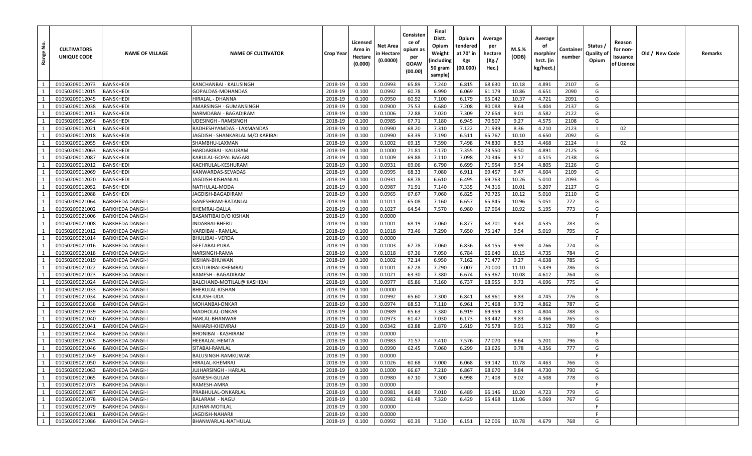| Range No. | CULTIVATORS UNIQUE CODE | NAME OF VILLAGE | NAME OF CULTIVATOR | Crop Year | Licensed Area in Hectare (0.000) | Net Area in Hectare (0.0000) | Consistence of opium as per GOAW (00.00) | Final Distt. Opium Weight (including 50 gram sample) | Opium tendered at 70° in Kgs (00.000) | Average per hectare (Kg./ Hec.) | M.S.% (ODB) | Average of morphinr hrct. (in kg/hect.) | Container number | Status / Quality of Opium | Reason for non-Issuance of Licence | Old / New Code | Remarks |
|---|---|---|---|---|---|---|---|---|---|---|---|---|---|---|---|---|---|
| 1 | 01050209012073 | BANSKHEDI | KANCHANBAI - KALUSINGH | 2018-19 | 0.100 | 0.0993 | 65.89 | 7.240 | 6.815 | 68.630 | 10.18 | 4.891 | 2107 | G | | | |
| 1 | 01050209012015 | BANSKHEDI | GOPALDAS-MOHANDAS | 2018-19 | 0.100 | 0.0992 | 60.78 | 6.990 | 6.069 | 61.179 | 10.86 | 4.651 | 2090 | G | | | |
| 1 | 01050209012045 | BANSKHEDI | HIRALAL - DHANNA | 2018-19 | 0.100 | 0.0950 | 60.92 | 7.100 | 6.179 | 65.042 | 10.37 | 4.721 | 2091 | G | | | |
| 1 | 01050209012038 | BANSKHEDI | AMARSINGH - GUMANSINGH | 2018-19 | 0.100 | 0.0900 | 75.53 | 6.680 | 7.208 | 80.088 | 9.64 | 5.404 | 2137 | G | | | |
| 1 | 01050209012013 | BANSKHEDI | NARMDABAI - BAGADIRAM | 2018-19 | 0.100 | 0.1006 | 72.88 | 7.020 | 7.309 | 72.654 | 9.01 | 4.582 | 2122 | G | | | |
| 1 | 01050209012054 | BANSKHEDI | UDESINGH - RAMSINGH | 2018-19 | 0.100 | 0.0985 | 67.71 | 7.180 | 6.945 | 70.507 | 9.27 | 4.575 | 2108 | G | | | |
| 1 | 01050209012021 | BANSKHEDI | RADHESHYAMDAS - LAXMANDAS | 2018-19 | 0.100 | 0.0990 | 68.20 | 7.310 | 7.122 | 71.939 | 8.36 | 4.210 | 2123 | I | 02 | | |
| 1 | 01050209012018 | BANSKHEDI | JAGDISH - SHANKARLAL M/O KARIBAI | 2018-19 | 0.100 | 0.0990 | 63.39 | 7.190 | 6.511 | 65.767 | 10.10 | 4.650 | 2092 | G | | | |
| 1 | 01050209012055 | BANSKHEDI | SHAMBHU-LAXMAN | 2018-19 | 0.100 | 0.1002 | 69.15 | 7.590 | 7.498 | 74.830 | 8.53 | 4.468 | 2124 | I | 02 | | |
| 1 | 01050209012063 | BANSKHEDI | HARDARIBAI - KALURAM | 2018-19 | 0.100 | 0.1000 | 71.81 | 7.170 | 7.355 | 73.550 | 9.50 | 4.891 | 2125 | G | | | |
| 1 | 01050209012087 | BANSKHEDI | KARULAL-GOPAL BAGARI | 2018-19 | 0.100 | 0.1009 | 69.88 | 7.110 | 7.098 | 70.346 | 9.17 | 4.515 | 2138 | G | | | |
| 1 | 01050209012012 | BANSKHEDI | KACHRULAL-KESHURAM | 2018-19 | 0.100 | 0.0931 | 69.06 | 6.790 | 6.699 | 71.954 | 9.54 | 4.805 | 2126 | G | | | |
| 1 | 01050209012069 | BANSKHEDI | KANWARDAS-SEVADAS | 2018-19 | 0.100 | 0.0995 | 68.33 | 7.080 | 6.911 | 69.457 | 9.47 | 4.604 | 2109 | G | | | |
| 1 | 01050209012020 | BANSKHEDI | JAGDISH-KISHANLAL | 2018-19 | 0.100 | 0.0931 | 68.78 | 6.610 | 6.495 | 69.763 | 10.26 | 5.010 | 2093 | G | | | |
| 1 | 01050209012052 | BANSKHEDI | NATHULAL-MODA | 2018-19 | 0.100 | 0.0987 | 71.91 | 7.140 | 7.335 | 74.316 | 10.01 | 5.207 | 2127 | G | | | |
| 1 | 01050209012088 | BANSKHEDI | JAGDISH-BAGADIRAM | 2018-19 | 0.100 | 0.0965 | 67.67 | 7.060 | 6.825 | 70.725 | 10.12 | 5.010 | 2110 | G | | | |
| 1 | 01050209021064 | BARKHEDA DANGI-I | GANESHRAM-RATANLAL | 2018-19 | 0.100 | 0.1011 | 65.08 | 7.160 | 6.657 | 65.845 | 10.96 | 5.051 | 772 | G | | | |
| 1 | 01050209021002 | BARKHEDA DANGI-I | KHEMRAJ-DALLA | 2018-19 | 0.100 | 0.1027 | 64.54 | 7.570 | 6.980 | 67.964 | 10.92 | 5.195 | 773 | G | | | |
| 1 | 01050209021006 | BARKHEDA DANGI-I | BASANTIBAI D/O KISHAN | 2018-19 | 0.100 | 0.0000 | | | | | | | | F | | | |
| 1 | 01050209021008 | BARKHEDA DANGI-I | INDARBAI-BHERU | 2018-19 | 0.100 | 0.1001 | 68.19 | 7.060 | 6.877 | 68.701 | 9.43 | 4.535 | 783 | G | | | |
| 1 | 01050209021012 | BARKHEDA DANGI-I | VARDIBAI - RAMLAL | 2018-19 | 0.100 | 0.1018 | 73.46 | 7.290 | 7.650 | 75.147 | 9.54 | 5.019 | 795 | G | | | |
| 1 | 01050209021014 | BARKHEDA DANGI-I | BHULIBAI - VERDA | 2018-19 | 0.100 | 0.0000 | | | | | | | | F | | | |
| 1 | 01050209021016 | BARKHEDA DANGI-I | GEETABAI-PURA | 2018-19 | 0.100 | 0.1003 | 67.78 | 7.060 | 6.836 | 68.155 | 9.99 | 4.766 | 774 | G | | | |
| 1 | 01050209021018 | BARKHEDA DANGI-I | NARSINGH-RAMA | 2018-19 | 0.100 | 0.1018 | 67.36 | 7.050 | 6.784 | 66.640 | 10.15 | 4.735 | 784 | G | | | |
| 1 | 01050209021019 | BARKHEDA DANGI-I | KISHAN-BHUWAN | 2018-19 | 0.100 | 0.1002 | 72.14 | 6.950 | 7.162 | 71.477 | 9.27 | 4.638 | 785 | G | | | |
| 1 | 01050209021022 | BARKHEDA DANGI-I | KASTURIBAI-KHEMRAJ | 2018-19 | 0.100 | 0.1001 | 67.28 | 7.290 | 7.007 | 70.000 | 11.10 | 5.439 | 786 | G | | | |
| 1 | 01050209021023 | BARKHEDA DANGI-I | RAMESH - BAGADIRAM | 2018-19 | 0.100 | 0.1021 | 63.30 | 7.380 | 6.674 | 65.367 | 10.08 | 4.612 | 764 | G | | | |
| 1 | 01050209021024 | BARKHEDA DANGI-I | BALCHAND-MOTILAL@ KASHIBAI | 2018-19 | 0.100 | 0.0977 | 65.86 | 7.160 | 6.737 | 68.955 | 9.73 | 4.696 | 775 | G | | | |
| 1 | 01050209021033 | BARKHEDA DANGI-I | BHERULAL-KISHAN | 2018-19 | 0.100 | 0.0000 | | | | | | | | F | | | |
| 1 | 01050209021034 | BARKHEDA DANGI-I | KAILASH-UDA | 2018-19 | 0.100 | 0.0992 | 65.60 | 7.300 | 6.841 | 68.961 | 9.83 | 4.745 | 776 | G | | | |
| 1 | 01050209021038 | BARKHEDA DANGI-I | MOHANBAI-ONKAR | 2018-19 | 0.100 | 0.0974 | 68.53 | 7.110 | 6.961 | 71.468 | 9.72 | 4.862 | 787 | G | | | |
| 1 | 01050209021039 | BARKHEDA DANGI-I | MADHOLAL-ONKAR | 2018-19 | 0.100 | 0.0989 | 65.63 | 7.380 | 6.919 | 69.959 | 9.81 | 4.804 | 788 | G | | | |
| 1 | 01050209021040 | BARKHEDA DANGI-I | HARLAL-BHANWAR | 2018-19 | 0.100 | 0.0973 | 61.47 | 7.030 | 6.173 | 63.442 | 9.83 | 4.366 | 765 | G | | | |
| 1 | 01050209021041 | BARKHEDA DANGI-I | NAHARJI-KHEMRAJ | 2018-19 | 0.100 | 0.0342 | 63.88 | 2.870 | 2.619 | 76.578 | 9.91 | 5.312 | 789 | G | | | |
| 1 | 01050209021044 | BARKHEDA DANGI-I | BHONIBAI - KASHIRAM | 2018-19 | 0.100 | 0.0000 | | | | | | | | F | | | |
| 1 | 01050209021045 | BARKHEDA DANGI-I | HEERALAL-HEMTA | 2018-19 | 0.100 | 0.0983 | 71.57 | 7.410 | 7.576 | 77.070 | 9.64 | 5.201 | 796 | G | | | |
| 1 | 01050209021046 | BARKHEDA DANGI-I | SITABAI-RAMLAL | 2018-19 | 0.100 | 0.0990 | 62.45 | 7.060 | 6.299 | 63.626 | 9.78 | 4.356 | 777 | G | | | |
| 1 | 01050209021049 | BARKHEDA DANGI-I | BALUSINGH-RAMKUWAR | 2018-19 | 0.100 | 0.0000 | | | | | | | | F | | | |
| 1 | 01050209021050 | BARKHEDA DANGI-I | HIRALAL-KHEMRAJ | 2018-19 | 0.100 | 0.1026 | 60.68 | 7.000 | 6.068 | 59.142 | 10.78 | 4.463 | 766 | G | | | |
| 1 | 01050209021063 | BARKHEDA DANGI-I | JUJHARSINGH - HARLAL | 2018-19 | 0.100 | 0.1000 | 66.67 | 7.210 | 6.867 | 68.670 | 9.84 | 4.730 | 790 | G | | | |
| 1 | 01050209021065 | BARKHEDA DANGI-I | GANESH-GULAB | 2018-19 | 0.100 | 0.0980 | 67.10 | 7.300 | 6.998 | 71.408 | 9.02 | 4.508 | 778 | G | | | |
| 1 | 01050209021073 | BARKHEDA DANGI-I | RAMESH-AMRA | 2018-19 | 0.100 | 0.0000 | | | | | | | | F | | | |
| 1 | 01050209021087 | BARKHEDA DANGI-I | PRABHULAL-ONKARLAL | 2018-19 | 0.100 | 0.0981 | 64.80 | 7.010 | 6.489 | 66.146 | 10.20 | 4.723 | 779 | G | | | |
| 1 | 01050209021078 | BARKHEDA DANGI-I | BALARAM - NAGU | 2018-19 | 0.100 | 0.0982 | 61.48 | 7.320 | 6.429 | 65.468 | 11.06 | 5.069 | 767 | G | | | |
| 1 | 01050209021079 | BARKHEDA DANGI-I | JUJHAR-MOTILAL | 2018-19 | 0.100 | 0.0000 | | | | | | | | F | | | |
| 1 | 01050209021081 | BARKHEDA DANGI-I | JAGDISH-NAHARJI | 2018-19 | 0.100 | 0.0000 | | | | | | | | F | | | |
| 1 | 01050209021086 | BARKHEDA DANGI-I | BHANWARLAL-NATHULAL | 2018-19 | 0.100 | 0.0992 | 60.39 | 7.130 | 6.151 | 62.006 | 10.78 | 4.679 | 768 | G | | | |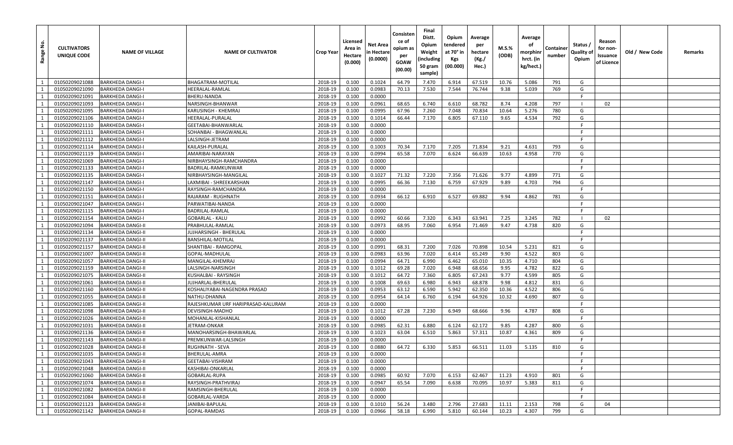| Range No. | CULTIVATORS UNIQUE CODE | NAME OF VILLAGE | NAME OF CULTIVATOR | Crop Year | Licensed Area in Hectare (0.000) | Net Area in Hectare (0.0000) | Consistence of opium as per GOAW (00.00) | Final Distt. Opium Weight (including 50 gram sample) | Opium tendered at 70° in Kgs (00.000) | Average per hectare (Kg./ Hec.) | M.S.% (ODB) | Average of morphinr hrct. (in kg/hect.) | Container number | Status / Quality of Opium | Reason for non-Issuance of Licence | Old / New Code | Remarks |
|---|---|---|---|---|---|---|---|---|---|---|---|---|---|---|---|---|---|
| 1 | 01050209021088 | BARKHEDA DANGI-I | BHAGATRAM-MOTILAL | 2018-19 | 0.100 | 0.1024 | 64.79 | 7.470 | 6.914 | 67.519 | 10.76 | 5.086 | 791 | G | | | |
| 1 | 01050209021090 | BARKHEDA DANGI-I | HEERALAL-RAMLAL | 2018-19 | 0.100 | 0.0983 | 70.13 | 7.530 | 7.544 | 76.744 | 9.38 | 5.039 | 769 | G | | | |
| 1 | 01050209021091 | BARKHEDA DANGI-I | BHERU-NANDA | 2018-19 | 0.100 | 0.0000 | | | | | | | | F | | | |
| 1 | 01050209021093 | BARKHEDA DANGI-I | NARSINGH-BHANWAR | 2018-19 | 0.100 | 0.0961 | 68.65 | 6.740 | 6.610 | 68.782 | 8.74 | 4.208 | 797 | I | 02 | | |
| 1 | 01050209021095 | BARKHEDA DANGI-I | KARUSINGH - KHEMRAJ | 2018-19 | 0.100 | 0.0995 | 67.96 | 7.260 | 7.048 | 70.834 | 10.64 | 5.276 | 780 | G | | | |
| 1 | 01050209021106 | BARKHEDA DANGI-I | HEERALAL-PURALAL | 2018-19 | 0.100 | 0.1014 | 66.44 | 7.170 | 6.805 | 67.110 | 9.65 | 4.534 | 792 | G | | | |
| 1 | 01050209021110 | BARKHEDA DANGI-I | GEETABAI-BHANWARLAL | 2018-19 | 0.100 | 0.0000 | | | | | | | | F | | | |
| 1 | 01050209021111 | BARKHEDA DANGI-I | SOHANBAI - BHAGWANLAL | 2018-19 | 0.100 | 0.0000 | | | | | | | | F | | | |
| 1 | 01050209021112 | BARKHEDA DANGI-I | LALSINGH-JETRAM | 2018-19 | 0.100 | 0.0000 | | | | | | | | F | | | |
| 1 | 01050209021114 | BARKHEDA DANGI-I | KAILASH-PURALAL | 2018-19 | 0.100 | 0.1003 | 70.34 | 7.170 | 7.205 | 71.834 | 9.21 | 4.631 | 793 | G | | | |
| 1 | 01050209021119 | BARKHEDA DANGI-I | AMARIBAI-NARAYAN | 2018-19 | 0.100 | 0.0994 | 65.58 | 7.070 | 6.624 | 66.639 | 10.63 | 4.958 | 770 | G | | | |
| 1 | 01050209021069 | BARKHEDA DANGI-I | NIRBHAYSINGH-RAMCHANDRA | 2018-19 | 0.100 | 0.0000 | | | | | | | | F | | | |
| 1 | 01050209021133 | BARKHEDA DANGI-I | BADRILAL-RAMKUNWAR | 2018-19 | 0.100 | 0.0000 | | | | | | | | F | | | |
| 1 | 01050209021135 | BARKHEDA DANGI-I | NIRBHAYSINGH-MANGILAL | 2018-19 | 0.100 | 0.1027 | 71.32 | 7.220 | 7.356 | 71.626 | 9.77 | 4.899 | 771 | G | | | |
| 1 | 01050209021147 | BARKHEDA DANGI-I | LAXMIBAI - SHREEKARSHAN | 2018-19 | 0.100 | 0.0995 | 66.36 | 7.130 | 6.759 | 67.929 | 9.89 | 4.703 | 794 | G | | | |
| 1 | 01050209021150 | BARKHEDA DANGI-I | RAYSINGH-RAMCHANDRA | 2018-19 | 0.100 | 0.0000 | | | | | | | | F | | | |
| 1 | 01050209021151 | BARKHEDA DANGI-I | RAJARAM - RUGHNATH | 2018-19 | 0.100 | 0.0934 | 66.12 | 6.910 | 6.527 | 69.882 | 9.94 | 4.862 | 781 | G | | | |
| 1 | 01050209021047 | BARKHEDA DANGI-I | PARWATIBAI-NANDA | 2018-19 | 0.100 | 0.0000 | | | | | | | | F | | | |
| 1 | 01050209021115 | BARKHEDA DANGI-I | BADRILAL-RAMLAL | 2018-19 | 0.100 | 0.0000 | | | | | | | | F | | | |
| 1 | 01050209021154 | BARKHEDA DANGI-I | GOBARLAL - KALU | 2018-19 | 0.100 | 0.0992 | 60.66 | 7.320 | 6.343 | 63.941 | 7.25 | 3.245 | 782 | I | 02 | | |
| 1 | 01050209021094 | BARKHEDA DANGI-II | PRABHULAL-RAMLAL | 2018-19 | 0.100 | 0.0973 | 68.95 | 7.060 | 6.954 | 71.469 | 9.47 | 4.738 | 820 | G | | | |
| 1 | 01050209021134 | BARKHEDA DANGI-II | JUJHARSINGH - BHERULAL | 2018-19 | 0.100 | 0.0000 | | | | | | | | F | | | |
| 1 | 01050209021137 | BARKHEDA DANGI-II | BANSHILAL-MOTILAL | 2018-19 | 0.100 | 0.0000 | | | | | | | | F | | | |
| 1 | 01050209021157 | BARKHEDA DANGI-II | SHANTIBAI - RAMGOPAL | 2018-19 | 0.100 | 0.0991 | 68.31 | 7.200 | 7.026 | 70.898 | 10.54 | 5.231 | 821 | G | | | |
| 1 | 01050209021007 | BARKHEDA DANGI-II | GOPAL-MADHULAL | 2018-19 | 0.100 | 0.0983 | 63.96 | 7.020 | 6.414 | 65.249 | 9.90 | 4.522 | 803 | G | | | |
| 1 | 01050209021057 | BARKHEDA DANGI-II | MANGILAL-KHEMRAJ | 2018-19 | 0.100 | 0.0994 | 64.71 | 6.990 | 6.462 | 65.010 | 10.35 | 4.710 | 804 | G | | | |
| 1 | 01050209021159 | BARKHEDA DANGI-II | LALSINGH-NARSINGH | 2018-19 | 0.100 | 0.1012 | 69.28 | 7.020 | 6.948 | 68.656 | 9.95 | 4.782 | 822 | G | | | |
| 1 | 01050209021075 | BARKHEDA DANGI-II | KUSHALBAI - RAYSINGH | 2018-19 | 0.100 | 0.1012 | 64.72 | 7.360 | 6.805 | 67.243 | 9.77 | 4.599 | 805 | G | | | |
| 1 | 01050209021061 | BARKHEDA DANGI-II | JUJHARLAL-BHERULAL | 2018-19 | 0.100 | 0.1008 | 69.63 | 6.980 | 6.943 | 68.878 | 9.98 | 4.812 | 831 | G | | | |
| 1 | 01050209021160 | BARKHEDA DANGI-II | KOSHALIYABAI-NAGENDRA PRASAD | 2018-19 | 0.100 | 0.0953 | 63.12 | 6.590 | 5.942 | 62.350 | 10.36 | 4.522 | 806 | G | | | |
| 1 | 01050209021055 | BARKHEDA DANGI-II | NATHU-DHANNA | 2018-19 | 0.100 | 0.0954 | 64.14 | 6.760 | 6.194 | 64.926 | 10.32 | 4.690 | 807 | G | | | |
| 1 | 01050209021085 | BARKHEDA DANGI-II | RAJESHKUMAR URF HARIPRASAD-KALURAM | 2018-19 | 0.100 | 0.0000 | | | | | | | | F | | | |
| 1 | 01050209021098 | BARKHEDA DANGI-II | DEVISINGH-MADHO | 2018-19 | 0.100 | 0.1012 | 67.28 | 7.230 | 6.949 | 68.666 | 9.96 | 4.787 | 808 | G | | | |
| 1 | 01050209021026 | BARKHEDA DANGI-II | MOHANLAL-KISHANLAL | 2018-19 | 0.100 | 0.0000 | | | | | | | | F | | | |
| 1 | 01050209021031 | BARKHEDA DANGI-II | JETRAM-ONKAR | 2018-19 | 0.100 | 0.0985 | 62.31 | 6.880 | 6.124 | 62.172 | 9.85 | 4.287 | 800 | G | | | |
| 1 | 01050209021136 | BARKHEDA DANGI-II | MANOHARSINGH-BHAWARLAL | 2018-19 | 0.100 | 0.1023 | 63.04 | 6.510 | 5.863 | 57.311 | 10.87 | 4.361 | 809 | G | | | |
| 1 | 01050209021143 | BARKHEDA DANGI-II | PREMKUNWAR-LALSINGH | 2018-19 | 0.100 | 0.0000 | | | | | | | | F | | | |
| 1 | 01050209021028 | BARKHEDA DANGI-II | RUGHNATH - SEVA | 2018-19 | 0.100 | 0.0880 | 64.72 | 6.330 | 5.853 | 66.511 | 11.03 | 5.135 | 810 | G | | | |
| 1 | 01050209021035 | BARKHEDA DANGI-II | BHERULAL-AMRA | 2018-19 | 0.100 | 0.0000 | | | | | | | | F | | | |
| 1 | 01050209021043 | BARKHEDA DANGI-II | GEETABAI-VISHRAM | 2018-19 | 0.100 | 0.0000 | | | | | | | | F | | | |
| 1 | 01050209021048 | BARKHEDA DANGI-II | KASHIBAI-ONKARLAL | 2018-19 | 0.100 | 0.0000 | | | | | | | | F | | | |
| 1 | 01050209021060 | BARKHEDA DANGI-II | GOBARLAL-RUPA | 2018-19 | 0.100 | 0.0985 | 60.92 | 7.070 | 6.153 | 62.467 | 11.23 | 4.910 | 801 | G | | | |
| 1 | 01050209021074 | BARKHEDA DANGI-II | RAYSINGH-PRATHVIRAJ | 2018-19 | 0.100 | 0.0947 | 65.54 | 7.090 | 6.638 | 70.095 | 10.97 | 5.383 | 811 | G | | | |
| 1 | 01050209021082 | BARKHEDA DANGI-II | RAMSINGH-BHERULAL | 2018-19 | 0.100 | 0.0000 | | | | | | | | F | | | |
| 1 | 01050209021084 | BARKHEDA DANGI-II | GOBARLAL-VARDA | 2018-19 | 0.100 | 0.0000 | | | | | | | | F | | | |
| 1 | 01050209021123 | BARKHEDA DANGI-II | JANIBAI-BAPULAL | 2018-19 | 0.100 | 0.1010 | 56.24 | 3.480 | 2.796 | 27.683 | 11.11 | 2.153 | 798 | G | 04 | | |
| 1 | 01050209021142 | BARKHEDA DANGI-II | GOPAL-RAMDAS | 2018-19 | 0.100 | 0.0966 | 58.18 | 6.990 | 5.810 | 60.144 | 10.23 | 4.307 | 799 | G | | | |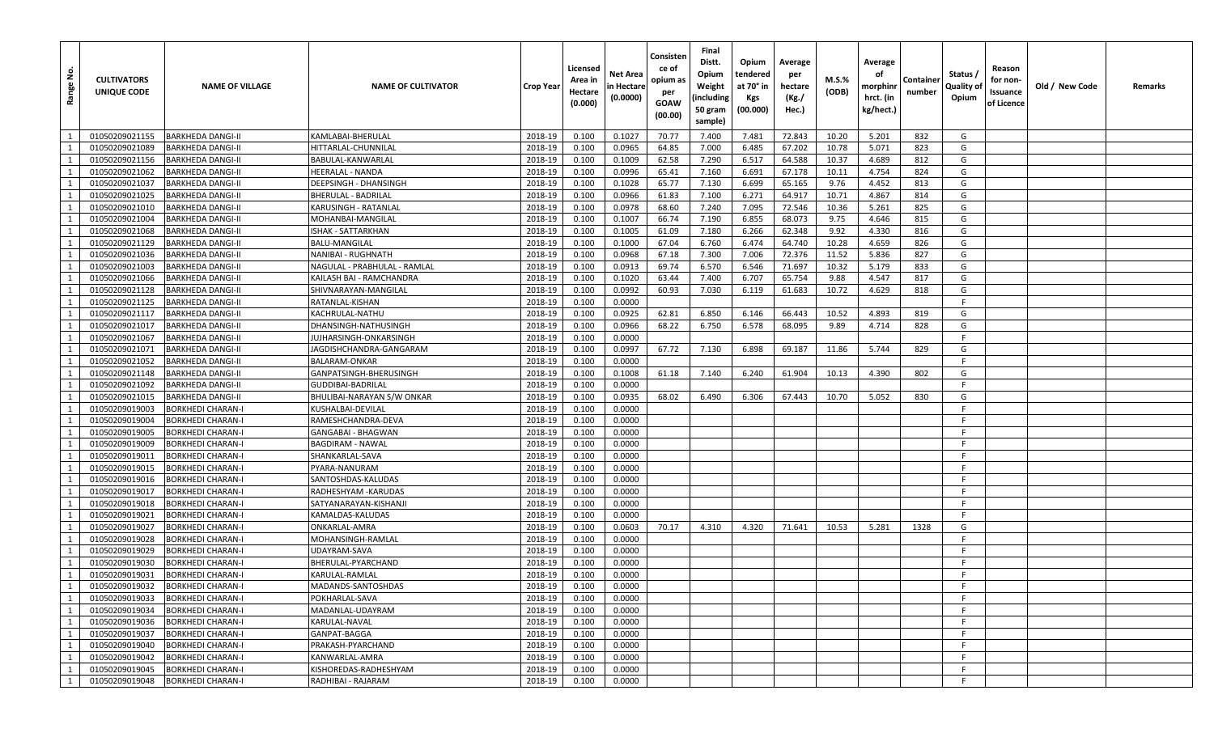| Range No. | CULTIVATORS UNIQUE CODE | NAME OF VILLAGE | NAME OF CULTIVATOR | Crop Year | Licensed Area in Hectare (0.000) | Net Area in Hectare (0.0000) | Consistence of opium as per GOAW (00.00) | Final Distt. Opium Weight (including 50 gram sample) | Opium tendered at 70° in Kgs (00.000) | Average per hectare (Kg./ Hec.) | M.S.% (ODB) | Average of morphinr hrct. (in kg/hect.) | Container number | Status / Quality of Opium | Reason for non-Issuance of Licence | Old / New Code | Remarks |
|---|---|---|---|---|---|---|---|---|---|---|---|---|---|---|---|---|---|
| 1 | 01050209021155 | BARKHEDA DANGI-II | KAMLABAI-BHERULAL | 2018-19 | 0.100 | 0.1027 | 70.77 | 7.400 | 7.481 | 72.843 | 10.20 | 5.201 | 832 | G | | | |
| 1 | 01050209021089 | BARKHEDA DANGI-II | HITTARLAL-CHUNNILAL | 2018-19 | 0.100 | 0.0965 | 64.85 | 7.000 | 6.485 | 67.202 | 10.78 | 5.071 | 823 | G | | | |
| 1 | 01050209021156 | BARKHEDA DANGI-II | BABULAL-KANWARLAL | 2018-19 | 0.100 | 0.1009 | 62.58 | 7.290 | 6.517 | 64.588 | 10.37 | 4.689 | 812 | G | | | |
| 1 | 01050209021062 | BARKHEDA DANGI-II | HEERALAL - NANDA | 2018-19 | 0.100 | 0.0996 | 65.41 | 7.160 | 6.691 | 67.178 | 10.11 | 4.754 | 824 | G | | | |
| 1 | 01050209021037 | BARKHEDA DANGI-II | DEEPSINGH - DHANSINGH | 2018-19 | 0.100 | 0.1028 | 65.77 | 7.130 | 6.699 | 65.165 | 9.76 | 4.452 | 813 | G | | | |
| 1 | 01050209021025 | BARKHEDA DANGI-II | BHERULAL - BADRILAL | 2018-19 | 0.100 | 0.0966 | 61.83 | 7.100 | 6.271 | 64.917 | 10.71 | 4.867 | 814 | G | | | |
| 1 | 01050209021010 | BARKHEDA DANGI-II | KARUSINGH - RATANLAL | 2018-19 | 0.100 | 0.0978 | 68.60 | 7.240 | 7.095 | 72.546 | 10.36 | 5.261 | 825 | G | | | |
| 1 | 01050209021004 | BARKHEDA DANGI-II | MOHANBAI-MANGILAL | 2018-19 | 0.100 | 0.1007 | 66.74 | 7.190 | 6.855 | 68.073 | 9.75 | 4.646 | 815 | G | | | |
| 1 | 01050209021068 | BARKHEDA DANGI-II | ISHAK - SATTARKHAN | 2018-19 | 0.100 | 0.1005 | 61.09 | 7.180 | 6.266 | 62.348 | 9.92 | 4.330 | 816 | G | | | |
| 1 | 01050209021129 | BARKHEDA DANGI-II | BALU-MANGILAL | 2018-19 | 0.100 | 0.1000 | 67.04 | 6.760 | 6.474 | 64.740 | 10.28 | 4.659 | 826 | G | | | |
| 1 | 01050209021036 | BARKHEDA DANGI-II | NANIBAI - RUGHNATH | 2018-19 | 0.100 | 0.0968 | 67.18 | 7.300 | 7.006 | 72.376 | 11.52 | 5.836 | 827 | G | | | |
| 1 | 01050209021003 | BARKHEDA DANGI-II | NAGULAL - PRABHULAL - RAMLAL | 2018-19 | 0.100 | 0.0913 | 69.74 | 6.570 | 6.546 | 71.697 | 10.32 | 5.179 | 833 | G | | | |
| 1 | 01050209021066 | BARKHEDA DANGI-II | KAILASH BAI - RAMCHANDRA | 2018-19 | 0.100 | 0.1020 | 63.44 | 7.400 | 6.707 | 65.754 | 9.88 | 4.547 | 817 | G | | | |
| 1 | 01050209021128 | BARKHEDA DANGI-II | SHIVNARAYAN-MANGILAL | 2018-19 | 0.100 | 0.0992 | 60.93 | 7.030 | 6.119 | 61.683 | 10.72 | 4.629 | 818 | G | | | |
| 1 | 01050209021125 | BARKHEDA DANGI-II | RATANLAL-KISHAN | 2018-19 | 0.100 | 0.0000 | | | | | | | | F | | | |
| 1 | 01050209021117 | BARKHEDA DANGI-II | KACHRULAL-NATHU | 2018-19 | 0.100 | 0.0925 | 62.81 | 6.850 | 6.146 | 66.443 | 10.52 | 4.893 | 819 | G | | | |
| 1 | 01050209021017 | BARKHEDA DANGI-II | DHANSINGH-NATHUSINGH | 2018-19 | 0.100 | 0.0966 | 68.22 | 6.750 | 6.578 | 68.095 | 9.89 | 4.714 | 828 | G | | | |
| 1 | 01050209021067 | BARKHEDA DANGI-II | JUJHARSINGH-ONKARSINGH | 2018-19 | 0.100 | 0.0000 | | | | | | | | F | | | |
| 1 | 01050209021071 | BARKHEDA DANGI-II | JAGDISHCHANDRA-GANGARAM | 2018-19 | 0.100 | 0.0997 | 67.72 | 7.130 | 6.898 | 69.187 | 11.86 | 5.744 | 829 | G | | | |
| 1 | 01050209021052 | BARKHEDA DANGI-II | BALARAM-ONKAR | 2018-19 | 0.100 | 0.0000 | | | | | | | | F | | | |
| 1 | 01050209021148 | BARKHEDA DANGI-II | GANPATSINGH-BHERUSINGH | 2018-19 | 0.100 | 0.1008 | 61.18 | 7.140 | 6.240 | 61.904 | 10.13 | 4.390 | 802 | G | | | |
| 1 | 01050209021092 | BARKHEDA DANGI-II | GUDDIBAI-BADRILAL | 2018-19 | 0.100 | 0.0000 | | | | | | | | F | | | |
| 1 | 01050209021015 | BARKHEDA DANGI-II | BHULIBAI-NARAYAN S/W ONKAR | 2018-19 | 0.100 | 0.0935 | 68.02 | 6.490 | 6.306 | 67.443 | 10.70 | 5.052 | 830 | G | | | |
| 1 | 01050209019003 | BORKHEDI CHARAN-I | KUSHALBAI-DEVILAL | 2018-19 | 0.100 | 0.0000 | | | | | | | | F | | | |
| 1 | 01050209019004 | BORKHEDI CHARAN-I | RAMESHCHANDRA-DEVA | 2018-19 | 0.100 | 0.0000 | | | | | | | | F | | | |
| 1 | 01050209019005 | BORKHEDI CHARAN-I | GANGABAI - BHAGWAN | 2018-19 | 0.100 | 0.0000 | | | | | | | | F | | | |
| 1 | 01050209019009 | BORKHEDI CHARAN-I | BAGDIRAM - NAWAL | 2018-19 | 0.100 | 0.0000 | | | | | | | | F | | | |
| 1 | 01050209019011 | BORKHEDI CHARAN-I | SHANKARLAL-SAVA | 2018-19 | 0.100 | 0.0000 | | | | | | | | F | | | |
| 1 | 01050209019015 | BORKHEDI CHARAN-I | PYARA-NANURAM | 2018-19 | 0.100 | 0.0000 | | | | | | | | F | | | |
| 1 | 01050209019016 | BORKHEDI CHARAN-I | SANTOSHDAS-KALUDAS | 2018-19 | 0.100 | 0.0000 | | | | | | | | F | | | |
| 1 | 01050209019017 | BORKHEDI CHARAN-I | RADHESHYAM -KARUDAS | 2018-19 | 0.100 | 0.0000 | | | | | | | | F | | | |
| 1 | 01050209019018 | BORKHEDI CHARAN-I | SATYANARAYAN-KISHANJI | 2018-19 | 0.100 | 0.0000 | | | | | | | | F | | | |
| 1 | 01050209019021 | BORKHEDI CHARAN-I | KAMALDAS-KALUDAS | 2018-19 | 0.100 | 0.0000 | | | | | | | | F | | | |
| 1 | 01050209019027 | BORKHEDI CHARAN-I | ONKARLAL-AMRA | 2018-19 | 0.100 | 0.0603 | 70.17 | 4.310 | 4.320 | 71.641 | 10.53 | 5.281 | 1328 | G | | | |
| 1 | 01050209019028 | BORKHEDI CHARAN-I | MOHANSINGH-RAMLAL | 2018-19 | 0.100 | 0.0000 | | | | | | | | F | | | |
| 1 | 01050209019029 | BORKHEDI CHARAN-I | UDAYRAM-SAVA | 2018-19 | 0.100 | 0.0000 | | | | | | | | F | | | |
| 1 | 01050209019030 | BORKHEDI CHARAN-I | BHERULAL-PYARCHAND | 2018-19 | 0.100 | 0.0000 | | | | | | | | F | | | |
| 1 | 01050209019031 | BORKHEDI CHARAN-I | KARULAL-RAMLAL | 2018-19 | 0.100 | 0.0000 | | | | | | | | F | | | |
| 1 | 01050209019032 | BORKHEDI CHARAN-I | MADANDS-SANTOSHDAS | 2018-19 | 0.100 | 0.0000 | | | | | | | | F | | | |
| 1 | 01050209019033 | BORKHEDI CHARAN-I | POKHARLAL-SAVA | 2018-19 | 0.100 | 0.0000 | | | | | | | | F | | | |
| 1 | 01050209019034 | BORKHEDI CHARAN-I | MADANLAL-UDAYRAM | 2018-19 | 0.100 | 0.0000 | | | | | | | | F | | | |
| 1 | 01050209019036 | BORKHEDI CHARAN-I | KARULAL-NAVAL | 2018-19 | 0.100 | 0.0000 | | | | | | | | F | | | |
| 1 | 01050209019037 | BORKHEDI CHARAN-I | GANPAT-BAGGA | 2018-19 | 0.100 | 0.0000 | | | | | | | | F | | | |
| 1 | 01050209019040 | BORKHEDI CHARAN-I | PRAKASH-PYARCHAND | 2018-19 | 0.100 | 0.0000 | | | | | | | | F | | | |
| 1 | 01050209019042 | BORKHEDI CHARAN-I | KANWARLAL-AMRA | 2018-19 | 0.100 | 0.0000 | | | | | | | | F | | | |
| 1 | 01050209019045 | BORKHEDI CHARAN-I | KISHOREDAS-RADHESHYAM | 2018-19 | 0.100 | 0.0000 | | | | | | | | F | | | |
| 1 | 01050209019048 | BORKHEDI CHARAN-I | RADHIBAI - RAJARAM | 2018-19 | 0.100 | 0.0000 | | | | | | | | F | | | |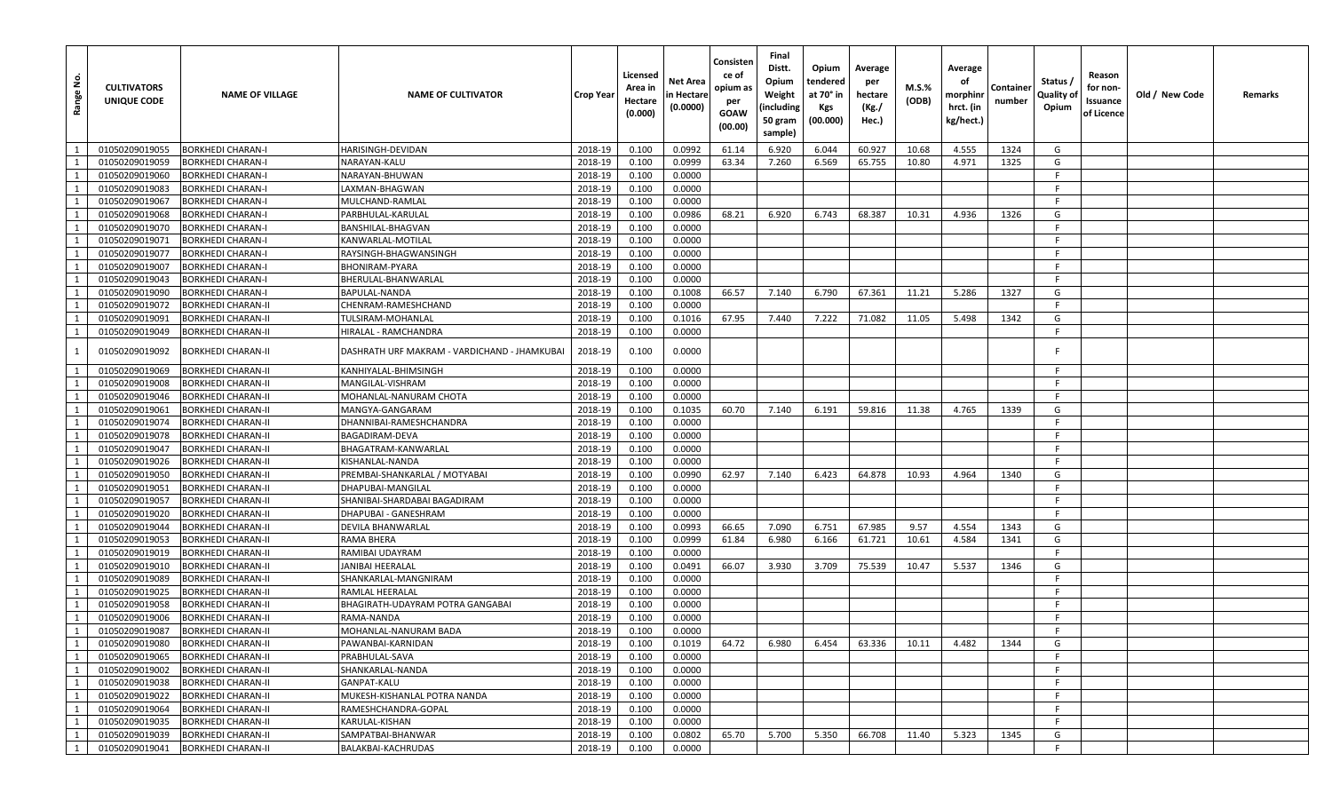| Range No. | CULTIVATORS UNIQUE CODE | NAME OF VILLAGE | NAME OF CULTIVATOR | Crop Year | Licensed Area in Hectare (0.000) | Net Area in Hectare (0.0000) | Consistence of opium as per GOAW (00.00) | Final Distt. Opium Weight (including 50 gram sample) | Opium tendered at 70° in Kgs (00.000) | Average per hectare (Kg./ Hec.) | M.S.% (ODB) | Average of morphinr hrct. (in kg/hect.) | Container number | Status / Quality of Opium | Reason for non-Issuance of Licence | Old / New Code | Remarks |
|---|---|---|---|---|---|---|---|---|---|---|---|---|---|---|---|---|---|
| 1 | 01050209019055 | BORKHEDI CHARAN-I | HARISINGH-DEVIDAN | 2018-19 | 0.100 | 0.0992 | 61.14 | 6.920 | 6.044 | 60.927 | 10.68 | 4.555 | 1324 | G | | | |
| 1 | 01050209019059 | BORKHEDI CHARAN-I | NARAYAN-KALU | 2018-19 | 0.100 | 0.0999 | 63.34 | 7.260 | 6.569 | 65.755 | 10.80 | 4.971 | 1325 | G | | | |
| 1 | 01050209019060 | BORKHEDI CHARAN-I | NARAYAN-BHUWAN | 2018-19 | 0.100 | 0.0000 | | | | | | | | F | | | |
| 1 | 01050209019083 | BORKHEDI CHARAN-I | LAXMAN-BHAGWAN | 2018-19 | 0.100 | 0.0000 | | | | | | | | F | | | |
| 1 | 01050209019067 | BORKHEDI CHARAN-I | MULCHAND-RAMLAL | 2018-19 | 0.100 | 0.0000 | | | | | | | | F | | | |
| 1 | 01050209019068 | BORKHEDI CHARAN-I | PARBHULAL-KARULAL | 2018-19 | 0.100 | 0.0986 | 68.21 | 6.920 | 6.743 | 68.387 | 10.31 | 4.936 | 1326 | G | | | |
| 1 | 01050209019070 | BORKHEDI CHARAN-I | BANSHILAL-BHAGVAN | 2018-19 | 0.100 | 0.0000 | | | | | | | | F | | | |
| 1 | 01050209019071 | BORKHEDI CHARAN-I | KANWARLAL-MOTILAL | 2018-19 | 0.100 | 0.0000 | | | | | | | | F | | | |
| 1 | 01050209019077 | BORKHEDI CHARAN-I | RAYSINGH-BHAGWANSINGH | 2018-19 | 0.100 | 0.0000 | | | | | | | | F | | | |
| 1 | 01050209019007 | BORKHEDI CHARAN-I | BHONIRAM-PYARA | 2018-19 | 0.100 | 0.0000 | | | | | | | | F | | | |
| 1 | 01050209019043 | BORKHEDI CHARAN-I | BHERULAL-BHANWARLAL | 2018-19 | 0.100 | 0.0000 | | | | | | | | F | | | |
| 1 | 01050209019090 | BORKHEDI CHARAN-I | BAPULAL-NANDA | 2018-19 | 0.100 | 0.1008 | 66.57 | 7.140 | 6.790 | 67.361 | 11.21 | 5.286 | 1327 | G | | | |
| 1 | 01050209019072 | BORKHEDI CHARAN-II | CHENRAM-RAMESHCHAND | 2018-19 | 0.100 | 0.0000 | | | | | | | | F | | | |
| 1 | 01050209019091 | BORKHEDI CHARAN-II | TULSIRAM-MOHANLAL | 2018-19 | 0.100 | 0.1016 | 67.95 | 7.440 | 7.222 | 71.082 | 11.05 | 5.498 | 1342 | G | | | |
| 1 | 01050209019049 | BORKHEDI CHARAN-II | HIRALAL - RAMCHANDRA | 2018-19 | 0.100 | 0.0000 | | | | | | | | F | | | |
| 1 | 01050209019092 | BORKHEDI CHARAN-II | DASHRATH URF MAKRAM - VARDICHAND - JHAMKUBAI | 2018-19 | 0.100 | 0.0000 | | | | | | | | F | | | |
| 1 | 01050209019069 | BORKHEDI CHARAN-II | KANHIYALAL-BHIMSINGH | 2018-19 | 0.100 | 0.0000 | | | | | | | | F | | | |
| 1 | 01050209019008 | BORKHEDI CHARAN-II | MANGILAL-VISHRAM | 2018-19 | 0.100 | 0.0000 | | | | | | | | F | | | |
| 1 | 01050209019046 | BORKHEDI CHARAN-II | MOHANLAL-NANURAM CHOTA | 2018-19 | 0.100 | 0.0000 | | | | | | | | F | | | |
| 1 | 01050209019061 | BORKHEDI CHARAN-II | MANGYA-GANGARAM | 2018-19 | 0.100 | 0.1035 | 60.70 | 7.140 | 6.191 | 59.816 | 11.38 | 4.765 | 1339 | G | | | |
| 1 | 01050209019074 | BORKHEDI CHARAN-II | DHANNIBAI-RAMESHCHANDRA | 2018-19 | 0.100 | 0.0000 | | | | | | | | F | | | |
| 1 | 01050209019078 | BORKHEDI CHARAN-II | BAGADIRAM-DEVA | 2018-19 | 0.100 | 0.0000 | | | | | | | | F | | | |
| 1 | 01050209019047 | BORKHEDI CHARAN-II | BHAGATRAM-KANWARLAL | 2018-19 | 0.100 | 0.0000 | | | | | | | | F | | | |
| 1 | 01050209019026 | BORKHEDI CHARAN-II | KISHANLAL-NANDA | 2018-19 | 0.100 | 0.0000 | | | | | | | | F | | | |
| 1 | 01050209019050 | BORKHEDI CHARAN-II | PREMBAI-SHANKARLAL / MOTYABAI | 2018-19 | 0.100 | 0.0990 | 62.97 | 7.140 | 6.423 | 64.878 | 10.93 | 4.964 | 1340 | G | | | |
| 1 | 01050209019051 | BORKHEDI CHARAN-II | DHAPUBAI-MANGILAL | 2018-19 | 0.100 | 0.0000 | | | | | | | | F | | | |
| 1 | 01050209019057 | BORKHEDI CHARAN-II | SHANIBAI-SHARDABAI BAGADIRAM | 2018-19 | 0.100 | 0.0000 | | | | | | | | F | | | |
| 1 | 01050209019020 | BORKHEDI CHARAN-II | DHAPUBAI - GANESHRAM | 2018-19 | 0.100 | 0.0000 | | | | | | | | F | | | |
| 1 | 01050209019044 | BORKHEDI CHARAN-II | DEVILA BHANWARLAL | 2018-19 | 0.100 | 0.0993 | 66.65 | 7.090 | 6.751 | 67.985 | 9.57 | 4.554 | 1343 | G | | | |
| 1 | 01050209019053 | BORKHEDI CHARAN-II | RAMA BHERA | 2018-19 | 0.100 | 0.0999 | 61.84 | 6.980 | 6.166 | 61.721 | 10.61 | 4.584 | 1341 | G | | | |
| 1 | 01050209019019 | BORKHEDI CHARAN-II | RAMIBAI UDAYRAM | 2018-19 | 0.100 | 0.0000 | | | | | | | | F | | | |
| 1 | 01050209019010 | BORKHEDI CHARAN-II | JANIBAI HEERALAL | 2018-19 | 0.100 | 0.0491 | 66.07 | 3.930 | 3.709 | 75.539 | 10.47 | 5.537 | 1346 | G | | | |
| 1 | 01050209019089 | BORKHEDI CHARAN-II | SHANKARLAL-MANGNIRAM | 2018-19 | 0.100 | 0.0000 | | | | | | | | F | | | |
| 1 | 01050209019025 | BORKHEDI CHARAN-II | RAMLAL HEERALAL | 2018-19 | 0.100 | 0.0000 | | | | | | | | F | | | |
| 1 | 01050209019058 | BORKHEDI CHARAN-II | BHAGIRATH-UDAYRAM POTRA GANGABAI | 2018-19 | 0.100 | 0.0000 | | | | | | | | F | | | |
| 1 | 01050209019006 | BORKHEDI CHARAN-II | RAMA-NANDA | 2018-19 | 0.100 | 0.0000 | | | | | | | | F | | | |
| 1 | 01050209019087 | BORKHEDI CHARAN-II | MOHANLAL-NANURAM BADA | 2018-19 | 0.100 | 0.0000 | | | | | | | | F | | | |
| 1 | 01050209019080 | BORKHEDI CHARAN-II | PAWANBAI-KARNIDAN | 2018-19 | 0.100 | 0.1019 | 64.72 | 6.980 | 6.454 | 63.336 | 10.11 | 4.482 | 1344 | G | | | |
| 1 | 01050209019065 | BORKHEDI CHARAN-II | PRABHULAL-SAVA | 2018-19 | 0.100 | 0.0000 | | | | | | | | F | | | |
| 1 | 01050209019002 | BORKHEDI CHARAN-II | SHANKARLAL-NANDA | 2018-19 | 0.100 | 0.0000 | | | | | | | | F | | | |
| 1 | 01050209019038 | BORKHEDI CHARAN-II | GANPAT-KALU | 2018-19 | 0.100 | 0.0000 | | | | | | | | F | | | |
| 1 | 01050209019022 | BORKHEDI CHARAN-II | MUKESH-KISHANLAL POTRA NANDA | 2018-19 | 0.100 | 0.0000 | | | | | | | | F | | | |
| 1 | 01050209019064 | BORKHEDI CHARAN-II | RAMESHCHANDRA-GOPAL | 2018-19 | 0.100 | 0.0000 | | | | | | | | F | | | |
| 1 | 01050209019035 | BORKHEDI CHARAN-II | KARULAL-KISHAN | 2018-19 | 0.100 | 0.0000 | | | | | | | | F | | | |
| 1 | 01050209019039 | BORKHEDI CHARAN-II | SAMPATBAI-BHANWAR | 2018-19 | 0.100 | 0.0802 | 65.70 | 5.700 | 5.350 | 66.708 | 11.40 | 5.323 | 1345 | G | | | |
| 1 | 01050209019041 | BORKHEDI CHARAN-II | BALAKBAI-KACHRUDAS | 2018-19 | 0.100 | 0.0000 | | | | | | | | F | | | |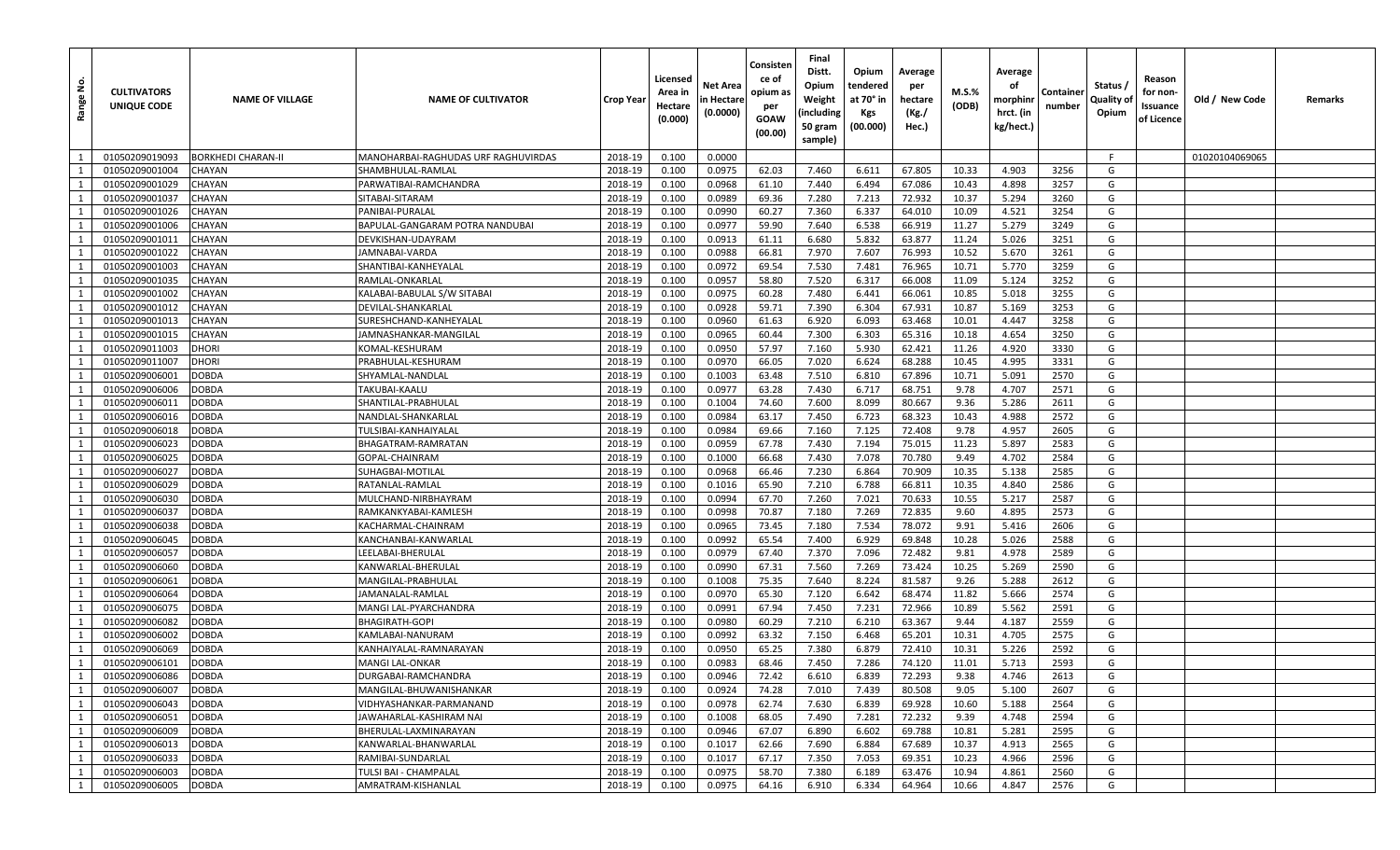| Range No. | CULTIVATORS UNIQUE CODE | NAME OF VILLAGE | NAME OF CULTIVATOR | Crop Year | Licensed Area in Hectare (0.000) | Net Area in Hectare (0.0000) | Consistence of opium as per GOAW (00.00) | Final Distt. Opium Weight (including 50 gram sample) | Opium tendered at 70° in Kgs (00.000) | Average per hectare (Kg./ Hec.) | M.S.% (ODB) | Average of morphinr hrct. (in kg/hect.) | Container number | Status / Quality of Opium | Reason for non-Issuance of Licence | Old / New Code | Remarks |
|---|---|---|---|---|---|---|---|---|---|---|---|---|---|---|---|---|---|
| 1 | 01050209019093 | BORKHEDI CHARAN-II | MANOHARBAI-RAGHUDAS URF RAGHUVIRDAS | 2018-19 | 0.100 | 0.0000 | | | | | | | | F | | 01020104069065 | |
| 1 | 01050209001004 | CHAYAN | SHAMBHULAL-RAMLAL | 2018-19 | 0.100 | 0.0975 | 62.03 | 7.460 | 6.611 | 67.805 | 10.33 | 4.903 | 3256 | G | | | |
| 1 | 01050209001029 | CHAYAN | PARWATIBAI-RAMCHANDRA | 2018-19 | 0.100 | 0.0968 | 61.10 | 7.440 | 6.494 | 67.086 | 10.43 | 4.898 | 3257 | G | | | |
| 1 | 01050209001037 | CHAYAN | SITABAI-SITARAM | 2018-19 | 0.100 | 0.0989 | 69.36 | 7.280 | 7.213 | 72.932 | 10.37 | 5.294 | 3260 | G | | | |
| 1 | 01050209001026 | CHAYAN | PANIBAI-PURALAL | 2018-19 | 0.100 | 0.0990 | 60.27 | 7.360 | 6.337 | 64.010 | 10.09 | 4.521 | 3254 | G | | | |
| 1 | 01050209001006 | CHAYAN | BAPULAL-GANGARAM POTRA NANDUBAI | 2018-19 | 0.100 | 0.0977 | 59.90 | 7.640 | 6.538 | 66.919 | 11.27 | 5.279 | 3249 | G | | | |
| 1 | 01050209001011 | CHAYAN | DEVKISHAN-UDAYRAM | 2018-19 | 0.100 | 0.0913 | 61.11 | 6.680 | 5.832 | 63.877 | 11.24 | 5.026 | 3251 | G | | | |
| 1 | 01050209001022 | CHAYAN | JAMNABAI-VARDA | 2018-19 | 0.100 | 0.0988 | 66.81 | 7.970 | 7.607 | 76.993 | 10.52 | 5.670 | 3261 | G | | | |
| 1 | 01050209001003 | CHAYAN | SHANTIBAI-KANHEYALAL | 2018-19 | 0.100 | 0.0972 | 69.54 | 7.530 | 7.481 | 76.965 | 10.71 | 5.770 | 3259 | G | | | |
| 1 | 01050209001035 | CHAYAN | RAMLAL-ONKARLAL | 2018-19 | 0.100 | 0.0957 | 58.80 | 7.520 | 6.317 | 66.008 | 11.09 | 5.124 | 3252 | G | | | |
| 1 | 01050209001002 | CHAYAN | KALABAI-BABULAL S/W SITABAI | 2018-19 | 0.100 | 0.0975 | 60.28 | 7.480 | 6.441 | 66.061 | 10.85 | 5.018 | 3255 | G | | | |
| 1 | 01050209001012 | CHAYAN | DEVILAL-SHANKARLAL | 2018-19 | 0.100 | 0.0928 | 59.71 | 7.390 | 6.304 | 67.931 | 10.87 | 5.169 | 3253 | G | | | |
| 1 | 01050209001013 | CHAYAN | SURESHCHAND-KANHEYALAL | 2018-19 | 0.100 | 0.0960 | 61.63 | 6.920 | 6.093 | 63.468 | 10.01 | 4.447 | 3258 | G | | | |
| 1 | 01050209001015 | CHAYAN | JAMNASHANKAR-MANGILAL | 2018-19 | 0.100 | 0.0965 | 60.44 | 7.300 | 6.303 | 65.316 | 10.18 | 4.654 | 3250 | G | | | |
| 1 | 01050209011003 | DHORI | KOMAL-KESHURAM | 2018-19 | 0.100 | 0.0950 | 57.97 | 7.160 | 5.930 | 62.421 | 11.26 | 4.920 | 3330 | G | | | |
| 1 | 01050209011007 | DHORI | PRABHULAL-KESHURAM | 2018-19 | 0.100 | 0.0970 | 66.05 | 7.020 | 6.624 | 68.288 | 10.45 | 4.995 | 3331 | G | | | |
| 1 | 01050209006001 | DOBDA | SHYAMLAL-NANDLAL | 2018-19 | 0.100 | 0.1003 | 63.48 | 7.510 | 6.810 | 67.896 | 10.71 | 5.091 | 2570 | G | | | |
| 1 | 01050209006006 | DOBDA | TAKUBAI-KAALU | 2018-19 | 0.100 | 0.0977 | 63.28 | 7.430 | 6.717 | 68.751 | 9.78 | 4.707 | 2571 | G | | | |
| 1 | 01050209006011 | DOBDA | SHANTILAL-PRABHULAL | 2018-19 | 0.100 | 0.1004 | 74.60 | 7.600 | 8.099 | 80.667 | 9.36 | 5.286 | 2611 | G | | | |
| 1 | 01050209006016 | DOBDA | NANDLAL-SHANKARLAL | 2018-19 | 0.100 | 0.0984 | 63.17 | 7.450 | 6.723 | 68.323 | 10.43 | 4.988 | 2572 | G | | | |
| 1 | 01050209006018 | DOBDA | TULSIBAI-KANHAIYALAL | 2018-19 | 0.100 | 0.0984 | 69.66 | 7.160 | 7.125 | 72.408 | 9.78 | 4.957 | 2605 | G | | | |
| 1 | 01050209006023 | DOBDA | BHAGATRAM-RAMRATAN | 2018-19 | 0.100 | 0.0959 | 67.78 | 7.430 | 7.194 | 75.015 | 11.23 | 5.897 | 2583 | G | | | |
| 1 | 01050209006025 | DOBDA | GOPAL-CHAINRAM | 2018-19 | 0.100 | 0.1000 | 66.68 | 7.430 | 7.078 | 70.780 | 9.49 | 4.702 | 2584 | G | | | |
| 1 | 01050209006027 | DOBDA | SUHAGBAI-MOTILAL | 2018-19 | 0.100 | 0.0968 | 66.46 | 7.230 | 6.864 | 70.909 | 10.35 | 5.138 | 2585 | G | | | |
| 1 | 01050209006029 | DOBDA | RATANLAL-RAMLAL | 2018-19 | 0.100 | 0.1016 | 65.90 | 7.210 | 6.788 | 66.811 | 10.35 | 4.840 | 2586 | G | | | |
| 1 | 01050209006030 | DOBDA | MULCHAND-NIRBHAYRAM | 2018-19 | 0.100 | 0.0994 | 67.70 | 7.260 | 7.021 | 70.633 | 10.55 | 5.217 | 2587 | G | | | |
| 1 | 01050209006037 | DOBDA | RAMKANKYABAI-KAMLESH | 2018-19 | 0.100 | 0.0998 | 70.87 | 7.180 | 7.269 | 72.835 | 9.60 | 4.895 | 2573 | G | | | |
| 1 | 01050209006038 | DOBDA | KACHARMAL-CHAINRAM | 2018-19 | 0.100 | 0.0965 | 73.45 | 7.180 | 7.534 | 78.072 | 9.91 | 5.416 | 2606 | G | | | |
| 1 | 01050209006045 | DOBDA | KANCHANBAI-KANWARLAL | 2018-19 | 0.100 | 0.0992 | 65.54 | 7.400 | 6.929 | 69.848 | 10.28 | 5.026 | 2588 | G | | | |
| 1 | 01050209006057 | DOBDA | LEELABAI-BHERULAL | 2018-19 | 0.100 | 0.0979 | 67.40 | 7.370 | 7.096 | 72.482 | 9.81 | 4.978 | 2589 | G | | | |
| 1 | 01050209006060 | DOBDA | KANWARLAL-BHERULAL | 2018-19 | 0.100 | 0.0990 | 67.31 | 7.560 | 7.269 | 73.424 | 10.25 | 5.269 | 2590 | G | | | |
| 1 | 01050209006061 | DOBDA | MANGILAL-PRABHULAL | 2018-19 | 0.100 | 0.1008 | 75.35 | 7.640 | 8.224 | 81.587 | 9.26 | 5.288 | 2612 | G | | | |
| 1 | 01050209006064 | DOBDA | JAMANALAL-RAMLAL | 2018-19 | 0.100 | 0.0970 | 65.30 | 7.120 | 6.642 | 68.474 | 11.82 | 5.666 | 2574 | G | | | |
| 1 | 01050209006075 | DOBDA | MANGI LAL-PYARCHANDRA | 2018-19 | 0.100 | 0.0991 | 67.94 | 7.450 | 7.231 | 72.966 | 10.89 | 5.562 | 2591 | G | | | |
| 1 | 01050209006082 | DOBDA | BHAGIRATH-GOPI | 2018-19 | 0.100 | 0.0980 | 60.29 | 7.210 | 6.210 | 63.367 | 9.44 | 4.187 | 2559 | G | | | |
| 1 | 01050209006002 | DOBDA | KAMLABAI-NANURAM | 2018-19 | 0.100 | 0.0992 | 63.32 | 7.150 | 6.468 | 65.201 | 10.31 | 4.705 | 2575 | G | | | |
| 1 | 01050209006069 | DOBDA | KANHAIYALAL-RAMNARAYAN | 2018-19 | 0.100 | 0.0950 | 65.25 | 7.380 | 6.879 | 72.410 | 10.31 | 5.226 | 2592 | G | | | |
| 1 | 01050209006101 | DOBDA | MANGI LAL-ONKAR | 2018-19 | 0.100 | 0.0983 | 68.46 | 7.450 | 7.286 | 74.120 | 11.01 | 5.713 | 2593 | G | | | |
| 1 | 01050209006086 | DOBDA | DURGABAI-RAMCHANDRA | 2018-19 | 0.100 | 0.0946 | 72.42 | 6.610 | 6.839 | 72.293 | 9.38 | 4.746 | 2613 | G | | | |
| 1 | 01050209006007 | DOBDA | MANGILAL-BHUWANISHANKAR | 2018-19 | 0.100 | 0.0924 | 74.28 | 7.010 | 7.439 | 80.508 | 9.05 | 5.100 | 2607 | G | | | |
| 1 | 01050209006043 | DOBDA | VIDHYASHANKAR-PARMANAND | 2018-19 | 0.100 | 0.0978 | 62.74 | 7.630 | 6.839 | 69.928 | 10.60 | 5.188 | 2564 | G | | | |
| 1 | 01050209006051 | DOBDA | JAWAHARLAL-KASHIRAM NAI | 2018-19 | 0.100 | 0.1008 | 68.05 | 7.490 | 7.281 | 72.232 | 9.39 | 4.748 | 2594 | G | | | |
| 1 | 01050209006009 | DOBDA | BHERULAL-LAXMINARAYAN | 2018-19 | 0.100 | 0.0946 | 67.07 | 6.890 | 6.602 | 69.788 | 10.81 | 5.281 | 2595 | G | | | |
| 1 | 01050209006013 | DOBDA | KANWARLAL-BHANWARLAL | 2018-19 | 0.100 | 0.1017 | 62.66 | 7.690 | 6.884 | 67.689 | 10.37 | 4.913 | 2565 | G | | | |
| 1 | 01050209006033 | DOBDA | RAMIBAI-SUNDARLAL | 2018-19 | 0.100 | 0.1017 | 67.17 | 7.350 | 7.053 | 69.351 | 10.23 | 4.966 | 2596 | G | | | |
| 1 | 01050209006003 | DOBDA | TULSI BAI - CHAMPALAL | 2018-19 | 0.100 | 0.0975 | 58.70 | 7.380 | 6.189 | 63.476 | 10.94 | 4.861 | 2560 | G | | | |
| 1 | 01050209006005 | DOBDA | AMRATRAM-KISHANLAL | 2018-19 | 0.100 | 0.0975 | 64.16 | 6.910 | 6.334 | 64.964 | 10.66 | 4.847 | 2576 | G | | | |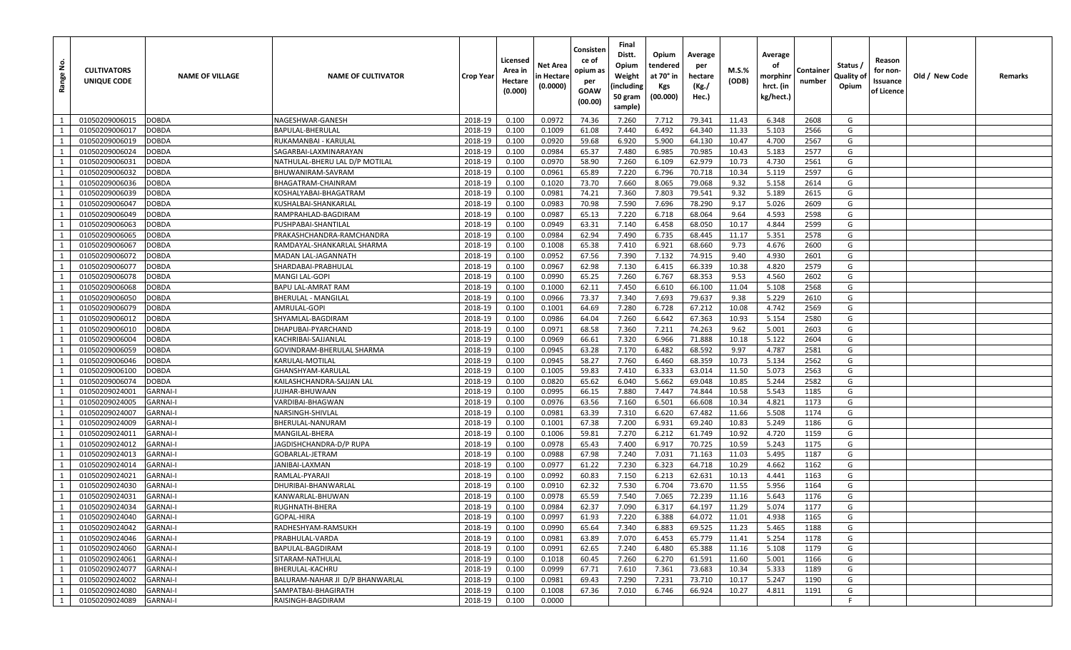| Range No. | CULTIVATORS UNIQUE CODE | NAME OF VILLAGE | NAME OF CULTIVATOR | Crop Year | Licensed Area in Hectare (0.000) | Net Area in Hectare (0.0000) | Consistence of opium as per GOAW (00.00) | Final Distt. Opium Weight (including 50 gram sample) | Opium tendered at 70° in Kgs (00.000) | Average per hectare (Kg./ Hec.) | M.S.% (ODB) | Average of morphinr hrct. (in kg/hect.) | Container number | Status / Quality of Opium | Reason for non-Issuance of Licence | Old / New Code | Remarks |
|---|---|---|---|---|---|---|---|---|---|---|---|---|---|---|---|---|---|
| 1 | 01050209006015 | DOBDA | NAGESHWAR-GANESH | 2018-19 | 0.100 | 0.0972 | 74.36 | 7.260 | 7.712 | 79.341 | 11.43 | 6.348 | 2608 | G | | | |
| 1 | 01050209006017 | DOBDA | BAPULAL-BHERULAL | 2018-19 | 0.100 | 0.1009 | 61.08 | 7.440 | 6.492 | 64.340 | 11.33 | 5.103 | 2566 | G | | | |
| 1 | 01050209006019 | DOBDA | RUKAMANBAI - KARULAL | 2018-19 | 0.100 | 0.0920 | 59.68 | 6.920 | 5.900 | 64.130 | 10.47 | 4.700 | 2567 | G | | | |
| 1 | 01050209006024 | DOBDA | SAGARBAI-LAXMINARAYAN | 2018-19 | 0.100 | 0.0984 | 65.37 | 7.480 | 6.985 | 70.985 | 10.43 | 5.183 | 2577 | G | | | |
| 1 | 01050209006031 | DOBDA | NATHULAL-BHERU LAL D/P MOTILAL | 2018-19 | 0.100 | 0.0970 | 58.90 | 7.260 | 6.109 | 62.979 | 10.73 | 4.730 | 2561 | G | | | |
| 1 | 01050209006032 | DOBDA | BHUWANIRAM-SAVRAM | 2018-19 | 0.100 | 0.0961 | 65.89 | 7.220 | 6.796 | 70.718 | 10.34 | 5.119 | 2597 | G | | | |
| 1 | 01050209006036 | DOBDA | BHAGATRAM-CHAINRAM | 2018-19 | 0.100 | 0.1020 | 73.70 | 7.660 | 8.065 | 79.068 | 9.32 | 5.158 | 2614 | G | | | |
| 1 | 01050209006039 | DOBDA | KOSHALYABAI-BHAGATRAM | 2018-19 | 0.100 | 0.0981 | 74.21 | 7.360 | 7.803 | 79.541 | 9.32 | 5.189 | 2615 | G | | | |
| 1 | 01050209006047 | DOBDA | KUSHALBAI-SHANKARLAL | 2018-19 | 0.100 | 0.0983 | 70.98 | 7.590 | 7.696 | 78.290 | 9.17 | 5.026 | 2609 | G | | | |
| 1 | 01050209006049 | DOBDA | RAMPRAHLAD-BAGDIRAM | 2018-19 | 0.100 | 0.0987 | 65.13 | 7.220 | 6.718 | 68.064 | 9.64 | 4.593 | 2598 | G | | | |
| 1 | 01050209006063 | DOBDA | PUSHPABAI-SHANTILAL | 2018-19 | 0.100 | 0.0949 | 63.31 | 7.140 | 6.458 | 68.050 | 10.17 | 4.844 | 2599 | G | | | |
| 1 | 01050209006065 | DOBDA | PRAKASHCHANDRA-RAMCHANDRA | 2018-19 | 0.100 | 0.0984 | 62.94 | 7.490 | 6.735 | 68.445 | 11.17 | 5.351 | 2578 | G | | | |
| 1 | 01050209006067 | DOBDA | RAMDAYAL-SHANKARLAL SHARMA | 2018-19 | 0.100 | 0.1008 | 65.38 | 7.410 | 6.921 | 68.660 | 9.73 | 4.676 | 2600 | G | | | |
| 1 | 01050209006072 | DOBDA | MADAN LAL-JAGANNATH | 2018-19 | 0.100 | 0.0952 | 67.56 | 7.390 | 7.132 | 74.915 | 9.40 | 4.930 | 2601 | G | | | |
| 1 | 01050209006077 | DOBDA | SHARDABAI-PRABHULAL | 2018-19 | 0.100 | 0.0967 | 62.98 | 7.130 | 6.415 | 66.339 | 10.38 | 4.820 | 2579 | G | | | |
| 1 | 01050209006078 | DOBDA | MANGI LAL-GOPI | 2018-19 | 0.100 | 0.0990 | 65.25 | 7.260 | 6.767 | 68.353 | 9.53 | 4.560 | 2602 | G | | | |
| 1 | 01050209006068 | DOBDA | BAPU LAL-AMRAT RAM | 2018-19 | 0.100 | 0.1000 | 62.11 | 7.450 | 6.610 | 66.100 | 11.04 | 5.108 | 2568 | G | | | |
| 1 | 01050209006050 | DOBDA | BHERULAL - MANGILAL | 2018-19 | 0.100 | 0.0966 | 73.37 | 7.340 | 7.693 | 79.637 | 9.38 | 5.229 | 2610 | G | | | |
| 1 | 01050209006079 | DOBDA | AMRULAL-GOPI | 2018-19 | 0.100 | 0.1001 | 64.69 | 7.280 | 6.728 | 67.212 | 10.08 | 4.742 | 2569 | G | | | |
| 1 | 01050209006012 | DOBDA | SHYAMLAL-BAGDIRAM | 2018-19 | 0.100 | 0.0986 | 64.04 | 7.260 | 6.642 | 67.363 | 10.93 | 5.154 | 2580 | G | | | |
| 1 | 01050209006010 | DOBDA | DHAPUBAI-PYARCHAND | 2018-19 | 0.100 | 0.0971 | 68.58 | 7.360 | 7.211 | 74.263 | 9.62 | 5.001 | 2603 | G | | | |
| 1 | 01050209006004 | DOBDA | KACHRIBAI-SAJJANLAL | 2018-19 | 0.100 | 0.0969 | 66.61 | 7.320 | 6.966 | 71.888 | 10.18 | 5.122 | 2604 | G | | | |
| 1 | 01050209006059 | DOBDA | GOVINDRAM-BHERULAL SHARMA | 2018-19 | 0.100 | 0.0945 | 63.28 | 7.170 | 6.482 | 68.592 | 9.97 | 4.787 | 2581 | G | | | |
| 1 | 01050209006046 | DOBDA | KARULAL-MOTILAL | 2018-19 | 0.100 | 0.0945 | 58.27 | 7.760 | 6.460 | 68.359 | 10.73 | 5.134 | 2562 | G | | | |
| 1 | 01050209006100 | DOBDA | GHANSHYAM-KARULAL | 2018-19 | 0.100 | 0.1005 | 59.83 | 7.410 | 6.333 | 63.014 | 11.50 | 5.073 | 2563 | G | | | |
| 1 | 01050209006074 | DOBDA | KAILASHCHANDRA-SAJJAN LAL | 2018-19 | 0.100 | 0.0820 | 65.62 | 6.040 | 5.662 | 69.048 | 10.85 | 5.244 | 2582 | G | | | |
| 1 | 01050209024001 | GARNAI-I | JUJHAR-BHUWAAN | 2018-19 | 0.100 | 0.0995 | 66.15 | 7.880 | 7.447 | 74.844 | 10.58 | 5.543 | 1185 | G | | | |
| 1 | 01050209024005 | GARNAI-I | VARDIBAI-BHAGWAN | 2018-19 | 0.100 | 0.0976 | 63.56 | 7.160 | 6.501 | 66.608 | 10.34 | 4.821 | 1173 | G | | | |
| 1 | 01050209024007 | GARNAI-I | NARSINGH-SHIVLAL | 2018-19 | 0.100 | 0.0981 | 63.39 | 7.310 | 6.620 | 67.482 | 11.66 | 5.508 | 1174 | G | | | |
| 1 | 01050209024009 | GARNAI-I | BHERULAL-NANURAM | 2018-19 | 0.100 | 0.1001 | 67.38 | 7.200 | 6.931 | 69.240 | 10.83 | 5.249 | 1186 | G | | | |
| 1 | 01050209024011 | GARNAI-I | MANGILAL-BHERA | 2018-19 | 0.100 | 0.1006 | 59.81 | 7.270 | 6.212 | 61.749 | 10.92 | 4.720 | 1159 | G | | | |
| 1 | 01050209024012 | GARNAI-I | JAGDISHCHANDRA-D/P RUPA | 2018-19 | 0.100 | 0.0978 | 65.43 | 7.400 | 6.917 | 70.725 | 10.59 | 5.243 | 1175 | G | | | |
| 1 | 01050209024013 | GARNAI-I | GOBARLAL-JETRAM | 2018-19 | 0.100 | 0.0988 | 67.98 | 7.240 | 7.031 | 71.163 | 11.03 | 5.495 | 1187 | G | | | |
| 1 | 01050209024014 | GARNAI-I | JANIBAI-LAXMAN | 2018-19 | 0.100 | 0.0977 | 61.22 | 7.230 | 6.323 | 64.718 | 10.29 | 4.662 | 1162 | G | | | |
| 1 | 01050209024021 | GARNAI-I | RAMLAL-PYARAJI | 2018-19 | 0.100 | 0.0992 | 60.83 | 7.150 | 6.213 | 62.631 | 10.13 | 4.441 | 1163 | G | | | |
| 1 | 01050209024030 | GARNAI-I | DHURIBAI-BHANWARLAL | 2018-19 | 0.100 | 0.0910 | 62.32 | 7.530 | 6.704 | 73.670 | 11.55 | 5.956 | 1164 | G | | | |
| 1 | 01050209024031 | GARNAI-I | KANWARLAL-BHUWAN | 2018-19 | 0.100 | 0.0978 | 65.59 | 7.540 | 7.065 | 72.239 | 11.16 | 5.643 | 1176 | G | | | |
| 1 | 01050209024034 | GARNAI-I | RUGHNATH-BHERA | 2018-19 | 0.100 | 0.0984 | 62.37 | 7.090 | 6.317 | 64.197 | 11.29 | 5.074 | 1177 | G | | | |
| 1 | 01050209024040 | GARNAI-I | GOPAL-HIRA | 2018-19 | 0.100 | 0.0997 | 61.93 | 7.220 | 6.388 | 64.072 | 11.01 | 4.938 | 1165 | G | | | |
| 1 | 01050209024042 | GARNAI-I | RADHESHYAM-RAMSUKH | 2018-19 | 0.100 | 0.0990 | 65.64 | 7.340 | 6.883 | 69.525 | 11.23 | 5.465 | 1188 | G | | | |
| 1 | 01050209024046 | GARNAI-I | PRABHULAL-VARDA | 2018-19 | 0.100 | 0.0981 | 63.89 | 7.070 | 6.453 | 65.779 | 11.41 | 5.254 | 1178 | G | | | |
| 1 | 01050209024060 | GARNAI-I | BAPULAL-BAGDIRAM | 2018-19 | 0.100 | 0.0991 | 62.65 | 7.240 | 6.480 | 65.388 | 11.16 | 5.108 | 1179 | G | | | |
| 1 | 01050209024061 | GARNAI-I | SITARAM-NATHULAL | 2018-19 | 0.100 | 0.1018 | 60.45 | 7.260 | 6.270 | 61.591 | 11.60 | 5.001 | 1166 | G | | | |
| 1 | 01050209024077 | GARNAI-I | BHERULAL-KACHRU | 2018-19 | 0.100 | 0.0999 | 67.71 | 7.610 | 7.361 | 73.683 | 10.34 | 5.333 | 1189 | G | | | |
| 1 | 01050209024002 | GARNAI-I | BALURAM-NAHAR JI D/P BHANWARLAL | 2018-19 | 0.100 | 0.0981 | 69.43 | 7.290 | 7.231 | 73.710 | 10.17 | 5.247 | 1190 | G | | | |
| 1 | 01050209024080 | GARNAI-I | SAMPATBAI-BHAGIRATH | 2018-19 | 0.100 | 0.1008 | 67.36 | 7.010 | 6.746 | 66.924 | 10.27 | 4.811 | 1191 | G | | | |
| 1 | 01050209024089 | GARNAI-I | RAISINGH-BAGDIRAM | 2018-19 | 0.100 | 0.0000 | | | | | | | | F | | | |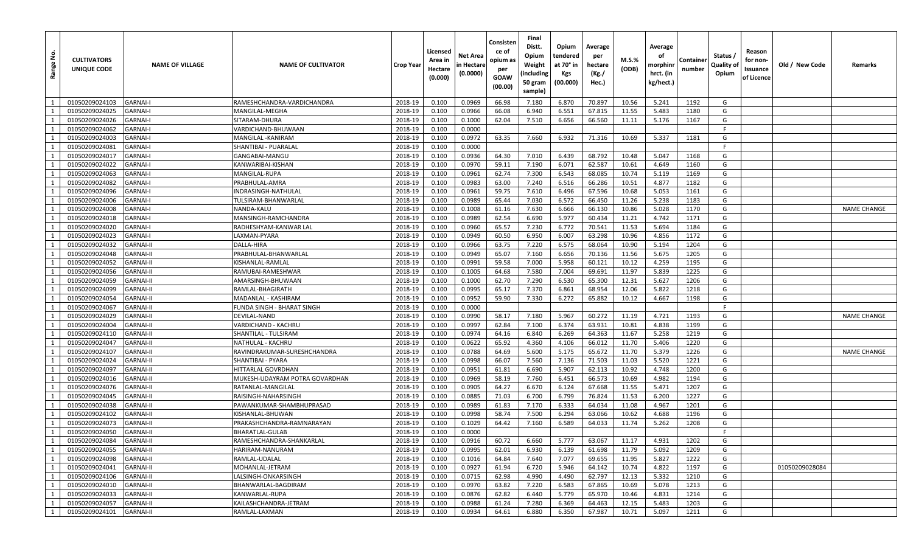| Range No. | CULTIVATORS UNIQUE CODE | NAME OF VILLAGE | NAME OF CULTIVATOR | Crop Year | Licensed Area in Hectare (0.000) | Net Area in Hectare (0.0000) | Consistence of opium as per GOAW (00.00) | Final Distt. Opium Weight (including 50 gram sample) | Opium tendered at 70° in Kgs (00.000) | Average per hectare (Kg./ Hec.) | M.S.% (ODB) | Average of morphinr hrct. (in kg/hect.) | Container number | Status / Quality of Opium | Reason for non-Issuance of Licence | Old / New Code | Remarks |
|---|---|---|---|---|---|---|---|---|---|---|---|---|---|---|---|---|---|
| 1 | 01050209024103 | GARNAI-I | RAMESHCHANDRA-VARDICHANDRA | 2018-19 | 0.100 | 0.0969 | 66.98 | 7.180 | 6.870 | 70.897 | 10.56 | 5.241 | 1192 | G | | | |
| 1 | 01050209024025 | GARNAI-I | MANGILAL-MEGHA | 2018-19 | 0.100 | 0.0966 | 66.08 | 6.940 | 6.551 | 67.815 | 11.55 | 5.483 | 1180 | G | | | |
| 1 | 01050209024026 | GARNAI-I | SITARAM-DHURA | 2018-19 | 0.100 | 0.1000 | 62.04 | 7.510 | 6.656 | 66.560 | 11.11 | 5.176 | 1167 | G | | | |
| 1 | 01050209024062 | GARNAI-I | VARDICHAND-BHUWAAN | 2018-19 | 0.100 | 0.0000 | | | | | | | | F | | | |
| 1 | 01050209024003 | GARNAI-I | MANGILAL -KANIRAM | 2018-19 | 0.100 | 0.0972 | 63.35 | 7.660 | 6.932 | 71.316 | 10.69 | 5.337 | 1181 | G | | | |
| 1 | 01050209024081 | GARNAI-I | SHANTIBAI - PUARALAL | 2018-19 | 0.100 | 0.0000 | | | | | | | | F | | | |
| 1 | 01050209024017 | GARNAI-I | GANGABAI-MANGU | 2018-19 | 0.100 | 0.0936 | 64.30 | 7.010 | 6.439 | 68.792 | 10.48 | 5.047 | 1168 | G | | | |
| 1 | 01050209024022 | GARNAI-I | KANWARIBAI-KISHAN | 2018-19 | 0.100 | 0.0970 | 59.11 | 7.190 | 6.071 | 62.587 | 10.61 | 4.649 | 1160 | G | | | |
| 1 | 01050209024063 | GARNAI-I | MANGILAL-RUPA | 2018-19 | 0.100 | 0.0961 | 62.74 | 7.300 | 6.543 | 68.085 | 10.74 | 5.119 | 1169 | G | | | |
| 1 | 01050209024082 | GARNAI-I | PRABHULAL-AMRA | 2018-19 | 0.100 | 0.0983 | 63.00 | 7.240 | 6.516 | 66.286 | 10.51 | 4.877 | 1182 | G | | | |
| 1 | 01050209024096 | GARNAI-I | INDRASINGH-NATHULAL | 2018-19 | 0.100 | 0.0961 | 59.75 | 7.610 | 6.496 | 67.596 | 10.68 | 5.053 | 1161 | G | | | |
| 1 | 01050209024006 | GARNAI-I | TULSIRAM-BHANWARLAL | 2018-19 | 0.100 | 0.0989 | 65.44 | 7.030 | 6.572 | 66.450 | 11.26 | 5.238 | 1183 | G | | | |
| 1 | 01050209024008 | GARNAI-I | NANDA-KALU | 2018-19 | 0.100 | 0.1008 | 61.16 | 7.630 | 6.666 | 66.130 | 10.86 | 5.028 | 1170 | G | | | NAME CHANGE |
| 1 | 01050209024018 | GARNAI-I | MANSINGH-RAMCHANDRA | 2018-19 | 0.100 | 0.0989 | 62.54 | 6.690 | 5.977 | 60.434 | 11.21 | 4.742 | 1171 | G | | | |
| 1 | 01050209024020 | GARNAI-I | RADHESHYAM-KANWAR LAL | 2018-19 | 0.100 | 0.0960 | 65.57 | 7.230 | 6.772 | 70.541 | 11.53 | 5.694 | 1184 | G | | | |
| 1 | 01050209024023 | GARNAI-I | LAXMAN-PYARA | 2018-19 | 0.100 | 0.0949 | 60.50 | 6.950 | 6.007 | 63.298 | 10.96 | 4.856 | 1172 | G | | | |
| 1 | 01050209024032 | GARNAI-II | DALLA-HIRA | 2018-19 | 0.100 | 0.0966 | 63.75 | 7.220 | 6.575 | 68.064 | 10.90 | 5.194 | 1204 | G | | | |
| 1 | 01050209024048 | GARNAI-II | PRABHULAL-BHANWARLAL | 2018-19 | 0.100 | 0.0949 | 65.07 | 7.160 | 6.656 | 70.136 | 11.56 | 5.675 | 1205 | G | | | |
| 1 | 01050209024052 | GARNAI-II | KISHANLAL-RAMLAL | 2018-19 | 0.100 | 0.0991 | 59.58 | 7.000 | 5.958 | 60.121 | 10.12 | 4.259 | 1195 | G | | | |
| 1 | 01050209024056 | GARNAI-II | RAMUBAI-RAMESHWAR | 2018-19 | 0.100 | 0.1005 | 64.68 | 7.580 | 7.004 | 69.691 | 11.97 | 5.839 | 1225 | G | | | |
| 1 | 01050209024059 | GARNAI-II | AMARSINGH-BHUWAAN | 2018-19 | 0.100 | 0.1000 | 62.70 | 7.290 | 6.530 | 65.300 | 12.31 | 5.627 | 1206 | G | | | |
| 1 | 01050209024099 | GARNAI-II | RAMLAL-BHAGIRATH | 2018-19 | 0.100 | 0.0995 | 65.17 | 7.370 | 6.861 | 68.954 | 12.06 | 5.822 | 1218 | G | | | |
| 1 | 01050209024054 | GARNAI-II | MADANLAL - KASHIRAM | 2018-19 | 0.100 | 0.0952 | 59.90 | 7.330 | 6.272 | 65.882 | 10.12 | 4.667 | 1198 | G | | | |
| 1 | 01050209024067 | GARNAI-II | FUNDA SINGH - BHARAT SINGH | 2018-19 | 0.100 | 0.0000 | | | | | | | | F | | | |
| 1 | 01050209024029 | GARNAI-II | DEVILAL-NAND | 2018-19 | 0.100 | 0.0990 | 58.17 | 7.180 | 5.967 | 60.272 | 11.19 | 4.721 | 1193 | G | | | NAME CHANGE |
| 1 | 01050209024004 | GARNAI-II | VARDICHAND - KACHRU | 2018-19 | 0.100 | 0.0997 | 62.84 | 7.100 | 6.374 | 63.931 | 10.81 | 4.838 | 1199 | G | | | |
| 1 | 01050209024110 | GARNAI-II | SHANTILAL - TULSIRAM | 2018-19 | 0.100 | 0.0974 | 64.16 | 6.840 | 6.269 | 64.363 | 11.67 | 5.258 | 1219 | G | | | |
| 1 | 01050209024047 | GARNAI-II | NATHULAL - KACHRU | 2018-19 | 0.100 | 0.0622 | 65.92 | 4.360 | 4.106 | 66.012 | 11.70 | 5.406 | 1220 | G | | | |
| 1 | 01050209024107 | GARNAI-II | RAVINDRAKUMAR-SURESHCHANDRA | 2018-19 | 0.100 | 0.0788 | 64.69 | 5.600 | 5.175 | 65.672 | 11.70 | 5.379 | 1226 | G | | | NAME CHANGE |
| 1 | 01050209024024 | GARNAI-II | SHANTIBAI - PYARA | 2018-19 | 0.100 | 0.0998 | 66.07 | 7.560 | 7.136 | 71.503 | 11.03 | 5.520 | 1221 | G | | | |
| 1 | 01050209024097 | GARNAI-II | HITTARLAL GOVRDHAN | 2018-19 | 0.100 | 0.0951 | 61.81 | 6.690 | 5.907 | 62.113 | 10.92 | 4.748 | 1200 | G | | | |
| 1 | 01050209024016 | GARNAI-II | MUKESH-UDAYRAM POTRA GOVARDHAN | 2018-19 | 0.100 | 0.0969 | 58.19 | 7.760 | 6.451 | 66.573 | 10.69 | 4.982 | 1194 | G | | | |
| 1 | 01050209024076 | GARNAI-II | RATANLAL-MANGILAL | 2018-19 | 0.100 | 0.0905 | 64.27 | 6.670 | 6.124 | 67.668 | 11.55 | 5.471 | 1207 | G | | | |
| 1 | 01050209024045 | GARNAI-II | RAISINGH-NAHARSINGH | 2018-19 | 0.100 | 0.0885 | 71.03 | 6.700 | 6.799 | 76.824 | 11.53 | 6.200 | 1227 | G | | | |
| 1 | 01050209024038 | GARNAI-II | PAWANKUMAR-SHAMBHUPRASAD | 2018-19 | 0.100 | 0.0989 | 61.83 | 7.170 | 6.333 | 64.034 | 11.08 | 4.967 | 1201 | G | | | |
| 1 | 01050209024102 | GARNAI-II | KISHANLAL-BHUWAN | 2018-19 | 0.100 | 0.0998 | 58.74 | 7.500 | 6.294 | 63.066 | 10.62 | 4.688 | 1196 | G | | | |
| 1 | 01050209024073 | GARNAI-II | PRAKASHCHANDRA-RAMNARAYAN | 2018-19 | 0.100 | 0.1029 | 64.42 | 7.160 | 6.589 | 64.033 | 11.74 | 5.262 | 1208 | G | | | |
| 1 | 01050209024050 | GARNAI-II | BHARATLAL-GULAB | 2018-19 | 0.100 | 0.0000 | | | | | | | | F | | | |
| 1 | 01050209024084 | GARNAI-II | RAMESHCHANDRA-SHANKARLAL | 2018-19 | 0.100 | 0.0916 | 60.72 | 6.660 | 5.777 | 63.067 | 11.17 | 4.931 | 1202 | G | | | |
| 1 | 01050209024055 | GARNAI-II | HARIRAM-NANURAM | 2018-19 | 0.100 | 0.0995 | 62.01 | 6.930 | 6.139 | 61.698 | 11.79 | 5.092 | 1209 | G | | | |
| 1 | 01050209024098 | GARNAI-II | RAMLAL-UDALAL | 2018-19 | 0.100 | 0.1016 | 64.84 | 7.640 | 7.077 | 69.655 | 11.95 | 5.827 | 1222 | G | | | |
| 1 | 01050209024041 | GARNAI-II | MOHANLAL-JETRAM | 2018-19 | 0.100 | 0.0927 | 61.94 | 6.720 | 5.946 | 64.142 | 10.74 | 4.822 | 1197 | G | | 01050209028084 | |
| 1 | 01050209024106 | GARNAI-II | LALSINGH-ONKARSINGH | 2018-19 | 0.100 | 0.0715 | 62.98 | 4.990 | 4.490 | 62.797 | 12.13 | 5.332 | 1210 | G | | | |
| 1 | 01050209024010 | GARNAI-II | BHANWARLAL-BAGDIRAM | 2018-19 | 0.100 | 0.0970 | 63.82 | 7.220 | 6.583 | 67.865 | 10.69 | 5.078 | 1213 | G | | | |
| 1 | 01050209024033 | GARNAI-II | KANWARLAL-RUPA | 2018-19 | 0.100 | 0.0876 | 62.82 | 6.440 | 5.779 | 65.970 | 10.46 | 4.831 | 1214 | G | | | |
| 1 | 01050209024057 | GARNAI-II | KAILASHCHANDRA-JETRAM | 2018-19 | 0.100 | 0.0988 | 61.24 | 7.280 | 6.369 | 64.463 | 12.15 | 5.483 | 1203 | G | | | |
| 1 | 01050209024101 | GARNAI-II | RAMLAL-LAXMAN | 2018-19 | 0.100 | 0.0934 | 64.61 | 6.880 | 6.350 | 67.987 | 10.71 | 5.097 | 1211 | G | | | |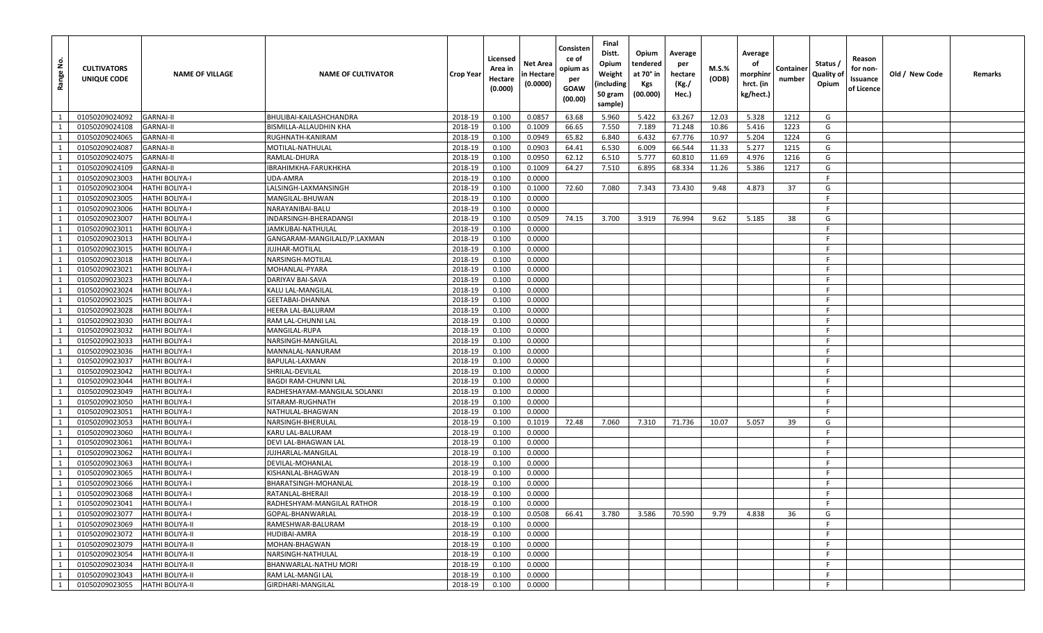| Range No. | CULTIVATORS UNIQUE CODE | NAME OF VILLAGE | NAME OF CULTIVATOR | Crop Year | Licensed Area in Hectare (0.000) | Net Area in Hectare (0.0000) | Consistence of opium as per GOAW (00.00) | Final Distt. Opium Weight (including 50 gram sample) | Opium tendered at 70° in Kgs (00.000) | Average per hectare (Kg./ Hec.) | M.S.% (ODB) | Average of morphinr hrct. (in kg/hect.) | Container number | Status / Quality of Opium | Reason for non-Issuance of Licence | Old / New Code | Remarks |
|---|---|---|---|---|---|---|---|---|---|---|---|---|---|---|---|---|---|
| 1 | 01050209024092 | GARNAI-II | BHULIBAI-KAILASHCHANDRA | 2018-19 | 0.100 | 0.0857 | 63.68 | 5.960 | 5.422 | 63.267 | 12.03 | 5.328 | 1212 | G | | | |
| 1 | 01050209024108 | GARNAI-II | BISMILLA-ALLAUDHIN KHA | 2018-19 | 0.100 | 0.1009 | 66.65 | 7.550 | 7.189 | 71.248 | 10.86 | 5.416 | 1223 | G | | | |
| 1 | 01050209024065 | GARNAI-II | RUGHNATH-KANIRAM | 2018-19 | 0.100 | 0.0949 | 65.82 | 6.840 | 6.432 | 67.776 | 10.97 | 5.204 | 1224 | G | | | |
| 1 | 01050209024087 | GARNAI-II | MOTILAL-NATHULAL | 2018-19 | 0.100 | 0.0903 | 64.41 | 6.530 | 6.009 | 66.544 | 11.33 | 5.277 | 1215 | G | | | |
| 1 | 01050209024075 | GARNAI-II | RAMLAL-DHURA | 2018-19 | 0.100 | 0.0950 | 62.12 | 6.510 | 5.777 | 60.810 | 11.69 | 4.976 | 1216 | G | | | |
| 1 | 01050209024109 | GARNAI-II | IBRAHIMKHA-FARUKHKHA | 2018-19 | 0.100 | 0.1009 | 64.27 | 7.510 | 6.895 | 68.334 | 11.26 | 5.386 | 1217 | G | | | |
| 1 | 01050209023003 | HATHI BOLIYA-I | UDA-AMRA | 2018-19 | 0.100 | 0.0000 | | | | | | | | F | | | |
| 1 | 01050209023004 | HATHI BOLIYA-I | LALSINGH-LAXMANSINGH | 2018-19 | 0.100 | 0.1000 | 72.60 | 7.080 | 7.343 | 73.430 | 9.48 | 4.873 | 37 | G | | | |
| 1 | 01050209023005 | HATHI BOLIYA-I | MANGILAL-BHUWAN | 2018-19 | 0.100 | 0.0000 | | | | | | | | F | | | |
| 1 | 01050209023006 | HATHI BOLIYA-I | NARAYANIBAI-BALU | 2018-19 | 0.100 | 0.0000 | | | | | | | | F | | | |
| 1 | 01050209023007 | HATHI BOLIYA-I | INDARSINGH-BHERADANGI | 2018-19 | 0.100 | 0.0509 | 74.15 | 3.700 | 3.919 | 76.994 | 9.62 | 5.185 | 38 | G | | | |
| 1 | 01050209023011 | HATHI BOLIYA-I | JAMKUBAI-NATHULAL | 2018-19 | 0.100 | 0.0000 | | | | | | | | F | | | |
| 1 | 01050209023013 | HATHI BOLIYA-I | GANGARAM-MANGILALD/P.LAXMAN | 2018-19 | 0.100 | 0.0000 | | | | | | | | F | | | |
| 1 | 01050209023015 | HATHI BOLIYA-I | JUJHAR-MOTILAL | 2018-19 | 0.100 | 0.0000 | | | | | | | | F | | | |
| 1 | 01050209023018 | HATHI BOLIYA-I | NARSINGH-MOTILAL | 2018-19 | 0.100 | 0.0000 | | | | | | | | F | | | |
| 1 | 01050209023021 | HATHI BOLIYA-I | MOHANLAL-PYARA | 2018-19 | 0.100 | 0.0000 | | | | | | | | F | | | |
| 1 | 01050209023023 | HATHI BOLIYA-I | DARIYAV BAI-SAVA | 2018-19 | 0.100 | 0.0000 | | | | | | | | F | | | |
| 1 | 01050209023024 | HATHI BOLIYA-I | KALU LAL-MANGILAL | 2018-19 | 0.100 | 0.0000 | | | | | | | | F | | | |
| 1 | 01050209023025 | HATHI BOLIYA-I | GEETABAI-DHANNA | 2018-19 | 0.100 | 0.0000 | | | | | | | | F | | | |
| 1 | 01050209023028 | HATHI BOLIYA-I | HEERA LAL-BALURAM | 2018-19 | 0.100 | 0.0000 | | | | | | | | F | | | |
| 1 | 01050209023030 | HATHI BOLIYA-I | RAM LAL-CHUNNI LAL | 2018-19 | 0.100 | 0.0000 | | | | | | | | F | | | |
| 1 | 01050209023032 | HATHI BOLIYA-I | MANGILAL-RUPA | 2018-19 | 0.100 | 0.0000 | | | | | | | | F | | | |
| 1 | 01050209023033 | HATHI BOLIYA-I | NARSINGH-MANGILAL | 2018-19 | 0.100 | 0.0000 | | | | | | | | F | | | |
| 1 | 01050209023036 | HATHI BOLIYA-I | MANNALAL-NANURAM | 2018-19 | 0.100 | 0.0000 | | | | | | | | F | | | |
| 1 | 01050209023037 | HATHI BOLIYA-I | BAPULAL-LAXMAN | 2018-19 | 0.100 | 0.0000 | | | | | | | | F | | | |
| 1 | 01050209023042 | HATHI BOLIYA-I | SHRILAL-DEVILAL | 2018-19 | 0.100 | 0.0000 | | | | | | | | F | | | |
| 1 | 01050209023044 | HATHI BOLIYA-I | BAGDI RAM-CHUNNI LAL | 2018-19 | 0.100 | 0.0000 | | | | | | | | F | | | |
| 1 | 01050209023049 | HATHI BOLIYA-I | RADHESHAYAM-MANGILAL SOLANKI | 2018-19 | 0.100 | 0.0000 | | | | | | | | F | | | |
| 1 | 01050209023050 | HATHI BOLIYA-I | SITARAM-RUGHNATH | 2018-19 | 0.100 | 0.0000 | | | | | | | | F | | | |
| 1 | 01050209023051 | HATHI BOLIYA-I | NATHULAL-BHAGWAN | 2018-19 | 0.100 | 0.0000 | | | | | | | | F | | | |
| 1 | 01050209023053 | HATHI BOLIYA-I | NARSINGH-BHERULAL | 2018-19 | 0.100 | 0.1019 | 72.48 | 7.060 | 7.310 | 71.736 | 10.07 | 5.057 | 39 | G | | | |
| 1 | 01050209023060 | HATHI BOLIYA-I | KARU LAL-BALURAM | 2018-19 | 0.100 | 0.0000 | | | | | | | | F | | | |
| 1 | 01050209023061 | HATHI BOLIYA-I | DEVI LAL-BHAGWAN LAL | 2018-19 | 0.100 | 0.0000 | | | | | | | | F | | | |
| 1 | 01050209023062 | HATHI BOLIYA-I | JUJHARLAL-MANGILAL | 2018-19 | 0.100 | 0.0000 | | | | | | | | F | | | |
| 1 | 01050209023063 | HATHI BOLIYA-I | DEVILAL-MOHANLAL | 2018-19 | 0.100 | 0.0000 | | | | | | | | F | | | |
| 1 | 01050209023065 | HATHI BOLIYA-I | KISHANLAL-BHAGWAN | 2018-19 | 0.100 | 0.0000 | | | | | | | | F | | | |
| 1 | 01050209023066 | HATHI BOLIYA-I | BHARATSINGH-MOHANLAL | 2018-19 | 0.100 | 0.0000 | | | | | | | | F | | | |
| 1 | 01050209023068 | HATHI BOLIYA-I | RATANLAL-BHERAJI | 2018-19 | 0.100 | 0.0000 | | | | | | | | F | | | |
| 1 | 01050209023041 | HATHI BOLIYA-I | RADHESHYAM-MANGILAL RATHOR | 2018-19 | 0.100 | 0.0000 | | | | | | | | F | | | |
| 1 | 01050209023077 | HATHI BOLIYA-I | GOPAL-BHANWARLAL | 2018-19 | 0.100 | 0.0508 | 66.41 | 3.780 | 3.586 | 70.590 | 9.79 | 4.838 | 36 | G | | | |
| 1 | 01050209023069 | HATHI BOLIYA-II | RAMESHWAR-BALURAM | 2018-19 | 0.100 | 0.0000 | | | | | | | | F | | | |
| 1 | 01050209023072 | HATHI BOLIYA-II | HUDIBAI-AMRA | 2018-19 | 0.100 | 0.0000 | | | | | | | | F | | | |
| 1 | 01050209023079 | HATHI BOLIYA-II | MOHAN-BHAGWAN | 2018-19 | 0.100 | 0.0000 | | | | | | | | F | | | |
| 1 | 01050209023054 | HATHI BOLIYA-II | NARSINGH-NATHULAL | 2018-19 | 0.100 | 0.0000 | | | | | | | | F | | | |
| 1 | 01050209023034 | HATHI BOLIYA-II | BHANWARLAL-NATHU MORI | 2018-19 | 0.100 | 0.0000 | | | | | | | | F | | | |
| 1 | 01050209023043 | HATHI BOLIYA-II | RAM LAL-MANGI LAL | 2018-19 | 0.100 | 0.0000 | | | | | | | | F | | | |
| 1 | 01050209023055 | HATHI BOLIYA-II | GIRDHARI-MANGILAL | 2018-19 | 0.100 | 0.0000 | | | | | | | | F | | | |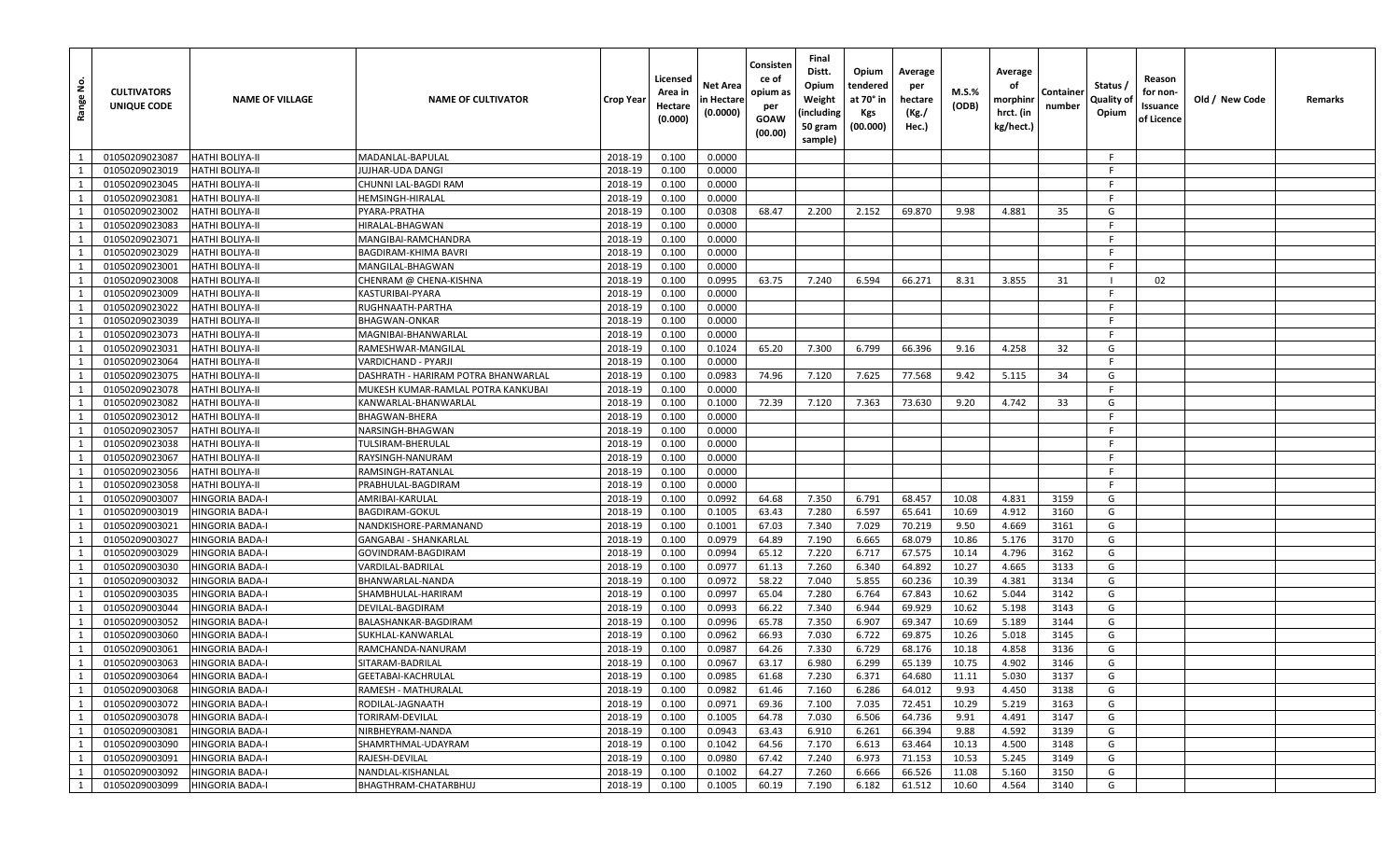| Range No. | CULTIVATORS UNIQUE CODE | NAME OF VILLAGE | NAME OF CULTIVATOR | Crop Year | Licensed Area in Hectare (0.000) | Net Area in Hectare (0.0000) | Consistence of opium as per GOAW (00.00) | Final Distt. Opium Weight (including 50 gram sample) | Opium tendered at 70° in Kgs (00.000) | Average per hectare (Kg./ Hec.) | M.S.% (ODB) | Average of morphinr hrct. (in kg/hect.) | Container number | Status / Quality of Opium | Reason for non-Issuance of Licence | Old / New Code | Remarks |
|---|---|---|---|---|---|---|---|---|---|---|---|---|---|---|---|---|---|
| 1 | 01050209023087 | HATHI BOLIYA-II | MADANLAL-BAPULAL | 2018-19 | 0.100 | 0.0000 | | | | | | | | F | | | |
| 1 | 01050209023019 | HATHI BOLIYA-II | JUJHAR-UDA DANGI | 2018-19 | 0.100 | 0.0000 | | | | | | | | F | | | |
| 1 | 01050209023045 | HATHI BOLIYA-II | CHUNNI LAL-BAGDI RAM | 2018-19 | 0.100 | 0.0000 | | | | | | | | F | | | |
| 1 | 01050209023081 | HATHI BOLIYA-II | HEMSINGH-HIRALAL | 2018-19 | 0.100 | 0.0000 | | | | | | | | F | | | |
| 1 | 01050209023002 | HATHI BOLIYA-II | PYARA-PRATHA | 2018-19 | 0.100 | 0.0308 | 68.47 | 2.200 | 2.152 | 69.870 | 9.98 | 4.881 | 35 | G | | | |
| 1 | 01050209023083 | HATHI BOLIYA-II | HIRALAL-BHAGWAN | 2018-19 | 0.100 | 0.0000 | | | | | | | | F | | | |
| 1 | 01050209023071 | HATHI BOLIYA-II | MANGIBAI-RAMCHANDRA | 2018-19 | 0.100 | 0.0000 | | | | | | | | F | | | |
| 1 | 01050209023029 | HATHI BOLIYA-II | BAGDIRAM-KHIMA BAVRI | 2018-19 | 0.100 | 0.0000 | | | | | | | | F | | | |
| 1 | 01050209023001 | HATHI BOLIYA-II | MANGILAL-BHAGWAN | 2018-19 | 0.100 | 0.0000 | | | | | | | | F | | | |
| 1 | 01050209023008 | HATHI BOLIYA-II | CHENRAM @ CHENA-KISHNA | 2018-19 | 0.100 | 0.0995 | 63.75 | 7.240 | 6.594 | 66.271 | 8.31 | 3.855 | 31 | I | 02 | | |
| 1 | 01050209023009 | HATHI BOLIYA-II | KASTURIBAI-PYARA | 2018-19 | 0.100 | 0.0000 | | | | | | | | F | | | |
| 1 | 01050209023022 | HATHI BOLIYA-II | RUGHNAATH-PARTHA | 2018-19 | 0.100 | 0.0000 | | | | | | | | F | | | |
| 1 | 01050209023039 | HATHI BOLIYA-II | BHAGWAN-ONKAR | 2018-19 | 0.100 | 0.0000 | | | | | | | | F | | | |
| 1 | 01050209023073 | HATHI BOLIYA-II | MAGNIBAI-BHANWARLAL | 2018-19 | 0.100 | 0.0000 | | | | | | | | F | | | |
| 1 | 01050209023031 | HATHI BOLIYA-II | RAMESHWAR-MANGILAL | 2018-19 | 0.100 | 0.1024 | 65.20 | 7.300 | 6.799 | 66.396 | 9.16 | 4.258 | 32 | G | | | |
| 1 | 01050209023064 | HATHI BOLIYA-II | VARDICHAND - PYARJI | 2018-19 | 0.100 | 0.0000 | | | | | | | | F | | | |
| 1 | 01050209023075 | HATHI BOLIYA-II | DASHRATH - HARIRAM POTRA BHANWARLAL | 2018-19 | 0.100 | 0.0983 | 74.96 | 7.120 | 7.625 | 77.568 | 9.42 | 5.115 | 34 | G | | | |
| 1 | 01050209023078 | HATHI BOLIYA-II | MUKESH KUMAR-RAMLAL POTRA KANKUBAI | 2018-19 | 0.100 | 0.0000 | | | | | | | | F | | | |
| 1 | 01050209023082 | HATHI BOLIYA-II | KANWARLAL-BHANWARLAL | 2018-19 | 0.100 | 0.1000 | 72.39 | 7.120 | 7.363 | 73.630 | 9.20 | 4.742 | 33 | G | | | |
| 1 | 01050209023012 | HATHI BOLIYA-II | BHAGWAN-BHERA | 2018-19 | 0.100 | 0.0000 | | | | | | | | F | | | |
| 1 | 01050209023057 | HATHI BOLIYA-II | NARSINGH-BHAGWAN | 2018-19 | 0.100 | 0.0000 | | | | | | | | F | | | |
| 1 | 01050209023038 | HATHI BOLIYA-II | TULSIRAM-BHERULAL | 2018-19 | 0.100 | 0.0000 | | | | | | | | F | | | |
| 1 | 01050209023067 | HATHI BOLIYA-II | RAYSINGH-NANURAM | 2018-19 | 0.100 | 0.0000 | | | | | | | | F | | | |
| 1 | 01050209023056 | HATHI BOLIYA-II | RAMSINGH-RATANLAL | 2018-19 | 0.100 | 0.0000 | | | | | | | | F | | | |
| 1 | 01050209023058 | HATHI BOLIYA-II | PRABHULAL-BAGDIRAM | 2018-19 | 0.100 | 0.0000 | | | | | | | | F | | | |
| 1 | 01050209003007 | HINGORIA BADA-I | AMRIBAI-KARULAL | 2018-19 | 0.100 | 0.0992 | 64.68 | 7.350 | 6.791 | 68.457 | 10.08 | 4.831 | 3159 | G | | | |
| 1 | 01050209003019 | HINGORIA BADA-I | BAGDIRAM-GOKUL | 2018-19 | 0.100 | 0.1005 | 63.43 | 7.280 | 6.597 | 65.641 | 10.69 | 4.912 | 3160 | G | | | |
| 1 | 01050209003021 | HINGORIA BADA-I | NANDKISHORE-PARMANAND | 2018-19 | 0.100 | 0.1001 | 67.03 | 7.340 | 7.029 | 70.219 | 9.50 | 4.669 | 3161 | G | | | |
| 1 | 01050209003027 | HINGORIA BADA-I | GANGABAI - SHANKARLAL | 2018-19 | 0.100 | 0.0979 | 64.89 | 7.190 | 6.665 | 68.079 | 10.86 | 5.176 | 3170 | G | | | |
| 1 | 01050209003029 | HINGORIA BADA-I | GOVINDRAM-BAGDIRAM | 2018-19 | 0.100 | 0.0994 | 65.12 | 7.220 | 6.717 | 67.575 | 10.14 | 4.796 | 3162 | G | | | |
| 1 | 01050209003030 | HINGORIA BADA-I | VARDILAL-BADRILAL | 2018-19 | 0.100 | 0.0977 | 61.13 | 7.260 | 6.340 | 64.892 | 10.27 | 4.665 | 3133 | G | | | |
| 1 | 01050209003032 | HINGORIA BADA-I | BHANWARLAL-NANDA | 2018-19 | 0.100 | 0.0972 | 58.22 | 7.040 | 5.855 | 60.236 | 10.39 | 4.381 | 3134 | G | | | |
| 1 | 01050209003035 | HINGORIA BADA-I | SHAMBHULAL-HARIRAM | 2018-19 | 0.100 | 0.0997 | 65.04 | 7.280 | 6.764 | 67.843 | 10.62 | 5.044 | 3142 | G | | | |
| 1 | 01050209003044 | HINGORIA BADA-I | DEVILAL-BAGDIRAM | 2018-19 | 0.100 | 0.0993 | 66.22 | 7.340 | 6.944 | 69.929 | 10.62 | 5.198 | 3143 | G | | | |
| 1 | 01050209003052 | HINGORIA BADA-I | BALASHANKAR-BAGDIRAM | 2018-19 | 0.100 | 0.0996 | 65.78 | 7.350 | 6.907 | 69.347 | 10.69 | 5.189 | 3144 | G | | | |
| 1 | 01050209003060 | HINGORIA BADA-I | SUKHLAL-KANWARLAL | 2018-19 | 0.100 | 0.0962 | 66.93 | 7.030 | 6.722 | 69.875 | 10.26 | 5.018 | 3145 | G | | | |
| 1 | 01050209003061 | HINGORIA BADA-I | RAMCHANDA-NANURAM | 2018-19 | 0.100 | 0.0987 | 64.26 | 7.330 | 6.729 | 68.176 | 10.18 | 4.858 | 3136 | G | | | |
| 1 | 01050209003063 | HINGORIA BADA-I | SITARAM-BADRILAL | 2018-19 | 0.100 | 0.0967 | 63.17 | 6.980 | 6.299 | 65.139 | 10.75 | 4.902 | 3146 | G | | | |
| 1 | 01050209003064 | HINGORIA BADA-I | GEETABAI-KACHRULAL | 2018-19 | 0.100 | 0.0985 | 61.68 | 7.230 | 6.371 | 64.680 | 11.11 | 5.030 | 3137 | G | | | |
| 1 | 01050209003068 | HINGORIA BADA-I | RAMESH - MATHURALAL | 2018-19 | 0.100 | 0.0982 | 61.46 | 7.160 | 6.286 | 64.012 | 9.93 | 4.450 | 3138 | G | | | |
| 1 | 01050209003072 | HINGORIA BADA-I | RODILAL-JAGNAATH | 2018-19 | 0.100 | 0.0971 | 69.36 | 7.100 | 7.035 | 72.451 | 10.29 | 5.219 | 3163 | G | | | |
| 1 | 01050209003078 | HINGORIA BADA-I | TORIRAM-DEVILAL | 2018-19 | 0.100 | 0.1005 | 64.78 | 7.030 | 6.506 | 64.736 | 9.91 | 4.491 | 3147 | G | | | |
| 1 | 01050209003081 | HINGORIA BADA-I | NIRBHEYRAM-NANDA | 2018-19 | 0.100 | 0.0943 | 63.43 | 6.910 | 6.261 | 66.394 | 9.88 | 4.592 | 3139 | G | | | |
| 1 | 01050209003090 | HINGORIA BADA-I | SHAMRTHMAL-UDAYRAM | 2018-19 | 0.100 | 0.1042 | 64.56 | 7.170 | 6.613 | 63.464 | 10.13 | 4.500 | 3148 | G | | | |
| 1 | 01050209003091 | HINGORIA BADA-I | RAJESH-DEVILAL | 2018-19 | 0.100 | 0.0980 | 67.42 | 7.240 | 6.973 | 71.153 | 10.53 | 5.245 | 3149 | G | | | |
| 1 | 01050209003092 | HINGORIA BADA-I | NANDLAL-KISHANLAL | 2018-19 | 0.100 | 0.1002 | 64.27 | 7.260 | 6.666 | 66.526 | 11.08 | 5.160 | 3150 | G | | | |
| 1 | 01050209003099 | HINGORIA BADA-I | BHAGTHRAM-CHATARBHUJ | 2018-19 | 0.100 | 0.1005 | 60.19 | 7.190 | 6.182 | 61.512 | 10.60 | 4.564 | 3140 | G | | | |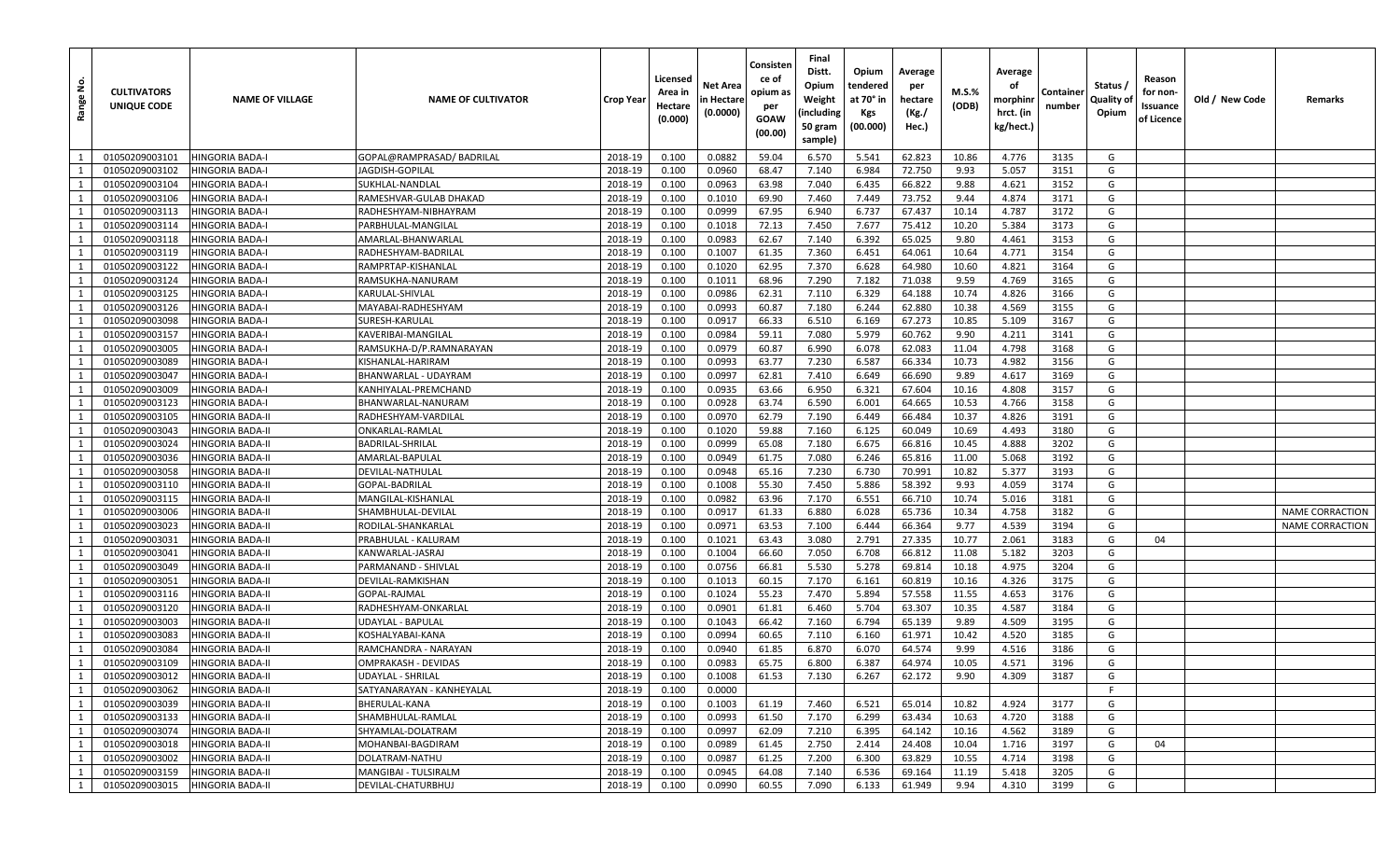| Range No. | CULTIVATORS UNIQUE CODE | NAME OF VILLAGE | NAME OF CULTIVATOR | Crop Year | Licensed Area in Hectare (0.000) | Net Area in Hectare (0.0000) | Consistence of opium as per GOAW (00.00) | Final Distt. Opium Weight (including 50 gram sample) | Opium tendered at 70° in Kgs (00.000) | Average per hectare (Kg./ Hec.) | M.S.% (ODB) | Average of morphinr hrct. (in kg/hect.) | Container number | Status / Quality of Opium | Reason for non-Issuance of Licence | Old / New Code | Remarks |
|---|---|---|---|---|---|---|---|---|---|---|---|---|---|---|---|---|---|
| 1 | 01050209003101 | HINGORIA BADA-I | GOPAL@RAMPRASAD/ BADRILAL | 2018-19 | 0.100 | 0.0882 | 59.04 | 6.570 | 5.541 | 62.823 | 10.86 | 4.776 | 3135 | G | | | |
| 1 | 01050209003102 | HINGORIA BADA-I | JAGDISH-GOPILAL | 2018-19 | 0.100 | 0.0960 | 68.47 | 7.140 | 6.984 | 72.750 | 9.93 | 5.057 | 3151 | G | | | |
| 1 | 01050209003104 | HINGORIA BADA-I | SUKHLAL-NANDLAL | 2018-19 | 0.100 | 0.0963 | 63.98 | 7.040 | 6.435 | 66.822 | 9.88 | 4.621 | 3152 | G | | | |
| 1 | 01050209003106 | HINGORIA BADA-I | RAMESHVAR-GULAB DHAKAD | 2018-19 | 0.100 | 0.1010 | 69.90 | 7.460 | 7.449 | 73.752 | 9.44 | 4.874 | 3171 | G | | | |
| 1 | 01050209003113 | HINGORIA BADA-I | RADHESHYAM-NIBHAYRAM | 2018-19 | 0.100 | 0.0999 | 67.95 | 6.940 | 6.737 | 67.437 | 10.14 | 4.787 | 3172 | G | | | |
| 1 | 01050209003114 | HINGORIA BADA-I | PARBHULAL-MANGILAL | 2018-19 | 0.100 | 0.1018 | 72.13 | 7.450 | 7.677 | 75.412 | 10.20 | 5.384 | 3173 | G | | | |
| 1 | 01050209003118 | HINGORIA BADA-I | AMARLAL-BHANWARLAL | 2018-19 | 0.100 | 0.0983 | 62.67 | 7.140 | 6.392 | 65.025 | 9.80 | 4.461 | 3153 | G | | | |
| 1 | 01050209003119 | HINGORIA BADA-I | RADHESHYAM-BADRILAL | 2018-19 | 0.100 | 0.1007 | 61.35 | 7.360 | 6.451 | 64.061 | 10.64 | 4.771 | 3154 | G | | | |
| 1 | 01050209003122 | HINGORIA BADA-I | RAMPRTAP-KISHANLAL | 2018-19 | 0.100 | 0.1020 | 62.95 | 7.370 | 6.628 | 64.980 | 10.60 | 4.821 | 3164 | G | | | |
| 1 | 01050209003124 | HINGORIA BADA-I | RAMSUKHA-NANURAM | 2018-19 | 0.100 | 0.1011 | 68.96 | 7.290 | 7.182 | 71.038 | 9.59 | 4.769 | 3165 | G | | | |
| 1 | 01050209003125 | HINGORIA BADA-I | KARULAL-SHIVLAL | 2018-19 | 0.100 | 0.0986 | 62.31 | 7.110 | 6.329 | 64.188 | 10.74 | 4.826 | 3166 | G | | | |
| 1 | 01050209003126 | HINGORIA BADA-I | MAYABAI-RADHESHYAM | 2018-19 | 0.100 | 0.0993 | 60.87 | 7.180 | 6.244 | 62.880 | 10.38 | 4.569 | 3155 | G | | | |
| 1 | 01050209003098 | HINGORIA BADA-I | SURESH-KARULAL | 2018-19 | 0.100 | 0.0917 | 66.33 | 6.510 | 6.169 | 67.273 | 10.85 | 5.109 | 3167 | G | | | |
| 1 | 01050209003157 | HINGORIA BADA-I | KAVERIBAI-MANGILAL | 2018-19 | 0.100 | 0.0984 | 59.11 | 7.080 | 5.979 | 60.762 | 9.90 | 4.211 | 3141 | G | | | |
| 1 | 01050209003005 | HINGORIA BADA-I | RAMSUKHA-D/P.RAMNARAYAN | 2018-19 | 0.100 | 0.0979 | 60.87 | 6.990 | 6.078 | 62.083 | 11.04 | 4.798 | 3168 | G | | | |
| 1 | 01050209003089 | HINGORIA BADA-I | KISHANLAL-HARIRAM | 2018-19 | 0.100 | 0.0993 | 63.77 | 7.230 | 6.587 | 66.334 | 10.73 | 4.982 | 3156 | G | | | |
| 1 | 01050209003047 | HINGORIA BADA-I | BHANWARLAL - UDAYRAM | 2018-19 | 0.100 | 0.0997 | 62.81 | 7.410 | 6.649 | 66.690 | 9.89 | 4.617 | 3169 | G | | | |
| 1 | 01050209003009 | HINGORIA BADA-I | KANHIYALAL-PREMCHAND | 2018-19 | 0.100 | 0.0935 | 63.66 | 6.950 | 6.321 | 67.604 | 10.16 | 4.808 | 3157 | G | | | |
| 1 | 01050209003123 | HINGORIA BADA-I | BHANWARLAL-NANURAM | 2018-19 | 0.100 | 0.0928 | 63.74 | 6.590 | 6.001 | 64.665 | 10.53 | 4.766 | 3158 | G | | | |
| 1 | 01050209003105 | HINGORIA BADA-II | RADHESHYAM-VARDILAL | 2018-19 | 0.100 | 0.0970 | 62.79 | 7.190 | 6.449 | 66.484 | 10.37 | 4.826 | 3191 | G | | | |
| 1 | 01050209003043 | HINGORIA BADA-II | ONKARLAL-RAMLAL | 2018-19 | 0.100 | 0.1020 | 59.88 | 7.160 | 6.125 | 60.049 | 10.69 | 4.493 | 3180 | G | | | |
| 1 | 01050209003024 | HINGORIA BADA-II | BADRILAL-SHRILAL | 2018-19 | 0.100 | 0.0999 | 65.08 | 7.180 | 6.675 | 66.816 | 10.45 | 4.888 | 3202 | G | | | |
| 1 | 01050209003036 | HINGORIA BADA-II | AMARLAL-BAPULAL | 2018-19 | 0.100 | 0.0949 | 61.75 | 7.080 | 6.246 | 65.816 | 11.00 | 5.068 | 3192 | G | | | |
| 1 | 01050209003058 | HINGORIA BADA-II | DEVILAL-NATHULAL | 2018-19 | 0.100 | 0.0948 | 65.16 | 7.230 | 6.730 | 70.991 | 10.82 | 5.377 | 3193 | G | | | |
| 1 | 01050209003110 | HINGORIA BADA-II | GOPAL-BADRILAL | 2018-19 | 0.100 | 0.1008 | 55.30 | 7.450 | 5.886 | 58.392 | 9.93 | 4.059 | 3174 | G | | | |
| 1 | 01050209003115 | HINGORIA BADA-II | MANGILAL-KISHANLAL | 2018-19 | 0.100 | 0.0982 | 63.96 | 7.170 | 6.551 | 66.710 | 10.74 | 5.016 | 3181 | G | | | |
| 1 | 01050209003006 | HINGORIA BADA-II | SHAMBHULAL-DEVILAL | 2018-19 | 0.100 | 0.0917 | 61.33 | 6.880 | 6.028 | 65.736 | 10.34 | 4.758 | 3182 | G | | | NAME CORRACTION |
| 1 | 01050209003023 | HINGORIA BADA-II | RODILAL-SHANKARLAL | 2018-19 | 0.100 | 0.0971 | 63.53 | 7.100 | 6.444 | 66.364 | 9.77 | 4.539 | 3194 | G | | | NAME CORRACTION |
| 1 | 01050209003031 | HINGORIA BADA-II | PRABHULAL - KALURAM | 2018-19 | 0.100 | 0.1021 | 63.43 | 3.080 | 2.791 | 27.335 | 10.77 | 2.061 | 3183 | G | 04 | | |
| 1 | 01050209003041 | HINGORIA BADA-II | KANWARLAL-JASRAJ | 2018-19 | 0.100 | 0.1004 | 66.60 | 7.050 | 6.708 | 66.812 | 11.08 | 5.182 | 3203 | G | | | |
| 1 | 01050209003049 | HINGORIA BADA-II | PARMANAND - SHIVLAL | 2018-19 | 0.100 | 0.0756 | 66.81 | 5.530 | 5.278 | 69.814 | 10.18 | 4.975 | 3204 | G | | | |
| 1 | 01050209003051 | HINGORIA BADA-II | DEVILAL-RAMKISHAN | 2018-19 | 0.100 | 0.1013 | 60.15 | 7.170 | 6.161 | 60.819 | 10.16 | 4.326 | 3175 | G | | | |
| 1 | 01050209003116 | HINGORIA BADA-II | GOPAL-RAJMAL | 2018-19 | 0.100 | 0.1024 | 55.23 | 7.470 | 5.894 | 57.558 | 11.55 | 4.653 | 3176 | G | | | |
| 1 | 01050209003120 | HINGORIA BADA-II | RADHESHYAM-ONKARLAL | 2018-19 | 0.100 | 0.0901 | 61.81 | 6.460 | 5.704 | 63.307 | 10.35 | 4.587 | 3184 | G | | | |
| 1 | 01050209003003 | HINGORIA BADA-II | UDAYLAL - BAPULAL | 2018-19 | 0.100 | 0.1043 | 66.42 | 7.160 | 6.794 | 65.139 | 9.89 | 4.509 | 3195 | G | | | |
| 1 | 01050209003083 | HINGORIA BADA-II | KOSHALYABAI-KANA | 2018-19 | 0.100 | 0.0994 | 60.65 | 7.110 | 6.160 | 61.971 | 10.42 | 4.520 | 3185 | G | | | |
| 1 | 01050209003084 | HINGORIA BADA-II | RAMCHANDRA - NARAYAN | 2018-19 | 0.100 | 0.0940 | 61.85 | 6.870 | 6.070 | 64.574 | 9.99 | 4.516 | 3186 | G | | | |
| 1 | 01050209003109 | HINGORIA BADA-II | OMPRAKASH - DEVIDAS | 2018-19 | 0.100 | 0.0983 | 65.75 | 6.800 | 6.387 | 64.974 | 10.05 | 4.571 | 3196 | G | | | |
| 1 | 01050209003012 | HINGORIA BADA-II | UDAYLAL - SHRILAL | 2018-19 | 0.100 | 0.1008 | 61.53 | 7.130 | 6.267 | 62.172 | 9.90 | 4.309 | 3187 | G | | | |
| 1 | 01050209003062 | HINGORIA BADA-II | SATYANARAYAN - KANHEYALAL | 2018-19 | 0.100 | 0.0000 | | | | | | | | F | | | |
| 1 | 01050209003039 | HINGORIA BADA-II | BHERULAL-KANA | 2018-19 | 0.100 | 0.1003 | 61.19 | 7.460 | 6.521 | 65.014 | 10.82 | 4.924 | 3177 | G | | | |
| 1 | 01050209003133 | HINGORIA BADA-II | SHAMBHULAL-RAMLAL | 2018-19 | 0.100 | 0.0993 | 61.50 | 7.170 | 6.299 | 63.434 | 10.63 | 4.720 | 3188 | G | | | |
| 1 | 01050209003074 | HINGORIA BADA-II | SHYAMLAL-DOLATRAM | 2018-19 | 0.100 | 0.0997 | 62.09 | 7.210 | 6.395 | 64.142 | 10.16 | 4.562 | 3189 | G | | | |
| 1 | 01050209003018 | HINGORIA BADA-II | MOHANBAI-BAGDIRAM | 2018-19 | 0.100 | 0.0989 | 61.45 | 2.750 | 2.414 | 24.408 | 10.04 | 1.716 | 3197 | G | 04 | | |
| 1 | 01050209003002 | HINGORIA BADA-II | DOLATRAM-NATHU | 2018-19 | 0.100 | 0.0987 | 61.25 | 7.200 | 6.300 | 63.829 | 10.55 | 4.714 | 3198 | G | | | |
| 1 | 01050209003159 | HINGORIA BADA-II | MANGIBAI - TULSIRALM | 2018-19 | 0.100 | 0.0945 | 64.08 | 7.140 | 6.536 | 69.164 | 11.19 | 5.418 | 3205 | G | | | |
| 1 | 01050209003015 | HINGORIA BADA-II | DEVILAL-CHATURBHUJ | 2018-19 | 0.100 | 0.0990 | 60.55 | 7.090 | 6.133 | 61.949 | 9.94 | 4.310 | 3199 | G | | | |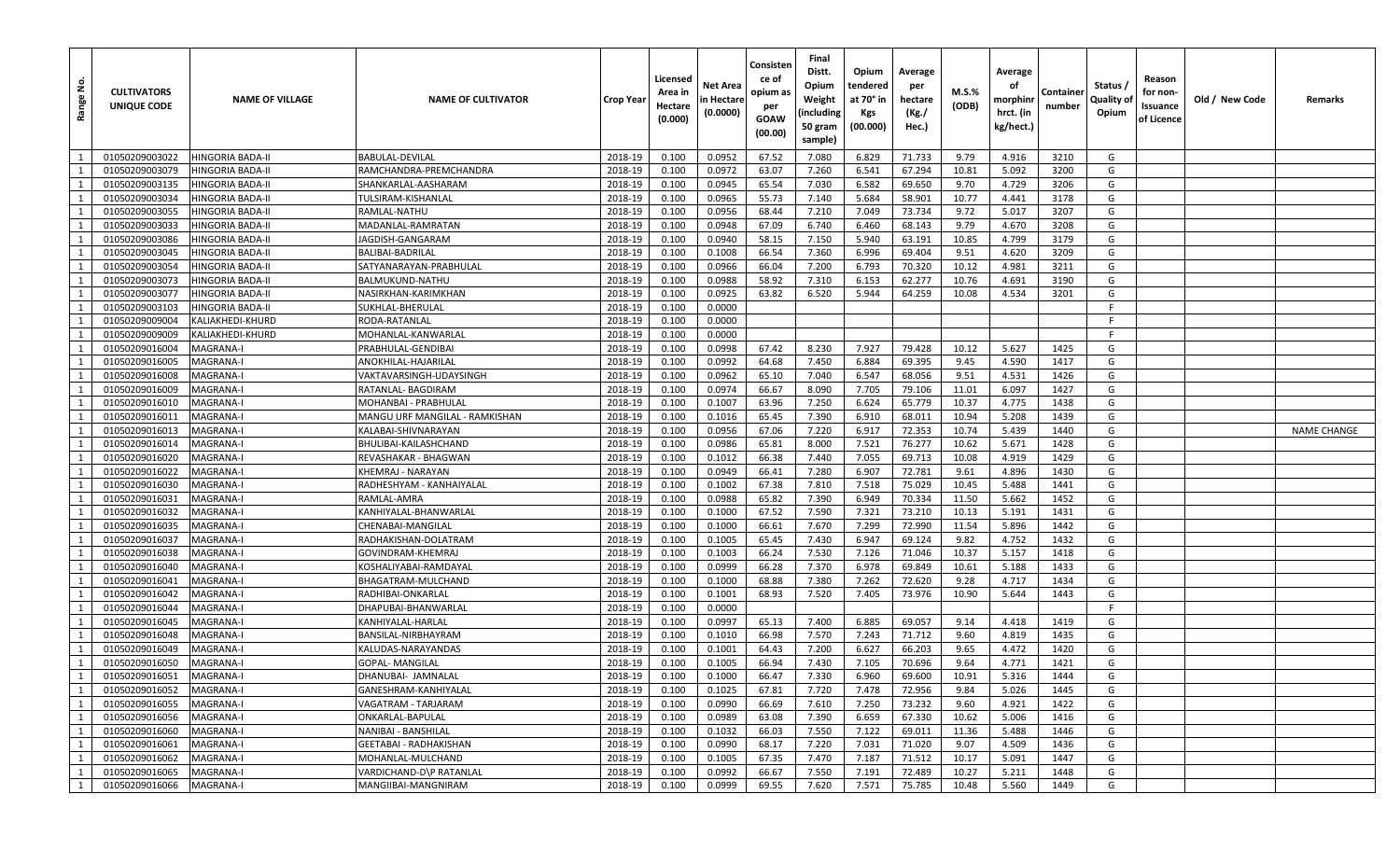| Range No. | CULTIVATORS UNIQUE CODE | NAME OF VILLAGE | NAME OF CULTIVATOR | Crop Year | Licensed Area in Hectare (0.000) | Net Area in Hectare (0.0000) | Consistence of opium as per GOAW (00.00) | Final Distt. Opium Weight (including 50 gram sample) | Opium tendered at 70° in Kgs (00.000) | Average per hectare (Kg./ Hec.) | M.S.% (ODB) | Average of morphinr hrct. (in kg/hect.) | Container number | Status / Quality of Opium | Reason for non-Issuance of Licence | Old / New Code | Remarks |
|---|---|---|---|---|---|---|---|---|---|---|---|---|---|---|---|---|---|
| 1 | 01050209003022 | HINGORIA BADA-II | BABULAL-DEVILAL | 2018-19 | 0.100 | 0.0952 | 67.52 | 7.080 | 6.829 | 71.733 | 9.79 | 4.916 | 3210 | G | | | |
| 1 | 01050209003079 | HINGORIA BADA-II | RAMCHANDRA-PREMCHANDRA | 2018-19 | 0.100 | 0.0972 | 63.07 | 7.260 | 6.541 | 67.294 | 10.81 | 5.092 | 3200 | G | | | |
| 1 | 01050209003135 | HINGORIA BADA-II | SHANKARLAL-AASHARAM | 2018-19 | 0.100 | 0.0945 | 65.54 | 7.030 | 6.582 | 69.650 | 9.70 | 4.729 | 3206 | G | | | |
| 1 | 01050209003034 | HINGORIA BADA-II | TULSIRAM-KISHANLAL | 2018-19 | 0.100 | 0.0965 | 55.73 | 7.140 | 5.684 | 58.901 | 10.77 | 4.441 | 3178 | G | | | |
| 1 | 01050209003055 | HINGORIA BADA-II | RAMLAL-NATHU | 2018-19 | 0.100 | 0.0956 | 68.44 | 7.210 | 7.049 | 73.734 | 9.72 | 5.017 | 3207 | G | | | |
| 1 | 01050209003033 | HINGORIA BADA-II | MADANLAL-RAMRATAN | 2018-19 | 0.100 | 0.0948 | 67.09 | 6.740 | 6.460 | 68.143 | 9.79 | 4.670 | 3208 | G | | | |
| 1 | 01050209003086 | HINGORIA BADA-II | JAGDISH-GANGARAM | 2018-19 | 0.100 | 0.0940 | 58.15 | 7.150 | 5.940 | 63.191 | 10.85 | 4.799 | 3179 | G | | | |
| 1 | 01050209003045 | HINGORIA BADA-II | BALIBAI-BADRILAL | 2018-19 | 0.100 | 0.1008 | 66.54 | 7.360 | 6.996 | 69.404 | 9.51 | 4.620 | 3209 | G | | | |
| 1 | 01050209003054 | HINGORIA BADA-II | SATYANARAYAN-PRABHULAL | 2018-19 | 0.100 | 0.0966 | 66.04 | 7.200 | 6.793 | 70.320 | 10.12 | 4.981 | 3211 | G | | | |
| 1 | 01050209003073 | HINGORIA BADA-II | BALMUKUND-NATHU | 2018-19 | 0.100 | 0.0988 | 58.92 | 7.310 | 6.153 | 62.277 | 10.76 | 4.691 | 3190 | G | | | |
| 1 | 01050209003077 | HINGORIA BADA-II | NASIRKHAN-KARIMKHAN | 2018-19 | 0.100 | 0.0925 | 63.82 | 6.520 | 5.944 | 64.259 | 10.08 | 4.534 | 3201 | G | | | |
| 1 | 01050209003103 | HINGORIA BADA-II | SUKHLAL-BHERULAL | 2018-19 | 0.100 | 0.0000 | | | | | | | | F | | | |
| 1 | 01050209009004 | KALIAKHEDI-KHURD | RODA-RATANLAL | 2018-19 | 0.100 | 0.0000 | | | | | | | | F | | | |
| 1 | 01050209009009 | KALIAKHEDI-KHURD | MOHANLAL-KANWARLAL | 2018-19 | 0.100 | 0.0000 | | | | | | | | F | | | |
| 1 | 01050209016004 | MAGRANA-I | PRABHULAL-GENDIBAI | 2018-19 | 0.100 | 0.0998 | 67.42 | 8.230 | 7.927 | 79.428 | 10.12 | 5.627 | 1425 | G | | | |
| 1 | 01050209016005 | MAGRANA-I | ANOKHILAL-HAJARILAL | 2018-19 | 0.100 | 0.0992 | 64.68 | 7.450 | 6.884 | 69.395 | 9.45 | 4.590 | 1417 | G | | | |
| 1 | 01050209016008 | MAGRANA-I | VAKTAVARSINGH-UDAYSINGH | 2018-19 | 0.100 | 0.0962 | 65.10 | 7.040 | 6.547 | 68.056 | 9.51 | 4.531 | 1426 | G | | | |
| 1 | 01050209016009 | MAGRANA-I | RATANLAL- BAGDIRAM | 2018-19 | 0.100 | 0.0974 | 66.67 | 8.090 | 7.705 | 79.106 | 11.01 | 6.097 | 1427 | G | | | |
| 1 | 01050209016010 | MAGRANA-I | MOHANBAI - PRABHULAL | 2018-19 | 0.100 | 0.1007 | 63.96 | 7.250 | 6.624 | 65.779 | 10.37 | 4.775 | 1438 | G | | | |
| 1 | 01050209016011 | MAGRANA-I | MANGU URF MANGILAL - RAMKISHAN | 2018-19 | 0.100 | 0.1016 | 65.45 | 7.390 | 6.910 | 68.011 | 10.94 | 5.208 | 1439 | G | | | |
| 1 | 01050209016013 | MAGRANA-I | KALABAI-SHIVNARAYAN | 2018-19 | 0.100 | 0.0956 | 67.06 | 7.220 | 6.917 | 72.353 | 10.74 | 5.439 | 1440 | G | | | NAME CHANGE |
| 1 | 01050209016014 | MAGRANA-I | BHULIBAI-KAILASHCHAND | 2018-19 | 0.100 | 0.0986 | 65.81 | 8.000 | 7.521 | 76.277 | 10.62 | 5.671 | 1428 | G | | | |
| 1 | 01050209016020 | MAGRANA-I | REVASHAKAR - BHAGWAN | 2018-19 | 0.100 | 0.1012 | 66.38 | 7.440 | 7.055 | 69.713 | 10.08 | 4.919 | 1429 | G | | | |
| 1 | 01050209016022 | MAGRANA-I | KHEMRAJ - NARAYAN | 2018-19 | 0.100 | 0.0949 | 66.41 | 7.280 | 6.907 | 72.781 | 9.61 | 4.896 | 1430 | G | | | |
| 1 | 01050209016030 | MAGRANA-I | RADHESHYAM - KANHAIYALAL | 2018-19 | 0.100 | 0.1002 | 67.38 | 7.810 | 7.518 | 75.029 | 10.45 | 5.488 | 1441 | G | | | |
| 1 | 01050209016031 | MAGRANA-I | RAMLAL-AMRA | 2018-19 | 0.100 | 0.0988 | 65.82 | 7.390 | 6.949 | 70.334 | 11.50 | 5.662 | 1452 | G | | | |
| 1 | 01050209016032 | MAGRANA-I | KANHIYALAL-BHANWARLAL | 2018-19 | 0.100 | 0.1000 | 67.52 | 7.590 | 7.321 | 73.210 | 10.13 | 5.191 | 1431 | G | | | |
| 1 | 01050209016035 | MAGRANA-I | CHENABAI-MANGILAL | 2018-19 | 0.100 | 0.1000 | 66.61 | 7.670 | 7.299 | 72.990 | 11.54 | 5.896 | 1442 | G | | | |
| 1 | 01050209016037 | MAGRANA-I | RADHAKISHAN-DOLATRAM | 2018-19 | 0.100 | 0.1005 | 65.45 | 7.430 | 6.947 | 69.124 | 9.82 | 4.752 | 1432 | G | | | |
| 1 | 01050209016038 | MAGRANA-I | GOVINDRAM-KHEMRAJ | 2018-19 | 0.100 | 0.1003 | 66.24 | 7.530 | 7.126 | 71.046 | 10.37 | 5.157 | 1418 | G | | | |
| 1 | 01050209016040 | MAGRANA-I | KOSHALIYABAI-RAMDAYAL | 2018-19 | 0.100 | 0.0999 | 66.28 | 7.370 | 6.978 | 69.849 | 10.61 | 5.188 | 1433 | G | | | |
| 1 | 01050209016041 | MAGRANA-I | BHAGATRAM-MULCHAND | 2018-19 | 0.100 | 0.1000 | 68.88 | 7.380 | 7.262 | 72.620 | 9.28 | 4.717 | 1434 | G | | | |
| 1 | 01050209016042 | MAGRANA-I | RADHIBAI-ONKARLAL | 2018-19 | 0.100 | 0.1001 | 68.93 | 7.520 | 7.405 | 73.976 | 10.90 | 5.644 | 1443 | G | | | |
| 1 | 01050209016044 | MAGRANA-I | DHAPUBAI-BHANWARLAL | 2018-19 | 0.100 | 0.0000 | | | | | | | | F | | | |
| 1 | 01050209016045 | MAGRANA-I | KANHIYALAL-HARLAL | 2018-19 | 0.100 | 0.0997 | 65.13 | 7.400 | 6.885 | 69.057 | 9.14 | 4.418 | 1419 | G | | | |
| 1 | 01050209016048 | MAGRANA-I | BANSILAL-NIRBHAYRAM | 2018-19 | 0.100 | 0.1010 | 66.98 | 7.570 | 7.243 | 71.712 | 9.60 | 4.819 | 1435 | G | | | |
| 1 | 01050209016049 | MAGRANA-I | KALUDAS-NARAYANDAS | 2018-19 | 0.100 | 0.1001 | 64.43 | 7.200 | 6.627 | 66.203 | 9.65 | 4.472 | 1420 | G | | | |
| 1 | 01050209016050 | MAGRANA-I | GOPAL- MANGILAL | 2018-19 | 0.100 | 0.1005 | 66.94 | 7.430 | 7.105 | 70.696 | 9.64 | 4.771 | 1421 | G | | | |
| 1 | 01050209016051 | MAGRANA-I | DHANUBAI- JAMNALAL | 2018-19 | 0.100 | 0.1000 | 66.47 | 7.330 | 6.960 | 69.600 | 10.91 | 5.316 | 1444 | G | | | |
| 1 | 01050209016052 | MAGRANA-I | GANESHRAM-KANHIYALAL | 2018-19 | 0.100 | 0.1025 | 67.81 | 7.720 | 7.478 | 72.956 | 9.84 | 5.026 | 1445 | G | | | |
| 1 | 01050209016055 | MAGRANA-I | VAGATRAM - TARJARAM | 2018-19 | 0.100 | 0.0990 | 66.69 | 7.610 | 7.250 | 73.232 | 9.60 | 4.921 | 1422 | G | | | |
| 1 | 01050209016056 | MAGRANA-I | ONKARLAL-BAPULAL | 2018-19 | 0.100 | 0.0989 | 63.08 | 7.390 | 6.659 | 67.330 | 10.62 | 5.006 | 1416 | G | | | |
| 1 | 01050209016060 | MAGRANA-I | NANIBAI - BANSHILAL | 2018-19 | 0.100 | 0.1032 | 66.03 | 7.550 | 7.122 | 69.011 | 11.36 | 5.488 | 1446 | G | | | |
| 1 | 01050209016061 | MAGRANA-I | GEETABAI - RADHAKISHAN | 2018-19 | 0.100 | 0.0990 | 68.17 | 7.220 | 7.031 | 71.020 | 9.07 | 4.509 | 1436 | G | | | |
| 1 | 01050209016062 | MAGRANA-I | MOHANLAL-MULCHAND | 2018-19 | 0.100 | 0.1005 | 67.35 | 7.470 | 7.187 | 71.512 | 10.17 | 5.091 | 1447 | G | | | |
| 1 | 01050209016065 | MAGRANA-I | VARDICHAND-D\P RATANLAL | 2018-19 | 0.100 | 0.0992 | 66.67 | 7.550 | 7.191 | 72.489 | 10.27 | 5.211 | 1448 | G | | | |
| 1 | 01050209016066 | MAGRANA-I | MANGIIBAI-MANGNIRAM | 2018-19 | 0.100 | 0.0999 | 69.55 | 7.620 | 7.571 | 75.785 | 10.48 | 5.560 | 1449 | G | | | |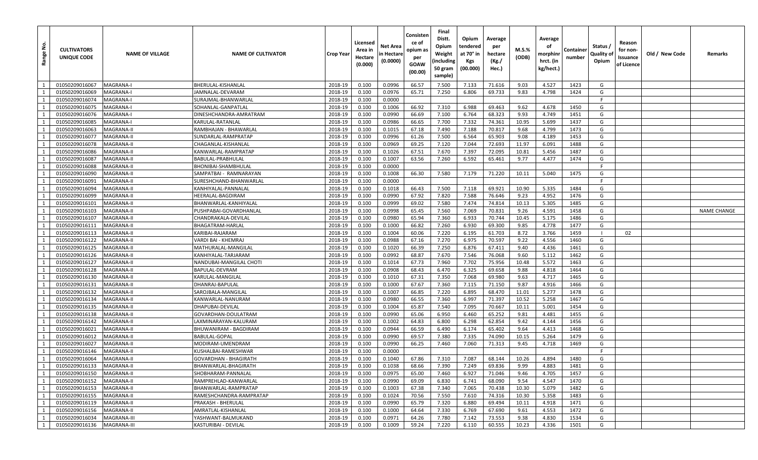| Range No. | CULTIVATORS UNIQUE CODE | NAME OF VILLAGE | NAME OF CULTIVATOR | Crop Year | Licensed Area in Hectare (0.000) | Net Area in Hectare (0.0000) | Consistence of opium as per GOAW (00.00) | Final Distt. Opium Weight (including 50 gram sample) | Opium tendered at 70° in Kgs (00.000) | Average per hectare (Kg./ Hec.) | M.S.% (ODB) | Average of morphinr hrct. (in kg/hect.) | Container number | Status / Quality of Opium | Reason for non-Issuance of Licence | Old / New Code | Remarks |
|---|---|---|---|---|---|---|---|---|---|---|---|---|---|---|---|---|---|
| 1 | 01050209016067 | MAGRANA-I | BHERULAL-KISHANLAL | 2018-19 | 0.100 | 0.0996 | 66.57 | 7.500 | 7.133 | 71.616 | 9.03 | 4.527 | 1423 | G | | | |
| 1 | 01050209016069 | MAGRANA-I | JAMNALAL-DEVARAM | 2018-19 | 0.100 | 0.0976 | 65.71 | 7.250 | 6.806 | 69.733 | 9.83 | 4.798 | 1424 | G | | | |
| 1 | 01050209016074 | MAGRANA-I | SURAJMAL-BHANWARLAL | 2018-19 | 0.100 | 0.0000 | | | | | | | | F | | | |
| 1 | 01050209016075 | MAGRANA-I | SOHANLAL-GANPATLAL | 2018-19 | 0.100 | 0.1006 | 66.92 | 7.310 | 6.988 | 69.463 | 9.62 | 4.678 | 1450 | G | | | |
| 1 | 01050209016076 | MAGRANA-I | DINESHCHANDRA-AMRATRAM | 2018-19 | 0.100 | 0.0990 | 66.69 | 7.100 | 6.764 | 68.323 | 9.93 | 4.749 | 1451 | G | | | |
| 1 | 01050209016085 | MAGRANA-I | KARULAL-RATANLAL | 2018-19 | 0.100 | 0.0986 | 66.65 | 7.700 | 7.332 | 74.361 | 10.95 | 5.699 | 1437 | G | | | |
| 1 | 01050209016063 | MAGRANA-II | RAMBHAJAN - BHAWARLAL | 2018-19 | 0.100 | 0.1015 | 67.18 | 7.490 | 7.188 | 70.817 | 9.68 | 4.799 | 1473 | G | | | |
| 1 | 01050209016077 | MAGRANA-II | SUNDARLAL-RAMPRATAP | 2018-19 | 0.100 | 0.0996 | 61.26 | 7.500 | 6.564 | 65.903 | 9.08 | 4.189 | 1453 | G | | | |
| 1 | 01050209016078 | MAGRANA-II | CHAGANLAL-KISHANLAL | 2018-19 | 0.100 | 0.0969 | 69.25 | 7.120 | 7.044 | 72.693 | 11.97 | 6.091 | 1488 | G | | | |
| 1 | 01050209016086 | MAGRANA-II | KANWARLAL-RAMPRATAP | 2018-19 | 0.100 | 0.1026 | 67.51 | 7.670 | 7.397 | 72.095 | 10.81 | 5.456 | 1487 | G | | | |
| 1 | 01050209016087 | MAGRANA-II | BABULAL-PRABHULAL | 2018-19 | 0.100 | 0.1007 | 63.56 | 7.260 | 6.592 | 65.461 | 9.77 | 4.477 | 1474 | G | | | |
| 1 | 01050209016088 | MAGRANA-II | BHONIBAI-SHAMBHULAL | 2018-19 | 0.100 | 0.0000 | | | | | | | | F | | | |
| 1 | 01050209016090 | MAGRANA-II | SAMPATBAI - RAMNARAYAN | 2018-19 | 0.100 | 0.1008 | 66.30 | 7.580 | 7.179 | 71.220 | 10.11 | 5.040 | 1475 | G | | | |
| 1 | 01050209016091 | MAGRANA-II | SURESHCHAND-BHANWARLAL | 2018-19 | 0.100 | 0.0000 | | | | | | | | F | | | |
| 1 | 01050209016094 | MAGRANA-II | KANHIYALAL-PANNALAL | 2018-19 | 0.100 | 0.1018 | 66.43 | 7.500 | 7.118 | 69.921 | 10.90 | 5.335 | 1484 | G | | | |
| 1 | 01050209016099 | MAGRANA-II | HEERALAL-BAGDIRAM | 2018-19 | 0.100 | 0.0990 | 67.92 | 7.820 | 7.588 | 76.646 | 9.23 | 4.952 | 1476 | G | | | |
| 1 | 01050209016101 | MAGRANA-II | BHANWARLAL-KANHIYALAL | 2018-19 | 0.100 | 0.0999 | 69.02 | 7.580 | 7.474 | 74.814 | 10.13 | 5.305 | 1485 | G | | | |
| 1 | 01050209016103 | MAGRANA-II | PUSHPABAI-GOVARDHANLAL | 2018-19 | 0.100 | 0.0998 | 65.45 | 7.560 | 7.069 | 70.831 | 9.26 | 4.591 | 1458 | G | | | NAME CHANGE |
| 1 | 01050209016107 | MAGRANA-II | CHANDRAKALA-DEVILAL | 2018-19 | 0.100 | 0.0980 | 65.94 | 7.360 | 6.933 | 70.744 | 10.45 | 5.175 | 1486 | G | | | |
| 1 | 01050209016111 | MAGRANA-II | BHAGATRAM-HARLAL | 2018-19 | 0.100 | 0.1000 | 66.82 | 7.260 | 6.930 | 69.300 | 9.85 | 4.778 | 1477 | G | | | |
| 1 | 01050209016113 | MAGRANA-II | KARIBAI-RAJARAM | 2018-19 | 0.100 | 0.1004 | 60.06 | 7.220 | 6.195 | 61.703 | 8.72 | 3.766 | 1459 | I | 02 | | |
| 1 | 01050209016122 | MAGRANA-II | VARDI BAI - KHEMRAJ | 2018-19 | 0.100 | 0.0988 | 67.16 | 7.270 | 6.975 | 70.597 | 9.22 | 4.556 | 1460 | G | | | |
| 1 | 01050209016125 | MAGRANA-II | MATHURALAL-MANGILAL | 2018-19 | 0.100 | 0.1020 | 66.39 | 7.250 | 6.876 | 67.411 | 9.40 | 4.436 | 1461 | G | | | |
| 1 | 01050209016126 | MAGRANA-II | KANHIYALAL-TARJARAM | 2018-19 | 0.100 | 0.0992 | 68.87 | 7.670 | 7.546 | 76.068 | 9.60 | 5.112 | 1462 | G | | | |
| 1 | 01050209016127 | MAGRANA-II | NANDUBAI-MANGILAL CHOTI | 2018-19 | 0.100 | 0.1014 | 67.73 | 7.960 | 7.702 | 75.956 | 10.48 | 5.572 | 1463 | G | | | |
| 1 | 01050209016128 | MAGRANA-II | BAPULAL-DEVRAM | 2018-19 | 0.100 | 0.0908 | 68.43 | 6.470 | 6.325 | 69.658 | 9.88 | 4.818 | 1464 | G | | | |
| 1 | 01050209016130 | MAGRANA-II | KARULAL-MANGILAL | 2018-19 | 0.100 | 0.1010 | 67.31 | 7.350 | 7.068 | 69.980 | 9.63 | 4.717 | 1465 | G | | | |
| 1 | 01050209016131 | MAGRANA-II | DHANRAJ-BAPULAL | 2018-19 | 0.100 | 0.1000 | 67.67 | 7.360 | 7.115 | 71.150 | 9.87 | 4.916 | 1466 | G | | | |
| 1 | 01050209016132 | MAGRANA-II | SAROJBALA-MANGILAL | 2018-19 | 0.100 | 0.1007 | 66.85 | 7.220 | 6.895 | 68.470 | 11.01 | 5.277 | 1478 | G | | | |
| 1 | 01050209016134 | MAGRANA-II | KANWARLAL-NANURAM | 2018-19 | 0.100 | 0.0980 | 66.55 | 7.360 | 6.997 | 71.397 | 10.52 | 5.258 | 1467 | G | | | |
| 1 | 01050209016135 | MAGRANA-II | DHAPUBAI-DEVILAL | 2018-19 | 0.100 | 0.1004 | 65.87 | 7.540 | 7.095 | 70.667 | 10.11 | 5.001 | 1454 | G | | | |
| 1 | 01050209016138 | MAGRANA-II | GOVARDHAN-DOULATRAM | 2018-19 | 0.100 | 0.0990 | 65.06 | 6.950 | 6.460 | 65.252 | 9.81 | 4.481 | 1455 | G | | | |
| 1 | 01050209016142 | MAGRANA-II | LAXMINARAYAN-KALURAM | 2018-19 | 0.100 | 0.1002 | 64.83 | 6.800 | 6.298 | 62.854 | 9.42 | 4.144 | 1456 | G | | | |
| 1 | 01050209016021 | MAGRANA-II | BHUWANIRAM - BAGDIRAM | 2018-19 | 0.100 | 0.0944 | 66.59 | 6.490 | 6.174 | 65.402 | 9.64 | 4.413 | 1468 | G | | | |
| 1 | 01050209016012 | MAGRANA-II | BABULAL-GOPAL | 2018-19 | 0.100 | 0.0990 | 69.57 | 7.380 | 7.335 | 74.090 | 10.15 | 5.264 | 1479 | G | | | |
| 1 | 01050209016027 | MAGRANA-II | MODIRAM-UMENDRAM | 2018-19 | 0.100 | 0.0990 | 66.25 | 7.460 | 7.060 | 71.313 | 9.45 | 4.718 | 1469 | G | | | |
| 1 | 01050209016146 | MAGRANA-II | KUSHALBAI-RAMESHWAR | 2018-19 | 0.100 | 0.0000 | | | | | | | | F | | | |
| 1 | 01050209016064 | MAGRANA-II | GOVARDHAN - BHAGIRATH | 2018-19 | 0.100 | 0.1040 | 67.86 | 7.310 | 7.087 | 68.144 | 10.26 | 4.894 | 1480 | G | | | |
| 1 | 01050209016133 | MAGRANA-II | BHANWARLAL-BHAGIRATH | 2018-19 | 0.100 | 0.1038 | 68.66 | 7.390 | 7.249 | 69.836 | 9.99 | 4.883 | 1481 | G | | | |
| 1 | 01050209016150 | MAGRANA-II | SHOBHARAM-PANNALAL | 2018-19 | 0.100 | 0.0975 | 65.00 | 7.460 | 6.927 | 71.046 | 9.46 | 4.705 | 1457 | G | | | |
| 1 | 01050209016152 | MAGRANA-II | RAMPREHLAD-KANWARLAL | 2018-19 | 0.100 | 0.0990 | 69.09 | 6.830 | 6.741 | 68.090 | 9.54 | 4.547 | 1470 | G | | | |
| 1 | 01050209016153 | MAGRANA-II | BHANWARLAL-RAMPRATAP | 2018-19 | 0.100 | 0.1003 | 67.38 | 7.340 | 7.065 | 70.438 | 10.30 | 5.079 | 1482 | G | | | |
| 1 | 01050209016155 | MAGRANA-II | RAMESHCHANDRA-RAMPRATAP | 2018-19 | 0.100 | 0.1024 | 70.56 | 7.550 | 7.610 | 74.316 | 10.30 | 5.358 | 1483 | G | | | |
| 1 | 01050209016119 | MAGRANA-II | PRAKASH - BHERULAL | 2018-19 | 0.100 | 0.0990 | 65.79 | 7.320 | 6.880 | 69.494 | 10.11 | 4.918 | 1471 | G | | | |
| 1 | 01050209016156 | MAGRANA-II | AMRATLAL-KISHANLAL | 2018-19 | 0.100 | 0.1000 | 64.64 | 7.330 | 6.769 | 67.690 | 9.61 | 4.553 | 1472 | G | | | |
| 1 | 01050209016034 | MAGRANA-III | YASHWANT-BALMUKAND | 2018-19 | 0.100 | 0.0971 | 64.26 | 7.780 | 7.142 | 73.553 | 9.38 | 4.830 | 1534 | G | | | |
| 1 | 01050209016136 | MAGRANA-III | KASTURIBAI - DEVILAL | 2018-19 | 0.100 | 0.1009 | 59.24 | 7.220 | 6.110 | 60.555 | 10.23 | 4.336 | 1501 | G | | | |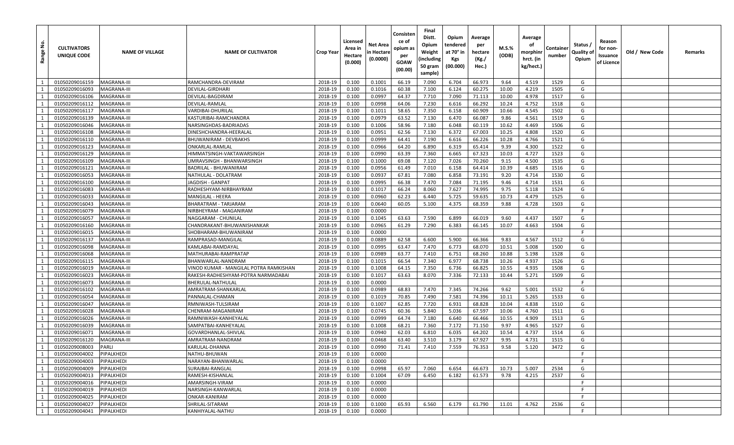| Range No. | CULTIVATORS UNIQUE CODE | NAME OF VILLAGE | NAME OF CULTIVATOR | Crop Year | Licensed Area in Hectare (0.000) | Net Area in Hectare (0.0000) | Consistence of opium as per GOAW (00.00) | Final Distt. Opium Weight (including 50 gram sample) | Opium tendered at 70° in Kgs (00.000) | Average per hectare (Kg./ Hec.) | M.S.% (ODB) | Average of morphinr hrct. (in kg/hect.) | Container number | Status / Quality of Opium | Reason for non-Issuance of Licence | Old / New Code | Remarks |
|---|---|---|---|---|---|---|---|---|---|---|---|---|---|---|---|---|---|
| 1 | 01050209016159 | MAGRANA-III | RAMCHANDRA-DEVIRAM | 2018-19 | 0.100 | 0.1001 | 66.19 | 7.090 | 6.704 | 66.973 | 9.64 | 4.519 | 1529 | G | | | |
| 1 | 01050209016093 | MAGRANA-III | DEVILAL-GIRDHARI | 2018-19 | 0.100 | 0.1016 | 60.38 | 7.100 | 6.124 | 60.275 | 10.00 | 4.219 | 1505 | G | | | |
| 1 | 01050209016106 | MAGRANA-III | DEVILAL-BAGDIRAM | 2018-19 | 0.100 | 0.0997 | 64.37 | 7.710 | 7.090 | 71.113 | 10.00 | 4.978 | 1517 | G | | | |
| 1 | 01050209016112 | MAGRANA-III | DEVILAL-RAMLAL | 2018-19 | 0.100 | 0.0998 | 64.06 | 7.230 | 6.616 | 66.292 | 10.24 | 4.752 | 1518 | G | | | |
| 1 | 01050209016117 | MAGRANA-III | VARDIBAI-DHURILAL | 2018-19 | 0.100 | 0.1011 | 58.65 | 7.350 | 6.158 | 60.909 | 10.66 | 4.545 | 1502 | G | | | |
| 1 | 01050209016139 | MAGRANA-III | KASTURIBAI-RAMCHANDRA | 2018-19 | 0.100 | 0.0979 | 63.52 | 7.130 | 6.470 | 66.087 | 9.86 | 4.561 | 1519 | G | | | |
| 1 | 01050209016046 | MAGRANA-III | NARSINGHDAS-BADRIADAS | 2018-19 | 0.100 | 0.1006 | 58.96 | 7.180 | 6.048 | 60.119 | 10.62 | 4.469 | 1506 | G | | | |
| 1 | 01050209016108 | MAGRANA-III | DINESHCHANDRA-HEERALAL | 2018-19 | 0.100 | 0.0951 | 62.56 | 7.130 | 6.372 | 67.003 | 10.25 | 4.808 | 1520 | G | | | |
| 1 | 01050209016110 | MAGRANA-III | BHUWANIRAM - DEVBAKHS | 2018-19 | 0.100 | 0.0999 | 64.41 | 7.190 | 6.616 | 66.226 | 10.28 | 4.766 | 1521 | G | | | |
| 1 | 01050209016123 | MAGRANA-III | ONKARLAL-RAMLAL | 2018-19 | 0.100 | 0.0966 | 64.20 | 6.890 | 6.319 | 65.414 | 9.39 | 4.300 | 1522 | G | | | |
| 1 | 01050209016129 | MAGRANA-III | HIMMATSINGH-VAKTAWARSINGH | 2018-19 | 0.100 | 0.0990 | 63.39 | 7.360 | 6.665 | 67.323 | 10.03 | 4.727 | 1523 | G | | | |
| 1 | 01050209016109 | MAGRANA-III | UMRAVSINGH - BHANWARSINGH | 2018-19 | 0.100 | 0.1000 | 69.08 | 7.120 | 7.026 | 70.260 | 9.15 | 4.500 | 1535 | G | | | |
| 1 | 01050209016121 | MAGRANA-III | BADRILAL - BHUWANIRAM | 2018-19 | 0.100 | 0.0956 | 61.49 | 7.010 | 6.158 | 64.414 | 10.39 | 4.685 | 1516 | G | | | |
| 1 | 01050209016053 | MAGRANA-III | NATHULAL - DOLATRAM | 2018-19 | 0.100 | 0.0937 | 67.81 | 7.080 | 6.858 | 73.191 | 9.20 | 4.714 | 1530 | G | | | |
| 1 | 01050209016100 | MAGRANA-III | JAGDISH - GANPAT | 2018-19 | 0.100 | 0.0995 | 66.38 | 7.470 | 7.084 | 71.195 | 9.46 | 4.714 | 1531 | G | | | |
| 1 | 01050209016083 | MAGRANA-III | RADHESHYAM-NIRBHAYRAM | 2018-19 | 0.100 | 0.1017 | 66.24 | 8.060 | 7.627 | 74.995 | 9.75 | 5.118 | 1524 | G | | | |
| 1 | 01050209016033 | MAGRANA-III | MANGILAL - HEERA | 2018-19 | 0.100 | 0.0960 | 62.23 | 6.440 | 5.725 | 59.635 | 10.73 | 4.479 | 1525 | G | | | |
| 1 | 01050209016043 | MAGRANA-III | BHARATRAM - TARJARAM | 2018-19 | 0.100 | 0.0640 | 60.05 | 5.100 | 4.375 | 68.359 | 9.88 | 4.728 | 1503 | G | | | |
| 1 | 01050209016079 | MAGRANA-III | NIRBHEYRAM - MAGANIRAM | 2018-19 | 0.100 | 0.0000 | | | | | | | | F | | | |
| 1 | 01050209016057 | MAGRANA-III | NAGGARAM - CHUNILAL | 2018-19 | 0.100 | 0.1045 | 63.63 | 7.590 | 6.899 | 66.019 | 9.60 | 4.437 | 1507 | G | | | |
| 1 | 01050209016160 | MAGRANA-III | CHANDRAKANT-BHUWANISHANKAR | 2018-19 | 0.100 | 0.0965 | 61.29 | 7.290 | 6.383 | 66.145 | 10.07 | 4.663 | 1504 | G | | | |
| 1 | 01050209016015 | MAGRANA-III | SHOBHARAM-BHUWANIRAM | 2018-19 | 0.100 | 0.0000 | | | | | | | | F | | | |
| 1 | 01050209016137 | MAGRANA-III | RAMPRASAD-MANGILAL | 2018-19 | 0.100 | 0.0889 | 62.58 | 6.600 | 5.900 | 66.366 | 9.83 | 4.567 | 1512 | G | | | |
| 1 | 01050209016098 | MAGRANA-III | KAMLABAI-RAMDAYAL | 2018-19 | 0.100 | 0.0995 | 63.47 | 7.470 | 6.773 | 68.070 | 10.51 | 5.008 | 1500 | G | | | |
| 1 | 01050209016068 | MAGRANA-III | MATHURABAI-RAMPRATAP | 2018-19 | 0.100 | 0.0989 | 63.77 | 7.410 | 6.751 | 68.260 | 10.88 | 5.198 | 1528 | G | | | |
| 1 | 01050209016115 | MAGRANA-III | BHANWARLAL-NANDRAM | 2018-19 | 0.100 | 0.1015 | 66.54 | 7.340 | 6.977 | 68.738 | 10.26 | 4.937 | 1526 | G | | | |
| 1 | 01050209016019 | MAGRANA-III | VINOD KUMAR - MANGILAL POTRA RAMKISHAN | 2018-19 | 0.100 | 0.1008 | 64.15 | 7.350 | 6.736 | 66.825 | 10.55 | 4.935 | 1508 | G | | | |
| 1 | 01050209016023 | MAGRANA-III | RAKESH-RADHESHYAM-POTRA NARMADABAI | 2018-19 | 0.100 | 0.1017 | 63.63 | 8.070 | 7.336 | 72.133 | 10.44 | 5.271 | 1509 | G | | | |
| 1 | 01050209016073 | MAGRANA-III | BHERULAL-NATHULAL | 2018-19 | 0.100 | 0.0000 | | | | | | | | F | | | |
| 1 | 01050209016102 | MAGRANA-III | AMRATRAM-SHANKARLAL | 2018-19 | 0.100 | 0.0989 | 68.83 | 7.470 | 7.345 | 74.266 | 9.62 | 5.001 | 1532 | G | | | |
| 1 | 01050209016054 | MAGRANA-III | PANNALAL-CHAMAN | 2018-19 | 0.100 | 0.1019 | 70.85 | 7.490 | 7.581 | 74.396 | 10.11 | 5.265 | 1533 | G | | | |
| 1 | 01050209016047 | MAGRANA-III | RMNIWASH-TULSIRAM | 2018-19 | 0.100 | 0.1007 | 62.85 | 7.720 | 6.931 | 68.828 | 10.04 | 4.838 | 1510 | G | | | |
| 1 | 01050209016028 | MAGRANA-III | CHENRAM-MAGANIRAM | 2018-19 | 0.100 | 0.0745 | 60.36 | 5.840 | 5.036 | 67.597 | 10.06 | 4.760 | 1511 | G | | | |
| 1 | 01050209016026 | MAGRANA-III | RAMNIWASH-KANHEYALAL | 2018-19 | 0.100 | 0.0999 | 64.74 | 7.180 | 6.640 | 66.466 | 10.55 | 4.909 | 1513 | G | | | |
| 1 | 01050209016039 | MAGRANA-III | SAMPATBAI-KANHEYALAL | 2018-19 | 0.100 | 0.1008 | 68.21 | 7.360 | 7.172 | 71.150 | 9.97 | 4.965 | 1527 | G | | | |
| 1 | 01050209016071 | MAGRANA-III | GOVARDHANLAL-SHIVLAL | 2018-19 | 0.100 | 0.0940 | 62.03 | 6.810 | 6.035 | 64.202 | 10.54 | 4.737 | 1514 | G | | | |
| 1 | 01050209016120 | MAGRANA-III | AMRATRAM-NANDRAM | 2018-19 | 0.100 | 0.0468 | 63.40 | 3.510 | 3.179 | 67.927 | 9.95 | 4.731 | 1515 | G | | | |
| 1 | 01050209008003 | PARLI | KARULAL-DHANNA | 2018-19 | 0.100 | 0.0990 | 71.41 | 7.410 | 7.559 | 76.353 | 9.58 | 5.120 | 3472 | G | | | |
| 1 | 01050209004002 | PIPALKHEDI | NATHU-BHUWAN | 2018-19 | 0.100 | 0.0000 | | | | | | | | F | | | |
| 1 | 01050209004003 | PIPALKHEDI | NARAYAN-BHANWARLAL | 2018-19 | 0.100 | 0.0000 | | | | | | | | F | | | |
| 1 | 01050209004009 | PIPALKHEDI | SURAJBAI-RANGLAL | 2018-19 | 0.100 | 0.0998 | 65.97 | 7.060 | 6.654 | 66.673 | 10.73 | 5.007 | 2534 | G | | | |
| 1 | 01050209004013 | PIPALKHEDI | RAMESH-KISHANLAL | 2018-19 | 0.100 | 0.1004 | 67.09 | 6.450 | 6.182 | 61.573 | 9.78 | 4.215 | 2537 | G | | | |
| 1 | 01050209004016 | PIPALKHEDI | AMARSINGH-VIRAM | 2018-19 | 0.100 | 0.0000 | | | | | | | | F | | | |
| 1 | 01050209004019 | PIPALKHEDI | NARSINGH-KANWARLAL | 2018-19 | 0.100 | 0.0000 | | | | | | | | F | | | |
| 1 | 01050209004025 | PIPALKHEDI | ONKAR-KANIRAM | 2018-19 | 0.100 | 0.0000 | | | | | | | | F | | | |
| 1 | 01050209004027 | PIPALKHEDI | SHRILAL-SITARAM | 2018-19 | 0.100 | 0.1000 | 65.93 | 6.560 | 6.179 | 61.790 | 11.01 | 4.762 | 2536 | G | | | |
| 1 | 01050209004041 | PIPALKHEDI | KANHIYALAL-NATHU | 2018-19 | 0.100 | 0.0000 | | | | | | | | F | | | |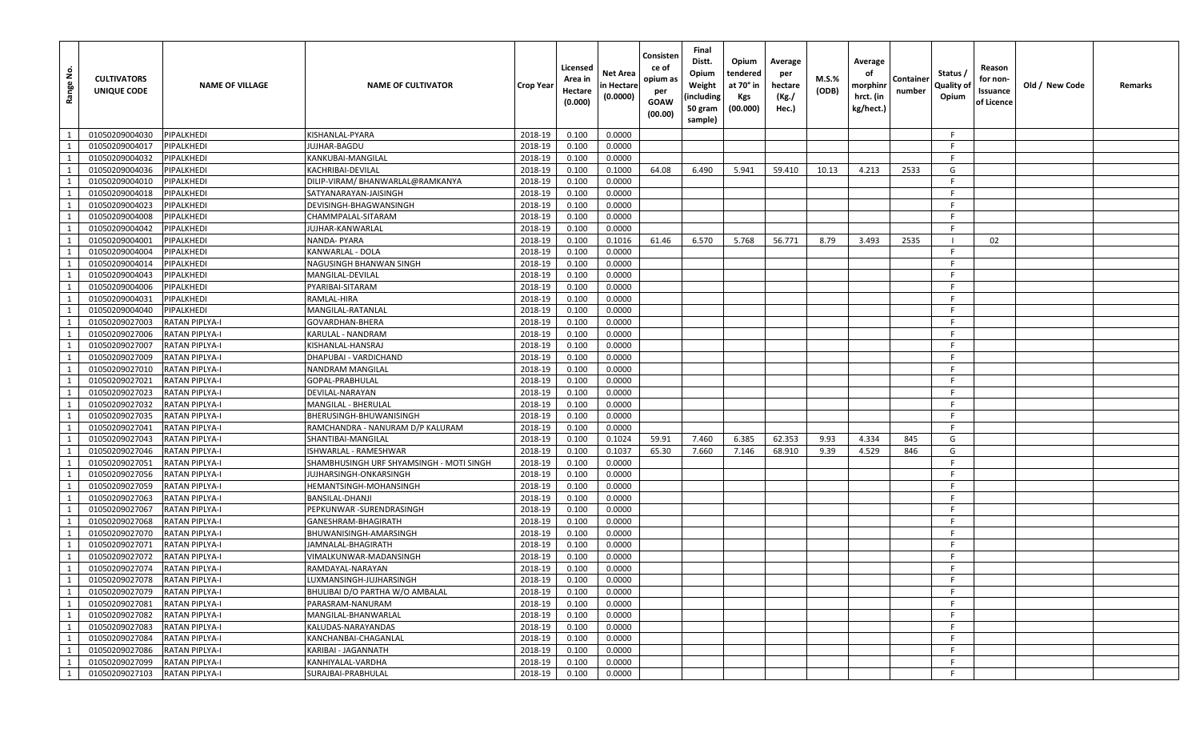| Range No. | CULTIVATORS UNIQUE CODE | NAME OF VILLAGE | NAME OF CULTIVATOR | Crop Year | Licensed Area in Hectare (0.000) | Net Area in Hectare (0.0000) | Consistence of opium as per GOAW (00.00) | Final Distt. Opium Weight (including 50 gram sample) | Opium tendered at 70° in Kgs (00.000) | Average per hectare (Kg./ Hec.) | M.S.% (ODB) | Average of morphinr hrct. (in kg/hect.) | Container number | Status / Quality of Opium | Reason for non-Issuance of Licence | Old / New Code | Remarks |
|---|---|---|---|---|---|---|---|---|---|---|---|---|---|---|---|---|---|
| 1 | 01050209004030 | PIPALKHEDI | KISHANLAL-PYARA | 2018-19 | 0.100 | 0.0000 | | | | | | | | F | | | |
| 1 | 01050209004017 | PIPALKHEDI | JUJHAR-BAGDU | 2018-19 | 0.100 | 0.0000 | | | | | | | | F | | | |
| 1 | 01050209004032 | PIPALKHEDI | KANKUBAI-MANGILAL | 2018-19 | 0.100 | 0.0000 | | | | | | | | F | | | |
| 1 | 01050209004036 | PIPALKHEDI | KACHRIBAI-DEVILAL | 2018-19 | 0.100 | 0.1000 | 64.08 | 6.490 | 5.941 | 59.410 | 10.13 | 4.213 | 2533 | G | | | |
| 1 | 01050209004010 | PIPALKHEDI | DILIP-VIRAM/ BHANWARLAL@RAMKANYA | 2018-19 | 0.100 | 0.0000 | | | | | | | | F | | | |
| 1 | 01050209004018 | PIPALKHEDI | SATYANARAYAN-JAISINGH | 2018-19 | 0.100 | 0.0000 | | | | | | | | F | | | |
| 1 | 01050209004023 | PIPALKHEDI | DEVISINGH-BHAGWANSINGH | 2018-19 | 0.100 | 0.0000 | | | | | | | | F | | | |
| 1 | 01050209004008 | PIPALKHEDI | CHAMMPALAL-SITARAM | 2018-19 | 0.100 | 0.0000 | | | | | | | | F | | | |
| 1 | 01050209004042 | PIPALKHEDI | JUJHAR-KANWARLAL | 2018-19 | 0.100 | 0.0000 | | | | | | | | F | | | |
| 1 | 01050209004001 | PIPALKHEDI | NANDA- PYARA | 2018-19 | 0.100 | 0.1016 | 61.46 | 6.570 | 5.768 | 56.771 | 8.79 | 3.493 | 2535 | I | 02 | | |
| 1 | 01050209004004 | PIPALKHEDI | KANWARLAL - DOLA | 2018-19 | 0.100 | 0.0000 | | | | | | | | F | | | |
| 1 | 01050209004014 | PIPALKHEDI | NAGUSINGH BHANWAN SINGH | 2018-19 | 0.100 | 0.0000 | | | | | | | | F | | | |
| 1 | 01050209004043 | PIPALKHEDI | MANGILAL-DEVILAL | 2018-19 | 0.100 | 0.0000 | | | | | | | | F | | | |
| 1 | 01050209004006 | PIPALKHEDI | PYARIBAI-SITARAM | 2018-19 | 0.100 | 0.0000 | | | | | | | | F | | | |
| 1 | 01050209004031 | PIPALKHEDI | RAMLAL-HIRA | 2018-19 | 0.100 | 0.0000 | | | | | | | | F | | | |
| 1 | 01050209004040 | PIPALKHEDI | MANGILAL-RATANLAL | 2018-19 | 0.100 | 0.0000 | | | | | | | | F | | | |
| 1 | 01050209027003 | RATAN PIPLYA-I | GOVARDHAN-BHERA | 2018-19 | 0.100 | 0.0000 | | | | | | | | F | | | |
| 1 | 01050209027006 | RATAN PIPLYA-I | KARULAL - NANDRAM | 2018-19 | 0.100 | 0.0000 | | | | | | | | F | | | |
| 1 | 01050209027007 | RATAN PIPLYA-I | KISHANLAL-HANSRAJ | 2018-19 | 0.100 | 0.0000 | | | | | | | | F | | | |
| 1 | 01050209027009 | RATAN PIPLYA-I | DHAPUBAI - VARDICHAND | 2018-19 | 0.100 | 0.0000 | | | | | | | | F | | | |
| 1 | 01050209027010 | RATAN PIPLYA-I | NANDRAM MANGILAL | 2018-19 | 0.100 | 0.0000 | | | | | | | | F | | | |
| 1 | 01050209027021 | RATAN PIPLYA-I | GOPAL-PRABHULAL | 2018-19 | 0.100 | 0.0000 | | | | | | | | F | | | |
| 1 | 01050209027023 | RATAN PIPLYA-I | DEVILAL-NARAYAN | 2018-19 | 0.100 | 0.0000 | | | | | | | | F | | | |
| 1 | 01050209027032 | RATAN PIPLYA-I | MANGILAL - BHERULAL | 2018-19 | 0.100 | 0.0000 | | | | | | | | F | | | |
| 1 | 01050209027035 | RATAN PIPLYA-I | BHERUSINGH-BHUWANISINGH | 2018-19 | 0.100 | 0.0000 | | | | | | | | F | | | |
| 1 | 01050209027041 | RATAN PIPLYA-I | RAMCHANDRA - NANURAM D/P KALURAM | 2018-19 | 0.100 | 0.0000 | | | | | | | | F | | | |
| 1 | 01050209027043 | RATAN PIPLYA-I | SHANTIBAI-MANGILAL | 2018-19 | 0.100 | 0.1024 | 59.91 | 7.460 | 6.385 | 62.353 | 9.93 | 4.334 | 845 | G | | | |
| 1 | 01050209027046 | RATAN PIPLYA-I | ISHWARLAL - RAMESHWAR | 2018-19 | 0.100 | 0.1037 | 65.30 | 7.660 | 7.146 | 68.910 | 9.39 | 4.529 | 846 | G | | | |
| 1 | 01050209027051 | RATAN PIPLYA-I | SHAMBHUSINGH URF SHYAMSINGH - MOTI SINGH | 2018-19 | 0.100 | 0.0000 | | | | | | | | F | | | |
| 1 | 01050209027056 | RATAN PIPLYA-I | JUJHARSINGH-ONKARSINGH | 2018-19 | 0.100 | 0.0000 | | | | | | | | F | | | |
| 1 | 01050209027059 | RATAN PIPLYA-I | HEMANTSINGH-MOHANSINGH | 2018-19 | 0.100 | 0.0000 | | | | | | | | F | | | |
| 1 | 01050209027063 | RATAN PIPLYA-I | BANSILAL-DHANJI | 2018-19 | 0.100 | 0.0000 | | | | | | | | F | | | |
| 1 | 01050209027067 | RATAN PIPLYA-I | PEPKUNWAR -SURENDRASINGH | 2018-19 | 0.100 | 0.0000 | | | | | | | | F | | | |
| 1 | 01050209027068 | RATAN PIPLYA-I | GANESHRAM-BHAGIRATH | 2018-19 | 0.100 | 0.0000 | | | | | | | | F | | | |
| 1 | 01050209027070 | RATAN PIPLYA-I | BHUWANISINGH-AMARSINGH | 2018-19 | 0.100 | 0.0000 | | | | | | | | F | | | |
| 1 | 01050209027071 | RATAN PIPLYA-I | JAMNALAL-BHAGIRATH | 2018-19 | 0.100 | 0.0000 | | | | | | | | F | | | |
| 1 | 01050209027072 | RATAN PIPLYA-I | VIMALKUNWAR-MADANSINGH | 2018-19 | 0.100 | 0.0000 | | | | | | | | F | | | |
| 1 | 01050209027074 | RATAN PIPLYA-I | RAMDAYAL-NARAYAN | 2018-19 | 0.100 | 0.0000 | | | | | | | | F | | | |
| 1 | 01050209027078 | RATAN PIPLYA-I | LUXMANSINGH-JUJHARSINGH | 2018-19 | 0.100 | 0.0000 | | | | | | | | F | | | |
| 1 | 01050209027079 | RATAN PIPLYA-I | BHULIBAI D/O PARTHA W/O AMBALAL | 2018-19 | 0.100 | 0.0000 | | | | | | | | F | | | |
| 1 | 01050209027081 | RATAN PIPLYA-I | PARASRAM-NANURAM | 2018-19 | 0.100 | 0.0000 | | | | | | | | F | | | |
| 1 | 01050209027082 | RATAN PIPLYA-I | MANGILAL-BHANWARLAL | 2018-19 | 0.100 | 0.0000 | | | | | | | | F | | | |
| 1 | 01050209027083 | RATAN PIPLYA-I | KALUDAS-NARAYANDAS | 2018-19 | 0.100 | 0.0000 | | | | | | | | F | | | |
| 1 | 01050209027084 | RATAN PIPLYA-I | KANCHANBAI-CHAGANLAL | 2018-19 | 0.100 | 0.0000 | | | | | | | | F | | | |
| 1 | 01050209027086 | RATAN PIPLYA-I | KARIBAI - JAGANNATH | 2018-19 | 0.100 | 0.0000 | | | | | | | | F | | | |
| 1 | 01050209027099 | RATAN PIPLYA-I | KANHIYALAL-VARDHA | 2018-19 | 0.100 | 0.0000 | | | | | | | | F | | | |
| 1 | 01050209027103 | RATAN PIPLYA-I | SURAJBAI-PRABHULAL | 2018-19 | 0.100 | 0.0000 | | | | | | | | F | | | |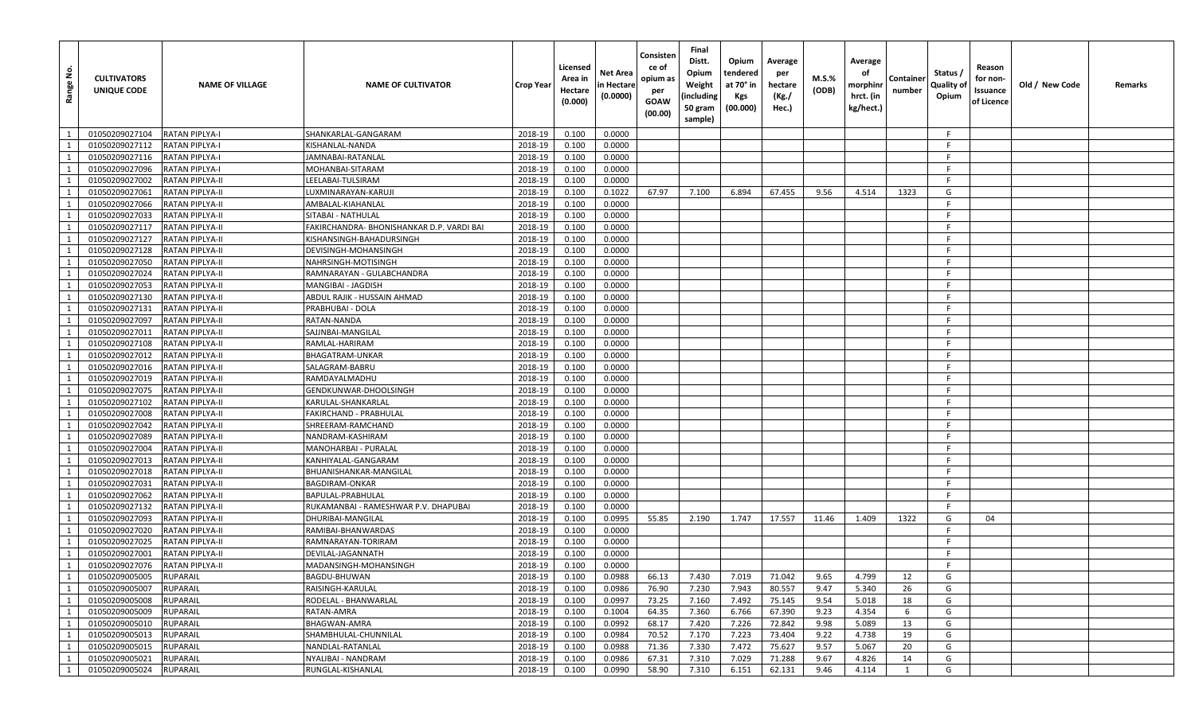| Range No. | CULTIVATORS UNIQUE CODE | NAME OF VILLAGE | NAME OF CULTIVATOR | Crop Year | Licensed Area in Hectare (0.000) | Net Area in Hectare (0.0000) | Consistence of opium as per GOAW (00.00) | Final Distt. Opium Weight (including 50 gram sample) | Opium tendered at 70° in Kgs (00.000) | Average per hectare (Kg./ Hec.) | M.S.% (ODB) | Average of morphinr hrct. (in kg/hect.) | Container number | Status / Quality of Opium | Reason for non-Issuance of Licence | Old / New Code | Remarks |
|---|---|---|---|---|---|---|---|---|---|---|---|---|---|---|---|---|---|
| 1 | 01050209027104 | RATAN PIPLYA-I | SHANKARLAL-GANGARAM | 2018-19 | 0.100 | 0.0000 | | | | | | | | F | | | |
| 1 | 01050209027112 | RATAN PIPLYA-I | KISHANLAL-NANDA | 2018-19 | 0.100 | 0.0000 | | | | | | | | F | | | |
| 1 | 01050209027116 | RATAN PIPLYA-I | JAMNABAI-RATANLAL | 2018-19 | 0.100 | 0.0000 | | | | | | | | F | | | |
| 1 | 01050209027096 | RATAN PIPLYA-I | MOHANBAI-SITARAM | 2018-19 | 0.100 | 0.0000 | | | | | | | | F | | | |
| 1 | 01050209027002 | RATAN PIPLYA-II | LEELABAI-TULSIRAM | 2018-19 | 0.100 | 0.0000 | | | | | | | | F | | | |
| 1 | 01050209027061 | RATAN PIPLYA-II | LUXMINARAYAN-KARUJI | 2018-19 | 0.100 | 0.1022 | 67.97 | 7.100 | 6.894 | 67.455 | 9.56 | 4.514 | 1323 | G | | | |
| 1 | 01050209027066 | RATAN PIPLYA-II | AMBALAL-KIAHANLAL | 2018-19 | 0.100 | 0.0000 | | | | | | | | F | | | |
| 1 | 01050209027033 | RATAN PIPLYA-II | SITABAI - NATHULAL | 2018-19 | 0.100 | 0.0000 | | | | | | | | F | | | |
| 1 | 01050209027117 | RATAN PIPLYA-II | FAKIRCHANDRA- BHONISHANKAR D.P. VARDI BAI | 2018-19 | 0.100 | 0.0000 | | | | | | | | F | | | |
| 1 | 01050209027127 | RATAN PIPLYA-II | KISHANSINGH-BAHADURSINGH | 2018-19 | 0.100 | 0.0000 | | | | | | | | F | | | |
| 1 | 01050209027128 | RATAN PIPLYA-II | DEVISINGH-MOHANSINGH | 2018-19 | 0.100 | 0.0000 | | | | | | | | F | | | |
| 1 | 01050209027050 | RATAN PIPLYA-II | NAHRSINGH-MOTISINGH | 2018-19 | 0.100 | 0.0000 | | | | | | | | F | | | |
| 1 | 01050209027024 | RATAN PIPLYA-II | RAMNARAYAN - GULABCHANDRA | 2018-19 | 0.100 | 0.0000 | | | | | | | | F | | | |
| 1 | 01050209027053 | RATAN PIPLYA-II | MANGIBAI - JAGDISH | 2018-19 | 0.100 | 0.0000 | | | | | | | | F | | | |
| 1 | 01050209027130 | RATAN PIPLYA-II | ABDUL RAJIK - HUSSAIN AHMAD | 2018-19 | 0.100 | 0.0000 | | | | | | | | F | | | |
| 1 | 01050209027131 | RATAN PIPLYA-II | PRABHUBAI - DOLA | 2018-19 | 0.100 | 0.0000 | | | | | | | | F | | | |
| 1 | 01050209027097 | RATAN PIPLYA-II | RATAN-NANDA | 2018-19 | 0.100 | 0.0000 | | | | | | | | F | | | |
| 1 | 01050209027011 | RATAN PIPLYA-II | SAJJNBAI-MANGILAL | 2018-19 | 0.100 | 0.0000 | | | | | | | | F | | | |
| 1 | 01050209027108 | RATAN PIPLYA-II | RAMLAL-HARIRAM | 2018-19 | 0.100 | 0.0000 | | | | | | | | F | | | |
| 1 | 01050209027012 | RATAN PIPLYA-II | BHAGATRAM-UNKAR | 2018-19 | 0.100 | 0.0000 | | | | | | | | F | | | |
| 1 | 01050209027016 | RATAN PIPLYA-II | SALAGRAM-BABRU | 2018-19 | 0.100 | 0.0000 | | | | | | | | F | | | |
| 1 | 01050209027019 | RATAN PIPLYA-II | RAMDAYALMADHU | 2018-19 | 0.100 | 0.0000 | | | | | | | | F | | | |
| 1 | 01050209027075 | RATAN PIPLYA-II | GENDKUNWAR-DHOOLSINGH | 2018-19 | 0.100 | 0.0000 | | | | | | | | F | | | |
| 1 | 01050209027102 | RATAN PIPLYA-II | KARULAL-SHANKARLAL | 2018-19 | 0.100 | 0.0000 | | | | | | | | F | | | |
| 1 | 01050209027008 | RATAN PIPLYA-II | FAKIRCHAND - PRABHULAL | 2018-19 | 0.100 | 0.0000 | | | | | | | | F | | | |
| 1 | 01050209027042 | RATAN PIPLYA-II | SHREERAM-RAMCHAND | 2018-19 | 0.100 | 0.0000 | | | | | | | | F | | | |
| 1 | 01050209027089 | RATAN PIPLYA-II | NANDRAM-KASHIRAM | 2018-19 | 0.100 | 0.0000 | | | | | | | | F | | | |
| 1 | 01050209027004 | RATAN PIPLYA-II | MANOHARBAI - PURALAL | 2018-19 | 0.100 | 0.0000 | | | | | | | | F | | | |
| 1 | 01050209027013 | RATAN PIPLYA-II | KANHIYALAL-GANGARAM | 2018-19 | 0.100 | 0.0000 | | | | | | | | F | | | |
| 1 | 01050209027018 | RATAN PIPLYA-II | BHUANISHANKAR-MANGILAL | 2018-19 | 0.100 | 0.0000 | | | | | | | | F | | | |
| 1 | 01050209027031 | RATAN PIPLYA-II | BAGDIRAM-ONKAR | 2018-19 | 0.100 | 0.0000 | | | | | | | | F | | | |
| 1 | 01050209027062 | RATAN PIPLYA-II | BAPULAL-PRABHULAL | 2018-19 | 0.100 | 0.0000 | | | | | | | | F | | | |
| 1 | 01050209027132 | RATAN PIPLYA-II | RUKAMANBAI - RAMESHWAR P.V. DHAPUBAI | 2018-19 | 0.100 | 0.0000 | | | | | | | | F | | | |
| 1 | 01050209027093 | RATAN PIPLYA-II | DHURIBAI-MANGILAL | 2018-19 | 0.100 | 0.0995 | 55.85 | 2.190 | 1.747 | 17.557 | 11.46 | 1.409 | 1322 | G | 04 | | |
| 1 | 01050209027020 | RATAN PIPLYA-II | RAMIBAI-BHANWARDAS | 2018-19 | 0.100 | 0.0000 | | | | | | | | F | | | |
| 1 | 01050209027025 | RATAN PIPLYA-II | RAMNARAYAN-TORIRAM | 2018-19 | 0.100 | 0.0000 | | | | | | | | F | | | |
| 1 | 01050209027001 | RATAN PIPLYA-II | DEVILAL-JAGANNATH | 2018-19 | 0.100 | 0.0000 | | | | | | | | F | | | |
| 1 | 01050209027076 | RATAN PIPLYA-II | MADANSINGH-MOHANSINGH | 2018-19 | 0.100 | 0.0000 | | | | | | | | F | | | |
| 1 | 01050209005005 | RUPARAIL | BAGDU-BHUWAN | 2018-19 | 0.100 | 0.0988 | 66.13 | 7.430 | 7.019 | 71.042 | 9.65 | 4.799 | 12 | G | | | |
| 1 | 01050209005007 | RUPARAIL | RAISINGH-KARULAL | 2018-19 | 0.100 | 0.0986 | 76.90 | 7.230 | 7.943 | 80.557 | 9.47 | 5.340 | 26 | G | | | |
| 1 | 01050209005008 | RUPARAIL | RODELAL - BHANWARLAL | 2018-19 | 0.100 | 0.0997 | 73.25 | 7.160 | 7.492 | 75.145 | 9.54 | 5.018 | 18 | G | | | |
| 1 | 01050209005009 | RUPARAIL | RATAN-AMRA | 2018-19 | 0.100 | 0.1004 | 64.35 | 7.360 | 6.766 | 67.390 | 9.23 | 4.354 | 6 | G | | | |
| 1 | 01050209005010 | RUPARAIL | BHAGWAN-AMRA | 2018-19 | 0.100 | 0.0992 | 68.17 | 7.420 | 7.226 | 72.842 | 9.98 | 5.089 | 13 | G | | | |
| 1 | 01050209005013 | RUPARAIL | SHAMBHULAL-CHUNNILAL | 2018-19 | 0.100 | 0.0984 | 70.52 | 7.170 | 7.223 | 73.404 | 9.22 | 4.738 | 19 | G | | | |
| 1 | 01050209005015 | RUPARAIL | NANDLAL-RATANLAL | 2018-19 | 0.100 | 0.0988 | 71.36 | 7.330 | 7.472 | 75.627 | 9.57 | 5.067 | 20 | G | | | |
| 1 | 01050209005021 | RUPARAIL | NYALIBAI - NANDRAM | 2018-19 | 0.100 | 0.0986 | 67.31 | 7.310 | 7.029 | 71.288 | 9.67 | 4.826 | 14 | G | | | |
| 1 | 01050209005024 | RUPARAIL | RUNGLAL-KISHANLAL | 2018-19 | 0.100 | 0.0990 | 58.90 | 7.310 | 6.151 | 62.131 | 9.46 | 4.114 | 1 | G | | | |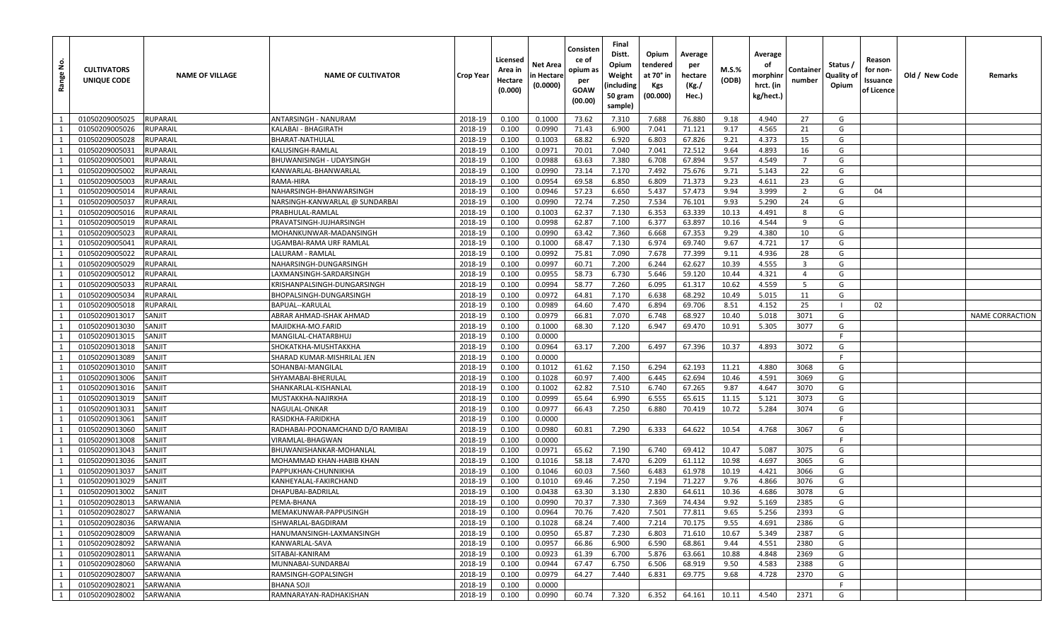| Range No. | CULTIVATORS UNIQUE CODE | NAME OF VILLAGE | NAME OF CULTIVATOR | Crop Year | Licensed Area in Hectare (0.000) | Net Area in Hectare (0.0000) | Consistence of opium as per GOAW (00.00) | Final Distt. Opium Weight (including 50 gram sample) | Opium tendered at 70° in Kgs (00.000) | Average per hectare (Kg./ Hec.) | M.S.% (ODB) | Average of morphinr hrct. (in kg/hect.) | Container number | Status / Quality of Opium | Reason for non-Issuance of Licence | Old / New Code | Remarks |
|---|---|---|---|---|---|---|---|---|---|---|---|---|---|---|---|---|---|
| 1 | 01050209005025 | RUPARAIL | ANTARSINGH - NANURAM | 2018-19 | 0.100 | 0.1000 | 73.62 | 7.310 | 7.688 | 76.880 | 9.18 | 4.940 | 27 | G | | | |
| 1 | 01050209005026 | RUPARAIL | KALABAI - BHAGIRATH | 2018-19 | 0.100 | 0.0990 | 71.43 | 6.900 | 7.041 | 71.121 | 9.17 | 4.565 | 21 | G | | | |
| 1 | 01050209005028 | RUPARAIL | BHARAT-NATHULAL | 2018-19 | 0.100 | 0.1003 | 68.82 | 6.920 | 6.803 | 67.826 | 9.21 | 4.373 | 15 | G | | | |
| 1 | 01050209005031 | RUPARAIL | KALUSINGH-RAMLAL | 2018-19 | 0.100 | 0.0971 | 70.01 | 7.040 | 7.041 | 72.512 | 9.64 | 4.893 | 16 | G | | | |
| 1 | 01050209005001 | RUPARAIL | BHUWANISINGH - UDAYSINGH | 2018-19 | 0.100 | 0.0988 | 63.63 | 7.380 | 6.708 | 67.894 | 9.57 | 4.549 | 7 | G | | | |
| 1 | 01050209005002 | RUPARAIL | KANWARLAL-BHANWARLAL | 2018-19 | 0.100 | 0.0990 | 73.14 | 7.170 | 7.492 | 75.676 | 9.71 | 5.143 | 22 | G | | | |
| 1 | 01050209005003 | RUPARAIL | RAMA-HIRA | 2018-19 | 0.100 | 0.0954 | 69.58 | 6.850 | 6.809 | 71.373 | 9.23 | 4.611 | 23 | G | | | |
| 1 | 01050209005014 | RUPARAIL | NAHARSINGH-BHANWARSINGH | 2018-19 | 0.100 | 0.0946 | 57.23 | 6.650 | 5.437 | 57.473 | 9.94 | 3.999 | 2 | G | 04 | | |
| 1 | 01050209005037 | RUPARAIL | NARSINGH-KANWARLAL @ SUNDARBAI | 2018-19 | 0.100 | 0.0990 | 72.74 | 7.250 | 7.534 | 76.101 | 9.93 | 5.290 | 24 | G | | | |
| 1 | 01050209005016 | RUPARAIL | PRABHULAL-RAMLAL | 2018-19 | 0.100 | 0.1003 | 62.37 | 7.130 | 6.353 | 63.339 | 10.13 | 4.491 | 8 | G | | | |
| 1 | 01050209005019 | RUPARAIL | PRAVATSINGH-JUJHARSINGH | 2018-19 | 0.100 | 0.0998 | 62.87 | 7.100 | 6.377 | 63.897 | 10.16 | 4.544 | 9 | G | | | |
| 1 | 01050209005023 | RUPARAIL | MOHANKUNWAR-MADANSINGH | 2018-19 | 0.100 | 0.0990 | 63.42 | 7.360 | 6.668 | 67.353 | 9.29 | 4.380 | 10 | G | | | |
| 1 | 01050209005041 | RUPARAIL | UGAMBAI-RAMA URF RAMLAL | 2018-19 | 0.100 | 0.1000 | 68.47 | 7.130 | 6.974 | 69.740 | 9.67 | 4.721 | 17 | G | | | |
| 1 | 01050209005022 | RUPARAIL | LALURAM - RAMLAL | 2018-19 | 0.100 | 0.0992 | 75.81 | 7.090 | 7.678 | 77.399 | 9.11 | 4.936 | 28 | G | | | |
| 1 | 01050209005029 | RUPARAIL | NAHARSINGH-DUNGARSINGH | 2018-19 | 0.100 | 0.0997 | 60.71 | 7.200 | 6.244 | 62.627 | 10.39 | 4.555 | 3 | G | | | |
| 1 | 01050209005012 | RUPARAIL | LAXMANSINGH-SARDARSINGH | 2018-19 | 0.100 | 0.0955 | 58.73 | 6.730 | 5.646 | 59.120 | 10.44 | 4.321 | 4 | G | | | |
| 1 | 01050209005033 | RUPARAIL | KRISHANPALSINGH-DUNGARSINGH | 2018-19 | 0.100 | 0.0994 | 58.77 | 7.260 | 6.095 | 61.317 | 10.62 | 4.559 | 5 | G | | | |
| 1 | 01050209005034 | RUPARAIL | BHOPALSINGH-DUNGARSINGH | 2018-19 | 0.100 | 0.0972 | 64.81 | 7.170 | 6.638 | 68.292 | 10.49 | 5.015 | 11 | G | | | |
| 1 | 01050209005018 | RUPARAIL | BAPUAL--KARULAL | 2018-19 | 0.100 | 0.0989 | 64.60 | 7.470 | 6.894 | 69.706 | 8.51 | 4.152 | 25 | I | 02 | | |
| 1 | 01050209013017 | SANJIT | ABRAR AHMAD-ISHAK AHMAD | 2018-19 | 0.100 | 0.0979 | 66.81 | 7.070 | 6.748 | 68.927 | 10.40 | 5.018 | 3071 | G | | | NAME CORRACTION |
| 1 | 01050209013030 | SANJIT | MAJIDKHA-MO.FARID | 2018-19 | 0.100 | 0.1000 | 68.30 | 7.120 | 6.947 | 69.470 | 10.91 | 5.305 | 3077 | G | | | |
| 1 | 01050209013015 | SANJIT | MANGILAL-CHATARBHUJ | 2018-19 | 0.100 | 0.0000 | | | | | | | | F | | | |
| 1 | 01050209013018 | SANJIT | SHOKATKHA-MUSHTAKKHA | 2018-19 | 0.100 | 0.0964 | 63.17 | 7.200 | 6.497 | 67.396 | 10.37 | 4.893 | 3072 | G | | | |
| 1 | 01050209013089 | SANJIT | SHARAD KUMAR-MISHRILAL JEN | 2018-19 | 0.100 | 0.0000 | | | | | | | | F | | | |
| 1 | 01050209013010 | SANJIT | SOHANBAI-MANGILAL | 2018-19 | 0.100 | 0.1012 | 61.62 | 7.150 | 6.294 | 62.193 | 11.21 | 4.880 | 3068 | G | | | |
| 1 | 01050209013006 | SANJIT | SHYAMABAI-BHERULAL | 2018-19 | 0.100 | 0.1028 | 60.97 | 7.400 | 6.445 | 62.694 | 10.46 | 4.591 | 3069 | G | | | |
| 1 | 01050209013016 | SANJIT | SHANKARLAL-KISHANLAL | 2018-19 | 0.100 | 0.1002 | 62.82 | 7.510 | 6.740 | 67.265 | 9.87 | 4.647 | 3070 | G | | | |
| 1 | 01050209013019 | SANJIT | MUSTAKKHA-NAJIRKHA | 2018-19 | 0.100 | 0.0999 | 65.64 | 6.990 | 6.555 | 65.615 | 11.15 | 5.121 | 3073 | G | | | |
| 1 | 01050209013031 | SANJIT | NAGULAL-ONKAR | 2018-19 | 0.100 | 0.0977 | 66.43 | 7.250 | 6.880 | 70.419 | 10.72 | 5.284 | 3074 | G | | | |
| 1 | 01050209013061 | SANJIT | RASIDKHA-FARIDKHA | 2018-19 | 0.100 | 0.0000 | | | | | | | | F | | | |
| 1 | 01050209013060 | SANJIT | RADHABAI-POONAMCHAND D/O RAMIBAI | 2018-19 | 0.100 | 0.0980 | 60.81 | 7.290 | 6.333 | 64.622 | 10.54 | 4.768 | 3067 | G | | | |
| 1 | 01050209013008 | SANJIT | VIRAMLAL-BHAGWAN | 2018-19 | 0.100 | 0.0000 | | | | | | | | F | | | |
| 1 | 01050209013043 | SANJIT | BHUWANISHANKAR-MOHANLAL | 2018-19 | 0.100 | 0.0971 | 65.62 | 7.190 | 6.740 | 69.412 | 10.47 | 5.087 | 3075 | G | | | |
| 1 | 01050209013036 | SANJIT | MOHAMMAD KHAN-HABIB KHAN | 2018-19 | 0.100 | 0.1016 | 58.18 | 7.470 | 6.209 | 61.112 | 10.98 | 4.697 | 3065 | G | | | |
| 1 | 01050209013037 | SANJIT | PAPPUKHAN-CHUNNIKHA | 2018-19 | 0.100 | 0.1046 | 60.03 | 7.560 | 6.483 | 61.978 | 10.19 | 4.421 | 3066 | G | | | |
| 1 | 01050209013029 | SANJIT | KANHEYALAL-FAKIRCHAND | 2018-19 | 0.100 | 0.1010 | 69.46 | 7.250 | 7.194 | 71.227 | 9.76 | 4.866 | 3076 | G | | | |
| 1 | 01050209013002 | SANJIT | DHAPUBAI-BADRILAL | 2018-19 | 0.100 | 0.0438 | 63.30 | 3.130 | 2.830 | 64.611 | 10.36 | 4.686 | 3078 | G | | | |
| 1 | 01050209028013 | SARWANIA | PEMA-BHANA | 2018-19 | 0.100 | 0.0990 | 70.37 | 7.330 | 7.369 | 74.434 | 9.92 | 5.169 | 2385 | G | | | |
| 1 | 01050209028027 | SARWANIA | MEMAKUNWAR-PAPPUSINGH | 2018-19 | 0.100 | 0.0964 | 70.76 | 7.420 | 7.501 | 77.811 | 9.65 | 5.256 | 2393 | G | | | |
| 1 | 01050209028036 | SARWANIA | ISHWARLAL-BAGDIRAM | 2018-19 | 0.100 | 0.1028 | 68.24 | 7.400 | 7.214 | 70.175 | 9.55 | 4.691 | 2386 | G | | | |
| 1 | 01050209028009 | SARWANIA | HANUMANSINGH-LAXMANSINGH | 2018-19 | 0.100 | 0.0950 | 65.87 | 7.230 | 6.803 | 71.610 | 10.67 | 5.349 | 2387 | G | | | |
| 1 | 01050209028092 | SARWANIA | KANWARLAL-SAVA | 2018-19 | 0.100 | 0.0957 | 66.86 | 6.900 | 6.590 | 68.861 | 9.44 | 4.551 | 2380 | G | | | |
| 1 | 01050209028011 | SARWANIA | SITABAI-KANIRAM | 2018-19 | 0.100 | 0.0923 | 61.39 | 6.700 | 5.876 | 63.661 | 10.88 | 4.848 | 2369 | G | | | |
| 1 | 01050209028060 | SARWANIA | MUNNABAI-SUNDARBAI | 2018-19 | 0.100 | 0.0944 | 67.47 | 6.750 | 6.506 | 68.919 | 9.50 | 4.583 | 2388 | G | | | |
| 1 | 01050209028007 | SARWANIA | RAMSINGH-GOPALSINGH | 2018-19 | 0.100 | 0.0979 | 64.27 | 7.440 | 6.831 | 69.775 | 9.68 | 4.728 | 2370 | G | | | |
| 1 | 01050209028021 | SARWANIA | BHANA SOJI | 2018-19 | 0.100 | 0.0000 | | | | | | | | F | | | |
| 1 | 01050209028002 | SARWANIA | RAMNARAYAN-RADHAKISHAN | 2018-19 | 0.100 | 0.0990 | 60.74 | 7.320 | 6.352 | 64.161 | 10.11 | 4.540 | 2371 | G | | | |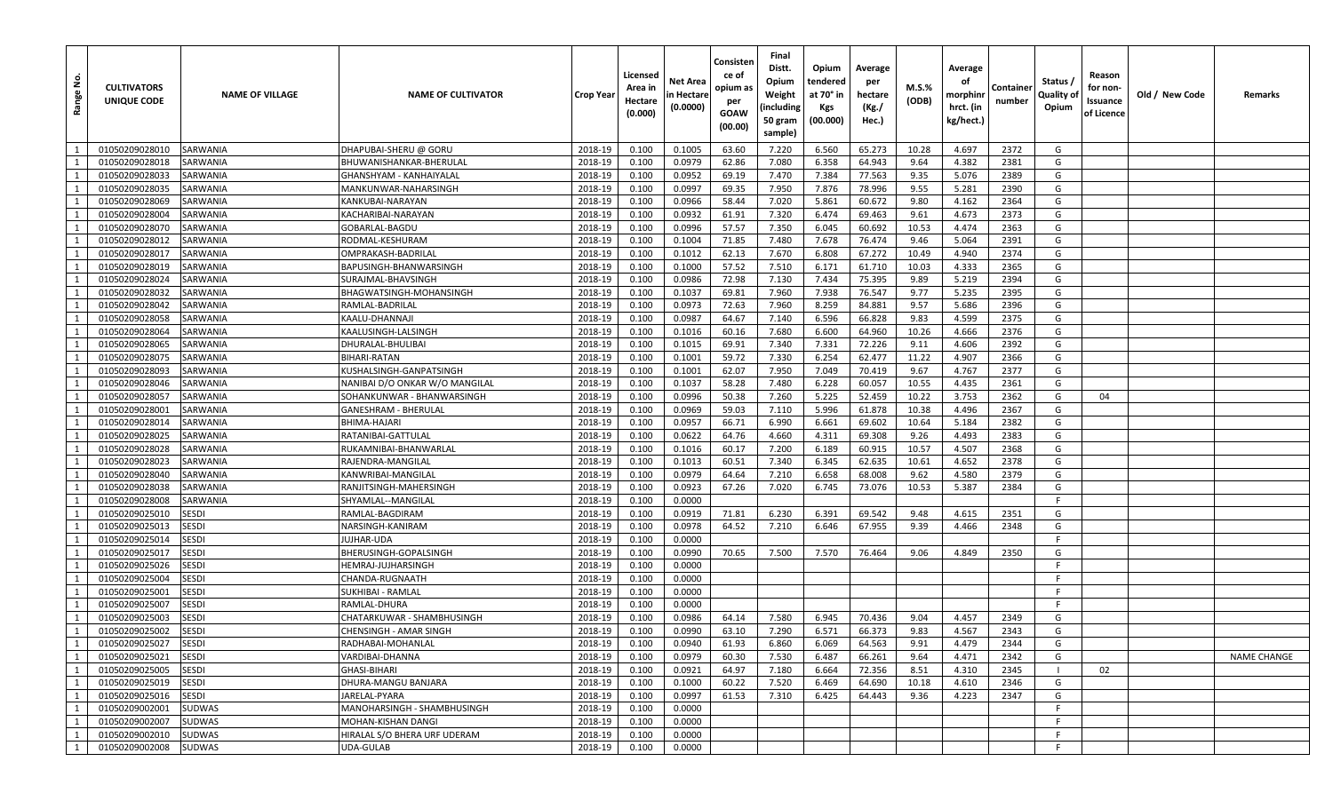| Range No. | CULTIVATORS UNIQUE CODE | NAME OF VILLAGE | NAME OF CULTIVATOR | Crop Year | Licensed Area in Hectare (0.000) | Net Area in Hectare (0.0000) | Consistence of opium as per GOAW (00.00) | Final Distt. Opium Weight (including 50 gram sample) | Opium tendered at 70° in Kgs (00.000) | Average per hectare (Kg./ Hec.) | M.S.% (ODB) | Average of morphinr hrct. (in kg/hect.) | Container number | Status / Quality of Opium | Reason for non-Issuance of Licence | Old / New Code | Remarks |
|---|---|---|---|---|---|---|---|---|---|---|---|---|---|---|---|---|---|
| 1 | 01050209028010 | SARWANIA | DHAPUBAI-SHERU @ GORU | 2018-19 | 0.100 | 0.1005 | 63.60 | 7.220 | 6.560 | 65.273 | 10.28 | 4.697 | 2372 | G | | | |
| 1 | 01050209028018 | SARWANIA | BHUWANISHANKAR-BHERULAL | 2018-19 | 0.100 | 0.0979 | 62.86 | 7.080 | 6.358 | 64.943 | 9.64 | 4.382 | 2381 | G | | | |
| 1 | 01050209028033 | SARWANIA | GHANSHYAM - KANHAIYALAL | 2018-19 | 0.100 | 0.0952 | 69.19 | 7.470 | 7.384 | 77.563 | 9.35 | 5.076 | 2389 | G | | | |
| 1 | 01050209028035 | SARWANIA | MANKUNWAR-NAHARSINGH | 2018-19 | 0.100 | 0.0997 | 69.35 | 7.950 | 7.876 | 78.996 | 9.55 | 5.281 | 2390 | G | | | |
| 1 | 01050209028069 | SARWANIA | KANKUBAI-NARAYAN | 2018-19 | 0.100 | 0.0966 | 58.44 | 7.020 | 5.861 | 60.672 | 9.80 | 4.162 | 2364 | G | | | |
| 1 | 01050209028004 | SARWANIA | KACHARIBAI-NARAYAN | 2018-19 | 0.100 | 0.0932 | 61.91 | 7.320 | 6.474 | 69.463 | 9.61 | 4.673 | 2373 | G | | | |
| 1 | 01050209028070 | SARWANIA | GOBARLAL-BAGDU | 2018-19 | 0.100 | 0.0996 | 57.57 | 7.350 | 6.045 | 60.692 | 10.53 | 4.474 | 2363 | G | | | |
| 1 | 01050209028012 | SARWANIA | RODMAL-KESHURAM | 2018-19 | 0.100 | 0.1004 | 71.85 | 7.480 | 7.678 | 76.474 | 9.46 | 5.064 | 2391 | G | | | |
| 1 | 01050209028017 | SARWANIA | OMPRAKASH-BADRILAL | 2018-19 | 0.100 | 0.1012 | 62.13 | 7.670 | 6.808 | 67.272 | 10.49 | 4.940 | 2374 | G | | | |
| 1 | 01050209028019 | SARWANIA | BAPUSINGH-BHANWARSINGH | 2018-19 | 0.100 | 0.1000 | 57.52 | 7.510 | 6.171 | 61.710 | 10.03 | 4.333 | 2365 | G | | | |
| 1 | 01050209028024 | SARWANIA | SURAJMAL-BHAVSINGH | 2018-19 | 0.100 | 0.0986 | 72.98 | 7.130 | 7.434 | 75.395 | 9.89 | 5.219 | 2394 | G | | | |
| 1 | 01050209028032 | SARWANIA | BHAGWATSINGH-MOHANSINGH | 2018-19 | 0.100 | 0.1037 | 69.81 | 7.960 | 7.938 | 76.547 | 9.77 | 5.235 | 2395 | G | | | |
| 1 | 01050209028042 | SARWANIA | RAMLAL-BADRILAL | 2018-19 | 0.100 | 0.0973 | 72.63 | 7.960 | 8.259 | 84.881 | 9.57 | 5.686 | 2396 | G | | | |
| 1 | 01050209028058 | SARWANIA | KAALU-DHANNAJI | 2018-19 | 0.100 | 0.0987 | 64.67 | 7.140 | 6.596 | 66.828 | 9.83 | 4.599 | 2375 | G | | | |
| 1 | 01050209028064 | SARWANIA | KAALUSINGH-LALSINGH | 2018-19 | 0.100 | 0.1016 | 60.16 | 7.680 | 6.600 | 64.960 | 10.26 | 4.666 | 2376 | G | | | |
| 1 | 01050209028065 | SARWANIA | DHURALAL-BHULIBAI | 2018-19 | 0.100 | 0.1015 | 69.91 | 7.340 | 7.331 | 72.226 | 9.11 | 4.606 | 2392 | G | | | |
| 1 | 01050209028075 | SARWANIA | BIHARI-RATAN | 2018-19 | 0.100 | 0.1001 | 59.72 | 7.330 | 6.254 | 62.477 | 11.22 | 4.907 | 2366 | G | | | |
| 1 | 01050209028093 | SARWANIA | KUSHALSINGH-GANPATSINGH | 2018-19 | 0.100 | 0.1001 | 62.07 | 7.950 | 7.049 | 70.419 | 9.67 | 4.767 | 2377 | G | | | |
| 1 | 01050209028046 | SARWANIA | NANIBAI D/O ONKAR W/O MANGILAL | 2018-19 | 0.100 | 0.1037 | 58.28 | 7.480 | 6.228 | 60.057 | 10.55 | 4.435 | 2361 | G | | | |
| 1 | 01050209028057 | SARWANIA | SOHANKUNWAR - BHANWARSINGH | 2018-19 | 0.100 | 0.0996 | 50.38 | 7.260 | 5.225 | 52.459 | 10.22 | 3.753 | 2362 | G | 04 | | |
| 1 | 01050209028001 | SARWANIA | GANESHRAM - BHERULAL | 2018-19 | 0.100 | 0.0969 | 59.03 | 7.110 | 5.996 | 61.878 | 10.38 | 4.496 | 2367 | G | | | |
| 1 | 01050209028014 | SARWANIA | BHIMA-HAJARI | 2018-19 | 0.100 | 0.0957 | 66.71 | 6.990 | 6.661 | 69.602 | 10.64 | 5.184 | 2382 | G | | | |
| 1 | 01050209028025 | SARWANIA | RATANIBAI-GATTULAL | 2018-19 | 0.100 | 0.0622 | 64.76 | 4.660 | 4.311 | 69.308 | 9.26 | 4.493 | 2383 | G | | | |
| 1 | 01050209028028 | SARWANIA | RUKAMNIBAI-BHANWARLAL | 2018-19 | 0.100 | 0.1016 | 60.17 | 7.200 | 6.189 | 60.915 | 10.57 | 4.507 | 2368 | G | | | |
| 1 | 01050209028023 | SARWANIA | RAJENDRA-MANGILAL | 2018-19 | 0.100 | 0.1013 | 60.51 | 7.340 | 6.345 | 62.635 | 10.61 | 4.652 | 2378 | G | | | |
| 1 | 01050209028040 | SARWANIA | KANWRIBAI-MANGILAL | 2018-19 | 0.100 | 0.0979 | 64.64 | 7.210 | 6.658 | 68.008 | 9.62 | 4.580 | 2379 | G | | | |
| 1 | 01050209028038 | SARWANIA | RANJITSINGH-MAHERSINGH | 2018-19 | 0.100 | 0.0923 | 67.26 | 7.020 | 6.745 | 73.076 | 10.53 | 5.387 | 2384 | G | | | |
| 1 | 01050209028008 | SARWANIA | SHYAMLAL--MANGILAL | 2018-19 | 0.100 | 0.0000 | | | | | | | | F | | | |
| 1 | 01050209025010 | SESDI | RAMLAL-BAGDIRAM | 2018-19 | 0.100 | 0.0919 | 71.81 | 6.230 | 6.391 | 69.542 | 9.48 | 4.615 | 2351 | G | | | |
| 1 | 01050209025013 | SESDI | NARSINGH-KANIRAM | 2018-19 | 0.100 | 0.0978 | 64.52 | 7.210 | 6.646 | 67.955 | 9.39 | 4.466 | 2348 | G | | | |
| 1 | 01050209025014 | SESDI | JUJHAR-UDA | 2018-19 | 0.100 | 0.0000 | | | | | | | | F | | | |
| 1 | 01050209025017 | SESDI | BHERUSINGH-GOPALSINGH | 2018-19 | 0.100 | 0.0990 | 70.65 | 7.500 | 7.570 | 76.464 | 9.06 | 4.849 | 2350 | G | | | |
| 1 | 01050209025026 | SESDI | HEMRAJ-JUJHARSINGH | 2018-19 | 0.100 | 0.0000 | | | | | | | | F | | | |
| 1 | 01050209025004 | SESDI | CHANDA-RUGNAATH | 2018-19 | 0.100 | 0.0000 | | | | | | | | F | | | |
| 1 | 01050209025001 | SESDI | SUKHIBAI - RAMLAL | 2018-19 | 0.100 | 0.0000 | | | | | | | | F | | | |
| 1 | 01050209025007 | SESDI | RAMLAL-DHURA | 2018-19 | 0.100 | 0.0000 | | | | | | | | F | | | |
| 1 | 01050209025003 | SESDI | CHATARKUWAR - SHAMBHUSINGH | 2018-19 | 0.100 | 0.0986 | 64.14 | 7.580 | 6.945 | 70.436 | 9.04 | 4.457 | 2349 | G | | | |
| 1 | 01050209025002 | SESDI | CHENSINGH - AMAR SINGH | 2018-19 | 0.100 | 0.0990 | 63.10 | 7.290 | 6.571 | 66.373 | 9.83 | 4.567 | 2343 | G | | | |
| 1 | 01050209025027 | SESDI | RADHABAI-MOHANLAL | 2018-19 | 0.100 | 0.0940 | 61.93 | 6.860 | 6.069 | 64.563 | 9.91 | 4.479 | 2344 | G | | | |
| 1 | 01050209025021 | SESDI | VARDIBAI-DHANNA | 2018-19 | 0.100 | 0.0979 | 60.30 | 7.530 | 6.487 | 66.261 | 9.64 | 4.471 | 2342 | G | | | NAME CHANGE |
| 1 | 01050209025005 | SESDI | GHASI-BIHARI | 2018-19 | 0.100 | 0.0921 | 64.97 | 7.180 | 6.664 | 72.356 | 8.51 | 4.310 | 2345 | I | 02 | | |
| 1 | 01050209025019 | SESDI | DHURA-MANGU BANJARA | 2018-19 | 0.100 | 0.1000 | 60.22 | 7.520 | 6.469 | 64.690 | 10.18 | 4.610 | 2346 | G | | | |
| 1 | 01050209025016 | SESDI | JARELAL-PYARA | 2018-19 | 0.100 | 0.0997 | 61.53 | 7.310 | 6.425 | 64.443 | 9.36 | 4.223 | 2347 | G | | | |
| 1 | 01050209002001 | SUDWAS | MANOHARSINGH - SHAMBHUSINGH | 2018-19 | 0.100 | 0.0000 | | | | | | | | F | | | |
| 1 | 01050209002007 | SUDWAS | MOHAN-KISHAN DANGI | 2018-19 | 0.100 | 0.0000 | | | | | | | | F | | | |
| 1 | 01050209002010 | SUDWAS | HIRALAL S/O BHERA URF UDERAM | 2018-19 | 0.100 | 0.0000 | | | | | | | | F | | | |
| 1 | 01050209002008 | SUDWAS | UDA-GULAB | 2018-19 | 0.100 | 0.0000 | | | | | | | | F | | | |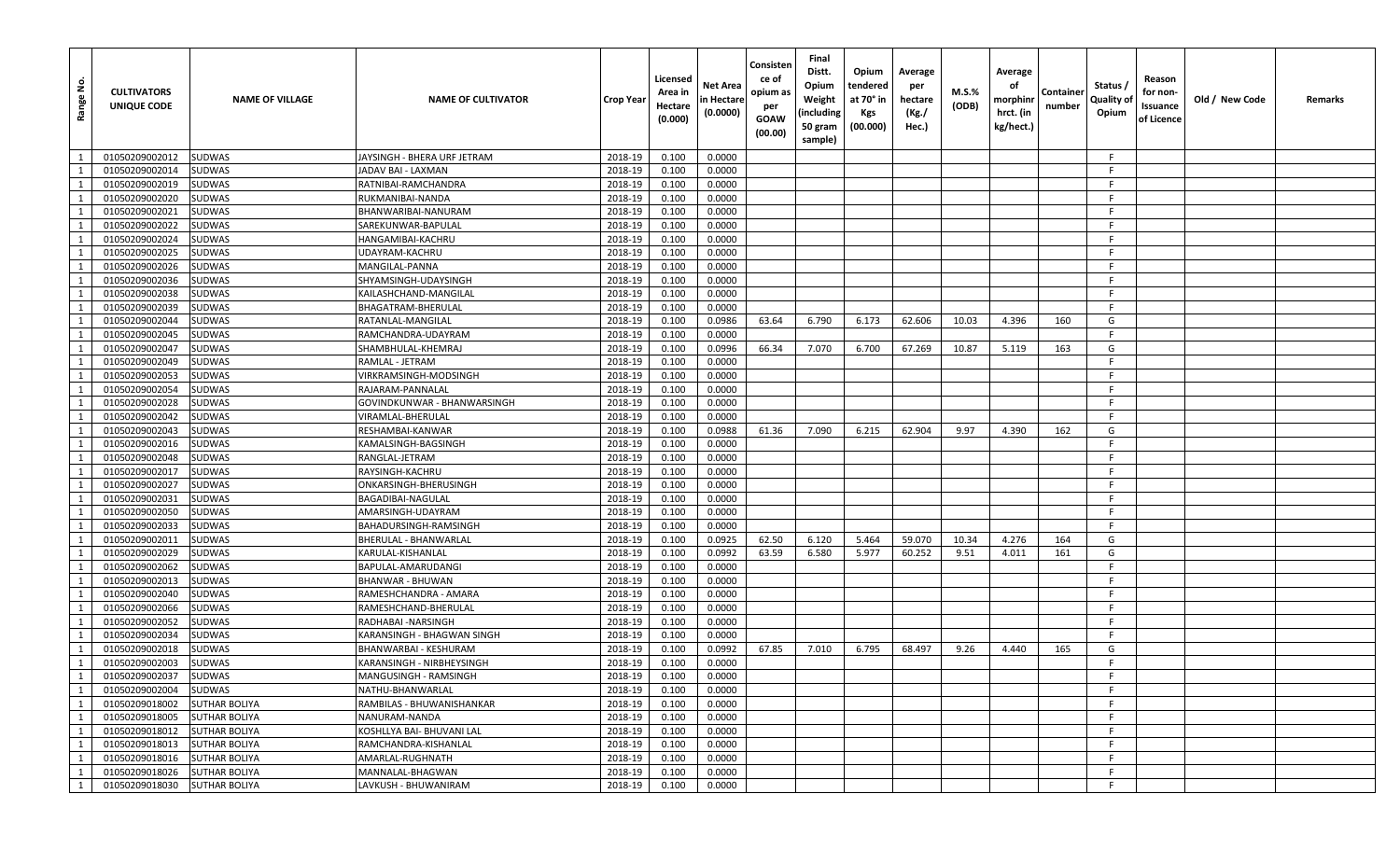| Range No. | CULTIVATORS UNIQUE CODE | NAME OF VILLAGE | NAME OF CULTIVATOR | Crop Year | Licensed Area in Hectare (0.000) | Net Area in Hectare (0.0000) | Consistence of opium as per GOAW (00.00) | Final Distt. Opium Weight (including 50 gram sample) | Opium tendered at 70° in Kgs (00.000) | Average per hectare (Kg./ Hec.) | M.S.% (ODB) | Average of morphinr hrct. (in kg/hect.) | Container number | Status / Quality of Opium | Reason for non-Issuance of Licence | Old / New Code | Remarks |
|---|---|---|---|---|---|---|---|---|---|---|---|---|---|---|---|---|---|
| 1 | 01050209002012 | SUDWAS | JAYSINGH - BHERA URF JETRAM | 2018-19 | 0.100 | 0.0000 | | | | | | | | F | | | |
| 1 | 01050209002014 | SUDWAS | JADAV BAI - LAXMAN | 2018-19 | 0.100 | 0.0000 | | | | | | | | F | | | |
| 1 | 01050209002019 | SUDWAS | RATNIBAI-RAMCHANDRA | 2018-19 | 0.100 | 0.0000 | | | | | | | | F | | | |
| 1 | 01050209002020 | SUDWAS | RUKMANIBAI-NANDA | 2018-19 | 0.100 | 0.0000 | | | | | | | | F | | | |
| 1 | 01050209002021 | SUDWAS | BHANWARIBAI-NANURAM | 2018-19 | 0.100 | 0.0000 | | | | | | | | F | | | |
| 1 | 01050209002022 | SUDWAS | SAREKUNWAR-BAPULAL | 2018-19 | 0.100 | 0.0000 | | | | | | | | F | | | |
| 1 | 01050209002024 | SUDWAS | HANGAMIBAI-KACHRU | 2018-19 | 0.100 | 0.0000 | | | | | | | | F | | | |
| 1 | 01050209002025 | SUDWAS | UDAYRAM-KACHRU | 2018-19 | 0.100 | 0.0000 | | | | | | | | F | | | |
| 1 | 01050209002026 | SUDWAS | MANGILAL-PANNA | 2018-19 | 0.100 | 0.0000 | | | | | | | | F | | | |
| 1 | 01050209002036 | SUDWAS | SHYAMSINGH-UDAYSINGH | 2018-19 | 0.100 | 0.0000 | | | | | | | | F | | | |
| 1 | 01050209002038 | SUDWAS | KAILASHCHAND-MANGILAL | 2018-19 | 0.100 | 0.0000 | | | | | | | | F | | | |
| 1 | 01050209002039 | SUDWAS | BHAGATRAM-BHERULAL | 2018-19 | 0.100 | 0.0000 | | | | | | | | F | | | |
| 1 | 01050209002044 | SUDWAS | RATANLAL-MANGILAL | 2018-19 | 0.100 | 0.0986 | 63.64 | 6.790 | 6.173 | 62.606 | 10.03 | 4.396 | 160 | G | | | |
| 1 | 01050209002045 | SUDWAS | RAMCHANDRA-UDAYRAM | 2018-19 | 0.100 | 0.0000 | | | | | | | | F | | | |
| 1 | 01050209002047 | SUDWAS | SHAMBHULAL-KHEMRAJ | 2018-19 | 0.100 | 0.0996 | 66.34 | 7.070 | 6.700 | 67.269 | 10.87 | 5.119 | 163 | G | | | |
| 1 | 01050209002049 | SUDWAS | RAMLAL - JETRAM | 2018-19 | 0.100 | 0.0000 | | | | | | | | F | | | |
| 1 | 01050209002053 | SUDWAS | VIRKRAMSINGH-MODSINGH | 2018-19 | 0.100 | 0.0000 | | | | | | | | F | | | |
| 1 | 01050209002054 | SUDWAS | RAJARAM-PANNALAL | 2018-19 | 0.100 | 0.0000 | | | | | | | | F | | | |
| 1 | 01050209002028 | SUDWAS | GOVINDKUNWAR - BHANWARSINGH | 2018-19 | 0.100 | 0.0000 | | | | | | | | F | | | |
| 1 | 01050209002042 | SUDWAS | VIRAMLAL-BHERULAL | 2018-19 | 0.100 | 0.0000 | | | | | | | | F | | | |
| 1 | 01050209002043 | SUDWAS | RESHAMBAI-KANWAR | 2018-19 | 0.100 | 0.0988 | 61.36 | 7.090 | 6.215 | 62.904 | 9.97 | 4.390 | 162 | G | | | |
| 1 | 01050209002016 | SUDWAS | KAMALSINGH-BAGSINGH | 2018-19 | 0.100 | 0.0000 | | | | | | | | F | | | |
| 1 | 01050209002048 | SUDWAS | RANGLAL-JETRAM | 2018-19 | 0.100 | 0.0000 | | | | | | | | F | | | |
| 1 | 01050209002017 | SUDWAS | RAYSINGH-KACHRU | 2018-19 | 0.100 | 0.0000 | | | | | | | | F | | | |
| 1 | 01050209002027 | SUDWAS | ONKARSINGH-BHERUSINGH | 2018-19 | 0.100 | 0.0000 | | | | | | | | F | | | |
| 1 | 01050209002031 | SUDWAS | BAGADIBAI-NAGULAL | 2018-19 | 0.100 | 0.0000 | | | | | | | | F | | | |
| 1 | 01050209002050 | SUDWAS | AMARSINGH-UDAYRAM | 2018-19 | 0.100 | 0.0000 | | | | | | | | F | | | |
| 1 | 01050209002033 | SUDWAS | BAHADURSINGH-RAMSINGH | 2018-19 | 0.100 | 0.0000 | | | | | | | | F | | | |
| 1 | 01050209002011 | SUDWAS | BHERULAL - BHANWARLAL | 2018-19 | 0.100 | 0.0925 | 62.50 | 6.120 | 5.464 | 59.070 | 10.34 | 4.276 | 164 | G | | | |
| 1 | 01050209002029 | SUDWAS | KARULAL-KISHANLAL | 2018-19 | 0.100 | 0.0992 | 63.59 | 6.580 | 5.977 | 60.252 | 9.51 | 4.011 | 161 | G | | | |
| 1 | 01050209002062 | SUDWAS | BAPULAL-AMARUDANGI | 2018-19 | 0.100 | 0.0000 | | | | | | | | F | | | |
| 1 | 01050209002013 | SUDWAS | BHANWAR - BHUWAN | 2018-19 | 0.100 | 0.0000 | | | | | | | | F | | | |
| 1 | 01050209002040 | SUDWAS | RAMESHCHANDRA - AMARA | 2018-19 | 0.100 | 0.0000 | | | | | | | | F | | | |
| 1 | 01050209002066 | SUDWAS | RAMESHCHAND-BHERULAL | 2018-19 | 0.100 | 0.0000 | | | | | | | | F | | | |
| 1 | 01050209002052 | SUDWAS | RADHABAI -NARSINGH | 2018-19 | 0.100 | 0.0000 | | | | | | | | F | | | |
| 1 | 01050209002034 | SUDWAS | KARANSINGH - BHAGWAN SINGH | 2018-19 | 0.100 | 0.0000 | | | | | | | | F | | | |
| 1 | 01050209002018 | SUDWAS | BHANWARBAI - KESHURAM | 2018-19 | 0.100 | 0.0992 | 67.85 | 7.010 | 6.795 | 68.497 | 9.26 | 4.440 | 165 | G | | | |
| 1 | 01050209002003 | SUDWAS | KARANSINGH - NIRBHEYSINGH | 2018-19 | 0.100 | 0.0000 | | | | | | | | F | | | |
| 1 | 01050209002037 | SUDWAS | MANGUSINGH - RAMSINGH | 2018-19 | 0.100 | 0.0000 | | | | | | | | F | | | |
| 1 | 01050209002004 | SUDWAS | NATHU-BHANWARLAL | 2018-19 | 0.100 | 0.0000 | | | | | | | | F | | | |
| 1 | 01050209018002 | SUTHAR BOLIYA | RAMBILAS - BHUWANISHANKAR | 2018-19 | 0.100 | 0.0000 | | | | | | | | F | | | |
| 1 | 01050209018005 | SUTHAR BOLIYA | NANURAM-NANDA | 2018-19 | 0.100 | 0.0000 | | | | | | | | F | | | |
| 1 | 01050209018012 | SUTHAR BOLIYA | KOSHLLYA BAI- BHUVANI LAL | 2018-19 | 0.100 | 0.0000 | | | | | | | | F | | | |
| 1 | 01050209018013 | SUTHAR BOLIYA | RAMCHANDRA-KISHANLAL | 2018-19 | 0.100 | 0.0000 | | | | | | | | F | | | |
| 1 | 01050209018016 | SUTHAR BOLIYA | AMARLAL-RUGHNATH | 2018-19 | 0.100 | 0.0000 | | | | | | | | F | | | |
| 1 | 01050209018026 | SUTHAR BOLIYA | MANNALAL-BHAGWAN | 2018-19 | 0.100 | 0.0000 | | | | | | | | F | | | |
| 1 | 01050209018030 | SUTHAR BOLIYA | LAVKUSH - BHUWANIRAM | 2018-19 | 0.100 | 0.0000 | | | | | | | | F | | | |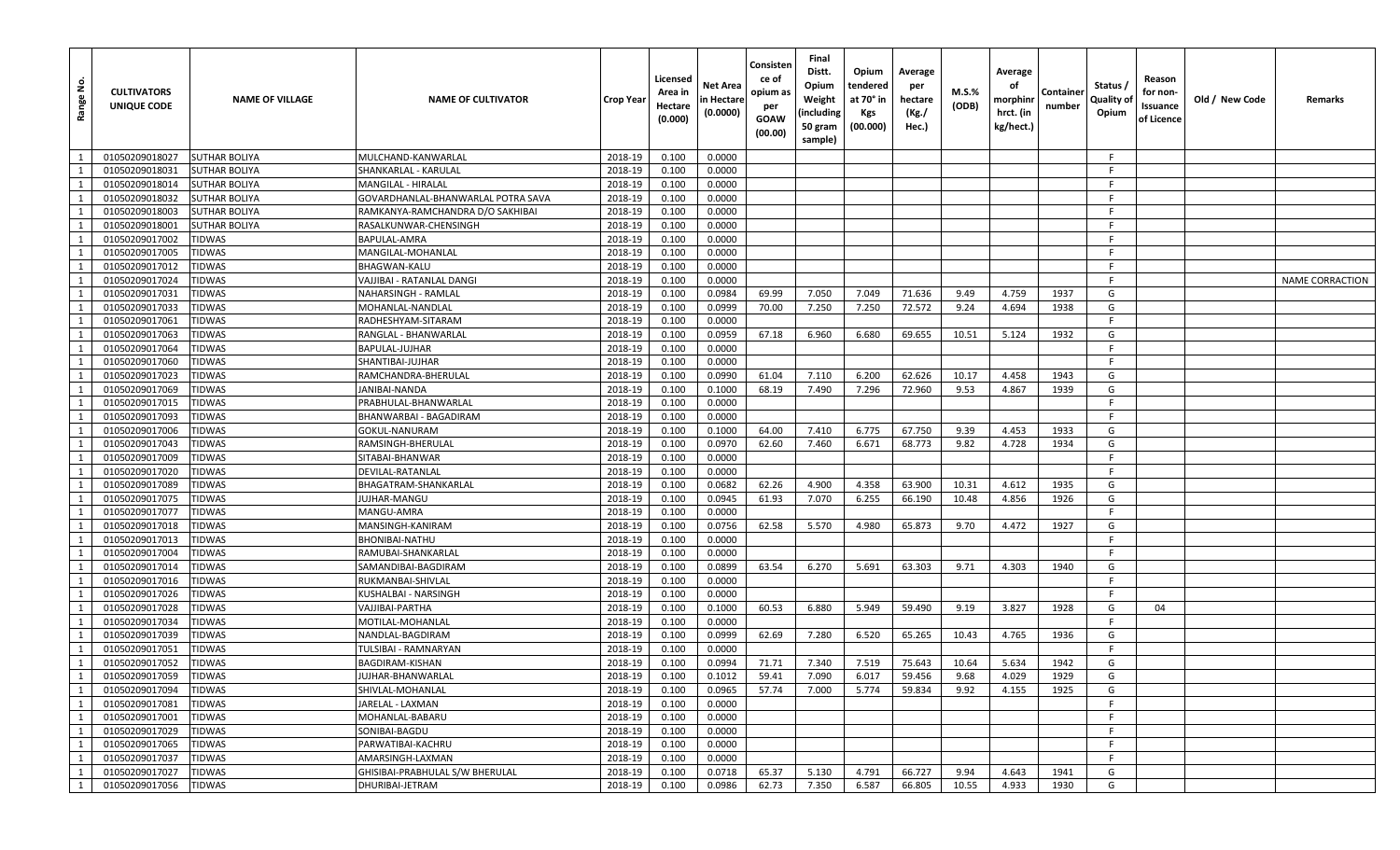| Range No. | CULTIVATORS UNIQUE CODE | NAME OF VILLAGE | NAME OF CULTIVATOR | Crop Year | Licensed Area in Hectare (0.000) | Net Area in Hectare (0.0000) | Consistence of opium as per GOAW (00.00) | Final Distt. Opium Weight (including 50 gram sample) | Opium tendered at 70° in Kgs (00.000) | Average per hectare (Kg./ Hec.) | M.S.% (ODB) | Average of morphinr hrct. (in kg/hect.) | Container number | Status / Quality of Opium | Reason for non-Issuance of Licence | Old / New Code | Remarks |
|---|---|---|---|---|---|---|---|---|---|---|---|---|---|---|---|---|---|
| 1 | 01050209018027 | SUTHAR BOLIYA | MULCHAND-KANWARLAL | 2018-19 | 0.100 | 0.0000 | | | | | | | | F | | | |
| 1 | 01050209018031 | SUTHAR BOLIYA | SHANKARLAL - KARULAL | 2018-19 | 0.100 | 0.0000 | | | | | | | | F | | | |
| 1 | 01050209018014 | SUTHAR BOLIYA | MANGILAL - HIRALAL | 2018-19 | 0.100 | 0.0000 | | | | | | | | F | | | |
| 1 | 01050209018032 | SUTHAR BOLIYA | GOVARDHANLAL-BHANWARLAL POTRA SAVA | 2018-19 | 0.100 | 0.0000 | | | | | | | | F | | | |
| 1 | 01050209018003 | SUTHAR BOLIYA | RAMKANYA-RAMCHANDRA D/O SAKHIBAI | 2018-19 | 0.100 | 0.0000 | | | | | | | | F | | | |
| 1 | 01050209018001 | SUTHAR BOLIYA | RASALKUNWAR-CHENSINGH | 2018-19 | 0.100 | 0.0000 | | | | | | | | F | | | |
| 1 | 01050209017002 | TIDWAS | BAPULAL-AMRA | 2018-19 | 0.100 | 0.0000 | | | | | | | | F | | | |
| 1 | 01050209017005 | TIDWAS | MANGILAL-MOHANLAL | 2018-19 | 0.100 | 0.0000 | | | | | | | | F | | | |
| 1 | 01050209017012 | TIDWAS | BHAGWAN-KALU | 2018-19 | 0.100 | 0.0000 | | | | | | | | F | | | |
| 1 | 01050209017024 | TIDWAS | VAJJIBAI - RATANLAL DANGI | 2018-19 | 0.100 | 0.0000 | | | | | | | | F | | | NAME CORRACTION |
| 1 | 01050209017031 | TIDWAS | NAHARSINGH - RAMLAL | 2018-19 | 0.100 | 0.0984 | 69.99 | 7.050 | 7.049 | 71.636 | 9.49 | 4.759 | 1937 | G | | | |
| 1 | 01050209017033 | TIDWAS | MOHANLAL-NANDLAL | 2018-19 | 0.100 | 0.0999 | 70.00 | 7.250 | 7.250 | 72.572 | 9.24 | 4.694 | 1938 | G | | | |
| 1 | 01050209017061 | TIDWAS | RADHESHYAM-SITARAM | 2018-19 | 0.100 | 0.0000 | | | | | | | | F | | | |
| 1 | 01050209017063 | TIDWAS | RANGLAL - BHANWARLAL | 2018-19 | 0.100 | 0.0959 | 67.18 | 6.960 | 6.680 | 69.655 | 10.51 | 5.124 | 1932 | G | | | |
| 1 | 01050209017064 | TIDWAS | BAPULAL-JUJHAR | 2018-19 | 0.100 | 0.0000 | | | | | | | | F | | | |
| 1 | 01050209017060 | TIDWAS | SHANTIBAI-JUJHAR | 2018-19 | 0.100 | 0.0000 | | | | | | | | F | | | |
| 1 | 01050209017023 | TIDWAS | RAMCHANDRA-BHERULAL | 2018-19 | 0.100 | 0.0990 | 61.04 | 7.110 | 6.200 | 62.626 | 10.17 | 4.458 | 1943 | G | | | |
| 1 | 01050209017069 | TIDWAS | JANIBAI-NANDA | 2018-19 | 0.100 | 0.1000 | 68.19 | 7.490 | 7.296 | 72.960 | 9.53 | 4.867 | 1939 | G | | | |
| 1 | 01050209017015 | TIDWAS | PRABHULAL-BHANWARLAL | 2018-19 | 0.100 | 0.0000 | | | | | | | | F | | | |
| 1 | 01050209017093 | TIDWAS | BHANWARBAI - BAGADIRAM | 2018-19 | 0.100 | 0.0000 | | | | | | | | F | | | |
| 1 | 01050209017006 | TIDWAS | GOKUL-NANURAM | 2018-19 | 0.100 | 0.1000 | 64.00 | 7.410 | 6.775 | 67.750 | 9.39 | 4.453 | 1933 | G | | | |
| 1 | 01050209017043 | TIDWAS | RAMSINGH-BHERULAL | 2018-19 | 0.100 | 0.0970 | 62.60 | 7.460 | 6.671 | 68.773 | 9.82 | 4.728 | 1934 | G | | | |
| 1 | 01050209017009 | TIDWAS | SITABAI-BHANWAR | 2018-19 | 0.100 | 0.0000 | | | | | | | | F | | | |
| 1 | 01050209017020 | TIDWAS | DEVILAL-RATANLAL | 2018-19 | 0.100 | 0.0000 | | | | | | | | F | | | |
| 1 | 01050209017089 | TIDWAS | BHAGATRAM-SHANKARLAL | 2018-19 | 0.100 | 0.0682 | 62.26 | 4.900 | 4.358 | 63.900 | 10.31 | 4.612 | 1935 | G | | | |
| 1 | 01050209017075 | TIDWAS | JUJHAR-MANGU | 2018-19 | 0.100 | 0.0945 | 61.93 | 7.070 | 6.255 | 66.190 | 10.48 | 4.856 | 1926 | G | | | |
| 1 | 01050209017077 | TIDWAS | MANGU-AMRA | 2018-19 | 0.100 | 0.0000 | | | | | | | | F | | | |
| 1 | 01050209017018 | TIDWAS | MANSINGH-KANIRAM | 2018-19 | 0.100 | 0.0756 | 62.58 | 5.570 | 4.980 | 65.873 | 9.70 | 4.472 | 1927 | G | | | |
| 1 | 01050209017013 | TIDWAS | BHONIBAI-NATHU | 2018-19 | 0.100 | 0.0000 | | | | | | | | F | | | |
| 1 | 01050209017004 | TIDWAS | RAMUBAI-SHANKARLAL | 2018-19 | 0.100 | 0.0000 | | | | | | | | F | | | |
| 1 | 01050209017014 | TIDWAS | SAMANDIBAI-BAGDIRAM | 2018-19 | 0.100 | 0.0899 | 63.54 | 6.270 | 5.691 | 63.303 | 9.71 | 4.303 | 1940 | G | | | |
| 1 | 01050209017016 | TIDWAS | RUKMANBAI-SHIVLAL | 2018-19 | 0.100 | 0.0000 | | | | | | | | F | | | |
| 1 | 01050209017026 | TIDWAS | KUSHALBAI - NARSINGH | 2018-19 | 0.100 | 0.0000 | | | | | | | | F | | | |
| 1 | 01050209017028 | TIDWAS | VAJJIBAI-PARTHA | 2018-19 | 0.100 | 0.1000 | 60.53 | 6.880 | 5.949 | 59.490 | 9.19 | 3.827 | 1928 | G | 04 | | |
| 1 | 01050209017034 | TIDWAS | MOTILAL-MOHANLAL | 2018-19 | 0.100 | 0.0000 | | | | | | | | F | | | |
| 1 | 01050209017039 | TIDWAS | NANDLAL-BAGDIRAM | 2018-19 | 0.100 | 0.0999 | 62.69 | 7.280 | 6.520 | 65.265 | 10.43 | 4.765 | 1936 | G | | | |
| 1 | 01050209017051 | TIDWAS | TULSIBAI - RAMNARYAN | 2018-19 | 0.100 | 0.0000 | | | | | | | | F | | | |
| 1 | 01050209017052 | TIDWAS | BAGDIRAM-KISHAN | 2018-19 | 0.100 | 0.0994 | 71.71 | 7.340 | 7.519 | 75.643 | 10.64 | 5.634 | 1942 | G | | | |
| 1 | 01050209017059 | TIDWAS | JUJHAR-BHANWARLAL | 2018-19 | 0.100 | 0.1012 | 59.41 | 7.090 | 6.017 | 59.456 | 9.68 | 4.029 | 1929 | G | | | |
| 1 | 01050209017094 | TIDWAS | SHIVLAL-MOHANLAL | 2018-19 | 0.100 | 0.0965 | 57.74 | 7.000 | 5.774 | 59.834 | 9.92 | 4.155 | 1925 | G | | | |
| 1 | 01050209017081 | TIDWAS | JARELAL - LAXMAN | 2018-19 | 0.100 | 0.0000 | | | | | | | | F | | | |
| 1 | 01050209017001 | TIDWAS | MOHANLAL-BABARU | 2018-19 | 0.100 | 0.0000 | | | | | | | | F | | | |
| 1 | 01050209017029 | TIDWAS | SONIBAI-BAGDU | 2018-19 | 0.100 | 0.0000 | | | | | | | | F | | | |
| 1 | 01050209017065 | TIDWAS | PARWATIBAI-KACHRU | 2018-19 | 0.100 | 0.0000 | | | | | | | | F | | | |
| 1 | 01050209017037 | TIDWAS | AMARSINGH-LAXMAN | 2018-19 | 0.100 | 0.0000 | | | | | | | | F | | | |
| 1 | 01050209017027 | TIDWAS | GHISIBAI-PRABHULAL S/W BHERULAL | 2018-19 | 0.100 | 0.0718 | 65.37 | 5.130 | 4.791 | 66.727 | 9.94 | 4.643 | 1941 | G | | | |
| 1 | 01050209017056 | TIDWAS | DHURIBAI-JETRAM | 2018-19 | 0.100 | 0.0986 | 62.73 | 7.350 | 6.587 | 66.805 | 10.55 | 4.933 | 1930 | G | | | |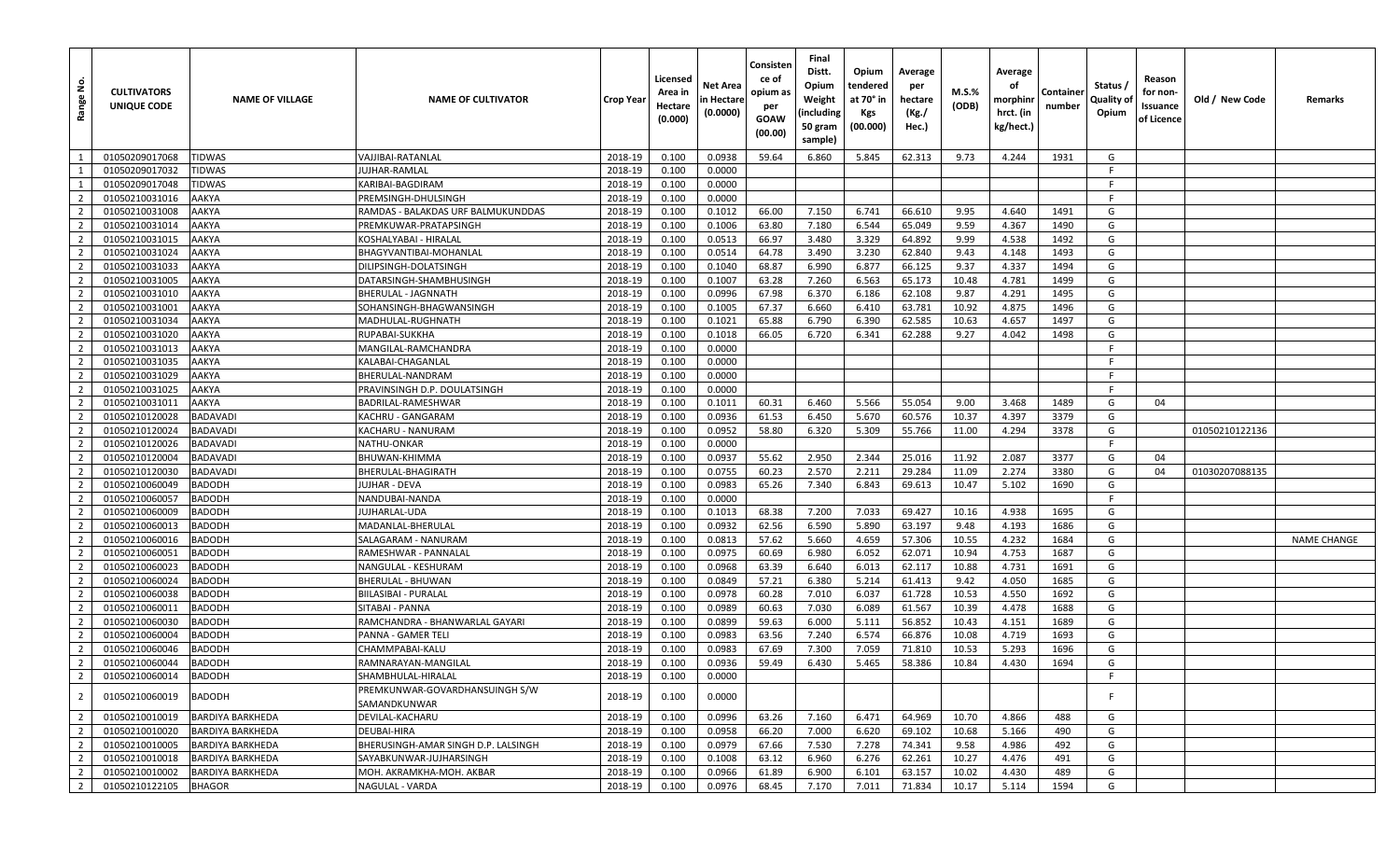| Range No. | CULTIVATORS UNIQUE CODE | NAME OF VILLAGE | NAME OF CULTIVATOR | Crop Year | Licensed Area in Hectare (0.000) | Net Area in Hectare (0.0000) | Consistence of opium as per GOAW (00.00) | Final Distt. Opium Weight (including 50 gram sample) | Opium tendered at 70° in Kgs (00.000) | Average per hectare (Kg./ Hec.) | M.S.% (ODB) | Average of morphinr hrct. (in kg/hect.) | Container number | Status / Quality of Opium | Reason for non-Issuance of Licence | Old / New Code | Remarks |
|---|---|---|---|---|---|---|---|---|---|---|---|---|---|---|---|---|---|
| 1 | 01050209017068 | TIDWAS | VAJJIBAI-RATANLAL | 2018-19 | 0.100 | 0.0938 | 59.64 | 6.860 | 5.845 | 62.313 | 9.73 | 4.244 | 1931 | G | | | |
| 1 | 01050209017032 | TIDWAS | JUJHAR-RAMLAL | 2018-19 | 0.100 | 0.0000 | | | | | | | | F | | | |
| 1 | 01050209017048 | TIDWAS | KARIBAI-BAGDIRAM | 2018-19 | 0.100 | 0.0000 | | | | | | | | F | | | |
| 2 | 01050210031016 | AAKYA | PREMSINGH-DHULSINGH | 2018-19 | 0.100 | 0.0000 | | | | | | | | F | | | |
| 2 | 01050210031008 | AAKYA | RAMDAS - BALAKDAS URF BALMUKUNDDAS | 2018-19 | 0.100 | 0.1012 | 66.00 | 7.150 | 6.741 | 66.610 | 9.95 | 4.640 | 1491 | G | | | |
| 2 | 01050210031014 | AAKYA | PREMKUWAR-PRATAPSINGH | 2018-19 | 0.100 | 0.1006 | 63.80 | 7.180 | 6.544 | 65.049 | 9.59 | 4.367 | 1490 | G | | | |
| 2 | 01050210031015 | AAKYA | KOSHALYABAI - HIRALAL | 2018-19 | 0.100 | 0.0513 | 66.97 | 3.480 | 3.329 | 64.892 | 9.99 | 4.538 | 1492 | G | | | |
| 2 | 01050210031024 | AAKYA | BHAGYVANTIBAI-MOHANLAL | 2018-19 | 0.100 | 0.0514 | 64.78 | 3.490 | 3.230 | 62.840 | 9.43 | 4.148 | 1493 | G | | | |
| 2 | 01050210031033 | AAKYA | DILIPSINGH-DOLATSINGH | 2018-19 | 0.100 | 0.1040 | 68.87 | 6.990 | 6.877 | 66.125 | 9.37 | 4.337 | 1494 | G | | | |
| 2 | 01050210031005 | AAKYA | DATARSINGH-SHAMBHUSINGH | 2018-19 | 0.100 | 0.1007 | 63.28 | 7.260 | 6.563 | 65.173 | 10.48 | 4.781 | 1499 | G | | | |
| 2 | 01050210031010 | AAKYA | BHERULAL - JAGNNATH | 2018-19 | 0.100 | 0.0996 | 67.98 | 6.370 | 6.186 | 62.108 | 9.87 | 4.291 | 1495 | G | | | |
| 2 | 01050210031001 | AAKYA | SOHANSINGH-BHAGWANSINGH | 2018-19 | 0.100 | 0.1005 | 67.37 | 6.660 | 6.410 | 63.781 | 10.92 | 4.875 | 1496 | G | | | |
| 2 | 01050210031034 | AAKYA | MADHULAL-RUGHNATH | 2018-19 | 0.100 | 0.1021 | 65.88 | 6.790 | 6.390 | 62.585 | 10.63 | 4.657 | 1497 | G | | | |
| 2 | 01050210031020 | AAKYA | RUPABAI-SUKKHA | 2018-19 | 0.100 | 0.1018 | 66.05 | 6.720 | 6.341 | 62.288 | 9.27 | 4.042 | 1498 | G | | | |
| 2 | 01050210031013 | AAKYA | MANGILAL-RAMCHANDRA | 2018-19 | 0.100 | 0.0000 | | | | | | | | F | | | |
| 2 | 01050210031035 | AAKYA | KALABAI-CHAGANLAL | 2018-19 | 0.100 | 0.0000 | | | | | | | | F | | | |
| 2 | 01050210031029 | AAKYA | BHERULAL-NANDRAM | 2018-19 | 0.100 | 0.0000 | | | | | | | | F | | | |
| 2 | 01050210031025 | AAKYA | PRAVINSINGH D.P. DOULATSINGH | 2018-19 | 0.100 | 0.0000 | | | | | | | | F | | | |
| 2 | 01050210031011 | AAKYA | BADRILAL-RAMESHWAR | 2018-19 | 0.100 | 0.1011 | 60.31 | 6.460 | 5.566 | 55.054 | 9.00 | 3.468 | 1489 | G | 04 | | |
| 2 | 01050210120028 | BADAVADI | KACHRU - GANGARAM | 2018-19 | 0.100 | 0.0936 | 61.53 | 6.450 | 5.670 | 60.576 | 10.37 | 4.397 | 3379 | G | | | |
| 2 | 01050210120024 | BADAVADI | KACHARU - NANURAM | 2018-19 | 0.100 | 0.0952 | 58.80 | 6.320 | 5.309 | 55.766 | 11.00 | 4.294 | 3378 | G | | 01050210122136 | |
| 2 | 01050210120026 | BADAVADI | NATHU-ONKAR | 2018-19 | 0.100 | 0.0000 | | | | | | | | F | | | |
| 2 | 01050210120004 | BADAVADI | BHUWAN-KHIMMA | 2018-19 | 0.100 | 0.0937 | 55.62 | 2.950 | 2.344 | 25.016 | 11.92 | 2.087 | 3377 | G | 04 | | |
| 2 | 01050210120030 | BADAVADI | BHERULAL-BHAGIRATH | 2018-19 | 0.100 | 0.0755 | 60.23 | 2.570 | 2.211 | 29.284 | 11.09 | 2.274 | 3380 | G | 04 | 01030207088135 | |
| 2 | 01050210060049 | BADODH | JUJHAR - DEVA | 2018-19 | 0.100 | 0.0983 | 65.26 | 7.340 | 6.843 | 69.613 | 10.47 | 5.102 | 1690 | G | | | |
| 2 | 01050210060057 | BADODH | NANDUBAI-NANDA | 2018-19 | 0.100 | 0.0000 | | | | | | | | F | | | |
| 2 | 01050210060009 | BADODH | JUJHARLAL-UDA | 2018-19 | 0.100 | 0.1013 | 68.38 | 7.200 | 7.033 | 69.427 | 10.16 | 4.938 | 1695 | G | | | |
| 2 | 01050210060013 | BADODH | MADANLAL-BHERULAL | 2018-19 | 0.100 | 0.0932 | 62.56 | 6.590 | 5.890 | 63.197 | 9.48 | 4.193 | 1686 | G | | | |
| 2 | 01050210060016 | BADODH | SALAGARAM - NANURAM | 2018-19 | 0.100 | 0.0813 | 57.62 | 5.660 | 4.659 | 57.306 | 10.55 | 4.232 | 1684 | G | | | NAME CHANGE |
| 2 | 01050210060051 | BADODH | RAMESHWAR - PANNALAL | 2018-19 | 0.100 | 0.0975 | 60.69 | 6.980 | 6.052 | 62.071 | 10.94 | 4.753 | 1687 | G | | | |
| 2 | 01050210060023 | BADODH | NANGULAL - KESHURAM | 2018-19 | 0.100 | 0.0968 | 63.39 | 6.640 | 6.013 | 62.117 | 10.88 | 4.731 | 1691 | G | | | |
| 2 | 01050210060024 | BADODH | BHERULAL - BHUWAN | 2018-19 | 0.100 | 0.0849 | 57.21 | 6.380 | 5.214 | 61.413 | 9.42 | 4.050 | 1685 | G | | | |
| 2 | 01050210060038 | BADODH | BIILASIBAI - PURALAL | 2018-19 | 0.100 | 0.0978 | 60.28 | 7.010 | 6.037 | 61.728 | 10.53 | 4.550 | 1692 | G | | | |
| 2 | 01050210060011 | BADODH | SITABAI - PANNA | 2018-19 | 0.100 | 0.0989 | 60.63 | 7.030 | 6.089 | 61.567 | 10.39 | 4.478 | 1688 | G | | | |
| 2 | 01050210060030 | BADODH | RAMCHANDRA - BHANWARLAL GAYARI | 2018-19 | 0.100 | 0.0899 | 59.63 | 6.000 | 5.111 | 56.852 | 10.43 | 4.151 | 1689 | G | | | |
| 2 | 01050210060004 | BADODH | PANNA - GAMER TELI | 2018-19 | 0.100 | 0.0983 | 63.56 | 7.240 | 6.574 | 66.876 | 10.08 | 4.719 | 1693 | G | | | |
| 2 | 01050210060046 | BADODH | CHAMMPABAI-KALU | 2018-19 | 0.100 | 0.0983 | 67.69 | 7.300 | 7.059 | 71.810 | 10.53 | 5.293 | 1696 | G | | | |
| 2 | 01050210060044 | BADODH | RAMNARAYAN-MANGILAL | 2018-19 | 0.100 | 0.0936 | 59.49 | 6.430 | 5.465 | 58.386 | 10.84 | 4.430 | 1694 | G | | | |
| 2 | 01050210060014 | BADODH | SHAMBHULAL-HIRALAL | 2018-19 | 0.100 | 0.0000 | | | | | | | | F | | | |
| 2 | 01050210060019 | BADODH | PREMKUNWAR-GOVARDHANSUINGH S/W SAMANDKUNWAR | 2018-19 | 0.100 | 0.0000 | | | | | | | | F | | | |
| 2 | 01050210010019 | BARDIYA BARKHEDA | DEVILAL-KACHARU | 2018-19 | 0.100 | 0.0996 | 63.26 | 7.160 | 6.471 | 64.969 | 10.70 | 4.866 | 488 | G | | | |
| 2 | 01050210010020 | BARDIYA BARKHEDA | DEUBAI-HIRA | 2018-19 | 0.100 | 0.0958 | 66.20 | 7.000 | 6.620 | 69.102 | 10.68 | 5.166 | 490 | G | | | |
| 2 | 01050210010005 | BARDIYA BARKHEDA | BHERUSINGH-AMAR SINGH D.P. LALSINGH | 2018-19 | 0.100 | 0.0979 | 67.66 | 7.530 | 7.278 | 74.341 | 9.58 | 4.986 | 492 | G | | | |
| 2 | 01050210010018 | BARDIYA BARKHEDA | SAYABKUNWAR-JUJHARSINGH | 2018-19 | 0.100 | 0.1008 | 63.12 | 6.960 | 6.276 | 62.261 | 10.27 | 4.476 | 491 | G | | | |
| 2 | 01050210010002 | BARDIYA BARKHEDA | MOH. AKRAMKHA-MOH. AKBAR | 2018-19 | 0.100 | 0.0966 | 61.89 | 6.900 | 6.101 | 63.157 | 10.02 | 4.430 | 489 | G | | | |
| 2 | 01050210122105 | BHAGOR | NAGULAL - VARDA | 2018-19 | 0.100 | 0.0976 | 68.45 | 7.170 | 7.011 | 71.834 | 10.17 | 5.114 | 1594 | G | | | |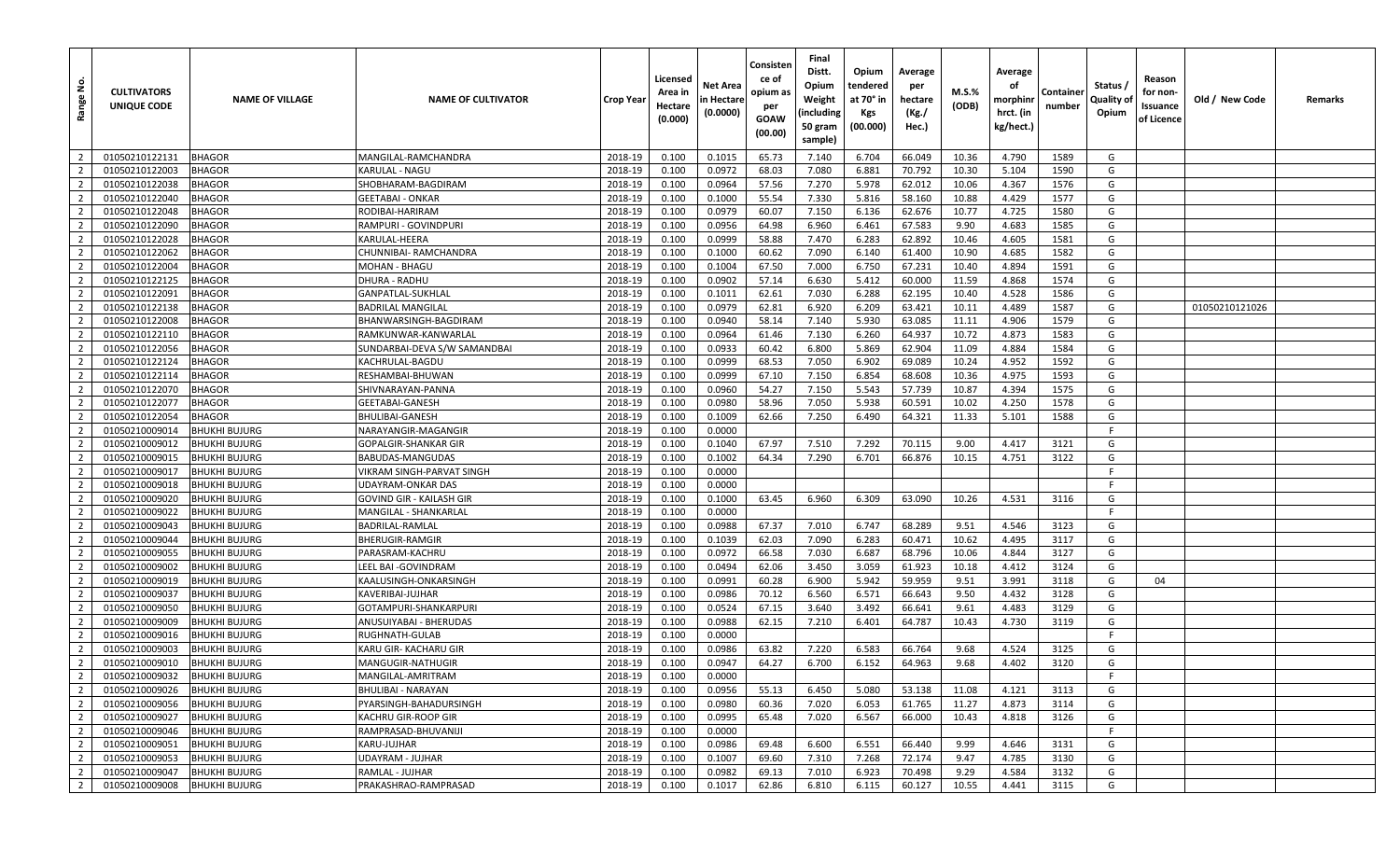| Range No. | CULTIVATORS UNIQUE CODE | NAME OF VILLAGE | NAME OF CULTIVATOR | Crop Year | Licensed Area in Hectare (0.000) | Net Area in Hectare (0.0000) | Consistence of opium as per GOAW (00.00) | Final Distt. Opium Weight (including 50 gram sample) | Opium tendered at 70° in Kgs (00.000) | Average per hectare (Kg./ Hec.) | M.S.% (ODB) | Average of morphinr hrct. (in kg/hect.) | Container number | Status / Quality of Opium | Reason for non-Issuance of Licence | Old / New Code | Remarks |
|---|---|---|---|---|---|---|---|---|---|---|---|---|---|---|---|---|---|
| 2 | 01050210122131 | BHAGOR | MANGILAL-RAMCHANDRA | 2018-19 | 0.100 | 0.1015 | 65.73 | 7.140 | 6.704 | 66.049 | 10.36 | 4.790 | 1589 | G | | | |
| 2 | 01050210122003 | BHAGOR | KARULAL - NAGU | 2018-19 | 0.100 | 0.0972 | 68.03 | 7.080 | 6.881 | 70.792 | 10.30 | 5.104 | 1590 | G | | | |
| 2 | 01050210122038 | BHAGOR | SHOBHARAM-BAGDIRAM | 2018-19 | 0.100 | 0.0964 | 57.56 | 7.270 | 5.978 | 62.012 | 10.06 | 4.367 | 1576 | G | | | |
| 2 | 01050210122040 | BHAGOR | GEETABAI - ONKAR | 2018-19 | 0.100 | 0.1000 | 55.54 | 7.330 | 5.816 | 58.160 | 10.88 | 4.429 | 1577 | G | | | |
| 2 | 01050210122048 | BHAGOR | RODIBAI-HARIRAM | 2018-19 | 0.100 | 0.0979 | 60.07 | 7.150 | 6.136 | 62.676 | 10.77 | 4.725 | 1580 | G | | | |
| 2 | 01050210122090 | BHAGOR | RAMPURI - GOVINDPURI | 2018-19 | 0.100 | 0.0956 | 64.98 | 6.960 | 6.461 | 67.583 | 9.90 | 4.683 | 1585 | G | | | |
| 2 | 01050210122028 | BHAGOR | KARULAL-HEERA | 2018-19 | 0.100 | 0.0999 | 58.88 | 7.470 | 6.283 | 62.892 | 10.46 | 4.605 | 1581 | G | | | |
| 2 | 01050210122062 | BHAGOR | CHUNNIBAI- RAMCHANDRA | 2018-19 | 0.100 | 0.1000 | 60.62 | 7.090 | 6.140 | 61.400 | 10.90 | 4.685 | 1582 | G | | | |
| 2 | 01050210122004 | BHAGOR | MOHAN - BHAGU | 2018-19 | 0.100 | 0.1004 | 67.50 | 7.000 | 6.750 | 67.231 | 10.40 | 4.894 | 1591 | G | | | |
| 2 | 01050210122125 | BHAGOR | DHURA - RADHU | 2018-19 | 0.100 | 0.0902 | 57.14 | 6.630 | 5.412 | 60.000 | 11.59 | 4.868 | 1574 | G | | | |
| 2 | 01050210122091 | BHAGOR | GANPATLAL-SUKHLAL | 2018-19 | 0.100 | 0.1011 | 62.61 | 7.030 | 6.288 | 62.195 | 10.40 | 4.528 | 1586 | G | | | |
| 2 | 01050210122138 | BHAGOR | BADRILAL MANGILAL | 2018-19 | 0.100 | 0.0979 | 62.81 | 6.920 | 6.209 | 63.421 | 10.11 | 4.489 | 1587 | G | | 01050210121026 | |
| 2 | 01050210122008 | BHAGOR | BHANWARSINGH-BAGDIRAM | 2018-19 | 0.100 | 0.0940 | 58.14 | 7.140 | 5.930 | 63.085 | 11.11 | 4.906 | 1579 | G | | | |
| 2 | 01050210122110 | BHAGOR | RAMKUNWAR-KANWARLAL | 2018-19 | 0.100 | 0.0964 | 61.46 | 7.130 | 6.260 | 64.937 | 10.72 | 4.873 | 1583 | G | | | |
| 2 | 01050210122056 | BHAGOR | SUNDARBAI-DEVA S/W SAMANDBAI | 2018-19 | 0.100 | 0.0933 | 60.42 | 6.800 | 5.869 | 62.904 | 11.09 | 4.884 | 1584 | G | | | |
| 2 | 01050210122124 | BHAGOR | KACHRULAL-BAGDU | 2018-19 | 0.100 | 0.0999 | 68.53 | 7.050 | 6.902 | 69.089 | 10.24 | 4.952 | 1592 | G | | | |
| 2 | 01050210122114 | BHAGOR | RESHAMBAI-BHUWAN | 2018-19 | 0.100 | 0.0999 | 67.10 | 7.150 | 6.854 | 68.608 | 10.36 | 4.975 | 1593 | G | | | |
| 2 | 01050210122070 | BHAGOR | SHIVNARAYAN-PANNA | 2018-19 | 0.100 | 0.0960 | 54.27 | 7.150 | 5.543 | 57.739 | 10.87 | 4.394 | 1575 | G | | | |
| 2 | 01050210122077 | BHAGOR | GEETABAI-GANESH | 2018-19 | 0.100 | 0.0980 | 58.96 | 7.050 | 5.938 | 60.591 | 10.02 | 4.250 | 1578 | G | | | |
| 2 | 01050210122054 | BHAGOR | BHULIBAI-GANESH | 2018-19 | 0.100 | 0.1009 | 62.66 | 7.250 | 6.490 | 64.321 | 11.33 | 5.101 | 1588 | G | | | |
| 2 | 01050210009014 | BHUKHI BUJURG | NARAYANGIR-MAGANGIR | 2018-19 | 0.100 | 0.0000 | | | | | | | | F | | | |
| 2 | 01050210009012 | BHUKHI BUJURG | GOPALGIR-SHANKAR GIR | 2018-19 | 0.100 | 0.1040 | 67.97 | 7.510 | 7.292 | 70.115 | 9.00 | 4.417 | 3121 | G | | | |
| 2 | 01050210009015 | BHUKHI BUJURG | BABUDAS-MANGUDAS | 2018-19 | 0.100 | 0.1002 | 64.34 | 7.290 | 6.701 | 66.876 | 10.15 | 4.751 | 3122 | G | | | |
| 2 | 01050210009017 | BHUKHI BUJURG | VIKRAM SINGH-PARVAT SINGH | 2018-19 | 0.100 | 0.0000 | | | | | | | | F | | | |
| 2 | 01050210009018 | BHUKHI BUJURG | UDAYRAM-ONKAR DAS | 2018-19 | 0.100 | 0.0000 | | | | | | | | F | | | |
| 2 | 01050210009020 | BHUKHI BUJURG | GOVIND GIR - KAILASH GIR | 2018-19 | 0.100 | 0.1000 | 63.45 | 6.960 | 6.309 | 63.090 | 10.26 | 4.531 | 3116 | G | | | |
| 2 | 01050210009022 | BHUKHI BUJURG | MANGILAL - SHANKARLAL | 2018-19 | 0.100 | 0.0000 | | | | | | | | F | | | |
| 2 | 01050210009043 | BHUKHI BUJURG | BADRILAL-RAMLAL | 2018-19 | 0.100 | 0.0988 | 67.37 | 7.010 | 6.747 | 68.289 | 9.51 | 4.546 | 3123 | G | | | |
| 2 | 01050210009044 | BHUKHI BUJURG | BHERUGIR-RAMGIR | 2018-19 | 0.100 | 0.1039 | 62.03 | 7.090 | 6.283 | 60.471 | 10.62 | 4.495 | 3117 | G | | | |
| 2 | 01050210009055 | BHUKHI BUJURG | PARASRAM-KACHRU | 2018-19 | 0.100 | 0.0972 | 66.58 | 7.030 | 6.687 | 68.796 | 10.06 | 4.844 | 3127 | G | | | |
| 2 | 01050210009002 | BHUKHI BUJURG | LEEL BAI -GOVINDRAM | 2018-19 | 0.100 | 0.0494 | 62.06 | 3.450 | 3.059 | 61.923 | 10.18 | 4.412 | 3124 | G | | | |
| 2 | 01050210009019 | BHUKHI BUJURG | KAALUSINGH-ONKARSINGH | 2018-19 | 0.100 | 0.0991 | 60.28 | 6.900 | 5.942 | 59.959 | 9.51 | 3.991 | 3118 | G | 04 | | |
| 2 | 01050210009037 | BHUKHI BUJURG | KAVERIBAI-JUJHAR | 2018-19 | 0.100 | 0.0986 | 70.12 | 6.560 | 6.571 | 66.643 | 9.50 | 4.432 | 3128 | G | | | |
| 2 | 01050210009050 | BHUKHI BUJURG | GOTAMPURI-SHANKARPURI | 2018-19 | 0.100 | 0.0524 | 67.15 | 3.640 | 3.492 | 66.641 | 9.61 | 4.483 | 3129 | G | | | |
| 2 | 01050210009009 | BHUKHI BUJURG | ANUSUIYABAI - BHERUDAS | 2018-19 | 0.100 | 0.0988 | 62.15 | 7.210 | 6.401 | 64.787 | 10.43 | 4.730 | 3119 | G | | | |
| 2 | 01050210009016 | BHUKHI BUJURG | RUGHNATH-GULAB | 2018-19 | 0.100 | 0.0000 | | | | | | | | F | | | |
| 2 | 01050210009003 | BHUKHI BUJURG | KARU GIR- KACHARU GIR | 2018-19 | 0.100 | 0.0986 | 63.82 | 7.220 | 6.583 | 66.764 | 9.68 | 4.524 | 3125 | G | | | |
| 2 | 01050210009010 | BHUKHI BUJURG | MANGUGIR-NATHUGIR | 2018-19 | 0.100 | 0.0947 | 64.27 | 6.700 | 6.152 | 64.963 | 9.68 | 4.402 | 3120 | G | | | |
| 2 | 01050210009032 | BHUKHI BUJURG | MANGILAL-AMRITRAM | 2018-19 | 0.100 | 0.0000 | | | | | | | | F | | | |
| 2 | 01050210009026 | BHUKHI BUJURG | BHULIBAI - NARAYAN | 2018-19 | 0.100 | 0.0956 | 55.13 | 6.450 | 5.080 | 53.138 | 11.08 | 4.121 | 3113 | G | | | |
| 2 | 01050210009056 | BHUKHI BUJURG | PYARSINGH-BAHADURSINGH | 2018-19 | 0.100 | 0.0980 | 60.36 | 7.020 | 6.053 | 61.765 | 11.27 | 4.873 | 3114 | G | | | |
| 2 | 01050210009027 | BHUKHI BUJURG | KACHRU GIR-ROOP GIR | 2018-19 | 0.100 | 0.0995 | 65.48 | 7.020 | 6.567 | 66.000 | 10.43 | 4.818 | 3126 | G | | | |
| 2 | 01050210009046 | BHUKHI BUJURG | RAMPRASAD-BHUVANIJI | 2018-19 | 0.100 | 0.0000 | | | | | | | | F | | | |
| 2 | 01050210009051 | BHUKHI BUJURG | KARU-JUJHAR | 2018-19 | 0.100 | 0.0986 | 69.48 | 6.600 | 6.551 | 66.440 | 9.99 | 4.646 | 3131 | G | | | |
| 2 | 01050210009053 | BHUKHI BUJURG | UDAYRAM - JUJHAR | 2018-19 | 0.100 | 0.1007 | 69.60 | 7.310 | 7.268 | 72.174 | 9.47 | 4.785 | 3130 | G | | | |
| 2 | 01050210009047 | BHUKHI BUJURG | RAMLAL - JUJHAR | 2018-19 | 0.100 | 0.0982 | 69.13 | 7.010 | 6.923 | 70.498 | 9.29 | 4.584 | 3132 | G | | | |
| 2 | 01050210009008 | BHUKHI BUJURG | PRAKASHRAO-RAMPRASAD | 2018-19 | 0.100 | 0.1017 | 62.86 | 6.810 | 6.115 | 60.127 | 10.55 | 4.441 | 3115 | G | | | |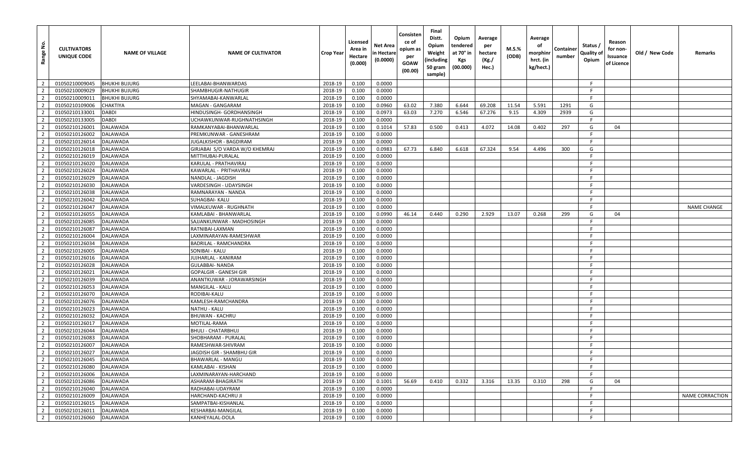| Range No. | CULTIVATORS UNIQUE CODE | NAME OF VILLAGE | NAME OF CULTIVATOR | Crop Year | Licensed Area in Hectare (0.000) | Net Area in Hectare (0.0000) | Consistence of opium as per GOAW (00.00) | Final Distt. Opium Weight (including 50 gram sample) | Opium tendered at 70° in Kgs (00.000) | Average per hectare (Kg./ Hec.) | M.S.% (ODB) | Average of morphinr hrct. (in kg/hect.) | Container number | Status / Quality of Opium | Reason for non-Issuance of Licence | Old / New Code | Remarks |
|---|---|---|---|---|---|---|---|---|---|---|---|---|---|---|---|---|---|
| 2 | 01050210009045 | BHUKHI BUJURG | LEELABAI-BHANWARDAS | 2018-19 | 0.100 | 0.0000 | | | | | | | | F | | | |
| 2 | 01050210009029 | BHUKHI BUJURG | SHAMBHUGIR-NATHUGIR | 2018-19 | 0.100 | 0.0000 | | | | | | | | F | | | |
| 2 | 01050210009011 | BHUKHI BUJURG | SHYAMABAI-KANWARLAL | 2018-19 | 0.100 | 0.0000 | | | | | | | | F | | | |
| 2 | 01050210109006 | CHAKTIYA | MAGAN - GANGARAM | 2018-19 | 0.100 | 0.0960 | 63.02 | 7.380 | 6.644 | 69.208 | 11.54 | 5.591 | 1291 | G | | | |
| 2 | 01050210133001 | DABDI | HINDUSINGH- GORDHANSINGH | 2018-19 | 0.100 | 0.0973 | 63.03 | 7.270 | 6.546 | 67.276 | 9.15 | 4.309 | 2939 | G | | | |
| 2 | 01050210133005 | DABDI | UCHAWKUNWAR-RUGHNATHSINGH | 2018-19 | 0.100 | 0.0000 | | | | | | | | F | | | |
| 2 | 01050210126001 | DALAWADA | RAMKANYABAI-BHANWARLAL | 2018-19 | 0.100 | 0.1014 | 57.83 | 0.500 | 0.413 | 4.072 | 14.08 | 0.402 | 297 | G | 04 | | |
| 2 | 01050210126002 | DALAWADA | PREMKUNWAR - GANESHRAM | 2018-19 | 0.100 | 0.0000 | | | | | | | | F | | | |
| 2 | 01050210126014 | DALAWADA | JUGALKISHOR - BAGDIRAM | 2018-19 | 0.100 | 0.0000 | | | | | | | | F | | | |
| 2 | 01050210126018 | DALAWADA | GIRJABAI S/O VARDA W/O KHEMRAJ | 2018-19 | 0.100 | 0.0983 | 67.73 | 6.840 | 6.618 | 67.324 | 9.54 | 4.496 | 300 | G | | | |
| 2 | 01050210126019 | DALAWADA | MITTHUBAI-PURALAL | 2018-19 | 0.100 | 0.0000 | | | | | | | | F | | | |
| 2 | 01050210126020 | DALAWADA | KARULAL - PRATHAVIRAJ | 2018-19 | 0.100 | 0.0000 | | | | | | | | F | | | |
| 2 | 01050210126024 | DALAWADA | KAWARLAL - PRITHAVIRAJ | 2018-19 | 0.100 | 0.0000 | | | | | | | | F | | | |
| 2 | 01050210126029 | DALAWADA | NANDLAL - JAGDISH | 2018-19 | 0.100 | 0.0000 | | | | | | | | F | | | |
| 2 | 01050210126030 | DALAWADA | VARDESINGH - UDAYSINGH | 2018-19 | 0.100 | 0.0000 | | | | | | | | F | | | |
| 2 | 01050210126038 | DALAWADA | RAMNARAYAN - NANDA | 2018-19 | 0.100 | 0.0000 | | | | | | | | F | | | |
| 2 | 01050210126042 | DALAWADA | SUHAGBAI- KALU | 2018-19 | 0.100 | 0.0000 | | | | | | | | F | | | |
| 2 | 01050210126047 | DALAWADA | VIMALKUWAR - RUGHNATH | 2018-19 | 0.100 | 0.0000 | | | | | | | | F | | | NAME CHANGE |
| 2 | 01050210126055 | DALAWADA | KAMLABAI - BHANWARLAL | 2018-19 | 0.100 | 0.0990 | 46.14 | 0.440 | 0.290 | 2.929 | 13.07 | 0.268 | 299 | G | 04 | | |
| 2 | 01050210126085 | DALAWADA | SAJJANKUNWAR - MADHOSINGH | 2018-19 | 0.100 | 0.0000 | | | | | | | | F | | | |
| 2 | 01050210126087 | DALAWADA | RATNIBAI-LAXMAN | 2018-19 | 0.100 | 0.0000 | | | | | | | | F | | | |
| 2 | 01050210126004 | DALAWADA | LAXMINARAYAN-RAMESHWAR | 2018-19 | 0.100 | 0.0000 | | | | | | | | F | | | |
| 2 | 01050210126034 | DALAWADA | BADRILAL - RAMCHANDRA | 2018-19 | 0.100 | 0.0000 | | | | | | | | F | | | |
| 2 | 01050210126005 | DALAWADA | SONIBAI - KALU | 2018-19 | 0.100 | 0.0000 | | | | | | | | F | | | |
| 2 | 01050210126016 | DALAWADA | JUJHARLAL - KANIRAM | 2018-19 | 0.100 | 0.0000 | | | | | | | | F | | | |
| 2 | 01050210126028 | DALAWADA | GULABBAI- NANDA | 2018-19 | 0.100 | 0.0000 | | | | | | | | F | | | |
| 2 | 01050210126021 | DALAWADA | GOPALGIR - GANESH GIR | 2018-19 | 0.100 | 0.0000 | | | | | | | | F | | | |
| 2 | 01050210126039 | DALAWADA | ANANTKUWAR - JORAWARSINGH | 2018-19 | 0.100 | 0.0000 | | | | | | | | F | | | |
| 2 | 01050210126053 | DALAWADA | MANGILAL - KALU | 2018-19 | 0.100 | 0.0000 | | | | | | | | F | | | |
| 2 | 01050210126070 | DALAWADA | RODIBAI-KALU | 2018-19 | 0.100 | 0.0000 | | | | | | | | F | | | |
| 2 | 01050210126076 | DALAWADA | KAMLESH-RAMCHANDRA | 2018-19 | 0.100 | 0.0000 | | | | | | | | F | | | |
| 2 | 01050210126023 | DALAWADA | NATHU - KALU | 2018-19 | 0.100 | 0.0000 | | | | | | | | F | | | |
| 2 | 01050210126032 | DALAWADA | BHUWAN - KACHRU | 2018-19 | 0.100 | 0.0000 | | | | | | | | F | | | |
| 2 | 01050210126017 | DALAWADA | MOTILAL-RAMA | 2018-19 | 0.100 | 0.0000 | | | | | | | | F | | | |
| 2 | 01050210126044 | DALAWADA | BHULI - CHATARBHUJ | 2018-19 | 0.100 | 0.0000 | | | | | | | | F | | | |
| 2 | 01050210126083 | DALAWADA | SHOBHARAM - PURALAL | 2018-19 | 0.100 | 0.0000 | | | | | | | | F | | | |
| 2 | 01050210126007 | DALAWADA | RAMESHWAR-SHIVRAM | 2018-19 | 0.100 | 0.0000 | | | | | | | | F | | | |
| 2 | 01050210126027 | DALAWADA | JAGDISH GIR - SHAMBHU GIR | 2018-19 | 0.100 | 0.0000 | | | | | | | | F | | | |
| 2 | 01050210126045 | DALAWADA | BHAWARLAL - MANGU | 2018-19 | 0.100 | 0.0000 | | | | | | | | F | | | |
| 2 | 01050210126080 | DALAWADA | KAMLABAI - KISHAN | 2018-19 | 0.100 | 0.0000 | | | | | | | | F | | | |
| 2 | 01050210126006 | DALAWADA | LAXMINARAYAN-HARCHAND | 2018-19 | 0.100 | 0.0000 | | | | | | | | F | | | |
| 2 | 01050210126086 | DALAWADA | ASHARAM-BHAGIRATH | 2018-19 | 0.100 | 0.1001 | 56.69 | 0.410 | 0.332 | 3.316 | 13.35 | 0.310 | 298 | G | 04 | | |
| 2 | 01050210126040 | DALAWADA | RADHABAI-UDAYRAM | 2018-19 | 0.100 | 0.0000 | | | | | | | | F | | | |
| 2 | 01050210126009 | DALAWADA | HARCHAND-KACHRU JI | 2018-19 | 0.100 | 0.0000 | | | | | | | | F | | | NAME CORRACTION |
| 2 | 01050210126015 | DALAWADA | SAMPATBAI-KISHANLAL | 2018-19 | 0.100 | 0.0000 | | | | | | | | F | | | |
| 2 | 01050210126011 | DALAWADA | KESHARBAI-MANGILAL | 2018-19 | 0.100 | 0.0000 | | | | | | | | F | | | |
| 2 | 01050210126060 | DALAWADA | KANHEYALAL-DOLA | 2018-19 | 0.100 | 0.0000 | | | | | | | | F | | | |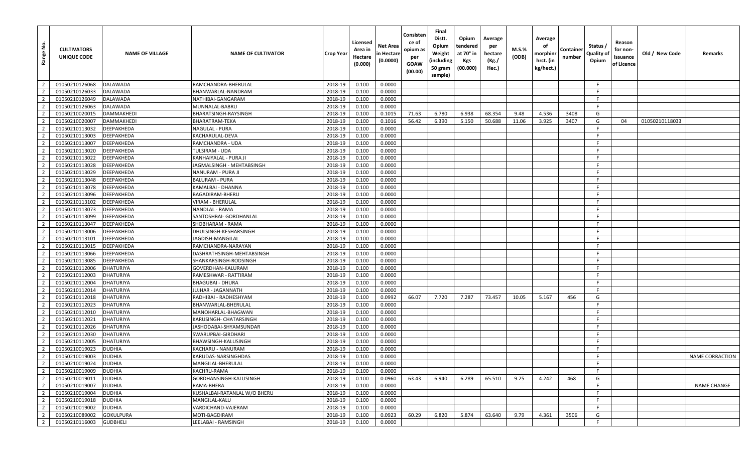| Range No. | CULTIVATORS UNIQUE CODE | NAME OF VILLAGE | NAME OF CULTIVATOR | Crop Year | Licensed Area in Hectare (0.000) | Net Area in Hectare (0.0000) | Consistence of opium as per GOAW (00.00) | Final Distt. Opium Weight (including 50 gram sample) | Opium tendered at 70° in Kgs (00.000) | Average per hectare (Kg./ Hec.) | M.S.% (ODB) | Average of morphinr hrct. (in kg/hect.) | Container number | Status / Quality of Opium | Reason for non-Issuance of Licence | Old / New Code | Remarks |
|---|---|---|---|---|---|---|---|---|---|---|---|---|---|---|---|---|---|
| 2 | 01050210126068 | DALAWADA | RAMCHANDRA-BHERULAL | 2018-19 | 0.100 | 0.0000 | | | | | | | | F | | | |
| 2 | 01050210126033 | DALAWADA | BHANWARLAL-NANDRAM | 2018-19 | 0.100 | 0.0000 | | | | | | | | F | | | |
| 2 | 01050210126049 | DALAWADA | NATHIBAI-GANGARAM | 2018-19 | 0.100 | 0.0000 | | | | | | | | F | | | |
| 2 | 01050210126063 | DALAWADA | MUNNALAL-BABRU | 2018-19 | 0.100 | 0.0000 | | | | | | | | F | | | |
| 2 | 01050210020015 | DAMMAKHEDI | BHARATSINGH-RAYSINGH | 2018-19 | 0.100 | 0.1015 | 71.63 | 6.780 | 6.938 | 68.354 | 9.48 | 4.536 | 3408 | G | | | |
| 2 | 01050210020007 | DAMMAKHEDI | BHARATRAM-TEKA | 2018-19 | 0.100 | 0.1016 | 56.42 | 6.390 | 5.150 | 50.688 | 11.06 | 3.925 | 3407 | G | 04 | 01050210118033 | |
| 2 | 01050210113032 | DEEPAKHEDA | NAGULAL - PURA | 2018-19 | 0.100 | 0.0000 | | | | | | | | F | | | |
| 2 | 01050210113003 | DEEPAKHEDA | KACHARULAL-DEVA | 2018-19 | 0.100 | 0.0000 | | | | | | | | F | | | |
| 2 | 01050210113007 | DEEPAKHEDA | RAMCHANDRA - UDA | 2018-19 | 0.100 | 0.0000 | | | | | | | | F | | | |
| 2 | 01050210113020 | DEEPAKHEDA | TULSIRAM - UDA | 2018-19 | 0.100 | 0.0000 | | | | | | | | F | | | |
| 2 | 01050210113022 | DEEPAKHEDA | KANHAIYALAL - PURA JI | 2018-19 | 0.100 | 0.0000 | | | | | | | | F | | | |
| 2 | 01050210113028 | DEEPAKHEDA | JAGMALSINGH - MEHTABSINGH | 2018-19 | 0.100 | 0.0000 | | | | | | | | F | | | |
| 2 | 01050210113029 | DEEPAKHEDA | NANURAM - PURA JI | 2018-19 | 0.100 | 0.0000 | | | | | | | | F | | | |
| 2 | 01050210113048 | DEEPAKHEDA | BALURAM - PURA | 2018-19 | 0.100 | 0.0000 | | | | | | | | F | | | |
| 2 | 01050210113078 | DEEPAKHEDA | KAMALBAI - DHANNA | 2018-19 | 0.100 | 0.0000 | | | | | | | | F | | | |
| 2 | 01050210113096 | DEEPAKHEDA | BAGADIRAM-BHERU | 2018-19 | 0.100 | 0.0000 | | | | | | | | F | | | |
| 2 | 01050210113102 | DEEPAKHEDA | VIRAM - BHERULAL | 2018-19 | 0.100 | 0.0000 | | | | | | | | F | | | |
| 2 | 01050210113073 | DEEPAKHEDA | NANDLAL - RAMA | 2018-19 | 0.100 | 0.0000 | | | | | | | | F | | | |
| 2 | 01050210113099 | DEEPAKHEDA | SANTOSHBAI- GORDHANLAL | 2018-19 | 0.100 | 0.0000 | | | | | | | | F | | | |
| 2 | 01050210113047 | DEEPAKHEDA | SHOBHARAM - RAMA | 2018-19 | 0.100 | 0.0000 | | | | | | | | F | | | |
| 2 | 01050210113006 | DEEPAKHEDA | DHULSINGH-KESHARSINGH | 2018-19 | 0.100 | 0.0000 | | | | | | | | F | | | |
| 2 | 01050210113101 | DEEPAKHEDA | JAGDISH-MANGILAL | 2018-19 | 0.100 | 0.0000 | | | | | | | | F | | | |
| 2 | 01050210113015 | DEEPAKHEDA | RAMCHANDRA-NARAYAN | 2018-19 | 0.100 | 0.0000 | | | | | | | | F | | | |
| 2 | 01050210113066 | DEEPAKHEDA | DASHRATHSINGH-MEHTABSINGH | 2018-19 | 0.100 | 0.0000 | | | | | | | | F | | | |
| 2 | 01050210113085 | DEEPAKHEDA | SHANKARSINGH-RODSINGH | 2018-19 | 0.100 | 0.0000 | | | | | | | | F | | | |
| 2 | 01050210112006 | DHATURIYA | GOVERDHAN-KALURAM | 2018-19 | 0.100 | 0.0000 | | | | | | | | F | | | |
| 2 | 01050210112003 | DHATURIYA | RAMESHWAR - RATTIRAM | 2018-19 | 0.100 | 0.0000 | | | | | | | | F | | | |
| 2 | 01050210112004 | DHATURIYA | BHAGUBAI - DHURA | 2018-19 | 0.100 | 0.0000 | | | | | | | | F | | | |
| 2 | 01050210112014 | DHATURIYA | JUJHAR - JAGANNATH | 2018-19 | 0.100 | 0.0000 | | | | | | | | F | | | |
| 2 | 01050210112018 | DHATURIYA | RADHIBAI - RADHESHYAM | 2018-19 | 0.100 | 0.0992 | 66.07 | 7.720 | 7.287 | 73.457 | 10.05 | 5.167 | 456 | G | | | |
| 2 | 01050210112023 | DHATURIYA | BHANWARLAL-BHERULAL | 2018-19 | 0.100 | 0.0000 | | | | | | | | F | | | |
| 2 | 01050210112010 | DHATURIYA | MANOHARLAL-BHAGWAN | 2018-19 | 0.100 | 0.0000 | | | | | | | | F | | | |
| 2 | 01050210112021 | DHATURIYA | KARUSINGH- CHATARSINGH | 2018-19 | 0.100 | 0.0000 | | | | | | | | F | | | |
| 2 | 01050210112026 | DHATURIYA | JASHODABAI-SHYAMSUNDAR | 2018-19 | 0.100 | 0.0000 | | | | | | | | F | | | |
| 2 | 01050210112030 | DHATURIYA | SWARUPBAI-GIRDHARI | 2018-19 | 0.100 | 0.0000 | | | | | | | | F | | | |
| 2 | 01050210112005 | DHATURIYA | BHAWSINGH-KALUSINGH | 2018-19 | 0.100 | 0.0000 | | | | | | | | F | | | |
| 2 | 01050210019023 | DUDHIA | KACHARU - NANURAM | 2018-19 | 0.100 | 0.0000 | | | | | | | | F | | | |
| 2 | 01050210019003 | DUDHIA | KARUDAS-NARSINGHDAS | 2018-19 | 0.100 | 0.0000 | | | | | | | | F | | | NAME CORRACTION |
| 2 | 01050210019024 | DUDHIA | MANGILAL-BHERULAL | 2018-19 | 0.100 | 0.0000 | | | | | | | | F | | | |
| 2 | 01050210019009 | DUDHIA | KACHRU-RAMA | 2018-19 | 0.100 | 0.0000 | | | | | | | | F | | | |
| 2 | 01050210019011 | DUDHIA | GORDHANSINGH-KALUSINGH | 2018-19 | 0.100 | 0.0960 | 63.43 | 6.940 | 6.289 | 65.510 | 9.25 | 4.242 | 468 | G | | | |
| 2 | 01050210019007 | DUDHIA | RAMA-BHERA | 2018-19 | 0.100 | 0.0000 | | | | | | | | F | | | NAME CHANGE |
| 2 | 01050210019004 | DUDHIA | KUSHALBAI-RATANLAL W/O BHERU | 2018-19 | 0.100 | 0.0000 | | | | | | | | F | | | |
| 2 | 01050210019018 | DUDHIA | MANGILAL-KALU | 2018-19 | 0.100 | 0.0000 | | | | | | | | F | | | |
| 2 | 01050210019002 | DUDHIA | VARDICHAND-VAJERAM | 2018-19 | 0.100 | 0.0000 | | | | | | | | F | | | |
| 2 | 01050210089002 | GOKULPURA | MOTI-BAGDIRAM | 2018-19 | 0.100 | 0.0923 | 60.29 | 6.820 | 5.874 | 63.640 | 9.79 | 4.361 | 3506 | G | | | |
| 2 | 01050210116003 | GUDBHELI | LEELABAI - RAMSINGH | 2018-19 | 0.100 | 0.0000 | | | | | | | | F | | | |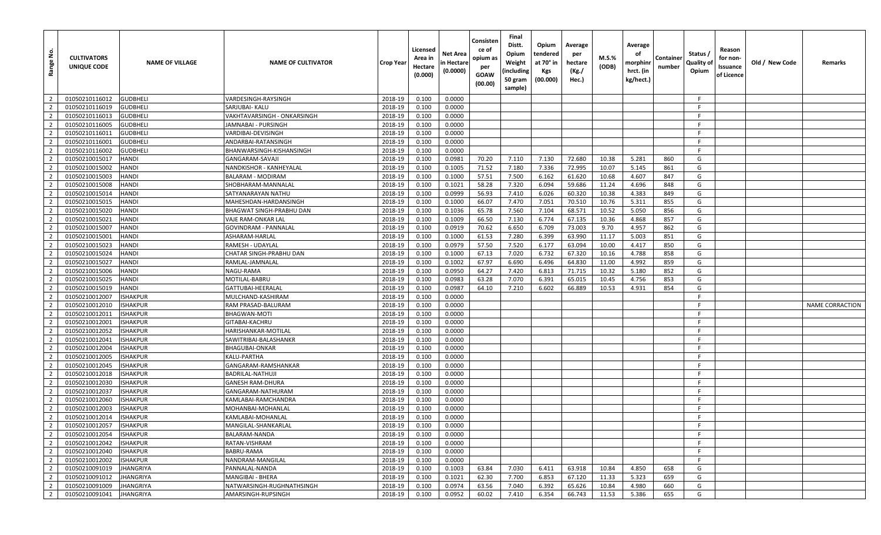| Range No. | CULTIVATORS UNIQUE CODE | NAME OF VILLAGE | NAME OF CULTIVATOR | Crop Year | Licensed Area in Hectare (0.000) | Net Area in Hectare (0.0000) | Consistence of opium as per GOAW (00.00) | Final Distt. Opium Weight (including 50 gram sample) | Opium tendered at 70° in Kgs (00.000) | Average per hectare (Kg./ Hec.) | M.S.% (ODB) | Average of morphinr hrct. (in kg/hect.) | Container number | Status / Quality of Opium | Reason for non-Issuance of Licence | Old / New Code | Remarks |
|---|---|---|---|---|---|---|---|---|---|---|---|---|---|---|---|---|---|
| 2 | 01050210116012 | GUDBHELI | VARDESINGH-RAYSINGH | 2018-19 | 0.100 | 0.0000 | | | | | | | | F | | | |
| 2 | 01050210116019 | GUDBHELI | SARJUBAI- KALU | 2018-19 | 0.100 | 0.0000 | | | | | | | | F | | | |
| 2 | 01050210116013 | GUDBHELI | VAKHTAVARSINGH - ONKARSINGH | 2018-19 | 0.100 | 0.0000 | | | | | | | | F | | | |
| 2 | 01050210116005 | GUDBHELI | JAMNABAI - PURSINGH | 2018-19 | 0.100 | 0.0000 | | | | | | | | F | | | |
| 2 | 01050210116011 | GUDBHELI | VARDIBAI-DEVISINGH | 2018-19 | 0.100 | 0.0000 | | | | | | | | F | | | |
| 2 | 01050210116001 | GUDBHELI | ANDARBAI-RATANSINGH | 2018-19 | 0.100 | 0.0000 | | | | | | | | F | | | |
| 2 | 01050210116002 | GUDBHELI | BHANWARSINGH-KISHANSINGH | 2018-19 | 0.100 | 0.0000 | | | | | | | | F | | | |
| 2 | 01050210015017 | HANDI | GANGARAM-SAVAJI | 2018-19 | 0.100 | 0.0981 | 70.20 | 7.110 | 7.130 | 72.680 | 10.38 | 5.281 | 860 | G | | | |
| 2 | 01050210015002 | HANDI | NANDKISHOR - KANHEYALAL | 2018-19 | 0.100 | 0.1005 | 71.52 | 7.180 | 7.336 | 72.995 | 10.07 | 5.145 | 861 | G | | | |
| 2 | 01050210015003 | HANDI | BALARAM - MODIRAM | 2018-19 | 0.100 | 0.1000 | 57.51 | 7.500 | 6.162 | 61.620 | 10.68 | 4.607 | 847 | G | | | |
| 2 | 01050210015008 | HANDI | SHOBHARAM-MANNALAL | 2018-19 | 0.100 | 0.1021 | 58.28 | 7.320 | 6.094 | 59.686 | 11.24 | 4.696 | 848 | G | | | |
| 2 | 01050210015014 | HANDI | SATYANARAYAN NATHU | 2018-19 | 0.100 | 0.0999 | 56.93 | 7.410 | 6.026 | 60.320 | 10.38 | 4.383 | 849 | G | | | |
| 2 | 01050210015015 | HANDI | MAHESHDAN-HARDANSINGH | 2018-19 | 0.100 | 0.1000 | 66.07 | 7.470 | 7.051 | 70.510 | 10.76 | 5.311 | 855 | G | | | |
| 2 | 01050210015020 | HANDI | BHAGWAT SINGH-PRABHU DAN | 2018-19 | 0.100 | 0.1036 | 65.78 | 7.560 | 7.104 | 68.571 | 10.52 | 5.050 | 856 | G | | | |
| 2 | 01050210015021 | HANDI | VAJE RAM-ONKAR LAL | 2018-19 | 0.100 | 0.1009 | 66.50 | 7.130 | 6.774 | 67.135 | 10.36 | 4.868 | 857 | G | | | |
| 2 | 01050210015007 | HANDI | GOVINDRAM - PANNALAL | 2018-19 | 0.100 | 0.0919 | 70.62 | 6.650 | 6.709 | 73.003 | 9.70 | 4.957 | 862 | G | | | |
| 2 | 01050210015001 | HANDI | ASHARAM-HARLAL | 2018-19 | 0.100 | 0.1000 | 61.53 | 7.280 | 6.399 | 63.990 | 11.17 | 5.003 | 851 | G | | | |
| 2 | 01050210015023 | HANDI | RAMESH - UDAYLAL | 2018-19 | 0.100 | 0.0979 | 57.50 | 7.520 | 6.177 | 63.094 | 10.00 | 4.417 | 850 | G | | | |
| 2 | 01050210015024 | HANDI | CHATAR SINGH-PRABHU DAN | 2018-19 | 0.100 | 0.1000 | 67.13 | 7.020 | 6.732 | 67.320 | 10.16 | 4.788 | 858 | G | | | |
| 2 | 01050210015027 | HANDI | RAMLAL-JAMNALAL | 2018-19 | 0.100 | 0.1002 | 67.97 | 6.690 | 6.496 | 64.830 | 11.00 | 4.992 | 859 | G | | | |
| 2 | 01050210015006 | HANDI | NAGU-RAMA | 2018-19 | 0.100 | 0.0950 | 64.27 | 7.420 | 6.813 | 71.715 | 10.32 | 5.180 | 852 | G | | | |
| 2 | 01050210015025 | HANDI | MOTILAL-BABRU | 2018-19 | 0.100 | 0.0983 | 63.28 | 7.070 | 6.391 | 65.015 | 10.45 | 4.756 | 853 | G | | | |
| 2 | 01050210015019 | HANDI | GATTUBAI-HEERALAL | 2018-19 | 0.100 | 0.0987 | 64.10 | 7.210 | 6.602 | 66.889 | 10.53 | 4.931 | 854 | G | | | |
| 2 | 01050210012007 | ISHAKPUR | MULCHAND-KASHIRAM | 2018-19 | 0.100 | 0.0000 | | | | | | | | F | | | |
| 2 | 01050210012010 | ISHAKPUR | RAM PRASAD-BALURAM | 2018-19 | 0.100 | 0.0000 | | | | | | | | F | | | NAME CORRACTION |
| 2 | 01050210012011 | ISHAKPUR | BHAGWAN-MOTI | 2018-19 | 0.100 | 0.0000 | | | | | | | | F | | | |
| 2 | 01050210012001 | ISHAKPUR | GITABAI-KACHRU | 2018-19 | 0.100 | 0.0000 | | | | | | | | F | | | |
| 2 | 01050210012052 | ISHAKPUR | HARISHANKAR-MOTILAL | 2018-19 | 0.100 | 0.0000 | | | | | | | | F | | | |
| 2 | 01050210012041 | ISHAKPUR | SAWITRIBAI-BALASHANKR | 2018-19 | 0.100 | 0.0000 | | | | | | | | F | | | |
| 2 | 01050210012004 | ISHAKPUR | BHAGUBAI-ONKAR | 2018-19 | 0.100 | 0.0000 | | | | | | | | F | | | |
| 2 | 01050210012005 | ISHAKPUR | KALU-PARTHA | 2018-19 | 0.100 | 0.0000 | | | | | | | | F | | | |
| 2 | 01050210012045 | ISHAKPUR | GANGARAM-RAMSHANKAR | 2018-19 | 0.100 | 0.0000 | | | | | | | | F | | | |
| 2 | 01050210012018 | ISHAKPUR | BADRILAL-NATHUJI | 2018-19 | 0.100 | 0.0000 | | | | | | | | F | | | |
| 2 | 01050210012030 | ISHAKPUR | GANESH RAM-DHURA | 2018-19 | 0.100 | 0.0000 | | | | | | | | F | | | |
| 2 | 01050210012037 | ISHAKPUR | GANGARAM-NATHURAM | 2018-19 | 0.100 | 0.0000 | | | | | | | | F | | | |
| 2 | 01050210012060 | ISHAKPUR | KAMLABAI-RAMCHANDRA | 2018-19 | 0.100 | 0.0000 | | | | | | | | F | | | |
| 2 | 01050210012003 | ISHAKPUR | MOHANBAI-MOHANLAL | 2018-19 | 0.100 | 0.0000 | | | | | | | | F | | | |
| 2 | 01050210012014 | ISHAKPUR | KAMLABAI-MOHANLAL | 2018-19 | 0.100 | 0.0000 | | | | | | | | F | | | |
| 2 | 01050210012057 | ISHAKPUR | MANGILAL-SHANKARLAL | 2018-19 | 0.100 | 0.0000 | | | | | | | | F | | | |
| 2 | 01050210012054 | ISHAKPUR | BALARAM-NANDA | 2018-19 | 0.100 | 0.0000 | | | | | | | | F | | | |
| 2 | 01050210012042 | ISHAKPUR | RATAN-VISHRAM | 2018-19 | 0.100 | 0.0000 | | | | | | | | F | | | |
| 2 | 01050210012040 | ISHAKPUR | BABRU-RAMA | 2018-19 | 0.100 | 0.0000 | | | | | | | | F | | | |
| 2 | 01050210012002 | ISHAKPUR | NANDRAM-MANGILAL | 2018-19 | 0.100 | 0.0000 | | | | | | | | F | | | |
| 2 | 01050210091019 | JHANGRIYA | PANNALAL-NANDA | 2018-19 | 0.100 | 0.1003 | 63.84 | 7.030 | 6.411 | 63.918 | 10.84 | 4.850 | 658 | G | | | |
| 2 | 01050210091012 | JHANGRIYA | MANGIBAI - BHERA | 2018-19 | 0.100 | 0.1021 | 62.30 | 7.700 | 6.853 | 67.120 | 11.33 | 5.323 | 659 | G | | | |
| 2 | 01050210091009 | JHANGRIYA | NATWARSINGH-RUGHNATHSINGH | 2018-19 | 0.100 | 0.0974 | 63.56 | 7.040 | 6.392 | 65.626 | 10.84 | 4.980 | 660 | G | | | |
| 2 | 01050210091041 | JHANGRIYA | AMARSINGH-RUPSINGH | 2018-19 | 0.100 | 0.0952 | 60.02 | 7.410 | 6.354 | 66.743 | 11.53 | 5.386 | 655 | G | | | |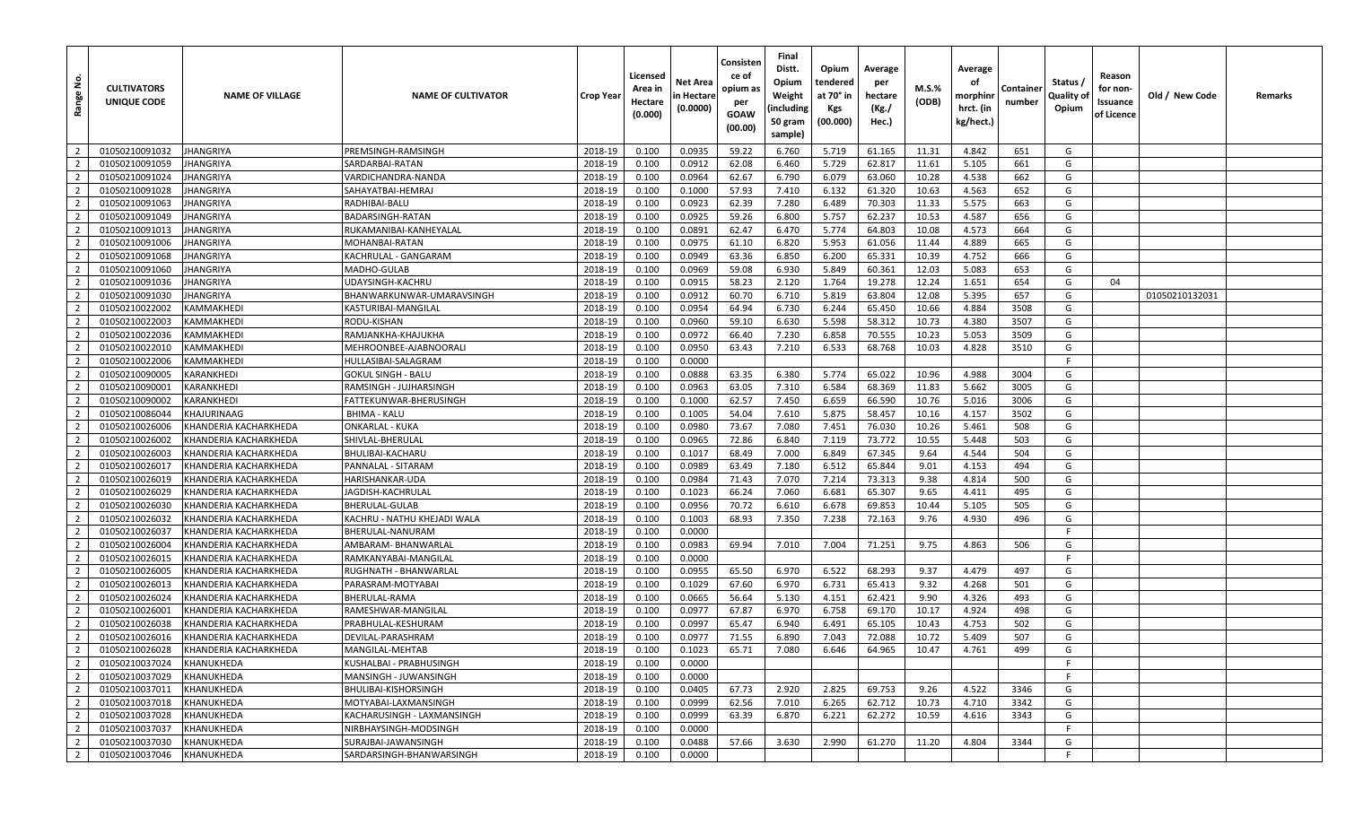| Range No. | CULTIVATORS UNIQUE CODE | NAME OF VILLAGE | NAME OF CULTIVATOR | Crop Year | Licensed Area in Hectare (0.000) | Net Area in Hectare (0.0000) | Consistence of opium as per GOAW (00.00) | Final Distt. Opium Weight (including 50 gram sample) | Opium tendered at 70° in Kgs (00.000) | Average per hectare (Kg./ Hec.) | M.S.% (ODB) | Average of morphinr hrct. (in kg/hect.) | Container number | Status / Quality of Opium | Reason for non-Issuance of Licence | Old / New Code | Remarks |
|---|---|---|---|---|---|---|---|---|---|---|---|---|---|---|---|---|---|
| 2 | 01050210091032 | JHANGRIYA | PREMSINGH-RAMSINGH | 2018-19 | 0.100 | 0.0935 | 59.22 | 6.760 | 5.719 | 61.165 | 11.31 | 4.842 | 651 | G | | | |
| 2 | 01050210091059 | JHANGRIYA | SARDARBAI-RATAN | 2018-19 | 0.100 | 0.0912 | 62.08 | 6.460 | 5.729 | 62.817 | 11.61 | 5.105 | 661 | G | | | |
| 2 | 01050210091024 | JHANGRIYA | VARDICHANDRA-NANDA | 2018-19 | 0.100 | 0.0964 | 62.67 | 6.790 | 6.079 | 63.060 | 10.28 | 4.538 | 662 | G | | | |
| 2 | 01050210091028 | JHANGRIYA | SAHAYATBAI-HEMRAJ | 2018-19 | 0.100 | 0.1000 | 57.93 | 7.410 | 6.132 | 61.320 | 10.63 | 4.563 | 652 | G | | | |
| 2 | 01050210091063 | JHANGRIYA | RADHIBAI-BALU | 2018-19 | 0.100 | 0.0923 | 62.39 | 7.280 | 6.489 | 70.303 | 11.33 | 5.575 | 663 | G | | | |
| 2 | 01050210091049 | JHANGRIYA | BADARSINGH-RATAN | 2018-19 | 0.100 | 0.0925 | 59.26 | 6.800 | 5.757 | 62.237 | 10.53 | 4.587 | 656 | G | | | |
| 2 | 01050210091013 | JHANGRIYA | RUKAMANIBAI-KANHEYALAL | 2018-19 | 0.100 | 0.0891 | 62.47 | 6.470 | 5.774 | 64.803 | 10.08 | 4.573 | 664 | G | | | |
| 2 | 01050210091006 | JHANGRIYA | MOHANBAI-RATAN | 2018-19 | 0.100 | 0.0975 | 61.10 | 6.820 | 5.953 | 61.056 | 11.44 | 4.889 | 665 | G | | | |
| 2 | 01050210091068 | JHANGRIYA | KACHRULAL - GANGARAM | 2018-19 | 0.100 | 0.0949 | 63.36 | 6.850 | 6.200 | 65.331 | 10.39 | 4.752 | 666 | G | | | |
| 2 | 01050210091060 | JHANGRIYA | MADHO-GULAB | 2018-19 | 0.100 | 0.0969 | 59.08 | 6.930 | 5.849 | 60.361 | 12.03 | 5.083 | 653 | G | | | |
| 2 | 01050210091036 | JHANGRIYA | UDAYSINGH-KACHRU | 2018-19 | 0.100 | 0.0915 | 58.23 | 2.120 | 1.764 | 19.278 | 12.24 | 1.651 | 654 | G | 04 | | |
| 2 | 01050210091030 | JHANGRIYA | BHANWARKUNWAR-UMARAVSINGH | 2018-19 | 0.100 | 0.0912 | 60.70 | 6.710 | 5.819 | 63.804 | 12.08 | 5.395 | 657 | G | | 01050210132031 | |
| 2 | 01050210022002 | KAMMAKHEDI | KASTURIBAI-MANGILAL | 2018-19 | 0.100 | 0.0954 | 64.94 | 6.730 | 6.244 | 65.450 | 10.66 | 4.884 | 3508 | G | | | |
| 2 | 01050210022003 | KAMMAKHEDI | RODU-KISHAN | 2018-19 | 0.100 | 0.0960 | 59.10 | 6.630 | 5.598 | 58.312 | 10.73 | 4.380 | 3507 | G | | | |
| 2 | 01050210022036 | KAMMAKHEDI | RAMJANKHA-KHAJUKHA | 2018-19 | 0.100 | 0.0972 | 66.40 | 7.230 | 6.858 | 70.555 | 10.23 | 5.053 | 3509 | G | | | |
| 2 | 01050210022010 | KAMMAKHEDI | MEHROONBEE-AJABNOORALI | 2018-19 | 0.100 | 0.0950 | 63.43 | 7.210 | 6.533 | 68.768 | 10.03 | 4.828 | 3510 | G | | | |
| 2 | 01050210022006 | KAMMAKHEDI | HULLASIBAI-SALAGRAM | 2018-19 | 0.100 | 0.0000 | | | | | | | | F | | | |
| 2 | 01050210090005 | KARANKHEDI | GOKUL SINGH - BALU | 2018-19 | 0.100 | 0.0888 | 63.35 | 6.380 | 5.774 | 65.022 | 10.96 | 4.988 | 3004 | G | | | |
| 2 | 01050210090001 | KARANKHEDI | RAMSINGH - JUJHARSINGH | 2018-19 | 0.100 | 0.0963 | 63.05 | 7.310 | 6.584 | 68.369 | 11.83 | 5.662 | 3005 | G | | | |
| 2 | 01050210090002 | KARANKHEDI | FATTEKUNWAR-BHERUSINGH | 2018-19 | 0.100 | 0.1000 | 62.57 | 7.450 | 6.659 | 66.590 | 10.76 | 5.016 | 3006 | G | | | |
| 2 | 01050210086044 | KHAJURINAAG | BHIMA - KALU | 2018-19 | 0.100 | 0.1005 | 54.04 | 7.610 | 5.875 | 58.457 | 10.16 | 4.157 | 3502 | G | | | |
| 2 | 01050210026006 | KHANDERIA KACHARKHEDA | ONKARLAL - KUKA | 2018-19 | 0.100 | 0.0980 | 73.67 | 7.080 | 7.451 | 76.030 | 10.26 | 5.461 | 508 | G | | | |
| 2 | 01050210026002 | KHANDERIA KACHARKHEDA | SHIVLAL-BHERULAL | 2018-19 | 0.100 | 0.0965 | 72.86 | 6.840 | 7.119 | 73.772 | 10.55 | 5.448 | 503 | G | | | |
| 2 | 01050210026003 | KHANDERIA KACHARKHEDA | BHULIBAI-KACHARU | 2018-19 | 0.100 | 0.1017 | 68.49 | 7.000 | 6.849 | 67.345 | 9.64 | 4.544 | 504 | G | | | |
| 2 | 01050210026017 | KHANDERIA KACHARKHEDA | PANNALAL - SITARAM | 2018-19 | 0.100 | 0.0989 | 63.49 | 7.180 | 6.512 | 65.844 | 9.01 | 4.153 | 494 | G | | | |
| 2 | 01050210026019 | KHANDERIA KACHARKHEDA | HARISHANKAR-UDA | 2018-19 | 0.100 | 0.0984 | 71.43 | 7.070 | 7.214 | 73.313 | 9.38 | 4.814 | 500 | G | | | |
| 2 | 01050210026029 | KHANDERIA KACHARKHEDA | JAGDISH-KACHRULAL | 2018-19 | 0.100 | 0.1023 | 66.24 | 7.060 | 6.681 | 65.307 | 9.65 | 4.411 | 495 | G | | | |
| 2 | 01050210026030 | KHANDERIA KACHARKHEDA | BHERULAL-GULAB | 2018-19 | 0.100 | 0.0956 | 70.72 | 6.610 | 6.678 | 69.853 | 10.44 | 5.105 | 505 | G | | | |
| 2 | 01050210026032 | KHANDERIA KACHARKHEDA | KACHRU - NATHU KHEJADI WALA | 2018-19 | 0.100 | 0.1003 | 68.93 | 7.350 | 7.238 | 72.163 | 9.76 | 4.930 | 496 | G | | | |
| 2 | 01050210026037 | KHANDERIA KACHARKHEDA | BHERULAL-NANURAM | 2018-19 | 0.100 | 0.0000 | | | | | | | | F | | | |
| 2 | 01050210026004 | KHANDERIA KACHARKHEDA | AMBARAM- BHANWARLAL | 2018-19 | 0.100 | 0.0983 | 69.94 | 7.010 | 7.004 | 71.251 | 9.75 | 4.863 | 506 | G | | | |
| 2 | 01050210026015 | KHANDERIA KACHARKHEDA | RAMKANYABAI-MANGILAL | 2018-19 | 0.100 | 0.0000 | | | | | | | | F | | | |
| 2 | 01050210026005 | KHANDERIA KACHARKHEDA | RUGHNATH - BHANWARLAL | 2018-19 | 0.100 | 0.0955 | 65.50 | 6.970 | 6.522 | 68.293 | 9.37 | 4.479 | 497 | G | | | |
| 2 | 01050210026013 | KHANDERIA KACHARKHEDA | PARASRAM-MOTYABAI | 2018-19 | 0.100 | 0.1029 | 67.60 | 6.970 | 6.731 | 65.413 | 9.32 | 4.268 | 501 | G | | | |
| 2 | 01050210026024 | KHANDERIA KACHARKHEDA | BHERULAL-RAMA | 2018-19 | 0.100 | 0.0665 | 56.64 | 5.130 | 4.151 | 62.421 | 9.90 | 4.326 | 493 | G | | | |
| 2 | 01050210026001 | KHANDERIA KACHARKHEDA | RAMESHWAR-MANGILAL | 2018-19 | 0.100 | 0.0977 | 67.87 | 6.970 | 6.758 | 69.170 | 10.17 | 4.924 | 498 | G | | | |
| 2 | 01050210026038 | KHANDERIA KACHARKHEDA | PRABHULAL-KESHURAM | 2018-19 | 0.100 | 0.0997 | 65.47 | 6.940 | 6.491 | 65.105 | 10.43 | 4.753 | 502 | G | | | |
| 2 | 01050210026016 | KHANDERIA KACHARKHEDA | DEVILAL-PARASHRAM | 2018-19 | 0.100 | 0.0977 | 71.55 | 6.890 | 7.043 | 72.088 | 10.72 | 5.409 | 507 | G | | | |
| 2 | 01050210026028 | KHANDERIA KACHARKHEDA | MANGILAL-MEHTAB | 2018-19 | 0.100 | 0.1023 | 65.71 | 7.080 | 6.646 | 64.965 | 10.47 | 4.761 | 499 | G | | | |
| 2 | 01050210037024 | KHANUKHEDA | KUSHALBAI - PRABHUSINGH | 2018-19 | 0.100 | 0.0000 | | | | | | | | F | | | |
| 2 | 01050210037029 | KHANUKHEDA | MANSINGH - JUWANSINGH | 2018-19 | 0.100 | 0.0000 | | | | | | | | F | | | |
| 2 | 01050210037011 | KHANUKHEDA | BHULIBAI-KISHORSINGH | 2018-19 | 0.100 | 0.0405 | 67.73 | 2.920 | 2.825 | 69.753 | 9.26 | 4.522 | 3346 | G | | | |
| 2 | 01050210037018 | KHANUKHEDA | MOTYABAI-LAXMANSINGH | 2018-19 | 0.100 | 0.0999 | 62.56 | 7.010 | 6.265 | 62.712 | 10.73 | 4.710 | 3342 | G | | | |
| 2 | 01050210037028 | KHANUKHEDA | KACHARUSINGH - LAXMANSINGH | 2018-19 | 0.100 | 0.0999 | 63.39 | 6.870 | 6.221 | 62.272 | 10.59 | 4.616 | 3343 | G | | | |
| 2 | 01050210037037 | KHANUKHEDA | NIRBHAYSINGH-MODSINGH | 2018-19 | 0.100 | 0.0000 | | | | | | | | F | | | |
| 2 | 01050210037030 | KHANUKHEDA | SURAJBAI-JAWANSINGH | 2018-19 | 0.100 | 0.0488 | 57.66 | 3.630 | 2.990 | 61.270 | 11.20 | 4.804 | 3344 | G | | | |
| 2 | 01050210037046 | KHANUKHEDA | SARDARSINGH-BHANWARSINGH | 2018-19 | 0.100 | 0.0000 | | | | | | | | F | | | |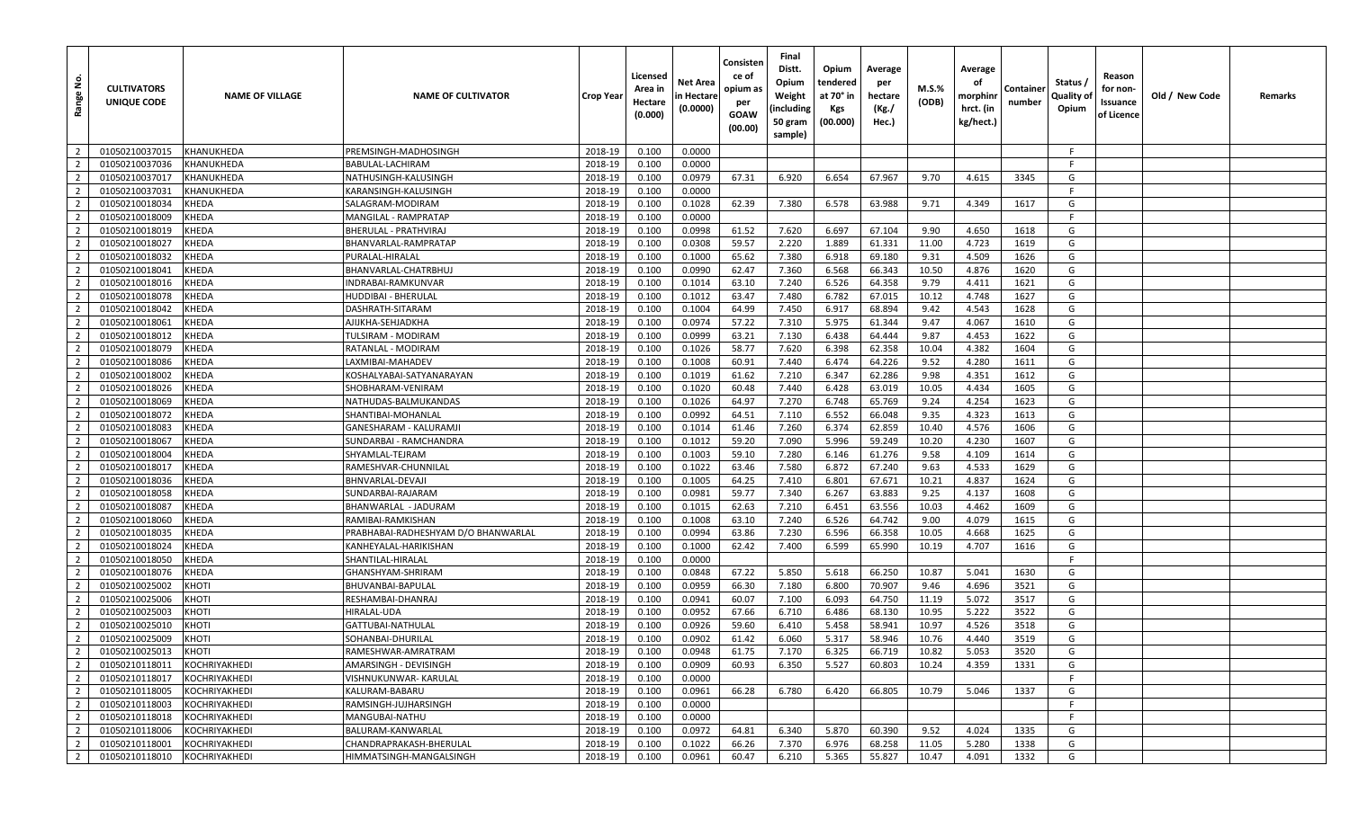| Range No. | CULTIVATORS UNIQUE CODE | NAME OF VILLAGE | NAME OF CULTIVATOR | Crop Year | Licensed Area in Hectare (0.000) | Net Area in Hectare (0.0000) | Consistence of opium as per GOAW (00.00) | Final Distt. Opium Weight (including 50 gram sample) | Opium tendered at 70° in Kgs (00.000) | Average per hectare (Kg./ Hec.) | M.S.% (ODB) | Average of morphinr hrct. (in kg/hect.) | Container number | Status / Quality of Opium | Reason for non-Issuance of Licence | Old / New Code | Remarks |
|---|---|---|---|---|---|---|---|---|---|---|---|---|---|---|---|---|---|
| 2 | 01050210037015 | KHANUKHEDA | PREMSINGH-MADHOSINGH | 2018-19 | 0.100 | 0.0000 | | | | | | | | F | | | |
| 2 | 01050210037036 | KHANUKHEDA | BABULAL-LACHIRAM | 2018-19 | 0.100 | 0.0000 | | | | | | | | F | | | |
| 2 | 01050210037017 | KHANUKHEDA | NATHUSINGH-KALUSINGH | 2018-19 | 0.100 | 0.0979 | 67.31 | 6.920 | 6.654 | 67.967 | 9.70 | 4.615 | 3345 | G | | | |
| 2 | 01050210037031 | KHANUKHEDA | KARANSINGH-KALUSINGH | 2018-19 | 0.100 | 0.0000 | | | | | | | | F | | | |
| 2 | 01050210018034 | KHEDA | SALAGRAM-MODIRAM | 2018-19 | 0.100 | 0.1028 | 62.39 | 7.380 | 6.578 | 63.988 | 9.71 | 4.349 | 1617 | G | | | |
| 2 | 01050210018009 | KHEDA | MANGILAL - RAMPRATAP | 2018-19 | 0.100 | 0.0000 | | | | | | | | F | | | |
| 2 | 01050210018019 | KHEDA | BHERULAL - PRATHVIRAJ | 2018-19 | 0.100 | 0.0998 | 61.52 | 7.620 | 6.697 | 67.104 | 9.90 | 4.650 | 1618 | G | | | |
| 2 | 01050210018027 | KHEDA | BHANVARLAL-RAMPRATAP | 2018-19 | 0.100 | 0.0308 | 59.57 | 2.220 | 1.889 | 61.331 | 11.00 | 4.723 | 1619 | G | | | |
| 2 | 01050210018032 | KHEDA | PURALAL-HIRALAL | 2018-19 | 0.100 | 0.1000 | 65.62 | 7.380 | 6.918 | 69.180 | 9.31 | 4.509 | 1626 | G | | | |
| 2 | 01050210018041 | KHEDA | BHANVARLAL-CHATRBHUJ | 2018-19 | 0.100 | 0.0990 | 62.47 | 7.360 | 6.568 | 66.343 | 10.50 | 4.876 | 1620 | G | | | |
| 2 | 01050210018016 | KHEDA | INDRABAI-RAMKUNVAR | 2018-19 | 0.100 | 0.1014 | 63.10 | 7.240 | 6.526 | 64.358 | 9.79 | 4.411 | 1621 | G | | | |
| 2 | 01050210018078 | KHEDA | HUDDIBAI - BHERULAL | 2018-19 | 0.100 | 0.1012 | 63.47 | 7.480 | 6.782 | 67.015 | 10.12 | 4.748 | 1627 | G | | | |
| 2 | 01050210018042 | KHEDA | DASHRATH-SITARAM | 2018-19 | 0.100 | 0.1004 | 64.99 | 7.450 | 6.917 | 68.894 | 9.42 | 4.543 | 1628 | G | | | |
| 2 | 01050210018061 | KHEDA | AJIJKHA-SEHJADKHA | 2018-19 | 0.100 | 0.0974 | 57.22 | 7.310 | 5.975 | 61.344 | 9.47 | 4.067 | 1610 | G | | | |
| 2 | 01050210018012 | KHEDA | TULSIRAM - MODIRAM | 2018-19 | 0.100 | 0.0999 | 63.21 | 7.130 | 6.438 | 64.444 | 9.87 | 4.453 | 1622 | G | | | |
| 2 | 01050210018079 | KHEDA | RATANLAL - MODIRAM | 2018-19 | 0.100 | 0.1026 | 58.77 | 7.620 | 6.398 | 62.358 | 10.04 | 4.382 | 1604 | G | | | |
| 2 | 01050210018086 | KHEDA | LAXMIBAI-MAHADEV | 2018-19 | 0.100 | 0.1008 | 60.91 | 7.440 | 6.474 | 64.226 | 9.52 | 4.280 | 1611 | G | | | |
| 2 | 01050210018002 | KHEDA | KOSHALYABAI-SATYANARAYAN | 2018-19 | 0.100 | 0.1019 | 61.62 | 7.210 | 6.347 | 62.286 | 9.98 | 4.351 | 1612 | G | | | |
| 2 | 01050210018026 | KHEDA | SHOBHARAM-VENIRAM | 2018-19 | 0.100 | 0.1020 | 60.48 | 7.440 | 6.428 | 63.019 | 10.05 | 4.434 | 1605 | G | | | |
| 2 | 01050210018069 | KHEDA | NATHUDAS-BALMUKANDAS | 2018-19 | 0.100 | 0.1026 | 64.97 | 7.270 | 6.748 | 65.769 | 9.24 | 4.254 | 1623 | G | | | |
| 2 | 01050210018072 | KHEDA | SHANTIBAI-MOHANLAL | 2018-19 | 0.100 | 0.0992 | 64.51 | 7.110 | 6.552 | 66.048 | 9.35 | 4.323 | 1613 | G | | | |
| 2 | 01050210018083 | KHEDA | GANESHARAM - KALURAMJI | 2018-19 | 0.100 | 0.1014 | 61.46 | 7.260 | 6.374 | 62.859 | 10.40 | 4.576 | 1606 | G | | | |
| 2 | 01050210018067 | KHEDA | SUNDARBAI - RAMCHANDRA | 2018-19 | 0.100 | 0.1012 | 59.20 | 7.090 | 5.996 | 59.249 | 10.20 | 4.230 | 1607 | G | | | |
| 2 | 01050210018004 | KHEDA | SHYAMLAL-TEJRAM | 2018-19 | 0.100 | 0.1003 | 59.10 | 7.280 | 6.146 | 61.276 | 9.58 | 4.109 | 1614 | G | | | |
| 2 | 01050210018017 | KHEDA | RAMESHVAR-CHUNNILAL | 2018-19 | 0.100 | 0.1022 | 63.46 | 7.580 | 6.872 | 67.240 | 9.63 | 4.533 | 1629 | G | | | |
| 2 | 01050210018036 | KHEDA | BHNVARLAL-DEVAJI | 2018-19 | 0.100 | 0.1005 | 64.25 | 7.410 | 6.801 | 67.671 | 10.21 | 4.837 | 1624 | G | | | |
| 2 | 01050210018058 | KHEDA | SUNDARBAI-RAJARAM | 2018-19 | 0.100 | 0.0981 | 59.77 | 7.340 | 6.267 | 63.883 | 9.25 | 4.137 | 1608 | G | | | |
| 2 | 01050210018087 | KHEDA | BHANWARLAL - JADURAM | 2018-19 | 0.100 | 0.1015 | 62.63 | 7.210 | 6.451 | 63.556 | 10.03 | 4.462 | 1609 | G | | | |
| 2 | 01050210018060 | KHEDA | RAMIBAI-RAMKISHAN | 2018-19 | 0.100 | 0.1008 | 63.10 | 7.240 | 6.526 | 64.742 | 9.00 | 4.079 | 1615 | G | | | |
| 2 | 01050210018035 | KHEDA | PRABHABAI-RADHESHYAM D/O BHANWARLAL | 2018-19 | 0.100 | 0.0994 | 63.86 | 7.230 | 6.596 | 66.358 | 10.05 | 4.668 | 1625 | G | | | |
| 2 | 01050210018024 | KHEDA | KANHEYALAL-HARIKISHAN | 2018-19 | 0.100 | 0.1000 | 62.42 | 7.400 | 6.599 | 65.990 | 10.19 | 4.707 | 1616 | G | | | |
| 2 | 01050210018050 | KHEDA | SHANTILAL-HIRALAL | 2018-19 | 0.100 | 0.0000 | | | | | | | | F | | | |
| 2 | 01050210018076 | KHEDA | GHANSHYAM-SHRIRAM | 2018-19 | 0.100 | 0.0848 | 67.22 | 5.850 | 5.618 | 66.250 | 10.87 | 5.041 | 1630 | G | | | |
| 2 | 01050210025002 | KHOTI | BHUVANBAI-BAPULAL | 2018-19 | 0.100 | 0.0959 | 66.30 | 7.180 | 6.800 | 70.907 | 9.46 | 4.696 | 3521 | G | | | |
| 2 | 01050210025006 | KHOTI | RESHAMBAI-DHANRAJ | 2018-19 | 0.100 | 0.0941 | 60.07 | 7.100 | 6.093 | 64.750 | 11.19 | 5.072 | 3517 | G | | | |
| 2 | 01050210025003 | KHOTI | HIRALAL-UDA | 2018-19 | 0.100 | 0.0952 | 67.66 | 6.710 | 6.486 | 68.130 | 10.95 | 5.222 | 3522 | G | | | |
| 2 | 01050210025010 | KHOTI | GATTUBAI-NATHULAL | 2018-19 | 0.100 | 0.0926 | 59.60 | 6.410 | 5.458 | 58.941 | 10.97 | 4.526 | 3518 | G | | | |
| 2 | 01050210025009 | KHOTI | SOHANBAI-DHURILAL | 2018-19 | 0.100 | 0.0902 | 61.42 | 6.060 | 5.317 | 58.946 | 10.76 | 4.440 | 3519 | G | | | |
| 2 | 01050210025013 | KHOTI | RAMESHWAR-AMRATRAM | 2018-19 | 0.100 | 0.0948 | 61.75 | 7.170 | 6.325 | 66.719 | 10.82 | 5.053 | 3520 | G | | | |
| 2 | 01050210118011 | KOCHRIYAKHEDI | AMARSINGH - DEVISINGH | 2018-19 | 0.100 | 0.0909 | 60.93 | 6.350 | 5.527 | 60.803 | 10.24 | 4.359 | 1331 | G | | | |
| 2 | 01050210118017 | KOCHRIYAKHEDI | VISHNUKUNWAR- KARULAL | 2018-19 | 0.100 | 0.0000 | | | | | | | | F | | | |
| 2 | 01050210118005 | KOCHRIYAKHEDI | KALURAM-BABARU | 2018-19 | 0.100 | 0.0961 | 66.28 | 6.780 | 6.420 | 66.805 | 10.79 | 5.046 | 1337 | G | | | |
| 2 | 01050210118003 | KOCHRIYAKHEDI | RAMSINGH-JUJHARSINGH | 2018-19 | 0.100 | 0.0000 | | | | | | | | F | | | |
| 2 | 01050210118018 | KOCHRIYAKHEDI | MANGUBAI-NATHU | 2018-19 | 0.100 | 0.0000 | | | | | | | | F | | | |
| 2 | 01050210118006 | KOCHRIYAKHEDI | BALURAM-KANWARLAL | 2018-19 | 0.100 | 0.0972 | 64.81 | 6.340 | 5.870 | 60.390 | 9.52 | 4.024 | 1335 | G | | | |
| 2 | 01050210118001 | KOCHRIYAKHEDI | CHANDRAPRAKASH-BHERULAL | 2018-19 | 0.100 | 0.1022 | 66.26 | 7.370 | 6.976 | 68.258 | 11.05 | 5.280 | 1338 | G | | | |
| 2 | 01050210118010 | KOCHRIYAKHEDI | HIMMATSINGH-MANGALSINGH | 2018-19 | 0.100 | 0.0961 | 60.47 | 6.210 | 5.365 | 55.827 | 10.47 | 4.091 | 1332 | G | | | |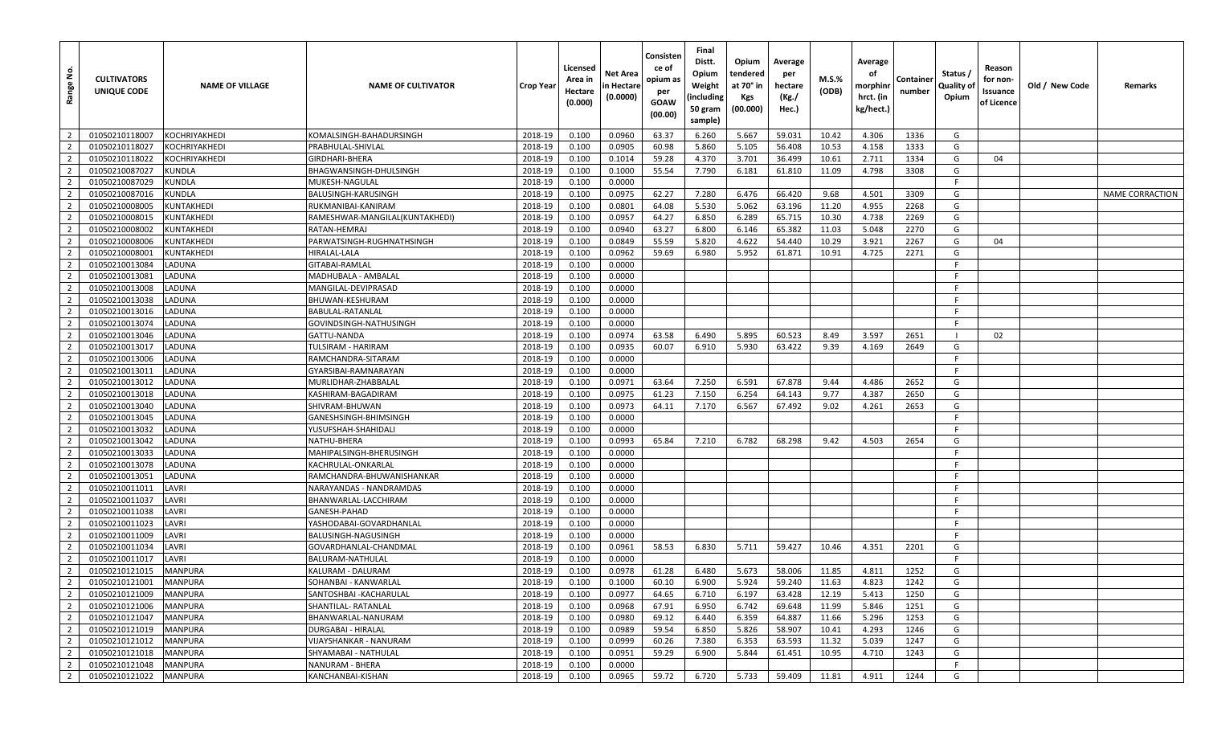| Range No. | CULTIVATORS UNIQUE CODE | NAME OF VILLAGE | NAME OF CULTIVATOR | Crop Year | Licensed Area in Hectare (0.000) | Net Area in Hectare (0.0000) | Consistence of opium as per GOAW (00.00) | Final Distt. Opium Weight (including 50 gram sample) | Opium tendered at 70° in Kgs (00.000) | Average per hectare (Kg./ Hec.) | M.S.% (ODB) | Average of morphinr hrct. (in kg/hect.) | Container number | Status / Quality of Opium | Reason for non-Issuance of Licence | Old / New Code | Remarks |
|---|---|---|---|---|---|---|---|---|---|---|---|---|---|---|---|---|---|
| 2 | 01050210118007 | KOCHRIYAKHEDI | KOMALSINGH-BAHADURSINGH | 2018-19 | 0.100 | 0.0960 | 63.37 | 6.260 | 5.667 | 59.031 | 10.42 | 4.306 | 1336 | G | | | |
| 2 | 01050210118027 | KOCHRIYAKHEDI | PRABHULAL-SHIVLAL | 2018-19 | 0.100 | 0.0905 | 60.98 | 5.860 | 5.105 | 56.408 | 10.53 | 4.158 | 1333 | G | | | |
| 2 | 01050210118022 | KOCHRIYAKHEDI | GIRDHARI-BHERA | 2018-19 | 0.100 | 0.1014 | 59.28 | 4.370 | 3.701 | 36.499 | 10.61 | 2.711 | 1334 | G | 04 | | |
| 2 | 01050210087027 | KUNDLA | BHAGWANSINGH-DHULSINGH | 2018-19 | 0.100 | 0.1000 | 55.54 | 7.790 | 6.181 | 61.810 | 11.09 | 4.798 | 3308 | G | | | |
| 2 | 01050210087029 | KUNDLA | MUKESH-NAGULAL | 2018-19 | 0.100 | 0.0000 | | | | | | | | F | | | |
| 2 | 01050210087016 | KUNDLA | BALUSINGH-KARUSINGH | 2018-19 | 0.100 | 0.0975 | 62.27 | 7.280 | 6.476 | 66.420 | 9.68 | 4.501 | 3309 | G | | | NAME CORRACTION |
| 2 | 01050210008005 | KUNTAKHEDI | RUKMANIBAI-KANIRAM | 2018-19 | 0.100 | 0.0801 | 64.08 | 5.530 | 5.062 | 63.196 | 11.20 | 4.955 | 2268 | G | | | |
| 2 | 01050210008015 | KUNTAKHEDI | RAMESHWAR-MANGILAL(KUNTAKHEDI) | 2018-19 | 0.100 | 0.0957 | 64.27 | 6.850 | 6.289 | 65.715 | 10.30 | 4.738 | 2269 | G | | | |
| 2 | 01050210008002 | KUNTAKHEDI | RATAN-HEMRAJ | 2018-19 | 0.100 | 0.0940 | 63.27 | 6.800 | 6.146 | 65.382 | 11.03 | 5.048 | 2270 | G | | | |
| 2 | 01050210008006 | KUNTAKHEDI | PARWATSINGH-RUGHNATHSINGH | 2018-19 | 0.100 | 0.0849 | 55.59 | 5.820 | 4.622 | 54.440 | 10.29 | 3.921 | 2267 | G | 04 | | |
| 2 | 01050210008001 | KUNTAKHEDI | HIRALAL-LALA | 2018-19 | 0.100 | 0.0962 | 59.69 | 6.980 | 5.952 | 61.871 | 10.91 | 4.725 | 2271 | G | | | |
| 2 | 01050210013084 | LADUNA | GITABAI-RAMLAL | 2018-19 | 0.100 | 0.0000 | | | | | | | | F | | | |
| 2 | 01050210013081 | LADUNA | MADHUBALA - AMBALAL | 2018-19 | 0.100 | 0.0000 | | | | | | | | F | | | |
| 2 | 01050210013008 | LADUNA | MANGILAL-DEVIPRASAD | 2018-19 | 0.100 | 0.0000 | | | | | | | | F | | | |
| 2 | 01050210013038 | LADUNA | BHUWAN-KESHURAM | 2018-19 | 0.100 | 0.0000 | | | | | | | | F | | | |
| 2 | 01050210013016 | LADUNA | BABULAL-RATANLAL | 2018-19 | 0.100 | 0.0000 | | | | | | | | F | | | |
| 2 | 01050210013074 | LADUNA | GOVINDSINGH-NATHUSINGH | 2018-19 | 0.100 | 0.0000 | | | | | | | | F | | | |
| 2 | 01050210013046 | LADUNA | GATTU-NANDA | 2018-19 | 0.100 | 0.0974 | 63.58 | 6.490 | 5.895 | 60.523 | 8.49 | 3.597 | 2651 | I | 02 | | |
| 2 | 01050210013017 | LADUNA | TULSIRAM - HARIRAM | 2018-19 | 0.100 | 0.0935 | 60.07 | 6.910 | 5.930 | 63.422 | 9.39 | 4.169 | 2649 | G | | | |
| 2 | 01050210013006 | LADUNA | RAMCHANDRA-SITARAM | 2018-19 | 0.100 | 0.0000 | | | | | | | | F | | | |
| 2 | 01050210013011 | LADUNA | GYARSIBAI-RAMNARAYAN | 2018-19 | 0.100 | 0.0000 | | | | | | | | F | | | |
| 2 | 01050210013012 | LADUNA | MURLIDHAR-ZHABBALAL | 2018-19 | 0.100 | 0.0971 | 63.64 | 7.250 | 6.591 | 67.878 | 9.44 | 4.486 | 2652 | G | | | |
| 2 | 01050210013018 | LADUNA | KASHIRAM-BAGADIRAM | 2018-19 | 0.100 | 0.0975 | 61.23 | 7.150 | 6.254 | 64.143 | 9.77 | 4.387 | 2650 | G | | | |
| 2 | 01050210013040 | LADUNA | SHIVRAM-BHUWAN | 2018-19 | 0.100 | 0.0973 | 64.11 | 7.170 | 6.567 | 67.492 | 9.02 | 4.261 | 2653 | G | | | |
| 2 | 01050210013045 | LADUNA | GANESHSINGH-BHIMSINGH | 2018-19 | 0.100 | 0.0000 | | | | | | | | F | | | |
| 2 | 01050210013032 | LADUNA | YUSUFSHAH-SHAHIDALI | 2018-19 | 0.100 | 0.0000 | | | | | | | | F | | | |
| 2 | 01050210013042 | LADUNA | NATHU-BHERA | 2018-19 | 0.100 | 0.0993 | 65.84 | 7.210 | 6.782 | 68.298 | 9.42 | 4.503 | 2654 | G | | | |
| 2 | 01050210013033 | LADUNA | MAHIPALSINGH-BHERUSINGH | 2018-19 | 0.100 | 0.0000 | | | | | | | | F | | | |
| 2 | 01050210013078 | LADUNA | KACHRULAL-ONKARLAL | 2018-19 | 0.100 | 0.0000 | | | | | | | | F | | | |
| 2 | 01050210013051 | LADUNA | RAMCHANDRA-BHUWANISHANKAR | 2018-19 | 0.100 | 0.0000 | | | | | | | | F | | | |
| 2 | 01050210011011 | LAVRI | NARAYANDAS - NANDRAMDAS | 2018-19 | 0.100 | 0.0000 | | | | | | | | F | | | |
| 2 | 01050210011037 | LAVRI | BHANWARLAL-LACCHIRAM | 2018-19 | 0.100 | 0.0000 | | | | | | | | F | | | |
| 2 | 01050210011038 | LAVRI | GANESH-PAHAD | 2018-19 | 0.100 | 0.0000 | | | | | | | | F | | | |
| 2 | 01050210011023 | LAVRI | YASHODABAI-GOVARDHANLAL | 2018-19 | 0.100 | 0.0000 | | | | | | | | F | | | |
| 2 | 01050210011009 | LAVRI | BALUSINGH-NAGUSINGH | 2018-19 | 0.100 | 0.0000 | | | | | | | | F | | | |
| 2 | 01050210011034 | LAVRI | GOVARDHANLAL-CHANDMAL | 2018-19 | 0.100 | 0.0961 | 58.53 | 6.830 | 5.711 | 59.427 | 10.46 | 4.351 | 2201 | G | | | |
| 2 | 01050210011017 | LAVRI | BALURAM-NATHULAL | 2018-19 | 0.100 | 0.0000 | | | | | | | | F | | | |
| 2 | 01050210121015 | MANPURA | KALURAM - DALURAM | 2018-19 | 0.100 | 0.0978 | 61.28 | 6.480 | 5.673 | 58.006 | 11.85 | 4.811 | 1252 | G | | | |
| 2 | 01050210121001 | MANPURA | SOHANBAI - KANWARLAL | 2018-19 | 0.100 | 0.1000 | 60.10 | 6.900 | 5.924 | 59.240 | 11.63 | 4.823 | 1242 | G | | | |
| 2 | 01050210121009 | MANPURA | SANTOSHBAI -KACHARULAL | 2018-19 | 0.100 | 0.0977 | 64.65 | 6.710 | 6.197 | 63.428 | 12.19 | 5.413 | 1250 | G | | | |
| 2 | 01050210121006 | MANPURA | SHANTILAL- RATANLAL | 2018-19 | 0.100 | 0.0968 | 67.91 | 6.950 | 6.742 | 69.648 | 11.99 | 5.846 | 1251 | G | | | |
| 2 | 01050210121047 | MANPURA | BHANWARLAL-NANURAM | 2018-19 | 0.100 | 0.0980 | 69.12 | 6.440 | 6.359 | 64.887 | 11.66 | 5.296 | 1253 | G | | | |
| 2 | 01050210121019 | MANPURA | DURGABAI - HIRALAL | 2018-19 | 0.100 | 0.0989 | 59.54 | 6.850 | 5.826 | 58.907 | 10.41 | 4.293 | 1246 | G | | | |
| 2 | 01050210121012 | MANPURA | VIJAYSHANKAR - NANURAM | 2018-19 | 0.100 | 0.0999 | 60.26 | 7.380 | 6.353 | 63.593 | 11.32 | 5.039 | 1247 | G | | | |
| 2 | 01050210121018 | MANPURA | SHYAMABAI - NATHULAL | 2018-19 | 0.100 | 0.0951 | 59.29 | 6.900 | 5.844 | 61.451 | 10.95 | 4.710 | 1243 | G | | | |
| 2 | 01050210121048 | MANPURA | NANURAM - BHERA | 2018-19 | 0.100 | 0.0000 | | | | | | | | F | | | |
| 2 | 01050210121022 | MANPURA | KANCHANBAI-KISHAN | 2018-19 | 0.100 | 0.0965 | 59.72 | 6.720 | 5.733 | 59.409 | 11.81 | 4.911 | 1244 | G | | | |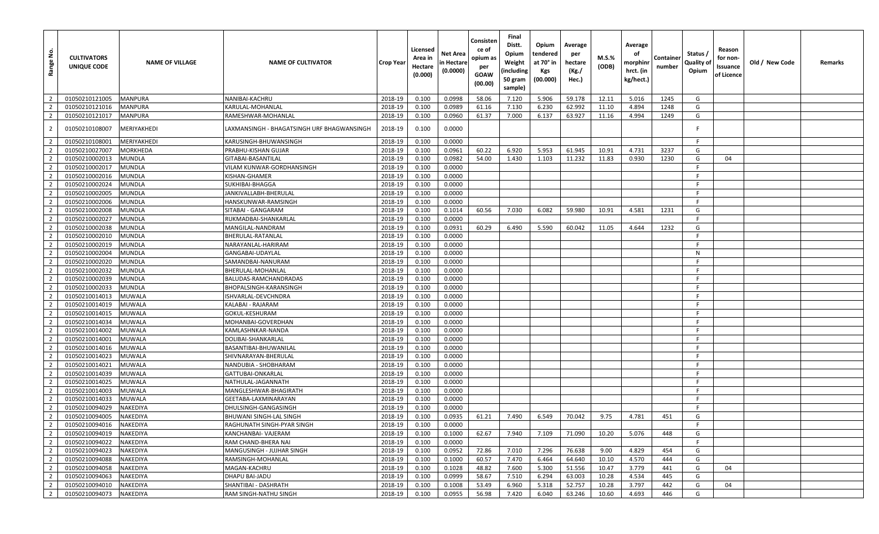| Range No. | CULTIVATORS UNIQUE CODE | NAME OF VILLAGE | NAME OF CULTIVATOR | Crop Year | Licensed Area in Hectare (0.000) | Net Area in Hectare (0.0000) | Consistence of opium as per GOAW (00.00) | Final Distt. Opium Weight (including 50 gram sample) | Opium tendered at 70° in Kgs (00.000) | Average per hectare (Kg./ Hec.) | M.S.% (ODB) | Average of morphinr hrct. (in kg/hect.) | Container number | Status / Quality of Opium | Reason for non-Issuance of Licence | Old / New Code | Remarks |
|---|---|---|---|---|---|---|---|---|---|---|---|---|---|---|---|---|---|
| 2 | 01050210121005 | MANPURA | NANIBAI-KACHRU | 2018-19 | 0.100 | 0.0998 | 58.06 | 7.120 | 5.906 | 59.178 | 12.11 | 5.016 | 1245 | G | | | |
| 2 | 01050210121016 | MANPURA | KARULAL-MOHANLAL | 2018-19 | 0.100 | 0.0989 | 61.16 | 7.130 | 6.230 | 62.992 | 11.10 | 4.894 | 1248 | G | | | |
| 2 | 01050210121017 | MANPURA | RAMESHWAR-MOHANLAL | 2018-19 | 0.100 | 0.0960 | 61.37 | 7.000 | 6.137 | 63.927 | 11.16 | 4.994 | 1249 | G | | | |
| 2 | 01050210108007 | MERIYAKHEDI | LAXMANSINGH - BHAGATSINGH URF BHAGWANSINGH | 2018-19 | 0.100 | 0.0000 | | | | | | | | F | | | |
| 2 | 01050210108001 | MERIYAKHEDI | KARUSINGH-BHUWANSINGH | 2018-19 | 0.100 | 0.0000 | | | | | | | | F | | | |
| 2 | 01050210027007 | MORKHEDA | PRABHU-KISHAN GUJAR | 2018-19 | 0.100 | 0.0961 | 60.22 | 6.920 | 5.953 | 61.945 | 10.91 | 4.731 | 3237 | G | | | |
| 2 | 01050210002013 | MUNDLA | GITABAI-BASANTILAL | 2018-19 | 0.100 | 0.0982 | 54.00 | 1.430 | 1.103 | 11.232 | 11.83 | 0.930 | 1230 | G | 04 | | |
| 2 | 01050210002017 | MUNDLA | VILAM KUNWAR-GORDHANSINGH | 2018-19 | 0.100 | 0.0000 | | | | | | | | F | | | |
| 2 | 01050210002016 | MUNDLA | KISHAN-GHAMER | 2018-19 | 0.100 | 0.0000 | | | | | | | | F | | | |
| 2 | 01050210002024 | MUNDLA | SUKHIBAI-BHAGGA | 2018-19 | 0.100 | 0.0000 | | | | | | | | F | | | |
| 2 | 01050210002005 | MUNDLA | JANKIVALLABH-BHERULAL | 2018-19 | 0.100 | 0.0000 | | | | | | | | F | | | |
| 2 | 01050210002006 | MUNDLA | HANSKUNWAR-RAMSINGH | 2018-19 | 0.100 | 0.0000 | | | | | | | | F | | | |
| 2 | 01050210002008 | MUNDLA | SITABAI - GANGARAM | 2018-19 | 0.100 | 0.1014 | 60.56 | 7.030 | 6.082 | 59.980 | 10.91 | 4.581 | 1231 | G | | | |
| 2 | 01050210002027 | MUNDLA | RUKMADBAI-SHANKARLAL | 2018-19 | 0.100 | 0.0000 | | | | | | | | F | | | |
| 2 | 01050210002038 | MUNDLA | MANGILAL-NANDRAM | 2018-19 | 0.100 | 0.0931 | 60.29 | 6.490 | 5.590 | 60.042 | 11.05 | 4.644 | 1232 | G | | | |
| 2 | 01050210002010 | MUNDLA | BHERULAL-RATANLAL | 2018-19 | 0.100 | 0.0000 | | | | | | | | F | | | |
| 2 | 01050210002019 | MUNDLA | NARAYANLAL-HARIRAM | 2018-19 | 0.100 | 0.0000 | | | | | | | | F | | | |
| 2 | 01050210002004 | MUNDLA | GANGABAI-UDAYLAL | 2018-19 | 0.100 | 0.0000 | | | | | | | | N | | | |
| 2 | 01050210002020 | MUNDLA | SAMANDBAI-NANURAM | 2018-19 | 0.100 | 0.0000 | | | | | | | | F | | | |
| 2 | 01050210002032 | MUNDLA | BHERULAL-MOHANLAL | 2018-19 | 0.100 | 0.0000 | | | | | | | | F | | | |
| 2 | 01050210002039 | MUNDLA | BALUDAS-RAMCHANDRADAS | 2018-19 | 0.100 | 0.0000 | | | | | | | | F | | | |
| 2 | 01050210002033 | MUNDLA | BHOPALSINGH-KARANSINGH | 2018-19 | 0.100 | 0.0000 | | | | | | | | F | | | |
| 2 | 01050210014013 | MUWALA | ISHVARLAL-DEVCHNDRA | 2018-19 | 0.100 | 0.0000 | | | | | | | | F | | | |
| 2 | 01050210014019 | MUWALA | KALABAI - RAJARAM | 2018-19 | 0.100 | 0.0000 | | | | | | | | F | | | |
| 2 | 01050210014015 | MUWALA | GOKUL-KESHURAM | 2018-19 | 0.100 | 0.0000 | | | | | | | | F | | | |
| 2 | 01050210014034 | MUWALA | MOHANBAI-GOVERDHAN | 2018-19 | 0.100 | 0.0000 | | | | | | | | F | | | |
| 2 | 01050210014002 | MUWALA | KAMLASHNKAR-NANDA | 2018-19 | 0.100 | 0.0000 | | | | | | | | F | | | |
| 2 | 01050210014001 | MUWALA | DOLIBAI-SHANKARLAL | 2018-19 | 0.100 | 0.0000 | | | | | | | | F | | | |
| 2 | 01050210014016 | MUWALA | BASANTIBAI-BHUWANILAL | 2018-19 | 0.100 | 0.0000 | | | | | | | | F | | | |
| 2 | 01050210014023 | MUWALA | SHIVNARAYAN-BHERULAL | 2018-19 | 0.100 | 0.0000 | | | | | | | | F | | | |
| 2 | 01050210014021 | MUWALA | NANDUBIA - SHOBHARAM | 2018-19 | 0.100 | 0.0000 | | | | | | | | F | | | |
| 2 | 01050210014039 | MUWALA | GATTUBAI-ONKARLAL | 2018-19 | 0.100 | 0.0000 | | | | | | | | F | | | |
| 2 | 01050210014025 | MUWALA | NATHULAL-JAGANNATH | 2018-19 | 0.100 | 0.0000 | | | | | | | | F | | | |
| 2 | 01050210014003 | MUWALA | MANGLESHWAR-BHAGIRATH | 2018-19 | 0.100 | 0.0000 | | | | | | | | F | | | |
| 2 | 01050210014033 | MUWALA | GEETABA-LAXMINARAYAN | 2018-19 | 0.100 | 0.0000 | | | | | | | | F | | | |
| 2 | 01050210094029 | NAKEDIYA | DHULSINGH-GANGASINGH | 2018-19 | 0.100 | 0.0000 | | | | | | | | F | | | |
| 2 | 01050210094005 | NAKEDIYA | BHUWANI SINGH-LAL SINGH | 2018-19 | 0.100 | 0.0935 | 61.21 | 7.490 | 6.549 | 70.042 | 9.75 | 4.781 | 451 | G | | | |
| 2 | 01050210094016 | NAKEDIYA | RAGHUNATH SINGH-PYAR SINGH | 2018-19 | 0.100 | 0.0000 | | | | | | | | F | | | |
| 2 | 01050210094019 | NAKEDIYA | KANCHANBAI- VAJERAM | 2018-19 | 0.100 | 0.1000 | 62.67 | 7.940 | 7.109 | 71.090 | 10.20 | 5.076 | 448 | G | | | |
| 2 | 01050210094022 | NAKEDIYA | RAM CHAND-BHERA NAI | 2018-19 | 0.100 | 0.0000 | | | | | | | | F | | | |
| 2 | 01050210094023 | NAKEDIYA | MANGUSINGH - JUJHAR SINGH | 2018-19 | 0.100 | 0.0952 | 72.86 | 7.010 | 7.296 | 76.638 | 9.00 | 4.829 | 454 | G | | | |
| 2 | 01050210094088 | NAKEDIYA | RAMSINGH-MOHANLAL | 2018-19 | 0.100 | 0.1000 | 60.57 | 7.470 | 6.464 | 64.640 | 10.10 | 4.570 | 444 | G | | | |
| 2 | 01050210094058 | NAKEDIYA | MAGAN-KACHRU | 2018-19 | 0.100 | 0.1028 | 48.82 | 7.600 | 5.300 | 51.556 | 10.47 | 3.779 | 441 | G | 04 | | |
| 2 | 01050210094063 | NAKEDIYA | DHAPU BAI-JADU | 2018-19 | 0.100 | 0.0999 | 58.67 | 7.510 | 6.294 | 63.003 | 10.28 | 4.534 | 445 | G | | | |
| 2 | 01050210094010 | NAKEDIYA | SHANTIBAI - DASHRATH | 2018-19 | 0.100 | 0.1008 | 53.49 | 6.960 | 5.318 | 52.757 | 10.28 | 3.797 | 442 | G | 04 | | |
| 2 | 01050210094073 | NAKEDIYA | RAM SINGH-NATHU SINGH | 2018-19 | 0.100 | 0.0955 | 56.98 | 7.420 | 6.040 | 63.246 | 10.60 | 4.693 | 446 | G | | | |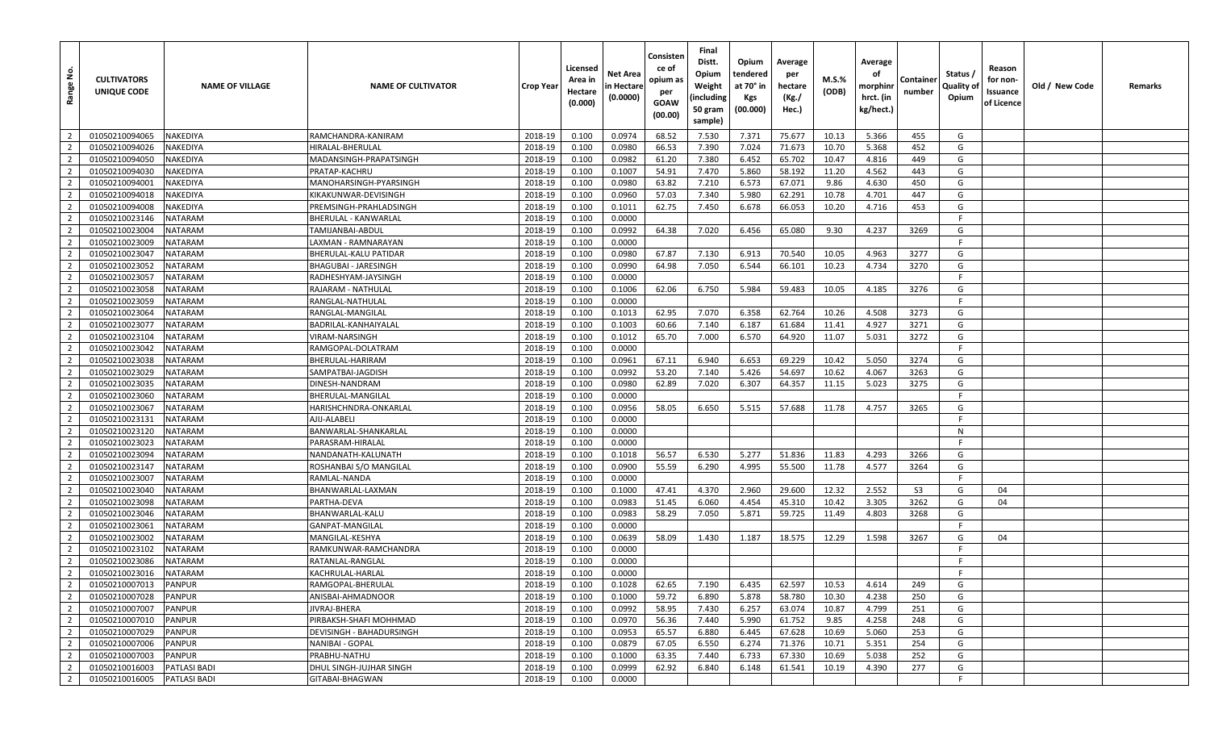| Range No. | CULTIVATORS UNIQUE CODE | NAME OF VILLAGE | NAME OF CULTIVATOR | Crop Year | Licensed Area in Hectare (0.000) | Net Area in Hectare (0.0000) | Consistence of opium as per GOAW (00.00) | Final Distt. Opium Weight (including 50 gram sample) | Opium tendered at 70° in Kgs (00.000) | Average per hectare (Kg./ Hec.) | M.S.% (ODB) | Average of morphinr hrct. (in kg/hect.) | Container number | Status / Quality of Opium | Reason for non-Issuance of Licence | Old / New Code | Remarks |
|---|---|---|---|---|---|---|---|---|---|---|---|---|---|---|---|---|---|
| 2 | 01050210094065 | NAKEDIYA | RAMCHANDRA-KANIRAM | 2018-19 | 0.100 | 0.0974 | 68.52 | 7.530 | 7.371 | 75.677 | 10.13 | 5.366 | 455 | G | | | |
| 2 | 01050210094026 | NAKEDIYA | HIRALAL-BHERULAL | 2018-19 | 0.100 | 0.0980 | 66.53 | 7.390 | 7.024 | 71.673 | 10.70 | 5.368 | 452 | G | | | |
| 2 | 01050210094050 | NAKEDIYA | MADANSINGH-PRAPATSINGH | 2018-19 | 0.100 | 0.0982 | 61.20 | 7.380 | 6.452 | 65.702 | 10.47 | 4.816 | 449 | G | | | |
| 2 | 01050210094030 | NAKEDIYA | PRATAP-KACHRU | 2018-19 | 0.100 | 0.1007 | 54.91 | 7.470 | 5.860 | 58.192 | 11.20 | 4.562 | 443 | G | | | |
| 2 | 01050210094001 | NAKEDIYA | MANOHARSINGH-PYARSINGH | 2018-19 | 0.100 | 0.0980 | 63.82 | 7.210 | 6.573 | 67.071 | 9.86 | 4.630 | 450 | G | | | |
| 2 | 01050210094018 | NAKEDIYA | KIKAKUNWAR-DEVISINGH | 2018-19 | 0.100 | 0.0960 | 57.03 | 7.340 | 5.980 | 62.291 | 10.78 | 4.701 | 447 | G | | | |
| 2 | 01050210094008 | NAKEDIYA | PREMSINGH-PRAHLADSINGH | 2018-19 | 0.100 | 0.1011 | 62.75 | 7.450 | 6.678 | 66.053 | 10.20 | 4.716 | 453 | G | | | |
| 2 | 01050210023146 | NATARAM | BHERULAL - KANWARLAL | 2018-19 | 0.100 | 0.0000 | | | | | | | | F | | | |
| 2 | 01050210023004 | NATARAM | TAMIJANBAI-ABDUL | 2018-19 | 0.100 | 0.0992 | 64.38 | 7.020 | 6.456 | 65.080 | 9.30 | 4.237 | 3269 | G | | | |
| 2 | 01050210023009 | NATARAM | LAXMAN - RAMNARAYAN | 2018-19 | 0.100 | 0.0000 | | | | | | | | F | | | |
| 2 | 01050210023047 | NATARAM | BHERULAL-KALU PATIDAR | 2018-19 | 0.100 | 0.0980 | 67.87 | 7.130 | 6.913 | 70.540 | 10.05 | 4.963 | 3277 | G | | | |
| 2 | 01050210023052 | NATARAM | BHAGUBAI - JARESINGH | 2018-19 | 0.100 | 0.0990 | 64.98 | 7.050 | 6.544 | 66.101 | 10.23 | 4.734 | 3270 | G | | | |
| 2 | 01050210023057 | NATARAM | RADHESHYAM-JAYSINGH | 2018-19 | 0.100 | 0.0000 | | | | | | | | F | | | |
| 2 | 01050210023058 | NATARAM | RAJARAM - NATHULAL | 2018-19 | 0.100 | 0.1006 | 62.06 | 6.750 | 5.984 | 59.483 | 10.05 | 4.185 | 3276 | G | | | |
| 2 | 01050210023059 | NATARAM | RANGLAL-NATHULAL | 2018-19 | 0.100 | 0.0000 | | | | | | | | F | | | |
| 2 | 01050210023064 | NATARAM | RANGLAL-MANGILAL | 2018-19 | 0.100 | 0.1013 | 62.95 | 7.070 | 6.358 | 62.764 | 10.26 | 4.508 | 3273 | G | | | |
| 2 | 01050210023077 | NATARAM | BADRILAL-KANHAIYALAL | 2018-19 | 0.100 | 0.1003 | 60.66 | 7.140 | 6.187 | 61.684 | 11.41 | 4.927 | 3271 | G | | | |
| 2 | 01050210023104 | NATARAM | VIRAM-NARSINGH | 2018-19 | 0.100 | 0.1012 | 65.70 | 7.000 | 6.570 | 64.920 | 11.07 | 5.031 | 3272 | G | | | |
| 2 | 01050210023042 | NATARAM | RAMGOPAL-DOLATRAM | 2018-19 | 0.100 | 0.0000 | | | | | | | | F | | | |
| 2 | 01050210023038 | NATARAM | BHERULAL-HARIRAM | 2018-19 | 0.100 | 0.0961 | 67.11 | 6.940 | 6.653 | 69.229 | 10.42 | 5.050 | 3274 | G | | | |
| 2 | 01050210023029 | NATARAM | SAMPATBAI-JAGDISH | 2018-19 | 0.100 | 0.0992 | 53.20 | 7.140 | 5.426 | 54.697 | 10.62 | 4.067 | 3263 | G | | | |
| 2 | 01050210023035 | NATARAM | DINESH-NANDRAM | 2018-19 | 0.100 | 0.0980 | 62.89 | 7.020 | 6.307 | 64.357 | 11.15 | 5.023 | 3275 | G | | | |
| 2 | 01050210023060 | NATARAM | BHERULAL-MANGILAL | 2018-19 | 0.100 | 0.0000 | | | | | | | | F | | | |
| 2 | 01050210023067 | NATARAM | HARISHCHNDRA-ONKARLAL | 2018-19 | 0.100 | 0.0956 | 58.05 | 6.650 | 5.515 | 57.688 | 11.78 | 4.757 | 3265 | G | | | |
| 2 | 01050210023131 | NATARAM | AJIJ-ALABELI | 2018-19 | 0.100 | 0.0000 | | | | | | | | F | | | |
| 2 | 01050210023120 | NATARAM | BANWARLAL-SHANKARLAL | 2018-19 | 0.100 | 0.0000 | | | | | | | | N | | | |
| 2 | 01050210023023 | NATARAM | PARASRAM-HIRALAL | 2018-19 | 0.100 | 0.0000 | | | | | | | | F | | | |
| 2 | 01050210023094 | NATARAM | NANDANATH-KALUNATH | 2018-19 | 0.100 | 0.1018 | 56.57 | 6.530 | 5.277 | 51.836 | 11.83 | 4.293 | 3266 | G | | | |
| 2 | 01050210023147 | NATARAM | ROSHANBAI S/O MANGILAL | 2018-19 | 0.100 | 0.0900 | 55.59 | 6.290 | 4.995 | 55.500 | 11.78 | 4.577 | 3264 | G | | | |
| 2 | 01050210023007 | NATARAM | RAMLAL-NANDA | 2018-19 | 0.100 | 0.0000 | | | | | | | | F | | | |
| 2 | 01050210023040 | NATARAM | BHANWARLAL-LAXMAN | 2018-19 | 0.100 | 0.1000 | 47.41 | 4.370 | 2.960 | 29.600 | 12.32 | 2.552 | 53 | G | 04 | | |
| 2 | 01050210023098 | NATARAM | PARTHA-DEVA | 2018-19 | 0.100 | 0.0983 | 51.45 | 6.060 | 4.454 | 45.310 | 10.42 | 3.305 | 3262 | G | 04 | | |
| 2 | 01050210023046 | NATARAM | BHANWARLAL-KALU | 2018-19 | 0.100 | 0.0983 | 58.29 | 7.050 | 5.871 | 59.725 | 11.49 | 4.803 | 3268 | G | | | |
| 2 | 01050210023061 | NATARAM | GANPAT-MANGILAL | 2018-19 | 0.100 | 0.0000 | | | | | | | | F | | | |
| 2 | 01050210023002 | NATARAM | MANGILAL-KESHYA | 2018-19 | 0.100 | 0.0639 | 58.09 | 1.430 | 1.187 | 18.575 | 12.29 | 1.598 | 3267 | G | 04 | | |
| 2 | 01050210023102 | NATARAM | RAMKUNWAR-RAMCHANDRA | 2018-19 | 0.100 | 0.0000 | | | | | | | | F | | | |
| 2 | 01050210023086 | NATARAM | RATANLAL-RANGLAL | 2018-19 | 0.100 | 0.0000 | | | | | | | | F | | | |
| 2 | 01050210023016 | NATARAM | KACHRULAL-HARLAL | 2018-19 | 0.100 | 0.0000 | | | | | | | | F | | | |
| 2 | 01050210007013 | PANPUR | RAMGOPAL-BHERULAL | 2018-19 | 0.100 | 0.1028 | 62.65 | 7.190 | 6.435 | 62.597 | 10.53 | 4.614 | 249 | G | | | |
| 2 | 01050210007028 | PANPUR | ANISBAI-AHMADNOOR | 2018-19 | 0.100 | 0.1000 | 59.72 | 6.890 | 5.878 | 58.780 | 10.30 | 4.238 | 250 | G | | | |
| 2 | 01050210007007 | PANPUR | JIVRAJ-BHERA | 2018-19 | 0.100 | 0.0992 | 58.95 | 7.430 | 6.257 | 63.074 | 10.87 | 4.799 | 251 | G | | | |
| 2 | 01050210007010 | PANPUR | PIRBAKSH-SHAFI MOHHMAD | 2018-19 | 0.100 | 0.0970 | 56.36 | 7.440 | 5.990 | 61.752 | 9.85 | 4.258 | 248 | G | | | |
| 2 | 01050210007029 | PANPUR | DEVISINGH - BAHADURSINGH | 2018-19 | 0.100 | 0.0953 | 65.57 | 6.880 | 6.445 | 67.628 | 10.69 | 5.060 | 253 | G | | | |
| 2 | 01050210007006 | PANPUR | NANIBAI - GOPAL | 2018-19 | 0.100 | 0.0879 | 67.05 | 6.550 | 6.274 | 71.376 | 10.71 | 5.351 | 254 | G | | | |
| 2 | 01050210007003 | PANPUR | PRABHU-NATHU | 2018-19 | 0.100 | 0.1000 | 63.35 | 7.440 | 6.733 | 67.330 | 10.69 | 5.038 | 252 | G | | | |
| 2 | 01050210016003 | PATLASI BADI | DHUL SINGH-JUJHAR SINGH | 2018-19 | 0.100 | 0.0999 | 62.92 | 6.840 | 6.148 | 61.541 | 10.19 | 4.390 | 277 | G | | | |
| 2 | 01050210016005 | PATLASI BADI | GITABAI-BHAGWAN | 2018-19 | 0.100 | 0.0000 | | | | | | | | F | | | |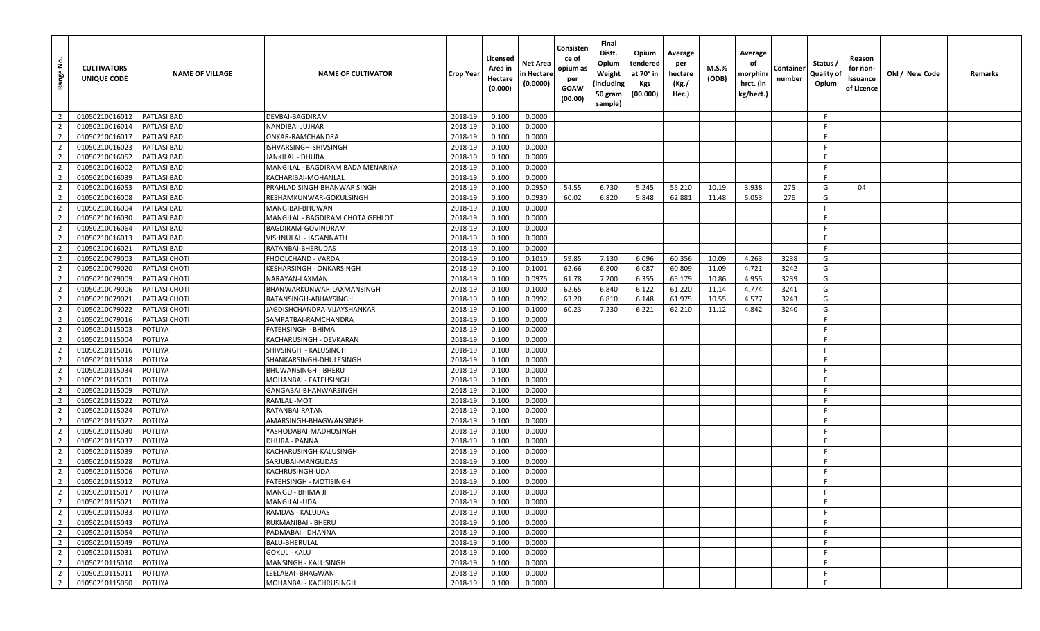| Range No. | CULTIVATORS UNIQUE CODE | NAME OF VILLAGE | NAME OF CULTIVATOR | Crop Year | Licensed Area in Hectare (0.000) | Net Area in Hectare (0.0000) | Consistence of opium as per GOAW (00.00) | Final Distt. Opium Weight (including 50 gram sample) | Opium tendered at 70° in Kgs (00.000) | Average per hectare (Kg./ Hec.) | M.S.% (ODB) | Average of morphinr hrct. (in kg/hect.) | Container number | Status / Quality of Opium | Reason for non-Issuance of Licence | Old / New Code | Remarks |
|---|---|---|---|---|---|---|---|---|---|---|---|---|---|---|---|---|---|
| 2 | 01050210016012 | PATLASI BADI | DEVBAI-BAGDIRAM | 2018-19 | 0.100 | 0.0000 | | | | | | | | F | | | |
| 2 | 01050210016014 | PATLASI BADI | NANDIBAI-JUJHAR | 2018-19 | 0.100 | 0.0000 | | | | | | | | F | | | |
| 2 | 01050210016017 | PATLASI BADI | ONKAR-RAMCHANDRA | 2018-19 | 0.100 | 0.0000 | | | | | | | | F | | | |
| 2 | 01050210016023 | PATLASI BADI | ISHVARSINGH-SHIVSINGH | 2018-19 | 0.100 | 0.0000 | | | | | | | | F | | | |
| 2 | 01050210016052 | PATLASI BADI | JANKILAL - DHURA | 2018-19 | 0.100 | 0.0000 | | | | | | | | F | | | |
| 2 | 01050210016002 | PATLASI BADI | MANGILAL - BAGDIRAM BADA MENARIYA | 2018-19 | 0.100 | 0.0000 | | | | | | | | F | | | |
| 2 | 01050210016039 | PATLASI BADI | KACHARIBAI-MOHANLAL | 2018-19 | 0.100 | 0.0000 | | | | | | | | F | | | |
| 2 | 01050210016053 | PATLASI BADI | PRAHLAD SINGH-BHANWAR SINGH | 2018-19 | 0.100 | 0.0950 | 54.55 | 6.730 | 5.245 | 55.210 | 10.19 | 3.938 | 275 | G | 04 | | |
| 2 | 01050210016008 | PATLASI BADI | RESHAMKUNWAR-GOKULSINGH | 2018-19 | 0.100 | 0.0930 | 60.02 | 6.820 | 5.848 | 62.881 | 11.48 | 5.053 | 276 | G | | | |
| 2 | 01050210016004 | PATLASI BADI | MANGIBAI-BHUWAN | 2018-19 | 0.100 | 0.0000 | | | | | | | | F | | | |
| 2 | 01050210016030 | PATLASI BADI | MANGILAL - BAGDIRAM CHOTA GEHLOT | 2018-19 | 0.100 | 0.0000 | | | | | | | | F | | | |
| 2 | 01050210016064 | PATLASI BADI | BAGDIRAM-GOVINDRAM | 2018-19 | 0.100 | 0.0000 | | | | | | | | F | | | |
| 2 | 01050210016013 | PATLASI BADI | VISHNULAL - JAGANNATH | 2018-19 | 0.100 | 0.0000 | | | | | | | | F | | | |
| 2 | 01050210016021 | PATLASI BADI | RATANBAI-BHERUDAS | 2018-19 | 0.100 | 0.0000 | | | | | | | | F | | | |
| 2 | 01050210079003 | PATLASI CHOTI | FHOOLCHAND - VARDA | 2018-19 | 0.100 | 0.1010 | 59.85 | 7.130 | 6.096 | 60.356 | 10.09 | 4.263 | 3238 | G | | | |
| 2 | 01050210079020 | PATLASI CHOTI | KESHARSINGH - ONKARSINGH | 2018-19 | 0.100 | 0.1001 | 62.66 | 6.800 | 6.087 | 60.809 | 11.09 | 4.721 | 3242 | G | | | |
| 2 | 01050210079009 | PATLASI CHOTI | NARAYAN-LAXMAN | 2018-19 | 0.100 | 0.0975 | 61.78 | 7.200 | 6.355 | 65.179 | 10.86 | 4.955 | 3239 | G | | | |
| 2 | 01050210079006 | PATLASI CHOTI | BHANWARKUNWAR-LAXMANSINGH | 2018-19 | 0.100 | 0.1000 | 62.65 | 6.840 | 6.122 | 61.220 | 11.14 | 4.774 | 3241 | G | | | |
| 2 | 01050210079021 | PATLASI CHOTI | RATANSINGH-ABHAYSINGH | 2018-19 | 0.100 | 0.0992 | 63.20 | 6.810 | 6.148 | 61.975 | 10.55 | 4.577 | 3243 | G | | | |
| 2 | 01050210079022 | PATLASI CHOTI | JAGDISHCHANDRA-VIJAYSHANKAR | 2018-19 | 0.100 | 0.1000 | 60.23 | 7.230 | 6.221 | 62.210 | 11.12 | 4.842 | 3240 | G | | | |
| 2 | 01050210079016 | PATLASI CHOTI | SAMPATBAI-RAMCHANDRA | 2018-19 | 0.100 | 0.0000 | | | | | | | | F | | | |
| 2 | 01050210115003 | POTLIYA | FATEHSINGH - BHIMA | 2018-19 | 0.100 | 0.0000 | | | | | | | | F | | | |
| 2 | 01050210115004 | POTLIYA | KACHARUSINGH - DEVKARAN | 2018-19 | 0.100 | 0.0000 | | | | | | | | F | | | |
| 2 | 01050210115016 | POTLIYA | SHIVSINGH - KALUSINGH | 2018-19 | 0.100 | 0.0000 | | | | | | | | F | | | |
| 2 | 01050210115018 | POTLIYA | SHANKARSINGH-DHULESINGH | 2018-19 | 0.100 | 0.0000 | | | | | | | | F | | | |
| 2 | 01050210115034 | POTLIYA | BHUWANSINGH - BHERU | 2018-19 | 0.100 | 0.0000 | | | | | | | | F | | | |
| 2 | 01050210115001 | POTLIYA | MOHANBAI - FATEHSINGH | 2018-19 | 0.100 | 0.0000 | | | | | | | | F | | | |
| 2 | 01050210115009 | POTLIYA | GANGABAI-BHANWARSINGH | 2018-19 | 0.100 | 0.0000 | | | | | | | | F | | | |
| 2 | 01050210115022 | POTLIYA | RAMLAL -MOTI | 2018-19 | 0.100 | 0.0000 | | | | | | | | F | | | |
| 2 | 01050210115024 | POTLIYA | RATANBAI-RATAN | 2018-19 | 0.100 | 0.0000 | | | | | | | | F | | | |
| 2 | 01050210115027 | POTLIYA | AMARSINGH-BHAGWANSINGH | 2018-19 | 0.100 | 0.0000 | | | | | | | | F | | | |
| 2 | 01050210115030 | POTLIYA | YASHODABAI-MADHOSINGH | 2018-19 | 0.100 | 0.0000 | | | | | | | | F | | | |
| 2 | 01050210115037 | POTLIYA | DHURA - PANNA | 2018-19 | 0.100 | 0.0000 | | | | | | | | F | | | |
| 2 | 01050210115039 | POTLIYA | KACHARUSINGH-KALUSINGH | 2018-19 | 0.100 | 0.0000 | | | | | | | | F | | | |
| 2 | 01050210115028 | POTLIYA | SARJUBAI-MANGUDAS | 2018-19 | 0.100 | 0.0000 | | | | | | | | F | | | |
| 2 | 01050210115006 | POTLIYA | KACHRUSINGH-UDA | 2018-19 | 0.100 | 0.0000 | | | | | | | | F | | | |
| 2 | 01050210115012 | POTLIYA | FATEHSINGH - MOTISINGH | 2018-19 | 0.100 | 0.0000 | | | | | | | | F | | | |
| 2 | 01050210115017 | POTLIYA | MANGU - BHIMA JI | 2018-19 | 0.100 | 0.0000 | | | | | | | | F | | | |
| 2 | 01050210115021 | POTLIYA | MANGILAL-UDA | 2018-19 | 0.100 | 0.0000 | | | | | | | | F | | | |
| 2 | 01050210115033 | POTLIYA | RAMDAS - KALUDAS | 2018-19 | 0.100 | 0.0000 | | | | | | | | F | | | |
| 2 | 01050210115043 | POTLIYA | RUKMANIBAI - BHERU | 2018-19 | 0.100 | 0.0000 | | | | | | | | F | | | |
| 2 | 01050210115054 | POTLIYA | PADMABAI - DHANNA | 2018-19 | 0.100 | 0.0000 | | | | | | | | F | | | |
| 2 | 01050210115049 | POTLIYA | BALU-BHERULAL | 2018-19 | 0.100 | 0.0000 | | | | | | | | F | | | |
| 2 | 01050210115031 | POTLIYA | GOKUL - KALU | 2018-19 | 0.100 | 0.0000 | | | | | | | | F | | | |
| 2 | 01050210115010 | POTLIYA | MANSINGH - KALUSINGH | 2018-19 | 0.100 | 0.0000 | | | | | | | | F | | | |
| 2 | 01050210115011 | POTLIYA | LEELABAI -BHAGWAN | 2018-19 | 0.100 | 0.0000 | | | | | | | | F | | | |
| 2 | 01050210115050 | POTLIYA | MOHANBAI - KACHRUSINGH | 2018-19 | 0.100 | 0.0000 | | | | | | | | F | | | |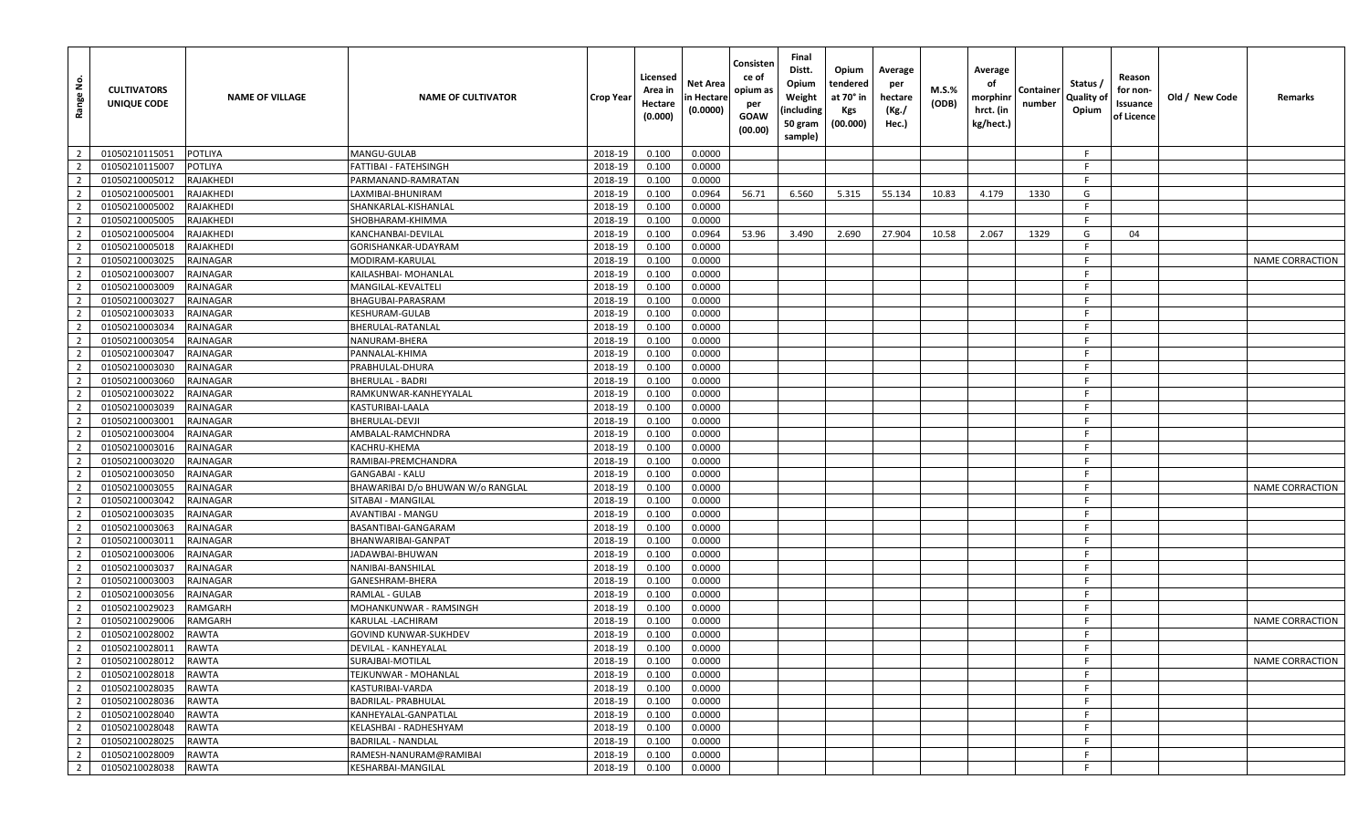| Range No. | CULTIVATORS UNIQUE CODE | NAME OF VILLAGE | NAME OF CULTIVATOR | Crop Year | Licensed Area in Hectare (0.000) | Net Area in Hectare (0.0000) | Consistence of opium as per GOAW (00.00) | Final Distt. Opium Weight (including 50 gram sample) | Opium tendered at 70° in Kgs (00.000) | Average per hectare (Kg./ Hec.) | M.S.% (ODB) | Average of morphinr hrct. (in kg/hect.) | Container number | Status / Quality of Opium | Reason for non-Issuance of Licence | Old / New Code | Remarks |
|---|---|---|---|---|---|---|---|---|---|---|---|---|---|---|---|---|---|
| 2 | 01050210115051 | POTLIYA | MANGU-GULAB | 2018-19 | 0.100 | 0.0000 | | | | | | | | F | | | |
| 2 | 01050210115007 | POTLIYA | FATTIBAI - FATEHSINGH | 2018-19 | 0.100 | 0.0000 | | | | | | | | F | | | |
| 2 | 01050210005012 | RAJAKHEDI | PARMANAND-RAMRATAN | 2018-19 | 0.100 | 0.0000 | | | | | | | | F | | | |
| 2 | 01050210005001 | RAJAKHEDI | LAXMIBAI-BHUNIRAM | 2018-19 | 0.100 | 0.0964 | 56.71 | 6.560 | 5.315 | 55.134 | 10.83 | 4.179 | 1330 | G | | | |
| 2 | 01050210005002 | RAJAKHEDI | SHANKARLAL-KISHANLAL | 2018-19 | 0.100 | 0.0000 | | | | | | | | F | | | |
| 2 | 01050210005005 | RAJAKHEDI | SHOBHARAM-KHIMMA | 2018-19 | 0.100 | 0.0000 | | | | | | | | F | | | |
| 2 | 01050210005004 | RAJAKHEDI | KANCHANBAI-DEVILAL | 2018-19 | 0.100 | 0.0964 | 53.96 | 3.490 | 2.690 | 27.904 | 10.58 | 2.067 | 1329 | G | 04 | | |
| 2 | 01050210005018 | RAJAKHEDI | GORISHANKAR-UDAYRAM | 2018-19 | 0.100 | 0.0000 | | | | | | | | F | | | |
| 2 | 01050210003025 | RAJNAGAR | MODIRAM-KARULAL | 2018-19 | 0.100 | 0.0000 | | | | | | | | F | | | NAME CORRACTION |
| 2 | 01050210003007 | RAJNAGAR | KAILASHBAI- MOHANLAL | 2018-19 | 0.100 | 0.0000 | | | | | | | | F | | | |
| 2 | 01050210003009 | RAJNAGAR | MANGILAL-KEVALTELI | 2018-19 | 0.100 | 0.0000 | | | | | | | | F | | | |
| 2 | 01050210003027 | RAJNAGAR | BHAGUBAI-PARASRAM | 2018-19 | 0.100 | 0.0000 | | | | | | | | F | | | |
| 2 | 01050210003033 | RAJNAGAR | KESHURAM-GULAB | 2018-19 | 0.100 | 0.0000 | | | | | | | | F | | | |
| 2 | 01050210003034 | RAJNAGAR | BHERULAL-RATANLAL | 2018-19 | 0.100 | 0.0000 | | | | | | | | F | | | |
| 2 | 01050210003054 | RAJNAGAR | NANURAM-BHERA | 2018-19 | 0.100 | 0.0000 | | | | | | | | F | | | |
| 2 | 01050210003047 | RAJNAGAR | PANNALAL-KHIMA | 2018-19 | 0.100 | 0.0000 | | | | | | | | F | | | |
| 2 | 01050210003030 | RAJNAGAR | PRABHULAL-DHURA | 2018-19 | 0.100 | 0.0000 | | | | | | | | F | | | |
| 2 | 01050210003060 | RAJNAGAR | BHERULAL - BADRI | 2018-19 | 0.100 | 0.0000 | | | | | | | | F | | | |
| 2 | 01050210003022 | RAJNAGAR | RAMKUNWAR-KANHEYYALAL | 2018-19 | 0.100 | 0.0000 | | | | | | | | F | | | |
| 2 | 01050210003039 | RAJNAGAR | KASTURIBAI-LAALA | 2018-19 | 0.100 | 0.0000 | | | | | | | | F | | | |
| 2 | 01050210003001 | RAJNAGAR | BHERULAL-DEVJI | 2018-19 | 0.100 | 0.0000 | | | | | | | | F | | | |
| 2 | 01050210003004 | RAJNAGAR | AMBALAL-RAMCHNDRA | 2018-19 | 0.100 | 0.0000 | | | | | | | | F | | | |
| 2 | 01050210003016 | RAJNAGAR | KACHRU-KHEMA | 2018-19 | 0.100 | 0.0000 | | | | | | | | F | | | |
| 2 | 01050210003020 | RAJNAGAR | RAMIBAI-PREMCHANDRA | 2018-19 | 0.100 | 0.0000 | | | | | | | | F | | | |
| 2 | 01050210003050 | RAJNAGAR | GANGABAI - KALU | 2018-19 | 0.100 | 0.0000 | | | | | | | | F | | | |
| 2 | 01050210003055 | RAJNAGAR | BHAWARIBAI D/o BHUWAN W/o RANGLAL | 2018-19 | 0.100 | 0.0000 | | | | | | | | F | | | NAME CORRACTION |
| 2 | 01050210003042 | RAJNAGAR | SITABAI - MANGILAL | 2018-19 | 0.100 | 0.0000 | | | | | | | | F | | | |
| 2 | 01050210003035 | RAJNAGAR | AVANTIBAI - MANGU | 2018-19 | 0.100 | 0.0000 | | | | | | | | F | | | |
| 2 | 01050210003063 | RAJNAGAR | BASANTIBAI-GANGARAM | 2018-19 | 0.100 | 0.0000 | | | | | | | | F | | | |
| 2 | 01050210003011 | RAJNAGAR | BHANWARIBAI-GANPAT | 2018-19 | 0.100 | 0.0000 | | | | | | | | F | | | |
| 2 | 01050210003006 | RAJNAGAR | JADAWBAI-BHUWAN | 2018-19 | 0.100 | 0.0000 | | | | | | | | F | | | |
| 2 | 01050210003037 | RAJNAGAR | NANIBAI-BANSHILAL | 2018-19 | 0.100 | 0.0000 | | | | | | | | F | | | |
| 2 | 01050210003003 | RAJNAGAR | GANESHRAM-BHERA | 2018-19 | 0.100 | 0.0000 | | | | | | | | F | | | |
| 2 | 01050210003056 | RAJNAGAR | RAMLAL - GULAB | 2018-19 | 0.100 | 0.0000 | | | | | | | | F | | | |
| 2 | 01050210029023 | RAMGARH | MOHANKUNWAR - RAMSINGH | 2018-19 | 0.100 | 0.0000 | | | | | | | | F | | | |
| 2 | 01050210029006 | RAMGARH | KARULAL -LACHIRAM | 2018-19 | 0.100 | 0.0000 | | | | | | | | F | | | NAME CORRACTION |
| 2 | 01050210028002 | RAWTA | GOVIND KUNWAR-SUKHDEV | 2018-19 | 0.100 | 0.0000 | | | | | | | | F | | | |
| 2 | 01050210028011 | RAWTA | DEVILAL - KANHEYALAL | 2018-19 | 0.100 | 0.0000 | | | | | | | | F | | | |
| 2 | 01050210028012 | RAWTA | SURAJBAI-MOTILAL | 2018-19 | 0.100 | 0.0000 | | | | | | | | F | | | NAME CORRACTION |
| 2 | 01050210028018 | RAWTA | TEJKUNWAR - MOHANLAL | 2018-19 | 0.100 | 0.0000 | | | | | | | | F | | | |
| 2 | 01050210028035 | RAWTA | KASTURIBAI-VARDA | 2018-19 | 0.100 | 0.0000 | | | | | | | | F | | | |
| 2 | 01050210028036 | RAWTA | BADRILAL- PRABHULAL | 2018-19 | 0.100 | 0.0000 | | | | | | | | F | | | |
| 2 | 01050210028040 | RAWTA | KANHEYALAL-GANPATLAL | 2018-19 | 0.100 | 0.0000 | | | | | | | | F | | | |
| 2 | 01050210028048 | RAWTA | KELASHBAI - RADHESHYAM | 2018-19 | 0.100 | 0.0000 | | | | | | | | F | | | |
| 2 | 01050210028025 | RAWTA | BADRILAL - NANDLAL | 2018-19 | 0.100 | 0.0000 | | | | | | | | F | | | |
| 2 | 01050210028009 | RAWTA | RAMESH-NANURAM@RAMIBAI | 2018-19 | 0.100 | 0.0000 | | | | | | | | F | | | |
| 2 | 01050210028038 | RAWTA | KESHARBAI-MANGILAL | 2018-19 | 0.100 | 0.0000 | | | | | | | | F | | | |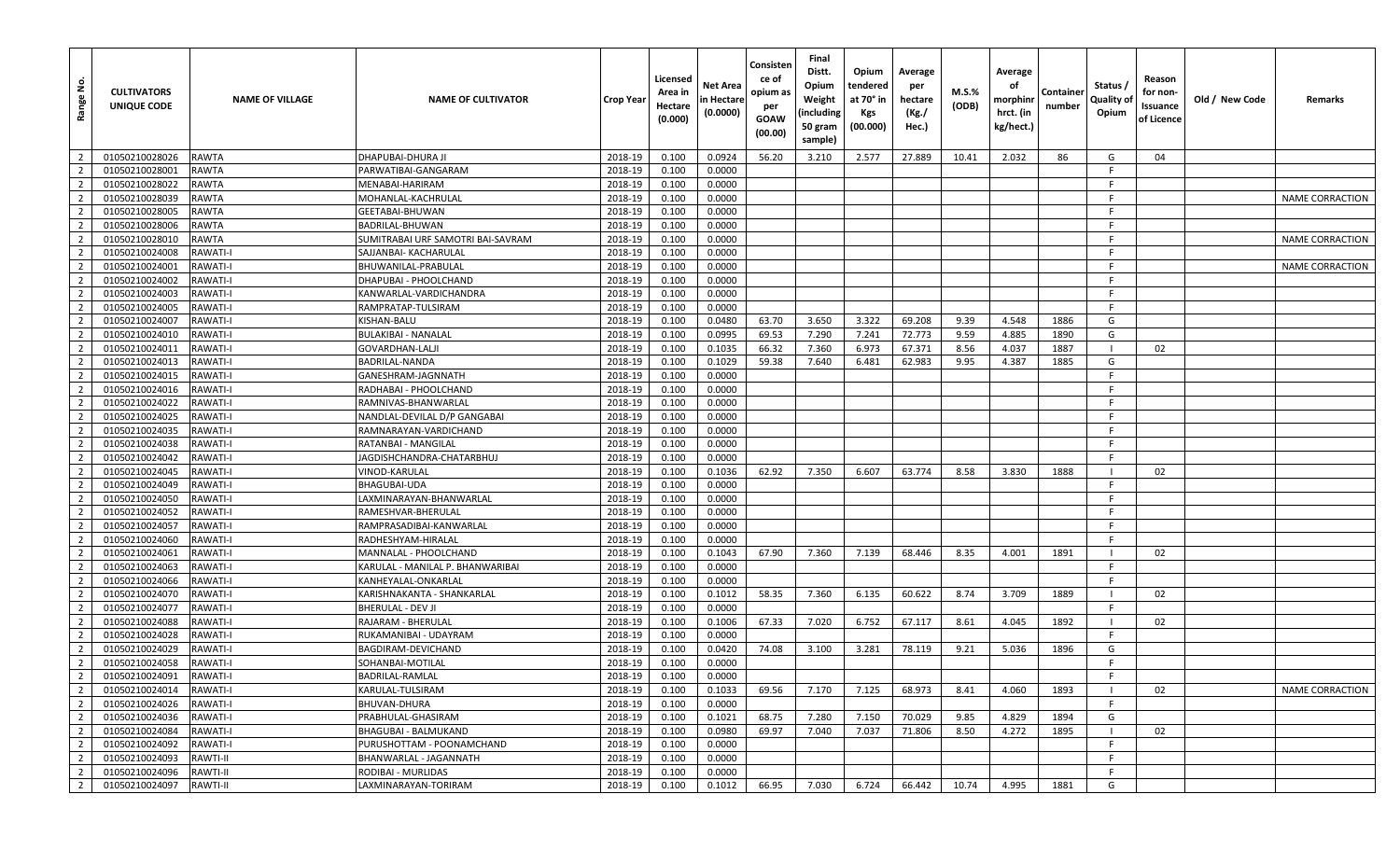| Range No. | CULTIVATORS UNIQUE CODE | NAME OF VILLAGE | NAME OF CULTIVATOR | Crop Year | Licensed Area in Hectare (0.000) | Net Area in Hectare (0.0000) | Consistence of opium as per GOAW (00.00) | Final Distt. Opium Weight (including 50 gram sample) | Opium tendered at 70° in Kgs (00.000) | Average per hectare (Kg./ Hec.) | M.S.% (ODB) | Average of morphinr hrct. (in kg/hect.) | Container number | Status / Quality of Opium | Reason for non-Issuance of Licence | Old / New Code | Remarks |
|---|---|---|---|---|---|---|---|---|---|---|---|---|---|---|---|---|---|
| 2 | 01050210028026 | RAWTA | DHAPUBAI-DHURA JI | 2018-19 | 0.100 | 0.0924 | 56.20 | 3.210 | 2.577 | 27.889 | 10.41 | 2.032 | 86 | G | 04 | | |
| 2 | 01050210028001 | RAWTA | PARWATIBAI-GANGARAM | 2018-19 | 0.100 | 0.0000 | | | | | | | | F | | | |
| 2 | 01050210028022 | RAWTA | MENABAI-HARIRAM | 2018-19 | 0.100 | 0.0000 | | | | | | | | F | | | |
| 2 | 01050210028039 | RAWTA | MOHANLAL-KACHRULAL | 2018-19 | 0.100 | 0.0000 | | | | | | | | F | | | NAME CORRACTION |
| 2 | 01050210028005 | RAWTA | GEETABAI-BHUWAN | 2018-19 | 0.100 | 0.0000 | | | | | | | | F | | | |
| 2 | 01050210028006 | RAWTA | BADRILAL-BHUWAN | 2018-19 | 0.100 | 0.0000 | | | | | | | | F | | | |
| 2 | 01050210028010 | RAWTA | SUMITRABAI URF SAMOTRI BAI-SAVRAM | 2018-19 | 0.100 | 0.0000 | | | | | | | | F | | | NAME CORRACTION |
| 2 | 01050210024008 | RAWATI-I | SAJJANBAI- KACHARULAL | 2018-19 | 0.100 | 0.0000 | | | | | | | | F | | | |
| 2 | 01050210024001 | RAWATI-I | BHUWANILAL-PRABULAL | 2018-19 | 0.100 | 0.0000 | | | | | | | | F | | | NAME CORRACTION |
| 2 | 01050210024002 | RAWATI-I | DHAPUBAI - PHOOLCHAND | 2018-19 | 0.100 | 0.0000 | | | | | | | | F | | | |
| 2 | 01050210024003 | RAWATI-I | KANWARLAL-VARDICHANDRA | 2018-19 | 0.100 | 0.0000 | | | | | | | | F | | | |
| 2 | 01050210024005 | RAWATI-I | RAMPRATAP-TULSIRAM | 2018-19 | 0.100 | 0.0000 | | | | | | | | F | | | |
| 2 | 01050210024007 | RAWATI-I | KISHAN-BALU | 2018-19 | 0.100 | 0.0480 | 63.70 | 3.650 | 3.322 | 69.208 | 9.39 | 4.548 | 1886 | G | | | |
| 2 | 01050210024010 | RAWATI-I | BULAKIBAI - NANALAL | 2018-19 | 0.100 | 0.0995 | 69.53 | 7.290 | 7.241 | 72.773 | 9.59 | 4.885 | 1890 | G | | | |
| 2 | 01050210024011 | RAWATI-I | GOVARDHAN-LALJI | 2018-19 | 0.100 | 0.1035 | 66.32 | 7.360 | 6.973 | 67.371 | 8.56 | 4.037 | 1887 | I | 02 | | |
| 2 | 01050210024013 | RAWATI-I | BADRILAL-NANDA | 2018-19 | 0.100 | 0.1029 | 59.38 | 7.640 | 6.481 | 62.983 | 9.95 | 4.387 | 1885 | G | | | |
| 2 | 01050210024015 | RAWATI-I | GANESHRAM-JAGNNATH | 2018-19 | 0.100 | 0.0000 | | | | | | | | F | | | |
| 2 | 01050210024016 | RAWATI-I | RADHABAI - PHOOLCHAND | 2018-19 | 0.100 | 0.0000 | | | | | | | | F | | | |
| 2 | 01050210024022 | RAWATI-I | RAMNIVAS-BHANWARLAL | 2018-19 | 0.100 | 0.0000 | | | | | | | | F | | | |
| 2 | 01050210024025 | RAWATI-I | NANDLAL-DEVILAL D/P GANGABAI | 2018-19 | 0.100 | 0.0000 | | | | | | | | F | | | |
| 2 | 01050210024035 | RAWATI-I | RAMNARAYAN-VARDICHAND | 2018-19 | 0.100 | 0.0000 | | | | | | | | F | | | |
| 2 | 01050210024038 | RAWATI-I | RATANBAI - MANGILAL | 2018-19 | 0.100 | 0.0000 | | | | | | | | F | | | |
| 2 | 01050210024042 | RAWATI-I | JAGDISHCHANDRA-CHATARBHUJ | 2018-19 | 0.100 | 0.0000 | | | | | | | | F | | | |
| 2 | 01050210024045 | RAWATI-I | VINOD-KARULAL | 2018-19 | 0.100 | 0.1036 | 62.92 | 7.350 | 6.607 | 63.774 | 8.58 | 3.830 | 1888 | I | 02 | | |
| 2 | 01050210024049 | RAWATI-I | BHAGUBAI-UDA | 2018-19 | 0.100 | 0.0000 | | | | | | | | F | | | |
| 2 | 01050210024050 | RAWATI-I | LAXMINARAYAN-BHANWARLAL | 2018-19 | 0.100 | 0.0000 | | | | | | | | F | | | |
| 2 | 01050210024052 | RAWATI-I | RAMESHVAR-BHERULAL | 2018-19 | 0.100 | 0.0000 | | | | | | | | F | | | |
| 2 | 01050210024057 | RAWATI-I | RAMPRASADIBAI-KANWARLAL | 2018-19 | 0.100 | 0.0000 | | | | | | | | F | | | |
| 2 | 01050210024060 | RAWATI-I | RADHESHYAM-HIRALAL | 2018-19 | 0.100 | 0.0000 | | | | | | | | F | | | |
| 2 | 01050210024061 | RAWATI-I | MANNALAL - PHOOLCHAND | 2018-19 | 0.100 | 0.1043 | 67.90 | 7.360 | 7.139 | 68.446 | 8.35 | 4.001 | 1891 | I | 02 | | |
| 2 | 01050210024063 | RAWATI-I | KARULAL - MANILAL P. BHANWARIBAI | 2018-19 | 0.100 | 0.0000 | | | | | | | | F | | | |
| 2 | 01050210024066 | RAWATI-I | KANHEYALAL-ONKARLAL | 2018-19 | 0.100 | 0.0000 | | | | | | | | F | | | |
| 2 | 01050210024070 | RAWATI-I | KARISHNAKANTA - SHANKARLAL | 2018-19 | 0.100 | 0.1012 | 58.35 | 7.360 | 6.135 | 60.622 | 8.74 | 3.709 | 1889 | I | 02 | | |
| 2 | 01050210024077 | RAWATI-I | BHERULAL - DEV JI | 2018-19 | 0.100 | 0.0000 | | | | | | | | F | | | |
| 2 | 01050210024088 | RAWATI-I | RAJARAM - BHERULAL | 2018-19 | 0.100 | 0.1006 | 67.33 | 7.020 | 6.752 | 67.117 | 8.61 | 4.045 | 1892 | I | 02 | | |
| 2 | 01050210024028 | RAWATI-I | RUKAMANIBAI - UDAYRAM | 2018-19 | 0.100 | 0.0000 | | | | | | | | F | | | |
| 2 | 01050210024029 | RAWATI-I | BAGDIRAM-DEVICHAND | 2018-19 | 0.100 | 0.0420 | 74.08 | 3.100 | 3.281 | 78.119 | 9.21 | 5.036 | 1896 | G | | | |
| 2 | 01050210024058 | RAWATI-I | SOHANBAI-MOTILAL | 2018-19 | 0.100 | 0.0000 | | | | | | | | F | | | |
| 2 | 01050210024091 | RAWATI-I | BADRILAL-RAMLAL | 2018-19 | 0.100 | 0.0000 | | | | | | | | F | | | |
| 2 | 01050210024014 | RAWATI-I | KARULAL-TULSIRAM | 2018-19 | 0.100 | 0.1033 | 69.56 | 7.170 | 7.125 | 68.973 | 8.41 | 4.060 | 1893 | I | 02 | | NAME CORRACTION |
| 2 | 01050210024026 | RAWATI-I | BHUVAN-DHURA | 2018-19 | 0.100 | 0.0000 | | | | | | | | F | | | |
| 2 | 01050210024036 | RAWATI-I | PRABHULAL-GHASIRAM | 2018-19 | 0.100 | 0.1021 | 68.75 | 7.280 | 7.150 | 70.029 | 9.85 | 4.829 | 1894 | G | | | |
| 2 | 01050210024084 | RAWATI-I | BHAGUBAI - BALMUKAND | 2018-19 | 0.100 | 0.0980 | 69.97 | 7.040 | 7.037 | 71.806 | 8.50 | 4.272 | 1895 | I | 02 | | |
| 2 | 01050210024092 | RAWATI-I | PURUSHOTTAM - POONAMCHAND | 2018-19 | 0.100 | 0.0000 | | | | | | | | F | | | |
| 2 | 01050210024093 | RAWTI-II | BHANWARLAL - JAGANNATH | 2018-19 | 0.100 | 0.0000 | | | | | | | | F | | | |
| 2 | 01050210024096 | RAWTI-II | RODIBAI - MURLIDAS | 2018-19 | 0.100 | 0.0000 | | | | | | | | F | | | |
| 2 | 01050210024097 | RAWTI-II | LAXMINARAYAN-TORIRAM | 2018-19 | 0.100 | 0.1012 | 66.95 | 7.030 | 6.724 | 66.442 | 10.74 | 4.995 | 1881 | G | | | |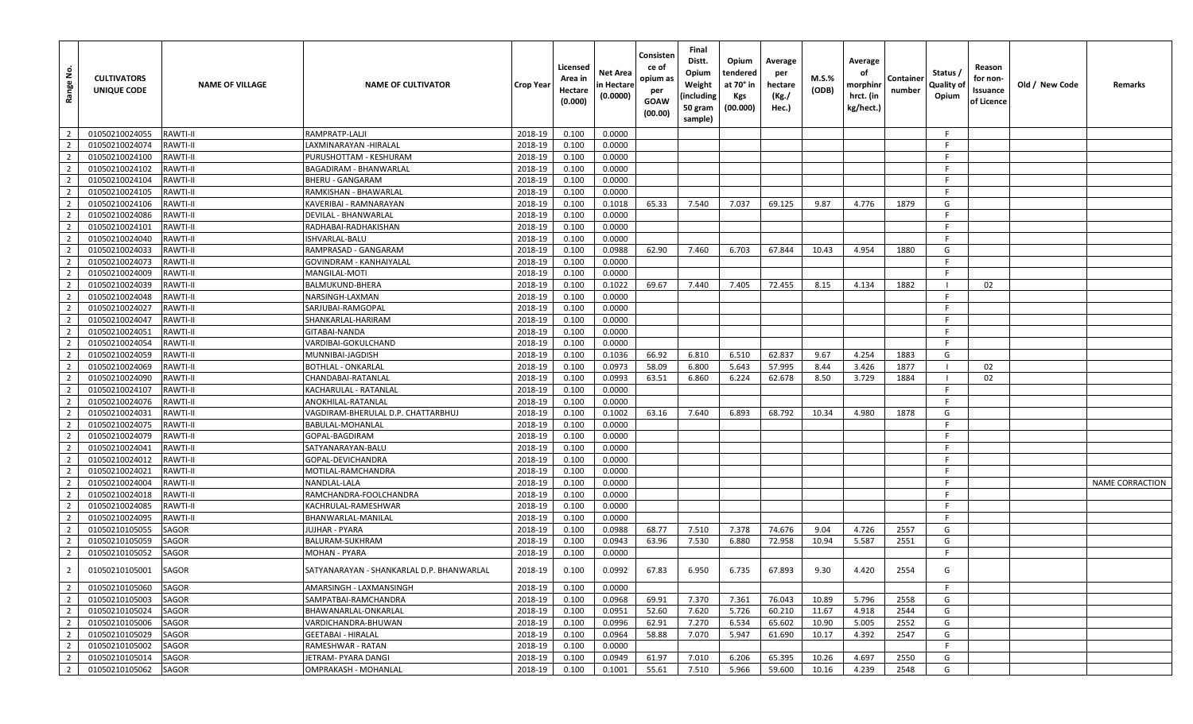| Range No. | CULTIVATORS UNIQUE CODE | NAME OF VILLAGE | NAME OF CULTIVATOR | Crop Year | Licensed Area in Hectare (0.000) | Net Area in Hectare (0.0000) | Consistence of opium as per GOAW (00.00) | Final Distt. Opium Weight (including 50 gram sample) | Opium tendered at 70° in Kgs (00.000) | Average per hectare (Kg./ Hec.) | M.S.% (ODB) | Average of morphinr hrct. (in kg/hect.) | Container number | Status / Quality of Opium | Reason for non-Issuance of Licence | Old / New Code | Remarks |
|---|---|---|---|---|---|---|---|---|---|---|---|---|---|---|---|---|---|
| 2 | 01050210024055 | RAWTI-II | RAMPRATP-LALJI | 2018-19 | 0.100 | 0.0000 | | | | | | | | F | | | |
| 2 | 01050210024074 | RAWTI-II | LAXMINARAYAN -HIRALAL | 2018-19 | 0.100 | 0.0000 | | | | | | | | F | | | |
| 2 | 01050210024100 | RAWTI-II | PURUSHOTTAM - KESHURAM | 2018-19 | 0.100 | 0.0000 | | | | | | | | F | | | |
| 2 | 01050210024102 | RAWTI-II | BAGADIRAM - BHANWARLAL | 2018-19 | 0.100 | 0.0000 | | | | | | | | F | | | |
| 2 | 01050210024104 | RAWTI-II | BHERU - GANGARAM | 2018-19 | 0.100 | 0.0000 | | | | | | | | F | | | |
| 2 | 01050210024105 | RAWTI-II | RAMKISHAN - BHAWARLAL | 2018-19 | 0.100 | 0.0000 | | | | | | | | F | | | |
| 2 | 01050210024106 | RAWTI-II | KAVERIBAI - RAMNARAYAN | 2018-19 | 0.100 | 0.1018 | 65.33 | 7.540 | 7.037 | 69.125 | 9.87 | 4.776 | 1879 | G | | | |
| 2 | 01050210024086 | RAWTI-II | DEVILAL - BHANWARLAL | 2018-19 | 0.100 | 0.0000 | | | | | | | | F | | | |
| 2 | 01050210024101 | RAWTI-II | RADHABAI-RADHAKISHAN | 2018-19 | 0.100 | 0.0000 | | | | | | | | F | | | |
| 2 | 01050210024040 | RAWTI-II | ISHVARLAL-BALU | 2018-19 | 0.100 | 0.0000 | | | | | | | | F | | | |
| 2 | 01050210024033 | RAWTI-II | RAMPRASAD - GANGARAM | 2018-19 | 0.100 | 0.0988 | 62.90 | 7.460 | 6.703 | 67.844 | 10.43 | 4.954 | 1880 | G | | | |
| 2 | 01050210024073 | RAWTI-II | GOVINDRAM - KANHAIYALAL | 2018-19 | 0.100 | 0.0000 | | | | | | | | F | | | |
| 2 | 01050210024009 | RAWTI-II | MANGILAL-MOTI | 2018-19 | 0.100 | 0.0000 | | | | | | | | F | | | |
| 2 | 01050210024039 | RAWTI-II | BALMUKUND-BHERA | 2018-19 | 0.100 | 0.1022 | 69.67 | 7.440 | 7.405 | 72.455 | 8.15 | 4.134 | 1882 | I | 02 | | |
| 2 | 01050210024048 | RAWTI-II | NARSINGH-LAXMAN | 2018-19 | 0.100 | 0.0000 | | | | | | | | F | | | |
| 2 | 01050210024027 | RAWTI-II | SARJUBAI-RAMGOPAL | 2018-19 | 0.100 | 0.0000 | | | | | | | | F | | | |
| 2 | 01050210024047 | RAWTI-II | SHANKARLAL-HARIRAM | 2018-19 | 0.100 | 0.0000 | | | | | | | | F | | | |
| 2 | 01050210024051 | RAWTI-II | GITABAI-NANDA | 2018-19 | 0.100 | 0.0000 | | | | | | | | F | | | |
| 2 | 01050210024054 | RAWTI-II | VARDIBAI-GOKULCHAND | 2018-19 | 0.100 | 0.0000 | | | | | | | | F | | | |
| 2 | 01050210024059 | RAWTI-II | MUNNIBAI-JAGDISH | 2018-19 | 0.100 | 0.1036 | 66.92 | 6.810 | 6.510 | 62.837 | 9.67 | 4.254 | 1883 | G | | | |
| 2 | 01050210024069 | RAWTI-II | BOTHLAL - ONKARLAL | 2018-19 | 0.100 | 0.0973 | 58.09 | 6.800 | 5.643 | 57.995 | 8.44 | 3.426 | 1877 | I | 02 | | |
| 2 | 01050210024090 | RAWTI-II | CHANDABAI-RATANLAL | 2018-19 | 0.100 | 0.0993 | 63.51 | 6.860 | 6.224 | 62.678 | 8.50 | 3.729 | 1884 | I | 02 | | |
| 2 | 01050210024107 | RAWTI-II | KACHARULAL - RATANLAL | 2018-19 | 0.100 | 0.0000 | | | | | | | | F | | | |
| 2 | 01050210024076 | RAWTI-II | ANOKHILAL-RATANLAL | 2018-19 | 0.100 | 0.0000 | | | | | | | | F | | | |
| 2 | 01050210024031 | RAWTI-II | VAGDIRAM-BHERULAL D.P. CHATTARBHUJ | 2018-19 | 0.100 | 0.1002 | 63.16 | 7.640 | 6.893 | 68.792 | 10.34 | 4.980 | 1878 | G | | | |
| 2 | 01050210024075 | RAWTI-II | BABULAL-MOHANLAL | 2018-19 | 0.100 | 0.0000 | | | | | | | | F | | | |
| 2 | 01050210024079 | RAWTI-II | GOPAL-BAGDIRAM | 2018-19 | 0.100 | 0.0000 | | | | | | | | F | | | |
| 2 | 01050210024041 | RAWTI-II | SATYANARAYAN-BALU | 2018-19 | 0.100 | 0.0000 | | | | | | | | F | | | |
| 2 | 01050210024012 | RAWTI-II | GOPAL-DEVICHANDRA | 2018-19 | 0.100 | 0.0000 | | | | | | | | F | | | |
| 2 | 01050210024021 | RAWTI-II | MOTILAL-RAMCHANDRA | 2018-19 | 0.100 | 0.0000 | | | | | | | | F | | | |
| 2 | 01050210024004 | RAWTI-II | NANDLAL-LALA | 2018-19 | 0.100 | 0.0000 | | | | | | | | F | | | NAME CORRACTION |
| 2 | 01050210024018 | RAWTI-II | RAMCHANDRA-FOOLCHANDRA | 2018-19 | 0.100 | 0.0000 | | | | | | | | F | | | |
| 2 | 01050210024085 | RAWTI-II | KACHRULAL-RAMESHWAR | 2018-19 | 0.100 | 0.0000 | | | | | | | | F | | | |
| 2 | 01050210024095 | RAWTI-II | BHANWARLAL-MANILAL | 2018-19 | 0.100 | 0.0000 | | | | | | | | F | | | |
| 2 | 01050210105055 | SAGOR | JUJHAR - PYARA | 2018-19 | 0.100 | 0.0988 | 68.77 | 7.510 | 7.378 | 74.676 | 9.04 | 4.726 | 2557 | G | | | |
| 2 | 01050210105059 | SAGOR | BALURAM-SUKHRAM | 2018-19 | 0.100 | 0.0943 | 63.96 | 7.530 | 6.880 | 72.958 | 10.94 | 5.587 | 2551 | G | | | |
| 2 | 01050210105052 | SAGOR | MOHAN - PYARA | 2018-19 | 0.100 | 0.0000 | | | | | | | | F | | | |
| 2 | 01050210105001 | SAGOR | SATYANARAYAN - SHANKARLAL D.P. BHANWARLAL | 2018-19 | 0.100 | 0.0992 | 67.83 | 6.950 | 6.735 | 67.893 | 9.30 | 4.420 | 2554 | G | | | |
| 2 | 01050210105060 | SAGOR | AMARSINGH - LAXMANSINGH | 2018-19 | 0.100 | 0.0000 | | | | | | | | F | | | |
| 2 | 01050210105003 | SAGOR | SAMPATBAI-RAMCHANDRA | 2018-19 | 0.100 | 0.0968 | 69.91 | 7.370 | 7.361 | 76.043 | 10.89 | 5.796 | 2558 | G | | | |
| 2 | 01050210105024 | SAGOR | BHAWANARLAL-ONKARLAL | 2018-19 | 0.100 | 0.0951 | 52.60 | 7.620 | 5.726 | 60.210 | 11.67 | 4.918 | 2544 | G | | | |
| 2 | 01050210105006 | SAGOR | VARDICHANDRA-BHUWAN | 2018-19 | 0.100 | 0.0996 | 62.91 | 7.270 | 6.534 | 65.602 | 10.90 | 5.005 | 2552 | G | | | |
| 2 | 01050210105029 | SAGOR | GEETABAI - HIRALAL | 2018-19 | 0.100 | 0.0964 | 58.88 | 7.070 | 5.947 | 61.690 | 10.17 | 4.392 | 2547 | G | | | |
| 2 | 01050210105002 | SAGOR | RAMESHWAR - RATAN | 2018-19 | 0.100 | 0.0000 | | | | | | | | F | | | |
| 2 | 01050210105014 | SAGOR | JETRAM- PYARA DANGI | 2018-19 | 0.100 | 0.0949 | 61.97 | 7.010 | 6.206 | 65.395 | 10.26 | 4.697 | 2550 | G | | | |
| 2 | 01050210105062 | SAGOR | OMPRAKASH - MOHANLAL | 2018-19 | 0.100 | 0.1001 | 55.61 | 7.510 | 5.966 | 59.600 | 10.16 | 4.239 | 2548 | G | | | |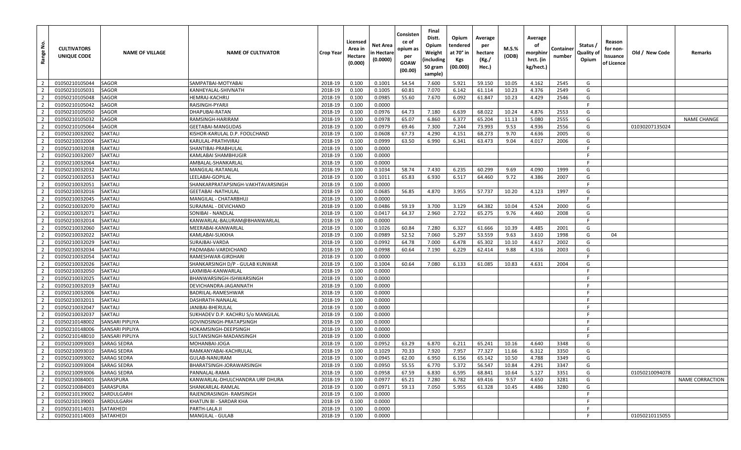| Range No. | CULTIVATORS UNIQUE CODE | NAME OF VILLAGE | NAME OF CULTIVATOR | Crop Year | Licensed Area in Hectare (0.000) | Net Area in Hectare (0.0000) | Consistence of opium as per GOAW (00.00) | Final Distt. Opium Weight (including 50 gram sample) | Opium tendered at 70° in Kgs (00.000) | Average per hectare (Kg./ Hec.) | M.S.% (ODB) | Average of morphinr hrct. (in kg/hect.) | Container number | Status / Quality of Opium | Reason for non-Issuance of Licence | Old / New Code | Remarks |
|---|---|---|---|---|---|---|---|---|---|---|---|---|---|---|---|---|---|
| 2 | 01050210105044 | SAGOR | SAMPATBAI-MOTYABAI | 2018-19 | 0.100 | 0.1001 | 54.54 | 7.600 | 5.921 | 59.150 | 10.05 | 4.162 | 2545 | G | | | |
| 2 | 01050210105031 | SAGOR | KANHEYALAL-SHIVNATH | 2018-19 | 0.100 | 0.1005 | 60.81 | 7.070 | 6.142 | 61.114 | 10.23 | 4.376 | 2549 | G | | | |
| 2 | 01050210105048 | SAGOR | HEMRAJ-KACHRU | 2018-19 | 0.100 | 0.0985 | 55.60 | 7.670 | 6.092 | 61.847 | 10.23 | 4.429 | 2546 | G | | | |
| 2 | 01050210105042 | SAGOR | RAISINGH-PYARJI | 2018-19 | 0.100 | 0.0000 | | | | | | | | F | | | |
| 2 | 01050210105050 | SAGOR | DHAPUBAI-RATAN | 2018-19 | 0.100 | 0.0976 | 64.73 | 7.180 | 6.639 | 68.022 | 10.24 | 4.876 | 2553 | G | | | |
| 2 | 01050210105032 | SAGOR | RAMSINGH-HARIRAM | 2018-19 | 0.100 | 0.0978 | 65.07 | 6.860 | 6.377 | 65.204 | 11.13 | 5.080 | 2555 | G | | | NAME CHANGE |
| 2 | 01050210105064 | SAGOR | GEETABAI-MANGUDAS | 2018-19 | 0.100 | 0.0979 | 69.46 | 7.300 | 7.244 | 73.993 | 9.53 | 4.936 | 2556 | G | | 01030207135024 | |
| 2 | 01050210032002 | SAKTALI | KISHOR-KARULAL D.P. FOOLCHAND | 2018-19 | 0.100 | 0.0608 | 67.73 | 4.290 | 4.151 | 68.273 | 9.70 | 4.636 | 2005 | G | | | |
| 2 | 01050210032004 | SAKTALI | KARULAL-PRATHVIRAJ | 2018-19 | 0.100 | 0.0999 | 63.50 | 6.990 | 6.341 | 63.473 | 9.04 | 4.017 | 2006 | G | | | |
| 2 | 01050210032038 | SAKTALI | SHANTIBAI-PRABHULAL | 2018-19 | 0.100 | 0.0000 | | | | | | | | F | | | |
| 2 | 01050210032007 | SAKTALI | KAMLABAI SHAMBHUGIR | 2018-19 | 0.100 | 0.0000 | | | | | | | | F | | | |
| 2 | 01050210032064 | SAKTALI | AMBALAL-SHANKARLAL | 2018-19 | 0.100 | 0.0000 | | | | | | | | F | | | |
| 2 | 01050210032032 | SAKTALI | MANGILAL-RATANLAL | 2018-19 | 0.100 | 0.1034 | 58.74 | 7.430 | 6.235 | 60.299 | 9.69 | 4.090 | 1999 | G | | | |
| 2 | 01050210032053 | SAKTALI | LEELABAI-GOPILAL | 2018-19 | 0.100 | 0.1011 | 65.83 | 6.930 | 6.517 | 64.460 | 9.72 | 4.386 | 2007 | G | | | |
| 2 | 01050210032051 | SAKTALI | SHANKARPRATAPSINGH-VAKHTAVARSINGH | 2018-19 | 0.100 | 0.0000 | | | | | | | | F | | | |
| 2 | 01050210032016 | SAKTALI | GEETABAI -NATHULAL | 2018-19 | 0.100 | 0.0685 | 56.85 | 4.870 | 3.955 | 57.737 | 10.20 | 4.123 | 1997 | G | | | |
| 2 | 01050210032045 | SAKTALI | MANGILAL - CHATARBHUJ | 2018-19 | 0.100 | 0.0000 | | | | | | | | F | | | |
| 2 | 01050210032070 | SAKTALI | SURAJMAL - DEVICHAND | 2018-19 | 0.100 | 0.0486 | 59.19 | 3.700 | 3.129 | 64.382 | 10.04 | 4.524 | 2000 | G | | | |
| 2 | 01050210032071 | SAKTALI | SONIBAI - NANDLAL | 2018-19 | 0.100 | 0.0417 | 64.37 | 2.960 | 2.722 | 65.275 | 9.76 | 4.460 | 2008 | G | | | |
| 2 | 01050210032014 | SAKTALI | KANWARLAL-BALURAM@BHANWARLAL | 2018-19 | 0.100 | 0.0000 | | | | | | | | F | | | |
| 2 | 01050210032060 | SAKTALI | MEERABAI-KANWARLAL | 2018-19 | 0.100 | 0.1026 | 60.84 | 7.280 | 6.327 | 61.666 | 10.39 | 4.485 | 2001 | G | | | |
| 2 | 01050210032022 | SAKTALI | KAMLABAI-SUKKHA | 2018-19 | 0.100 | 0.0989 | 52.52 | 7.060 | 5.297 | 53.559 | 9.63 | 3.610 | 1998 | G | 04 | | |
| 2 | 01050210032029 | SAKTALI | SURAJBAI-VARDA | 2018-19 | 0.100 | 0.0992 | 64.78 | 7.000 | 6.478 | 65.302 | 10.10 | 4.617 | 2002 | G | | | |
| 2 | 01050210032034 | SAKTALI | PADMABAI-VARDICHAND | 2018-19 | 0.100 | 0.0998 | 60.64 | 7.190 | 6.229 | 62.414 | 9.88 | 4.316 | 2003 | G | | | |
| 2 | 01050210032054 | SAKTALI | RAMESHWAR-GIRDHARI | 2018-19 | 0.100 | 0.0000 | | | | | | | | F | | | |
| 2 | 01050210032026 | SAKTALI | SHANKARSINGH D/P - GULAB KUNWAR | 2018-19 | 0.100 | 0.1004 | 60.64 | 7.080 | 6.133 | 61.085 | 10.83 | 4.631 | 2004 | G | | | |
| 2 | 01050210032050 | SAKTALI | LAXMIBAI-KANWARLAL | 2018-19 | 0.100 | 0.0000 | | | | | | | | F | | | |
| 2 | 01050210032025 | SAKTALI | BHANWARSINGH-ISHWARSINGH | 2018-19 | 0.100 | 0.0000 | | | | | | | | F | | | |
| 2 | 01050210032019 | SAKTALI | DEVICHANDRA-JAGANNATH | 2018-19 | 0.100 | 0.0000 | | | | | | | | F | | | |
| 2 | 01050210032006 | SAKTALI | BADRILAL-RAMESHWAR | 2018-19 | 0.100 | 0.0000 | | | | | | | | F | | | |
| 2 | 01050210032011 | SAKTALI | DASHRATH-NANALAL | 2018-19 | 0.100 | 0.0000 | | | | | | | | F | | | |
| 2 | 01050210032047 | SAKTALI | JANIBAI-BHERULAL | 2018-19 | 0.100 | 0.0000 | | | | | | | | F | | | |
| 2 | 01050210032037 | SAKTALI | SUKHADEV D.P. KACHRU S/o MANGILAL | 2018-19 | 0.100 | 0.0000 | | | | | | | | F | | | |
| 2 | 01050210148002 | SANSARI PIPLIYA | GOVINDSINGH-PRATAPSINGH | 2018-19 | 0.100 | 0.0000 | | | | | | | | F | | | |
| 2 | 01050210148006 | SANSARI PIPLIYA | HOKAMSINGH-DEEPSINGH | 2018-19 | 0.100 | 0.0000 | | | | | | | | F | | | |
| 2 | 01050210148010 | SANSARI PIPLIYA | SULTANSINGH-MADANSINGH | 2018-19 | 0.100 | 0.0000 | | | | | | | | F | | | |
| 2 | 01050210093003 | SARAG SEDRA | MOHANBAI-JOGA | 2018-19 | 0.100 | 0.0952 | 63.29 | 6.870 | 6.211 | 65.241 | 10.16 | 4.640 | 3348 | G | | | |
| 2 | 01050210093010 | SARAG SEDRA | RAMKANYABAI-KACHRULAL | 2018-19 | 0.100 | 0.1029 | 70.33 | 7.920 | 7.957 | 77.327 | 11.66 | 6.312 | 3350 | G | | | |
| 2 | 01050210093002 | SARAG SEDRA | GULAB-NANURAM | 2018-19 | 0.100 | 0.0945 | 62.00 | 6.950 | 6.156 | 65.142 | 10.50 | 4.788 | 3349 | G | | | |
| 2 | 01050210093004 | SARAG SEDRA | BHARATSINGH-JORAWARSINGH | 2018-19 | 0.100 | 0.0950 | 55.55 | 6.770 | 5.372 | 56.547 | 10.84 | 4.291 | 3347 | G | | | |
| 2 | 01050210093006 | SARAG SEDRA | PANNALAL-RAMA | 2018-19 | 0.100 | 0.0958 | 67.59 | 6.830 | 6.595 | 68.841 | 10.64 | 5.127 | 3351 | G | | 01050210094078 | |
| 2 | 01050210084001 | SARASPURA | KANWARLAL-DHULCHANDRA URF DHURA | 2018-19 | 0.100 | 0.0977 | 65.21 | 7.280 | 6.782 | 69.416 | 9.57 | 4.650 | 3281 | G | | | NAME CORRACTION |
| 2 | 01050210084003 | SARASPURA | SHANKARLAL-RAMLAL | 2018-19 | 0.100 | 0.0971 | 59.13 | 7.050 | 5.955 | 61.328 | 10.45 | 4.486 | 3280 | G | | | |
| 2 | 01050210139002 | SARDULGARH | RAJENDRASINGH- RAMSINGH | 2018-19 | 0.100 | 0.0000 | | | | | | | | F | | | |
| 2 | 01050210139003 | SARDULGARH | KHATUN BI - SARDAR KHA | 2018-19 | 0.100 | 0.0000 | | | | | | | | F | | | |
| 2 | 01050210114031 | SATAKHEDI | PARTH-LALA JI | 2018-19 | 0.100 | 0.0000 | | | | | | | | F | | | |
| 2 | 01050210114003 | SATAKHEDI | MANGILAL - GULAB | 2018-19 | 0.100 | 0.0000 | | | | | | | | F | | 01050210115055 | |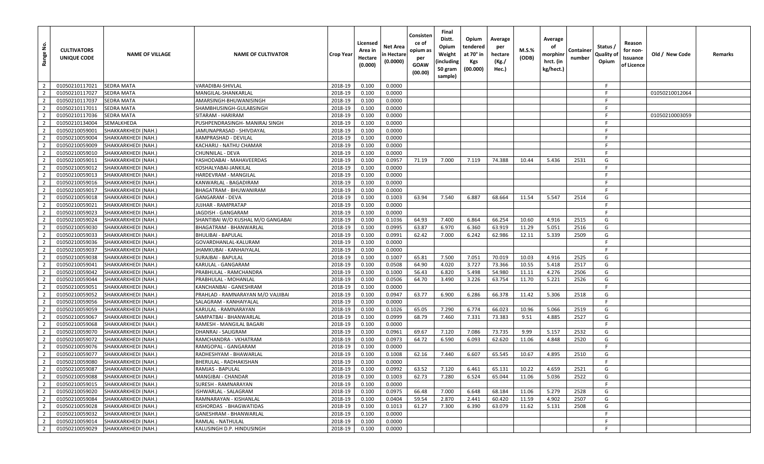| Range No. | CULTIVATORS UNIQUE CODE | NAME OF VILLAGE | NAME OF CULTIVATOR | Crop Year | Licensed Area in Hectare (0.000) | Net Area in Hectare (0.0000) | Consistence of opium as per GOAW (00.00) | Final Distt. Opium Weight (including 50 gram sample) | Opium tendered at 70° in Kgs (00.000) | Average per hectare (Kg./ Hec.) | M.S.% (ODB) | Average of morphinr hrct. (in kg/hect.) | Container number | Status / Quality of Opium | Reason for non-Issuance of Licence | Old / New Code | Remarks |
|---|---|---|---|---|---|---|---|---|---|---|---|---|---|---|---|---|---|
| 2 | 01050210117021 | SEDRA MATA | VARADIBAI-SHIVLAL | 2018-19 | 0.100 | 0.0000 | | | | | | | | F | | | |
| 2 | 01050210117027 | SEDRA MATA | MANGILAL-SHANKARLAL | 2018-19 | 0.100 | 0.0000 | | | | | | | | F | | 01050210012064 | |
| 2 | 01050210117037 | SEDRA MATA | AMARSINGH-BHUWANISINGH | 2018-19 | 0.100 | 0.0000 | | | | | | | | F | | | |
| 2 | 01050210117011 | SEDRA MATA | SHAMBHUSINGH-GULABSINGH | 2018-19 | 0.100 | 0.0000 | | | | | | | | F | | | |
| 2 | 01050210117036 | SEDRA MATA | SITARAM - HARIRAM | 2018-19 | 0.100 | 0.0000 | | | | | | | | F | | 01050210003059 | |
| 2 | 01050210134004 | SEMALKHEDA | PUSHPENDRASINGH- MANIRAJ SINGH | 2018-19 | 0.100 | 0.0000 | | | | | | | | F | | | |
| 2 | 01050210059001 | SHAKKARKHEDI (NAH.) | JAMUNAPRASAD - SHIVDAYAL | 2018-19 | 0.100 | 0.0000 | | | | | | | | F | | | |
| 2 | 01050210059004 | SHAKKARKHEDI (NAH.) | RAMPRASHAD - DEVILAL | 2018-19 | 0.100 | 0.0000 | | | | | | | | F | | | |
| 2 | 01050210059009 | SHAKKARKHEDI (NAH.) | KACHARU - NATHU CHAMAR | 2018-19 | 0.100 | 0.0000 | | | | | | | | F | | | |
| 2 | 01050210059010 | SHAKKARKHEDI (NAH.) | CHUNNILAL - DEVA | 2018-19 | 0.100 | 0.0000 | | | | | | | | F | | | |
| 2 | 01050210059011 | SHAKKARKHEDI (NAH.) | YASHODABAI - MAHAVEERDAS | 2018-19 | 0.100 | 0.0957 | 71.19 | 7.000 | 7.119 | 74.388 | 10.44 | 5.436 | 2531 | G | | | |
| 2 | 01050210059012 | SHAKKARKHEDI (NAH.) | KOSHALYABAI-JANKILAL | 2018-19 | 0.100 | 0.0000 | | | | | | | | F | | | |
| 2 | 01050210059013 | SHAKKARKHEDI (NAH.) | HARDEVRAM - MANGILAL | 2018-19 | 0.100 | 0.0000 | | | | | | | | F | | | |
| 2 | 01050210059016 | SHAKKARKHEDI (NAH.) | KANWARLAL - BAGADIRAM | 2018-19 | 0.100 | 0.0000 | | | | | | | | F | | | |
| 2 | 01050210059017 | SHAKKARKHEDI (NAH.) | BHAGATRAM - BHUWANIRAM | 2018-19 | 0.100 | 0.0000 | | | | | | | | F | | | |
| 2 | 01050210059018 | SHAKKARKHEDI (NAH.) | GANGARAM - DEVA | 2018-19 | 0.100 | 0.1003 | 63.94 | 7.540 | 6.887 | 68.664 | 11.54 | 5.547 | 2514 | G | | | |
| 2 | 01050210059021 | SHAKKARKHEDI (NAH.) | JUJHAR - RAMPRATAP | 2018-19 | 0.100 | 0.0000 | | | | | | | | F | | | |
| 2 | 01050210059023 | SHAKKARKHEDI (NAH.) | JAGDISH - GANGARAM | 2018-19 | 0.100 | 0.0000 | | | | | | | | F | | | |
| 2 | 01050210059024 | SHAKKARKHEDI (NAH.) | SHANTIBAI W/O KUSHAL M/O GANGABAI | 2018-19 | 0.100 | 0.1036 | 64.93 | 7.400 | 6.864 | 66.254 | 10.60 | 4.916 | 2515 | G | | | |
| 2 | 01050210059030 | SHAKKARKHEDI (NAH.) | BHAGATRAM - BHANWARLAL | 2018-19 | 0.100 | 0.0995 | 63.87 | 6.970 | 6.360 | 63.919 | 11.29 | 5.051 | 2516 | G | | | |
| 2 | 01050210059033 | SHAKKARKHEDI (NAH.) | BHULIBAI - BAPULAL | 2018-19 | 0.100 | 0.0991 | 62.42 | 7.000 | 6.242 | 62.986 | 12.11 | 5.339 | 2509 | G | | | |
| 2 | 01050210059036 | SHAKKARKHEDI (NAH.) | GOVARDHANLAL-KALURAM | 2018-19 | 0.100 | 0.0000 | | | | | | | | F | | | |
| 2 | 01050210059037 | SHAKKARKHEDI (NAH.) | JHAMKUBAI - KANHAIYALAL | 2018-19 | 0.100 | 0.0000 | | | | | | | | F | | | |
| 2 | 01050210059038 | SHAKKARKHEDI (NAH.) | SURAJBAI - BAPULAL | 2018-19 | 0.100 | 0.1007 | 65.81 | 7.500 | 7.051 | 70.019 | 10.03 | 4.916 | 2525 | G | | | |
| 2 | 01050210059041 | SHAKKARKHEDI (NAH.) | KARULAL - GANGARAM | 2018-19 | 0.100 | 0.0508 | 64.90 | 4.020 | 3.727 | 73.366 | 10.55 | 5.418 | 2517 | G | | | |
| 2 | 01050210059042 | SHAKKARKHEDI (NAH.) | PRABHULAL - RAMCHANDRA | 2018-19 | 0.100 | 0.1000 | 56.43 | 6.820 | 5.498 | 54.980 | 11.11 | 4.276 | 2506 | G | | | |
| 2 | 01050210059044 | SHAKKARKHEDI (NAH.) | PRABHULAL - MOHANLAL | 2018-19 | 0.100 | 0.0506 | 64.70 | 3.490 | 3.226 | 63.754 | 11.70 | 5.221 | 2526 | G | | | |
| 2 | 01050210059051 | SHAKKARKHEDI (NAH.) | KANCHANBAI - GANESHRAM | 2018-19 | 0.100 | 0.0000 | | | | | | | | F | | | |
| 2 | 01050210059052 | SHAKKARKHEDI (NAH.) | PRAHLAD - RAMNARAYAN M/O VAJJIBAI | 2018-19 | 0.100 | 0.0947 | 63.77 | 6.900 | 6.286 | 66.378 | 11.42 | 5.306 | 2518 | G | | | |
| 2 | 01050210059056 | SHAKKARKHEDI (NAH.) | SALAGRAM - KANHAIYALAL | 2018-19 | 0.100 | 0.0000 | | | | | | | | F | | | |
| 2 | 01050210059059 | SHAKKARKHEDI (NAH.) | KARULAL - RAMNARAYAN | 2018-19 | 0.100 | 0.1026 | 65.05 | 7.290 | 6.774 | 66.023 | 10.96 | 5.066 | 2519 | G | | | |
| 2 | 01050210059067 | SHAKKARKHEDI (NAH.) | SAMPATBAI - BHANWARLAL | 2018-19 | 0.100 | 0.0999 | 68.79 | 7.460 | 7.331 | 73.383 | 9.51 | 4.885 | 2527 | G | | | |
| 2 | 01050210059068 | SHAKKARKHEDI (NAH.) | RAMESH - MANGILAL BAGARI | 2018-19 | 0.100 | 0.0000 | | | | | | | | F | | | |
| 2 | 01050210059070 | SHAKKARKHEDI (NAH.) | DHANRAJ - SALIGRAM | 2018-19 | 0.100 | 0.0961 | 69.67 | 7.120 | 7.086 | 73.735 | 9.99 | 5.157 | 2532 | G | | | |
| 2 | 01050210059072 | SHAKKARKHEDI (NAH.) | RAMCHANDRA - VKHATRAM | 2018-19 | 0.100 | 0.0973 | 64.72 | 6.590 | 6.093 | 62.620 | 11.06 | 4.848 | 2520 | G | | | |
| 2 | 01050210059076 | SHAKKARKHEDI (NAH.) | RAMGOPAL - GANGARAM | 2018-19 | 0.100 | 0.0000 | | | | | | | | F | | | |
| 2 | 01050210059077 | SHAKKARKHEDI (NAH.) | RADHESHYAM - BHAWARLAL | 2018-19 | 0.100 | 0.1008 | 62.16 | 7.440 | 6.607 | 65.545 | 10.67 | 4.895 | 2510 | G | | | |
| 2 | 01050210059080 | SHAKKARKHEDI (NAH.) | BHERULAL - RADHAKISHAN | 2018-19 | 0.100 | 0.0000 | | | | | | | | F | | | |
| 2 | 01050210059087 | SHAKKARKHEDI (NAH.) | RAMJAS - BAPULAL | 2018-19 | 0.100 | 0.0992 | 63.52 | 7.120 | 6.461 | 65.131 | 10.22 | 4.659 | 2521 | G | | | |
| 2 | 01050210059088 | SHAKKARKHEDI (NAH.) | MANGIBAI - CHANDAR | 2018-19 | 0.100 | 0.1003 | 62.73 | 7.280 | 6.524 | 65.044 | 11.06 | 5.036 | 2522 | G | | | |
| 2 | 01050210059015 | SHAKKARKHEDI (NAH.) | SURESH - RAMNARAYAN | 2018-19 | 0.100 | 0.0000 | | | | | | | | F | | | |
| 2 | 01050210059020 | SHAKKARKHEDI (NAH.) | ISHWARLAL - SALAGRAM | 2018-19 | 0.100 | 0.0975 | 66.48 | 7.000 | 6.648 | 68.184 | 11.06 | 5.279 | 2528 | G | | | |
| 2 | 01050210059084 | SHAKKARKHEDI (NAH.) | RAMNARAYAN - KISHANLAL | 2018-19 | 0.100 | 0.0404 | 59.54 | 2.870 | 2.441 | 60.420 | 11.59 | 4.902 | 2507 | G | | | |
| 2 | 01050210059028 | SHAKKARKHEDI (NAH.) | KISHORDAS - BHAGWATIDAS | 2018-19 | 0.100 | 0.1013 | 61.27 | 7.300 | 6.390 | 63.079 | 11.62 | 5.131 | 2508 | G | | | |
| 2 | 01050210059032 | SHAKKARKHEDI (NAH.) | GANESHRAM - BHANWARLAL | 2018-19 | 0.100 | 0.0000 | | | | | | | | F | | | |
| 2 | 01050210059014 | SHAKKARKHEDI (NAH.) | RAMLAL - NATHULAL | 2018-19 | 0.100 | 0.0000 | | | | | | | | F | | | |
| 2 | 01050210059029 | SHAKKARKHEDI (NAH.) | KALUSINGH D.P. HINDUSINGH | 2018-19 | 0.100 | 0.0000 | | | | | | | | F | | | |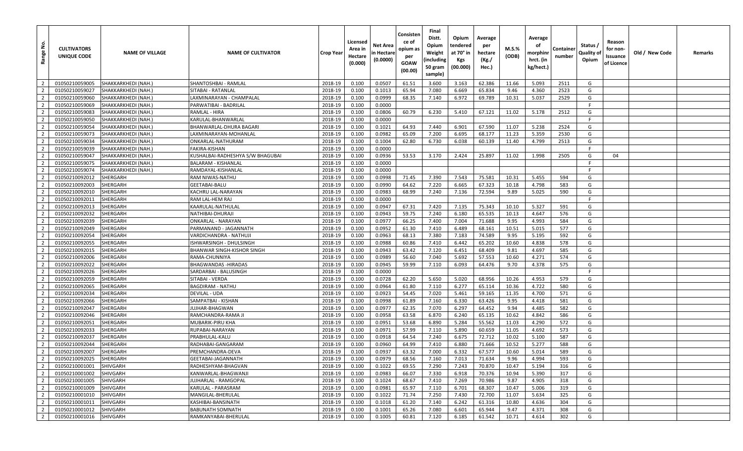| Range No. | CULTIVATORS UNIQUE CODE | NAME OF VILLAGE | NAME OF CULTIVATOR | Crop Year | Licensed Area in Hectare (0.000) | Net Area in Hectare (0.0000) | Consistence of opium as per GOAW (00.00) | Final Distt. Opium Weight (including 50 gram sample) | Opium tendered at 70° in Kgs (00.000) | Average per hectare (Kg./ Hec.) | M.S.% (ODB) | Average of morphinr hrct. (in kg/hect.) | Container number | Status / Quality of Opium | Reason for non-Issuance of Licence | Old / New Code | Remarks |
|---|---|---|---|---|---|---|---|---|---|---|---|---|---|---|---|---|---|
| 2 | 01050210059005 | SHAKKARKHEDI (NAH.) | SHANTOSHBAI - RAMLAL | 2018-19 | 0.100 | 0.0507 | 61.51 | 3.600 | 3.163 | 62.386 | 11.66 | 5.093 | 2511 | G | | | |
| 2 | 01050210059027 | SHAKKARKHEDI (NAH.) | SITABAI - RATANLAL | 2018-19 | 0.100 | 0.1013 | 65.94 | 7.080 | 6.669 | 65.834 | 9.46 | 4.360 | 2523 | G | | | |
| 2 | 01050210059060 | SHAKKARKHEDI (NAH.) | LAXMINARAYAN - CHAMPALAL | 2018-19 | 0.100 | 0.0999 | 68.35 | 7.140 | 6.972 | 69.789 | 10.31 | 5.037 | 2529 | G | | | |
| 2 | 01050210059069 | SHAKKARKHEDI (NAH.) | PARWATIBAI - BADRILAL | 2018-19 | 0.100 | 0.0000 | | | | | | | | F | | | |
| 2 | 01050210059083 | SHAKKARKHEDI (NAH.) | RAMLAL - HIRA | 2018-19 | 0.100 | 0.0806 | 60.79 | 6.230 | 5.410 | 67.121 | 11.02 | 5.178 | 2512 | G | | | |
| 2 | 01050210059050 | SHAKKARKHEDI (NAH.) | KARULAL-BHANWARLAL | 2018-19 | 0.100 | 0.0000 | | | | | | | | F | | | |
| 2 | 01050210059054 | SHAKKARKHEDI (NAH.) | BHANWARLAL-DHURA BAGARI | 2018-19 | 0.100 | 0.1021 | 64.93 | 7.440 | 6.901 | 67.590 | 11.07 | 5.238 | 2524 | G | | | |
| 2 | 01050210059073 | SHAKKARKHEDI (NAH.) | LAXMINARAYAN-MOHANLAL | 2018-19 | 0.100 | 0.0982 | 65.09 | 7.200 | 6.695 | 68.177 | 11.23 | 5.359 | 2530 | G | | | |
| 2 | 01050210059034 | SHAKKARKHEDI (NAH.) | ONKARLAL-NATHURAM | 2018-19 | 0.100 | 0.1004 | 62.80 | 6.730 | 6.038 | 60.139 | 11.40 | 4.799 | 2513 | G | | | |
| 2 | 01050210059039 | SHAKKARKHEDI (NAH.) | FAKIRA-KISHAN | 2018-19 | 0.100 | 0.0000 | | | | | | | | F | | | |
| 2 | 01050210059047 | SHAKKARKHEDI (NAH.) | KUSHALBAI-RADHESHYA S/W BHAGUBAI | 2018-19 | 0.100 | 0.0936 | 53.53 | 3.170 | 2.424 | 25.897 | 11.02 | 1.998 | 2505 | G | 04 | | |
| 2 | 01050210059075 | SHAKKARKHEDI (NAH.) | BALARAM - KISHANLAL | 2018-19 | 0.100 | 0.0000 | | | | | | | | F | | | |
| 2 | 01050210059074 | SHAKKARKHEDI (NAH.) | RAMDAYAL-KISHANLAL | 2018-19 | 0.100 | 0.0000 | | | | | | | | F | | | |
| 2 | 01050210092012 | SHERGARH | RAM NIWAS-NATHU | 2018-19 | 0.100 | 0.0998 | 71.45 | 7.390 | 7.543 | 75.581 | 10.31 | 5.455 | 594 | G | | | |
| 2 | 01050210092003 | SHERGARH | GEETABAI-BALU | 2018-19 | 0.100 | 0.0990 | 64.62 | 7.220 | 6.665 | 67.323 | 10.18 | 4.798 | 583 | G | | | |
| 2 | 01050210092010 | SHERGARH | KACHRU LAL-NARAYAN | 2018-19 | 0.100 | 0.0983 | 68.99 | 7.240 | 7.136 | 72.594 | 9.89 | 5.025 | 590 | G | | | |
| 2 | 01050210092011 | SHERGARH | RAM LAL-HEM RAJ | 2018-19 | 0.100 | 0.0000 | | | | | | | | F | | | |
| 2 | 01050210092013 | SHERGARH | KAARULAL-NATHULAL | 2018-19 | 0.100 | 0.0947 | 67.31 | 7.420 | 7.135 | 75.343 | 10.10 | 5.327 | 591 | G | | | |
| 2 | 01050210092032 | SHERGARH | NATHIBAI-DHURAJI | 2018-19 | 0.100 | 0.0943 | 59.75 | 7.240 | 6.180 | 65.535 | 10.13 | 4.647 | 576 | G | | | |
| 2 | 01050210092039 | SHERGARH | ONKARLAL - NARAYAN | 2018-19 | 0.100 | 0.0977 | 66.25 | 7.400 | 7.004 | 71.688 | 9.95 | 4.993 | 584 | G | | | |
| 2 | 01050210092049 | SHERGARH | PARMANAND - JAGANNATH | 2018-19 | 0.100 | 0.0952 | 61.30 | 7.410 | 6.489 | 68.161 | 10.51 | 5.015 | 577 | G | | | |
| 2 | 01050210092054 | SHERGARH | VARDICHANDRA - NATHUJI | 2018-19 | 0.100 | 0.0963 | 68.13 | 7.380 | 7.183 | 74.589 | 9.95 | 5.195 | 592 | G | | | |
| 2 | 01050210092055 | SHERGARH | ISHWARSINGH - DHULSINGH | 2018-19 | 0.100 | 0.0988 | 60.86 | 7.410 | 6.442 | 65.202 | 10.60 | 4.838 | 578 | G | | | |
| 2 | 01050210092015 | SHERGARH | BHANWAR SINGH-KISHOR SINGH | 2018-19 | 0.100 | 0.0943 | 63.42 | 7.120 | 6.451 | 68.409 | 9.81 | 4.697 | 585 | G | | | |
| 2 | 01050210092006 | SHERGARH | RAMA-CHUNNIYA | 2018-19 | 0.100 | 0.0989 | 56.60 | 7.040 | 5.692 | 57.553 | 10.60 | 4.271 | 574 | G | | | |
| 2 | 01050210092022 | SHERGARH | BHAGWANDAS -HIRADAS | 2018-19 | 0.100 | 0.0945 | 59.99 | 7.110 | 6.093 | 64.476 | 9.70 | 4.378 | 575 | G | | | |
| 2 | 01050210092026 | SHERGARH | SARDARBAI - BALUSINGH | 2018-19 | 0.100 | 0.0000 | | | | | | | | F | | | |
| 2 | 01050210092059 | SHERGARH | SITABAI - VERDA | 2018-19 | 0.100 | 0.0728 | 62.20 | 5.650 | 5.020 | 68.956 | 10.26 | 4.953 | 579 | G | | | |
| 2 | 01050210092065 | SHERGARH | BAGDIRAM - NATHU | 2018-19 | 0.100 | 0.0964 | 61.80 | 7.110 | 6.277 | 65.114 | 10.36 | 4.722 | 580 | G | | | |
| 2 | 01050210092034 | SHERGARH | DEVILAL - UDA | 2018-19 | 0.100 | 0.0923 | 54.45 | 7.020 | 5.461 | 59.165 | 11.35 | 4.700 | 571 | G | | | |
| 2 | 01050210092066 | SHERGARH | SAMPATBAI - KISHAN | 2018-19 | 0.100 | 0.0998 | 61.89 | 7.160 | 6.330 | 63.426 | 9.95 | 4.418 | 581 | G | | | |
| 2 | 01050210092047 | SHERGARH | JUJHAR-BHAGWAN | 2018-19 | 0.100 | 0.0977 | 62.35 | 7.070 | 6.297 | 64.452 | 9.94 | 4.485 | 582 | G | | | |
| 2 | 01050210092046 | SHERGARH | RAMCHANDRA-RAMA JI | 2018-19 | 0.100 | 0.0958 | 63.58 | 6.870 | 6.240 | 65.135 | 10.62 | 4.842 | 586 | G | | | |
| 2 | 01050210092051 | SHERGARH | MUBARIK-PIRU KHA | 2018-19 | 0.100 | 0.0951 | 53.68 | 6.890 | 5.284 | 55.562 | 11.03 | 4.290 | 572 | G | | | |
| 2 | 01050210092033 | SHERGARH | RUPABAI-NARAYAN | 2018-19 | 0.100 | 0.0971 | 57.99 | 7.110 | 5.890 | 60.659 | 11.05 | 4.692 | 573 | G | | | |
| 2 | 01050210092037 | SHERGARH | PRABHULAL-KALU | 2018-19 | 0.100 | 0.0918 | 64.54 | 7.240 | 6.675 | 72.712 | 10.02 | 5.100 | 587 | G | | | |
| 2 | 01050210092044 | SHERGARH | RADHABAI-GANGARAM | 2018-19 | 0.100 | 0.0960 | 64.99 | 7.410 | 6.880 | 71.666 | 10.52 | 5.277 | 588 | G | | | |
| 2 | 01050210092007 | SHERGARH | PREMCHANDRA-DEVA | 2018-19 | 0.100 | 0.0937 | 63.32 | 7.000 | 6.332 | 67.577 | 10.60 | 5.014 | 589 | G | | | |
| 2 | 01050210092025 | SHERGARH | GEETABAI-JAGANNATH | 2018-19 | 0.100 | 0.0979 | 68.56 | 7.160 | 7.013 | 71.634 | 9.96 | 4.994 | 593 | G | | | |
| 2 | 01050210001001 | SHIVGARH | RADHESHYAM-BHAGVAN | 2018-19 | 0.100 | 0.1022 | 69.55 | 7.290 | 7.243 | 70.870 | 10.47 | 5.194 | 316 | G | | | |
| 2 | 01050210001002 | SHIVGARH | KANWARLAL-BHAGWANJI | 2018-19 | 0.100 | 0.0983 | 66.07 | 7.330 | 6.918 | 70.376 | 10.94 | 5.390 | 317 | G | | | |
| 2 | 01050210001005 | SHIVGARH | JUJHARLAL - RAMGOPAL | 2018-19 | 0.100 | 0.1024 | 68.67 | 7.410 | 7.269 | 70.986 | 9.87 | 4.905 | 318 | G | | | |
| 2 | 01050210001009 | SHIVGARH | KARULAL - PARASRAM | 2018-19 | 0.100 | 0.0981 | 65.97 | 7.110 | 6.701 | 68.307 | 10.47 | 5.006 | 319 | G | | | |
| 2 | 01050210001010 | SHIVGARH | MANGILAL-BHERULAL | 2018-19 | 0.100 | 0.1022 | 71.74 | 7.250 | 7.430 | 72.700 | 11.07 | 5.634 | 325 | G | | | |
| 2 | 01050210001011 | SHIVGARH | KASHIBAI-BANSINATH | 2018-19 | 0.100 | 0.1018 | 61.20 | 7.140 | 6.242 | 61.316 | 10.80 | 4.636 | 304 | G | | | |
| 2 | 01050210001012 | SHIVGARH | BABUNATH SOMNATH | 2018-19 | 0.100 | 0.1001 | 65.26 | 7.080 | 6.601 | 65.944 | 9.47 | 4.371 | 308 | G | | | |
| 2 | 01050210001016 | SHIVGARH | RAMKANYABAI-BHERULAL | 2018-19 | 0.100 | 0.1005 | 60.81 | 7.120 | 6.185 | 61.542 | 10.71 | 4.614 | 302 | G | | | |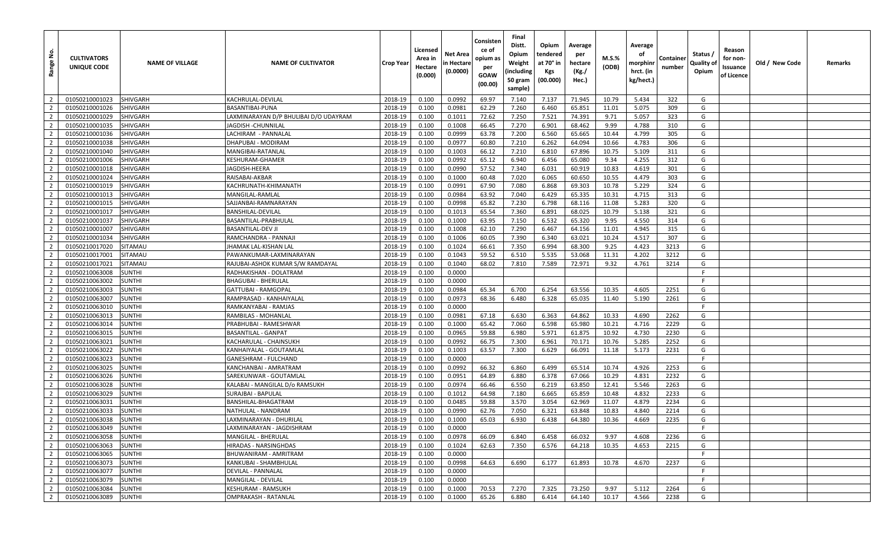| Range No. | CULTIVATORS UNIQUE CODE | NAME OF VILLAGE | NAME OF CULTIVATOR | Crop Year | Licensed Area in Hectare (0.000) | Net Area in Hectare (0.0000) | Consistence of opium as per GOAW (00.00) | Final Distt. Opium Weight (including 50 gram sample) | Opium tendered at 70° in Kgs (00.000) | Average per hectare (Kg./ Hec.) | M.S.% (ODB) | Average of morphinr hrct. (in kg/hect.) | Container number | Status / Quality of Opium | Reason for non-Issuance of Licence | Old / New Code | Remarks |
|---|---|---|---|---|---|---|---|---|---|---|---|---|---|---|---|---|---|
| 2 | 01050210001023 | SHIVGARH | KACHRULAL-DEVILAL | 2018-19 | 0.100 | 0.0992 | 69.97 | 7.140 | 7.137 | 71.945 | 10.79 | 5.434 | 322 | G | | | |
| 2 | 01050210001026 | SHIVGARH | BASANTIBAI-PUNA | 2018-19 | 0.100 | 0.0981 | 62.29 | 7.260 | 6.460 | 65.851 | 11.01 | 5.075 | 309 | G | | | |
| 2 | 01050210001029 | SHIVGARH | LAXMINARAYAN D/P BHULIBAI D/O UDAYRAM | 2018-19 | 0.100 | 0.1011 | 72.62 | 7.250 | 7.521 | 74.391 | 9.71 | 5.057 | 323 | G | | | |
| 2 | 01050210001035 | SHIVGARH | JAGDISH -CHUNNILAL | 2018-19 | 0.100 | 0.1008 | 66.45 | 7.270 | 6.901 | 68.462 | 9.99 | 4.788 | 310 | G | | | |
| 2 | 01050210001036 | SHIVGARH | LACHIRAM - PANNALAL | 2018-19 | 0.100 | 0.0999 | 63.78 | 7.200 | 6.560 | 65.665 | 10.44 | 4.799 | 305 | G | | | |
| 2 | 01050210001038 | SHIVGARH | DHAPUBAI - MODIRAM | 2018-19 | 0.100 | 0.0977 | 60.80 | 7.210 | 6.262 | 64.094 | 10.66 | 4.783 | 306 | G | | | |
| 2 | 01050210001040 | SHIVGARH | MANGIBAI-RATANLAL | 2018-19 | 0.100 | 0.1003 | 66.12 | 7.210 | 6.810 | 67.896 | 10.75 | 5.109 | 311 | G | | | |
| 2 | 01050210001006 | SHIVGARH | KESHURAM-GHAMER | 2018-19 | 0.100 | 0.0992 | 65.12 | 6.940 | 6.456 | 65.080 | 9.34 | 4.255 | 312 | G | | | |
| 2 | 01050210001018 | SHIVGARH | JAGDISH-HEERA | 2018-19 | 0.100 | 0.0990 | 57.52 | 7.340 | 6.031 | 60.919 | 10.83 | 4.619 | 301 | G | | | |
| 2 | 01050210001024 | SHIVGARH | RAISABAI-AKBAR | 2018-19 | 0.100 | 0.1000 | 60.48 | 7.020 | 6.065 | 60.650 | 10.55 | 4.479 | 303 | G | | | |
| 2 | 01050210001019 | SHIVGARH | KACHRUNATH-KHIMANATH | 2018-19 | 0.100 | 0.0991 | 67.90 | 7.080 | 6.868 | 69.303 | 10.78 | 5.229 | 324 | G | | | |
| 2 | 01050210001013 | SHIVGARH | MANGILAL-RAMLAL | 2018-19 | 0.100 | 0.0984 | 63.92 | 7.040 | 6.429 | 65.335 | 10.31 | 4.715 | 313 | G | | | |
| 2 | 01050210001015 | SHIVGARH | SAJJANBAI-RAMNARAYAN | 2018-19 | 0.100 | 0.0998 | 65.82 | 7.230 | 6.798 | 68.116 | 11.08 | 5.283 | 320 | G | | | |
| 2 | 01050210001017 | SHIVGARH | BANSHILAL-DEVILAL | 2018-19 | 0.100 | 0.1013 | 65.54 | 7.360 | 6.891 | 68.025 | 10.79 | 5.138 | 321 | G | | | |
| 2 | 01050210001037 | SHIVGARH | BASANTILAL-PRABHULAL | 2018-19 | 0.100 | 0.1000 | 63.95 | 7.150 | 6.532 | 65.320 | 9.95 | 4.550 | 314 | G | | | |
| 2 | 01050210001007 | SHIVGARH | BASANTILAL-DEV JI | 2018-19 | 0.100 | 0.1008 | 62.10 | 7.290 | 6.467 | 64.156 | 11.01 | 4.945 | 315 | G | | | |
| 2 | 01050210001034 | SHIVGARH | RAMCHANDRA - PANNAJI | 2018-19 | 0.100 | 0.1006 | 60.05 | 7.390 | 6.340 | 63.021 | 10.24 | 4.517 | 307 | G | | | |
| 2 | 01050210017020 | SITAMAU | JHAMAK LAL-KISHAN LAL | 2018-19 | 0.100 | 0.1024 | 66.61 | 7.350 | 6.994 | 68.300 | 9.25 | 4.423 | 3213 | G | | | |
| 2 | 01050210017001 | SITAMAU | PAWANKUMAR-LAXMINARAYAN | 2018-19 | 0.100 | 0.1043 | 59.52 | 6.510 | 5.535 | 53.068 | 11.31 | 4.202 | 3212 | G | | | |
| 2 | 01050210017021 | SITAMAU | RAJUBAI-ASHOK KUMAR S/W RAMDAYAL | 2018-19 | 0.100 | 0.1040 | 68.02 | 7.810 | 7.589 | 72.971 | 9.32 | 4.761 | 3214 | G | | | |
| 2 | 01050210063008 | SUNTHI | RADHAKISHAN - DOLATRAM | 2018-19 | 0.100 | 0.0000 | | | | | | | | F | | | |
| 2 | 01050210063002 | SUNTHI | BHAGUBAI - BHERULAL | 2018-19 | 0.100 | 0.0000 | | | | | | | | F | | | |
| 2 | 01050210063003 | SUNTHI | GATTUBAI - RAMGOPAL | 2018-19 | 0.100 | 0.0984 | 65.34 | 6.700 | 6.254 | 63.556 | 10.35 | 4.605 | 2251 | G | | | |
| 2 | 01050210063007 | SUNTHI | RAMPRASAD - KANHAIYALAL | 2018-19 | 0.100 | 0.0973 | 68.36 | 6.480 | 6.328 | 65.035 | 11.40 | 5.190 | 2261 | G | | | |
| 2 | 01050210063010 | SUNTHI | RAMKANYABAI - RAMJAS | 2018-19 | 0.100 | 0.0000 | | | | | | | | F | | | |
| 2 | 01050210063013 | SUNTHI | RAMBILAS - MOHANLAL | 2018-19 | 0.100 | 0.0981 | 67.18 | 6.630 | 6.363 | 64.862 | 10.33 | 4.690 | 2262 | G | | | |
| 2 | 01050210063014 | SUNTHI | PRABHUBAI - RAMESHWAR | 2018-19 | 0.100 | 0.1000 | 65.42 | 7.060 | 6.598 | 65.980 | 10.21 | 4.716 | 2229 | G | | | |
| 2 | 01050210063015 | SUNTHI | BASANTILAL - GANPAT | 2018-19 | 0.100 | 0.0965 | 59.88 | 6.980 | 5.971 | 61.875 | 10.92 | 4.730 | 2230 | G | | | |
| 2 | 01050210063021 | SUNTHI | KACHARULAL - CHAINSUKH | 2018-19 | 0.100 | 0.0992 | 66.75 | 7.300 | 6.961 | 70.171 | 10.76 | 5.285 | 2252 | G | | | |
| 2 | 01050210063022 | SUNTHI | KANHAIYALAL - GOUTAMLAL | 2018-19 | 0.100 | 0.1003 | 63.57 | 7.300 | 6.629 | 66.091 | 11.18 | 5.173 | 2231 | G | | | |
| 2 | 01050210063023 | SUNTHI | GANESHRAM - FULCHAND | 2018-19 | 0.100 | 0.0000 | | | | | | | | F | | | |
| 2 | 01050210063025 | SUNTHI | KANCHANBAI - AMRATRAM | 2018-19 | 0.100 | 0.0992 | 66.32 | 6.860 | 6.499 | 65.514 | 10.74 | 4.926 | 2253 | G | | | |
| 2 | 01050210063026 | SUNTHI | SAREKUNWAR - GOUTAMLAL | 2018-19 | 0.100 | 0.0951 | 64.89 | 6.880 | 6.378 | 67.066 | 10.29 | 4.831 | 2232 | G | | | |
| 2 | 01050210063028 | SUNTHI | KALABAI - MANGILAL D/o RAMSUKH | 2018-19 | 0.100 | 0.0974 | 66.46 | 6.550 | 6.219 | 63.850 | 12.41 | 5.546 | 2263 | G | | | |
| 2 | 01050210063029 | SUNTHI | SURAJBAI - BAPULAL | 2018-19 | 0.100 | 0.1012 | 64.98 | 7.180 | 6.665 | 65.859 | 10.48 | 4.832 | 2233 | G | | | |
| 2 | 01050210063031 | SUNTHI | BANSHILAL-BHAGATRAM | 2018-19 | 0.100 | 0.0485 | 59.88 | 3.570 | 3.054 | 62.969 | 11.07 | 4.879 | 2234 | G | | | |
| 2 | 01050210063033 | SUNTHI | NATHULAL - NANDRAM | 2018-19 | 0.100 | 0.0990 | 62.76 | 7.050 | 6.321 | 63.848 | 10.83 | 4.840 | 2214 | G | | | |
| 2 | 01050210063038 | SUNTHI | LAXMINARAYAN - DHURILAL | 2018-19 | 0.100 | 0.1000 | 65.03 | 6.930 | 6.438 | 64.380 | 10.36 | 4.669 | 2235 | G | | | |
| 2 | 01050210063049 | SUNTHI | LAXMINARAYAN - JAGDISHRAM | 2018-19 | 0.100 | 0.0000 | | | | | | | | F | | | |
| 2 | 01050210063058 | SUNTHI | MANGILAL - BHERULAL | 2018-19 | 0.100 | 0.0978 | 66.09 | 6.840 | 6.458 | 66.032 | 9.97 | 4.608 | 2236 | G | | | |
| 2 | 01050210063063 | SUNTHI | HIRADAS - NARSINGHDAS | 2018-19 | 0.100 | 0.1024 | 62.63 | 7.350 | 6.576 | 64.218 | 10.35 | 4.653 | 2215 | G | | | |
| 2 | 01050210063065 | SUNTHI | BHUWANIRAM - AMRITRAM | 2018-19 | 0.100 | 0.0000 | | | | | | | | F | | | |
| 2 | 01050210063073 | SUNTHI | KANKUBAI - SHAMBHULAL | 2018-19 | 0.100 | 0.0998 | 64.63 | 6.690 | 6.177 | 61.893 | 10.78 | 4.670 | 2237 | G | | | |
| 2 | 01050210063077 | SUNTHI | DEVILAL - PANNALAL | 2018-19 | 0.100 | 0.0000 | | | | | | | | F | | | |
| 2 | 01050210063079 | SUNTHI | MANGILAL - DEVILAL | 2018-19 | 0.100 | 0.0000 | | | | | | | | F | | | |
| 2 | 01050210063084 | SUNTHI | KESHURAM - RAMSUKH | 2018-19 | 0.100 | 0.1000 | 70.53 | 7.270 | 7.325 | 73.250 | 9.97 | 5.112 | 2264 | G | | | |
| 2 | 01050210063089 | SUNTHI | OMPRAKASH - RATANLAL | 2018-19 | 0.100 | 0.1000 | 65.26 | 6.880 | 6.414 | 64.140 | 10.17 | 4.566 | 2238 | G | | | |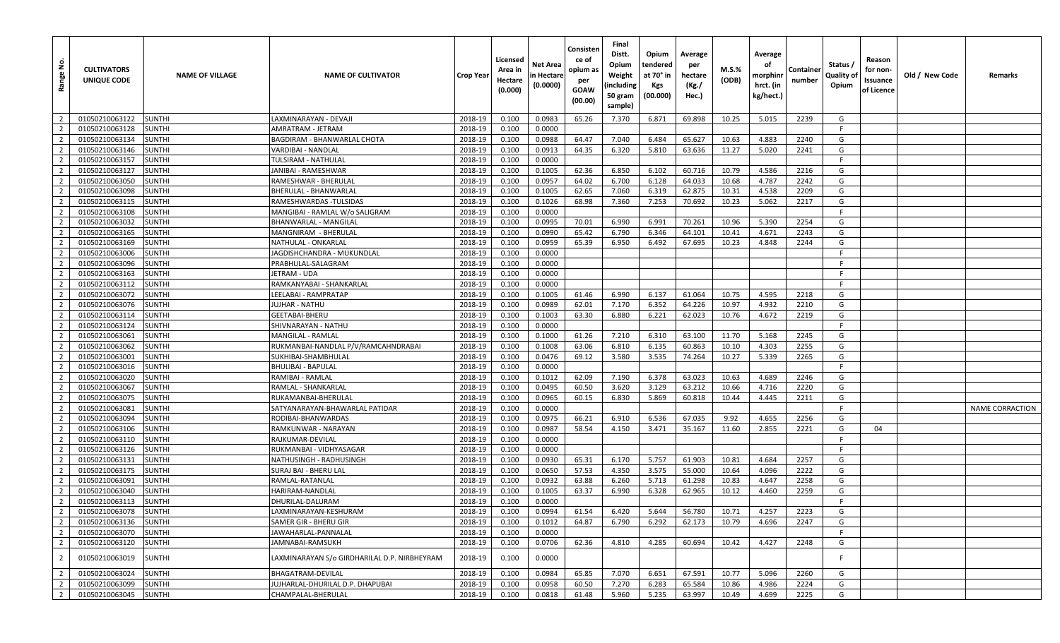| Range No. | CULTIVATORS UNIQUE CODE | NAME OF VILLAGE | NAME OF CULTIVATOR | Crop Year | Licensed Area in Hectare (0.000) | Net Area in Hectare (0.0000) | Consistence of opium as per GOAW (00.00) | Final Distt. Opium Weight (including 50 gram sample) | Opium tendered at 70° in Kgs (00.000) | Average per hectare (Kg./ Hec.) | M.S.% (ODB) | Average of morphinr hrct. (in kg/hect.) | Container number | Status / Quality of Opium | Reason for non-Issuance of Licence | Old / New Code | Remarks |
|---|---|---|---|---|---|---|---|---|---|---|---|---|---|---|---|---|---|
| 2 | 01050210063122 | SUNTHI | LAXMINARAYAN - DEVAJI | 2018-19 | 0.100 | 0.0983 | 65.26 | 7.370 | 6.871 | 69.898 | 10.25 | 5.015 | 2239 | G | | | |
| 2 | 01050210063128 | SUNTHI | AMRATRAM - JETRAM | 2018-19 | 0.100 | 0.0000 | | | | | | | | F | | | |
| 2 | 01050210063134 | SUNTHI | BAGDIRAM - BHANWARLAL CHOTA | 2018-19 | 0.100 | 0.0988 | 64.47 | 7.040 | 6.484 | 65.627 | 10.63 | 4.883 | 2240 | G | | | |
| 2 | 01050210063146 | SUNTHI | VARDIBAI - NANDLAL | 2018-19 | 0.100 | 0.0913 | 64.35 | 6.320 | 5.810 | 63.636 | 11.27 | 5.020 | 2241 | G | | | |
| 2 | 01050210063157 | SUNTHI | TULSIRAM - NATHULAL | 2018-19 | 0.100 | 0.0000 | | | | | | | | F | | | |
| 2 | 01050210063127 | SUNTHI | JANIBAI - RAMESHWAR | 2018-19 | 0.100 | 0.1005 | 62.36 | 6.850 | 6.102 | 60.716 | 10.79 | 4.586 | 2216 | G | | | |
| 2 | 01050210063050 | SUNTHI | RAMESHWAR - BHERULAL | 2018-19 | 0.100 | 0.0957 | 64.02 | 6.700 | 6.128 | 64.033 | 10.68 | 4.787 | 2242 | G | | | |
| 2 | 01050210063098 | SUNTHI | BHERULAL - BHANWARLAL | 2018-19 | 0.100 | 0.1005 | 62.65 | 7.060 | 6.319 | 62.875 | 10.31 | 4.538 | 2209 | G | | | |
| 2 | 01050210063115 | SUNTHI | RAMESHWARDAS -TULSIDAS | 2018-19 | 0.100 | 0.1026 | 68.98 | 7.360 | 7.253 | 70.692 | 10.23 | 5.062 | 2217 | G | | | |
| 2 | 01050210063108 | SUNTHI | MANGIBAI - RAMLAL W/o SALIGRAM | 2018-19 | 0.100 | 0.0000 | | | | | | | | F | | | |
| 2 | 01050210063032 | SUNTHI | BHANWARLAL - MANGILAL | 2018-19 | 0.100 | 0.0995 | 70.01 | 6.990 | 6.991 | 70.261 | 10.96 | 5.390 | 2254 | G | | | |
| 2 | 01050210063165 | SUNTHI | MANGNIRAM - BHERULAL | 2018-19 | 0.100 | 0.0990 | 65.42 | 6.790 | 6.346 | 64.101 | 10.41 | 4.671 | 2243 | G | | | |
| 2 | 01050210063169 | SUNTHI | NATHULAL - ONKARLAL | 2018-19 | 0.100 | 0.0959 | 65.39 | 6.950 | 6.492 | 67.695 | 10.23 | 4.848 | 2244 | G | | | |
| 2 | 01050210063006 | SUNTHI | JAGDISHCHANDRA - MUKUNDLAL | 2018-19 | 0.100 | 0.0000 | | | | | | | | F | | | |
| 2 | 01050210063096 | SUNTHI | PRABHULAL-SALAGRAM | 2018-19 | 0.100 | 0.0000 | | | | | | | | F | | | |
| 2 | 01050210063163 | SUNTHI | JETRAM - UDA | 2018-19 | 0.100 | 0.0000 | | | | | | | | F | | | |
| 2 | 01050210063112 | SUNTHI | RAMKANYABAI - SHANKARLAL | 2018-19 | 0.100 | 0.0000 | | | | | | | | F | | | |
| 2 | 01050210063072 | SUNTHI | LEELABAI - RAMPRATAP | 2018-19 | 0.100 | 0.1005 | 61.46 | 6.990 | 6.137 | 61.064 | 10.75 | 4.595 | 2218 | G | | | |
| 2 | 01050210063076 | SUNTHI | JUJHAR - NATHU | 2018-19 | 0.100 | 0.0989 | 62.01 | 7.170 | 6.352 | 64.226 | 10.97 | 4.932 | 2210 | G | | | |
| 2 | 01050210063114 | SUNTHI | GEETABAI-BHERU | 2018-19 | 0.100 | 0.1003 | 63.30 | 6.880 | 6.221 | 62.023 | 10.76 | 4.672 | 2219 | G | | | |
| 2 | 01050210063124 | SUNTHI | SHIVNARAYAN - NATHU | 2018-19 | 0.100 | 0.0000 | | | | | | | | F | | | |
| 2 | 01050210063061 | SUNTHI | MANGILAL - RAMLAL | 2018-19 | 0.100 | 0.1000 | 61.26 | 7.210 | 6.310 | 63.100 | 11.70 | 5.168 | 2245 | G | | | |
| 2 | 01050210063062 | SUNTHI | RUKMANBAI-NANDLAL P/V/RAMCAHNDRABAI | 2018-19 | 0.100 | 0.1008 | 63.06 | 6.810 | 6.135 | 60.863 | 10.10 | 4.303 | 2255 | G | | | |
| 2 | 01050210063001 | SUNTHI | SUKHIBAI-SHAMBHULAL | 2018-19 | 0.100 | 0.0476 | 69.12 | 3.580 | 3.535 | 74.264 | 10.27 | 5.339 | 2265 | G | | | |
| 2 | 01050210063016 | SUNTHI | BHULIBAI - BAPULAL | 2018-19 | 0.100 | 0.0000 | | | | | | | | F | | | |
| 2 | 01050210063020 | SUNTHI | RAMIBAI - RAMLAL | 2018-19 | 0.100 | 0.1012 | 62.09 | 7.190 | 6.378 | 63.023 | 10.63 | 4.689 | 2246 | G | | | |
| 2 | 01050210063067 | SUNTHI | RAMLAL - SHANKARLAL | 2018-19 | 0.100 | 0.0495 | 60.50 | 3.620 | 3.129 | 63.212 | 10.66 | 4.716 | 2220 | G | | | |
| 2 | 01050210063075 | SUNTHI | RUKAMANBAI-BHERULAL | 2018-19 | 0.100 | 0.0965 | 60.15 | 6.830 | 5.869 | 60.818 | 10.44 | 4.445 | 2211 | G | | | |
| 2 | 01050210063081 | SUNTHI | SATYANARAYAN-BHAWARLAL PATIDAR | 2018-19 | 0.100 | 0.0000 | | | | | | | | F | | | NAME CORRACTION |
| 2 | 01050210063094 | SUNTHI | RODIBAI-BHANWARDAS | 2018-19 | 0.100 | 0.0975 | 66.21 | 6.910 | 6.536 | 67.035 | 9.92 | 4.655 | 2256 | G | | | |
| 2 | 01050210063106 | SUNTHI | RAMKUNWAR - NARAYAN | 2018-19 | 0.100 | 0.0987 | 58.54 | 4.150 | 3.471 | 35.167 | 11.60 | 2.855 | 2221 | G | 04 | | |
| 2 | 01050210063110 | SUNTHI | RAJKUMAR-DEVILAL | 2018-19 | 0.100 | 0.0000 | | | | | | | | F | | | |
| 2 | 01050210063126 | SUNTHI | RUKMANBAI - VIDHYASAGAR | 2018-19 | 0.100 | 0.0000 | | | | | | | | F | | | |
| 2 | 01050210063131 | SUNTHI | NATHUSINGH - RADHUSINGH | 2018-19 | 0.100 | 0.0930 | 65.31 | 6.170 | 5.757 | 61.903 | 10.81 | 4.684 | 2257 | G | | | |
| 2 | 01050210063175 | SUNTHI | SURAJ BAI - BHERU LAL | 2018-19 | 0.100 | 0.0650 | 57.53 | 4.350 | 3.575 | 55.000 | 10.64 | 4.096 | 2222 | G | | | |
| 2 | 01050210063091 | SUNTHI | RAMLAL-RATANLAL | 2018-19 | 0.100 | 0.0932 | 63.88 | 6.260 | 5.713 | 61.298 | 10.83 | 4.647 | 2258 | G | | | |
| 2 | 01050210063040 | SUNTHI | HARIRAM-NANDLAL | 2018-19 | 0.100 | 0.1005 | 63.37 | 6.990 | 6.328 | 62.965 | 10.12 | 4.460 | 2259 | G | | | |
| 2 | 01050210063113 | SUNTHI | DHURILAL-DALURAM | 2018-19 | 0.100 | 0.0000 | | | | | | | | F | | | |
| 2 | 01050210063078 | SUNTHI | LAXMINARAYAN-KESHURAM | 2018-19 | 0.100 | 0.0994 | 61.54 | 6.420 | 5.644 | 56.780 | 10.71 | 4.257 | 2223 | G | | | |
| 2 | 01050210063136 | SUNTHI | SAMER GIR - BHERU GIR | 2018-19 | 0.100 | 0.1012 | 64.87 | 6.790 | 6.292 | 62.173 | 10.79 | 4.696 | 2247 | G | | | |
| 2 | 01050210063070 | SUNTHI | JAWAHARLAL-PANNALAL | 2018-19 | 0.100 | 0.0000 | | | | | | | | F | | | |
| 2 | 01050210063120 | SUNTHI | JAMNABAI-RAMSUKH | 2018-19 | 0.100 | 0.0706 | 62.36 | 4.810 | 4.285 | 60.694 | 10.42 | 4.427 | 2248 | G | | | |
| 2 | 01050210063019 | SUNTHI | LAXMINARAYAN S/o GIRDHARILAL D.P. NIRBHEYRAM | 2018-19 | 0.100 | 0.0000 | | | | | | | | F | | | |
| 2 | 01050210063024 | SUNTHI | BHAGATRAM-DEVILAL | 2018-19 | 0.100 | 0.0984 | 65.85 | 7.070 | 6.651 | 67.591 | 10.77 | 5.096 | 2260 | G | | | |
| 2 | 01050210063099 | SUNTHI | JUJHARLAL-DHURILAL D.P. DHAPUBAI | 2018-19 | 0.100 | 0.0958 | 60.50 | 7.270 | 6.283 | 65.584 | 10.86 | 4.986 | 2224 | G | | | |
| 2 | 01050210063045 | SUNTHI | CHAMPALAL-BHERULAL | 2018-19 | 0.100 | 0.0818 | 61.48 | 5.960 | 5.235 | 63.997 | 10.49 | 4.699 | 2225 | G | | | |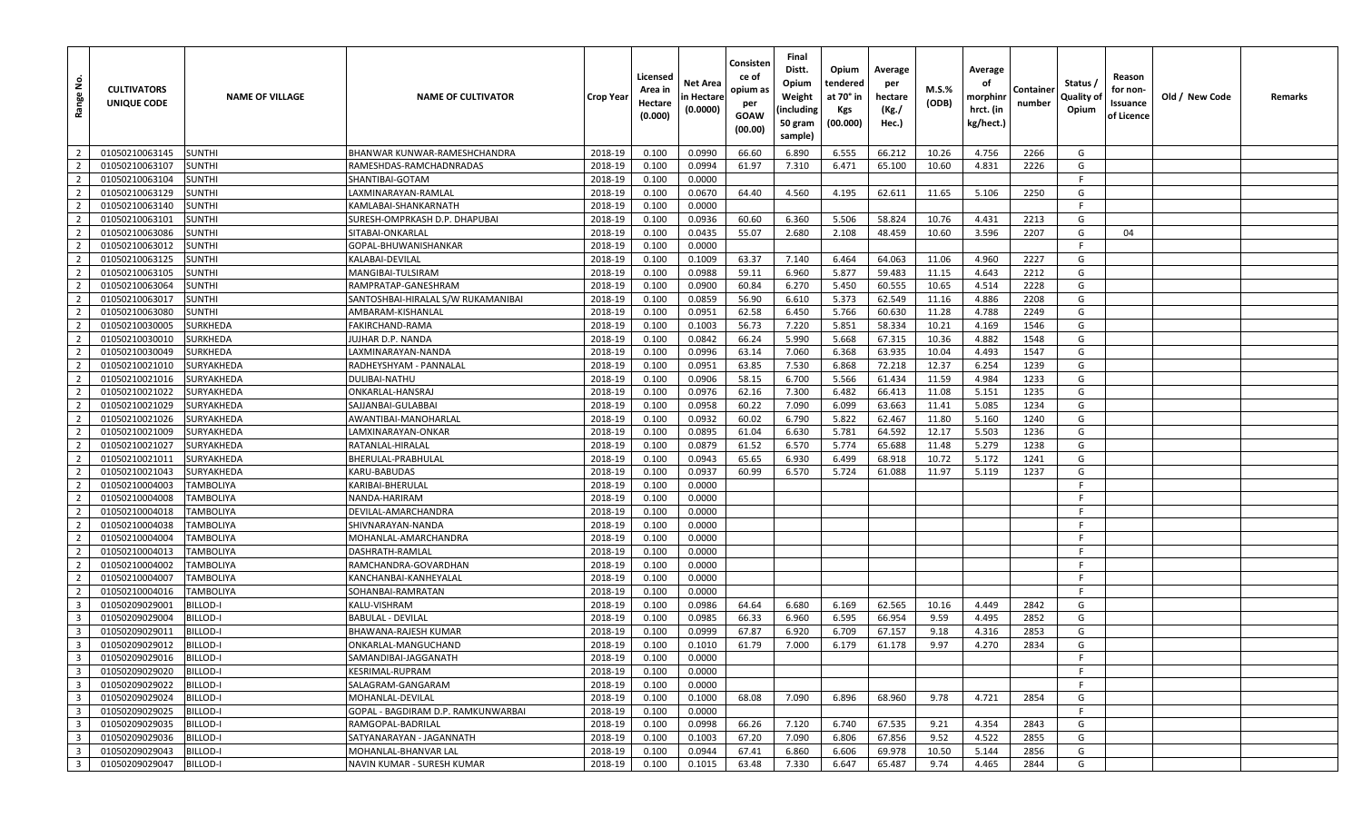| Range No. | CULTIVATORS UNIQUE CODE | NAME OF VILLAGE | NAME OF CULTIVATOR | Crop Year | Licensed Area in Hectare (0.000) | Net Area in Hectare (0.0000) | Consistence of opium as per GOAW (00.00) | Final Distt. Opium Weight (including 50 gram sample) | Opium tendered at 70° in Kgs (00.000) | Average per hectare (Kg./ Hec.) | M.S.% (ODB) | Average of morphinr hrct. (in kg/hect.) | Container number | Status / Quality of Opium | Reason for non-Issuance of Licence | Old / New Code | Remarks |
|---|---|---|---|---|---|---|---|---|---|---|---|---|---|---|---|---|---|
| 2 | 01050210063145 | SUNTHI | BHANWAR KUNWAR-RAMESHCHANDRA | 2018-19 | 0.100 | 0.0990 | 66.60 | 6.890 | 6.555 | 66.212 | 10.26 | 4.756 | 2266 | G | | | |
| 2 | 01050210063107 | SUNTHI | RAMESHDAS-RAMCHADNRADAS | 2018-19 | 0.100 | 0.0994 | 61.97 | 7.310 | 6.471 | 65.100 | 10.60 | 4.831 | 2226 | G | | | |
| 2 | 01050210063104 | SUNTHI | SHANTIBAI-GOTAM | 2018-19 | 0.100 | 0.0000 | | | | | | | | F | | | |
| 2 | 01050210063129 | SUNTHI | LAXMINARAYAN-RAMLAL | 2018-19 | 0.100 | 0.0670 | 64.40 | 4.560 | 4.195 | 62.611 | 11.65 | 5.106 | 2250 | G | | | |
| 2 | 01050210063140 | SUNTHI | KAMLABAI-SHANKARNATH | 2018-19 | 0.100 | 0.0000 | | | | | | | | F | | | |
| 2 | 01050210063101 | SUNTHI | SURESH-OMPRKASH D.P. DHAPUBAI | 2018-19 | 0.100 | 0.0936 | 60.60 | 6.360 | 5.506 | 58.824 | 10.76 | 4.431 | 2213 | G | | | |
| 2 | 01050210063086 | SUNTHI | SITABAI-ONKARLAL | 2018-19 | 0.100 | 0.0435 | 55.07 | 2.680 | 2.108 | 48.459 | 10.60 | 3.596 | 2207 | G | 04 | | |
| 2 | 01050210063012 | SUNTHI | GOPAL-BHUWANISHANKAR | 2018-19 | 0.100 | 0.0000 | | | | | | | | F | | | |
| 2 | 01050210063125 | SUNTHI | KALABAI-DEVILAL | 2018-19 | 0.100 | 0.1009 | 63.37 | 7.140 | 6.464 | 64.063 | 11.06 | 4.960 | 2227 | G | | | |
| 2 | 01050210063105 | SUNTHI | MANGIBAI-TULSIRAM | 2018-19 | 0.100 | 0.0988 | 59.11 | 6.960 | 5.877 | 59.483 | 11.15 | 4.643 | 2212 | G | | | |
| 2 | 01050210063064 | SUNTHI | RAMPRATAP-GANESHRAM | 2018-19 | 0.100 | 0.0900 | 60.84 | 6.270 | 5.450 | 60.555 | 10.65 | 4.514 | 2228 | G | | | |
| 2 | 01050210063017 | SUNTHI | SANTOSHBAI-HIRALAL S/W RUKAMANIBAI | 2018-19 | 0.100 | 0.0859 | 56.90 | 6.610 | 5.373 | 62.549 | 11.16 | 4.886 | 2208 | G | | | |
| 2 | 01050210063080 | SUNTHI | AMBARAM-KISHANLAL | 2018-19 | 0.100 | 0.0951 | 62.58 | 6.450 | 5.766 | 60.630 | 11.28 | 4.788 | 2249 | G | | | |
| 2 | 01050210030005 | SURKHEDA | FAKIRCHAND-RAMA | 2018-19 | 0.100 | 0.1003 | 56.73 | 7.220 | 5.851 | 58.334 | 10.21 | 4.169 | 1546 | G | | | |
| 2 | 01050210030010 | SURKHEDA | JUJHAR D.P. NANDA | 2018-19 | 0.100 | 0.0842 | 66.24 | 5.990 | 5.668 | 67.315 | 10.36 | 4.882 | 1548 | G | | | |
| 2 | 01050210030049 | SURKHEDA | LAXMINARAYAN-NANDA | 2018-19 | 0.100 | 0.0996 | 63.14 | 7.060 | 6.368 | 63.935 | 10.04 | 4.493 | 1547 | G | | | |
| 2 | 01050210021010 | SURYAKHEDA | RADHEYSHYAM - PANNALAL | 2018-19 | 0.100 | 0.0951 | 63.85 | 7.530 | 6.868 | 72.218 | 12.37 | 6.254 | 1239 | G | | | |
| 2 | 01050210021016 | SURYAKHEDA | DULIBAI-NATHU | 2018-19 | 0.100 | 0.0906 | 58.15 | 6.700 | 5.566 | 61.434 | 11.59 | 4.984 | 1233 | G | | | |
| 2 | 01050210021022 | SURYAKHEDA | ONKARLAL-HANSRAJ | 2018-19 | 0.100 | 0.0976 | 62.16 | 7.300 | 6.482 | 66.413 | 11.08 | 5.151 | 1235 | G | | | |
| 2 | 01050210021029 | SURYAKHEDA | SAJJANBAI-GULABBAI | 2018-19 | 0.100 | 0.0958 | 60.22 | 7.090 | 6.099 | 63.663 | 11.41 | 5.085 | 1234 | G | | | |
| 2 | 01050210021026 | SURYAKHEDA | AWANTIBAI-MANOHARLAL | 2018-19 | 0.100 | 0.0932 | 60.02 | 6.790 | 5.822 | 62.467 | 11.80 | 5.160 | 1240 | G | | | |
| 2 | 01050210021009 | SURYAKHEDA | LAMXINARAYAN-ONKAR | 2018-19 | 0.100 | 0.0895 | 61.04 | 6.630 | 5.781 | 64.592 | 12.17 | 5.503 | 1236 | G | | | |
| 2 | 01050210021027 | SURYAKHEDA | RATANLAL-HIRALAL | 2018-19 | 0.100 | 0.0879 | 61.52 | 6.570 | 5.774 | 65.688 | 11.48 | 5.279 | 1238 | G | | | |
| 2 | 01050210021011 | SURYAKHEDA | BHERULAL-PRABHULAL | 2018-19 | 0.100 | 0.0943 | 65.65 | 6.930 | 6.499 | 68.918 | 10.72 | 5.172 | 1241 | G | | | |
| 2 | 01050210021043 | SURYAKHEDA | KARU-BABUDAS | 2018-19 | 0.100 | 0.0937 | 60.99 | 6.570 | 5.724 | 61.088 | 11.97 | 5.119 | 1237 | G | | | |
| 2 | 01050210004003 | TAMBOLIYA | KARIBAI-BHERULAL | 2018-19 | 0.100 | 0.0000 | | | | | | | | F | | | |
| 2 | 01050210004008 | TAMBOLIYA | NANDA-HARIRAM | 2018-19 | 0.100 | 0.0000 | | | | | | | | F | | | |
| 2 | 01050210004018 | TAMBOLIYA | DEVILAL-AMARCHANDRA | 2018-19 | 0.100 | 0.0000 | | | | | | | | F | | | |
| 2 | 01050210004038 | TAMBOLIYA | SHIVNARAYAN-NANDA | 2018-19 | 0.100 | 0.0000 | | | | | | | | F | | | |
| 2 | 01050210004004 | TAMBOLIYA | MOHANLAL-AMARCHANDRA | 2018-19 | 0.100 | 0.0000 | | | | | | | | F | | | |
| 2 | 01050210004013 | TAMBOLIYA | DASHRATH-RAMLAL | 2018-19 | 0.100 | 0.0000 | | | | | | | | F | | | |
| 2 | 01050210004002 | TAMBOLIYA | RAMCHANDRA-GOVARDHAN | 2018-19 | 0.100 | 0.0000 | | | | | | | | F | | | |
| 2 | 01050210004007 | TAMBOLIYA | KANCHANBAI-KANHEYALAL | 2018-19 | 0.100 | 0.0000 | | | | | | | | F | | | |
| 2 | 01050210004016 | TAMBOLIYA | SOHANBAI-RAMRATAN | 2018-19 | 0.100 | 0.0000 | | | | | | | | F | | | |
| 3 | 01050209029001 | BILLOD-I | KALU-VISHRAM | 2018-19 | 0.100 | 0.0986 | 64.64 | 6.680 | 6.169 | 62.565 | 10.16 | 4.449 | 2842 | G | | | |
| 3 | 01050209029004 | BILLOD-I | BABULAL - DEVILAL | 2018-19 | 0.100 | 0.0985 | 66.33 | 6.960 | 6.595 | 66.954 | 9.59 | 4.495 | 2852 | G | | | |
| 3 | 01050209029011 | BILLOD-I | BHAWANA-RAJESH KUMAR | 2018-19 | 0.100 | 0.0999 | 67.87 | 6.920 | 6.709 | 67.157 | 9.18 | 4.316 | 2853 | G | | | |
| 3 | 01050209029012 | BILLOD-I | ONKARLAL-MANGUCHAND | 2018-19 | 0.100 | 0.1010 | 61.79 | 7.000 | 6.179 | 61.178 | 9.97 | 4.270 | 2834 | G | | | |
| 3 | 01050209029016 | BILLOD-I | SAMANDIBAI-JAGGANATH | 2018-19 | 0.100 | 0.0000 | | | | | | | | F | | | |
| 3 | 01050209029020 | BILLOD-I | KESRIMAL-RUPRAM | 2018-19 | 0.100 | 0.0000 | | | | | | | | F | | | |
| 3 | 01050209029022 | BILLOD-I | SALAGRAM-GANGARAM | 2018-19 | 0.100 | 0.0000 | | | | | | | | F | | | |
| 3 | 01050209029024 | BILLOD-I | MOHANLAL-DEVILAL | 2018-19 | 0.100 | 0.1000 | 68.08 | 7.090 | 6.896 | 68.960 | 9.78 | 4.721 | 2854 | G | | | |
| 3 | 01050209029025 | BILLOD-I | GOPAL - BAGDIRAM D.P. RAMKUNWARBAI | 2018-19 | 0.100 | 0.0000 | | | | | | | | F | | | |
| 3 | 01050209029035 | BILLOD-I | RAMGOPAL-BADRILAL | 2018-19 | 0.100 | 0.0998 | 66.26 | 7.120 | 6.740 | 67.535 | 9.21 | 4.354 | 2843 | G | | | |
| 3 | 01050209029036 | BILLOD-I | SATYANARAYAN - JAGANNATH | 2018-19 | 0.100 | 0.1003 | 67.20 | 7.090 | 6.806 | 67.856 | 9.52 | 4.522 | 2855 | G | | | |
| 3 | 01050209029043 | BILLOD-I | MOHANLAL-BHANVAR LAL | 2018-19 | 0.100 | 0.0944 | 67.41 | 6.860 | 6.606 | 69.978 | 10.50 | 5.144 | 2856 | G | | | |
| 3 | 01050209029047 | BILLOD-I | NAVIN KUMAR - SURESH KUMAR | 2018-19 | 0.100 | 0.1015 | 63.48 | 7.330 | 6.647 | 65.487 | 9.74 | 4.465 | 2844 | G | | | |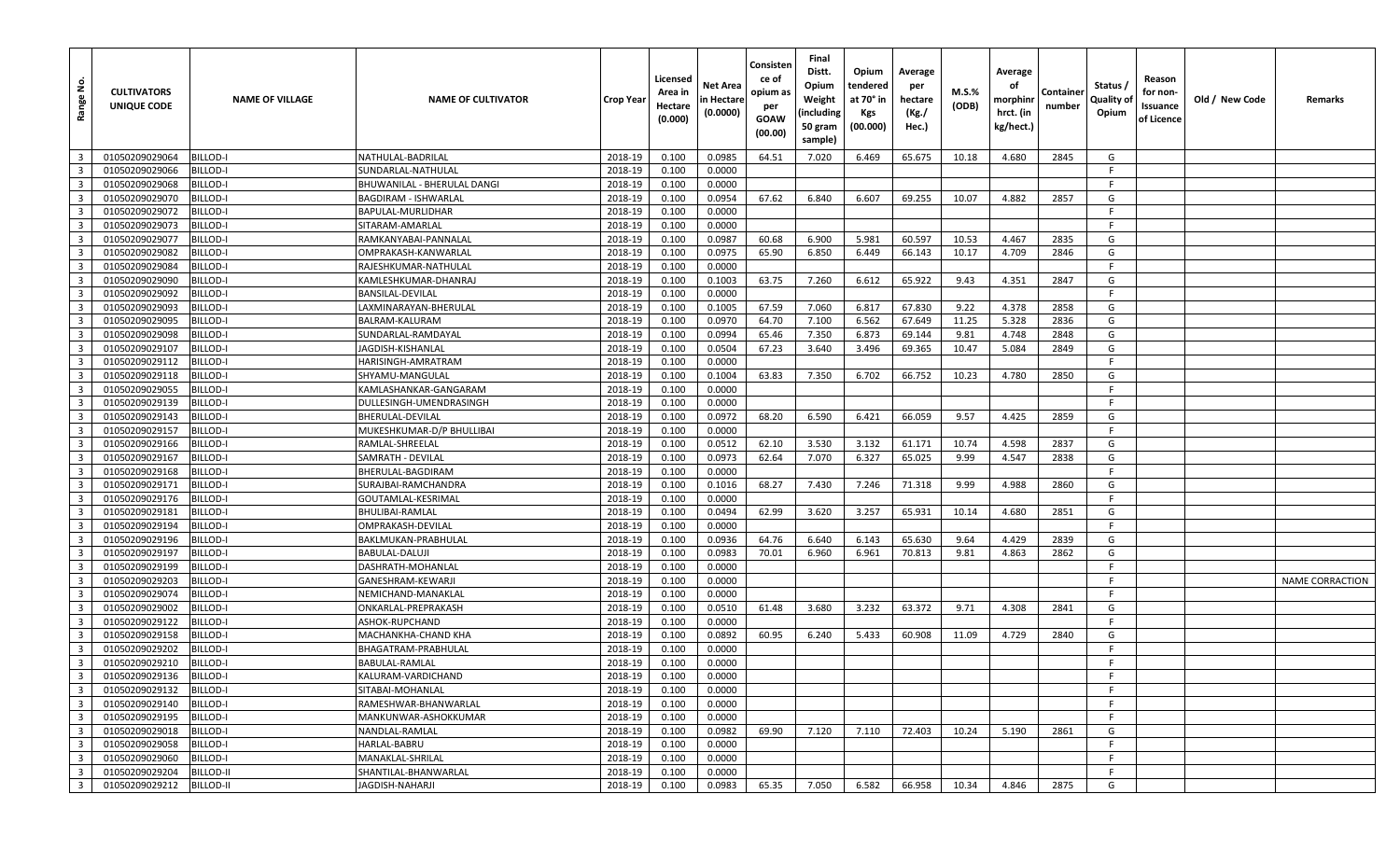| Range No. | CULTIVATORS UNIQUE CODE | NAME OF VILLAGE | NAME OF CULTIVATOR | Crop Year | Licensed Area in Hectare (0.000) | Net Area in Hectare (0.0000) | Consistence of opium as per GOAW (00.00) | Final Distt. Opium Weight (including 50 gram sample) | Opium tendered at 70° in Kgs (00.000) | Average per hectare (Kg./ Hec.) | M.S.% (ODB) | Average of morphinr hrct. (in kg/hect.) | Container number | Status / Quality of Opium | Reason for non-Issuance of Licence | Old / New Code | Remarks |
|---|---|---|---|---|---|---|---|---|---|---|---|---|---|---|---|---|---|
| 3 | 01050209029064 | BILLOD-I | NATHULAL-BADRILAL | 2018-19 | 0.100 | 0.0985 | 64.51 | 7.020 | 6.469 | 65.675 | 10.18 | 4.680 | 2845 | G | | | |
| 3 | 01050209029066 | BILLOD-I | SUNDARLAL-NATHULAL | 2018-19 | 0.100 | 0.0000 | | | | | | | | F | | | |
| 3 | 01050209029068 | BILLOD-I | BHUWANILAL - BHERULAL DANGI | 2018-19 | 0.100 | 0.0000 | | | | | | | | F | | | |
| 3 | 01050209029070 | BILLOD-I | BAGDIRAM - ISHWARLAL | 2018-19 | 0.100 | 0.0954 | 67.62 | 6.840 | 6.607 | 69.255 | 10.07 | 4.882 | 2857 | G | | | |
| 3 | 01050209029072 | BILLOD-I | BAPULAL-MURLIDHAR | 2018-19 | 0.100 | 0.0000 | | | | | | | | F | | | |
| 3 | 01050209029073 | BILLOD-I | SITARAM-AMARLAL | 2018-19 | 0.100 | 0.0000 | | | | | | | | F | | | |
| 3 | 01050209029077 | BILLOD-I | RAMKANYABAI-PANNALAL | 2018-19 | 0.100 | 0.0987 | 60.68 | 6.900 | 5.981 | 60.597 | 10.53 | 4.467 | 2835 | G | | | |
| 3 | 01050209029082 | BILLOD-I | OMPRAKASH-KANWARLAL | 2018-19 | 0.100 | 0.0975 | 65.90 | 6.850 | 6.449 | 66.143 | 10.17 | 4.709 | 2846 | G | | | |
| 3 | 01050209029084 | BILLOD-I | RAJESHKUMAR-NATHULAL | 2018-19 | 0.100 | 0.0000 | | | | | | | | F | | | |
| 3 | 01050209029090 | BILLOD-I | KAMLESHKUMAR-DHANRAJ | 2018-19 | 0.100 | 0.1003 | 63.75 | 7.260 | 6.612 | 65.922 | 9.43 | 4.351 | 2847 | G | | | |
| 3 | 01050209029092 | BILLOD-I | BANSILAL-DEVILAL | 2018-19 | 0.100 | 0.0000 | | | | | | | | F | | | |
| 3 | 01050209029093 | BILLOD-I | LAXMINARAYAN-BHERULAL | 2018-19 | 0.100 | 0.1005 | 67.59 | 7.060 | 6.817 | 67.830 | 9.22 | 4.378 | 2858 | G | | | |
| 3 | 01050209029095 | BILLOD-I | BALRAM-KALURAM | 2018-19 | 0.100 | 0.0970 | 64.70 | 7.100 | 6.562 | 67.649 | 11.25 | 5.328 | 2836 | G | | | |
| 3 | 01050209029098 | BILLOD-I | SUNDARLAL-RAMDAYAL | 2018-19 | 0.100 | 0.0994 | 65.46 | 7.350 | 6.873 | 69.144 | 9.81 | 4.748 | 2848 | G | | | |
| 3 | 01050209029107 | BILLOD-I | JAGDISH-KISHANLAL | 2018-19 | 0.100 | 0.0504 | 67.23 | 3.640 | 3.496 | 69.365 | 10.47 | 5.084 | 2849 | G | | | |
| 3 | 01050209029112 | BILLOD-I | HARISINGH-AMRATRAM | 2018-19 | 0.100 | 0.0000 | | | | | | | | F | | | |
| 3 | 01050209029118 | BILLOD-I | SHYAMU-MANGULAL | 2018-19 | 0.100 | 0.1004 | 63.83 | 7.350 | 6.702 | 66.752 | 10.23 | 4.780 | 2850 | G | | | |
| 3 | 01050209029055 | BILLOD-I | KAMLASHANKAR-GANGARAM | 2018-19 | 0.100 | 0.0000 | | | | | | | | F | | | |
| 3 | 01050209029139 | BILLOD-I | DULLESINGH-UMENDRASINGH | 2018-19 | 0.100 | 0.0000 | | | | | | | | F | | | |
| 3 | 01050209029143 | BILLOD-I | BHERULAL-DEVILAL | 2018-19 | 0.100 | 0.0972 | 68.20 | 6.590 | 6.421 | 66.059 | 9.57 | 4.425 | 2859 | G | | | |
| 3 | 01050209029157 | BILLOD-I | MUKESHKUMAR-D/P BHULLIBAI | 2018-19 | 0.100 | 0.0000 | | | | | | | | F | | | |
| 3 | 01050209029166 | BILLOD-I | RAMLAL-SHREELAL | 2018-19 | 0.100 | 0.0512 | 62.10 | 3.530 | 3.132 | 61.171 | 10.74 | 4.598 | 2837 | G | | | |
| 3 | 01050209029167 | BILLOD-I | SAMRATH - DEVILAL | 2018-19 | 0.100 | 0.0973 | 62.64 | 7.070 | 6.327 | 65.025 | 9.99 | 4.547 | 2838 | G | | | |
| 3 | 01050209029168 | BILLOD-I | BHERULAL-BAGDIRAM | 2018-19 | 0.100 | 0.0000 | | | | | | | | F | | | |
| 3 | 01050209029171 | BILLOD-I | SURAJBAI-RAMCHANDRA | 2018-19 | 0.100 | 0.1016 | 68.27 | 7.430 | 7.246 | 71.318 | 9.99 | 4.988 | 2860 | G | | | |
| 3 | 01050209029176 | BILLOD-I | GOUTAMLAL-KESRIMAL | 2018-19 | 0.100 | 0.0000 | | | | | | | | F | | | |
| 3 | 01050209029181 | BILLOD-I | BHULIBAI-RAMLAL | 2018-19 | 0.100 | 0.0494 | 62.99 | 3.620 | 3.257 | 65.931 | 10.14 | 4.680 | 2851 | G | | | |
| 3 | 01050209029194 | BILLOD-I | OMPRAKASH-DEVILAL | 2018-19 | 0.100 | 0.0000 | | | | | | | | F | | | |
| 3 | 01050209029196 | BILLOD-I | BAKLMUKAN-PRABHULAL | 2018-19 | 0.100 | 0.0936 | 64.76 | 6.640 | 6.143 | 65.630 | 9.64 | 4.429 | 2839 | G | | | |
| 3 | 01050209029197 | BILLOD-I | BABULAL-DALUJI | 2018-19 | 0.100 | 0.0983 | 70.01 | 6.960 | 6.961 | 70.813 | 9.81 | 4.863 | 2862 | G | | | |
| 3 | 01050209029199 | BILLOD-I | DASHRATH-MOHANLAL | 2018-19 | 0.100 | 0.0000 | | | | | | | | F | | | |
| 3 | 01050209029203 | BILLOD-I | GANESHRAM-KEWARJI | 2018-19 | 0.100 | 0.0000 | | | | | | | | F | | | NAME CORRACTION |
| 3 | 01050209029074 | BILLOD-I | NEMICHAND-MANAKLAL | 2018-19 | 0.100 | 0.0000 | | | | | | | | F | | | |
| 3 | 01050209029002 | BILLOD-I | ONKARLAL-PREPRAKASH | 2018-19 | 0.100 | 0.0510 | 61.48 | 3.680 | 3.232 | 63.372 | 9.71 | 4.308 | 2841 | G | | | |
| 3 | 01050209029122 | BILLOD-I | ASHOK-RUPCHAND | 2018-19 | 0.100 | 0.0000 | | | | | | | | F | | | |
| 3 | 01050209029158 | BILLOD-I | MACHANKHA-CHAND KHA | 2018-19 | 0.100 | 0.0892 | 60.95 | 6.240 | 5.433 | 60.908 | 11.09 | 4.729 | 2840 | G | | | |
| 3 | 01050209029202 | BILLOD-I | BHAGATRAM-PRABHULAL | 2018-19 | 0.100 | 0.0000 | | | | | | | | F | | | |
| 3 | 01050209029210 | BILLOD-I | BABULAL-RAMLAL | 2018-19 | 0.100 | 0.0000 | | | | | | | | F | | | |
| 3 | 01050209029136 | BILLOD-I | KALURAM-VARDICHAND | 2018-19 | 0.100 | 0.0000 | | | | | | | | F | | | |
| 3 | 01050209029132 | BILLOD-I | SITABAI-MOHANLAL | 2018-19 | 0.100 | 0.0000 | | | | | | | | F | | | |
| 3 | 01050209029140 | BILLOD-I | RAMESHWAR-BHANWARLAL | 2018-19 | 0.100 | 0.0000 | | | | | | | | F | | | |
| 3 | 01050209029195 | BILLOD-I | MANKUNWAR-ASHOKKUMAR | 2018-19 | 0.100 | 0.0000 | | | | | | | | F | | | |
| 3 | 01050209029018 | BILLOD-I | NANDLAL-RAMLAL | 2018-19 | 0.100 | 0.0982 | 69.90 | 7.120 | 7.110 | 72.403 | 10.24 | 5.190 | 2861 | G | | | |
| 3 | 01050209029058 | BILLOD-I | HARLAL-BABRU | 2018-19 | 0.100 | 0.0000 | | | | | | | | F | | | |
| 3 | 01050209029060 | BILLOD-I | MANAKLAL-SHRILAL | 2018-19 | 0.100 | 0.0000 | | | | | | | | F | | | |
| 3 | 01050209029204 | BILLOD-II | SHANTILAL-BHANWARLAL | 2018-19 | 0.100 | 0.0000 | | | | | | | | F | | | |
| 3 | 01050209029212 | BILLOD-II | JAGDISH-NAHARJI | 2018-19 | 0.100 | 0.0983 | 65.35 | 7.050 | 6.582 | 66.958 | 10.34 | 4.846 | 2875 | G | | | |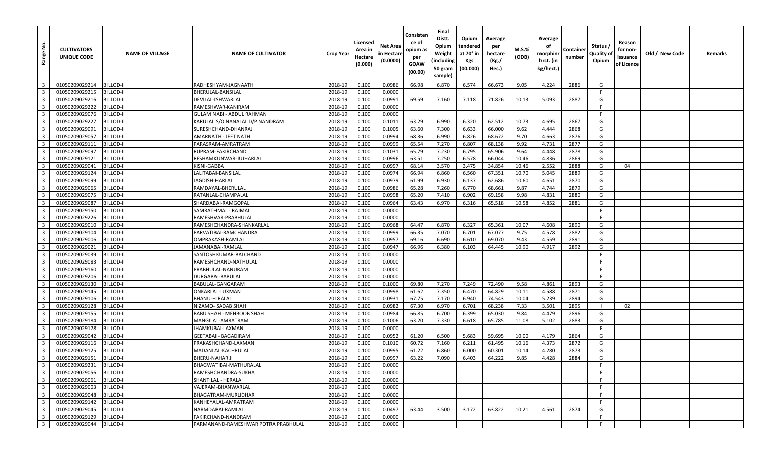| Range No. | CULTIVATORS UNIQUE CODE | NAME OF VILLAGE | NAME OF CULTIVATOR | Crop Year | Licensed Area in Hectare (0.000) | Net Area in Hectare (0.0000) | Consistence of opium as per GOAW (00.00) | Final Distt. Opium Weight (including 50 gram sample) | Opium tendered at 70° in Kgs (00.000) | Average per hectare (Kg./ Hec.) | M.S.% (ODB) | Average of morphinr hrct. (in kg/hect.) | Container number | Status / Quality of Opium | Reason for non-Issuance of Licence | Old / New Code | Remarks |
|---|---|---|---|---|---|---|---|---|---|---|---|---|---|---|---|---|---|
| 3 | 01050209029214 | BILLOD-II | RADHESHYAM-JAGNAATH | 2018-19 | 0.100 | 0.0986 | 66.98 | 6.870 | 6.574 | 66.673 | 9.05 | 4.224 | 2886 | G | | | |
| 3 | 01050209029215 | BILLOD-II | BHERULAL-BANSILAL | 2018-19 | 0.100 | 0.0000 | | | | | | | | F | | | |
| 3 | 01050209029216 | BILLOD-II | DEVILAL-ISHWARLAL | 2018-19 | 0.100 | 0.0991 | 69.59 | 7.160 | 7.118 | 71.826 | 10.13 | 5.093 | 2887 | G | | | |
| 3 | 01050209029222 | BILLOD-II | RAMESHWAR-KANIRAM | 2018-19 | 0.100 | 0.0000 | | | | | | | | F | | | |
| 3 | 01050209029076 | BILLOD-II | GULAM NABI - ABDUL RAHMAN | 2018-19 | 0.100 | 0.0000 | | | | | | | | F | | | |
| 3 | 01050209029227 | BILLOD-II | KARULAL S/O NANALAL D/P NANDRAM | 2018-19 | 0.100 | 0.1011 | 63.29 | 6.990 | 6.320 | 62.512 | 10.73 | 4.695 | 2867 | G | | | |
| 3 | 01050209029091 | BILLOD-II | SURESHCHAND-DHANRAJ | 2018-19 | 0.100 | 0.1005 | 63.60 | 7.300 | 6.633 | 66.000 | 9.62 | 4.444 | 2868 | G | | | |
| 3 | 01050209029057 | BILLOD-II | AMARNATH - JEET NATH | 2018-19 | 0.100 | 0.0994 | 68.36 | 6.990 | 6.826 | 68.672 | 9.70 | 4.663 | 2876 | G | | | |
| 3 | 01050209029111 | BILLOD-II | PARASRAM-AMRATRAM | 2018-19 | 0.100 | 0.0999 | 65.54 | 7.270 | 6.807 | 68.138 | 9.92 | 4.731 | 2877 | G | | | |
| 3 | 01050209029097 | BILLOD-II | RUPRAM-FAKIRCHAND | 2018-19 | 0.100 | 0.1031 | 65.79 | 7.230 | 6.795 | 65.906 | 9.64 | 4.448 | 2878 | G | | | |
| 3 | 01050209029121 | BILLOD-II | RESHAMKUNWAR-JUJHARLAL | 2018-19 | 0.100 | 0.0996 | 63.51 | 7.250 | 6.578 | 66.044 | 10.46 | 4.836 | 2869 | G | | | |
| 3 | 01050209029041 | BILLOD-II | KISNI-GABBA | 2018-19 | 0.100 | 0.0997 | 68.14 | 3.570 | 3.475 | 34.854 | 10.46 | 2.552 | 2888 | G | 04 | | |
| 3 | 01050209029124 | BILLOD-II | LALITABAI-BANSILAL | 2018-19 | 0.100 | 0.0974 | 66.94 | 6.860 | 6.560 | 67.351 | 10.70 | 5.045 | 2889 | G | | | |
| 3 | 01050209029099 | BILLOD-II | JAGDISH-HARLAL | 2018-19 | 0.100 | 0.0979 | 61.99 | 6.930 | 6.137 | 62.686 | 10.60 | 4.651 | 2870 | G | | | |
| 3 | 01050209029065 | BILLOD-II | RAMDAYAL-BHERULAL | 2018-19 | 0.100 | 0.0986 | 65.28 | 7.260 | 6.770 | 68.661 | 9.87 | 4.744 | 2879 | G | | | |
| 3 | 01050209029075 | BILLOD-II | RATANLAL-CHAMPALAL | 2018-19 | 0.100 | 0.0998 | 65.20 | 7.410 | 6.902 | 69.158 | 9.98 | 4.831 | 2880 | G | | | |
| 3 | 01050209029087 | BILLOD-II | SHARDABAI-RAMGOPAL | 2018-19 | 0.100 | 0.0964 | 63.43 | 6.970 | 6.316 | 65.518 | 10.58 | 4.852 | 2881 | G | | | |
| 3 | 01050209029150 | BILLOD-II | SAMRATHMAL - RAJMAL | 2018-19 | 0.100 | 0.0000 | | | | | | | | F | | | |
| 3 | 01050209029226 | BILLOD-II | RAMESHVAR-PRABHULAL | 2018-19 | 0.100 | 0.0000 | | | | | | | | F | | | |
| 3 | 01050209029010 | BILLOD-II | RAMESHCHANDRA-SHANKARLAL | 2018-19 | 0.100 | 0.0968 | 64.47 | 6.870 | 6.327 | 65.361 | 10.07 | 4.608 | 2890 | G | | | |
| 3 | 01050209029104 | BILLOD-II | PARVATIBAI-RAMCHANDRA | 2018-19 | 0.100 | 0.0999 | 66.35 | 7.070 | 6.701 | 67.077 | 9.75 | 4.578 | 2882 | G | | | |
| 3 | 01050209029006 | BILLOD-II | OMPRAKASH-RAMLAL | 2018-19 | 0.100 | 0.0957 | 69.16 | 6.690 | 6.610 | 69.070 | 9.43 | 4.559 | 2891 | G | | | |
| 3 | 01050209029021 | BILLOD-II | JAMANABAI-RAMLAL | 2018-19 | 0.100 | 0.0947 | 66.96 | 6.380 | 6.103 | 64.445 | 10.90 | 4.917 | 2892 | G | | | |
| 3 | 01050209029039 | BILLOD-II | SANTOSHKUMAR-BALCHAND | 2018-19 | 0.100 | 0.0000 | | | | | | | | F | | | |
| 3 | 01050209029083 | BILLOD-II | RAMESHCHAND-NATHULAL | 2018-19 | 0.100 | 0.0000 | | | | | | | | F | | | |
| 3 | 01050209029160 | BILLOD-II | PRABHULAL-NANURAM | 2018-19 | 0.100 | 0.0000 | | | | | | | | F | | | |
| 3 | 01050209029206 | BILLOD-II | DURGABAI-BABULAL | 2018-19 | 0.100 | 0.0000 | | | | | | | | F | | | |
| 3 | 01050209029130 | BILLOD-II | BABULAL-GANGARAM | 2018-19 | 0.100 | 0.1000 | 69.80 | 7.270 | 7.249 | 72.490 | 9.58 | 4.861 | 2893 | G | | | |
| 3 | 01050209029145 | BILLOD-II | ONKARLAL-LUXMAN | 2018-19 | 0.100 | 0.0998 | 61.62 | 7.350 | 6.470 | 64.829 | 10.11 | 4.588 | 2871 | G | | | |
| 3 | 01050209029106 | BILLOD-II | BHANU-HIRALAL | 2018-19 | 0.100 | 0.0931 | 67.75 | 7.170 | 6.940 | 74.543 | 10.04 | 5.239 | 2894 | G | | | |
| 3 | 01050209029128 | BILLOD-II | NIZAMO- SADAB SHAH | 2018-19 | 0.100 | 0.0982 | 67.30 | 6.970 | 6.701 | 68.238 | 7.33 | 3.501 | 2895 | I | 02 | | |
| 3 | 01050209029155 | BILLOD-II | BABU SHAH - MEHBOOB SHAH | 2018-19 | 0.100 | 0.0984 | 66.85 | 6.700 | 6.399 | 65.030 | 9.84 | 4.479 | 2896 | G | | | |
| 3 | 01050209029184 | BILLOD-II | MANGILAL-AMRATRAM | 2018-19 | 0.100 | 0.1006 | 63.20 | 7.330 | 6.618 | 65.785 | 11.08 | 5.102 | 2883 | G | | | |
| 3 | 01050209029178 | BILLOD-II | JHAMKUBAI-LAXMAN | 2018-19 | 0.100 | 0.0000 | | | | | | | | F | | | |
| 3 | 01050209029042 | BILLOD-II | GEETABAI - BAGADIRAM | 2018-19 | 0.100 | 0.0952 | 61.20 | 6.500 | 5.683 | 59.695 | 10.00 | 4.179 | 2864 | G | | | |
| 3 | 01050209029116 | BILLOD-II | PRAKASHCHAND-LAXMAN | 2018-19 | 0.100 | 0.1010 | 60.72 | 7.160 | 6.211 | 61.495 | 10.16 | 4.373 | 2872 | G | | | |
| 3 | 01050209029125 | BILLOD-II | MADANLAL-KACHRULAL | 2018-19 | 0.100 | 0.0995 | 61.22 | 6.860 | 6.000 | 60.301 | 10.14 | 4.280 | 2873 | G | | | |
| 3 | 01050209029151 | BILLOD-II | BHERU-NAHAR JI | 2018-19 | 0.100 | 0.0997 | 63.22 | 7.090 | 6.403 | 64.222 | 9.85 | 4.428 | 2884 | G | | | |
| 3 | 01050209029231 | BILLOD-II | BHAGWATIBAI-MATHURALAL | 2018-19 | 0.100 | 0.0000 | | | | | | | | F | | | |
| 3 | 01050209029056 | BILLOD-II | RAMESHCHANDRA-SUKHA | 2018-19 | 0.100 | 0.0000 | | | | | | | | F | | | |
| 3 | 01050209029061 | BILLOD-II | SHANTILAL - HERALA | 2018-19 | 0.100 | 0.0000 | | | | | | | | F | | | |
| 3 | 01050209029003 | BILLOD-II | VAJERAM-BHANWARLAL | 2018-19 | 0.100 | 0.0000 | | | | | | | | F | | | |
| 3 | 01050209029048 | BILLOD-II | BHAGATRAM-MURLIDHAR | 2018-19 | 0.100 | 0.0000 | | | | | | | | F | | | |
| 3 | 01050209029142 | BILLOD-II | KANHEYALAL-AMRATRAM | 2018-19 | 0.100 | 0.0000 | | | | | | | | F | | | |
| 3 | 01050209029045 | BILLOD-II | NARMDABAI-RAMLAL | 2018-19 | 0.100 | 0.0497 | 63.44 | 3.500 | 3.172 | 63.822 | 10.21 | 4.561 | 2874 | G | | | |
| 3 | 01050209029129 | BILLOD-II | FAKIRCHAND-NANDRAM | 2018-19 | 0.100 | 0.0000 | | | | | | | | F | | | |
| 3 | 01050209029044 | BILLOD-II | PARMANAND-RAMESHWAR POTRA PRABHULAL | 2018-19 | 0.100 | 0.0000 | | | | | | | | F | | | |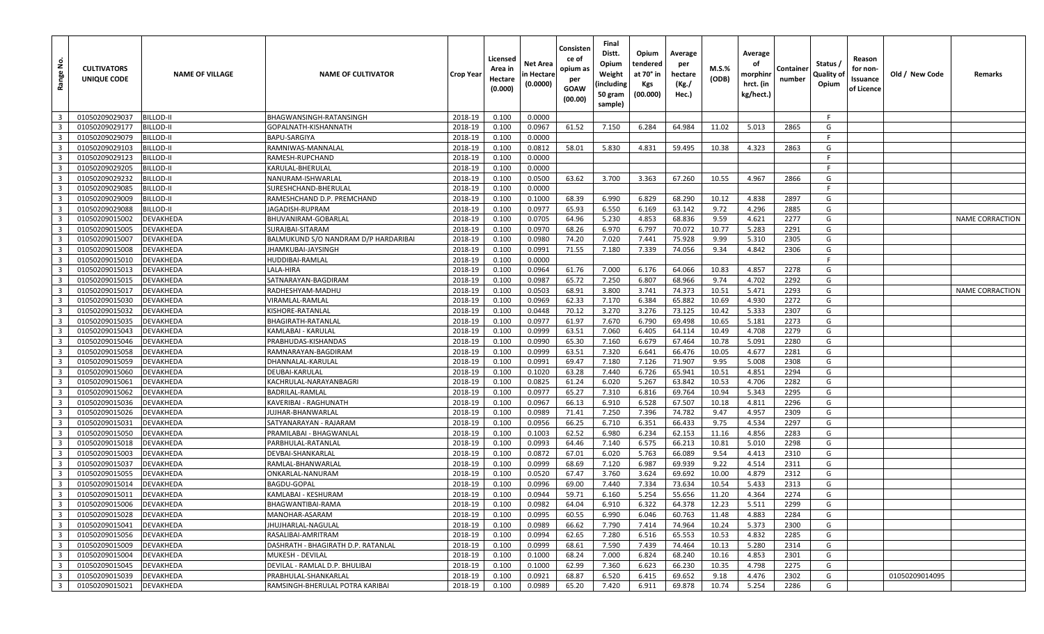| Range No. | CULTIVATORS UNIQUE CODE | NAME OF VILLAGE | NAME OF CULTIVATOR | Crop Year | Licensed Area in Hectare (0.000) | Net Area in Hectare (0.0000) | Consistence of opium as per GOAW (00.00) | Final Distt. Opium Weight (including 50 gram sample) | Opium tendered at 70° in Kgs (00.000) | Average per hectare (Kg./ Hec.) | M.S.% (ODB) | Average of morphinr hrct. (in kg/hect.) | Container number | Status / Quality of Opium | Reason for non-Issuance of Licence | Old / New Code | Remarks |
|---|---|---|---|---|---|---|---|---|---|---|---|---|---|---|---|---|---|
| 3 | 01050209029037 | BILLOD-II | BHAGWANSINGH-RATANSINGH | 2018-19 | 0.100 | 0.0000 | | | | | | | | F | | | |
| 3 | 01050209029177 | BILLOD-II | GOPALNATH-KISHANNATH | 2018-19 | 0.100 | 0.0967 | 61.52 | 7.150 | 6.284 | 64.984 | 11.02 | 5.013 | 2865 | G | | | |
| 3 | 01050209029079 | BILLOD-II | BAPU-SARGIYA | 2018-19 | 0.100 | 0.0000 | | | | | | | | F | | | |
| 3 | 01050209029103 | BILLOD-II | RAMNIWAS-MANNALAL | 2018-19 | 0.100 | 0.0812 | 58.01 | 5.830 | 4.831 | 59.495 | 10.38 | 4.323 | 2863 | G | | | |
| 3 | 01050209029123 | BILLOD-II | RAMESH-RUPCHAND | 2018-19 | 0.100 | 0.0000 | | | | | | | | F | | | |
| 3 | 01050209029205 | BILLOD-II | KARULAL-BHERULAL | 2018-19 | 0.100 | 0.0000 | | | | | | | | F | | | |
| 3 | 01050209029232 | BILLOD-II | NANURAM-ISHWARLAL | 2018-19 | 0.100 | 0.0500 | 63.62 | 3.700 | 3.363 | 67.260 | 10.55 | 4.967 | 2866 | G | | | |
| 3 | 01050209029085 | BILLOD-II | SURESHCHAND-BHERULAL | 2018-19 | 0.100 | 0.0000 | | | | | | | | F | | | |
| 3 | 01050209029009 | BILLOD-II | RAMESHCHAND D.P. PREMCHAND | 2018-19 | 0.100 | 0.1000 | 68.39 | 6.990 | 6.829 | 68.290 | 10.12 | 4.838 | 2897 | G | | | |
| 3 | 01050209029088 | BILLOD-II | JAGADISH-RUPRAM | 2018-19 | 0.100 | 0.0977 | 65.93 | 6.550 | 6.169 | 63.142 | 9.72 | 4.296 | 2885 | G | | | |
| 3 | 01050209015002 | DEVAKHEDA | BHUVANIRAM-GOBARLAL | 2018-19 | 0.100 | 0.0705 | 64.96 | 5.230 | 4.853 | 68.836 | 9.59 | 4.621 | 2277 | G | | | NAME CORRACTION |
| 3 | 01050209015005 | DEVAKHEDA | SURAJBAI-SITARAM | 2018-19 | 0.100 | 0.0970 | 68.26 | 6.970 | 6.797 | 70.072 | 10.77 | 5.283 | 2291 | G | | | |
| 3 | 01050209015007 | DEVAKHEDA | BALMUKUND S/O NANDRAM D/P HARDARIBAI | 2018-19 | 0.100 | 0.0980 | 74.20 | 7.020 | 7.441 | 75.928 | 9.99 | 5.310 | 2305 | G | | | |
| 3 | 01050209015008 | DEVAKHEDA | JHAMKUBAI-JAYSINGH | 2018-19 | 0.100 | 0.0991 | 71.55 | 7.180 | 7.339 | 74.056 | 9.34 | 4.842 | 2306 | G | | | |
| 3 | 01050209015010 | DEVAKHEDA | HUDDIBAI-RAMLAL | 2018-19 | 0.100 | 0.0000 | | | | | | | | F | | | |
| 3 | 01050209015013 | DEVAKHEDA | LALA-HIRA | 2018-19 | 0.100 | 0.0964 | 61.76 | 7.000 | 6.176 | 64.066 | 10.83 | 4.857 | 2278 | G | | | |
| 3 | 01050209015015 | DEVAKHEDA | SATNARAYAN-BAGDIRAM | 2018-19 | 0.100 | 0.0987 | 65.72 | 7.250 | 6.807 | 68.966 | 9.74 | 4.702 | 2292 | G | | | |
| 3 | 01050209015017 | DEVAKHEDA | RADHESHYAM-MADHU | 2018-19 | 0.100 | 0.0503 | 68.91 | 3.800 | 3.741 | 74.373 | 10.51 | 5.471 | 2293 | G | | | NAME CORRACTION |
| 3 | 01050209015030 | DEVAKHEDA | VIRAMLAL-RAMLAL | 2018-19 | 0.100 | 0.0969 | 62.33 | 7.170 | 6.384 | 65.882 | 10.69 | 4.930 | 2272 | G | | | |
| 3 | 01050209015032 | DEVAKHEDA | KISHORE-RATANLAL | 2018-19 | 0.100 | 0.0448 | 70.12 | 3.270 | 3.276 | 73.125 | 10.42 | 5.333 | 2307 | G | | | |
| 3 | 01050209015035 | DEVAKHEDA | BHAGIRATH-RATANLAL | 2018-19 | 0.100 | 0.0977 | 61.97 | 7.670 | 6.790 | 69.498 | 10.65 | 5.181 | 2273 | G | | | |
| 3 | 01050209015043 | DEVAKHEDA | KAMLABAI - KARULAL | 2018-19 | 0.100 | 0.0999 | 63.51 | 7.060 | 6.405 | 64.114 | 10.49 | 4.708 | 2279 | G | | | |
| 3 | 01050209015046 | DEVAKHEDA | PRABHUDAS-KISHANDAS | 2018-19 | 0.100 | 0.0990 | 65.30 | 7.160 | 6.679 | 67.464 | 10.78 | 5.091 | 2280 | G | | | |
| 3 | 01050209015058 | DEVAKHEDA | RAMNARAYAN-BAGDIRAM | 2018-19 | 0.100 | 0.0999 | 63.51 | 7.320 | 6.641 | 66.476 | 10.05 | 4.677 | 2281 | G | | | |
| 3 | 01050209015059 | DEVAKHEDA | DHANNALAL-KARULAL | 2018-19 | 0.100 | 0.0991 | 69.47 | 7.180 | 7.126 | 71.907 | 9.95 | 5.008 | 2308 | G | | | |
| 3 | 01050209015060 | DEVAKHEDA | DEUBAI-KARULAL | 2018-19 | 0.100 | 0.1020 | 63.28 | 7.440 | 6.726 | 65.941 | 10.51 | 4.851 | 2294 | G | | | |
| 3 | 01050209015061 | DEVAKHEDA | KACHRULAL-NARAYANBAGRI | 2018-19 | 0.100 | 0.0825 | 61.24 | 6.020 | 5.267 | 63.842 | 10.53 | 4.706 | 2282 | G | | | |
| 3 | 01050209015062 | DEVAKHEDA | BADRILAL-RAMLAL | 2018-19 | 0.100 | 0.0977 | 65.27 | 7.310 | 6.816 | 69.764 | 10.94 | 5.343 | 2295 | G | | | |
| 3 | 01050209015036 | DEVAKHEDA | KAVERIBAI - RAGHUNATH | 2018-19 | 0.100 | 0.0967 | 66.13 | 6.910 | 6.528 | 67.507 | 10.18 | 4.811 | 2296 | G | | | |
| 3 | 01050209015026 | DEVAKHEDA | JUJHAR-BHANWARLAL | 2018-19 | 0.100 | 0.0989 | 71.41 | 7.250 | 7.396 | 74.782 | 9.47 | 4.957 | 2309 | G | | | |
| 3 | 01050209015031 | DEVAKHEDA | SATYANARAYAN - RAJARAM | 2018-19 | 0.100 | 0.0956 | 66.25 | 6.710 | 6.351 | 66.433 | 9.75 | 4.534 | 2297 | G | | | |
| 3 | 01050209015050 | DEVAKHEDA | PRAMILABAI - BHAGWANLAL | 2018-19 | 0.100 | 0.1003 | 62.52 | 6.980 | 6.234 | 62.153 | 11.16 | 4.856 | 2283 | G | | | |
| 3 | 01050209015018 | DEVAKHEDA | PARBHULAL-RATANLAL | 2018-19 | 0.100 | 0.0993 | 64.46 | 7.140 | 6.575 | 66.213 | 10.81 | 5.010 | 2298 | G | | | |
| 3 | 01050209015003 | DEVAKHEDA | DEVBAI-SHANKARLAL | 2018-19 | 0.100 | 0.0872 | 67.01 | 6.020 | 5.763 | 66.089 | 9.54 | 4.413 | 2310 | G | | | |
| 3 | 01050209015037 | DEVAKHEDA | RAMLAL-BHANWARLAL | 2018-19 | 0.100 | 0.0999 | 68.69 | 7.120 | 6.987 | 69.939 | 9.22 | 4.514 | 2311 | G | | | |
| 3 | 01050209015055 | DEVAKHEDA | ONKARLAL-NANURAM | 2018-19 | 0.100 | 0.0520 | 67.47 | 3.760 | 3.624 | 69.692 | 10.00 | 4.879 | 2312 | G | | | |
| 3 | 01050209015014 | DEVAKHEDA | BAGDU-GOPAL | 2018-19 | 0.100 | 0.0996 | 69.00 | 7.440 | 7.334 | 73.634 | 10.54 | 5.433 | 2313 | G | | | |
| 3 | 01050209015011 | DEVAKHEDA | KAMLABAI - KESHURAM | 2018-19 | 0.100 | 0.0944 | 59.71 | 6.160 | 5.254 | 55.656 | 11.20 | 4.364 | 2274 | G | | | |
| 3 | 01050209015006 | DEVAKHEDA | BHAGWANTIBAI-RAMA | 2018-19 | 0.100 | 0.0982 | 64.04 | 6.910 | 6.322 | 64.378 | 12.23 | 5.511 | 2299 | G | | | |
| 3 | 01050209015028 | DEVAKHEDA | MANOHAR-ASARAM | 2018-19 | 0.100 | 0.0995 | 60.55 | 6.990 | 6.046 | 60.763 | 11.48 | 4.883 | 2284 | G | | | |
| 3 | 01050209015041 | DEVAKHEDA | JHUJHARLAL-NAGULAL | 2018-19 | 0.100 | 0.0989 | 66.62 | 7.790 | 7.414 | 74.964 | 10.24 | 5.373 | 2300 | G | | | |
| 3 | 01050209015056 | DEVAKHEDA | RASALIBAI-AMRITRAM | 2018-19 | 0.100 | 0.0994 | 62.65 | 7.280 | 6.516 | 65.553 | 10.53 | 4.832 | 2285 | G | | | |
| 3 | 01050209015009 | DEVAKHEDA | DASHRATH - BHAGIRATH D.P. RATANLAL | 2018-19 | 0.100 | 0.0999 | 68.61 | 7.590 | 7.439 | 74.464 | 10.13 | 5.280 | 2314 | G | | | |
| 3 | 01050209015004 | DEVAKHEDA | MUKESH - DEVILAL | 2018-19 | 0.100 | 0.1000 | 68.24 | 7.000 | 6.824 | 68.240 | 10.16 | 4.853 | 2301 | G | | | |
| 3 | 01050209015045 | DEVAKHEDA | DEVILAL - RAMLAL D.P. BHULIBAI | 2018-19 | 0.100 | 0.1000 | 62.99 | 7.360 | 6.623 | 66.230 | 10.35 | 4.798 | 2275 | G | | | |
| 3 | 01050209015039 | DEVAKHEDA | PRABHULAL-SHANKARLAL | 2018-19 | 0.100 | 0.0921 | 68.87 | 6.520 | 6.415 | 69.652 | 9.18 | 4.476 | 2302 | G | | 01050209014095 | |
| 3 | 01050209015021 | DEVAKHEDA | RAMSINGH-BHERULAL POTRA KARIBAI | 2018-19 | 0.100 | 0.0989 | 65.20 | 7.420 | 6.911 | 69.878 | 10.74 | 5.254 | 2286 | G | | | |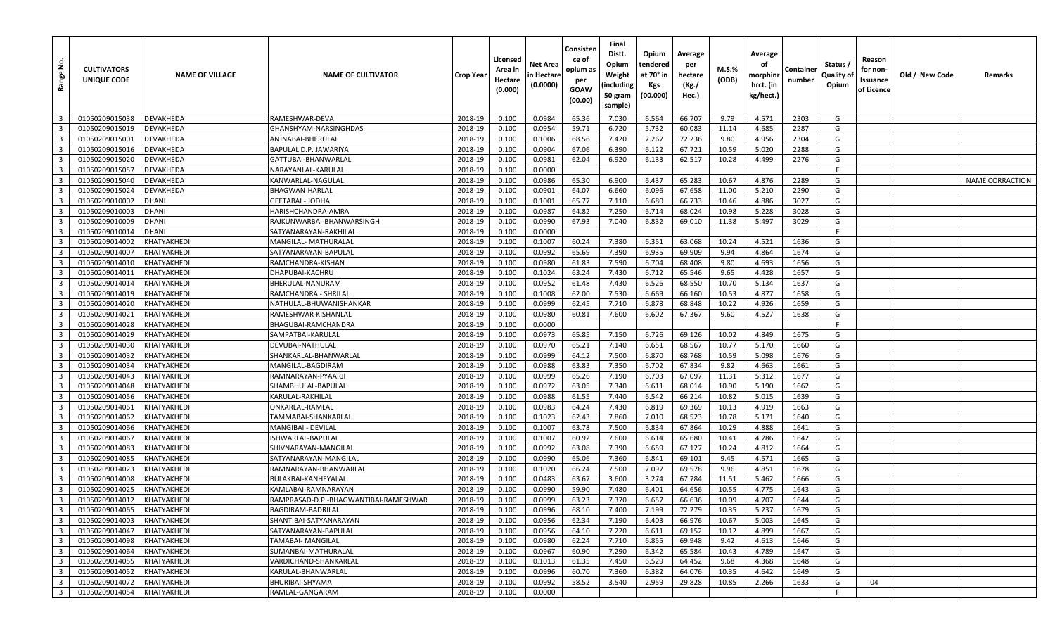| Range No. | CULTIVATORS UNIQUE CODE | NAME OF VILLAGE | NAME OF CULTIVATOR | Crop Year | Licensed Area in Hectare (0.000) | Net Area in Hectare (0.0000) | Consistence of opium as per GOAW (00.00) | Final Distt. Opium Weight (including 50 gram sample) | Opium tendered at 70° in Kgs (00.000) | Average per hectare (Kg./ Hec.) | M.S.% (ODB) | Average of morphinr hrct. (in kg/hect.) | Container number | Status / Quality of Opium | Reason for non-Issuance of Licence | Old / New Code | Remarks |
|---|---|---|---|---|---|---|---|---|---|---|---|---|---|---|---|---|---|
| 3 | 01050209015038 | DEVAKHEDA | RAMESHWAR-DEVA | 2018-19 | 0.100 | 0.0984 | 65.36 | 7.030 | 6.564 | 66.707 | 9.79 | 4.571 | 2303 | G | | | |
| 3 | 01050209015019 | DEVAKHEDA | GHANSHYAM-NARSINGHDAS | 2018-19 | 0.100 | 0.0954 | 59.71 | 6.720 | 5.732 | 60.083 | 11.14 | 4.685 | 2287 | G | | | |
| 3 | 01050209015001 | DEVAKHEDA | ANJNABAI-BHERULAL | 2018-19 | 0.100 | 0.1006 | 68.56 | 7.420 | 7.267 | 72.236 | 9.80 | 4.956 | 2304 | G | | | |
| 3 | 01050209015016 | DEVAKHEDA | BAPULAL D.P. JAWARIYA | 2018-19 | 0.100 | 0.0904 | 67.06 | 6.390 | 6.122 | 67.721 | 10.59 | 5.020 | 2288 | G | | | |
| 3 | 01050209015020 | DEVAKHEDA | GATTUBAI-BHANWARLAL | 2018-19 | 0.100 | 0.0981 | 62.04 | 6.920 | 6.133 | 62.517 | 10.28 | 4.499 | 2276 | G | | | |
| 3 | 01050209015057 | DEVAKHEDA | NARAYANLAL-KARULAL | 2018-19 | 0.100 | 0.0000 | | | | | | | | F | | | |
| 3 | 01050209015040 | DEVAKHEDA | KANWARLAL-NAGULAL | 2018-19 | 0.100 | 0.0986 | 65.30 | 6.900 | 6.437 | 65.283 | 10.67 | 4.876 | 2289 | G | | | NAME CORRACTION |
| 3 | 01050209015024 | DEVAKHEDA | BHAGWAN-HARLAL | 2018-19 | 0.100 | 0.0901 | 64.07 | 6.660 | 6.096 | 67.658 | 11.00 | 5.210 | 2290 | G | | | |
| 3 | 01050209010002 | DHANI | GEETABAI - JODHA | 2018-19 | 0.100 | 0.1001 | 65.77 | 7.110 | 6.680 | 66.733 | 10.46 | 4.886 | 3027 | G | | | |
| 3 | 01050209010003 | DHANI | HARISHCHANDRA-AMRA | 2018-19 | 0.100 | 0.0987 | 64.82 | 7.250 | 6.714 | 68.024 | 10.98 | 5.228 | 3028 | G | | | |
| 3 | 01050209010009 | DHANI | RAJKUNWARBAI-BHANWARSINGH | 2018-19 | 0.100 | 0.0990 | 67.93 | 7.040 | 6.832 | 69.010 | 11.38 | 5.497 | 3029 | G | | | |
| 3 | 01050209010014 | DHANI | SATYANARAYAN-RAKHILAL | 2018-19 | 0.100 | 0.0000 | | | | | | | | F | | | |
| 3 | 01050209014002 | KHATYAKHEDI | MANGILAL- MATHURALAL | 2018-19 | 0.100 | 0.1007 | 60.24 | 7.380 | 6.351 | 63.068 | 10.24 | 4.521 | 1636 | G | | | |
| 3 | 01050209014007 | KHATYAKHEDI | SATYANARAYAN-BAPULAL | 2018-19 | 0.100 | 0.0992 | 65.69 | 7.390 | 6.935 | 69.909 | 9.94 | 4.864 | 1674 | G | | | |
| 3 | 01050209014010 | KHATYAKHEDI | RAMCHANDRA-KISHAN | 2018-19 | 0.100 | 0.0980 | 61.83 | 7.590 | 6.704 | 68.408 | 9.80 | 4.693 | 1656 | G | | | |
| 3 | 01050209014011 | KHATYAKHEDI | DHAPUBAI-KACHRU | 2018-19 | 0.100 | 0.1024 | 63.24 | 7.430 | 6.712 | 65.546 | 9.65 | 4.428 | 1657 | G | | | |
| 3 | 01050209014014 | KHATYAKHEDI | BHERULAL-NANURAM | 2018-19 | 0.100 | 0.0952 | 61.48 | 7.430 | 6.526 | 68.550 | 10.70 | 5.134 | 1637 | G | | | |
| 3 | 01050209014019 | KHATYAKHEDI | RAMCHANDRA - SHRILAL | 2018-19 | 0.100 | 0.1008 | 62.00 | 7.530 | 6.669 | 66.160 | 10.53 | 4.877 | 1658 | G | | | |
| 3 | 01050209014020 | KHATYAKHEDI | NATHULAL-BHUWANISHANKAR | 2018-19 | 0.100 | 0.0999 | 62.45 | 7.710 | 6.878 | 68.848 | 10.22 | 4.926 | 1659 | G | | | |
| 3 | 01050209014021 | KHATYAKHEDI | RAMESHWAR-KISHANLAL | 2018-19 | 0.100 | 0.0980 | 60.81 | 7.600 | 6.602 | 67.367 | 9.60 | 4.527 | 1638 | G | | | |
| 3 | 01050209014028 | KHATYAKHEDI | BHAGUBAI-RAMCHANDRA | 2018-19 | 0.100 | 0.0000 | | | | | | | | F | | | |
| 3 | 01050209014029 | KHATYAKHEDI | SAMPATBAI-KARULAL | 2018-19 | 0.100 | 0.0973 | 65.85 | 7.150 | 6.726 | 69.126 | 10.02 | 4.849 | 1675 | G | | | |
| 3 | 01050209014030 | KHATYAKHEDI | DEVUBAI-NATHULAL | 2018-19 | 0.100 | 0.0970 | 65.21 | 7.140 | 6.651 | 68.567 | 10.77 | 5.170 | 1660 | G | | | |
| 3 | 01050209014032 | KHATYAKHEDI | SHANKARLAL-BHANWARLAL | 2018-19 | 0.100 | 0.0999 | 64.12 | 7.500 | 6.870 | 68.768 | 10.59 | 5.098 | 1676 | G | | | |
| 3 | 01050209014034 | KHATYAKHEDI | MANGILAL-BAGDIRAM | 2018-19 | 0.100 | 0.0988 | 63.83 | 7.350 | 6.702 | 67.834 | 9.82 | 4.663 | 1661 | G | | | |
| 3 | 01050209014043 | KHATYAKHEDI | RAMNARAYAN-PYAARJI | 2018-19 | 0.100 | 0.0999 | 65.26 | 7.190 | 6.703 | 67.097 | 11.31 | 5.312 | 1677 | G | | | |
| 3 | 01050209014048 | KHATYAKHEDI | SHAMBHULAL-BAPULAL | 2018-19 | 0.100 | 0.0972 | 63.05 | 7.340 | 6.611 | 68.014 | 10.90 | 5.190 | 1662 | G | | | |
| 3 | 01050209014056 | KHATYAKHEDI | KARULAL-RAKHILAL | 2018-19 | 0.100 | 0.0988 | 61.55 | 7.440 | 6.542 | 66.214 | 10.82 | 5.015 | 1639 | G | | | |
| 3 | 01050209014061 | KHATYAKHEDI | ONKARLAL-RAMLAL | 2018-19 | 0.100 | 0.0983 | 64.24 | 7.430 | 6.819 | 69.369 | 10.13 | 4.919 | 1663 | G | | | |
| 3 | 01050209014062 | KHATYAKHEDI | TAMMABAI-SHANKARLAL | 2018-19 | 0.100 | 0.1023 | 62.43 | 7.860 | 7.010 | 68.523 | 10.78 | 5.171 | 1640 | G | | | |
| 3 | 01050209014066 | KHATYAKHEDI | MANGIBAI - DEVILAL | 2018-19 | 0.100 | 0.1007 | 63.78 | 7.500 | 6.834 | 67.864 | 10.29 | 4.888 | 1641 | G | | | |
| 3 | 01050209014067 | KHATYAKHEDI | ISHWARLAL-BAPULAL | 2018-19 | 0.100 | 0.1007 | 60.92 | 7.600 | 6.614 | 65.680 | 10.41 | 4.786 | 1642 | G | | | |
| 3 | 01050209014083 | KHATYAKHEDI | SHIVNARAYAN-MANGILAL | 2018-19 | 0.100 | 0.0992 | 63.08 | 7.390 | 6.659 | 67.127 | 10.24 | 4.812 | 1664 | G | | | |
| 3 | 01050209014085 | KHATYAKHEDI | SATYANARAYAN-MANGILAL | 2018-19 | 0.100 | 0.0990 | 65.06 | 7.360 | 6.841 | 69.101 | 9.45 | 4.571 | 1665 | G | | | |
| 3 | 01050209014023 | KHATYAKHEDI | RAMNARAYAN-BHANWARLAL | 2018-19 | 0.100 | 0.1020 | 66.24 | 7.500 | 7.097 | 69.578 | 9.96 | 4.851 | 1678 | G | | | |
| 3 | 01050209014008 | KHATYAKHEDI | BULAKBAI-KANHEYALAL | 2018-19 | 0.100 | 0.0483 | 63.67 | 3.600 | 3.274 | 67.784 | 11.51 | 5.462 | 1666 | G | | | |
| 3 | 01050209014025 | KHATYAKHEDI | KAMLABAI-RAMNARAYAN | 2018-19 | 0.100 | 0.0990 | 59.90 | 7.480 | 6.401 | 64.656 | 10.55 | 4.775 | 1643 | G | | | |
| 3 | 01050209014012 | KHATYAKHEDI | RAMPRASAD-D.P.-BHAGWANTIBAI-RAMESHWAR | 2018-19 | 0.100 | 0.0999 | 63.23 | 7.370 | 6.657 | 66.636 | 10.09 | 4.707 | 1644 | G | | | |
| 3 | 01050209014065 | KHATYAKHEDI | BAGDIRAM-BADRILAL | 2018-19 | 0.100 | 0.0996 | 68.10 | 7.400 | 7.199 | 72.279 | 10.35 | 5.237 | 1679 | G | | | |
| 3 | 01050209014003 | KHATYAKHEDI | SHANTIBAI-SATYANARAYAN | 2018-19 | 0.100 | 0.0956 | 62.34 | 7.190 | 6.403 | 66.976 | 10.67 | 5.003 | 1645 | G | | | |
| 3 | 01050209014047 | KHATYAKHEDI | SATYANARAYAN-BAPULAL | 2018-19 | 0.100 | 0.0956 | 64.10 | 7.220 | 6.611 | 69.152 | 10.12 | 4.899 | 1667 | G | | | |
| 3 | 01050209014098 | KHATYAKHEDI | TAMABAI- MANGILAL | 2018-19 | 0.100 | 0.0980 | 62.24 | 7.710 | 6.855 | 69.948 | 9.42 | 4.613 | 1646 | G | | | |
| 3 | 01050209014064 | KHATYAKHEDI | SUMANBAI-MATHURALAL | 2018-19 | 0.100 | 0.0967 | 60.90 | 7.290 | 6.342 | 65.584 | 10.43 | 4.789 | 1647 | G | | | |
| 3 | 01050209014055 | KHATYAKHEDI | VARDICHAND-SHANKARLAL | 2018-19 | 0.100 | 0.1013 | 61.35 | 7.450 | 6.529 | 64.452 | 9.68 | 4.368 | 1648 | G | | | |
| 3 | 01050209014052 | KHATYAKHEDI | KARULAL-BHANWARLAL | 2018-19 | 0.100 | 0.0996 | 60.70 | 7.360 | 6.382 | 64.076 | 10.35 | 4.642 | 1649 | G | | | |
| 3 | 01050209014072 | KHATYAKHEDI | BHURIBAI-SHYAMA | 2018-19 | 0.100 | 0.0992 | 58.52 | 3.540 | 2.959 | 29.828 | 10.85 | 2.266 | 1633 | G | 04 | | |
| 3 | 01050209014054 | KHATYAKHEDI | RAMLAL-GANGARAM | 2018-19 | 0.100 | 0.0000 | | | | | | | | F | | | |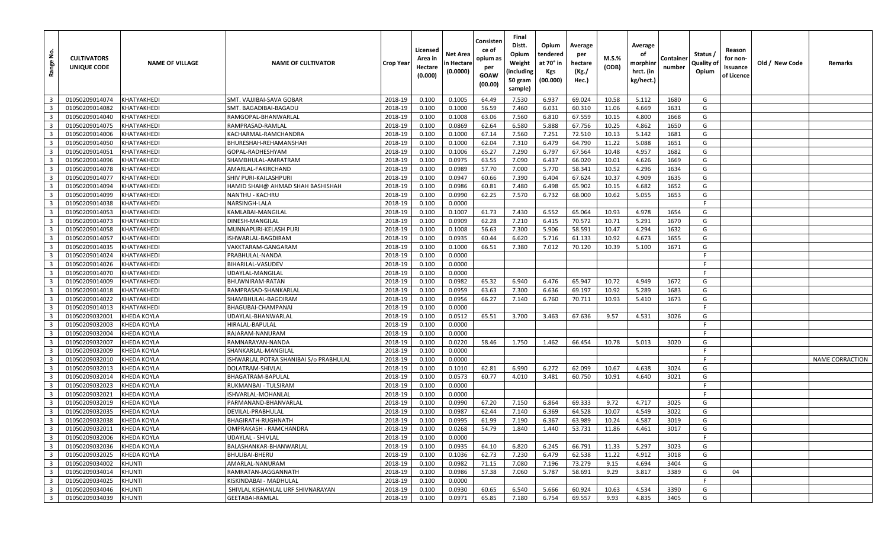| Range No. | CULTIVATORS UNIQUE CODE | NAME OF VILLAGE | NAME OF CULTIVATOR | Crop Year | Licensed Area in Hectare (0.000) | Net Area in Hectare (0.0000) | Consistence of opium as per GOAW (00.00) | Final Distt. Opium Weight (including 50 gram sample) | Opium tendered at 70° in Kgs (00.000) | Average per hectare (Kg./ Hec.) | M.S.% (ODB) | Average of morphinr hrct. (in kg/hect.) | Container number | Status / Quality of Opium | Reason for non-Issuance of Licence | Old / New Code | Remarks |
|---|---|---|---|---|---|---|---|---|---|---|---|---|---|---|---|---|---|
| 3 | 01050209014074 | KHATYAKHEDI | SMT. VAJJIBAI-SAVA GOBAR | 2018-19 | 0.100 | 0.1005 | 64.49 | 7.530 | 6.937 | 69.024 | 10.58 | 5.112 | 1680 | G | | | |
| 3 | 01050209014082 | KHATYAKHEDI | SMT. BAGADIBAI-BAGADU | 2018-19 | 0.100 | 0.1000 | 56.59 | 7.460 | 6.031 | 60.310 | 11.06 | 4.669 | 1631 | G | | | |
| 3 | 01050209014040 | KHATYAKHEDI | RAMGOPAL-BHANWARLAL | 2018-19 | 0.100 | 0.1008 | 63.06 | 7.560 | 6.810 | 67.559 | 10.15 | 4.800 | 1668 | G | | | |
| 3 | 01050209014075 | KHATYAKHEDI | RAMPRASAD-RAMLAL | 2018-19 | 0.100 | 0.0869 | 62.64 | 6.580 | 5.888 | 67.756 | 10.25 | 4.862 | 1650 | G | | | |
| 3 | 01050209014006 | KHATYAKHEDI | KACHARMAL-RAMCHANDRA | 2018-19 | 0.100 | 0.1000 | 67.14 | 7.560 | 7.251 | 72.510 | 10.13 | 5.142 | 1681 | G | | | |
| 3 | 01050209014050 | KHATYAKHEDI | BHURESHAH-REHAMANSHAH | 2018-19 | 0.100 | 0.1000 | 62.04 | 7.310 | 6.479 | 64.790 | 11.22 | 5.088 | 1651 | G | | | |
| 3 | 01050209014051 | KHATYAKHEDI | GOPAL-RADHESHYAM | 2018-19 | 0.100 | 0.1006 | 65.27 | 7.290 | 6.797 | 67.564 | 10.48 | 4.957 | 1682 | G | | | |
| 3 | 01050209014096 | KHATYAKHEDI | SHAMBHULAL-AMRATRAM | 2018-19 | 0.100 | 0.0975 | 63.55 | 7.090 | 6.437 | 66.020 | 10.01 | 4.626 | 1669 | G | | | |
| 3 | 01050209014078 | KHATYAKHEDI | AMARLAL-FAKIRCHAND | 2018-19 | 0.100 | 0.0989 | 57.70 | 7.000 | 5.770 | 58.341 | 10.52 | 4.296 | 1634 | G | | | |
| 3 | 01050209014077 | KHATYAKHEDI | SHIV PURI-KAILASHPURI | 2018-19 | 0.100 | 0.0947 | 60.66 | 7.390 | 6.404 | 67.624 | 10.37 | 4.909 | 1635 | G | | | |
| 3 | 01050209014094 | KHATYAKHEDI | HAMID SHAH@ AHMAD SHAH BASHISHAH | 2018-19 | 0.100 | 0.0986 | 60.81 | 7.480 | 6.498 | 65.902 | 10.15 | 4.682 | 1652 | G | | | |
| 3 | 01050209014099 | KHATYAKHEDI | NANTHU - KACHRU | 2018-19 | 0.100 | 0.0990 | 62.25 | 7.570 | 6.732 | 68.000 | 10.62 | 5.055 | 1653 | G | | | |
| 3 | 01050209014038 | KHATYAKHEDI | NARSINGH-LALA | 2018-19 | 0.100 | 0.0000 | | | | | | | | F | | | |
| 3 | 01050209014053 | KHATYAKHEDI | KAMLABAI-MANGILAL | 2018-19 | 0.100 | 0.1007 | 61.73 | 7.430 | 6.552 | 65.064 | 10.93 | 4.978 | 1654 | G | | | |
| 3 | 01050209014073 | KHATYAKHEDI | DINESH-MANGILAL | 2018-19 | 0.100 | 0.0909 | 62.28 | 7.210 | 6.415 | 70.572 | 10.71 | 5.291 | 1670 | G | | | |
| 3 | 01050209014058 | KHATYAKHEDI | MUNNAPURI-KELASH PURI | 2018-19 | 0.100 | 0.1008 | 56.63 | 7.300 | 5.906 | 58.591 | 10.47 | 4.294 | 1632 | G | | | |
| 3 | 01050209014057 | KHATYAKHEDI | ISHWARLAL-BAGDIRAM | 2018-19 | 0.100 | 0.0935 | 60.44 | 6.620 | 5.716 | 61.133 | 10.92 | 4.673 | 1655 | G | | | |
| 3 | 01050209014035 | KHATYAKHEDI | VAKKTARAM-GANGARAM | 2018-19 | 0.100 | 0.1000 | 66.51 | 7.380 | 7.012 | 70.120 | 10.39 | 5.100 | 1671 | G | | | |
| 3 | 01050209014024 | KHATYAKHEDI | PRABHULAL-NANDA | 2018-19 | 0.100 | 0.0000 | | | | | | | | F | | | |
| 3 | 01050209014026 | KHATYAKHEDI | BIHARILAL-VASUDEV | 2018-19 | 0.100 | 0.0000 | | | | | | | | F | | | |
| 3 | 01050209014070 | KHATYAKHEDI | UDAYLAL-MANGILAL | 2018-19 | 0.100 | 0.0000 | | | | | | | | F | | | |
| 3 | 01050209014009 | KHATYAKHEDI | BHUWNIRAM-RATAN | 2018-19 | 0.100 | 0.0982 | 65.32 | 6.940 | 6.476 | 65.947 | 10.72 | 4.949 | 1672 | G | | | |
| 3 | 01050209014018 | KHATYAKHEDI | RAMPRASAD-SHANKARLAL | 2018-19 | 0.100 | 0.0959 | 63.63 | 7.300 | 6.636 | 69.197 | 10.92 | 5.289 | 1683 | G | | | |
| 3 | 01050209014022 | KHATYAKHEDI | SHAMBHULAL-BAGDIRAM | 2018-19 | 0.100 | 0.0956 | 66.27 | 7.140 | 6.760 | 70.711 | 10.93 | 5.410 | 1673 | G | | | |
| 3 | 01050209014013 | KHATYAKHEDI | BHAGUBAI-CHAMPANAI | 2018-19 | 0.100 | 0.0000 | | | | | | | | F | | | |
| 3 | 01050209032001 | KHEDA KOYLA | UDAYLAL-BHANWARLAL | 2018-19 | 0.100 | 0.0512 | 65.51 | 3.700 | 3.463 | 67.636 | 9.57 | 4.531 | 3026 | G | | | |
| 3 | 01050209032003 | KHEDA KOYLA | HIRALAL-BAPULAL | 2018-19 | 0.100 | 0.0000 | | | | | | | | F | | | |
| 3 | 01050209032004 | KHEDA KOYLA | RAJARAM-NANURAM | 2018-19 | 0.100 | 0.0000 | | | | | | | | F | | | |
| 3 | 01050209032007 | KHEDA KOYLA | RAMNARAYAN-NANDA | 2018-19 | 0.100 | 0.0220 | 58.46 | 1.750 | 1.462 | 66.454 | 10.78 | 5.013 | 3020 | G | | | |
| 3 | 01050209032009 | KHEDA KOYLA | SHANKARLAL-MANGILAL | 2018-19 | 0.100 | 0.0000 | | | | | | | | F | | | |
| 3 | 01050209032010 | KHEDA KOYLA | ISHWARLAL POTRA SHANIBAI S/o PRABHULAL | 2018-19 | 0.100 | 0.0000 | | | | | | | | F | | | NAME CORRACTION |
| 3 | 01050209032013 | KHEDA KOYLA | DOLATRAM-SHIVLAL | 2018-19 | 0.100 | 0.1010 | 62.81 | 6.990 | 6.272 | 62.099 | 10.67 | 4.638 | 3024 | G | | | |
| 3 | 01050209032014 | KHEDA KOYLA | BHAGATRAM-BAPULAL | 2018-19 | 0.100 | 0.0573 | 60.77 | 4.010 | 3.481 | 60.750 | 10.91 | 4.640 | 3021 | G | | | |
| 3 | 01050209032023 | KHEDA KOYLA | RUKMANBAI - TULSIRAM | 2018-19 | 0.100 | 0.0000 | | | | | | | | F | | | |
| 3 | 01050209032021 | KHEDA KOYLA | ISHVARLAL-MOHANLAL | 2018-19 | 0.100 | 0.0000 | | | | | | | | F | | | |
| 3 | 01050209032019 | KHEDA KOYLA | PARMANAND-BHANVARLAL | 2018-19 | 0.100 | 0.0990 | 67.20 | 7.150 | 6.864 | 69.333 | 9.72 | 4.717 | 3025 | G | | | |
| 3 | 01050209032035 | KHEDA KOYLA | DEVILAL-PRABHULAL | 2018-19 | 0.100 | 0.0987 | 62.44 | 7.140 | 6.369 | 64.528 | 10.07 | 4.549 | 3022 | G | | | |
| 3 | 01050209032038 | KHEDA KOYLA | BHAGIRATH-RUGHNATH | 2018-19 | 0.100 | 0.0995 | 61.99 | 7.190 | 6.367 | 63.989 | 10.24 | 4.587 | 3019 | G | | | |
| 3 | 01050209032011 | KHEDA KOYLA | OMPRAKASH - RAMCHANDRA | 2018-19 | 0.100 | 0.0268 | 54.79 | 1.840 | 1.440 | 53.731 | 11.86 | 4.461 | 3017 | G | | | |
| 3 | 01050209032006 | KHEDA KOYLA | UDAYLAL - SHIVLAL | 2018-19 | 0.100 | 0.0000 | | | | | | | | F | | | |
| 3 | 01050209032036 | KHEDA KOYLA | BALASHANKAR-BHANWARLAL | 2018-19 | 0.100 | 0.0935 | 64.10 | 6.820 | 6.245 | 66.791 | 11.33 | 5.297 | 3023 | G | | | |
| 3 | 01050209032025 | KHEDA KOYLA | BHULIBAI-BHERU | 2018-19 | 0.100 | 0.1036 | 62.73 | 7.230 | 6.479 | 62.538 | 11.22 | 4.912 | 3018 | G | | | |
| 3 | 01050209034002 | KHUNTI | AMARLAL-NANURAM | 2018-19 | 0.100 | 0.0982 | 71.15 | 7.080 | 7.196 | 73.279 | 9.15 | 4.694 | 3404 | G | | | |
| 3 | 01050209034014 | KHUNTI | RAMRATAN-JAGGANNATH | 2018-19 | 0.100 | 0.0986 | 57.38 | 7.060 | 5.787 | 58.691 | 9.29 | 3.817 | 3389 | G | 04 | | |
| 3 | 01050209034025 | KHUNTI | KISKINDABAI - MADHULAL | 2018-19 | 0.100 | 0.0000 | | | | | | | | F | | | |
| 3 | 01050209034046 | KHUNTI | SHIVLAL KISHANLAL URF SHIVNARAYAN | 2018-19 | 0.100 | 0.0930 | 60.65 | 6.540 | 5.666 | 60.924 | 10.63 | 4.534 | 3390 | G | | | |
| 3 | 01050209034039 | KHUNTI | GEETABAI-RAMLAL | 2018-19 | 0.100 | 0.0971 | 65.85 | 7.180 | 6.754 | 69.557 | 9.93 | 4.835 | 3405 | G | | | |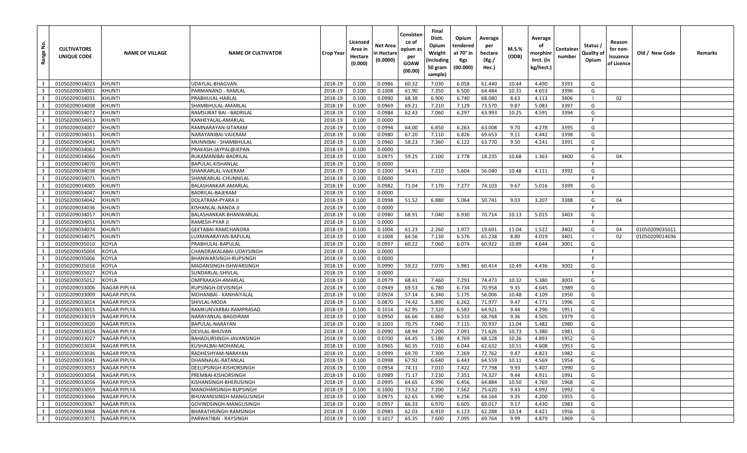| Range No. | CULTIVATORS UNIQUE CODE | NAME OF VILLAGE | NAME OF CULTIVATOR | Crop Year | Licensed Area in Hectare (0.000) | Net Area in Hectare (0.0000) | Consistence of opium as per GOAW (00.00) | Final Distt. Opium Weight (including 50 gram sample) | Opium tendered at 70° in Kgs (00.000) | Average per hectare (Kg./ Hec.) | M.S.% (ODB) | Average of morphinr hrct. (in kg/hect.) | Container number | Status / Quality of Opium | Reason for non-Issuance of Licence | Old / New Code | Remarks |
|---|---|---|---|---|---|---|---|---|---|---|---|---|---|---|---|---|---|
| 3 | 01050209034023 | KHUNTI | UDAYLAL-BHAGVAN | 2018-19 | 0.100 | 0.0986 | 60.32 | 7.030 | 6.058 | 61.440 | 10.44 | 4.490 | 3393 | G | | | |
| 3 | 01050209034001 | KHUNTI | PARMANAND - RAMLAL | 2018-19 | 0.100 | 0.1008 | 61.90 | 7.350 | 6.500 | 64.484 | 10.31 | 4.653 | 3396 | G | | | |
| 3 | 01050209034031 | KHUNTI | PRABHULAL-HARLAL | 2018-19 | 0.100 | 0.0990 | 68.38 | 6.900 | 6.740 | 68.080 | 8.63 | 4.113 | 3406 | I | 02 | | |
| 3 | 01050209034008 | KHUNTI | SHAMBHULAL-AMARLAL | 2018-19 | 0.100 | 0.0969 | 69.21 | 7.210 | 7.129 | 73.570 | 9.87 | 5.083 | 3397 | G | | | |
| 3 | 01050209034072 | KHUNTI | RAMSURAT BAI - BADRILAL | 2018-19 | 0.100 | 0.0984 | 62.43 | 7.060 | 6.297 | 63.993 | 10.25 | 4.591 | 3394 | G | | | |
| 3 | 01050209034013 | KHUNTI | KANHEYALAL-AMARLAL | 2018-19 | 0.100 | 0.0000 | | | | | | | | F | | | |
| 3 | 01050209034007 | KHUNTI | RAMNARAYAN-SITARAM | 2018-19 | 0.100 | 0.0994 | 64.00 | 6.850 | 6.263 | 63.008 | 9.70 | 4.278 | 3395 | G | | | |
| 3 | 01050209034011 | KHUNTI | NARAYANIBAI-VAJERAM | 2018-19 | 0.100 | 0.0980 | 67.20 | 7.110 | 6.826 | 69.653 | 9.11 | 4.442 | 3398 | G | | | |
| 3 | 01050209034041 | KHUNTI | MUNNIBAI - SHAMBHULAL | 2018-19 | 0.100 | 0.0960 | 58.23 | 7.360 | 6.122 | 63.770 | 9.50 | 4.241 | 3391 | G | | | |
| 3 | 01050209034063 | KHUNTI | PRAKASH-JAYPAL@JEPAN | 2018-19 | 0.100 | 0.0000 | | | | | | | | F | | | |
| 3 | 01050209034066 | KHUNTI | RUKAMANIBAI-BADRILAL | 2018-19 | 0.100 | 0.0975 | 59.25 | 2.100 | 1.778 | 18.235 | 10.68 | 1.363 | 3400 | G | 04 | | |
| 3 | 01050209034070 | KHUNTI | BAPULAL-KISHANLAL | 2018-19 | 0.100 | 0.0000 | | | | | | | | F | | | |
| 3 | 01050209034038 | KHUNTI | SHANKARLAL-VAJERAM | 2018-19 | 0.100 | 0.1000 | 54.41 | 7.210 | 5.604 | 56.040 | 10.48 | 4.111 | 3392 | G | | | |
| 3 | 01050209034071 | KHUNTI | SHANKARLAL-CHUNNILAL | 2018-19 | 0.100 | 0.0000 | | | | | | | | F | | | |
| 3 | 01050209034005 | KHUNTI | BALASHANKAR-AMARLAL | 2018-19 | 0.100 | 0.0982 | 71.04 | 7.170 | 7.277 | 74.103 | 9.67 | 5.016 | 3399 | G | | | |
| 3 | 01050209034047 | KHUNTI | BADRILAL-BAJERAM | 2018-19 | 0.100 | 0.0000 | | | | | | | | F | | | |
| 3 | 01050209034042 | KHUNTI | DOLATRAM-PYARA JI | 2018-19 | 0.100 | 0.0998 | 51.52 | 6.880 | 5.064 | 50.741 | 9.03 | 3.207 | 3388 | G | 04 | | |
| 3 | 01050209034036 | KHUNTI | KISHANLAL-NANDA JI | 2018-19 | 0.100 | 0.0000 | | | | | | | | F | | | |
| 3 | 01050209034017 | KHUNTI | BALASHANKAR-BHANWARLAL | 2018-19 | 0.100 | 0.0980 | 68.91 | 7.040 | 6.930 | 70.714 | 10.13 | 5.015 | 3403 | G | | | |
| 3 | 01050209034051 | KHUNTI | RAMESH-PYAR JI | 2018-19 | 0.100 | 0.0000 | | | | | | | | F | | | |
| 3 | 01050209034074 | KHUNTI | GEETABAI-RAMCHANDRA | 2018-19 | 0.100 | 0.1004 | 61.23 | 2.260 | 1.977 | 19.691 | 11.04 | 1.522 | 3402 | G | 04 | 01050209035011 | |
| 3 | 01050209034075 | KHUNTI | LUXMINARAYAN-BAPULAL | 2018-19 | 0.100 | 0.1008 | 64.56 | 7.130 | 6.576 | 65.238 | 8.80 | 4.019 | 3401 | I | 02 | 01050209014036 | |
| 3 | 01050209035010 | KOYLA | PRABHULAL-BAPULAL | 2018-19 | 0.100 | 0.0997 | 60.22 | 7.060 | 6.074 | 60.922 | 10.89 | 4.644 | 3001 | G | | | |
| 3 | 01050209035004 | KOYLA | CHANDRAKALABAI-UDAYSINGH | 2018-19 | 0.100 | 0.0000 | | | | | | | | F | | | |
| 3 | 01050209035006 | KOYLA | BHANWARSINGH-RUPSINGH | 2018-19 | 0.100 | 0.0000 | | | | | | | | F | | | |
| 3 | 01050209035016 | KOYLA | MADANSINGH-ISHWARSINGH | 2018-19 | 0.100 | 0.0990 | 59.22 | 7.070 | 5.981 | 60.414 | 10.49 | 4.436 | 3002 | G | | | |
| 3 | 01050209035027 | KOYLA | SUNDARLAL-SHIVLAL | 2018-19 | 0.100 | 0.0000 | | | | | | | | F | | | |
| 3 | 01050209035012 | KOYLA | OMPRAKASH-AMARLAL | 2018-19 | 0.100 | 0.0979 | 68.41 | 7.460 | 7.291 | 74.473 | 10.32 | 5.380 | 3003 | G | | | |
| 3 | 01050209033006 | NAGAR PIPLYA | RUPSINGH-DEVISINGH | 2018-19 | 0.100 | 0.0949 | 69.53 | 6.780 | 6.734 | 70.958 | 9.35 | 4.645 | 1989 | G | | | |
| 3 | 01050209033009 | NAGAR PIPLYA | MOHANBAI - KANHAIYALAL | 2018-19 | 0.100 | 0.0924 | 57.14 | 6.340 | 5.175 | 56.006 | 10.48 | 4.109 | 1950 | G | | | |
| 3 | 01050209033014 | NAGAR PIPLYA | SHIVLAL-MODA | 2018-19 | 0.100 | 0.0870 | 74.42 | 5.890 | 6.262 | 71.977 | 9.47 | 4.771 | 1996 | G | | | |
| 3 | 01050209033015 | NAGAR PIPLYA | RAMKUNVARBAI-RAMPRASAD | 2018-19 | 0.100 | 0.1014 | 62.95 | 7.320 | 6.583 | 64.921 | 9.44 | 4.290 | 1951 | G | | | |
| 3 | 01050209033019 | NAGAR PIPLYA | NARAYANLAL-BAGDIRAM | 2018-19 | 0.100 | 0.0950 | 66.66 | 6.860 | 6.533 | 68.768 | 9.36 | 4.505 | 1979 | G | | | |
| 3 | 01050209033020 | NAGAR PIPLYA | BAPULAL-NARAYAN | 2018-19 | 0.100 | 0.1003 | 70.75 | 7.040 | 7.115 | 70.937 | 11.04 | 5.482 | 1980 | G | | | |
| 3 | 01050209033024 | NAGAR PIPLYA | DEVILAL-BHUVAN | 2018-19 | 0.100 | 0.0990 | 68.94 | 7.200 | 7.091 | 71.626 | 10.73 | 5.380 | 1981 | G | | | |
| 3 | 01050209033027 | NAGAR PIPLYA | BAHADURSINGH-JAVANSINGH | 2018-19 | 0.100 | 0.0700 | 64.45 | 5.180 | 4.769 | 68.128 | 10.26 | 4.893 | 1952 | G | | | |
| 3 | 01050209033034 | NAGAR PIPLYA | KUSHALBAI-MOHANLAL | 2018-19 | 0.100 | 0.0965 | 60.35 | 7.010 | 6.044 | 62.632 | 10.51 | 4.608 | 1953 | G | | | |
| 3 | 01050209033036 | NAGAR PIPLYA | RADHESHYAM-NARAYAN | 2018-19 | 0.100 | 0.0999 | 69.70 | 7.300 | 7.269 | 72.762 | 9.47 | 4.823 | 1982 | G | | | |
| 3 | 01050209033041 | NAGAR PIPLYA | DHANNALAL-RATANLAL | 2018-19 | 0.100 | 0.0998 | 67.92 | 6.640 | 6.443 | 64.559 | 10.11 | 4.569 | 1954 | G | | | |
| 3 | 01050209033053 | NAGAR PIPLYA | DEELIPSINGH-KISHORSINGH | 2018-19 | 0.100 | 0.0954 | 74.11 | 7.010 | 7.422 | 77.798 | 9.93 | 5.407 | 1990 | G | | | |
| 3 | 01050209033054 | NAGAR PIPLYA | PREMBAI-KISHORSINGH | 2018-19 | 0.100 | 0.0989 | 71.17 | 7.230 | 7.351 | 74.327 | 9.44 | 4.911 | 1991 | G | | | |
| 3 | 01050209033056 | NAGAR PIPLYA | KISHANSINGH-BHERUSINGH | 2018-19 | 0.100 | 0.0995 | 64.65 | 6.990 | 6.456 | 64.884 | 10.50 | 4.769 | 1968 | G | | | |
| 3 | 01050209033059 | NAGAR PIPLYA | MANOHARSINGH-RUPSINGH | 2018-19 | 0.100 | 0.1000 | 73.52 | 7.200 | 7.562 | 75.620 | 9.43 | 4.992 | 1992 | G | | | |
| 3 | 01050209033066 | NAGAR PIPLYA | BHUWANISINGH-MANGUSINGH | 2018-19 | 0.100 | 0.0975 | 62.65 | 6.990 | 6.256 | 64.164 | 9.35 | 4.200 | 1955 | G | | | |
| 3 | 01050209033067 | NAGAR PIPLYA | GOVINDSINGH-MANGUSINGH | 2018-19 | 0.100 | 0.0957 | 66.33 | 6.970 | 6.605 | 69.017 | 9.17 | 4.430 | 1983 | G | | | |
| 3 | 01050209033068 | NAGAR PIPLYA | BHARATHSINGH-RAMSINGH | 2018-19 | 0.100 | 0.0983 | 62.03 | 6.910 | 6.123 | 62.288 | 10.14 | 4.421 | 1956 | G | | | |
| 3 | 01050209033071 | NAGAR PIPLYA | PARWATIBAI - RAYSINGH | 2018-19 | 0.100 | 0.1017 | 65.35 | 7.600 | 7.095 | 69.764 | 9.99 | 4.879 | 1969 | G | | | |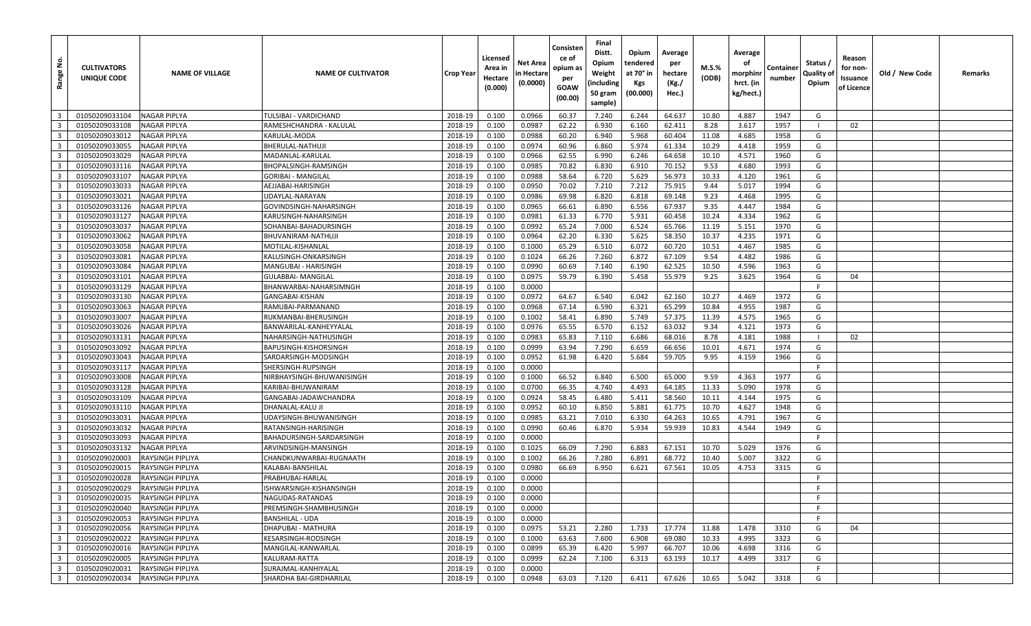| Range No. | CULTIVATORS UNIQUE CODE | NAME OF VILLAGE | NAME OF CULTIVATOR | Crop Year | Licensed Area in Hectare (0.000) | Net Area in Hectare (0.0000) | Consistence of opium as per GOAW (00.00) | Final Distt. Opium Weight (including 50 gram sample) | Opium tendered at 70° in Kgs (00.000) | Average per hectare (Kg./ Hec.) | M.S.% (ODB) | Average of morphinr hrct. (in kg/hect.) | Container number | Status / Quality of Opium | Reason for non-Issuance of Licence | Old / New Code | Remarks |
|---|---|---|---|---|---|---|---|---|---|---|---|---|---|---|---|---|---|
| 3 | 01050209033104 | NAGAR PIPLYA | TULSIBAI - VARDICHAND | 2018-19 | 0.100 | 0.0966 | 60.37 | 7.240 | 6.244 | 64.637 | 10.80 | 4.887 | 1947 | G | | | |
| 3 | 01050209033108 | NAGAR PIPLYA | RAMESHCHANDRA - KALULAL | 2018-19 | 0.100 | 0.0987 | 62.22 | 6.930 | 6.160 | 62.411 | 8.28 | 3.617 | 1957 | I | 02 | | |
| 3 | 01050209033012 | NAGAR PIPLYA | KARULAL-MODA | 2018-19 | 0.100 | 0.0988 | 60.20 | 6.940 | 5.968 | 60.404 | 11.08 | 4.685 | 1958 | G | | | |
| 3 | 01050209033055 | NAGAR PIPLYA | BHERULAL-NATHUJI | 2018-19 | 0.100 | 0.0974 | 60.96 | 6.860 | 5.974 | 61.334 | 10.29 | 4.418 | 1959 | G | | | |
| 3 | 01050209033029 | NAGAR PIPLYA | MADANLAL-KARULAL | 2018-19 | 0.100 | 0.0966 | 62.55 | 6.990 | 6.246 | 64.658 | 10.10 | 4.571 | 1960 | G | | | |
| 3 | 01050209033116 | NAGAR PIPLYA | BHOPALSINGH-RAMSINGH | 2018-19 | 0.100 | 0.0985 | 70.82 | 6.830 | 6.910 | 70.152 | 9.53 | 4.680 | 1993 | G | | | |
| 3 | 01050209033107 | NAGAR PIPLYA | GORIBAI - MANGILAL | 2018-19 | 0.100 | 0.0988 | 58.64 | 6.720 | 5.629 | 56.973 | 10.33 | 4.120 | 1961 | G | | | |
| 3 | 01050209033033 | NAGAR PIPLYA | AEJJABAI-HARISINGH | 2018-19 | 0.100 | 0.0950 | 70.02 | 7.210 | 7.212 | 75.915 | 9.44 | 5.017 | 1994 | G | | | |
| 3 | 01050209033021 | NAGAR PIPLYA | UDAYLAL-NARAYAN | 2018-19 | 0.100 | 0.0986 | 69.98 | 6.820 | 6.818 | 69.148 | 9.23 | 4.468 | 1995 | G | | | |
| 3 | 01050209033126 | NAGAR PIPLYA | GOVINDSINGH-NAHARSINGH | 2018-19 | 0.100 | 0.0965 | 66.61 | 6.890 | 6.556 | 67.937 | 9.35 | 4.447 | 1984 | G | | | |
| 3 | 01050209033127 | NAGAR PIPLYA | KARUSINGH-NAHARSINGH | 2018-19 | 0.100 | 0.0981 | 61.33 | 6.770 | 5.931 | 60.458 | 10.24 | 4.334 | 1962 | G | | | |
| 3 | 01050209033037 | NAGAR PIPLYA | SOHANBAI-BAHADURSINGH | 2018-19 | 0.100 | 0.0992 | 65.24 | 7.000 | 6.524 | 65.766 | 11.19 | 5.151 | 1970 | G | | | |
| 3 | 01050209033062 | NAGAR PIPLYA | BHUVANIRAM-NATHUJI | 2018-19 | 0.100 | 0.0964 | 62.20 | 6.330 | 5.625 | 58.350 | 10.37 | 4.235 | 1971 | G | | | |
| 3 | 01050209033058 | NAGAR PIPLYA | MOTILAL-KISHANLAL | 2018-19 | 0.100 | 0.1000 | 65.29 | 6.510 | 6.072 | 60.720 | 10.51 | 4.467 | 1985 | G | | | |
| 3 | 01050209033081 | NAGAR PIPLYA | KALUSINGH-ONKARSINGH | 2018-19 | 0.100 | 0.1024 | 66.26 | 7.260 | 6.872 | 67.109 | 9.54 | 4.482 | 1986 | G | | | |
| 3 | 01050209033084 | NAGAR PIPLYA | MANGUBAI - HARISINGH | 2018-19 | 0.100 | 0.0990 | 60.69 | 7.140 | 6.190 | 62.525 | 10.50 | 4.596 | 1963 | G | | | |
| 3 | 01050209033101 | NAGAR PIPLYA | GULABBAI- MANGILAL | 2018-19 | 0.100 | 0.0975 | 59.79 | 6.390 | 5.458 | 55.979 | 9.25 | 3.625 | 1964 | G | 04 | | |
| 3 | 01050209033129 | NAGAR PIPLYA | BHANWARBAI-NAHARSIMNGH | 2018-19 | 0.100 | 0.0000 | | | | | | | | F | | | |
| 3 | 01050209033130 | NAGAR PIPLYA | GANGABAI-KISHAN | 2018-19 | 0.100 | 0.0972 | 64.67 | 6.540 | 6.042 | 62.160 | 10.27 | 4.469 | 1972 | G | | | |
| 3 | 01050209033063 | NAGAR PIPLYA | RAMUBAI-PARMANAND | 2018-19 | 0.100 | 0.0968 | 67.14 | 6.590 | 6.321 | 65.299 | 10.84 | 4.955 | 1987 | G | | | |
| 3 | 01050209033007 | NAGAR PIPLYA | RUKMANBAI-BHERUSINGH | 2018-19 | 0.100 | 0.1002 | 58.41 | 6.890 | 5.749 | 57.375 | 11.39 | 4.575 | 1965 | G | | | |
| 3 | 01050209033026 | NAGAR PIPLYA | BANWARILAL-KANHEYYALAL | 2018-19 | 0.100 | 0.0976 | 65.55 | 6.570 | 6.152 | 63.032 | 9.34 | 4.121 | 1973 | G | | | |
| 3 | 01050209033131 | NAGAR PIPLYA | NAHARSINGH-NATHUSINGH | 2018-19 | 0.100 | 0.0983 | 65.83 | 7.110 | 6.686 | 68.016 | 8.78 | 4.181 | 1988 | I | 02 | | |
| 3 | 01050209033092 | NAGAR PIPLYA | BAPUSINGH-KISHORSINGH | 2018-19 | 0.100 | 0.0999 | 63.94 | 7.290 | 6.659 | 66.656 | 10.01 | 4.671 | 1974 | G | | | |
| 3 | 01050209033043 | NAGAR PIPLYA | SARDARSINGH-MODSINGH | 2018-19 | 0.100 | 0.0952 | 61.98 | 6.420 | 5.684 | 59.705 | 9.95 | 4.159 | 1966 | G | | | |
| 3 | 01050209033117 | NAGAR PIPLYA | SHERSINGH-RUPSINGH | 2018-19 | 0.100 | 0.0000 | | | | | | | | F | | | |
| 3 | 01050209033008 | NAGAR PIPLYA | NIRBHAYSINGH-BHUWANISINGH | 2018-19 | 0.100 | 0.1000 | 66.52 | 6.840 | 6.500 | 65.000 | 9.59 | 4.363 | 1977 | G | | | |
| 3 | 01050209033128 | NAGAR PIPLYA | KARIBAI-BHUWANIRAM | 2018-19 | 0.100 | 0.0700 | 66.35 | 4.740 | 4.493 | 64.185 | 11.33 | 5.090 | 1978 | G | | | |
| 3 | 01050209033109 | NAGAR PIPLYA | GANGABAI-JADAWCHANDRA | 2018-19 | 0.100 | 0.0924 | 58.45 | 6.480 | 5.411 | 58.560 | 10.11 | 4.144 | 1975 | G | | | |
| 3 | 01050209033110 | NAGAR PIPLYA | DHANALAL-KALU JI | 2018-19 | 0.100 | 0.0952 | 60.10 | 6.850 | 5.881 | 61.775 | 10.70 | 4.627 | 1948 | G | | | |
| 3 | 01050209033031 | NAGAR PIPLYA | UDAYSINGH-BHUWANISINGH | 2018-19 | 0.100 | 0.0985 | 63.21 | 7.010 | 6.330 | 64.263 | 10.65 | 4.791 | 1967 | G | | | |
| 3 | 01050209033032 | NAGAR PIPLYA | RATANSINGH-HARISINGH | 2018-19 | 0.100 | 0.0990 | 60.46 | 6.870 | 5.934 | 59.939 | 10.83 | 4.544 | 1949 | G | | | |
| 3 | 01050209033093 | NAGAR PIPLYA | BAHADURSINGH-SARDARSINGH | 2018-19 | 0.100 | 0.0000 | | | | | | | | F | | | |
| 3 | 01050209033132 | NAGAR PIPLYA | ARVINDSINGH-MANSINGH | 2018-19 | 0.100 | 0.1025 | 66.09 | 7.290 | 6.883 | 67.151 | 10.70 | 5.029 | 1976 | G | | | |
| 3 | 01050209020003 | RAYSINGH PIPLIYA | CHANDKUNWARBAI-RUGNAATH | 2018-19 | 0.100 | 0.1002 | 66.26 | 7.280 | 6.891 | 68.772 | 10.40 | 5.007 | 3322 | G | | | |
| 3 | 01050209020015 | RAYSINGH PIPLIYA | KALABAI-BANSHILAL | 2018-19 | 0.100 | 0.0980 | 66.69 | 6.950 | 6.621 | 67.561 | 10.05 | 4.753 | 3315 | G | | | |
| 3 | 01050209020028 | RAYSINGH PIPLIYA | PRABHUBAI-HARLAL | 2018-19 | 0.100 | 0.0000 | | | | | | | | F | | | |
| 3 | 01050209020029 | RAYSINGH PIPLIYA | ISHWARSINGH-KISHANSINGH | 2018-19 | 0.100 | 0.0000 | | | | | | | | F | | | |
| 3 | 01050209020035 | RAYSINGH PIPLIYA | NAGUDAS-RATANDAS | 2018-19 | 0.100 | 0.0000 | | | | | | | | F | | | |
| 3 | 01050209020040 | RAYSINGH PIPLIYA | PREMSINGH-SHAMBHUSINGH | 2018-19 | 0.100 | 0.0000 | | | | | | | | F | | | |
| 3 | 01050209020053 | RAYSINGH PIPLIYA | BANSHILAL - UDA | 2018-19 | 0.100 | 0.0000 | | | | | | | | F | | | |
| 3 | 01050209020056 | RAYSINGH PIPLIYA | DHAPUBAI - MATHURA | 2018-19 | 0.100 | 0.0975 | 53.21 | 2.280 | 1.733 | 17.774 | 11.88 | 1.478 | 3310 | G | 04 | | |
| 3 | 01050209020022 | RAYSINGH PIPLIYA | KESARSINGH-RODSINGH | 2018-19 | 0.100 | 0.1000 | 63.63 | 7.600 | 6.908 | 69.080 | 10.33 | 4.995 | 3323 | G | | | |
| 3 | 01050209020016 | RAYSINGH PIPLIYA | MANGILAL-KANWARLAL | 2018-19 | 0.100 | 0.0899 | 65.39 | 6.420 | 5.997 | 66.707 | 10.06 | 4.698 | 3316 | G | | | |
| 3 | 01050209020005 | RAYSINGH PIPLIYA | KALURAM-RATTA | 2018-19 | 0.100 | 0.0999 | 62.24 | 7.100 | 6.313 | 63.193 | 10.17 | 4.499 | 3317 | G | | | |
| 3 | 01050209020031 | RAYSINGH PIPLIYA | SURAJMAL-KANHIYALAL | 2018-19 | 0.100 | 0.0000 | | | | | | | | F | | | |
| 3 | 01050209020034 | RAYSINGH PIPLIYA | SHARDHA BAI-GIRDHARILAL | 2018-19 | 0.100 | 0.0948 | 63.03 | 7.120 | 6.411 | 67.626 | 10.65 | 5.042 | 3318 | G | | | |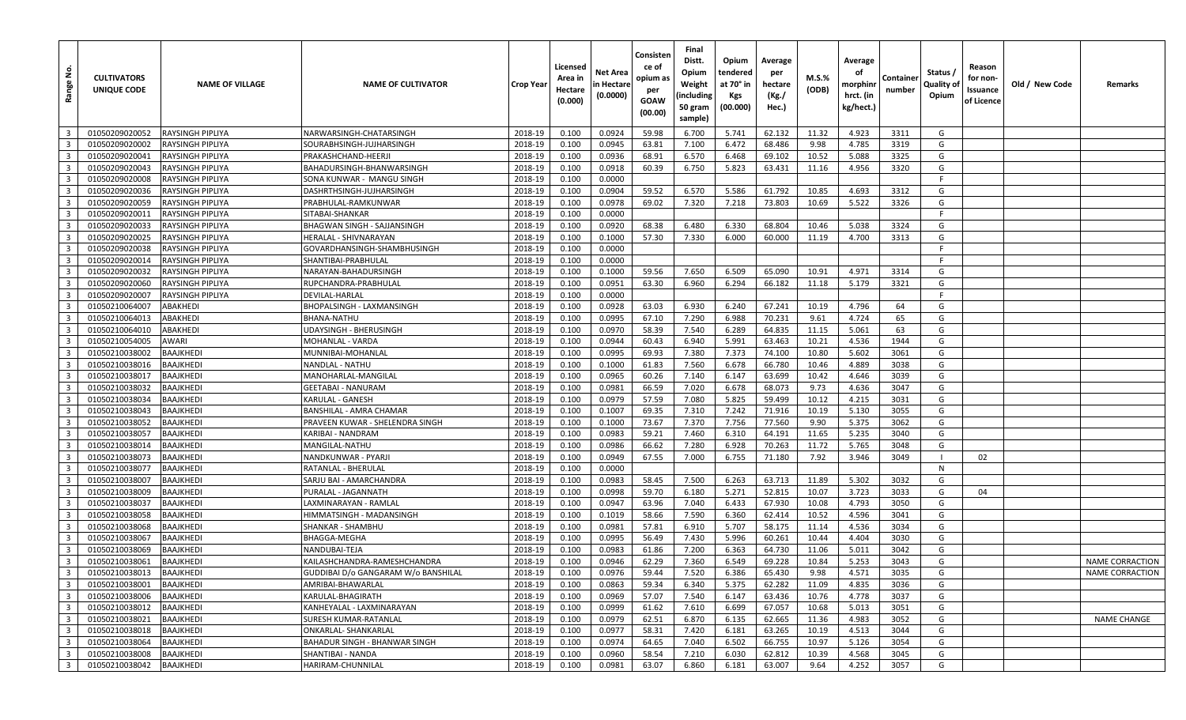| Range No. | CULTIVATORS UNIQUE CODE | NAME OF VILLAGE | NAME OF CULTIVATOR | Crop Year | Licensed Area in Hectare (0.000) | Net Area in Hectare (0.0000) | Consistence of opium as per GOAW (00.00) | Final Distt. Opium Weight (including 50 gram sample) | Opium tendered at 70° in Kgs (00.000) | Average per hectare (Kg./ Hec.) | M.S.% (ODB) | Average of morphinr hrct. (in kg/hect.) | Container number | Status / Quality of Opium | Reason for non-Issuance of Licence | Old / New Code | Remarks |
|---|---|---|---|---|---|---|---|---|---|---|---|---|---|---|---|---|---|
| 3 | 01050209020052 | RAYSINGH PIPLIYA | NARWARSINGH-CHATARSINGH | 2018-19 | 0.100 | 0.0924 | 59.98 | 6.700 | 5.741 | 62.132 | 11.32 | 4.923 | 3311 | G | | | |
| 3 | 01050209020002 | RAYSINGH PIPLIYA | SOURABHSINGH-JUJHARSINGH | 2018-19 | 0.100 | 0.0945 | 63.81 | 7.100 | 6.472 | 68.486 | 9.98 | 4.785 | 3319 | G | | | |
| 3 | 01050209020041 | RAYSINGH PIPLIYA | PRAKASHCHAND-HEERJI | 2018-19 | 0.100 | 0.0936 | 68.91 | 6.570 | 6.468 | 69.102 | 10.52 | 5.088 | 3325 | G | | | |
| 3 | 01050209020043 | RAYSINGH PIPLIYA | BAHADURSINGH-BHANWARSINGH | 2018-19 | 0.100 | 0.0918 | 60.39 | 6.750 | 5.823 | 63.431 | 11.16 | 4.956 | 3320 | G | | | |
| 3 | 01050209020008 | RAYSINGH PIPLIYA | SONA KUNWAR - MANGU SINGH | 2018-19 | 0.100 | 0.0000 | | | | | | | | F | | | |
| 3 | 01050209020036 | RAYSINGH PIPLIYA | DASHRTHSINGH-JUJHARSINGH | 2018-19 | 0.100 | 0.0904 | 59.52 | 6.570 | 5.586 | 61.792 | 10.85 | 4.693 | 3312 | G | | | |
| 3 | 01050209020059 | RAYSINGH PIPLIYA | PRABHULAL-RAMKUNWAR | 2018-19 | 0.100 | 0.0978 | 69.02 | 7.320 | 7.218 | 73.803 | 10.69 | 5.522 | 3326 | G | | | |
| 3 | 01050209020011 | RAYSINGH PIPLIYA | SITABAI-SHANKAR | 2018-19 | 0.100 | 0.0000 | | | | | | | | F | | | |
| 3 | 01050209020033 | RAYSINGH PIPLIYA | BHAGWAN SINGH - SAJJANSINGH | 2018-19 | 0.100 | 0.0920 | 68.38 | 6.480 | 6.330 | 68.804 | 10.46 | 5.038 | 3324 | G | | | |
| 3 | 01050209020025 | RAYSINGH PIPLIYA | HERALAL - SHIVNARAYAN | 2018-19 | 0.100 | 0.1000 | 57.30 | 7.330 | 6.000 | 60.000 | 11.19 | 4.700 | 3313 | G | | | |
| 3 | 01050209020038 | RAYSINGH PIPLIYA | GOVARDHANSINGH-SHAMBHUSINGH | 2018-19 | 0.100 | 0.0000 | | | | | | | | F | | | |
| 3 | 01050209020014 | RAYSINGH PIPLIYA | SHANTIBAI-PRABHULAL | 2018-19 | 0.100 | 0.0000 | | | | | | | | F | | | |
| 3 | 01050209020032 | RAYSINGH PIPLIYA | NARAYAN-BAHADURSINGH | 2018-19 | 0.100 | 0.1000 | 59.56 | 7.650 | 6.509 | 65.090 | 10.91 | 4.971 | 3314 | G | | | |
| 3 | 01050209020060 | RAYSINGH PIPLIYA | RUPCHANDRA-PRABHULAL | 2018-19 | 0.100 | 0.0951 | 63.30 | 6.960 | 6.294 | 66.182 | 11.18 | 5.179 | 3321 | G | | | |
| 3 | 01050209020007 | RAYSINGH PIPLIYA | DEVILAL-HARLAL | 2018-19 | 0.100 | 0.0000 | | | | | | | | F | | | |
| 3 | 01050210064007 | ABAKHEDI | BHOPALSINGH - LAXMANSINGH | 2018-19 | 0.100 | 0.0928 | 63.03 | 6.930 | 6.240 | 67.241 | 10.19 | 4.796 | 64 | G | | | |
| 3 | 01050210064013 | ABAKHEDI | BHANA-NATHU | 2018-19 | 0.100 | 0.0995 | 67.10 | 7.290 | 6.988 | 70.231 | 9.61 | 4.724 | 65 | G | | | |
| 3 | 01050210064010 | ABAKHEDI | UDAYSINGH - BHERUSINGH | 2018-19 | 0.100 | 0.0970 | 58.39 | 7.540 | 6.289 | 64.835 | 11.15 | 5.061 | 63 | G | | | |
| 3 | 01050210054005 | AWARI | MOHANLAL - VARDA | 2018-19 | 0.100 | 0.0944 | 60.43 | 6.940 | 5.991 | 63.463 | 10.21 | 4.536 | 1944 | G | | | |
| 3 | 01050210038002 | BAAJKHEDI | MUNNIBAI-MOHANLAL | 2018-19 | 0.100 | 0.0995 | 69.93 | 7.380 | 7.373 | 74.100 | 10.80 | 5.602 | 3061 | G | | | |
| 3 | 01050210038016 | BAAJKHEDI | NANDLAL - NATHU | 2018-19 | 0.100 | 0.1000 | 61.83 | 7.560 | 6.678 | 66.780 | 10.46 | 4.889 | 3038 | G | | | |
| 3 | 01050210038017 | BAAJKHEDI | MANOHARLAL-MANGILAL | 2018-19 | 0.100 | 0.0965 | 60.26 | 7.140 | 6.147 | 63.699 | 10.42 | 4.646 | 3039 | G | | | |
| 3 | 01050210038032 | BAAJKHEDI | GEETABAI - NANURAM | 2018-19 | 0.100 | 0.0981 | 66.59 | 7.020 | 6.678 | 68.073 | 9.73 | 4.636 | 3047 | G | | | |
| 3 | 01050210038034 | BAAJKHEDI | KARULAL - GANESH | 2018-19 | 0.100 | 0.0979 | 57.59 | 7.080 | 5.825 | 59.499 | 10.12 | 4.215 | 3031 | G | | | |
| 3 | 01050210038043 | BAAJKHEDI | BANSHILAL - AMRA CHAMAR | 2018-19 | 0.100 | 0.1007 | 69.35 | 7.310 | 7.242 | 71.916 | 10.19 | 5.130 | 3055 | G | | | |
| 3 | 01050210038052 | BAAJKHEDI | PRAVEEN KUWAR - SHELENDRA SINGH | 2018-19 | 0.100 | 0.1000 | 73.67 | 7.370 | 7.756 | 77.560 | 9.90 | 5.375 | 3062 | G | | | |
| 3 | 01050210038057 | BAAJKHEDI | KARIBAI - NANDRAM | 2018-19 | 0.100 | 0.0983 | 59.21 | 7.460 | 6.310 | 64.191 | 11.65 | 5.235 | 3040 | G | | | |
| 3 | 01050210038014 | BAAJKHEDI | MANGILAL-NATHU | 2018-19 | 0.100 | 0.0986 | 66.62 | 7.280 | 6.928 | 70.263 | 11.72 | 5.765 | 3048 | G | | | |
| 3 | 01050210038073 | BAAJKHEDI | NANDKUNWAR - PYARJI | 2018-19 | 0.100 | 0.0949 | 67.55 | 7.000 | 6.755 | 71.180 | 7.92 | 3.946 | 3049 | I | 02 | | |
| 3 | 01050210038077 | BAAJKHEDI | RATANLAL - BHERULAL | 2018-19 | 0.100 | 0.0000 | | | | | | | | N | | | |
| 3 | 01050210038007 | BAAJKHEDI | SARJU BAI - AMARCHANDRA | 2018-19 | 0.100 | 0.0983 | 58.45 | 7.500 | 6.263 | 63.713 | 11.89 | 5.302 | 3032 | G | | | |
| 3 | 01050210038009 | BAAJKHEDI | PURALAL - JAGANNATH | 2018-19 | 0.100 | 0.0998 | 59.70 | 6.180 | 5.271 | 52.815 | 10.07 | 3.723 | 3033 | G | 04 | | |
| 3 | 01050210038037 | BAAJKHEDI | LAXMINARAYAN - RAMLAL | 2018-19 | 0.100 | 0.0947 | 63.96 | 7.040 | 6.433 | 67.930 | 10.08 | 4.793 | 3050 | G | | | |
| 3 | 01050210038058 | BAAJKHEDI | HIMMATSINGH - MADANSINGH | 2018-19 | 0.100 | 0.1019 | 58.66 | 7.590 | 6.360 | 62.414 | 10.52 | 4.596 | 3041 | G | | | |
| 3 | 01050210038068 | BAAJKHEDI | SHANKAR - SHAMBHU | 2018-19 | 0.100 | 0.0981 | 57.81 | 6.910 | 5.707 | 58.175 | 11.14 | 4.536 | 3034 | G | | | |
| 3 | 01050210038067 | BAAJKHEDI | BHAGGA-MEGHA | 2018-19 | 0.100 | 0.0995 | 56.49 | 7.430 | 5.996 | 60.261 | 10.44 | 4.404 | 3030 | G | | | |
| 3 | 01050210038069 | BAAJKHEDI | NANDUBAI-TEJA | 2018-19 | 0.100 | 0.0983 | 61.86 | 7.200 | 6.363 | 64.730 | 11.06 | 5.011 | 3042 | G | | | |
| 3 | 01050210038061 | BAAJKHEDI | KAILASHCHANDRA-RAMESHCHANDRA | 2018-19 | 0.100 | 0.0946 | 62.29 | 7.360 | 6.549 | 69.228 | 10.84 | 5.253 | 3043 | G | | | NAME CORRACTION |
| 3 | 01050210038013 | BAAJKHEDI | GUDDIBAI D/o GANGARAM W/o BANSHILAL | 2018-19 | 0.100 | 0.0976 | 59.44 | 7.520 | 6.386 | 65.430 | 9.98 | 4.571 | 3035 | G | | | NAME CORRACTION |
| 3 | 01050210038001 | BAAJKHEDI | AMRIBAI-BHAWARLAL | 2018-19 | 0.100 | 0.0863 | 59.34 | 6.340 | 5.375 | 62.282 | 11.09 | 4.835 | 3036 | G | | | |
| 3 | 01050210038006 | BAAJKHEDI | KARULAL-BHAGIRATH | 2018-19 | 0.100 | 0.0969 | 57.07 | 7.540 | 6.147 | 63.436 | 10.76 | 4.778 | 3037 | G | | | |
| 3 | 01050210038012 | BAAJKHEDI | KANHEYALAL - LAXMINARAYAN | 2018-19 | 0.100 | 0.0999 | 61.62 | 7.610 | 6.699 | 67.057 | 10.68 | 5.013 | 3051 | G | | | |
| 3 | 01050210038021 | BAAJKHEDI | SURESH KUMAR-RATANLAL | 2018-19 | 0.100 | 0.0979 | 62.51 | 6.870 | 6.135 | 62.665 | 11.36 | 4.983 | 3052 | G | | | NAME CHANGE |
| 3 | 01050210038018 | BAAJKHEDI | ONKARLAL- SHANKARLAL | 2018-19 | 0.100 | 0.0977 | 58.31 | 7.420 | 6.181 | 63.265 | 10.19 | 4.513 | 3044 | G | | | |
| 3 | 01050210038064 | BAAJKHEDI | BAHADUR SINGH - BHANWAR SINGH | 2018-19 | 0.100 | 0.0974 | 64.65 | 7.040 | 6.502 | 66.755 | 10.97 | 5.126 | 3054 | G | | | |
| 3 | 01050210038008 | BAAJKHEDI | SHANTIBAI - NANDA | 2018-19 | 0.100 | 0.0960 | 58.54 | 7.210 | 6.030 | 62.812 | 10.39 | 4.568 | 3045 | G | | | |
| 3 | 01050210038042 | BAAJKHEDI | HARIRAM-CHUNNILAL | 2018-19 | 0.100 | 0.0981 | 63.07 | 6.860 | 6.181 | 63.007 | 9.64 | 4.252 | 3057 | G | | | |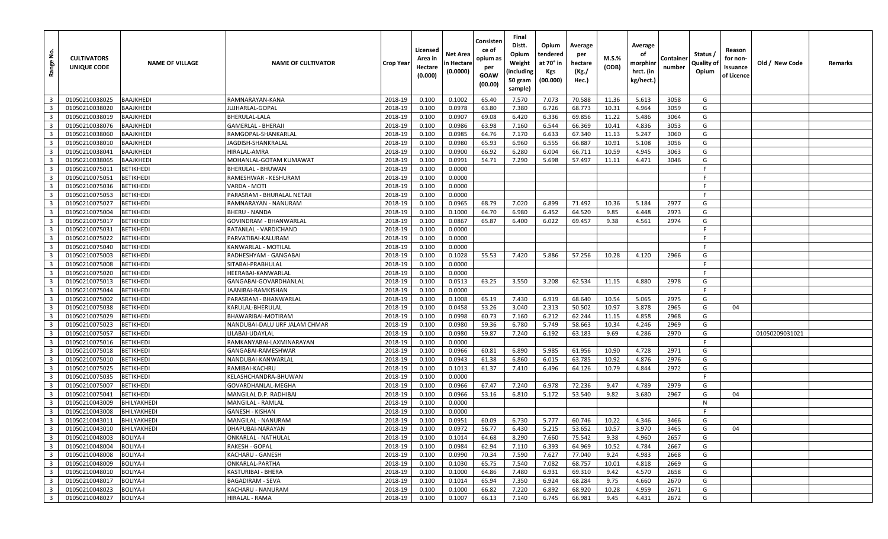| Range No. | CULTIVATORS UNIQUE CODE | NAME OF VILLAGE | NAME OF CULTIVATOR | Crop Year | Licensed Area in Hectare (0.000) | Net Area in Hectare (0.0000) | Consistence of opium as per GOAW (00.00) | Final Distt. Opium Weight (including 50 gram sample) | Opium tendered at 70° in Kgs (00.000) | Average per hectare (Kg./Hec.) | M.S.% (ODB) | Average of morphinr hrct. (in kg/hect.) | Container number | Status / Quality of Opium | Reason for non-Issuance of Licence | Old / New Code | Remarks |
|---|---|---|---|---|---|---|---|---|---|---|---|---|---|---|---|---|---|
| 3 | 01050210038025 | BAAJKHEDI | RAMNARAYAN-KANA | 2018-19 | 0.100 | 0.1002 | 65.40 | 7.570 | 7.073 | 70.588 | 11.36 | 5.613 | 3058 | G | | | |
| 3 | 01050210038020 | BAAJKHEDI | JUJHARLAL-GOPAL | 2018-19 | 0.100 | 0.0978 | 63.80 | 7.380 | 6.726 | 68.773 | 10.31 | 4.964 | 3059 | G | | | |
| 3 | 01050210038019 | BAAJKHEDI | BHERULAL-LALA | 2018-19 | 0.100 | 0.0907 | 69.08 | 6.420 | 6.336 | 69.856 | 11.22 | 5.486 | 3064 | G | | | |
| 3 | 01050210038076 | BAAJKHEDI | GAMERLAL - BHERAJI | 2018-19 | 0.100 | 0.0986 | 63.98 | 7.160 | 6.544 | 66.369 | 10.41 | 4.836 | 3053 | G | | | |
| 3 | 01050210038060 | BAAJKHEDI | RAMGOPAL-SHANKARLAL | 2018-19 | 0.100 | 0.0985 | 64.76 | 7.170 | 6.633 | 67.340 | 11.13 | 5.247 | 3060 | G | | | |
| 3 | 01050210038010 | BAAJKHEDI | JAGDISH-SHANKRALAL | 2018-19 | 0.100 | 0.0980 | 65.93 | 6.960 | 6.555 | 66.887 | 10.91 | 5.108 | 3056 | G | | | |
| 3 | 01050210038041 | BAAJKHEDI | HIRALAL-AMRA | 2018-19 | 0.100 | 0.0900 | 66.92 | 6.280 | 6.004 | 66.711 | 10.59 | 4.945 | 3063 | G | | | |
| 3 | 01050210038065 | BAAJKHEDI | MOHANLAL-GOTAM KUMAWAT | 2018-19 | 0.100 | 0.0991 | 54.71 | 7.290 | 5.698 | 57.497 | 11.11 | 4.471 | 3046 | G | | | |
| 3 | 01050210075011 | BETIKHEDI | BHERULAL - BHUWAN | 2018-19 | 0.100 | 0.0000 | | | | | | | | F | | | |
| 3 | 01050210075051 | BETIKHEDI | RAMESHWAR - KESHURAM | 2018-19 | 0.100 | 0.0000 | | | | | | | | F | | | |
| 3 | 01050210075036 | BETIKHEDI | VARDA - MOTI | 2018-19 | 0.100 | 0.0000 | | | | | | | | F | | | |
| 3 | 01050210075053 | BETIKHEDI | PARASRAM - BHURALAL NETAJI | 2018-19 | 0.100 | 0.0000 | | | | | | | | F | | | |
| 3 | 01050210075027 | BETIKHEDI | RAMNARAYAN - NANURAM | 2018-19 | 0.100 | 0.0965 | 68.79 | 7.020 | 6.899 | 71.492 | 10.36 | 5.184 | 2977 | G | | | |
| 3 | 01050210075004 | BETIKHEDI | BHERU - NANDA | 2018-19 | 0.100 | 0.1000 | 64.70 | 6.980 | 6.452 | 64.520 | 9.85 | 4.448 | 2973 | G | | | |
| 3 | 01050210075017 | BETIKHEDI | GOVINDRAM - BHANWARLAL | 2018-19 | 0.100 | 0.0867 | 65.87 | 6.400 | 6.022 | 69.457 | 9.38 | 4.561 | 2974 | G | | | |
| 3 | 01050210075031 | BETIKHEDI | RATANLAL - VARDICHAND | 2018-19 | 0.100 | 0.0000 | | | | | | | | F | | | |
| 3 | 01050210075022 | BETIKHEDI | PARVATIBAI-KALURAM | 2018-19 | 0.100 | 0.0000 | | | | | | | | F | | | |
| 3 | 01050210075040 | BETIKHEDI | KANWARLAL - MOTILAL | 2018-19 | 0.100 | 0.0000 | | | | | | | | F | | | |
| 3 | 01050210075003 | BETIKHEDI | RADHESHYAM - GANGABAI | 2018-19 | 0.100 | 0.1028 | 55.53 | 7.420 | 5.886 | 57.256 | 10.28 | 4.120 | 2966 | G | | | |
| 3 | 01050210075008 | BETIKHEDI | SITABAI-PRABHULAL | 2018-19 | 0.100 | 0.0000 | | | | | | | | F | | | |
| 3 | 01050210075020 | BETIKHEDI | HEERABAI-KANWARLAL | 2018-19 | 0.100 | 0.0000 | | | | | | | | F | | | |
| 3 | 01050210075013 | BETIKHEDI | GANGABAI-GOVARDHANLAL | 2018-19 | 0.100 | 0.0513 | 63.25 | 3.550 | 3.208 | 62.534 | 11.15 | 4.880 | 2978 | G | | | |
| 3 | 01050210075044 | BETIKHEDI | JAANIBAI-RAMKISHAN | 2018-19 | 0.100 | 0.0000 | | | | | | | | F | | | |
| 3 | 01050210075002 | BETIKHEDI | PARASRAM - BHANWARLAL | 2018-19 | 0.100 | 0.1008 | 65.19 | 7.430 | 6.919 | 68.640 | 10.54 | 5.065 | 2975 | G | | | |
| 3 | 01050210075038 | BETIKHEDI | KARULAL-BHERULAL | 2018-19 | 0.100 | 0.0458 | 53.26 | 3.040 | 2.313 | 50.502 | 10.97 | 3.878 | 2965 | G | 04 | | |
| 3 | 01050210075029 | BETIKHEDI | BHAWARIBAI-MOTIRAM | 2018-19 | 0.100 | 0.0998 | 60.73 | 7.160 | 6.212 | 62.244 | 11.15 | 4.858 | 2968 | G | | | |
| 3 | 01050210075023 | BETIKHEDI | NANDUBAI-DALU URF JALAM CHMAR | 2018-19 | 0.100 | 0.0980 | 59.36 | 6.780 | 5.749 | 58.663 | 10.34 | 4.246 | 2969 | G | | | |
| 3 | 01050210075057 | BETIKHEDI | LILABAI-UDAYLAL | 2018-19 | 0.100 | 0.0980 | 59.87 | 7.240 | 6.192 | 63.183 | 9.69 | 4.286 | 2970 | G | | 01050209031021 | |
| 3 | 01050210075016 | BETIKHEDI | RAMKANYABAI-LAXMINARAYAN | 2018-19 | 0.100 | 0.0000 | | | | | | | | F | | | |
| 3 | 01050210075018 | BETIKHEDI | GANGABAI-RAMESHWAR | 2018-19 | 0.100 | 0.0966 | 60.81 | 6.890 | 5.985 | 61.956 | 10.90 | 4.728 | 2971 | G | | | |
| 3 | 01050210075010 | BETIKHEDI | NANDUBAI-KANWARLAL | 2018-19 | 0.100 | 0.0943 | 61.38 | 6.860 | 6.015 | 63.785 | 10.92 | 4.876 | 2976 | G | | | |
| 3 | 01050210075025 | BETIKHEDI | RAMIBAI-KACHRU | 2018-19 | 0.100 | 0.1013 | 61.37 | 7.410 | 6.496 | 64.126 | 10.79 | 4.844 | 2972 | G | | | |
| 3 | 01050210075035 | BETIKHEDI | KELASHCHANDRA-BHUWAN | 2018-19 | 0.100 | 0.0000 | | | | | | | | F | | | |
| 3 | 01050210075007 | BETIKHEDI | GOVARDHANLAL-MEGHA | 2018-19 | 0.100 | 0.0966 | 67.47 | 7.240 | 6.978 | 72.236 | 9.47 | 4.789 | 2979 | G | | | |
| 3 | 01050210075041 | BETIKHEDI | MANGILAL D.P. RADHIBAI | 2018-19 | 0.100 | 0.0966 | 53.16 | 6.810 | 5.172 | 53.540 | 9.82 | 3.680 | 2967 | G | 04 | | |
| 3 | 01050210043009 | BHILYAKHEDI | MANGILAL - RAMLAL | 2018-19 | 0.100 | 0.0000 | | | | | | | | N | | | |
| 3 | 01050210043008 | BHILYAKHEDI | GANESH - KISHAN | 2018-19 | 0.100 | 0.0000 | | | | | | | | F | | | |
| 3 | 01050210043011 | BHILYAKHEDI | MANGILAL - NANURAM | 2018-19 | 0.100 | 0.0951 | 60.09 | 6.730 | 5.777 | 60.746 | 10.22 | 4.346 | 3466 | G | | | |
| 3 | 01050210043010 | BHILYAKHEDI | DHAPUBAI-NARAYAN | 2018-19 | 0.100 | 0.0972 | 56.77 | 6.430 | 5.215 | 53.652 | 10.57 | 3.970 | 3465 | G | 04 | | |
| 3 | 01050210048003 | BOLIYA-I | ONKARLAL - NATHULAL | 2018-19 | 0.100 | 0.1014 | 64.68 | 8.290 | 7.660 | 75.542 | 9.38 | 4.960 | 2657 | G | | | |
| 3 | 01050210048004 | BOLIYA-I | RAKESH - GOPAL | 2018-19 | 0.100 | 0.0984 | 62.94 | 7.110 | 6.393 | 64.969 | 10.52 | 4.784 | 2667 | G | | | |
| 3 | 01050210048008 | BOLIYA-I | KACHARU - GANESH | 2018-19 | 0.100 | 0.0990 | 70.34 | 7.590 | 7.627 | 77.040 | 9.24 | 4.983 | 2668 | G | | | |
| 3 | 01050210048009 | BOLIYA-I | ONKARLAL-PARTHA | 2018-19 | 0.100 | 0.1030 | 65.75 | 7.540 | 7.082 | 68.757 | 10.01 | 4.818 | 2669 | G | | | |
| 3 | 01050210048010 | BOLIYA-I | KASTURIBAI - BHERA | 2018-19 | 0.100 | 0.1000 | 64.86 | 7.480 | 6.931 | 69.310 | 9.42 | 4.570 | 2658 | G | | | |
| 3 | 01050210048017 | BOLIYA-I | BAGADIRAM - SEVA | 2018-19 | 0.100 | 0.1014 | 65.94 | 7.350 | 6.924 | 68.284 | 9.75 | 4.660 | 2670 | G | | | |
| 3 | 01050210048023 | BOLIYA-I | KACHARU - NANURAM | 2018-19 | 0.100 | 0.1000 | 66.82 | 7.220 | 6.892 | 68.920 | 10.28 | 4.959 | 2671 | G | | | |
| 3 | 01050210048027 | BOLIYA-I | HIRALAL - RAMA | 2018-19 | 0.100 | 0.1007 | 66.13 | 7.140 | 6.745 | 66.981 | 9.45 | 4.431 | 2672 | G | | | |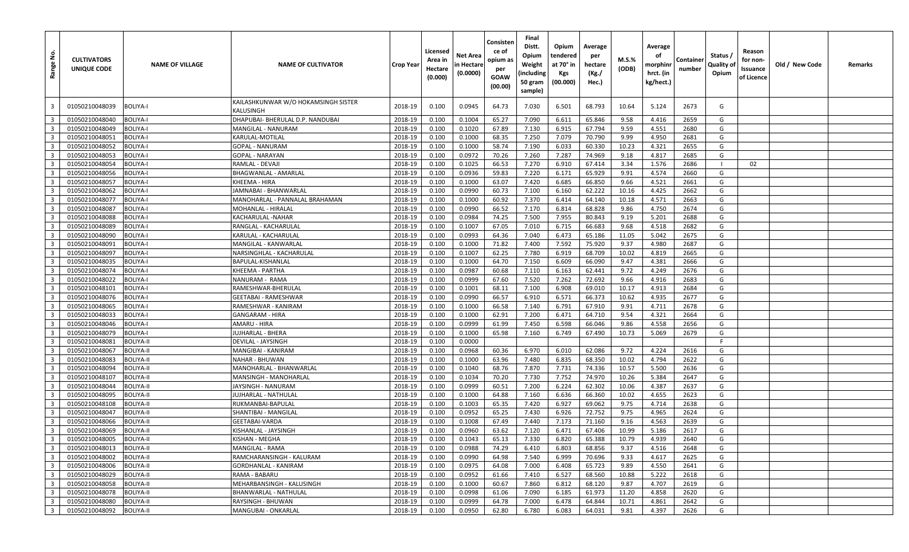| Range No. | CULTIVATORS UNIQUE CODE | NAME OF VILLAGE | NAME OF CULTIVATOR | Crop Year | Licensed Area in Hectare (0.000) | Net Area in Hectare (0.0000) | Consistence of opium as per GOAW (00.00) | Final Distt. Opium Weight (including 50 gram sample) | Opium tendered at 70° in Kgs (00.000) | Average per hectare (Kg./ Hec.) | M.S.% (ODB) | Average of morphinr hrct. (in kg/hect.) | Container number | Status / Quality of Opium | Reason for non-Issuance of Licence | Old / New Code | Remarks |
|---|---|---|---|---|---|---|---|---|---|---|---|---|---|---|---|---|---|
| 3 | 01050210048039 | BOLIYA-I | KAILASHKUNWAR W/O HOKAMSINGH SISTER KALUSINGH | 2018-19 | 0.100 | 0.0945 | 64.73 | 7.030 | 6.501 | 68.793 | 10.64 | 5.124 | 2673 | G | | | |
| 3 | 01050210048040 | BOLIYA-I | DHAPUBAI- BHERULAL D.P. NANDUBAI | 2018-19 | 0.100 | 0.1004 | 65.27 | 7.090 | 6.611 | 65.846 | 9.58 | 4.416 | 2659 | G | | | |
| 3 | 01050210048049 | BOLIYA-I | MANGILAL - NANURAM | 2018-19 | 0.100 | 0.1020 | 67.89 | 7.130 | 6.915 | 67.794 | 9.59 | 4.551 | 2680 | G | | | |
| 3 | 01050210048051 | BOLIYA-I | KARULAL-MOTILAL | 2018-19 | 0.100 | 0.1000 | 68.35 | 7.250 | 7.079 | 70.790 | 9.99 | 4.950 | 2681 | G | | | |
| 3 | 01050210048052 | BOLIYA-I | GOPAL - NANURAM | 2018-19 | 0.100 | 0.1000 | 58.74 | 7.190 | 6.033 | 60.330 | 10.23 | 4.321 | 2655 | G | | | |
| 3 | 01050210048053 | BOLIYA-I | GOPAL - NARAYAN | 2018-19 | 0.100 | 0.0972 | 70.26 | 7.260 | 7.287 | 74.969 | 9.18 | 4.817 | 2685 | G | | | |
| 3 | 01050210048054 | BOLIYA-I | RAMLAL - DEVAJI | 2018-19 | 0.100 | 0.1025 | 66.53 | 7.270 | 6.910 | 67.414 | 3.34 | 1.576 | 2686 | I | 02 | | |
| 3 | 01050210048056 | BOLIYA-I | BHAGWANLAL - AMARLAL | 2018-19 | 0.100 | 0.0936 | 59.83 | 7.220 | 6.171 | 65.929 | 9.91 | 4.574 | 2660 | G | | | |
| 3 | 01050210048057 | BOLIYA-I | KHEEMA - HIRA | 2018-19 | 0.100 | 0.1000 | 63.07 | 7.420 | 6.685 | 66.850 | 9.66 | 4.521 | 2661 | G | | | |
| 3 | 01050210048062 | BOLIYA-I | JAMNABAI - BHANWARLAL | 2018-19 | 0.100 | 0.0990 | 60.73 | 7.100 | 6.160 | 62.222 | 10.16 | 4.425 | 2662 | G | | | |
| 3 | 01050210048077 | BOLIYA-I | MANOHARLAL - PANNALAL BRAHAMAN | 2018-19 | 0.100 | 0.1000 | 60.92 | 7.370 | 6.414 | 64.140 | 10.18 | 4.571 | 2663 | G | | | |
| 3 | 01050210048087 | BOLIYA-I | MOHANLAL - HIRALAL | 2018-19 | 0.100 | 0.0990 | 66.52 | 7.170 | 6.814 | 68.828 | 9.86 | 4.750 | 2674 | G | | | |
| 3 | 01050210048088 | BOLIYA-I | KACHARULAL -NAHAR | 2018-19 | 0.100 | 0.0984 | 74.25 | 7.500 | 7.955 | 80.843 | 9.19 | 5.201 | 2688 | G | | | |
| 3 | 01050210048089 | BOLIYA-I | RANGLAL - KACHARULAL | 2018-19 | 0.100 | 0.1007 | 67.05 | 7.010 | 6.715 | 66.683 | 9.68 | 4.518 | 2682 | G | | | |
| 3 | 01050210048090 | BOLIYA-I | KARULAL - KACHARULAL | 2018-19 | 0.100 | 0.0993 | 64.36 | 7.040 | 6.473 | 65.186 | 11.05 | 5.042 | 2675 | G | | | |
| 3 | 01050210048091 | BOLIYA-I | MANGILAL - KANWARLAL | 2018-19 | 0.100 | 0.1000 | 71.82 | 7.400 | 7.592 | 75.920 | 9.37 | 4.980 | 2687 | G | | | |
| 3 | 01050210048097 | BOLIYA-I | NARSINGHLAL - KACHARULAL | 2018-19 | 0.100 | 0.1007 | 62.25 | 7.780 | 6.919 | 68.709 | 10.02 | 4.819 | 2665 | G | | | |
| 3 | 01050210048035 | BOLIYA-I | BAPULAL-KISHANLAL | 2018-19 | 0.100 | 0.1000 | 64.70 | 7.150 | 6.609 | 66.090 | 9.47 | 4.381 | 2666 | G | | | |
| 3 | 01050210048074 | BOLIYA-I | KHEEMA - PARTHA | 2018-19 | 0.100 | 0.0987 | 60.68 | 7.110 | 6.163 | 62.441 | 9.72 | 4.249 | 2676 | G | | | |
| 3 | 01050210048022 | BOLIYA-I | NANURAM - RAMA | 2018-19 | 0.100 | 0.0999 | 67.60 | 7.520 | 7.262 | 72.692 | 9.66 | 4.916 | 2683 | G | | | |
| 3 | 01050210048101 | BOLIYA-I | RAMESHWAR-BHERULAL | 2018-19 | 0.100 | 0.1001 | 68.11 | 7.100 | 6.908 | 69.010 | 10.17 | 4.913 | 2684 | G | | | |
| 3 | 01050210048076 | BOLIYA-I | GEETABAI - RAMESHWAR | 2018-19 | 0.100 | 0.0990 | 66.57 | 6.910 | 6.571 | 66.373 | 10.62 | 4.935 | 2677 | G | | | |
| 3 | 01050210048065 | BOLIYA-I | RAMESHWAR - KANIRAM | 2018-19 | 0.100 | 0.1000 | 66.58 | 7.140 | 6.791 | 67.910 | 9.91 | 4.711 | 2678 | G | | | |
| 3 | 01050210048033 | BOLIYA-I | GANGARAM - HIRA | 2018-19 | 0.100 | 0.1000 | 62.91 | 7.200 | 6.471 | 64.710 | 9.54 | 4.321 | 2664 | G | | | |
| 3 | 01050210048046 | BOLIYA-I | AMARU - HIRA | 2018-19 | 0.100 | 0.0999 | 61.99 | 7.450 | 6.598 | 66.046 | 9.86 | 4.558 | 2656 | G | | | |
| 3 | 01050210048079 | BOLIYA-I | JUJHARLAL - BHERA | 2018-19 | 0.100 | 0.1000 | 65.98 | 7.160 | 6.749 | 67.490 | 10.73 | 5.069 | 2679 | G | | | |
| 3 | 01050210048081 | BOLIYA-II | DEVILAL - JAYSINGH | 2018-19 | 0.100 | 0.0000 | | | | | | | | F | | | |
| 3 | 01050210048067 | BOLIYA-II | MANGIBAI - KANIRAM | 2018-19 | 0.100 | 0.0968 | 60.36 | 6.970 | 6.010 | 62.086 | 9.72 | 4.224 | 2616 | G | | | |
| 3 | 01050210048083 | BOLIYA-II | NAHAR - BHUWAN | 2018-19 | 0.100 | 0.1000 | 63.96 | 7.480 | 6.835 | 68.350 | 10.02 | 4.794 | 2622 | G | | | |
| 3 | 01050210048094 | BOLIYA-II | MANOHARLAL - BHANWARLAL | 2018-19 | 0.100 | 0.1040 | 68.76 | 7.870 | 7.731 | 74.336 | 10.57 | 5.500 | 2636 | G | | | |
| 3 | 01050210048107 | BOLIYA-II | MANSINGH - MANOHARLAL | 2018-19 | 0.100 | 0.1034 | 70.20 | 7.730 | 7.752 | 74.970 | 10.26 | 5.384 | 2647 | G | | | |
| 3 | 01050210048044 | BOLIYA-II | JAYSINGH - NANURAM | 2018-19 | 0.100 | 0.0999 | 60.51 | 7.200 | 6.224 | 62.302 | 10.06 | 4.387 | 2637 | G | | | |
| 3 | 01050210048095 | BOLIYA-II | JUJHARLAL - NATHULAL | 2018-19 | 0.100 | 0.1000 | 64.88 | 7.160 | 6.636 | 66.360 | 10.02 | 4.655 | 2623 | G | | | |
| 3 | 01050210048108 | BOLIYA-II | RUKMANBAI-BAPULAL | 2018-19 | 0.100 | 0.1003 | 65.35 | 7.420 | 6.927 | 69.062 | 9.75 | 4.714 | 2638 | G | | | |
| 3 | 01050210048047 | BOLIYA-II | SHANTIBAI - MANGILAL | 2018-19 | 0.100 | 0.0952 | 65.25 | 7.430 | 6.926 | 72.752 | 9.75 | 4.965 | 2624 | G | | | |
| 3 | 01050210048066 | BOLIYA-II | GEETABAI-VARDA | 2018-19 | 0.100 | 0.1008 | 67.49 | 7.440 | 7.173 | 71.160 | 9.16 | 4.563 | 2639 | G | | | |
| 3 | 01050210048069 | BOLIYA-II | KISHANLAL - JAYSINGH | 2018-19 | 0.100 | 0.0960 | 63.62 | 7.120 | 6.471 | 67.406 | 10.99 | 5.186 | 2617 | G | | | |
| 3 | 01050210048005 | BOLIYA-II | KISHAN - MEGHA | 2018-19 | 0.100 | 0.1043 | 65.13 | 7.330 | 6.820 | 65.388 | 10.79 | 4.939 | 2640 | G | | | |
| 3 | 01050210048013 | BOLIYA-II | MANGILAL - RAMA | 2018-19 | 0.100 | 0.0988 | 74.29 | 6.410 | 6.803 | 68.856 | 9.37 | 4.516 | 2648 | G | | | |
| 3 | 01050210048002 | BOLIYA-II | RAMCHARANSINGH - KALURAM | 2018-19 | 0.100 | 0.0990 | 64.98 | 7.540 | 6.999 | 70.696 | 9.33 | 4.617 | 2625 | G | | | |
| 3 | 01050210048006 | BOLIYA-II | GORDHANLAL - KANIRAM | 2018-19 | 0.100 | 0.0975 | 64.08 | 7.000 | 6.408 | 65.723 | 9.89 | 4.550 | 2641 | G | | | |
| 3 | 01050210048029 | BOLIYA-II | RAMA - BABARU | 2018-19 | 0.100 | 0.0952 | 61.66 | 7.410 | 6.527 | 68.560 | 10.88 | 5.222 | 2618 | G | | | |
| 3 | 01050210048058 | BOLIYA-II | MEHARBANSINGH - KALUSINGH | 2018-19 | 0.100 | 0.1000 | 60.67 | 7.860 | 6.812 | 68.120 | 9.87 | 4.707 | 2619 | G | | | |
| 3 | 01050210048078 | BOLIYA-II | BHANWARLAL - NATHULAL | 2018-19 | 0.100 | 0.0998 | 61.06 | 7.090 | 6.185 | 61.973 | 11.20 | 4.858 | 2620 | G | | | |
| 3 | 01050210048080 | BOLIYA-II | RAYSINGH - BHUWAN | 2018-19 | 0.100 | 0.0999 | 64.78 | 7.000 | 6.478 | 64.844 | 10.71 | 4.861 | 2642 | G | | | |
| 3 | 01050210048092 | BOLIYA-II | MANGUBAI - ONKARLAL | 2018-19 | 0.100 | 0.0950 | 62.80 | 6.780 | 6.083 | 64.031 | 9.81 | 4.397 | 2626 | G | | | |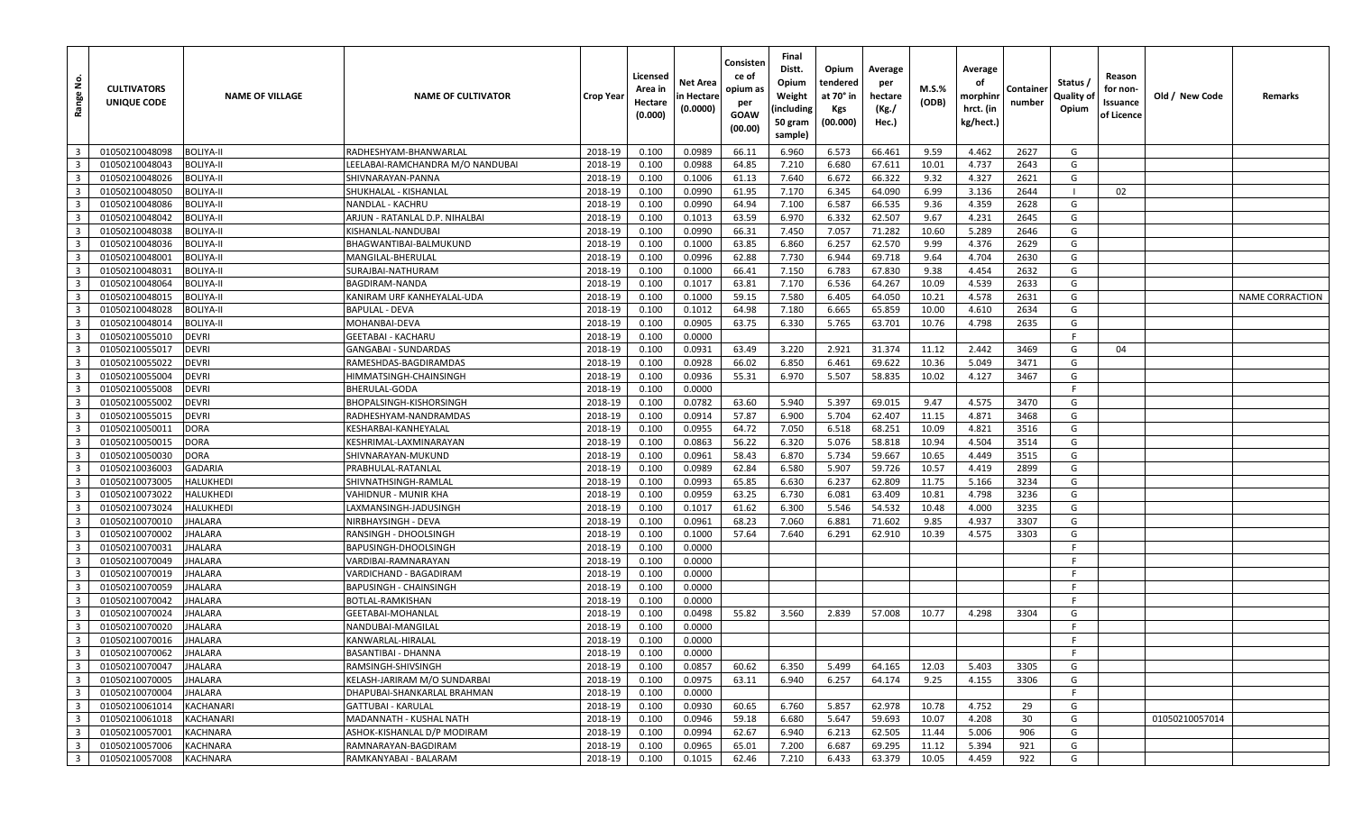| Range No. | CULTIVATORS UNIQUE CODE | NAME OF VILLAGE | NAME OF CULTIVATOR | Crop Year | Licensed Area in Hectare (0.000) | Net Area in Hectare (0.0000) | Consistence of opium as per GOAW (00.00) | Final Distt. Opium Weight (including 50 gram sample) | Opium tendered at 70° in Kgs (00.000) | Average per hectare (Kg./ Hec.) | M.S.% (ODB) | Average of morphinr hrct. (in kg/hect.) | Container number | Status / Quality of Opium | Reason for non-Issuance of Licence | Old / New Code | Remarks |
|---|---|---|---|---|---|---|---|---|---|---|---|---|---|---|---|---|---|
| 3 | 01050210048098 | BOLIYA-II | RADHESHYAM-BHANWARLAL | 2018-19 | 0.100 | 0.0989 | 66.11 | 6.960 | 6.573 | 66.461 | 9.59 | 4.462 | 2627 | G | | | |
| 3 | 01050210048043 | BOLIYA-II | LEELABAI-RAMCHANDRA M/O NANDUBAI | 2018-19 | 0.100 | 0.0988 | 64.85 | 7.210 | 6.680 | 67.611 | 10.01 | 4.737 | 2643 | G | | | |
| 3 | 01050210048026 | BOLIYA-II | SHIVNARAYAN-PANNA | 2018-19 | 0.100 | 0.1006 | 61.13 | 7.640 | 6.672 | 66.322 | 9.32 | 4.327 | 2621 | G | | | |
| 3 | 01050210048050 | BOLIYA-II | SHUKHALAL - KISHANLAL | 2018-19 | 0.100 | 0.0990 | 61.95 | 7.170 | 6.345 | 64.090 | 6.99 | 3.136 | 2644 | I | 02 | | |
| 3 | 01050210048086 | BOLIYA-II | NANDLAL - KACHRU | 2018-19 | 0.100 | 0.0990 | 64.94 | 7.100 | 6.587 | 66.535 | 9.36 | 4.359 | 2628 | G | | | |
| 3 | 01050210048042 | BOLIYA-II | ARJUN - RATANLAL D.P. NIHALBAI | 2018-19 | 0.100 | 0.1013 | 63.59 | 6.970 | 6.332 | 62.507 | 9.67 | 4.231 | 2645 | G | | | |
| 3 | 01050210048038 | BOLIYA-II | KISHANLAL-NANDUBAI | 2018-19 | 0.100 | 0.0990 | 66.31 | 7.450 | 7.057 | 71.282 | 10.60 | 5.289 | 2646 | G | | | |
| 3 | 01050210048036 | BOLIYA-II | BHAGWANTIBAI-BALMUKUND | 2018-19 | 0.100 | 0.1000 | 63.85 | 6.860 | 6.257 | 62.570 | 9.99 | 4.376 | 2629 | G | | | |
| 3 | 01050210048001 | BOLIYA-II | MANGILAL-BHERULAL | 2018-19 | 0.100 | 0.0996 | 62.88 | 7.730 | 6.944 | 69.718 | 9.64 | 4.704 | 2630 | G | | | |
| 3 | 01050210048031 | BOLIYA-II | SURAJBAI-NATHURAM | 2018-19 | 0.100 | 0.1000 | 66.41 | 7.150 | 6.783 | 67.830 | 9.38 | 4.454 | 2632 | G | | | |
| 3 | 01050210048064 | BOLIYA-II | BAGDIRAM-NANDA | 2018-19 | 0.100 | 0.1017 | 63.81 | 7.170 | 6.536 | 64.267 | 10.09 | 4.539 | 2633 | G | | | |
| 3 | 01050210048015 | BOLIYA-II | KANIRAM URF KANHEYALAL-UDA | 2018-19 | 0.100 | 0.1000 | 59.15 | 7.580 | 6.405 | 64.050 | 10.21 | 4.578 | 2631 | G | | | NAME CORRACTION |
| 3 | 01050210048028 | BOLIYA-II | BAPULAL - DEVA | 2018-19 | 0.100 | 0.1012 | 64.98 | 7.180 | 6.665 | 65.859 | 10.00 | 4.610 | 2634 | G | | | |
| 3 | 01050210048014 | BOLIYA-II | MOHANBAI-DEVA | 2018-19 | 0.100 | 0.0905 | 63.75 | 6.330 | 5.765 | 63.701 | 10.76 | 4.798 | 2635 | G | | | |
| 3 | 01050210055010 | DEVRI | GEETABAI - KACHARU | 2018-19 | 0.100 | 0.0000 | | | | | | | | F | | | |
| 3 | 01050210055017 | DEVRI | GANGABAI - SUNDARDAS | 2018-19 | 0.100 | 0.0931 | 63.49 | 3.220 | 2.921 | 31.374 | 11.12 | 2.442 | 3469 | G | 04 | | |
| 3 | 01050210055022 | DEVRI | RAMESHDAS-BAGDIRAMDAS | 2018-19 | 0.100 | 0.0928 | 66.02 | 6.850 | 6.461 | 69.622 | 10.36 | 5.049 | 3471 | G | | | |
| 3 | 01050210055004 | DEVRI | HIMMATSINGH-CHAINSINGH | 2018-19 | 0.100 | 0.0936 | 55.31 | 6.970 | 5.507 | 58.835 | 10.02 | 4.127 | 3467 | G | | | |
| 3 | 01050210055008 | DEVRI | BHERULAL-GODA | 2018-19 | 0.100 | 0.0000 | | | | | | | | F | | | |
| 3 | 01050210055002 | DEVRI | BHOPALSINGH-KISHORSINGH | 2018-19 | 0.100 | 0.0782 | 63.60 | 5.940 | 5.397 | 69.015 | 9.47 | 4.575 | 3470 | G | | | |
| 3 | 01050210055015 | DEVRI | RADHESHYAM-NANDRAMDAS | 2018-19 | 0.100 | 0.0914 | 57.87 | 6.900 | 5.704 | 62.407 | 11.15 | 4.871 | 3468 | G | | | |
| 3 | 01050210050011 | DORA | KESHARBAI-KANHEYALAL | 2018-19 | 0.100 | 0.0955 | 64.72 | 7.050 | 6.518 | 68.251 | 10.09 | 4.821 | 3516 | G | | | |
| 3 | 01050210050015 | DORA | KESHRIMAL-LAXMINARAYAN | 2018-19 | 0.100 | 0.0863 | 56.22 | 6.320 | 5.076 | 58.818 | 10.94 | 4.504 | 3514 | G | | | |
| 3 | 01050210050030 | DORA | SHIVNARAYAN-MUKUND | 2018-19 | 0.100 | 0.0961 | 58.43 | 6.870 | 5.734 | 59.667 | 10.65 | 4.449 | 3515 | G | | | |
| 3 | 01050210036003 | GADARIA | PRABHULAL-RATANLAL | 2018-19 | 0.100 | 0.0989 | 62.84 | 6.580 | 5.907 | 59.726 | 10.57 | 4.419 | 2899 | G | | | |
| 3 | 01050210073005 | HALUKHEDI | SHIVNATHSINGH-RAMLAL | 2018-19 | 0.100 | 0.0993 | 65.85 | 6.630 | 6.237 | 62.809 | 11.75 | 5.166 | 3234 | G | | | |
| 3 | 01050210073022 | HALUKHEDI | VAHIDNUR - MUNIR KHA | 2018-19 | 0.100 | 0.0959 | 63.25 | 6.730 | 6.081 | 63.409 | 10.81 | 4.798 | 3236 | G | | | |
| 3 | 01050210073024 | HALUKHEDI | LAXMANSINGH-JADUSINGH | 2018-19 | 0.100 | 0.1017 | 61.62 | 6.300 | 5.546 | 54.532 | 10.48 | 4.000 | 3235 | G | | | |
| 3 | 01050210070010 | JHALARA | NIRBHAYSINGH - DEVA | 2018-19 | 0.100 | 0.0961 | 68.23 | 7.060 | 6.881 | 71.602 | 9.85 | 4.937 | 3307 | G | | | |
| 3 | 01050210070002 | JHALARA | RANSINGH - DHOOLSINGH | 2018-19 | 0.100 | 0.1000 | 57.64 | 7.640 | 6.291 | 62.910 | 10.39 | 4.575 | 3303 | G | | | |
| 3 | 01050210070031 | JHALARA | BAPUSINGH-DHOOLSINGH | 2018-19 | 0.100 | 0.0000 | | | | | | | | F | | | |
| 3 | 01050210070049 | JHALARA | VARDIBAI-RAMNARAYAN | 2018-19 | 0.100 | 0.0000 | | | | | | | | F | | | |
| 3 | 01050210070019 | JHALARA | VARDICHAND - BAGADIRAM | 2018-19 | 0.100 | 0.0000 | | | | | | | | F | | | |
| 3 | 01050210070059 | JHALARA | BAPUSINGH - CHAINSINGH | 2018-19 | 0.100 | 0.0000 | | | | | | | | F | | | |
| 3 | 01050210070042 | JHALARA | BOTLAL-RAMKISHAN | 2018-19 | 0.100 | 0.0000 | | | | | | | | F | | | |
| 3 | 01050210070024 | JHALARA | GEETABAI-MOHANLAL | 2018-19 | 0.100 | 0.0498 | 55.82 | 3.560 | 2.839 | 57.008 | 10.77 | 4.298 | 3304 | G | | | |
| 3 | 01050210070020 | JHALARA | NANDUBAI-MANGILAL | 2018-19 | 0.100 | 0.0000 | | | | | | | | F | | | |
| 3 | 01050210070016 | JHALARA | KANWARLAL-HIRALAL | 2018-19 | 0.100 | 0.0000 | | | | | | | | F | | | |
| 3 | 01050210070062 | JHALARA | BASANTIBAI - DHANNA | 2018-19 | 0.100 | 0.0000 | | | | | | | | F | | | |
| 3 | 01050210070047 | JHALARA | RAMSINGH-SHIVSINGH | 2018-19 | 0.100 | 0.0857 | 60.62 | 6.350 | 5.499 | 64.165 | 12.03 | 5.403 | 3305 | G | | | |
| 3 | 01050210070005 | JHALARA | KELASH-JARIRAM M/O SUNDARBAI | 2018-19 | 0.100 | 0.0975 | 63.11 | 6.940 | 6.257 | 64.174 | 9.25 | 4.155 | 3306 | G | | | |
| 3 | 01050210070004 | JHALARA | DHAPUBAI-SHANKARLAL BRAHMAN | 2018-19 | 0.100 | 0.0000 | | | | | | | | F | | | |
| 3 | 01050210061014 | KACHANARI | GATTUBAI - KARULAL | 2018-19 | 0.100 | 0.0930 | 60.65 | 6.760 | 5.857 | 62.978 | 10.78 | 4.752 | 29 | G | | | |
| 3 | 01050210061018 | KACHANARI | MADANNATH - KUSHAL NATH | 2018-19 | 0.100 | 0.0946 | 59.18 | 6.680 | 5.647 | 59.693 | 10.07 | 4.208 | 30 | G | | 01050210057014 | |
| 3 | 01050210057001 | KACHNARA | ASHOK-KISHANLAL D/P MODIRAM | 2018-19 | 0.100 | 0.0994 | 62.67 | 6.940 | 6.213 | 62.505 | 11.44 | 5.006 | 906 | G | | | |
| 3 | 01050210057006 | KACHNARA | RAMNARAYAN-BAGDIRAM | 2018-19 | 0.100 | 0.0965 | 65.01 | 7.200 | 6.687 | 69.295 | 11.12 | 5.394 | 921 | G | | | |
| 3 | 01050210057008 | KACHNARA | RAMKANYABAI - BALARAM | 2018-19 | 0.100 | 0.1015 | 62.46 | 7.210 | 6.433 | 63.379 | 10.05 | 4.459 | 922 | G | | | |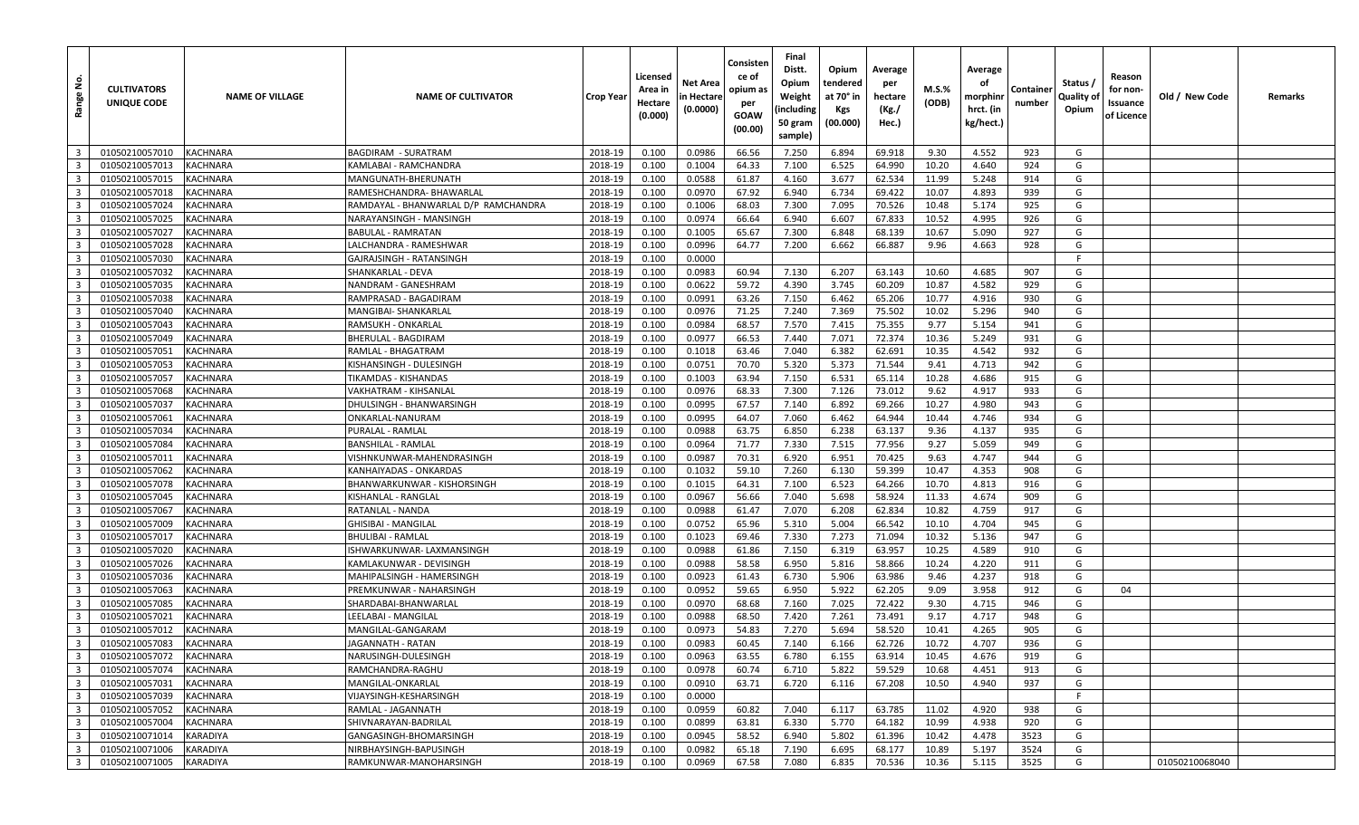| Range No. | CULTIVATORS UNIQUE CODE | NAME OF VILLAGE | NAME OF CULTIVATOR | Crop Year | Licensed Area in Hectare (0.000) | Net Area in Hectare (0.0000) | Consistence of opium as per GOAW (00.00) | Final Distt. Opium Weight (including 50 gram sample) | Opium tendered at 70° in Kgs (00.000) | Average per hectare (Kg./ Hec.) | M.S.% (ODB) | Average of morphinr hrct. (in kg/hect.) | Container number | Status / Quality of Opium | Reason for non-Issuance of Licence | Old / New Code | Remarks |
|---|---|---|---|---|---|---|---|---|---|---|---|---|---|---|---|---|---|
| 3 | 01050210057010 | KACHNARA | BAGDIRAM - SURATRAM | 2018-19 | 0.100 | 0.0986 | 66.56 | 7.250 | 6.894 | 69.918 | 9.30 | 4.552 | 923 | G | | | |
| 3 | 01050210057013 | KACHNARA | KAMLABAI - RAMCHANDRA | 2018-19 | 0.100 | 0.1004 | 64.33 | 7.100 | 6.525 | 64.990 | 10.20 | 4.640 | 924 | G | | | |
| 3 | 01050210057015 | KACHNARA | MANGUNATH-BHERUNATH | 2018-19 | 0.100 | 0.0588 | 61.87 | 4.160 | 3.677 | 62.534 | 11.99 | 5.248 | 914 | G | | | |
| 3 | 01050210057018 | KACHNARA | RAMESHCHANDRA- BHAWARLAL | 2018-19 | 0.100 | 0.0970 | 67.92 | 6.940 | 6.734 | 69.422 | 10.07 | 4.893 | 939 | G | | | |
| 3 | 01050210057024 | KACHNARA | RAMDAYAL - BHANWARLAL D/P RAMCHANDRA | 2018-19 | 0.100 | 0.1006 | 68.03 | 7.300 | 7.095 | 70.526 | 10.48 | 5.174 | 925 | G | | | |
| 3 | 01050210057025 | KACHNARA | NARAYANSINGH - MANSINGH | 2018-19 | 0.100 | 0.0974 | 66.64 | 6.940 | 6.607 | 67.833 | 10.52 | 4.995 | 926 | G | | | |
| 3 | 01050210057027 | KACHNARA | BABULAL - RAMRATAN | 2018-19 | 0.100 | 0.1005 | 65.67 | 7.300 | 6.848 | 68.139 | 10.67 | 5.090 | 927 | G | | | |
| 3 | 01050210057028 | KACHNARA | LALCHANDRA - RAMESHWAR | 2018-19 | 0.100 | 0.0996 | 64.77 | 7.200 | 6.662 | 66.887 | 9.96 | 4.663 | 928 | G | | | |
| 3 | 01050210057030 | KACHNARA | GAJRAJSINGH - RATANSINGH | 2018-19 | 0.100 | 0.0000 | | | | | | | | F | | | |
| 3 | 01050210057032 | KACHNARA | SHANKARLAL - DEVA | 2018-19 | 0.100 | 0.0983 | 60.94 | 7.130 | 6.207 | 63.143 | 10.60 | 4.685 | 907 | G | | | |
| 3 | 01050210057035 | KACHNARA | NANDRAM - GANESHRAM | 2018-19 | 0.100 | 0.0622 | 59.72 | 4.390 | 3.745 | 60.209 | 10.87 | 4.582 | 929 | G | | | |
| 3 | 01050210057038 | KACHNARA | RAMPRASAD - BAGADIRAM | 2018-19 | 0.100 | 0.0991 | 63.26 | 7.150 | 6.462 | 65.206 | 10.77 | 4.916 | 930 | G | | | |
| 3 | 01050210057040 | KACHNARA | MANGIBAI- SHANKARLAL | 2018-19 | 0.100 | 0.0976 | 71.25 | 7.240 | 7.369 | 75.502 | 10.02 | 5.296 | 940 | G | | | |
| 3 | 01050210057043 | KACHNARA | RAMSUKH - ONKARLAL | 2018-19 | 0.100 | 0.0984 | 68.57 | 7.570 | 7.415 | 75.355 | 9.77 | 5.154 | 941 | G | | | |
| 3 | 01050210057049 | KACHNARA | BHERULAL - BAGDIRAM | 2018-19 | 0.100 | 0.0977 | 66.53 | 7.440 | 7.071 | 72.374 | 10.36 | 5.249 | 931 | G | | | |
| 3 | 01050210057051 | KACHNARA | RAMLAL - BHAGATRAM | 2018-19 | 0.100 | 0.1018 | 63.46 | 7.040 | 6.382 | 62.691 | 10.35 | 4.542 | 932 | G | | | |
| 3 | 01050210057053 | KACHNARA | KISHANSINGH - DULESINGH | 2018-19 | 0.100 | 0.0751 | 70.70 | 5.320 | 5.373 | 71.544 | 9.41 | 4.713 | 942 | G | | | |
| 3 | 01050210057057 | KACHNARA | TIKAMDAS - KISHANDAS | 2018-19 | 0.100 | 0.1003 | 63.94 | 7.150 | 6.531 | 65.114 | 10.28 | 4.686 | 915 | G | | | |
| 3 | 01050210057068 | KACHNARA | VAKHATRAM - KIHSANLAL | 2018-19 | 0.100 | 0.0976 | 68.33 | 7.300 | 7.126 | 73.012 | 9.62 | 4.917 | 933 | G | | | |
| 3 | 01050210057037 | KACHNARA | DHULSINGH - BHANWARSINGH | 2018-19 | 0.100 | 0.0995 | 67.57 | 7.140 | 6.892 | 69.266 | 10.27 | 4.980 | 943 | G | | | |
| 3 | 01050210057061 | KACHNARA | ONKARLAL-NANURAM | 2018-19 | 0.100 | 0.0995 | 64.07 | 7.060 | 6.462 | 64.944 | 10.44 | 4.746 | 934 | G | | | |
| 3 | 01050210057034 | KACHNARA | PURALAL - RAMLAL | 2018-19 | 0.100 | 0.0988 | 63.75 | 6.850 | 6.238 | 63.137 | 9.36 | 4.137 | 935 | G | | | |
| 3 | 01050210057084 | KACHNARA | BANSHILAL - RAMLAL | 2018-19 | 0.100 | 0.0964 | 71.77 | 7.330 | 7.515 | 77.956 | 9.27 | 5.059 | 949 | G | | | |
| 3 | 01050210057011 | KACHNARA | VISHNKUNWAR-MAHENDRASINGH | 2018-19 | 0.100 | 0.0987 | 70.31 | 6.920 | 6.951 | 70.425 | 9.63 | 4.747 | 944 | G | | | |
| 3 | 01050210057062 | KACHNARA | KANHAIYADAS - ONKARDAS | 2018-19 | 0.100 | 0.1032 | 59.10 | 7.260 | 6.130 | 59.399 | 10.47 | 4.353 | 908 | G | | | |
| 3 | 01050210057078 | KACHNARA | BHANWARKUNWAR - KISHORSINGH | 2018-19 | 0.100 | 0.1015 | 64.31 | 7.100 | 6.523 | 64.266 | 10.70 | 4.813 | 916 | G | | | |
| 3 | 01050210057045 | KACHNARA | KISHANLAL - RANGLAL | 2018-19 | 0.100 | 0.0967 | 56.66 | 7.040 | 5.698 | 58.924 | 11.33 | 4.674 | 909 | G | | | |
| 3 | 01050210057067 | KACHNARA | RATANLAL - NANDA | 2018-19 | 0.100 | 0.0988 | 61.47 | 7.070 | 6.208 | 62.834 | 10.82 | 4.759 | 917 | G | | | |
| 3 | 01050210057009 | KACHNARA | GHISIBAI - MANGILAL | 2018-19 | 0.100 | 0.0752 | 65.96 | 5.310 | 5.004 | 66.542 | 10.10 | 4.704 | 945 | G | | | |
| 3 | 01050210057017 | KACHNARA | BHULIBAI - RAMLAL | 2018-19 | 0.100 | 0.1023 | 69.46 | 7.330 | 7.273 | 71.094 | 10.32 | 5.136 | 947 | G | | | |
| 3 | 01050210057020 | KACHNARA | ISHWARKUNWAR- LAXMANSINGH | 2018-19 | 0.100 | 0.0988 | 61.86 | 7.150 | 6.319 | 63.957 | 10.25 | 4.589 | 910 | G | | | |
| 3 | 01050210057026 | KACHNARA | KAMLAKUNWAR - DEVISINGH | 2018-19 | 0.100 | 0.0988 | 58.58 | 6.950 | 5.816 | 58.866 | 10.24 | 4.220 | 911 | G | | | |
| 3 | 01050210057036 | KACHNARA | MAHIPALSINGH - HAMERSINGH | 2018-19 | 0.100 | 0.0923 | 61.43 | 6.730 | 5.906 | 63.986 | 9.46 | 4.237 | 918 | G | | | |
| 3 | 01050210057063 | KACHNARA | PREMKUNWAR - NAHARSINGH | 2018-19 | 0.100 | 0.0952 | 59.65 | 6.950 | 5.922 | 62.205 | 9.09 | 3.958 | 912 | G | 04 | | |
| 3 | 01050210057085 | KACHNARA | SHARDABAI-BHANWARLAL | 2018-19 | 0.100 | 0.0970 | 68.68 | 7.160 | 7.025 | 72.422 | 9.30 | 4.715 | 946 | G | | | |
| 3 | 01050210057021 | KACHNARA | LEELABAI - MANGILAL | 2018-19 | 0.100 | 0.0988 | 68.50 | 7.420 | 7.261 | 73.491 | 9.17 | 4.717 | 948 | G | | | |
| 3 | 01050210057012 | KACHNARA | MANGILAL-GANGARAM | 2018-19 | 0.100 | 0.0973 | 54.83 | 7.270 | 5.694 | 58.520 | 10.41 | 4.265 | 905 | G | | | |
| 3 | 01050210057083 | KACHNARA | JAGANNATH - RATAN | 2018-19 | 0.100 | 0.0983 | 60.45 | 7.140 | 6.166 | 62.726 | 10.72 | 4.707 | 936 | G | | | |
| 3 | 01050210057072 | KACHNARA | NARUSINGH-DULESINGH | 2018-19 | 0.100 | 0.0963 | 63.55 | 6.780 | 6.155 | 63.914 | 10.45 | 4.676 | 919 | G | | | |
| 3 | 01050210057074 | KACHNARA | RAMCHANDRA-RAGHU | 2018-19 | 0.100 | 0.0978 | 60.74 | 6.710 | 5.822 | 59.529 | 10.68 | 4.451 | 913 | G | | | |
| 3 | 01050210057031 | KACHNARA | MANGILAL-ONKARLAL | 2018-19 | 0.100 | 0.0910 | 63.71 | 6.720 | 6.116 | 67.208 | 10.50 | 4.940 | 937 | G | | | |
| 3 | 01050210057039 | KACHNARA | VIJAYSINGH-KESHARSINGH | 2018-19 | 0.100 | 0.0000 | | | | | | | | F | | | |
| 3 | 01050210057052 | KACHNARA | RAMLAL - JAGANNATH | 2018-19 | 0.100 | 0.0959 | 60.82 | 7.040 | 6.117 | 63.785 | 11.02 | 4.920 | 938 | G | | | |
| 3 | 01050210057004 | KACHNARA | SHIVNARAYAN-BADRILAL | 2018-19 | 0.100 | 0.0899 | 63.81 | 6.330 | 5.770 | 64.182 | 10.99 | 4.938 | 920 | G | | | |
| 3 | 01050210071014 | KARADIYA | GANGASINGH-BHOMARSINGH | 2018-19 | 0.100 | 0.0945 | 58.52 | 6.940 | 5.802 | 61.396 | 10.42 | 4.478 | 3523 | G | | | |
| 3 | 01050210071006 | KARADIYA | NIRBHAYSINGH-BAPUSINGH | 2018-19 | 0.100 | 0.0982 | 65.18 | 7.190 | 6.695 | 68.177 | 10.89 | 5.197 | 3524 | G | | | |
| 3 | 01050210071005 | KARADIYA | RAMKUNWAR-MANOHARSINGH | 2018-19 | 0.100 | 0.0969 | 67.58 | 7.080 | 6.835 | 70.536 | 10.36 | 5.115 | 3525 | G | | 01050210068040 | |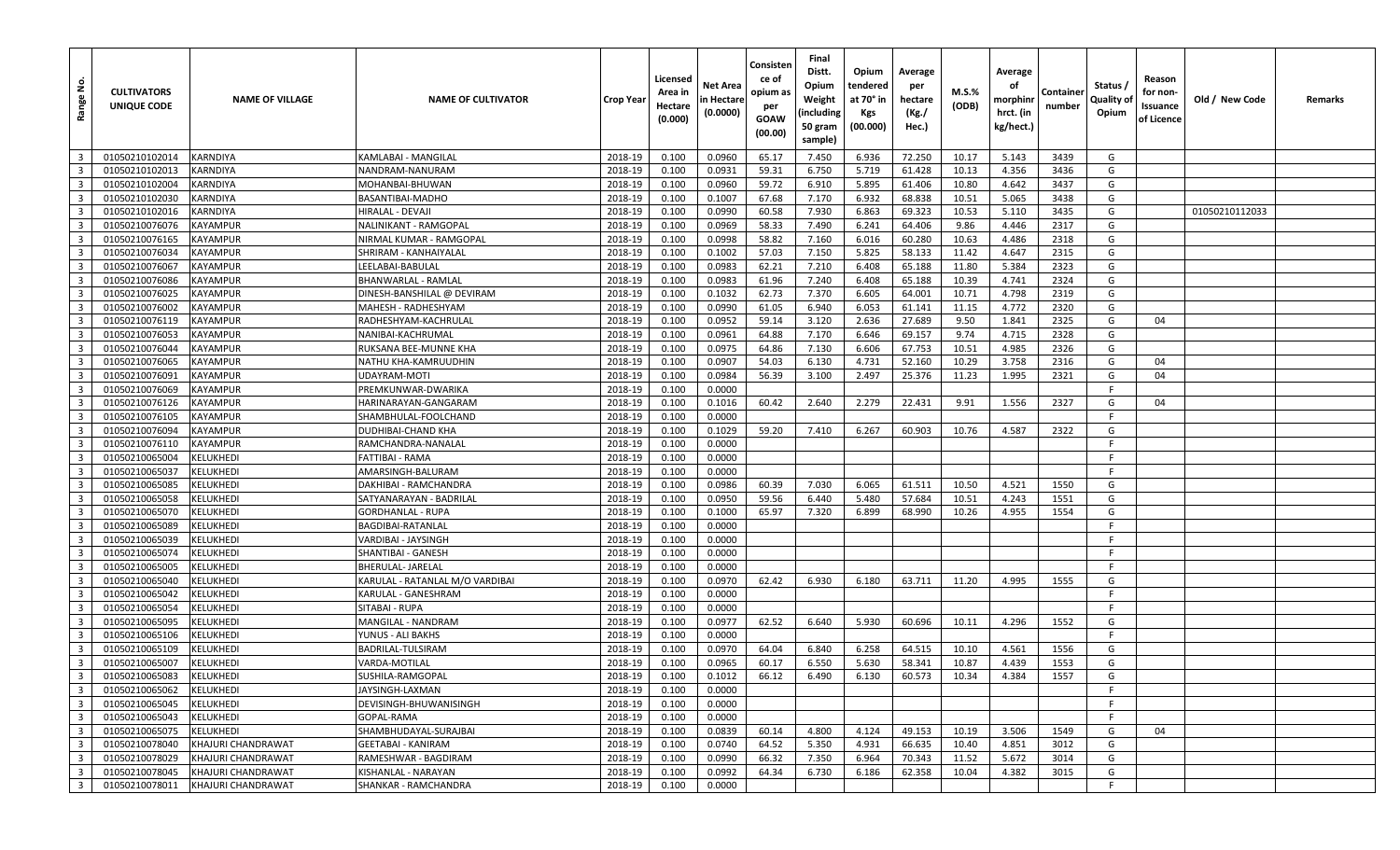| Range No. | CULTIVATORS UNIQUE CODE | NAME OF VILLAGE | NAME OF CULTIVATOR | Crop Year | Licensed Area in Hectare (0.000) | Net Area in Hectare (0.0000) | Consistence of opium as per GOAW (00.00) | Final Distt. Opium Weight (including 50 gram sample) | Opium tendered at 70° in Kgs (00.000) | Average per hectare (Kg./ Hec.) | M.S.% (ODB) | Average of morphinr hrct. (in kg/hect.) | Container number | Status / Quality of Opium | Reason for non-Issuance of Licence | Old / New Code | Remarks |
|---|---|---|---|---|---|---|---|---|---|---|---|---|---|---|---|---|---|
| 3 | 01050210102014 | KARNDIYA | KAMLABAI - MANGILAL | 2018-19 | 0.100 | 0.0960 | 65.17 | 7.450 | 6.936 | 72.250 | 10.17 | 5.143 | 3439 | G | | | |
| 3 | 01050210102013 | KARNDIYA | NANDRAM-NANURAM | 2018-19 | 0.100 | 0.0931 | 59.31 | 6.750 | 5.719 | 61.428 | 10.13 | 4.356 | 3436 | G | | | |
| 3 | 01050210102004 | KARNDIYA | MOHANBAI-BHUWAN | 2018-19 | 0.100 | 0.0960 | 59.72 | 6.910 | 5.895 | 61.406 | 10.80 | 4.642 | 3437 | G | | | |
| 3 | 01050210102030 | KARNDIYA | BASANTIBAI-MADHO | 2018-19 | 0.100 | 0.1007 | 67.68 | 7.170 | 6.932 | 68.838 | 10.51 | 5.065 | 3438 | G | | | |
| 3 | 01050210102016 | KARNDIYA | HIRALAL - DEVAJI | 2018-19 | 0.100 | 0.0990 | 60.58 | 7.930 | 6.863 | 69.323 | 10.53 | 5.110 | 3435 | G | | 01050210112033 | |
| 3 | 01050210076076 | KAYAMPUR | NALINIKANT - RAMGOPAL | 2018-19 | 0.100 | 0.0969 | 58.33 | 7.490 | 6.241 | 64.406 | 9.86 | 4.446 | 2317 | G | | | |
| 3 | 01050210076165 | KAYAMPUR | NIRMAL KUMAR - RAMGOPAL | 2018-19 | 0.100 | 0.0998 | 58.82 | 7.160 | 6.016 | 60.280 | 10.63 | 4.486 | 2318 | G | | | |
| 3 | 01050210076034 | KAYAMPUR | SHRIRAM - KANHAIYALAL | 2018-19 | 0.100 | 0.1002 | 57.03 | 7.150 | 5.825 | 58.133 | 11.42 | 4.647 | 2315 | G | | | |
| 3 | 01050210076067 | KAYAMPUR | LEELABAI-BABULAL | 2018-19 | 0.100 | 0.0983 | 62.21 | 7.210 | 6.408 | 65.188 | 11.80 | 5.384 | 2323 | G | | | |
| 3 | 01050210076086 | KAYAMPUR | BHANWARLAL - RAMLAL | 2018-19 | 0.100 | 0.0983 | 61.96 | 7.240 | 6.408 | 65.188 | 10.39 | 4.741 | 2324 | G | | | |
| 3 | 01050210076025 | KAYAMPUR | DINESH-BANSHILAL @ DEVIRAM | 2018-19 | 0.100 | 0.1032 | 62.73 | 7.370 | 6.605 | 64.001 | 10.71 | 4.798 | 2319 | G | | | |
| 3 | 01050210076002 | KAYAMPUR | MAHESH - RADHESHYAM | 2018-19 | 0.100 | 0.0990 | 61.05 | 6.940 | 6.053 | 61.141 | 11.15 | 4.772 | 2320 | G | | | |
| 3 | 01050210076119 | KAYAMPUR | RADHESHYAM-KACHRULAL | 2018-19 | 0.100 | 0.0952 | 59.14 | 3.120 | 2.636 | 27.689 | 9.50 | 1.841 | 2325 | G | 04 | | |
| 3 | 01050210076053 | KAYAMPUR | NANIBAI-KACHRUMAL | 2018-19 | 0.100 | 0.0961 | 64.88 | 7.170 | 6.646 | 69.157 | 9.74 | 4.715 | 2328 | G | | | |
| 3 | 01050210076044 | KAYAMPUR | RUKSANA BEE-MUNNE KHA | 2018-19 | 0.100 | 0.0975 | 64.86 | 7.130 | 6.606 | 67.753 | 10.51 | 4.985 | 2326 | G | | | |
| 3 | 01050210076065 | KAYAMPUR | NATHU KHA-KAMRUUDHIN | 2018-19 | 0.100 | 0.0907 | 54.03 | 6.130 | 4.731 | 52.160 | 10.29 | 3.758 | 2316 | G | 04 | | |
| 3 | 01050210076091 | KAYAMPUR | UDAYRAM-MOTI | 2018-19 | 0.100 | 0.0984 | 56.39 | 3.100 | 2.497 | 25.376 | 11.23 | 1.995 | 2321 | G | 04 | | |
| 3 | 01050210076069 | KAYAMPUR | PREMKUNWAR-DWARIKA | 2018-19 | 0.100 | 0.0000 | | | | | | | | F | | | |
| 3 | 01050210076126 | KAYAMPUR | HARINARAYAN-GANGARAM | 2018-19 | 0.100 | 0.1016 | 60.42 | 2.640 | 2.279 | 22.431 | 9.91 | 1.556 | 2327 | G | 04 | | |
| 3 | 01050210076105 | KAYAMPUR | SHAMBHULAL-FOOLCHAND | 2018-19 | 0.100 | 0.0000 | | | | | | | | F | | | |
| 3 | 01050210076094 | KAYAMPUR | DUDHIBAI-CHAND KHA | 2018-19 | 0.100 | 0.1029 | 59.20 | 7.410 | 6.267 | 60.903 | 10.76 | 4.587 | 2322 | G | | | |
| 3 | 01050210076110 | KAYAMPUR | RAMCHANDRA-NANALAL | 2018-19 | 0.100 | 0.0000 | | | | | | | | F | | | |
| 3 | 01050210065004 | KELUKHEDI | FATTIBAI - RAMA | 2018-19 | 0.100 | 0.0000 | | | | | | | | F | | | |
| 3 | 01050210065037 | KELUKHEDI | AMARSINGH-BALURAM | 2018-19 | 0.100 | 0.0000 | | | | | | | | F | | | |
| 3 | 01050210065085 | KELUKHEDI | DAKHIBAI - RAMCHANDRA | 2018-19 | 0.100 | 0.0986 | 60.39 | 7.030 | 6.065 | 61.511 | 10.50 | 4.521 | 1550 | G | | | |
| 3 | 01050210065058 | KELUKHEDI | SATYANARAYAN - BADRILAL | 2018-19 | 0.100 | 0.0950 | 59.56 | 6.440 | 5.480 | 57.684 | 10.51 | 4.243 | 1551 | G | | | |
| 3 | 01050210065070 | KELUKHEDI | GORDHANLAL - RUPA | 2018-19 | 0.100 | 0.1000 | 65.97 | 7.320 | 6.899 | 68.990 | 10.26 | 4.955 | 1554 | G | | | |
| 3 | 01050210065089 | KELUKHEDI | BAGDIBAI-RATANLAL | 2018-19 | 0.100 | 0.0000 | | | | | | | | F | | | |
| 3 | 01050210065039 | KELUKHEDI | VARDIBAI - JAYSINGH | 2018-19 | 0.100 | 0.0000 | | | | | | | | F | | | |
| 3 | 01050210065074 | KELUKHEDI | SHANTIBAI - GANESH | 2018-19 | 0.100 | 0.0000 | | | | | | | | F | | | |
| 3 | 01050210065005 | KELUKHEDI | BHERULAL- JARELAL | 2018-19 | 0.100 | 0.0000 | | | | | | | | F | | | |
| 3 | 01050210065040 | KELUKHEDI | KARULAL - RATANLAL M/O VARDIBAI | 2018-19 | 0.100 | 0.0970 | 62.42 | 6.930 | 6.180 | 63.711 | 11.20 | 4.995 | 1555 | G | | | |
| 3 | 01050210065042 | KELUKHEDI | KARULAL - GANESHRAM | 2018-19 | 0.100 | 0.0000 | | | | | | | | F | | | |
| 3 | 01050210065054 | KELUKHEDI | SITABAI - RUPA | 2018-19 | 0.100 | 0.0000 | | | | | | | | F | | | |
| 3 | 01050210065095 | KELUKHEDI | MANGILAL - NANDRAM | 2018-19 | 0.100 | 0.0977 | 62.52 | 6.640 | 5.930 | 60.696 | 10.11 | 4.296 | 1552 | G | | | |
| 3 | 01050210065106 | KELUKHEDI | YUNUS - ALI BAKHS | 2018-19 | 0.100 | 0.0000 | | | | | | | | F | | | |
| 3 | 01050210065109 | KELUKHEDI | BADRILAL-TULSIRAM | 2018-19 | 0.100 | 0.0970 | 64.04 | 6.840 | 6.258 | 64.515 | 10.10 | 4.561 | 1556 | G | | | |
| 3 | 01050210065007 | KELUKHEDI | VARDA-MOTILAL | 2018-19 | 0.100 | 0.0965 | 60.17 | 6.550 | 5.630 | 58.341 | 10.87 | 4.439 | 1553 | G | | | |
| 3 | 01050210065083 | KELUKHEDI | SUSHILA-RAMGOPAL | 2018-19 | 0.100 | 0.1012 | 66.12 | 6.490 | 6.130 | 60.573 | 10.34 | 4.384 | 1557 | G | | | |
| 3 | 01050210065062 | KELUKHEDI | JAYSINGH-LAXMAN | 2018-19 | 0.100 | 0.0000 | | | | | | | | F | | | |
| 3 | 01050210065045 | KELUKHEDI | DEVISINGH-BHUWANISINGH | 2018-19 | 0.100 | 0.0000 | | | | | | | | F | | | |
| 3 | 01050210065043 | KELUKHEDI | GOPAL-RAMA | 2018-19 | 0.100 | 0.0000 | | | | | | | | F | | | |
| 3 | 01050210065075 | KELUKHEDI | SHAMBHUDAYAL-SURAJBAI | 2018-19 | 0.100 | 0.0839 | 60.14 | 4.800 | 4.124 | 49.153 | 10.19 | 3.506 | 1549 | G | 04 | | |
| 3 | 01050210078040 | KHAJURI CHANDRAWAT | GEETABAI - KANIRAM | 2018-19 | 0.100 | 0.0740 | 64.52 | 5.350 | 4.931 | 66.635 | 10.40 | 4.851 | 3012 | G | | | |
| 3 | 01050210078029 | KHAJURI CHANDRAWAT | RAMESHWAR - BAGDIRAM | 2018-19 | 0.100 | 0.0990 | 66.32 | 7.350 | 6.964 | 70.343 | 11.52 | 5.672 | 3014 | G | | | |
| 3 | 01050210078045 | KHAJURI CHANDRAWAT | KISHANLAL - NARAYAN | 2018-19 | 0.100 | 0.0992 | 64.34 | 6.730 | 6.186 | 62.358 | 10.04 | 4.382 | 3015 | G | | | |
| 3 | 01050210078011 | KHAJURI CHANDRAWAT | SHANKAR - RAMCHANDRA | 2018-19 | 0.100 | 0.0000 | | | | | | | | F | | | |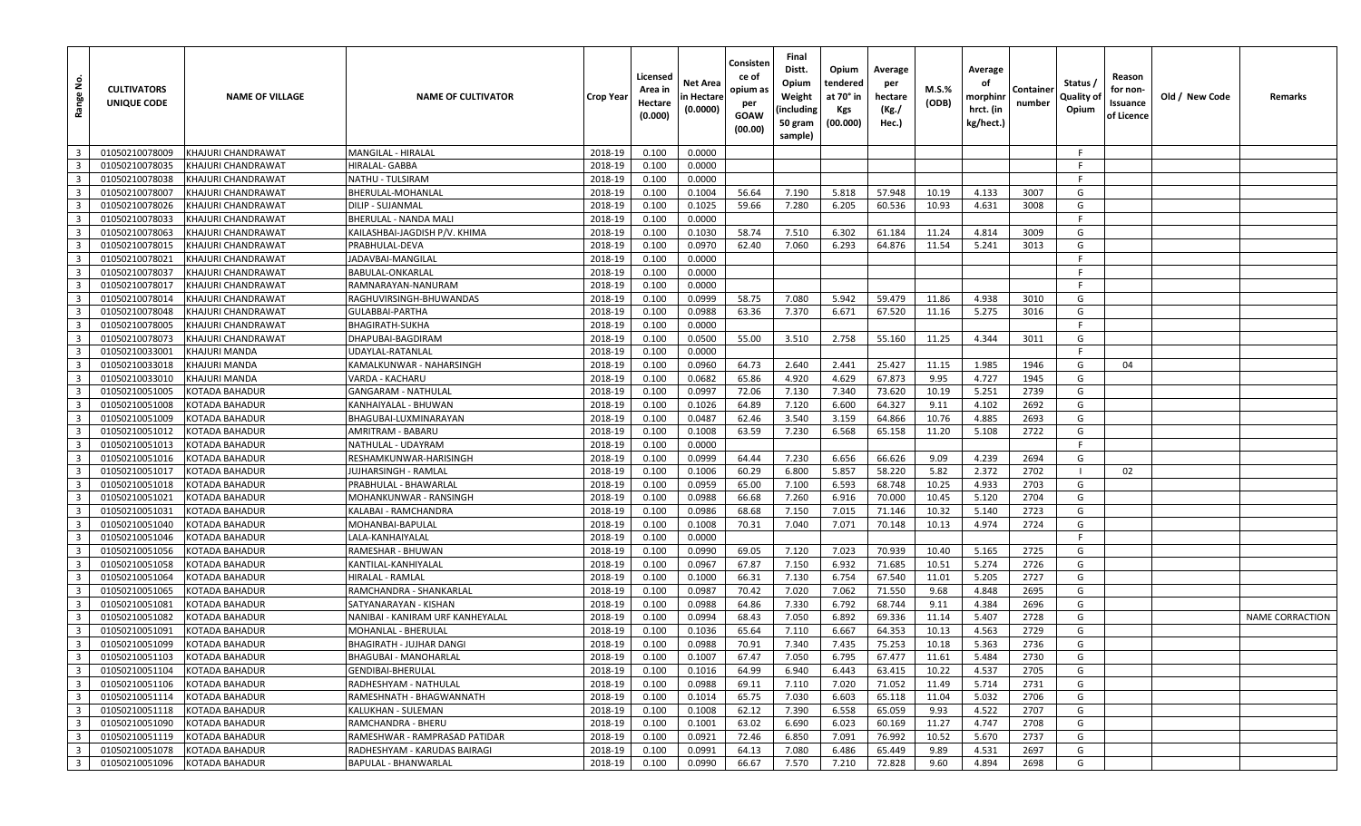| Range No. | CULTIVATORS UNIQUE CODE | NAME OF VILLAGE | NAME OF CULTIVATOR | Crop Year | Licensed Area in Hectare (0.000) | Net Area in Hectare (0.0000) | Consistence of opium as per GOAW (00.00) | Final Distt. Opium Weight (including 50 gram sample) | Opium tendered at 70° in Kgs (00.000) | Average per hectare (Kg./ Hec.) | M.S.% (ODB) | Average of morphinr hrct. (in kg/hect.) | Container number | Status / Quality of Opium | Reason for non-Issuance of Licence | Old / New Code | Remarks |
|---|---|---|---|---|---|---|---|---|---|---|---|---|---|---|---|---|---|
| 3 | 01050210078009 | KHAJURI CHANDRAWAT | MANGILAL - HIRALAL | 2018-19 | 0.100 | 0.0000 | | | | | | | | F | | | |
| 3 | 01050210078035 | KHAJURI CHANDRAWAT | HIRALAL- GABBA | 2018-19 | 0.100 | 0.0000 | | | | | | | | F | | | |
| 3 | 01050210078038 | KHAJURI CHANDRAWAT | NATHU - TULSIRAM | 2018-19 | 0.100 | 0.0000 | | | | | | | | F | | | |
| 3 | 01050210078007 | KHAJURI CHANDRAWAT | BHERULAL-MOHANLAL | 2018-19 | 0.100 | 0.1004 | 56.64 | 7.190 | 5.818 | 57.948 | 10.19 | 4.133 | 3007 | G | | | |
| 3 | 01050210078026 | KHAJURI CHANDRAWAT | DILIP - SUJANMAL | 2018-19 | 0.100 | 0.1025 | 59.66 | 7.280 | 6.205 | 60.536 | 10.93 | 4.631 | 3008 | G | | | |
| 3 | 01050210078033 | KHAJURI CHANDRAWAT | BHERULAL - NANDA MALI | 2018-19 | 0.100 | 0.0000 | | | | | | | | F | | | |
| 3 | 01050210078063 | KHAJURI CHANDRAWAT | KAILASHBAI-JAGDISH P/V. KHIMA | 2018-19 | 0.100 | 0.1030 | 58.74 | 7.510 | 6.302 | 61.184 | 11.24 | 4.814 | 3009 | G | | | |
| 3 | 01050210078015 | KHAJURI CHANDRAWAT | PRABHULAL-DEVA | 2018-19 | 0.100 | 0.0970 | 62.40 | 7.060 | 6.293 | 64.876 | 11.54 | 5.241 | 3013 | G | | | |
| 3 | 01050210078021 | KHAJURI CHANDRAWAT | JADAVBAI-MANGILAL | 2018-19 | 0.100 | 0.0000 | | | | | | | | F | | | |
| 3 | 01050210078037 | KHAJURI CHANDRAWAT | BABULAL-ONKARLAL | 2018-19 | 0.100 | 0.0000 | | | | | | | | F | | | |
| 3 | 01050210078017 | KHAJURI CHANDRAWAT | RAMNARAYAN-NANURAM | 2018-19 | 0.100 | 0.0000 | | | | | | | | F | | | |
| 3 | 01050210078014 | KHAJURI CHANDRAWAT | RAGHUVIRSINGH-BHUWANDAS | 2018-19 | 0.100 | 0.0999 | 58.75 | 7.080 | 5.942 | 59.479 | 11.86 | 4.938 | 3010 | G | | | |
| 3 | 01050210078048 | KHAJURI CHANDRAWAT | GULABBAI-PARTHA | 2018-19 | 0.100 | 0.0988 | 63.36 | 7.370 | 6.671 | 67.520 | 11.16 | 5.275 | 3016 | G | | | |
| 3 | 01050210078005 | KHAJURI CHANDRAWAT | BHAGIRATH-SUKHA | 2018-19 | 0.100 | 0.0000 | | | | | | | | F | | | |
| 3 | 01050210078073 | KHAJURI CHANDRAWAT | DHAPUBAI-BAGDIRAM | 2018-19 | 0.100 | 0.0500 | 55.00 | 3.510 | 2.758 | 55.160 | 11.25 | 4.344 | 3011 | G | | | |
| 3 | 01050210033001 | KHAJURI MANDA | UDAYLAL-RATANLAL | 2018-19 | 0.100 | 0.0000 | | | | | | | | F | | | |
| 3 | 01050210033018 | KHAJURI MANDA | KAMALKUNWAR - NAHARSINGH | 2018-19 | 0.100 | 0.0960 | 64.73 | 2.640 | 2.441 | 25.427 | 11.15 | 1.985 | 1946 | G | 04 | | |
| 3 | 01050210033010 | KHAJURI MANDA | VARDA - KACHARU | 2018-19 | 0.100 | 0.0682 | 65.86 | 4.920 | 4.629 | 67.873 | 9.95 | 4.727 | 1945 | G | | | |
| 3 | 01050210051005 | KOTADA BAHADUR | GANGARAM - NATHULAL | 2018-19 | 0.100 | 0.0997 | 72.06 | 7.130 | 7.340 | 73.620 | 10.19 | 5.251 | 2739 | G | | | |
| 3 | 01050210051008 | KOTADA BAHADUR | KANHAIYALAL - BHUWAN | 2018-19 | 0.100 | 0.1026 | 64.89 | 7.120 | 6.600 | 64.327 | 9.11 | 4.102 | 2692 | G | | | |
| 3 | 01050210051009 | KOTADA BAHADUR | BHAGUBAI-LUXMINARAYAN | 2018-19 | 0.100 | 0.0487 | 62.46 | 3.540 | 3.159 | 64.866 | 10.76 | 4.885 | 2693 | G | | | |
| 3 | 01050210051012 | KOTADA BAHADUR | AMRITRAM - BABARU | 2018-19 | 0.100 | 0.1008 | 63.59 | 7.230 | 6.568 | 65.158 | 11.20 | 5.108 | 2722 | G | | | |
| 3 | 01050210051013 | KOTADA BAHADUR | NATHULAL - UDAYRAM | 2018-19 | 0.100 | 0.0000 | | | | | | | | F | | | |
| 3 | 01050210051016 | KOTADA BAHADUR | RESHAMKUNWAR-HARISINGH | 2018-19 | 0.100 | 0.0999 | 64.44 | 7.230 | 6.656 | 66.626 | 9.09 | 4.239 | 2694 | G | | | |
| 3 | 01050210051017 | KOTADA BAHADUR | JUJHARSINGH - RAMLAL | 2018-19 | 0.100 | 0.1006 | 60.29 | 6.800 | 5.857 | 58.220 | 5.82 | 2.372 | 2702 | I | 02 | | |
| 3 | 01050210051018 | KOTADA BAHADUR | PRABHULAL - BHAWARLAL | 2018-19 | 0.100 | 0.0959 | 65.00 | 7.100 | 6.593 | 68.748 | 10.25 | 4.933 | 2703 | G | | | |
| 3 | 01050210051021 | KOTADA BAHADUR | MOHANKUNWAR - RANSINGH | 2018-19 | 0.100 | 0.0988 | 66.68 | 7.260 | 6.916 | 70.000 | 10.45 | 5.120 | 2704 | G | | | |
| 3 | 01050210051031 | KOTADA BAHADUR | KALABAI - RAMCHANDRA | 2018-19 | 0.100 | 0.0986 | 68.68 | 7.150 | 7.015 | 71.146 | 10.32 | 5.140 | 2723 | G | | | |
| 3 | 01050210051040 | KOTADA BAHADUR | MOHANBAI-BAPULAL | 2018-19 | 0.100 | 0.1008 | 70.31 | 7.040 | 7.071 | 70.148 | 10.13 | 4.974 | 2724 | G | | | |
| 3 | 01050210051046 | KOTADA BAHADUR | LALA-KANHAIYALAL | 2018-19 | 0.100 | 0.0000 | | | | | | | | F | | | |
| 3 | 01050210051056 | KOTADA BAHADUR | RAMESHAR - BHUWAN | 2018-19 | 0.100 | 0.0990 | 69.05 | 7.120 | 7.023 | 70.939 | 10.40 | 5.165 | 2725 | G | | | |
| 3 | 01050210051058 | KOTADA BAHADUR | KANTILAL-KANHIYALAL | 2018-19 | 0.100 | 0.0967 | 67.87 | 7.150 | 6.932 | 71.685 | 10.51 | 5.274 | 2726 | G | | | |
| 3 | 01050210051064 | KOTADA BAHADUR | HIRALAL - RAMLAL | 2018-19 | 0.100 | 0.1000 | 66.31 | 7.130 | 6.754 | 67.540 | 11.01 | 5.205 | 2727 | G | | | |
| 3 | 01050210051065 | KOTADA BAHADUR | RAMCHANDRA - SHANKARLAL | 2018-19 | 0.100 | 0.0987 | 70.42 | 7.020 | 7.062 | 71.550 | 9.68 | 4.848 | 2695 | G | | | |
| 3 | 01050210051081 | KOTADA BAHADUR | SATYANARAYAN - KISHAN | 2018-19 | 0.100 | 0.0988 | 64.86 | 7.330 | 6.792 | 68.744 | 9.11 | 4.384 | 2696 | G | | | |
| 3 | 01050210051082 | KOTADA BAHADUR | NANIBAI - KANIRAM URF KANHEYALAL | 2018-19 | 0.100 | 0.0994 | 68.43 | 7.050 | 6.892 | 69.336 | 11.14 | 5.407 | 2728 | G | | | NAME CORRACTION |
| 3 | 01050210051091 | KOTADA BAHADUR | MOHANLAL - BHERULAL | 2018-19 | 0.100 | 0.1036 | 65.64 | 7.110 | 6.667 | 64.353 | 10.13 | 4.563 | 2729 | G | | | |
| 3 | 01050210051099 | KOTADA BAHADUR | BHAGIRATH - JUJHAR DANGI | 2018-19 | 0.100 | 0.0988 | 70.91 | 7.340 | 7.435 | 75.253 | 10.18 | 5.363 | 2736 | G | | | |
| 3 | 01050210051103 | KOTADA BAHADUR | BHAGUBAI - MANOHARLAL | 2018-19 | 0.100 | 0.1007 | 67.47 | 7.050 | 6.795 | 67.477 | 11.61 | 5.484 | 2730 | G | | | |
| 3 | 01050210051104 | KOTADA BAHADUR | GENDIBAI-BHERULAL | 2018-19 | 0.100 | 0.1016 | 64.99 | 6.940 | 6.443 | 63.415 | 10.22 | 4.537 | 2705 | G | | | |
| 3 | 01050210051106 | KOTADA BAHADUR | RADHESHYAM - NATHULAL | 2018-19 | 0.100 | 0.0988 | 69.11 | 7.110 | 7.020 | 71.052 | 11.49 | 5.714 | 2731 | G | | | |
| 3 | 01050210051114 | KOTADA BAHADUR | RAMESHNATH - BHAGWANNATH | 2018-19 | 0.100 | 0.1014 | 65.75 | 7.030 | 6.603 | 65.118 | 11.04 | 5.032 | 2706 | G | | | |
| 3 | 01050210051118 | KOTADA BAHADUR | KALUKHAN - SULEMAN | 2018-19 | 0.100 | 0.1008 | 62.12 | 7.390 | 6.558 | 65.059 | 9.93 | 4.522 | 2707 | G | | | |
| 3 | 01050210051090 | KOTADA BAHADUR | RAMCHANDRA - BHERU | 2018-19 | 0.100 | 0.1001 | 63.02 | 6.690 | 6.023 | 60.169 | 11.27 | 4.747 | 2708 | G | | | |
| 3 | 01050210051119 | KOTADA BAHADUR | RAMESHWAR - RAMPRASAD PATIDAR | 2018-19 | 0.100 | 0.0921 | 72.46 | 6.850 | 7.091 | 76.992 | 10.52 | 5.670 | 2737 | G | | | |
| 3 | 01050210051078 | KOTADA BAHADUR | RADHESHYAM - KARUDAS BAIRAGI | 2018-19 | 0.100 | 0.0991 | 64.13 | 7.080 | 6.486 | 65.449 | 9.89 | 4.531 | 2697 | G | | | |
| 3 | 01050210051096 | KOTADA BAHADUR | BAPULAL - BHANWARLAL | 2018-19 | 0.100 | 0.0990 | 66.67 | 7.570 | 7.210 | 72.828 | 9.60 | 4.894 | 2698 | G | | | |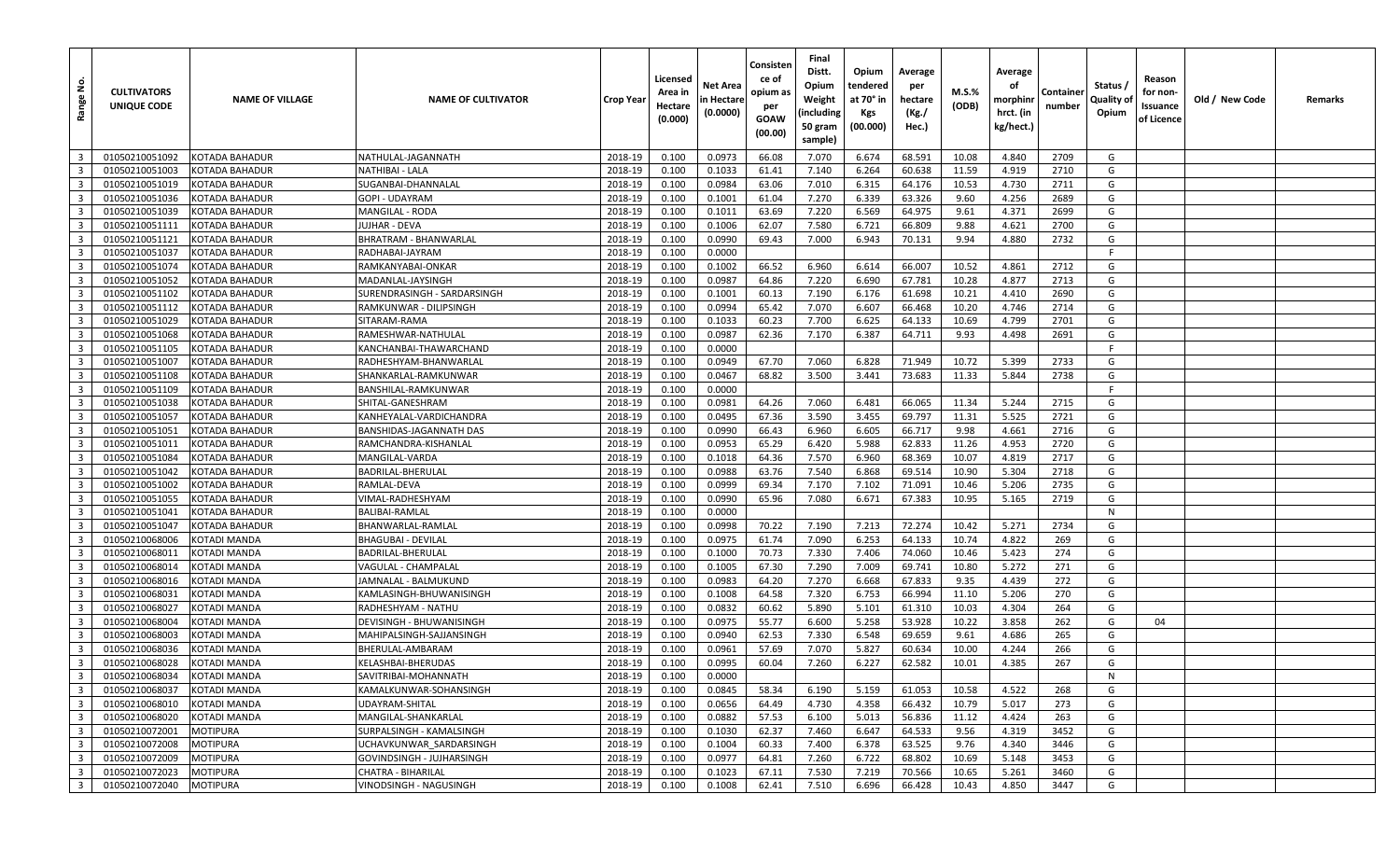| Range No. | CULTIVATORS UNIQUE CODE | NAME OF VILLAGE | NAME OF CULTIVATOR | Crop Year | Licensed Area in Hectare (0.000) | Net Area in Hectare (0.0000) | Consistence of opium as per GOAW (00.00) | Final Distt. Opium Weight (including 50 gram sample) | Opium tendered at 70° in Kgs (00.000) | Average per hectare (Kg./ Hec.) | M.S.% (ODB) | Average of morphinr hrct. (in kg/hect.) | Container number | Status / Quality of Opium | Reason for non-Issuance of Licence | Old / New Code | Remarks |
|---|---|---|---|---|---|---|---|---|---|---|---|---|---|---|---|---|---|
| 3 | 01050210051092 | KOTADA BAHADUR | NATHULAL-JAGANNATH | 2018-19 | 0.100 | 0.0973 | 66.08 | 7.070 | 6.674 | 68.591 | 10.08 | 4.840 | 2709 | G | | | |
| 3 | 01050210051003 | KOTADA BAHADUR | NATHIBAI - LALA | 2018-19 | 0.100 | 0.1033 | 61.41 | 7.140 | 6.264 | 60.638 | 11.59 | 4.919 | 2710 | G | | | |
| 3 | 01050210051019 | KOTADA BAHADUR | SUGANBAI-DHANNALAL | 2018-19 | 0.100 | 0.0984 | 63.06 | 7.010 | 6.315 | 64.176 | 10.53 | 4.730 | 2711 | G | | | |
| 3 | 01050210051036 | KOTADA BAHADUR | GOPI - UDAYRAM | 2018-19 | 0.100 | 0.1001 | 61.04 | 7.270 | 6.339 | 63.326 | 9.60 | 4.256 | 2689 | G | | | |
| 3 | 01050210051039 | KOTADA BAHADUR | MANGILAL - RODA | 2018-19 | 0.100 | 0.1011 | 63.69 | 7.220 | 6.569 | 64.975 | 9.61 | 4.371 | 2699 | G | | | |
| 3 | 01050210051111 | KOTADA BAHADUR | JUJHAR - DEVA | 2018-19 | 0.100 | 0.1006 | 62.07 | 7.580 | 6.721 | 66.809 | 9.88 | 4.621 | 2700 | G | | | |
| 3 | 01050210051121 | KOTADA BAHADUR | BHRATRAM - BHANWARLAL | 2018-19 | 0.100 | 0.0990 | 69.43 | 7.000 | 6.943 | 70.131 | 9.94 | 4.880 | 2732 | G | | | |
| 3 | 01050210051037 | KOTADA BAHADUR | RADHABAI-JAYRAM | 2018-19 | 0.100 | 0.0000 | | | | | | | | F | | | |
| 3 | 01050210051074 | KOTADA BAHADUR | RAMKANYABAI-ONKAR | 2018-19 | 0.100 | 0.1002 | 66.52 | 6.960 | 6.614 | 66.007 | 10.52 | 4.861 | 2712 | G | | | |
| 3 | 01050210051052 | KOTADA BAHADUR | MADANLAL-JAYSINGH | 2018-19 | 0.100 | 0.0987 | 64.86 | 7.220 | 6.690 | 67.781 | 10.28 | 4.877 | 2713 | G | | | |
| 3 | 01050210051102 | KOTADA BAHADUR | SURENDRASINGH - SARDARSINGH | 2018-19 | 0.100 | 0.1001 | 60.13 | 7.190 | 6.176 | 61.698 | 10.21 | 4.410 | 2690 | G | | | |
| 3 | 01050210051112 | KOTADA BAHADUR | RAMKUNWAR - DILIPSINGH | 2018-19 | 0.100 | 0.0994 | 65.42 | 7.070 | 6.607 | 66.468 | 10.20 | 4.746 | 2714 | G | | | |
| 3 | 01050210051029 | KOTADA BAHADUR | SITARAM-RAMA | 2018-19 | 0.100 | 0.1033 | 60.23 | 7.700 | 6.625 | 64.133 | 10.69 | 4.799 | 2701 | G | | | |
| 3 | 01050210051068 | KOTADA BAHADUR | RAMESHWAR-NATHULAL | 2018-19 | 0.100 | 0.0987 | 62.36 | 7.170 | 6.387 | 64.711 | 9.93 | 4.498 | 2691 | G | | | |
| 3 | 01050210051105 | KOTADA BAHADUR | KANCHANBAI-THAWARCHAND | 2018-19 | 0.100 | 0.0000 | | | | | | | | F | | | |
| 3 | 01050210051007 | KOTADA BAHADUR | RADHESHYAM-BHANWARLAL | 2018-19 | 0.100 | 0.0949 | 67.70 | 7.060 | 6.828 | 71.949 | 10.72 | 5.399 | 2733 | G | | | |
| 3 | 01050210051108 | KOTADA BAHADUR | SHANKARLAL-RAMKUNWAR | 2018-19 | 0.100 | 0.0467 | 68.82 | 3.500 | 3.441 | 73.683 | 11.33 | 5.844 | 2738 | G | | | |
| 3 | 01050210051109 | KOTADA BAHADUR | BANSHILAL-RAMKUNWAR | 2018-19 | 0.100 | 0.0000 | | | | | | | | F | | | |
| 3 | 01050210051038 | KOTADA BAHADUR | SHITAL-GANESHRAM | 2018-19 | 0.100 | 0.0981 | 64.26 | 7.060 | 6.481 | 66.065 | 11.34 | 5.244 | 2715 | G | | | |
| 3 | 01050210051057 | KOTADA BAHADUR | KANHEYALAL-VARDICHANDRA | 2018-19 | 0.100 | 0.0495 | 67.36 | 3.590 | 3.455 | 69.797 | 11.31 | 5.525 | 2721 | G | | | |
| 3 | 01050210051051 | KOTADA BAHADUR | BANSHIDAS-JAGANNATH DAS | 2018-19 | 0.100 | 0.0990 | 66.43 | 6.960 | 6.605 | 66.717 | 9.98 | 4.661 | 2716 | G | | | |
| 3 | 01050210051011 | KOTADA BAHADUR | RAMCHANDRA-KISHANLAL | 2018-19 | 0.100 | 0.0953 | 65.29 | 6.420 | 5.988 | 62.833 | 11.26 | 4.953 | 2720 | G | | | |
| 3 | 01050210051084 | KOTADA BAHADUR | MANGILAL-VARDA | 2018-19 | 0.100 | 0.1018 | 64.36 | 7.570 | 6.960 | 68.369 | 10.07 | 4.819 | 2717 | G | | | |
| 3 | 01050210051042 | KOTADA BAHADUR | BADRILAL-BHERULAL | 2018-19 | 0.100 | 0.0988 | 63.76 | 7.540 | 6.868 | 69.514 | 10.90 | 5.304 | 2718 | G | | | |
| 3 | 01050210051002 | KOTADA BAHADUR | RAMLAL-DEVA | 2018-19 | 0.100 | 0.0999 | 69.34 | 7.170 | 7.102 | 71.091 | 10.46 | 5.206 | 2735 | G | | | |
| 3 | 01050210051055 | KOTADA BAHADUR | VIMAL-RADHESHYAM | 2018-19 | 0.100 | 0.0990 | 65.96 | 7.080 | 6.671 | 67.383 | 10.95 | 5.165 | 2719 | G | | | |
| 3 | 01050210051041 | KOTADA BAHADUR | BALIBAI-RAMLAL | 2018-19 | 0.100 | 0.0000 | | | | | | | | N | | | |
| 3 | 01050210051047 | KOTADA BAHADUR | BHANWARLAL-RAMLAL | 2018-19 | 0.100 | 0.0998 | 70.22 | 7.190 | 7.213 | 72.274 | 10.42 | 5.271 | 2734 | G | | | |
| 3 | 01050210068006 | KOTADI MANDA | BHAGUBAI - DEVILAL | 2018-19 | 0.100 | 0.0975 | 61.74 | 7.090 | 6.253 | 64.133 | 10.74 | 4.822 | 269 | G | | | |
| 3 | 01050210068011 | KOTADI MANDA | BADRILAL-BHERULAL | 2018-19 | 0.100 | 0.1000 | 70.73 | 7.330 | 7.406 | 74.060 | 10.46 | 5.423 | 274 | G | | | |
| 3 | 01050210068014 | KOTADI MANDA | VAGULAL - CHAMPALAL | 2018-19 | 0.100 | 0.1005 | 67.30 | 7.290 | 7.009 | 69.741 | 10.80 | 5.272 | 271 | G | | | |
| 3 | 01050210068016 | KOTADI MANDA | JAMNALAL - BALMUKUND | 2018-19 | 0.100 | 0.0983 | 64.20 | 7.270 | 6.668 | 67.833 | 9.35 | 4.439 | 272 | G | | | |
| 3 | 01050210068031 | KOTADI MANDA | KAMLASINGH-BHUWANISINGH | 2018-19 | 0.100 | 0.1008 | 64.58 | 7.320 | 6.753 | 66.994 | 11.10 | 5.206 | 270 | G | | | |
| 3 | 01050210068027 | KOTADI MANDA | RADHESHYAM - NATHU | 2018-19 | 0.100 | 0.0832 | 60.62 | 5.890 | 5.101 | 61.310 | 10.03 | 4.304 | 264 | G | | | |
| 3 | 01050210068004 | KOTADI MANDA | DEVISINGH - BHUWANISINGH | 2018-19 | 0.100 | 0.0975 | 55.77 | 6.600 | 5.258 | 53.928 | 10.22 | 3.858 | 262 | G | 04 | | |
| 3 | 01050210068003 | KOTADI MANDA | MAHIPALSINGH-SAJJANSINGH | 2018-19 | 0.100 | 0.0940 | 62.53 | 7.330 | 6.548 | 69.659 | 9.61 | 4.686 | 265 | G | | | |
| 3 | 01050210068036 | KOTADI MANDA | BHERULAL-AMBARAM | 2018-19 | 0.100 | 0.0961 | 57.69 | 7.070 | 5.827 | 60.634 | 10.00 | 4.244 | 266 | G | | | |
| 3 | 01050210068028 | KOTADI MANDA | KELASHBAI-BHERUDAS | 2018-19 | 0.100 | 0.0995 | 60.04 | 7.260 | 6.227 | 62.582 | 10.01 | 4.385 | 267 | G | | | |
| 3 | 01050210068034 | KOTADI MANDA | SAVITRIBAI-MOHANNATH | 2018-19 | 0.100 | 0.0000 | | | | | | | | N | | | |
| 3 | 01050210068037 | KOTADI MANDA | KAMALKUNWAR-SOHANSINGH | 2018-19 | 0.100 | 0.0845 | 58.34 | 6.190 | 5.159 | 61.053 | 10.58 | 4.522 | 268 | G | | | |
| 3 | 01050210068010 | KOTADI MANDA | UDAYRAM-SHITAL | 2018-19 | 0.100 | 0.0656 | 64.49 | 4.730 | 4.358 | 66.432 | 10.79 | 5.017 | 273 | G | | | |
| 3 | 01050210068020 | KOTADI MANDA | MANGILAL-SHANKARLAL | 2018-19 | 0.100 | 0.0882 | 57.53 | 6.100 | 5.013 | 56.836 | 11.12 | 4.424 | 263 | G | | | |
| 3 | 01050210072001 | MOTIPURA | SURPALSINGH - KAMALSINGH | 2018-19 | 0.100 | 0.1030 | 62.37 | 7.460 | 6.647 | 64.533 | 9.56 | 4.319 | 3452 | G | | | |
| 3 | 01050210072008 | MOTIPURA | UCHAVKUNWAR_SARDARSINGH | 2018-19 | 0.100 | 0.1004 | 60.33 | 7.400 | 6.378 | 63.525 | 9.76 | 4.340 | 3446 | G | | | |
| 3 | 01050210072009 | MOTIPURA | GOVINDSINGH - JUJHARSINGH | 2018-19 | 0.100 | 0.0977 | 64.81 | 7.260 | 6.722 | 68.802 | 10.69 | 5.148 | 3453 | G | | | |
| 3 | 01050210072023 | MOTIPURA | CHATRA - BIHARILAL | 2018-19 | 0.100 | 0.1023 | 67.11 | 7.530 | 7.219 | 70.566 | 10.65 | 5.261 | 3460 | G | | | |
| 3 | 01050210072040 | MOTIPURA | VINODSINGH - NAGUSINGH | 2018-19 | 0.100 | 0.1008 | 62.41 | 7.510 | 6.696 | 66.428 | 10.43 | 4.850 | 3447 | G | | | |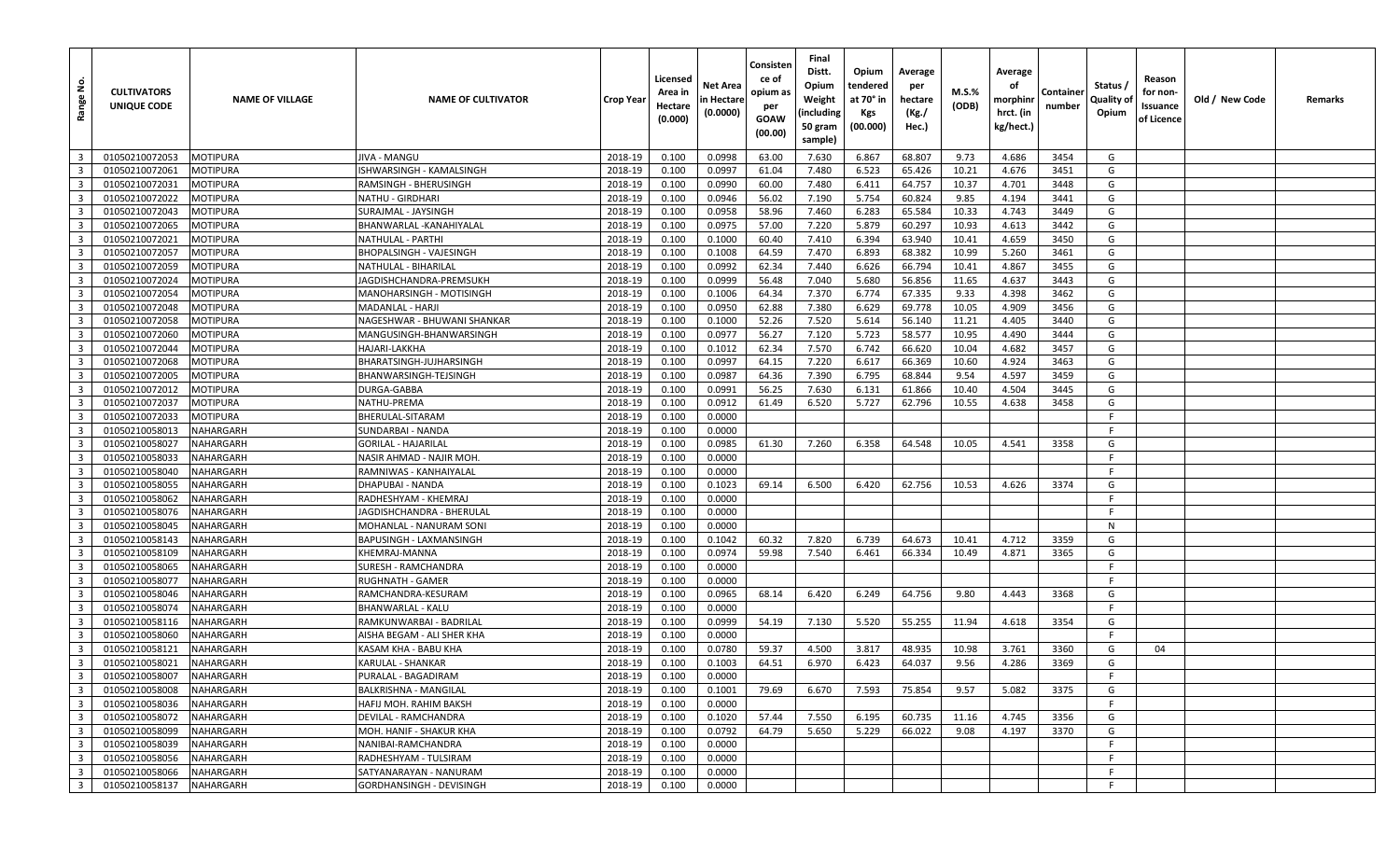| Range No. | CULTIVATORS UNIQUE CODE | NAME OF VILLAGE | NAME OF CULTIVATOR | Crop Year | Licensed Area in Hectare (0.000) | Net Area in Hectare (0.0000) | Consistence of opium as per GOAW (00.00) | Final Distt. Opium Weight (including 50 gram sample) | Opium tendered at 70° in Kgs (00.000) | Average per hectare (Kg./ Hec.) | M.S.% (ODB) | Average of morphinr hrct. (in kg/hect.) | Container number | Status / Quality of Opium | Reason for non-Issuance of Licence | Old / New Code | Remarks |
|---|---|---|---|---|---|---|---|---|---|---|---|---|---|---|---|---|---|
| 3 | 01050210072053 | MOTIPURA | JIVA - MANGU | 2018-19 | 0.100 | 0.0998 | 63.00 | 7.630 | 6.867 | 68.807 | 9.73 | 4.686 | 3454 | G | | | |
| 3 | 01050210072061 | MOTIPURA | ISHWARSINGH - KAMALSINGH | 2018-19 | 0.100 | 0.0997 | 61.04 | 7.480 | 6.523 | 65.426 | 10.21 | 4.676 | 3451 | G | | | |
| 3 | 01050210072031 | MOTIPURA | RAMSINGH - BHERUSINGH | 2018-19 | 0.100 | 0.0990 | 60.00 | 7.480 | 6.411 | 64.757 | 10.37 | 4.701 | 3448 | G | | | |
| 3 | 01050210072022 | MOTIPURA | NATHU - GIRDHARI | 2018-19 | 0.100 | 0.0946 | 56.02 | 7.190 | 5.754 | 60.824 | 9.85 | 4.194 | 3441 | G | | | |
| 3 | 01050210072043 | MOTIPURA | SURAJMAL - JAYSINGH | 2018-19 | 0.100 | 0.0958 | 58.96 | 7.460 | 6.283 | 65.584 | 10.33 | 4.743 | 3449 | G | | | |
| 3 | 01050210072065 | MOTIPURA | BHANWARLAL -KANAHIYALAL | 2018-19 | 0.100 | 0.0975 | 57.00 | 7.220 | 5.879 | 60.297 | 10.93 | 4.613 | 3442 | G | | | |
| 3 | 01050210072021 | MOTIPURA | NATHULAL - PARTHI | 2018-19 | 0.100 | 0.1000 | 60.40 | 7.410 | 6.394 | 63.940 | 10.41 | 4.659 | 3450 | G | | | |
| 3 | 01050210072057 | MOTIPURA | BHOPALSINGH - VAJESINGH | 2018-19 | 0.100 | 0.1008 | 64.59 | 7.470 | 6.893 | 68.382 | 10.99 | 5.260 | 3461 | G | | | |
| 3 | 01050210072059 | MOTIPURA | NATHULAL - BIHARILAL | 2018-19 | 0.100 | 0.0992 | 62.34 | 7.440 | 6.626 | 66.794 | 10.41 | 4.867 | 3455 | G | | | |
| 3 | 01050210072024 | MOTIPURA | JAGDISHCHANDRA-PREMSUKH | 2018-19 | 0.100 | 0.0999 | 56.48 | 7.040 | 5.680 | 56.856 | 11.65 | 4.637 | 3443 | G | | | |
| 3 | 01050210072054 | MOTIPURA | MANOHARSINGH - MOTISINGH | 2018-19 | 0.100 | 0.1006 | 64.34 | 7.370 | 6.774 | 67.335 | 9.33 | 4.398 | 3462 | G | | | |
| 3 | 01050210072048 | MOTIPURA | MADANLAL - HARJI | 2018-19 | 0.100 | 0.0950 | 62.88 | 7.380 | 6.629 | 69.778 | 10.05 | 4.909 | 3456 | G | | | |
| 3 | 01050210072058 | MOTIPURA | NAGESHWAR - BHUWANI SHANKAR | 2018-19 | 0.100 | 0.1000 | 52.26 | 7.520 | 5.614 | 56.140 | 11.21 | 4.405 | 3440 | G | | | |
| 3 | 01050210072060 | MOTIPURA | MANGUSINGH-BHANWARSINGH | 2018-19 | 0.100 | 0.0977 | 56.27 | 7.120 | 5.723 | 58.577 | 10.95 | 4.490 | 3444 | G | | | |
| 3 | 01050210072044 | MOTIPURA | HAJARI-LAKKHA | 2018-19 | 0.100 | 0.1012 | 62.34 | 7.570 | 6.742 | 66.620 | 10.04 | 4.682 | 3457 | G | | | |
| 3 | 01050210072068 | MOTIPURA | BHARATSINGH-JUJHARSINGH | 2018-19 | 0.100 | 0.0997 | 64.15 | 7.220 | 6.617 | 66.369 | 10.60 | 4.924 | 3463 | G | | | |
| 3 | 01050210072005 | MOTIPURA | BHANWARSINGH-TEJSINGH | 2018-19 | 0.100 | 0.0987 | 64.36 | 7.390 | 6.795 | 68.844 | 9.54 | 4.597 | 3459 | G | | | |
| 3 | 01050210072012 | MOTIPURA | DURGA-GABBA | 2018-19 | 0.100 | 0.0991 | 56.25 | 7.630 | 6.131 | 61.866 | 10.40 | 4.504 | 3445 | G | | | |
| 3 | 01050210072037 | MOTIPURA | NATHU-PREMA | 2018-19 | 0.100 | 0.0912 | 61.49 | 6.520 | 5.727 | 62.796 | 10.55 | 4.638 | 3458 | G | | | |
| 3 | 01050210072033 | MOTIPURA | BHERULAL-SITARAM | 2018-19 | 0.100 | 0.0000 | | | | | | | | F | | | |
| 3 | 01050210058013 | NAHARGARH | SUNDARBAI - NANDA | 2018-19 | 0.100 | 0.0000 | | | | | | | | F | | | |
| 3 | 01050210058027 | NAHARGARH | GORILAL - HAJARILAL | 2018-19 | 0.100 | 0.0985 | 61.30 | 7.260 | 6.358 | 64.548 | 10.05 | 4.541 | 3358 | G | | | |
| 3 | 01050210058033 | NAHARGARH | NASIR AHMAD - NAJIR MOH. | 2018-19 | 0.100 | 0.0000 | | | | | | | | F | | | |
| 3 | 01050210058040 | NAHARGARH | RAMNIWAS - KANHAIYALAL | 2018-19 | 0.100 | 0.0000 | | | | | | | | F | | | |
| 3 | 01050210058055 | NAHARGARH | DHAPUBAI - NANDA | 2018-19 | 0.100 | 0.1023 | 69.14 | 6.500 | 6.420 | 62.756 | 10.53 | 4.626 | 3374 | G | | | |
| 3 | 01050210058062 | NAHARGARH | RADHESHYAM - KHEMRAJ | 2018-19 | 0.100 | 0.0000 | | | | | | | | F | | | |
| 3 | 01050210058076 | NAHARGARH | JAGDISHCHANDRA - BHERULAL | 2018-19 | 0.100 | 0.0000 | | | | | | | | F | | | |
| 3 | 01050210058045 | NAHARGARH | MOHANLAL - NANURAM SONI | 2018-19 | 0.100 | 0.0000 | | | | | | | | N | | | |
| 3 | 01050210058143 | NAHARGARH | BAPUSINGH - LAXMANSINGH | 2018-19 | 0.100 | 0.1042 | 60.32 | 7.820 | 6.739 | 64.673 | 10.41 | 4.712 | 3359 | G | | | |
| 3 | 01050210058109 | NAHARGARH | KHEMRAJ-MANNA | 2018-19 | 0.100 | 0.0974 | 59.98 | 7.540 | 6.461 | 66.334 | 10.49 | 4.871 | 3365 | G | | | |
| 3 | 01050210058065 | NAHARGARH | SURESH - RAMCHANDRA | 2018-19 | 0.100 | 0.0000 | | | | | | | | F | | | |
| 3 | 01050210058077 | NAHARGARH | RUGHNATH - GAMER | 2018-19 | 0.100 | 0.0000 | | | | | | | | F | | | |
| 3 | 01050210058046 | NAHARGARH | RAMCHANDRA-KESURAM | 2018-19 | 0.100 | 0.0965 | 68.14 | 6.420 | 6.249 | 64.756 | 9.80 | 4.443 | 3368 | G | | | |
| 3 | 01050210058074 | NAHARGARH | BHANWARLAL - KALU | 2018-19 | 0.100 | 0.0000 | | | | | | | | F | | | |
| 3 | 01050210058116 | NAHARGARH | RAMKUNWARBAI - BADRILAL | 2018-19 | 0.100 | 0.0999 | 54.19 | 7.130 | 5.520 | 55.255 | 11.94 | 4.618 | 3354 | G | | | |
| 3 | 01050210058060 | NAHARGARH | AISHA BEGAM - ALI SHER KHA | 2018-19 | 0.100 | 0.0000 | | | | | | | | F | | | |
| 3 | 01050210058121 | NAHARGARH | KASAM KHA - BABU KHA | 2018-19 | 0.100 | 0.0780 | 59.37 | 4.500 | 3.817 | 48.935 | 10.98 | 3.761 | 3360 | G | 04 | | |
| 3 | 01050210058021 | NAHARGARH | KARULAL - SHANKAR | 2018-19 | 0.100 | 0.1003 | 64.51 | 6.970 | 6.423 | 64.037 | 9.56 | 4.286 | 3369 | G | | | |
| 3 | 01050210058007 | NAHARGARH | PURALAL - BAGADIRAM | 2018-19 | 0.100 | 0.0000 | | | | | | | | F | | | |
| 3 | 01050210058008 | NAHARGARH | BALKRISHNA - MANGILAL | 2018-19 | 0.100 | 0.1001 | 79.69 | 6.670 | 7.593 | 75.854 | 9.57 | 5.082 | 3375 | G | | | |
| 3 | 01050210058036 | NAHARGARH | HAFIJ MOH. RAHIM BAKSH | 2018-19 | 0.100 | 0.0000 | | | | | | | | F | | | |
| 3 | 01050210058072 | NAHARGARH | DEVILAL - RAMCHANDRA | 2018-19 | 0.100 | 0.1020 | 57.44 | 7.550 | 6.195 | 60.735 | 11.16 | 4.745 | 3356 | G | | | |
| 3 | 01050210058099 | NAHARGARH | MOH. HANIF - SHAKUR KHA | 2018-19 | 0.100 | 0.0792 | 64.79 | 5.650 | 5.229 | 66.022 | 9.08 | 4.197 | 3370 | G | | | |
| 3 | 01050210058039 | NAHARGARH | NANIBAI-RAMCHANDRA | 2018-19 | 0.100 | 0.0000 | | | | | | | | F | | | |
| 3 | 01050210058056 | NAHARGARH | RADHESHYAM - TULSIRAM | 2018-19 | 0.100 | 0.0000 | | | | | | | | F | | | |
| 3 | 01050210058066 | NAHARGARH | SATYANARAYAN - NANURAM | 2018-19 | 0.100 | 0.0000 | | | | | | | | F | | | |
| 3 | 01050210058137 | NAHARGARH | GORDHANSINGH - DEVISINGH | 2018-19 | 0.100 | 0.0000 | | | | | | | | F | | | |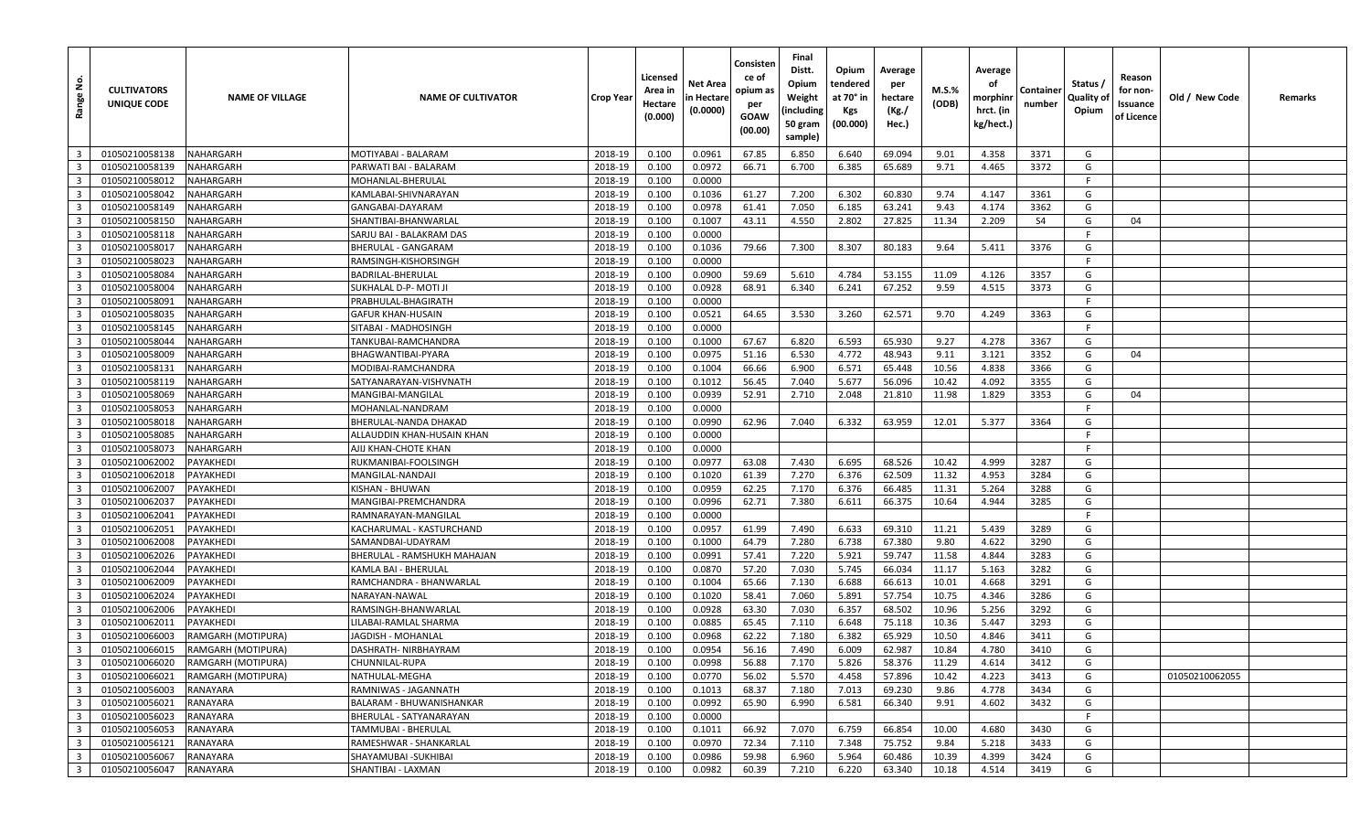| Range No. | CULTIVATORS UNIQUE CODE | NAME OF VILLAGE | NAME OF CULTIVATOR | Crop Year | Licensed Area in Hectare (0.000) | Net Area in Hectare (0.0000) | Consistence of opium as per GOAW (00.00) | Final Distt. Opium Weight (including 50 gram sample) | Opium tendered at 70° in Kgs (00.000) | Average per hectare (Kg./ Hec.) | M.S.% (ODB) | Average of morphinr hrct. (in kg/hect.) | Container number | Status / Quality of Opium | Reason for non-Issuance of Licence | Old / New Code | Remarks |
|---|---|---|---|---|---|---|---|---|---|---|---|---|---|---|---|---|---|
| 3 | 01050210058138 | NAHARGARH | MOTIYABAI - BALARAM | 2018-19 | 0.100 | 0.0961 | 67.85 | 6.850 | 6.640 | 69.094 | 9.01 | 4.358 | 3371 | G | | | |
| 3 | 01050210058139 | NAHARGARH | PARWATI BAI - BALARAM | 2018-19 | 0.100 | 0.0972 | 66.71 | 6.700 | 6.385 | 65.689 | 9.71 | 4.465 | 3372 | G | | | |
| 3 | 01050210058012 | NAHARGARH | MOHANLAL-BHERULAL | 2018-19 | 0.100 | 0.0000 | | | | | | | | F | | | |
| 3 | 01050210058042 | NAHARGARH | KAMLABAI-SHIVNARAYAN | 2018-19 | 0.100 | 0.1036 | 61.27 | 7.200 | 6.302 | 60.830 | 9.74 | 4.147 | 3361 | G | | | |
| 3 | 01050210058149 | NAHARGARH | GANGABAI-DAYARAM | 2018-19 | 0.100 | 0.0978 | 61.41 | 7.050 | 6.185 | 63.241 | 9.43 | 4.174 | 3362 | G | | | |
| 3 | 01050210058150 | NAHARGARH | SHANTIBAI-BHANWARLAL | 2018-19 | 0.100 | 0.1007 | 43.11 | 4.550 | 2.802 | 27.825 | 11.34 | 2.209 | S4 | G | 04 | | |
| 3 | 01050210058118 | NAHARGARH | SARJU BAI - BALAKRAM DAS | 2018-19 | 0.100 | 0.0000 | | | | | | | | F | | | |
| 3 | 01050210058017 | NAHARGARH | BHERULAL - GANGARAM | 2018-19 | 0.100 | 0.1036 | 79.66 | 7.300 | 8.307 | 80.183 | 9.64 | 5.411 | 3376 | G | | | |
| 3 | 01050210058023 | NAHARGARH | RAMSINGH-KISHORSINGH | 2018-19 | 0.100 | 0.0000 | | | | | | | | F | | | |
| 3 | 01050210058084 | NAHARGARH | BADRILAL-BHERULAL | 2018-19 | 0.100 | 0.0900 | 59.69 | 5.610 | 4.784 | 53.155 | 11.09 | 4.126 | 3357 | G | | | |
| 3 | 01050210058004 | NAHARGARH | SUKHALAL D-P- MOTI JI | 2018-19 | 0.100 | 0.0928 | 68.91 | 6.340 | 6.241 | 67.252 | 9.59 | 4.515 | 3373 | G | | | |
| 3 | 01050210058091 | NAHARGARH | PRABHULAL-BHAGIRATH | 2018-19 | 0.100 | 0.0000 | | | | | | | | F | | | |
| 3 | 01050210058035 | NAHARGARH | GAFUR KHAN-HUSAIN | 2018-19 | 0.100 | 0.0521 | 64.65 | 3.530 | 3.260 | 62.571 | 9.70 | 4.249 | 3363 | G | | | |
| 3 | 01050210058145 | NAHARGARH | SITABAI - MADHOSINGH | 2018-19 | 0.100 | 0.0000 | | | | | | | | F | | | |
| 3 | 01050210058044 | NAHARGARH | TANKUBAI-RAMCHANDRA | 2018-19 | 0.100 | 0.1000 | 67.67 | 6.820 | 6.593 | 65.930 | 9.27 | 4.278 | 3367 | G | | | |
| 3 | 01050210058009 | NAHARGARH | BHAGWANTIBAI-PYARA | 2018-19 | 0.100 | 0.0975 | 51.16 | 6.530 | 4.772 | 48.943 | 9.11 | 3.121 | 3352 | G | 04 | | |
| 3 | 01050210058131 | NAHARGARH | MODIBAI-RAMCHANDRA | 2018-19 | 0.100 | 0.1004 | 66.66 | 6.900 | 6.571 | 65.448 | 10.56 | 4.838 | 3366 | G | | | |
| 3 | 01050210058119 | NAHARGARH | SATYANARAYAN-VISHVNATH | 2018-19 | 0.100 | 0.1012 | 56.45 | 7.040 | 5.677 | 56.096 | 10.42 | 4.092 | 3355 | G | | | |
| 3 | 01050210058069 | NAHARGARH | MANGIBAI-MANGILAL | 2018-19 | 0.100 | 0.0939 | 52.91 | 2.710 | 2.048 | 21.810 | 11.98 | 1.829 | 3353 | G | 04 | | |
| 3 | 01050210058053 | NAHARGARH | MOHANLAL-NANDRAM | 2018-19 | 0.100 | 0.0000 | | | | | | | | F | | | |
| 3 | 01050210058018 | NAHARGARH | BHERULAL-NANDA DHAKAD | 2018-19 | 0.100 | 0.0990 | 62.96 | 7.040 | 6.332 | 63.959 | 12.01 | 5.377 | 3364 | G | | | |
| 3 | 01050210058085 | NAHARGARH | ALLAUDDIN KHAN-HUSAIN KHAN | 2018-19 | 0.100 | 0.0000 | | | | | | | | F | | | |
| 3 | 01050210058073 | NAHARGARH | AJIJ KHAN-CHOTE KHAN | 2018-19 | 0.100 | 0.0000 | | | | | | | | F | | | |
| 3 | 01050210062002 | PAYAKHEDI | RUKMANIBAI-FOOLSINGH | 2018-19 | 0.100 | 0.0977 | 63.08 | 7.430 | 6.695 | 68.526 | 10.42 | 4.999 | 3287 | G | | | |
| 3 | 01050210062018 | PAYAKHEDI | MANGILAL-NANDAJI | 2018-19 | 0.100 | 0.1020 | 61.39 | 7.270 | 6.376 | 62.509 | 11.32 | 4.953 | 3284 | G | | | |
| 3 | 01050210062007 | PAYAKHEDI | KISHAN - BHUWAN | 2018-19 | 0.100 | 0.0959 | 62.25 | 7.170 | 6.376 | 66.485 | 11.31 | 5.264 | 3288 | G | | | |
| 3 | 01050210062037 | PAYAKHEDI | MANGIBAI-PREMCHANDRA | 2018-19 | 0.100 | 0.0996 | 62.71 | 7.380 | 6.611 | 66.375 | 10.64 | 4.944 | 3285 | G | | | |
| 3 | 01050210062041 | PAYAKHEDI | RAMNARAYAN-MANGILAL | 2018-19 | 0.100 | 0.0000 | | | | | | | | F | | | |
| 3 | 01050210062051 | PAYAKHEDI | KACHARUMAL - KASTURCHAND | 2018-19 | 0.100 | 0.0957 | 61.99 | 7.490 | 6.633 | 69.310 | 11.21 | 5.439 | 3289 | G | | | |
| 3 | 01050210062008 | PAYAKHEDI | SAMANDBAI-UDAYRAM | 2018-19 | 0.100 | 0.1000 | 64.79 | 7.280 | 6.738 | 67.380 | 9.80 | 4.622 | 3290 | G | | | |
| 3 | 01050210062026 | PAYAKHEDI | BHERULAL - RAMSHUKH MAHAJAN | 2018-19 | 0.100 | 0.0991 | 57.41 | 7.220 | 5.921 | 59.747 | 11.58 | 4.844 | 3283 | G | | | |
| 3 | 01050210062044 | PAYAKHEDI | KAMLA BAI - BHERULAL | 2018-19 | 0.100 | 0.0870 | 57.20 | 7.030 | 5.745 | 66.034 | 11.17 | 5.163 | 3282 | G | | | |
| 3 | 01050210062009 | PAYAKHEDI | RAMCHANDRA - BHANWARLAL | 2018-19 | 0.100 | 0.1004 | 65.66 | 7.130 | 6.688 | 66.613 | 10.01 | 4.668 | 3291 | G | | | |
| 3 | 01050210062024 | PAYAKHEDI | NARAYAN-NAWAL | 2018-19 | 0.100 | 0.1020 | 58.41 | 7.060 | 5.891 | 57.754 | 10.75 | 4.346 | 3286 | G | | | |
| 3 | 01050210062006 | PAYAKHEDI | RAMSINGH-BHANWARLAL | 2018-19 | 0.100 | 0.0928 | 63.30 | 7.030 | 6.357 | 68.502 | 10.96 | 5.256 | 3292 | G | | | |
| 3 | 01050210062011 | PAYAKHEDI | LILABAI-RAMLAL SHARMA | 2018-19 | 0.100 | 0.0885 | 65.45 | 7.110 | 6.648 | 75.118 | 10.36 | 5.447 | 3293 | G | | | |
| 3 | 01050210066003 | RAMGARH (MOTIPURA) | JAGDISH - MOHANLAL | 2018-19 | 0.100 | 0.0968 | 62.22 | 7.180 | 6.382 | 65.929 | 10.50 | 4.846 | 3411 | G | | | |
| 3 | 01050210066015 | RAMGARH (MOTIPURA) | DASHRATH- NIRBHAYRAM | 2018-19 | 0.100 | 0.0954 | 56.16 | 7.490 | 6.009 | 62.987 | 10.84 | 4.780 | 3410 | G | | | |
| 3 | 01050210066020 | RAMGARH (MOTIPURA) | CHUNNILAL-RUPA | 2018-19 | 0.100 | 0.0998 | 56.88 | 7.170 | 5.826 | 58.376 | 11.29 | 4.614 | 3412 | G | | | |
| 3 | 01050210066021 | RAMGARH (MOTIPURA) | NATHULAL-MEGHA | 2018-19 | 0.100 | 0.0770 | 56.02 | 5.570 | 4.458 | 57.896 | 10.42 | 4.223 | 3413 | G | | 01050210062055 | |
| 3 | 01050210056003 | RANAYARA | RAMNIWAS - JAGANNATH | 2018-19 | 0.100 | 0.1013 | 68.37 | 7.180 | 7.013 | 69.230 | 9.86 | 4.778 | 3434 | G | | | |
| 3 | 01050210056021 | RANAYARA | BALARAM - BHUWANISHANKAR | 2018-19 | 0.100 | 0.0992 | 65.90 | 6.990 | 6.581 | 66.340 | 9.91 | 4.602 | 3432 | G | | | |
| 3 | 01050210056023 | RANAYARA | BHERULAL - SATYANARAYAN | 2018-19 | 0.100 | 0.0000 | | | | | | | | F | | | |
| 3 | 01050210056053 | RANAYARA | TAMMUBAI - BHERULAL | 2018-19 | 0.100 | 0.1011 | 66.92 | 7.070 | 6.759 | 66.854 | 10.00 | 4.680 | 3430 | G | | | |
| 3 | 01050210056121 | RANAYARA | RAMESHWAR - SHANKARLAL | 2018-19 | 0.100 | 0.0970 | 72.34 | 7.110 | 7.348 | 75.752 | 9.84 | 5.218 | 3433 | G | | | |
| 3 | 01050210056067 | RANAYARA | SHAYAMUBAI -SUKHIBAI | 2018-19 | 0.100 | 0.0986 | 59.98 | 6.960 | 5.964 | 60.486 | 10.39 | 4.399 | 3424 | G | | | |
| 3 | 01050210056047 | RANAYARA | SHANTIBAI - LAXMAN | 2018-19 | 0.100 | 0.0982 | 60.39 | 7.210 | 6.220 | 63.340 | 10.18 | 4.514 | 3419 | G | | | |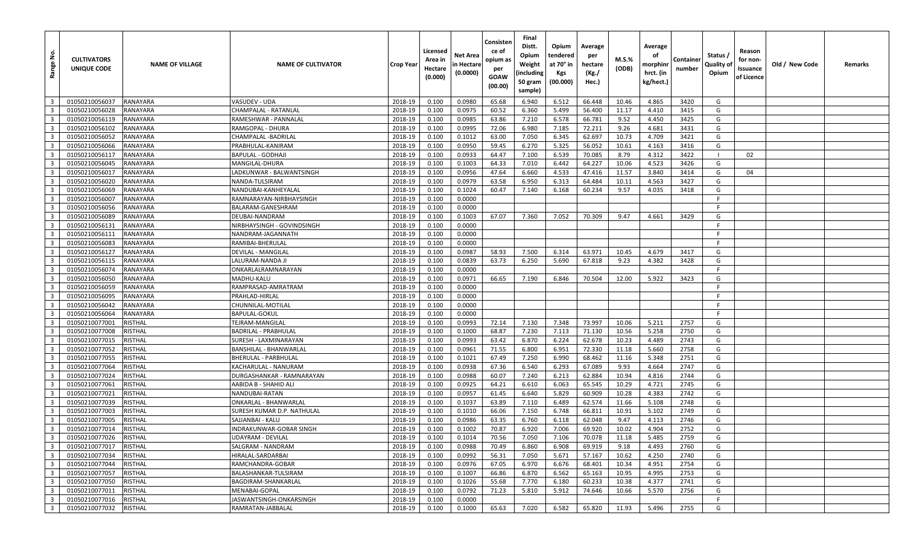| Range No. | CULTIVATORS UNIQUE CODE | NAME OF VILLAGE | NAME OF CULTIVATOR | Crop Year | Licensed Area in Hectare (0.000) | Net Area in Hectare (0.0000) | Consistence of opium as per GOAW (00.00) | Final Distt. Opium Weight (including 50 gram sample) | Opium tendered at 70° in Kgs (00.000) | Average per hectare (Kg./ Hec.) | M.S.% (ODB) | Average of morphinr hrct. (in kg/hect.) | Container number | Status / Quality of Opium | Reason for non-Issuance of Licence | Old / New Code | Remarks |
|---|---|---|---|---|---|---|---|---|---|---|---|---|---|---|---|---|---|
| 3 | 01050210056037 | RANAYARA | VASUDEV - UDA | 2018-19 | 0.100 | 0.0980 | 65.68 | 6.940 | 6.512 | 66.448 | 10.46 | 4.865 | 3420 | G | | | |
| 3 | 01050210056028 | RANAYARA | CHAMPALAL - RATANLAL | 2018-19 | 0.100 | 0.0975 | 60.52 | 6.360 | 5.499 | 56.400 | 11.17 | 4.410 | 3415 | G | | | |
| 3 | 01050210056119 | RANAYARA | RAMESHWAR - PANNALAL | 2018-19 | 0.100 | 0.0985 | 63.86 | 7.210 | 6.578 | 66.781 | 9.52 | 4.450 | 3425 | G | | | |
| 3 | 01050210056102 | RANAYARA | RAMGOPAL - DHURA | 2018-19 | 0.100 | 0.0995 | 72.06 | 6.980 | 7.185 | 72.211 | 9.26 | 4.681 | 3431 | G | | | |
| 3 | 01050210056052 | RANAYARA | CHAMPALAL -BADRILAL | 2018-19 | 0.100 | 0.1012 | 63.00 | 7.050 | 6.345 | 62.697 | 10.73 | 4.709 | 3421 | G | | | |
| 3 | 01050210056066 | RANAYARA | PRABHULAL-KANIRAM | 2018-19 | 0.100 | 0.0950 | 59.45 | 6.270 | 5.325 | 56.052 | 10.61 | 4.163 | 3416 | G | | | |
| 3 | 01050210056117 | RANAYARA | BAPULAL - GODHAJI | 2018-19 | 0.100 | 0.0933 | 64.47 | 7.100 | 6.539 | 70.085 | 8.79 | 4.312 | 3422 | I | 02 | | |
| 3 | 01050210056045 | RANAYARA | MANGILAL-DHURA | 2018-19 | 0.100 | 0.1003 | 64.33 | 7.010 | 6.442 | 64.227 | 10.06 | 4.523 | 3426 | G | | | |
| 3 | 01050210056017 | RANAYARA | LADKUNWAR - BALWANTSINGH | 2018-19 | 0.100 | 0.0956 | 47.64 | 6.660 | 4.533 | 47.416 | 11.57 | 3.840 | 3414 | G | 04 | | |
| 3 | 01050210056020 | RANAYARA | NANDA-TULSIRAM | 2018-19 | 0.100 | 0.0979 | 63.58 | 6.950 | 6.313 | 64.484 | 10.11 | 4.563 | 3427 | G | | | |
| 3 | 01050210056069 | RANAYARA | NANDUBAI-KANHEYALAL | 2018-19 | 0.100 | 0.1024 | 60.47 | 7.140 | 6.168 | 60.234 | 9.57 | 4.035 | 3418 | G | | | |
| 3 | 01050210056007 | RANAYARA | RAMNARAYAN-NIRBHAYSINGH | 2018-19 | 0.100 | 0.0000 | | | | | | | | F | | | |
| 3 | 01050210056056 | RANAYARA | BALARAM-GANESHRAM | 2018-19 | 0.100 | 0.0000 | | | | | | | | F | | | |
| 3 | 01050210056089 | RANAYARA | DEUBAI-NANDRAM | 2018-19 | 0.100 | 0.1003 | 67.07 | 7.360 | 7.052 | 70.309 | 9.47 | 4.661 | 3429 | G | | | |
| 3 | 01050210056131 | RANAYARA | NIRBHAYSINGH - GOVINDSINGH | 2018-19 | 0.100 | 0.0000 | | | | | | | | F | | | |
| 3 | 01050210056111 | RANAYARA | NANDRAM-JAGANNATH | 2018-19 | 0.100 | 0.0000 | | | | | | | | F | | | |
| 3 | 01050210056083 | RANAYARA | RAMIBAI-BHERULAL | 2018-19 | 0.100 | 0.0000 | | | | | | | | F | | | |
| 3 | 01050210056127 | RANAYARA | DEVILAL - MANGILAL | 2018-19 | 0.100 | 0.0987 | 58.93 | 7.500 | 6.314 | 63.971 | 10.45 | 4.679 | 3417 | G | | | |
| 3 | 01050210056115 | RANAYARA | LALURAM-NANDA JI | 2018-19 | 0.100 | 0.0839 | 63.73 | 6.250 | 5.690 | 67.818 | 9.23 | 4.382 | 3428 | G | | | |
| 3 | 01050210056074 | RANAYARA | ONKARLALRAMNARAYAN | 2018-19 | 0.100 | 0.0000 | | | | | | | | F | | | |
| 3 | 01050210056050 | RANAYARA | MADHU-KALU | 2018-19 | 0.100 | 0.0971 | 66.65 | 7.190 | 6.846 | 70.504 | 12.00 | 5.922 | 3423 | G | | | |
| 3 | 01050210056059 | RANAYARA | RAMPRASAD-AMRATRAM | 2018-19 | 0.100 | 0.0000 | | | | | | | | F | | | |
| 3 | 01050210056095 | RANAYARA | PRAHLAD-HIRLAL | 2018-19 | 0.100 | 0.0000 | | | | | | | | F | | | |
| 3 | 01050210056042 | RANAYARA | CHUNNILAL-MOTILAL | 2018-19 | 0.100 | 0.0000 | | | | | | | | F | | | |
| 3 | 01050210056064 | RANAYARA | BAPULAL-GOKUL | 2018-19 | 0.100 | 0.0000 | | | | | | | | F | | | |
| 3 | 01050210077001 | RISTHAL | TEJRAM-MANGILAL | 2018-19 | 0.100 | 0.0993 | 72.14 | 7.130 | 7.348 | 73.997 | 10.06 | 5.211 | 2757 | G | | | |
| 3 | 01050210077008 | RISTHAL | BADRILAL - PRABHULAL | 2018-19 | 0.100 | 0.1000 | 68.87 | 7.230 | 7.113 | 71.130 | 10.56 | 5.258 | 2750 | G | | | |
| 3 | 01050210077015 | RISTHAL | SURESH - LAXMINARAYAN | 2018-19 | 0.100 | 0.0993 | 63.42 | 6.870 | 6.224 | 62.678 | 10.23 | 4.489 | 2743 | G | | | |
| 3 | 01050210077052 | RISTHAL | BANSHILAL - BHANWARLAL | 2018-19 | 0.100 | 0.0961 | 71.55 | 6.800 | 6.951 | 72.330 | 11.18 | 5.660 | 2758 | G | | | |
| 3 | 01050210077055 | RISTHAL | BHERULAL - PARBHULAL | 2018-19 | 0.100 | 0.1021 | 67.49 | 7.250 | 6.990 | 68.462 | 11.16 | 5.348 | 2751 | G | | | |
| 3 | 01050210077064 | RISTHAL | KACHARULAL - NANURAM | 2018-19 | 0.100 | 0.0938 | 67.36 | 6.540 | 6.293 | 67.089 | 9.93 | 4.664 | 2747 | G | | | |
| 3 | 01050210077024 | RISTHAL | DURGASHANKAR - RAMNARAYAN | 2018-19 | 0.100 | 0.0988 | 60.07 | 7.240 | 6.213 | 62.884 | 10.94 | 4.816 | 2744 | G | | | |
| 3 | 01050210077061 | RISTHAL | AABIDA B - SHAHID ALI | 2018-19 | 0.100 | 0.0925 | 64.21 | 6.610 | 6.063 | 65.545 | 10.29 | 4.721 | 2745 | G | | | |
| 3 | 01050210077021 | RISTHAL | NANDUBAI-RATAN | 2018-19 | 0.100 | 0.0957 | 61.45 | 6.640 | 5.829 | 60.909 | 10.28 | 4.383 | 2742 | G | | | |
| 3 | 01050210077039 | RISTHAL | ONKARLAL - BHANWARLAL | 2018-19 | 0.100 | 0.1037 | 63.89 | 7.110 | 6.489 | 62.574 | 11.66 | 5.108 | 2748 | G | | | |
| 3 | 01050210077003 | RISTHAL | SURESH KUMAR D.P. NATHULAL | 2018-19 | 0.100 | 0.1010 | 66.06 | 7.150 | 6.748 | 66.811 | 10.91 | 5.102 | 2749 | G | | | |
| 3 | 01050210077005 | RISTHAL | SAJJANBAI - KALU | 2018-19 | 0.100 | 0.0986 | 63.35 | 6.760 | 6.118 | 62.048 | 9.47 | 4.113 | 2746 | G | | | |
| 3 | 01050210077014 | RISTHAL | INDRAKUNWAR-GOBAR SINGH | 2018-19 | 0.100 | 0.1002 | 70.87 | 6.920 | 7.006 | 69.920 | 10.02 | 4.904 | 2752 | G | | | |
| 3 | 01050210077026 | RISTHAL | UDAYRAM - DEVILAL | 2018-19 | 0.100 | 0.1014 | 70.56 | 7.050 | 7.106 | 70.078 | 11.18 | 5.485 | 2759 | G | | | |
| 3 | 01050210077017 | RISTHAL | SALGRAM - NANDRAM | 2018-19 | 0.100 | 0.0988 | 70.49 | 6.860 | 6.908 | 69.919 | 9.18 | 4.493 | 2760 | G | | | |
| 3 | 01050210077034 | RISTHAL | HIRALAL-SARDARBAI | 2018-19 | 0.100 | 0.0992 | 56.31 | 7.050 | 5.671 | 57.167 | 10.62 | 4.250 | 2740 | G | | | |
| 3 | 01050210077044 | RISTHAL | RAMCHANDRA-GOBAR | 2018-19 | 0.100 | 0.0976 | 67.05 | 6.970 | 6.676 | 68.401 | 10.34 | 4.951 | 2754 | G | | | |
| 3 | 01050210077057 | RISTHAL | BALASHANKAR-TULSIRAM | 2018-19 | 0.100 | 0.1007 | 66.86 | 6.870 | 6.562 | 65.163 | 10.95 | 4.995 | 2753 | G | | | |
| 3 | 01050210077050 | RISTHAL | BAGDIRAM-SHANKARLAL | 2018-19 | 0.100 | 0.1026 | 55.68 | 7.770 | 6.180 | 60.233 | 10.38 | 4.377 | 2741 | G | | | |
| 3 | 01050210077011 | RISTHAL | MENABAI-GOPAL | 2018-19 | 0.100 | 0.0792 | 71.23 | 5.810 | 5.912 | 74.646 | 10.66 | 5.570 | 2756 | G | | | |
| 3 | 01050210077016 | RISTHAL | JASWANTSINGH-ONKARSINGH | 2018-19 | 0.100 | 0.0000 | | | | | | | | F | | | |
| 3 | 01050210077032 | RISTHAL | RAMRATAN-JABBALAL | 2018-19 | 0.100 | 0.1000 | 65.63 | 7.020 | 6.582 | 65.820 | 11.93 | 5.496 | 2755 | G | | | |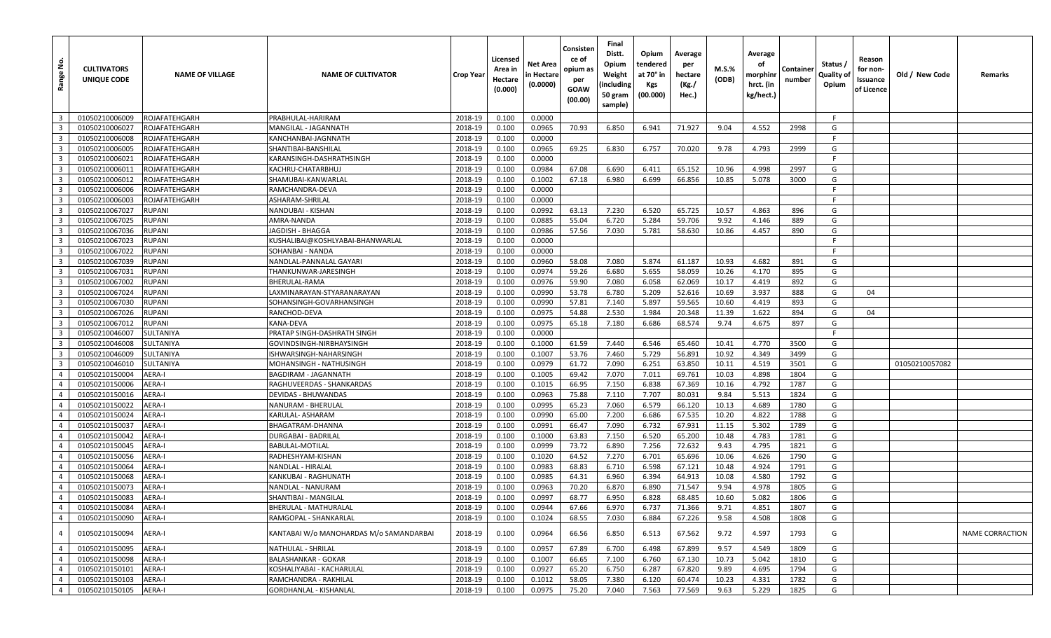| Range No. | CULTIVATORS UNIQUE CODE | NAME OF VILLAGE | NAME OF CULTIVATOR | Crop Year | Licensed Area in Hectare (0.000) | Net Area in Hectare (0.0000) | Consistence of opium as per GOAW (00.00) | Final Distt. Opium Weight (including 50 gram sample) | Opium tendered at 70° in Kgs (00.000) | Average per hectare (Kg./ Hec.) | M.S.% (ODB) | Average of morphinr hrct. (in kg/hect.) | Container number | Status / Quality of Opium | Reason for non-Issuance of Licence | Old / New Code | Remarks |
|---|---|---|---|---|---|---|---|---|---|---|---|---|---|---|---|---|---|
| 3 | 01050210006009 | ROJAFATEHGARH | PRABHULAL-HARIRAM | 2018-19 | 0.100 | 0.0000 | | | | | | | | F | | | |
| 3 | 01050210006027 | ROJAFATEHGARH | MANGILAL - JAGANNATH | 2018-19 | 0.100 | 0.0965 | 70.93 | 6.850 | 6.941 | 71.927 | 9.04 | 4.552 | 2998 | G | | | |
| 3 | 01050210006008 | ROJAFATEHGARH | KANCHANBAI-JAGNNATH | 2018-19 | 0.100 | 0.0000 | | | | | | | | F | | | |
| 3 | 01050210006005 | ROJAFATEHGARH | SHANTIBAI-BANSHILAL | 2018-19 | 0.100 | 0.0965 | 69.25 | 6.830 | 6.757 | 70.020 | 9.78 | 4.793 | 2999 | G | | | |
| 3 | 01050210006021 | ROJAFATEHGARH | KARANSINGH-DASHRATHSINGH | 2018-19 | 0.100 | 0.0000 | | | | | | | | F | | | |
| 3 | 01050210006011 | ROJAFATEHGARH | KACHRU-CHATARBHUJ | 2018-19 | 0.100 | 0.0984 | 67.08 | 6.690 | 6.411 | 65.152 | 10.96 | 4.998 | 2997 | G | | | |
| 3 | 01050210006012 | ROJAFATEHGARH | SHAMUBAI-KANWARLAL | 2018-19 | 0.100 | 0.1002 | 67.18 | 6.980 | 6.699 | 66.856 | 10.85 | 5.078 | 3000 | G | | | |
| 3 | 01050210006006 | ROJAFATEHGARH | RAMCHANDRA-DEVA | 2018-19 | 0.100 | 0.0000 | | | | | | | | F | | | |
| 3 | 01050210006003 | ROJAFATEHGARH | ASHARAM-SHRILAL | 2018-19 | 0.100 | 0.0000 | | | | | | | | F | | | |
| 3 | 01050210067027 | RUPANI | NANDUBAI - KISHAN | 2018-19 | 0.100 | 0.0992 | 63.13 | 7.230 | 6.520 | 65.725 | 10.57 | 4.863 | 896 | G | | | |
| 3 | 01050210067025 | RUPANI | AMRA-NANDA | 2018-19 | 0.100 | 0.0885 | 55.04 | 6.720 | 5.284 | 59.706 | 9.92 | 4.146 | 889 | G | | | |
| 3 | 01050210067036 | RUPANI | JAGDISH - BHAGGA | 2018-19 | 0.100 | 0.0986 | 57.56 | 7.030 | 5.781 | 58.630 | 10.86 | 4.457 | 890 | G | | | |
| 3 | 01050210067023 | RUPANI | KUSHALIBAI@KOSHLYABAI-BHANWARLAL | 2018-19 | 0.100 | 0.0000 | | | | | | | | F | | | |
| 3 | 01050210067022 | RUPANI | SOHANBAI - NANDA | 2018-19 | 0.100 | 0.0000 | | | | | | | | F | | | |
| 3 | 01050210067039 | RUPANI | NANDLAL-PANNALAL GAYARI | 2018-19 | 0.100 | 0.0960 | 58.08 | 7.080 | 5.874 | 61.187 | 10.93 | 4.682 | 891 | G | | | |
| 3 | 01050210067031 | RUPANI | THANKUNWAR-JARESINGH | 2018-19 | 0.100 | 0.0974 | 59.26 | 6.680 | 5.655 | 58.059 | 10.26 | 4.170 | 895 | G | | | |
| 3 | 01050210067002 | RUPANI | BHERULAL-RAMA | 2018-19 | 0.100 | 0.0976 | 59.90 | 7.080 | 6.058 | 62.069 | 10.17 | 4.419 | 892 | G | | | |
| 3 | 01050210067024 | RUPANI | LAXMINARAYAN-STYARANARAYAN | 2018-19 | 0.100 | 0.0990 | 53.78 | 6.780 | 5.209 | 52.616 | 10.69 | 3.937 | 888 | G | 04 | | |
| 3 | 01050210067030 | RUPANI | SOHANSINGH-GOVARHANSINGH | 2018-19 | 0.100 | 0.0990 | 57.81 | 7.140 | 5.897 | 59.565 | 10.60 | 4.419 | 893 | G | | | |
| 3 | 01050210067026 | RUPANI | RANCHOD-DEVA | 2018-19 | 0.100 | 0.0975 | 54.88 | 2.530 | 1.984 | 20.348 | 11.39 | 1.622 | 894 | G | 04 | | |
| 3 | 01050210067012 | RUPANI | KANA-DEVA | 2018-19 | 0.100 | 0.0975 | 65.18 | 7.180 | 6.686 | 68.574 | 9.74 | 4.675 | 897 | G | | | |
| 3 | 01050210046007 | SULTANIYA | PRATAP SINGH-DASHRATH SINGH | 2018-19 | 0.100 | 0.0000 | | | | | | | | F | | | |
| 3 | 01050210046008 | SULTANIYA | GOVINDSINGH-NIRBHAYSINGH | 2018-19 | 0.100 | 0.1000 | 61.59 | 7.440 | 6.546 | 65.460 | 10.41 | 4.770 | 3500 | G | | | |
| 3 | 01050210046009 | SULTANIYA | ISHWARSINGH-NAHARSINGH | 2018-19 | 0.100 | 0.1007 | 53.76 | 7.460 | 5.729 | 56.891 | 10.92 | 4.349 | 3499 | G | | | |
| 3 | 01050210046010 | SULTANIYA | MOHANSINGH - NATHUSINGH | 2018-19 | 0.100 | 0.0979 | 61.72 | 7.090 | 6.251 | 63.850 | 10.11 | 4.519 | 3501 | G | | 01050210057082 | |
| 4 | 01050210150004 | AERA-I | BAGDIRAM - JAGANNATH | 2018-19 | 0.100 | 0.1005 | 69.42 | 7.070 | 7.011 | 69.761 | 10.03 | 4.898 | 1804 | G | | | |
| 4 | 01050210150006 | AERA-I | RAGHUVEERDAS - SHANKARDAS | 2018-19 | 0.100 | 0.1015 | 66.95 | 7.150 | 6.838 | 67.369 | 10.16 | 4.792 | 1787 | G | | | |
| 4 | 01050210150016 | AERA-I | DEVIDAS - BHUWANDAS | 2018-19 | 0.100 | 0.0963 | 75.88 | 7.110 | 7.707 | 80.031 | 9.84 | 5.513 | 1824 | G | | | |
| 4 | 01050210150022 | AERA-I | NANURAM - BHERULAL | 2018-19 | 0.100 | 0.0995 | 65.23 | 7.060 | 6.579 | 66.120 | 10.13 | 4.689 | 1780 | G | | | |
| 4 | 01050210150024 | AERA-I | KARULAL- ASHARAM | 2018-19 | 0.100 | 0.0990 | 65.00 | 7.200 | 6.686 | 67.535 | 10.20 | 4.822 | 1788 | G | | | |
| 4 | 01050210150037 | AERA-I | BHAGATRAM-DHANNA | 2018-19 | 0.100 | 0.0991 | 66.47 | 7.090 | 6.732 | 67.931 | 11.15 | 5.302 | 1789 | G | | | |
| 4 | 01050210150042 | AERA-I | DURGABAI - BADRILAL | 2018-19 | 0.100 | 0.1000 | 63.83 | 7.150 | 6.520 | 65.200 | 10.48 | 4.783 | 1781 | G | | | |
| 4 | 01050210150045 | AERA-I | BABULAL-MOTILAL | 2018-19 | 0.100 | 0.0999 | 73.72 | 6.890 | 7.256 | 72.632 | 9.43 | 4.795 | 1821 | G | | | |
| 4 | 01050210150056 | AERA-I | RADHESHYAM-KISHAN | 2018-19 | 0.100 | 0.1020 | 64.52 | 7.270 | 6.701 | 65.696 | 10.06 | 4.626 | 1790 | G | | | |
| 4 | 01050210150064 | AERA-I | NANDLAL - HIRALAL | 2018-19 | 0.100 | 0.0983 | 68.83 | 6.710 | 6.598 | 67.121 | 10.48 | 4.924 | 1791 | G | | | |
| 4 | 01050210150068 | AERA-I | KANKUBAI - RAGHUNATH | 2018-19 | 0.100 | 0.0985 | 64.31 | 6.960 | 6.394 | 64.913 | 10.08 | 4.580 | 1792 | G | | | |
| 4 | 01050210150073 | AERA-I | NANDLAL - NANURAM | 2018-19 | 0.100 | 0.0963 | 70.20 | 6.870 | 6.890 | 71.547 | 9.94 | 4.978 | 1805 | G | | | |
| 4 | 01050210150083 | AERA-I | SHANTIBAI - MANGILAL | 2018-19 | 0.100 | 0.0997 | 68.77 | 6.950 | 6.828 | 68.485 | 10.60 | 5.082 | 1806 | G | | | |
| 4 | 01050210150084 | AERA-I | BHERULAL - MATHURALAL | 2018-19 | 0.100 | 0.0944 | 67.66 | 6.970 | 6.737 | 71.366 | 9.71 | 4.851 | 1807 | G | | | |
| 4 | 01050210150090 | AERA-I | RAMGOPAL - SHANKARLAL | 2018-19 | 0.100 | 0.1024 | 68.55 | 7.030 | 6.884 | 67.226 | 9.58 | 4.508 | 1808 | G | | | |
| 4 | 01050210150094 | AERA-I | KANTABAI W/o MANOHARDAS M/o SAMANDARBAI | 2018-19 | 0.100 | 0.0964 | 66.56 | 6.850 | 6.513 | 67.562 | 9.72 | 4.597 | 1793 | G | | | NAME CORRACTION |
| 4 | 01050210150095 | AERA-I | NATHULAL - SHRILAL | 2018-19 | 0.100 | 0.0957 | 67.89 | 6.700 | 6.498 | 67.899 | 9.57 | 4.549 | 1809 | G | | | |
| 4 | 01050210150098 | AERA-I | BALASHANKAR - GOKAR | 2018-19 | 0.100 | 0.1007 | 66.65 | 7.100 | 6.760 | 67.130 | 10.73 | 5.042 | 1810 | G | | | |
| 4 | 01050210150101 | AERA-I | KOSHALIYABAI - KACHARULAL | 2018-19 | 0.100 | 0.0927 | 65.20 | 6.750 | 6.287 | 67.820 | 9.89 | 4.695 | 1794 | G | | | |
| 4 | 01050210150103 | AERA-I | RAMCHANDRA - RAKHILAL | 2018-19 | 0.100 | 0.1012 | 58.05 | 7.380 | 6.120 | 60.474 | 10.23 | 4.331 | 1782 | G | | | |
| 4 | 01050210150105 | AERA-I | GORDHANLAL - KISHANLAL | 2018-19 | 0.100 | 0.0975 | 75.20 | 7.040 | 7.563 | 77.569 | 9.63 | 5.229 | 1825 | G | | | |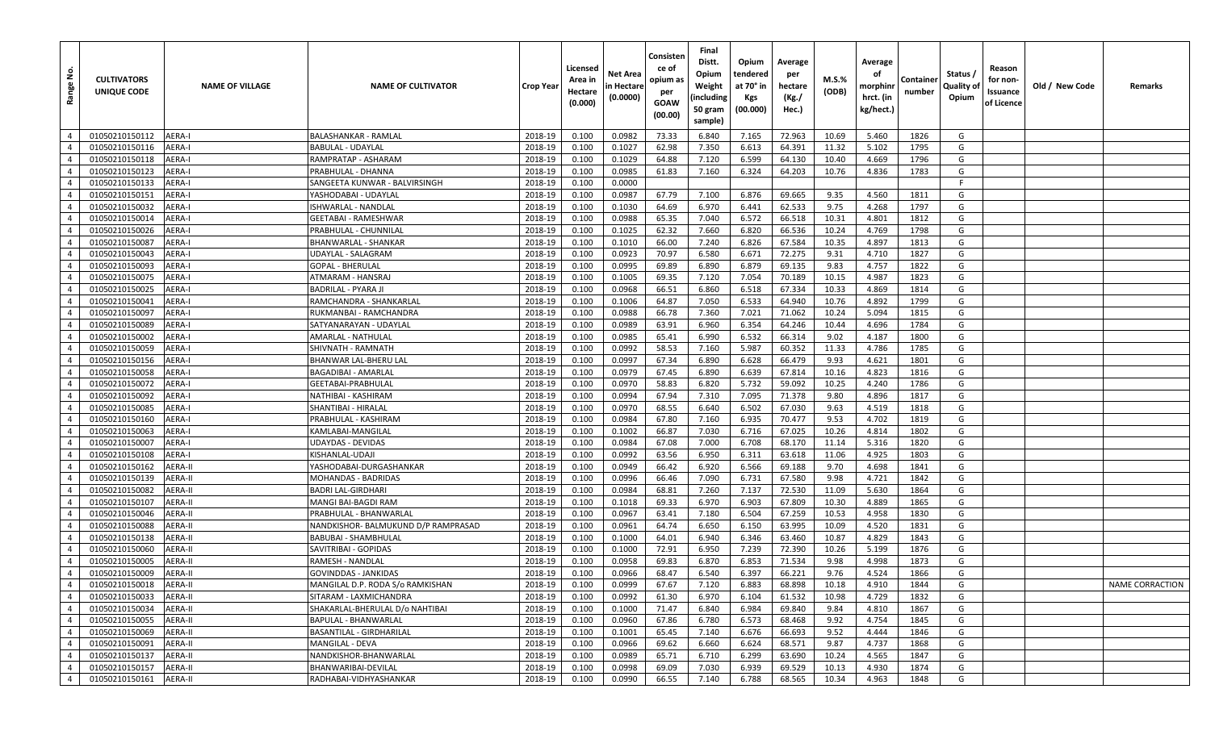| Range No. | CULTIVATORS UNIQUE CODE | NAME OF VILLAGE | NAME OF CULTIVATOR | Crop Year | Licensed Area in Hectare (0.000) | Net Area in Hectare (0.0000) | Consistence of opium as per GOAW (00.00) | Final Distt. Opium Weight (including 50 gram sample) | Opium tendered at 70° in Kgs (00.000) | Average per hectare (Kg./ Hec.) | M.S.% (ODB) | Average of morphinr hrct. (in kg/hect.) | Container number | Status / Quality of Opium | Reason for non-Issuance of Licence | Old / New Code | Remarks |
|---|---|---|---|---|---|---|---|---|---|---|---|---|---|---|---|---|---|
| 4 | 01050210150112 | AERA-I | BALASHANKAR - RAMLAL | 2018-19 | 0.100 | 0.0982 | 73.33 | 6.840 | 7.165 | 72.963 | 10.69 | 5.460 | 1826 | G | | | |
| 4 | 01050210150116 | AERA-I | BABULAL - UDAYLAL | 2018-19 | 0.100 | 0.1027 | 62.98 | 7.350 | 6.613 | 64.391 | 11.32 | 5.102 | 1795 | G | | | |
| 4 | 01050210150118 | AERA-I | RAMPRATAP - ASHARAM | 2018-19 | 0.100 | 0.1029 | 64.88 | 7.120 | 6.599 | 64.130 | 10.40 | 4.669 | 1796 | G | | | |
| 4 | 01050210150123 | AERA-I | PRABHULAL - DHANNA | 2018-19 | 0.100 | 0.0985 | 61.83 | 7.160 | 6.324 | 64.203 | 10.76 | 4.836 | 1783 | G | | | |
| 4 | 01050210150133 | AERA-I | SANGEETA KUNWAR - BALVIRSINGH | 2018-19 | 0.100 | 0.0000 | | | | | | | | F | | | |
| 4 | 01050210150151 | AERA-I | YASHODABAI - UDAYLAL | 2018-19 | 0.100 | 0.0987 | 67.79 | 7.100 | 6.876 | 69.665 | 9.35 | 4.560 | 1811 | G | | | |
| 4 | 01050210150032 | AERA-I | ISHWARLAL - NANDLAL | 2018-19 | 0.100 | 0.1030 | 64.69 | 6.970 | 6.441 | 62.533 | 9.75 | 4.268 | 1797 | G | | | |
| 4 | 01050210150014 | AERA-I | GEETABAI - RAMESHWAR | 2018-19 | 0.100 | 0.0988 | 65.35 | 7.040 | 6.572 | 66.518 | 10.31 | 4.801 | 1812 | G | | | |
| 4 | 01050210150026 | AERA-I | PRABHULAL - CHUNNILAL | 2018-19 | 0.100 | 0.1025 | 62.32 | 7.660 | 6.820 | 66.536 | 10.24 | 4.769 | 1798 | G | | | |
| 4 | 01050210150087 | AERA-I | BHANWARLAL - SHANKAR | 2018-19 | 0.100 | 0.1010 | 66.00 | 7.240 | 6.826 | 67.584 | 10.35 | 4.897 | 1813 | G | | | |
| 4 | 01050210150043 | AERA-I | UDAYLAL - SALAGRAM | 2018-19 | 0.100 | 0.0923 | 70.97 | 6.580 | 6.671 | 72.275 | 9.31 | 4.710 | 1827 | G | | | |
| 4 | 01050210150093 | AERA-I | GOPAL - BHERULAL | 2018-19 | 0.100 | 0.0995 | 69.89 | 6.890 | 6.879 | 69.135 | 9.83 | 4.757 | 1822 | G | | | |
| 4 | 01050210150075 | AERA-I | ATMARAM - HANSRAJ | 2018-19 | 0.100 | 0.1005 | 69.35 | 7.120 | 7.054 | 70.189 | 10.15 | 4.987 | 1823 | G | | | |
| 4 | 01050210150025 | AERA-I | BADRILAL - PYARA JI | 2018-19 | 0.100 | 0.0968 | 66.51 | 6.860 | 6.518 | 67.334 | 10.33 | 4.869 | 1814 | G | | | |
| 4 | 01050210150041 | AERA-I | RAMCHANDRA - SHANKARLAL | 2018-19 | 0.100 | 0.1006 | 64.87 | 7.050 | 6.533 | 64.940 | 10.76 | 4.892 | 1799 | G | | | |
| 4 | 01050210150097 | AERA-I | RUKMANBAI - RAMCHANDRA | 2018-19 | 0.100 | 0.0988 | 66.78 | 7.360 | 7.021 | 71.062 | 10.24 | 5.094 | 1815 | G | | | |
| 4 | 01050210150089 | AERA-I | SATYANARAYAN - UDAYLAL | 2018-19 | 0.100 | 0.0989 | 63.91 | 6.960 | 6.354 | 64.246 | 10.44 | 4.696 | 1784 | G | | | |
| 4 | 01050210150002 | AERA-I | AMARLAL - NATHULAL | 2018-19 | 0.100 | 0.0985 | 65.41 | 6.990 | 6.532 | 66.314 | 9.02 | 4.187 | 1800 | G | | | |
| 4 | 01050210150059 | AERA-I | SHIVNATH - RAMNATH | 2018-19 | 0.100 | 0.0992 | 58.53 | 7.160 | 5.987 | 60.352 | 11.33 | 4.786 | 1785 | G | | | |
| 4 | 01050210150156 | AERA-I | BHANWAR LAL-BHERU LAL | 2018-19 | 0.100 | 0.0997 | 67.34 | 6.890 | 6.628 | 66.479 | 9.93 | 4.621 | 1801 | G | | | |
| 4 | 01050210150058 | AERA-I | BAGADIBAI - AMARLAL | 2018-19 | 0.100 | 0.0979 | 67.45 | 6.890 | 6.639 | 67.814 | 10.16 | 4.823 | 1816 | G | | | |
| 4 | 01050210150072 | AERA-I | GEETABAI-PRABHULAL | 2018-19 | 0.100 | 0.0970 | 58.83 | 6.820 | 5.732 | 59.092 | 10.25 | 4.240 | 1786 | G | | | |
| 4 | 01050210150092 | AERA-I | NATHIBAI - KASHIRAM | 2018-19 | 0.100 | 0.0994 | 67.94 | 7.310 | 7.095 | 71.378 | 9.80 | 4.896 | 1817 | G | | | |
| 4 | 01050210150085 | AERA-I | SHANTIBAI - HIRALAL | 2018-19 | 0.100 | 0.0970 | 68.55 | 6.640 | 6.502 | 67.030 | 9.63 | 4.519 | 1818 | G | | | |
| 4 | 01050210150160 | AERA-I | PRABHULAL - KASHIRAM | 2018-19 | 0.100 | 0.0984 | 67.80 | 7.160 | 6.935 | 70.477 | 9.53 | 4.702 | 1819 | G | | | |
| 4 | 01050210150063 | AERA-I | KAMLABAI-MANGILAL | 2018-19 | 0.100 | 0.1002 | 66.87 | 7.030 | 6.716 | 67.025 | 10.26 | 4.814 | 1802 | G | | | |
| 4 | 01050210150007 | AERA-I | UDAYDAS - DEVIDAS | 2018-19 | 0.100 | 0.0984 | 67.08 | 7.000 | 6.708 | 68.170 | 11.14 | 5.316 | 1820 | G | | | |
| 4 | 01050210150108 | AERA-I | KISHANLAL-UDAJI | 2018-19 | 0.100 | 0.0992 | 63.56 | 6.950 | 6.311 | 63.618 | 11.06 | 4.925 | 1803 | G | | | |
| 4 | 01050210150162 | AERA-II | YASHODABAI-DURGASHANKAR | 2018-19 | 0.100 | 0.0949 | 66.42 | 6.920 | 6.566 | 69.188 | 9.70 | 4.698 | 1841 | G | | | |
| 4 | 01050210150139 | AERA-II | MOHANDAS - BADRIDAS | 2018-19 | 0.100 | 0.0996 | 66.46 | 7.090 | 6.731 | 67.580 | 9.98 | 4.721 | 1842 | G | | | |
| 4 | 01050210150082 | AERA-II | BADRI LAL-GIRDHARI | 2018-19 | 0.100 | 0.0984 | 68.81 | 7.260 | 7.137 | 72.530 | 11.09 | 5.630 | 1864 | G | | | |
| 4 | 01050210150107 | AERA-II | MANGI BAI-BAGDI RAM | 2018-19 | 0.100 | 0.1018 | 69.33 | 6.970 | 6.903 | 67.809 | 10.30 | 4.889 | 1865 | G | | | |
| 4 | 01050210150046 | AERA-II | PRABHULAL - BHANWARLAL | 2018-19 | 0.100 | 0.0967 | 63.41 | 7.180 | 6.504 | 67.259 | 10.53 | 4.958 | 1830 | G | | | |
| 4 | 01050210150088 | AERA-II | NANDKISHOR- BALMUKUND D/P RAMPRASAD | 2018-19 | 0.100 | 0.0961 | 64.74 | 6.650 | 6.150 | 63.995 | 10.09 | 4.520 | 1831 | G | | | |
| 4 | 01050210150138 | AERA-II | BABUBAI - SHAMBHULAL | 2018-19 | 0.100 | 0.1000 | 64.01 | 6.940 | 6.346 | 63.460 | 10.87 | 4.829 | 1843 | G | | | |
| 4 | 01050210150060 | AERA-II | SAVITRIBAI - GOPIDAS | 2018-19 | 0.100 | 0.1000 | 72.91 | 6.950 | 7.239 | 72.390 | 10.26 | 5.199 | 1876 | G | | | |
| 4 | 01050210150005 | AERA-II | RAMESH - NANDLAL | 2018-19 | 0.100 | 0.0958 | 69.83 | 6.870 | 6.853 | 71.534 | 9.98 | 4.998 | 1873 | G | | | |
| 4 | 01050210150009 | AERA-II | GOVINDDAS - JANKIDAS | 2018-19 | 0.100 | 0.0966 | 68.47 | 6.540 | 6.397 | 66.221 | 9.76 | 4.524 | 1866 | G | | | |
| 4 | 01050210150018 | AERA-II | MANGILAL D.P. RODA S/o RAMKISHAN | 2018-19 | 0.100 | 0.0999 | 67.67 | 7.120 | 6.883 | 68.898 | 10.18 | 4.910 | 1844 | G | | | NAME CORRACTION |
| 4 | 01050210150033 | AERA-II | SITARAM - LAXMICHANDRA | 2018-19 | 0.100 | 0.0992 | 61.30 | 6.970 | 6.104 | 61.532 | 10.98 | 4.729 | 1832 | G | | | |
| 4 | 01050210150034 | AERA-II | SHAKARLAL-BHERULAL D/o NAHTIBAI | 2018-19 | 0.100 | 0.1000 | 71.47 | 6.840 | 6.984 | 69.840 | 9.84 | 4.810 | 1867 | G | | | |
| 4 | 01050210150055 | AERA-II | BAPULAL - BHANWARLAL | 2018-19 | 0.100 | 0.0960 | 67.86 | 6.780 | 6.573 | 68.468 | 9.92 | 4.754 | 1845 | G | | | |
| 4 | 01050210150069 | AERA-II | BASANTILAL - GIRDHARILAL | 2018-19 | 0.100 | 0.1001 | 65.45 | 7.140 | 6.676 | 66.693 | 9.52 | 4.444 | 1846 | G | | | |
| 4 | 01050210150091 | AERA-II | MANGILAL - DEVA | 2018-19 | 0.100 | 0.0966 | 69.62 | 6.660 | 6.624 | 68.571 | 9.87 | 4.737 | 1868 | G | | | |
| 4 | 01050210150137 | AERA-II | NANDKISHOR-BHANWARLAL | 2018-19 | 0.100 | 0.0989 | 65.71 | 6.710 | 6.299 | 63.690 | 10.24 | 4.565 | 1847 | G | | | |
| 4 | 01050210150157 | AERA-II | BHANWARIBAI-DEVILAL | 2018-19 | 0.100 | 0.0998 | 69.09 | 7.030 | 6.939 | 69.529 | 10.13 | 4.930 | 1874 | G | | | |
| 4 | 01050210150161 | AERA-II | RADHABAI-VIDHYASHANKAR | 2018-19 | 0.100 | 0.0990 | 66.55 | 7.140 | 6.788 | 68.565 | 10.34 | 4.963 | 1848 | G | | | |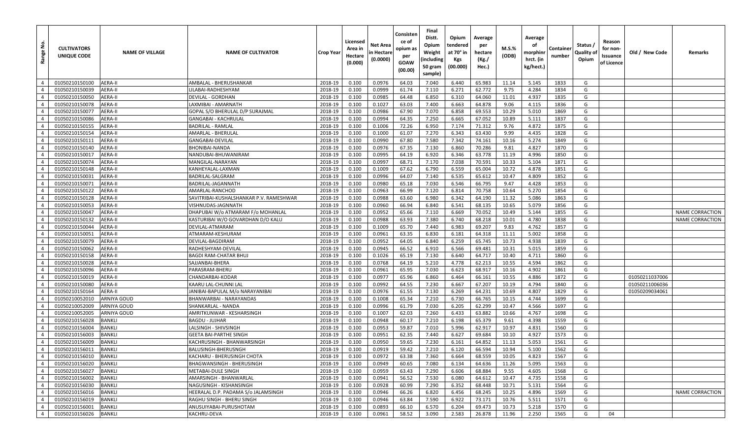| Range No. | CULTIVATORS UNIQUE CODE | NAME OF VILLAGE | NAME OF CULTIVATOR | Crop Year | Licensed Area in Hectare (0.000) | Net Area in Hectare (0.0000) | Consistence of opium as per GOAW (00.00) | Final Distt. Opium Weight (including 50 gram sample) | Opium tendered at 70° in Kgs (00.000) | Average per hectare (Kg./Hec.) | M.S.% (ODB) | Average of morphinr hrct. (in kg/hect.) | Container number | Status / Quality of Opium | Reason for non-Issuance of Licence | Old / New Code | Remarks |
|---|---|---|---|---|---|---|---|---|---|---|---|---|---|---|---|---|---|
| 4 | 01050210150100 | AERA-II | AMBALAL - BHERUSHANKAR | 2018-19 | 0.100 | 0.0976 | 64.03 | 7.040 | 6.440 | 65.983 | 11.14 | 5.145 | 1833 | G | | | |
| 4 | 01050210150039 | AERA-II | LILABAI-RADHESHYAM | 2018-19 | 0.100 | 0.0999 | 61.74 | 7.110 | 6.271 | 62.772 | 9.75 | 4.284 | 1834 | G | | | |
| 4 | 01050210150050 | AERA-II | DEVILAL - GORDHAN | 2018-19 | 0.100 | 0.0985 | 64.48 | 6.850 | 6.310 | 64.060 | 11.01 | 4.937 | 1835 | G | | | |
| 4 | 01050210150078 | AERA-II | LAXMIBAI - AMARNATH | 2018-19 | 0.100 | 0.1027 | 63.03 | 7.400 | 6.663 | 64.878 | 9.06 | 4.115 | 1836 | G | | | |
| 4 | 01050210150077 | AERA-II | GOPAL S/O BHERULAL D/P SURAJMAL | 2018-19 | 0.100 | 0.0986 | 67.90 | 7.070 | 6.858 | 69.553 | 10.29 | 5.010 | 1869 | G | | | |
| 4 | 01050210150086 | AERA-II | GANGABAI - KACHRULAL | 2018-19 | 0.100 | 0.0994 | 64.35 | 7.250 | 6.665 | 67.052 | 10.89 | 5.111 | 1837 | G | | | |
| 4 | 01050210150155 | AERA-II | BADRILAL - RAMLAL | 2018-19 | 0.100 | 0.1006 | 72.26 | 6.950 | 7.174 | 71.312 | 9.76 | 4.872 | 1875 | G | | | |
| 4 | 01050210150154 | AERA-II | AMARLAL - BHERULAL | 2018-19 | 0.100 | 0.1000 | 61.07 | 7.270 | 6.343 | 63.430 | 9.99 | 4.435 | 1828 | G | | | |
| 4 | 01050210150111 | AERA-II | GANGABAI-DEVILAL | 2018-19 | 0.100 | 0.0990 | 67.80 | 7.580 | 7.342 | 74.161 | 10.16 | 5.274 | 1849 | G | | | |
| 4 | 01050210150140 | AERA-II | BHONIBAI-NANDA | 2018-19 | 0.100 | 0.0976 | 67.35 | 7.130 | 6.860 | 70.286 | 9.81 | 4.827 | 1870 | G | | | |
| 4 | 01050210150017 | AERA-II | NANDUBAI-BHUWANIRAM | 2018-19 | 0.100 | 0.0995 | 64.19 | 6.920 | 6.346 | 63.778 | 11.19 | 4.996 | 1850 | G | | | |
| 4 | 01050210150074 | AERA-II | MANGILAL-NARAYAN | 2018-19 | 0.100 | 0.0997 | 68.71 | 7.170 | 7.038 | 70.591 | 10.33 | 5.104 | 1871 | G | | | |
| 4 | 01050210150148 | AERA-II | KANHEYALAL-LAXMAN | 2018-19 | 0.100 | 0.1009 | 67.62 | 6.790 | 6.559 | 65.004 | 10.72 | 4.878 | 1851 | G | | | |
| 4 | 01050210150031 | AERA-II | BADRILAL-SALGRAM | 2018-19 | 0.100 | 0.0996 | 64.07 | 7.140 | 6.535 | 65.612 | 10.47 | 4.809 | 1852 | G | | | |
| 4 | 01050210150071 | AERA-II | BADRILAL-JAGANNATH | 2018-19 | 0.100 | 0.0980 | 65.18 | 7.030 | 6.546 | 66.795 | 9.47 | 4.428 | 1853 | G | | | |
| 4 | 01050210150122 | AERA-II | AMARLAL-RANCHOD | 2018-19 | 0.100 | 0.0963 | 66.99 | 7.120 | 6.814 | 70.758 | 10.64 | 5.270 | 1854 | G | | | |
| 4 | 01050210150128 | AERA-II | SAVITRIBAI-KUSHALSHANKAR P.V. RAMESHWAR | 2018-19 | 0.100 | 0.0988 | 63.60 | 6.980 | 6.342 | 64.190 | 11.32 | 5.086 | 1863 | G | | | |
| 4 | 01050210150053 | AERA-II | VISHNUDAS-JAGNNATH | 2018-19 | 0.100 | 0.0960 | 66.94 | 6.840 | 6.541 | 68.135 | 10.65 | 5.079 | 1856 | G | | | |
| 4 | 01050210150047 | AERA-II | DHAPUBAI W/o ATMARAM F/o MOHANLAL | 2018-19 | 0.100 | 0.0952 | 65.66 | 7.110 | 6.669 | 70.052 | 10.49 | 5.144 | 1855 | G | | | NAME CORRACTION |
| 4 | 01050210150132 | AERA-II | KASTURIBAI W/O GOVARDHAN D/O KALU | 2018-19 | 0.100 | 0.0988 | 63.93 | 7.380 | 6.740 | 68.218 | 10.01 | 4.780 | 1838 | G | | | NAME CORRACTION |
| 4 | 01050210150044 | AERA-II | DEVILAL-ATMARAM | 2018-19 | 0.100 | 0.1009 | 65.70 | 7.440 | 6.983 | 69.207 | 9.83 | 4.762 | 1857 | G | | | |
| 4 | 01050210150051 | AERA-II | ATMARAM-KESHURAM | 2018-19 | 0.100 | 0.0961 | 63.35 | 6.830 | 6.181 | 64.318 | 11.11 | 5.002 | 1858 | G | | | |
| 4 | 01050210150079 | AERA-II | DEVILAL-BAGDIRAM | 2018-19 | 0.100 | 0.0952 | 64.05 | 6.840 | 6.259 | 65.745 | 10.73 | 4.938 | 1839 | G | | | |
| 4 | 01050210150062 | AERA-II | RADHESHYAM-DEVILAL | 2018-19 | 0.100 | 0.0945 | 66.52 | 6.910 | 6.566 | 69.481 | 10.31 | 5.015 | 1859 | G | | | |
| 4 | 01050210150158 | AERA-II | BAGDI RAM-CHATAR BHUJ | 2018-19 | 0.100 | 0.1026 | 65.19 | 7.130 | 6.640 | 64.717 | 10.40 | 4.711 | 1860 | G | | | |
| 4 | 01050210150028 | AERA-II | SAJJANBAI-BHERA | 2018-19 | 0.100 | 0.0768 | 64.19 | 5.210 | 4.778 | 62.213 | 10.55 | 4.594 | 1862 | G | | | |
| 4 | 01050210150096 | AERA-II | PARASRAM-BHERU | 2018-19 | 0.100 | 0.0961 | 65.95 | 7.030 | 6.623 | 68.917 | 10.16 | 4.902 | 1861 | G | | | |
| 4 | 01050210150019 | AERA-II | CHANDARBAI-KODAR | 2018-19 | 0.100 | 0.0977 | 65.96 | 6.860 | 6.464 | 66.161 | 10.55 | 4.886 | 1872 | G | | 01050211037006 | |
| 4 | 01050210150080 | AERA-II | KAARU LAL-CHUNNI LAL | 2018-19 | 0.100 | 0.0992 | 64.55 | 7.230 | 6.667 | 67.207 | 10.19 | 4.794 | 1840 | G | | 01050211006036 | |
| 4 | 01050210150164 | AERA-II | JANIBAI-BAPULAL M/o NARAYANIBAI | 2018-19 | 0.100 | 0.0976 | 61.55 | 7.130 | 6.269 | 64.231 | 10.69 | 4.807 | 1829 | G | | 01050209034061 | |
| 4 | 01050210052010 | ARNIYA GOUD | BHANWARBAI - NARAYANDAS | 2018-19 | 0.100 | 0.1008 | 65.34 | 7.210 | 6.730 | 66.765 | 10.15 | 4.744 | 1699 | G | | | |
| 4 | 01050210052009 | ARNIYA GOUD | SHANKARLAL - NANDA | 2018-19 | 0.100 | 0.0996 | 61.79 | 7.030 | 6.205 | 62.299 | 10.47 | 4.566 | 1697 | G | | | |
| 4 | 01050210052005 | ARNIYA GOUD | AMRITKUNWAR - KESHARSINGH | 2018-19 | 0.100 | 0.1007 | 62.03 | 7.260 | 6.433 | 63.882 | 10.66 | 4.767 | 1698 | G | | | |
| 4 | 01050210156028 | BANKLI | BAGDU - JUJHAR | 2018-19 | 0.100 | 0.0948 | 60.17 | 7.210 | 6.198 | 65.379 | 9.61 | 4.398 | 1559 | G | | | |
| 4 | 01050210156004 | BANKLI | LALSINGH - SHIVSINGH | 2018-19 | 0.100 | 0.0953 | 59.87 | 7.010 | 5.996 | 62.917 | 10.97 | 4.831 | 1560 | G | | | |
| 4 | 01050210156003 | BANKLI | GEETA BAI-PARTHE SINGH | 2018-19 | 0.100 | 0.0951 | 62.35 | 7.440 | 6.627 | 69.684 | 10.10 | 4.927 | 1573 | G | | | |
| 4 | 01050210156009 | BANKLI | KACHRUSINGH - BHANWARSINGH | 2018-19 | 0.100 | 0.0950 | 59.65 | 7.230 | 6.161 | 64.852 | 11.13 | 5.053 | 1561 | G | | | |
| 4 | 01050210156011 | BANKLI | BALUSINGH-BHERUSNGH | 2018-19 | 0.100 | 0.0919 | 59.42 | 7.210 | 6.120 | 66.594 | 10.94 | 5.100 | 1562 | G | | | |
| 4 | 01050210156010 | BANKLI | KACHARU - BHERUSINGH CHOTA | 2018-19 | 0.100 | 0.0972 | 63.38 | 7.360 | 6.664 | 68.559 | 10.05 | 4.823 | 1567 | G | | | |
| 4 | 01050210156020 | BANKLI | BHAGWANSINGH - BHERUSINGH | 2018-19 | 0.100 | 0.0949 | 60.65 | 7.080 | 6.134 | 64.636 | 11.26 | 5.095 | 1563 | G | | | |
| 4 | 01050210156027 | BANKLI | METABAI-DULE SINGH | 2018-19 | 0.100 | 0.0959 | 63.43 | 7.290 | 6.606 | 68.884 | 9.55 | 4.605 | 1568 | G | | | |
| 4 | 01050210156002 | BANKLI | AMARSINGH - BHANWARLAL | 2018-19 | 0.100 | 0.0941 | 56.52 | 7.530 | 6.080 | 64.612 | 10.47 | 4.735 | 1558 | G | | | |
| 4 | 01050210156030 | BANKLI | NAGUSINGH - KISHANSINGH | 2018-19 | 0.100 | 0.0928 | 60.99 | 7.290 | 6.352 | 68.448 | 10.71 | 5.131 | 1564 | G | | | |
| 4 | 01050210156016 | BANKLI | HEERALAL D.P. PADAMA S/o JALAMSINGH | 2018-19 | 0.100 | 0.0946 | 66.26 | 6.820 | 6.456 | 68.245 | 10.25 | 4.896 | 1569 | G | | | NAME CORRACTION |
| 4 | 01050210156019 | BANKLI | RAGHU SINGH - BHERU SINGH | 2018-19 | 0.100 | 0.0946 | 63.84 | 7.590 | 6.922 | 73.171 | 10.76 | 5.511 | 1571 | G | | | |
| 4 | 01050210156001 | BANKLI | ANUSUIYABAI-PURUSHOTAM | 2018-19 | 0.100 | 0.0893 | 66.10 | 6.570 | 6.204 | 69.473 | 10.73 | 5.218 | 1570 | G | | | |
| 4 | 01050210156026 | BANKLI | KACHRU-DEVA | 2018-19 | 0.100 | 0.0961 | 58.52 | 3.090 | 2.583 | 26.878 | 11.96 | 2.250 | 1565 | G | 04 | | |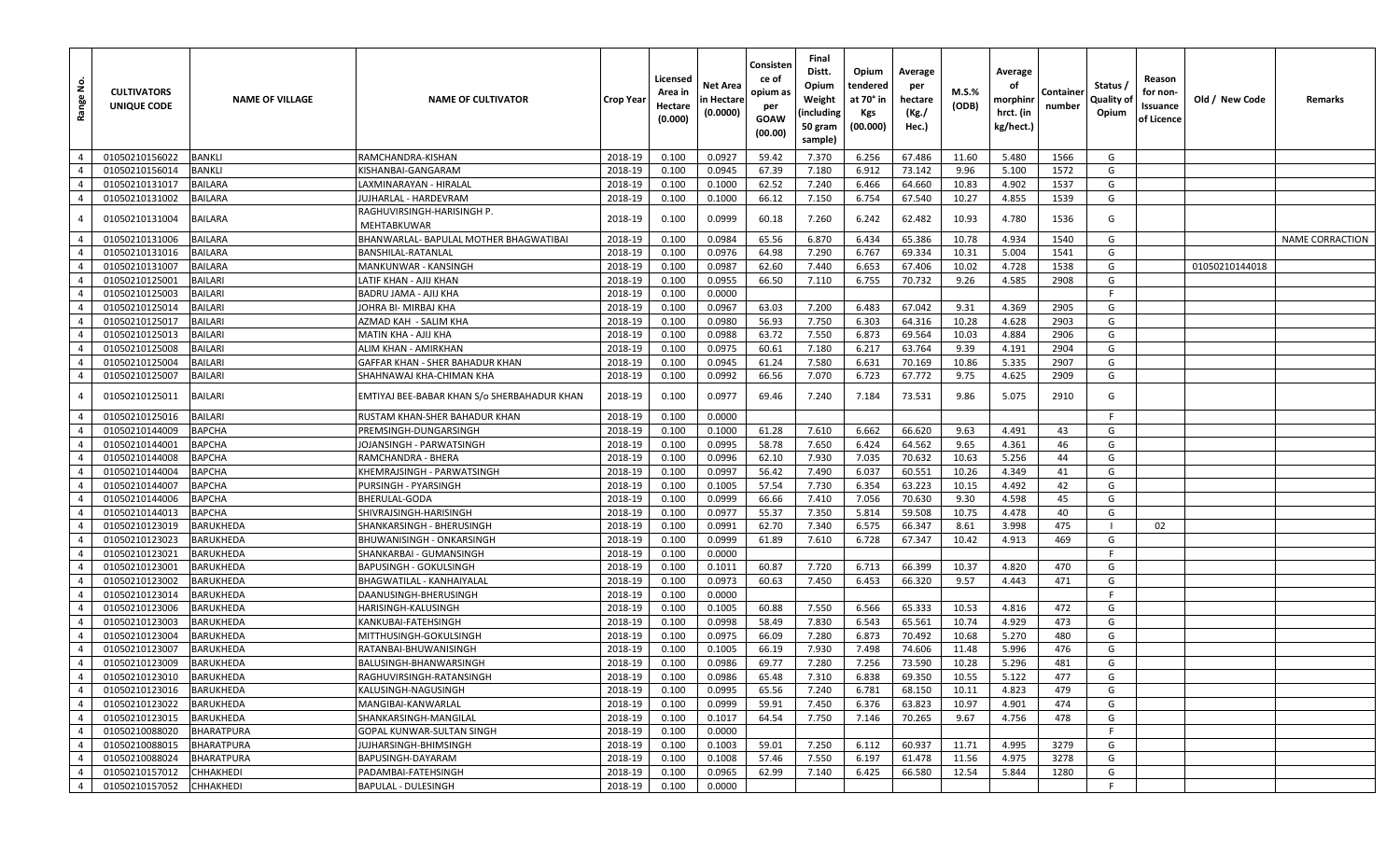| Range No. | CULTIVATORS UNIQUE CODE | NAME OF VILLAGE | NAME OF CULTIVATOR | Crop Year | Licensed Area in Hectare (0.000) | Net Area in Hectare (0.0000) | Consistence of opium as per GOAW (00.00) | Final Distt. Opium Weight (including 50 gram sample) | Opium tendered at 70° in Kgs (00.000) | Average per hectare (Kg./ Hec.) | M.S.% (ODB) | Average of morphinr hrct. (in kg/hect.) | Container number | Status / Quality of Opium | Reason for non-Issuance of Licence | Old / New Code | Remarks |
|---|---|---|---|---|---|---|---|---|---|---|---|---|---|---|---|---|---|
| 4 | 01050210156022 | BANKLI | RAMCHANDRA-KISHAN | 2018-19 | 0.100 | 0.0927 | 59.42 | 7.370 | 6.256 | 67.486 | 11.60 | 5.480 | 1566 | G | | | |
| 4 | 01050210156014 | BANKLI | KISHANBAI-GANGARAM | 2018-19 | 0.100 | 0.0945 | 67.39 | 7.180 | 6.912 | 73.142 | 9.96 | 5.100 | 1572 | G | | | |
| 4 | 01050210131017 | BAILARA | LAXMINARAYAN - HIRALAL | 2018-19 | 0.100 | 0.1000 | 62.52 | 7.240 | 6.466 | 64.660 | 10.83 | 4.902 | 1537 | G | | | |
| 4 | 01050210131002 | BAILARA | JUJHARLAL - HARDEVRAM | 2018-19 | 0.100 | 0.1000 | 66.12 | 7.150 | 6.754 | 67.540 | 10.27 | 4.855 | 1539 | G | | | |
| 4 | 01050210131004 | BAILARA | RAGHUVIRSINGH-HARISINGH P. MEHTABKUWAR | 2018-19 | 0.100 | 0.0999 | 60.18 | 7.260 | 6.242 | 62.482 | 10.93 | 4.780 | 1536 | G | | | |
| 4 | 01050210131006 | BAILARA | BHANWARLAL- BAPULAL MOTHER BHAGWATIBAI | 2018-19 | 0.100 | 0.0984 | 65.56 | 6.870 | 6.434 | 65.386 | 10.78 | 4.934 | 1540 | G | | | NAME CORRACTION |
| 4 | 01050210131016 | BAILARA | BANSHILAL-RATANLAL | 2018-19 | 0.100 | 0.0976 | 64.98 | 7.290 | 6.767 | 69.334 | 10.31 | 5.004 | 1541 | G | | | |
| 4 | 01050210131007 | BAILARA | MANKUNWAR - KANSINGH | 2018-19 | 0.100 | 0.0987 | 62.60 | 7.440 | 6.653 | 67.406 | 10.02 | 4.728 | 1538 | G | | 01050210144018 | |
| 4 | 01050210125001 | BAILARI | LATIF KHAN - AJIJ KHAN | 2018-19 | 0.100 | 0.0955 | 66.50 | 7.110 | 6.755 | 70.732 | 9.26 | 4.585 | 2908 | G | | | |
| 4 | 01050210125003 | BAILARI | BADRU JAMA - AJIJ KHA | 2018-19 | 0.100 | 0.0000 | | | | | | | | F | | | |
| 4 | 01050210125014 | BAILARI | JOHRA BI- MIRBAJ KHA | 2018-19 | 0.100 | 0.0967 | 63.03 | 7.200 | 6.483 | 67.042 | 9.31 | 4.369 | 2905 | G | | | |
| 4 | 01050210125017 | BAILARI | AZMAD KAH - SALIM KHA | 2018-19 | 0.100 | 0.0980 | 56.93 | 7.750 | 6.303 | 64.316 | 10.28 | 4.628 | 2903 | G | | | |
| 4 | 01050210125013 | BAILARI | MATIN KHA - AJIJ KHA | 2018-19 | 0.100 | 0.0988 | 63.72 | 7.550 | 6.873 | 69.564 | 10.03 | 4.884 | 2906 | G | | | |
| 4 | 01050210125008 | BAILARI | ALIM KHAN - AMIRKHAN | 2018-19 | 0.100 | 0.0975 | 60.61 | 7.180 | 6.217 | 63.764 | 9.39 | 4.191 | 2904 | G | | | |
| 4 | 01050210125004 | BAILARI | GAFFAR KHAN - SHER BAHADUR KHAN | 2018-19 | 0.100 | 0.0945 | 61.24 | 7.580 | 6.631 | 70.169 | 10.86 | 5.335 | 2907 | G | | | |
| 4 | 01050210125007 | BAILARI | SHAHNAWAJ KHA-CHIMAN KHA | 2018-19 | 0.100 | 0.0992 | 66.56 | 7.070 | 6.723 | 67.772 | 9.75 | 4.625 | 2909 | G | | | |
| 4 | 01050210125011 | BAILARI | EMTIYAJ BEE-BABAR KHAN S/o SHERBAHADUR KHAN | 2018-19 | 0.100 | 0.0977 | 69.46 | 7.240 | 7.184 | 73.531 | 9.86 | 5.075 | 2910 | G | | | |
| 4 | 01050210125016 | BAILARI | RUSTAM KHAN-SHER BAHADUR KHAN | 2018-19 | 0.100 | 0.0000 | | | | | | | | F | | | |
| 4 | 01050210144009 | BAPCHA | PREMSINGH-DUNGARSINGH | 2018-19 | 0.100 | 0.1000 | 61.28 | 7.610 | 6.662 | 66.620 | 9.63 | 4.491 | 43 | G | | | |
| 4 | 01050210144001 | BAPCHA | JOJANSINGH - PARWATSINGH | 2018-19 | 0.100 | 0.0995 | 58.78 | 7.650 | 6.424 | 64.562 | 9.65 | 4.361 | 46 | G | | | |
| 4 | 01050210144008 | BAPCHA | RAMCHANDRA - BHERA | 2018-19 | 0.100 | 0.0996 | 62.10 | 7.930 | 7.035 | 70.632 | 10.63 | 5.256 | 44 | G | | | |
| 4 | 01050210144004 | BAPCHA | KHEMRAJSINGH - PARWATSINGH | 2018-19 | 0.100 | 0.0997 | 56.42 | 7.490 | 6.037 | 60.551 | 10.26 | 4.349 | 41 | G | | | |
| 4 | 01050210144007 | BAPCHA | PURSINGH - PYARSINGH | 2018-19 | 0.100 | 0.1005 | 57.54 | 7.730 | 6.354 | 63.223 | 10.15 | 4.492 | 42 | G | | | |
| 4 | 01050210144006 | BAPCHA | BHERULAL-GODA | 2018-19 | 0.100 | 0.0999 | 66.66 | 7.410 | 7.056 | 70.630 | 9.30 | 4.598 | 45 | G | | | |
| 4 | 01050210144013 | BAPCHA | SHIVRAJSINGH-HARISINGH | 2018-19 | 0.100 | 0.0977 | 55.37 | 7.350 | 5.814 | 59.508 | 10.75 | 4.478 | 40 | G | | | |
| 4 | 01050210123019 | BARUKHEDA | SHANKARSINGH - BHERUSINGH | 2018-19 | 0.100 | 0.0991 | 62.70 | 7.340 | 6.575 | 66.347 | 8.61 | 3.998 | 475 | I | 02 | | |
| 4 | 01050210123023 | BARUKHEDA | BHUWANISINGH - ONKARSINGH | 2018-19 | 0.100 | 0.0999 | 61.89 | 7.610 | 6.728 | 67.347 | 10.42 | 4.913 | 469 | G | | | |
| 4 | 01050210123021 | BARUKHEDA | SHANKARBAI - GUMANSINGH | 2018-19 | 0.100 | 0.0000 | | | | | | | | F | | | |
| 4 | 01050210123001 | BARUKHEDA | BAPUSINGH - GOKULSINGH | 2018-19 | 0.100 | 0.1011 | 60.87 | 7.720 | 6.713 | 66.399 | 10.37 | 4.820 | 470 | G | | | |
| 4 | 01050210123002 | BARUKHEDA | BHAGWATILAL - KANHAIYALAL | 2018-19 | 0.100 | 0.0973 | 60.63 | 7.450 | 6.453 | 66.320 | 9.57 | 4.443 | 471 | G | | | |
| 4 | 01050210123014 | BARUKHEDA | DAANUSINGH-BHERUSINGH | 2018-19 | 0.100 | 0.0000 | | | | | | | | F | | | |
| 4 | 01050210123006 | BARUKHEDA | HARISINGH-KALUSINGH | 2018-19 | 0.100 | 0.1005 | 60.88 | 7.550 | 6.566 | 65.333 | 10.53 | 4.816 | 472 | G | | | |
| 4 | 01050210123003 | BARUKHEDA | KANKUBAI-FATEHSINGH | 2018-19 | 0.100 | 0.0998 | 58.49 | 7.830 | 6.543 | 65.561 | 10.74 | 4.929 | 473 | G | | | |
| 4 | 01050210123004 | BARUKHEDA | MITTHUSINGH-GOKULSINGH | 2018-19 | 0.100 | 0.0975 | 66.09 | 7.280 | 6.873 | 70.492 | 10.68 | 5.270 | 480 | G | | | |
| 4 | 01050210123007 | BARUKHEDA | RATANBAI-BHUWANISINGH | 2018-19 | 0.100 | 0.1005 | 66.19 | 7.930 | 7.498 | 74.606 | 11.48 | 5.996 | 476 | G | | | |
| 4 | 01050210123009 | BARUKHEDA | BALUSINGH-BHANWARSINGH | 2018-19 | 0.100 | 0.0986 | 69.77 | 7.280 | 7.256 | 73.590 | 10.28 | 5.296 | 481 | G | | | |
| 4 | 01050210123010 | BARUKHEDA | RAGHUVIRSINGH-RATANSINGH | 2018-19 | 0.100 | 0.0986 | 65.48 | 7.310 | 6.838 | 69.350 | 10.55 | 5.122 | 477 | G | | | |
| 4 | 01050210123016 | BARUKHEDA | KALUSINGH-NAGUSINGH | 2018-19 | 0.100 | 0.0995 | 65.56 | 7.240 | 6.781 | 68.150 | 10.11 | 4.823 | 479 | G | | | |
| 4 | 01050210123022 | BARUKHEDA | MANGIBAI-KANWARLAL | 2018-19 | 0.100 | 0.0999 | 59.91 | 7.450 | 6.376 | 63.823 | 10.97 | 4.901 | 474 | G | | | |
| 4 | 01050210123015 | BARUKHEDA | SHANKARSINGH-MANGILAL | 2018-19 | 0.100 | 0.1017 | 64.54 | 7.750 | 7.146 | 70.265 | 9.67 | 4.756 | 478 | G | | | |
| 4 | 01050210088020 | BHARATPURA | GOPAL KUNWAR-SULTAN SINGH | 2018-19 | 0.100 | 0.0000 | | | | | | | | F | | | |
| 4 | 01050210088015 | BHARATPURA | JUJHARSINGH-BHIMSINGH | 2018-19 | 0.100 | 0.1003 | 59.01 | 7.250 | 6.112 | 60.937 | 11.71 | 4.995 | 3279 | G | | | |
| 4 | 01050210088024 | BHARATPURA | BAPUSINGH-DAYARAM | 2018-19 | 0.100 | 0.1008 | 57.46 | 7.550 | 6.197 | 61.478 | 11.56 | 4.975 | 3278 | G | | | |
| 4 | 01050210157012 | CHHAKHEDI | PADAMBAI-FATEHSINGH | 2018-19 | 0.100 | 0.0965 | 62.99 | 7.140 | 6.425 | 66.580 | 12.54 | 5.844 | 1280 | G | | | |
| 4 | 01050210157052 | CHHAKHEDI | BAPULAL - DULESINGH | 2018-19 | 0.100 | 0.0000 | | | | | | | | F | | | |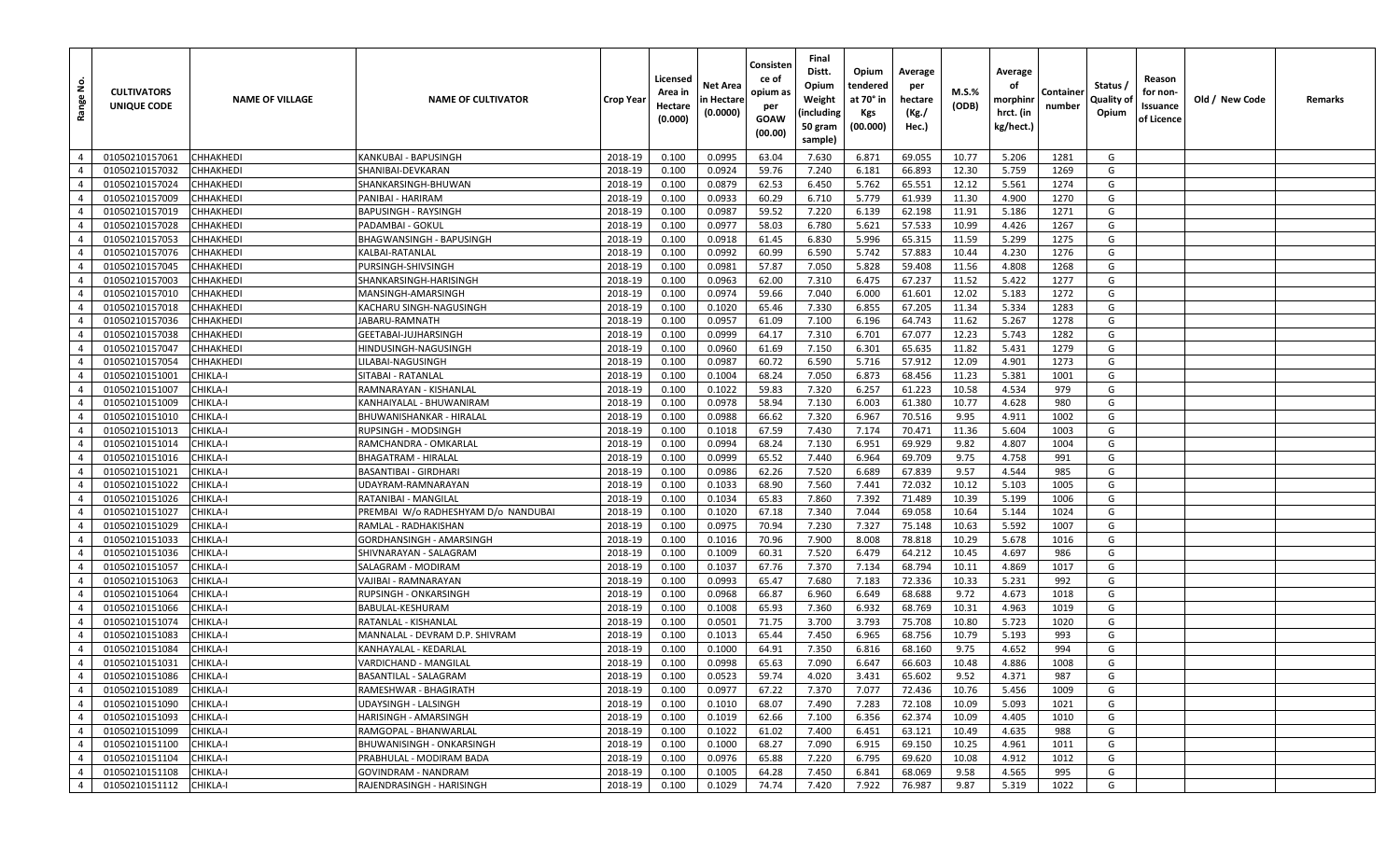| Range No. | CULTIVATORS UNIQUE CODE | NAME OF VILLAGE | NAME OF CULTIVATOR | Crop Year | Licensed Area in Hectare (0.000) | Net Area in Hectare (0.0000) | Consistence of opium as per GOAW (00.00) | Final Distt. Opium Weight (including 50 gram sample) | Opium tendered at 70° in Kgs (00.000) | Average per hectare (Kg./Hec.) | M.S.% (ODB) | Average of morphinr hrct. (in kg/hect.) | Container number | Status / Quality of Opium | Reason for non-Issuance of Licence | Old / New Code | Remarks |
|---|---|---|---|---|---|---|---|---|---|---|---|---|---|---|---|---|---|
| 4 | 01050210157061 | CHHAKHEDI | KANKUBAI - BAPUSINGH | 2018-19 | 0.100 | 0.0995 | 63.04 | 7.630 | 6.871 | 69.055 | 10.77 | 5.206 | 1281 | G | | | |
| 4 | 01050210157032 | CHHAKHEDI | SHANIBAI-DEVKARAN | 2018-19 | 0.100 | 0.0924 | 59.76 | 7.240 | 6.181 | 66.893 | 12.30 | 5.759 | 1269 | G | | | |
| 4 | 01050210157024 | CHHAKHEDI | SHANKARSINGH-BHUWAN | 2018-19 | 0.100 | 0.0879 | 62.53 | 6.450 | 5.762 | 65.551 | 12.12 | 5.561 | 1274 | G | | | |
| 4 | 01050210157009 | CHHAKHEDI | PANIBAI - HARIRAM | 2018-19 | 0.100 | 0.0933 | 60.29 | 6.710 | 5.779 | 61.939 | 11.30 | 4.900 | 1270 | G | | | |
| 4 | 01050210157019 | CHHAKHEDI | BAPUSINGH - RAYSINGH | 2018-19 | 0.100 | 0.0987 | 59.52 | 7.220 | 6.139 | 62.198 | 11.91 | 5.186 | 1271 | G | | | |
| 4 | 01050210157028 | CHHAKHEDI | PADAMBAI - GOKUL | 2018-19 | 0.100 | 0.0977 | 58.03 | 6.780 | 5.621 | 57.533 | 10.99 | 4.426 | 1267 | G | | | |
| 4 | 01050210157053 | CHHAKHEDI | BHAGWANSINGH - BAPUSINGH | 2018-19 | 0.100 | 0.0918 | 61.45 | 6.830 | 5.996 | 65.315 | 11.59 | 5.299 | 1275 | G | | | |
| 4 | 01050210157076 | CHHAKHEDI | KALBAI-RATANLAL | 2018-19 | 0.100 | 0.0992 | 60.99 | 6.590 | 5.742 | 57.883 | 10.44 | 4.230 | 1276 | G | | | |
| 4 | 01050210157045 | CHHAKHEDI | PURSINGH-SHIVSINGH | 2018-19 | 0.100 | 0.0981 | 57.87 | 7.050 | 5.828 | 59.408 | 11.56 | 4.808 | 1268 | G | | | |
| 4 | 01050210157003 | CHHAKHEDI | SHANKARSINGH-HARISINGH | 2018-19 | 0.100 | 0.0963 | 62.00 | 7.310 | 6.475 | 67.237 | 11.52 | 5.422 | 1277 | G | | | |
| 4 | 01050210157010 | CHHAKHEDI | MANSINGH-AMARSINGH | 2018-19 | 0.100 | 0.0974 | 59.66 | 7.040 | 6.000 | 61.601 | 12.02 | 5.183 | 1272 | G | | | |
| 4 | 01050210157018 | CHHAKHEDI | KACHARU SINGH-NAGUSINGH | 2018-19 | 0.100 | 0.1020 | 65.46 | 7.330 | 6.855 | 67.205 | 11.34 | 5.334 | 1283 | G | | | |
| 4 | 01050210157036 | CHHAKHEDI | JABARU-RAMNATH | 2018-19 | 0.100 | 0.0957 | 61.09 | 7.100 | 6.196 | 64.743 | 11.62 | 5.267 | 1278 | G | | | |
| 4 | 01050210157038 | CHHAKHEDI | GEETABAI-JUJHARSINGH | 2018-19 | 0.100 | 0.0999 | 64.17 | 7.310 | 6.701 | 67.077 | 12.23 | 5.743 | 1282 | G | | | |
| 4 | 01050210157047 | CHHAKHEDI | HINDUSINGH-NAGUSINGH | 2018-19 | 0.100 | 0.0960 | 61.69 | 7.150 | 6.301 | 65.635 | 11.82 | 5.431 | 1279 | G | | | |
| 4 | 01050210157054 | CHHAKHEDI | LILABAI-NAGUSINGH | 2018-19 | 0.100 | 0.0987 | 60.72 | 6.590 | 5.716 | 57.912 | 12.09 | 4.901 | 1273 | G | | | |
| 4 | 01050210151001 | CHIKLA-I | SITABAI - RATANLAL | 2018-19 | 0.100 | 0.1004 | 68.24 | 7.050 | 6.873 | 68.456 | 11.23 | 5.381 | 1001 | G | | | |
| 4 | 01050210151007 | CHIKLA-I | RAMNARAYAN - KISHANLAL | 2018-19 | 0.100 | 0.1022 | 59.83 | 7.320 | 6.257 | 61.223 | 10.58 | 4.534 | 979 | G | | | |
| 4 | 01050210151009 | CHIKLA-I | KANHAIYALAL - BHUWANIRAM | 2018-19 | 0.100 | 0.0978 | 58.94 | 7.130 | 6.003 | 61.380 | 10.77 | 4.628 | 980 | G | | | |
| 4 | 01050210151010 | CHIKLA-I | BHUWANISHANKAR - HIRALAL | 2018-19 | 0.100 | 0.0988 | 66.62 | 7.320 | 6.967 | 70.516 | 9.95 | 4.911 | 1002 | G | | | |
| 4 | 01050210151013 | CHIKLA-I | RUPSINGH - MODSINGH | 2018-19 | 0.100 | 0.1018 | 67.59 | 7.430 | 7.174 | 70.471 | 11.36 | 5.604 | 1003 | G | | | |
| 4 | 01050210151014 | CHIKLA-I | RAMCHANDRA - OMKARLAL | 2018-19 | 0.100 | 0.0994 | 68.24 | 7.130 | 6.951 | 69.929 | 9.82 | 4.807 | 1004 | G | | | |
| 4 | 01050210151016 | CHIKLA-I | BHAGATRAM - HIRALAL | 2018-19 | 0.100 | 0.0999 | 65.52 | 7.440 | 6.964 | 69.709 | 9.75 | 4.758 | 991 | G | | | |
| 4 | 01050210151021 | CHIKLA-I | BASANTIBAI - GIRDHARI | 2018-19 | 0.100 | 0.0986 | 62.26 | 7.520 | 6.689 | 67.839 | 9.57 | 4.544 | 985 | G | | | |
| 4 | 01050210151022 | CHIKLA-I | UDAYRAM-RAMNARAYAN | 2018-19 | 0.100 | 0.1033 | 68.90 | 7.560 | 7.441 | 72.032 | 10.12 | 5.103 | 1005 | G | | | |
| 4 | 01050210151026 | CHIKLA-I | RATANIBAI - MANGILAL | 2018-19 | 0.100 | 0.1034 | 65.83 | 7.860 | 7.392 | 71.489 | 10.39 | 5.199 | 1006 | G | | | |
| 4 | 01050210151027 | CHIKLA-I | PREMBAI W/o RADHESHYAM D/o NANDUBAI | 2018-19 | 0.100 | 0.1020 | 67.18 | 7.340 | 7.044 | 69.058 | 10.64 | 5.144 | 1024 | G | | | |
| 4 | 01050210151029 | CHIKLA-I | RAMLAL - RADHAKISHAN | 2018-19 | 0.100 | 0.0975 | 70.94 | 7.230 | 7.327 | 75.148 | 10.63 | 5.592 | 1007 | G | | | |
| 4 | 01050210151033 | CHIKLA-I | GORDHANSINGH - AMARSINGH | 2018-19 | 0.100 | 0.1016 | 70.96 | 7.900 | 8.008 | 78.818 | 10.29 | 5.678 | 1016 | G | | | |
| 4 | 01050210151036 | CHIKLA-I | SHIVNARAYAN - SALAGRAM | 2018-19 | 0.100 | 0.1009 | 60.31 | 7.520 | 6.479 | 64.212 | 10.45 | 4.697 | 986 | G | | | |
| 4 | 01050210151057 | CHIKLA-I | SALAGRAM - MODIRAM | 2018-19 | 0.100 | 0.1037 | 67.76 | 7.370 | 7.134 | 68.794 | 10.11 | 4.869 | 1017 | G | | | |
| 4 | 01050210151063 | CHIKLA-I | VAJIBAI - RAMNARAYAN | 2018-19 | 0.100 | 0.0993 | 65.47 | 7.680 | 7.183 | 72.336 | 10.33 | 5.231 | 992 | G | | | |
| 4 | 01050210151064 | CHIKLA-I | RUPSINGH - ONKARSINGH | 2018-19 | 0.100 | 0.0968 | 66.87 | 6.960 | 6.649 | 68.688 | 9.72 | 4.673 | 1018 | G | | | |
| 4 | 01050210151066 | CHIKLA-I | BABULAL-KESHURAM | 2018-19 | 0.100 | 0.1008 | 65.93 | 7.360 | 6.932 | 68.769 | 10.31 | 4.963 | 1019 | G | | | |
| 4 | 01050210151074 | CHIKLA-I | RATANLAL - KISHANLAL | 2018-19 | 0.100 | 0.0501 | 71.75 | 3.700 | 3.793 | 75.708 | 10.80 | 5.723 | 1020 | G | | | |
| 4 | 01050210151083 | CHIKLA-I | MANNALAL - DEVRAM D.P. SHIVRAM | 2018-19 | 0.100 | 0.1013 | 65.44 | 7.450 | 6.965 | 68.756 | 10.79 | 5.193 | 993 | G | | | |
| 4 | 01050210151084 | CHIKLA-I | KANHAYALAL - KEDARLAL | 2018-19 | 0.100 | 0.1000 | 64.91 | 7.350 | 6.816 | 68.160 | 9.75 | 4.652 | 994 | G | | | |
| 4 | 01050210151031 | CHIKLA-I | VARDICHAND - MANGILAL | 2018-19 | 0.100 | 0.0998 | 65.63 | 7.090 | 6.647 | 66.603 | 10.48 | 4.886 | 1008 | G | | | |
| 4 | 01050210151086 | CHIKLA-I | BASANTILAL - SALAGRAM | 2018-19 | 0.100 | 0.0523 | 59.74 | 4.020 | 3.431 | 65.602 | 9.52 | 4.371 | 987 | G | | | |
| 4 | 01050210151089 | CHIKLA-I | RAMESHWAR - BHAGIRATH | 2018-19 | 0.100 | 0.0977 | 67.22 | 7.370 | 7.077 | 72.436 | 10.76 | 5.456 | 1009 | G | | | |
| 4 | 01050210151090 | CHIKLA-I | UDAYSINGH - LALSINGH | 2018-19 | 0.100 | 0.1010 | 68.07 | 7.490 | 7.283 | 72.108 | 10.09 | 5.093 | 1021 | G | | | |
| 4 | 01050210151093 | CHIKLA-I | HARISINGH - AMARSINGH | 2018-19 | 0.100 | 0.1019 | 62.66 | 7.100 | 6.356 | 62.374 | 10.09 | 4.405 | 1010 | G | | | |
| 4 | 01050210151099 | CHIKLA-I | RAMGOPAL - BHANWARLAL | 2018-19 | 0.100 | 0.1022 | 61.02 | 7.400 | 6.451 | 63.121 | 10.49 | 4.635 | 988 | G | | | |
| 4 | 01050210151100 | CHIKLA-I | BHUWANISINGH - ONKARSINGH | 2018-19 | 0.100 | 0.1000 | 68.27 | 7.090 | 6.915 | 69.150 | 10.25 | 4.961 | 1011 | G | | | |
| 4 | 01050210151104 | CHIKLA-I | PRABHULAL - MODIRAM BADA | 2018-19 | 0.100 | 0.0976 | 65.88 | 7.220 | 6.795 | 69.620 | 10.08 | 4.912 | 1012 | G | | | |
| 4 | 01050210151108 | CHIKLA-I | GOVINDRAM - NANDRAM | 2018-19 | 0.100 | 0.1005 | 64.28 | 7.450 | 6.841 | 68.069 | 9.58 | 4.565 | 995 | G | | | |
| 4 | 01050210151112 | CHIKLA-I | RAJENDRASINGH - HARISINGH | 2018-19 | 0.100 | 0.1029 | 74.74 | 7.420 | 7.922 | 76.987 | 9.87 | 5.319 | 1022 | G | | | |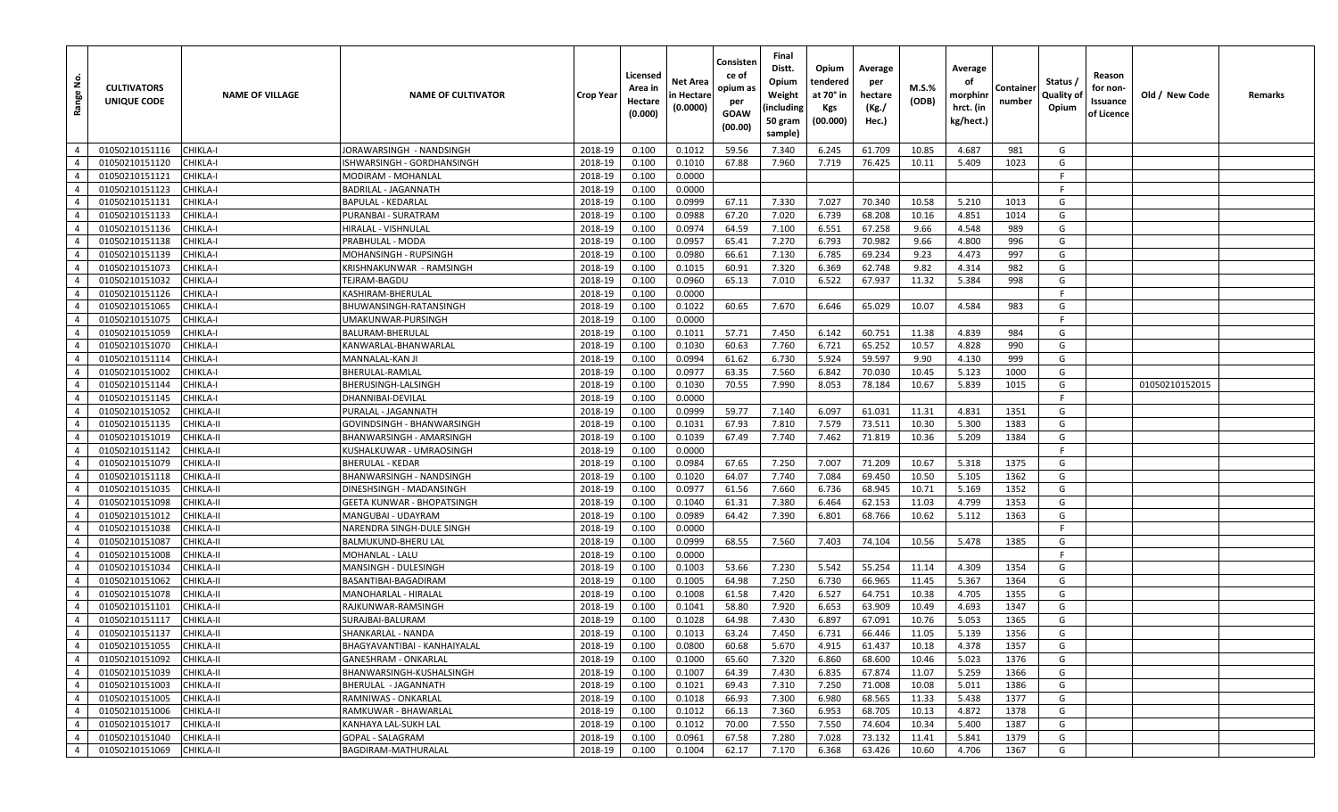| Range No. | CULTIVATORS UNIQUE CODE | NAME OF VILLAGE | NAME OF CULTIVATOR | Crop Year | Licensed Area in Hectare (0.000) | Net Area in Hectare (0.0000) | Consistence of opium as per GOAW (00.00) | Final Distt. Opium Weight (including 50 gram sample) | Opium tendered at 70° in Kgs (00.000) | Average per hectare (Kg./ Hec.) | M.S.% (ODB) | Average of morphinr hrct. (in kg/hect.) | Container number | Status / Quality of Opium | Reason for non-Issuance of Licence | Old / New Code | Remarks |
|---|---|---|---|---|---|---|---|---|---|---|---|---|---|---|---|---|---|
| 4 | 01050210151116 | CHIKLA-I | JORAWARSINGH - NANDSINGH | 2018-19 | 0.100 | 0.1012 | 59.56 | 7.340 | 6.245 | 61.709 | 10.85 | 4.687 | 981 | G | | | |
| 4 | 01050210151120 | CHIKLA-I | ISHWARSINGH - GORDHANSINGH | 2018-19 | 0.100 | 0.1010 | 67.88 | 7.960 | 7.719 | 76.425 | 10.11 | 5.409 | 1023 | G | | | |
| 4 | 01050210151121 | CHIKLA-I | MODIRAM - MOHANLAL | 2018-19 | 0.100 | 0.0000 | | | | | | | | F | | | |
| 4 | 01050210151123 | CHIKLA-I | BADRILAL - JAGANNATH | 2018-19 | 0.100 | 0.0000 | | | | | | | | F | | | |
| 4 | 01050210151131 | CHIKLA-I | BAPULAL - KEDARLAL | 2018-19 | 0.100 | 0.0999 | 67.11 | 7.330 | 7.027 | 70.340 | 10.58 | 5.210 | 1013 | G | | | |
| 4 | 01050210151133 | CHIKLA-I | PURANBAI - SURATRAM | 2018-19 | 0.100 | 0.0988 | 67.20 | 7.020 | 6.739 | 68.208 | 10.16 | 4.851 | 1014 | G | | | |
| 4 | 01050210151136 | CHIKLA-I | HIRALAL - VISHNULAL | 2018-19 | 0.100 | 0.0974 | 64.59 | 7.100 | 6.551 | 67.258 | 9.66 | 4.548 | 989 | G | | | |
| 4 | 01050210151138 | CHIKLA-I | PRABHULAL - MODA | 2018-19 | 0.100 | 0.0957 | 65.41 | 7.270 | 6.793 | 70.982 | 9.66 | 4.800 | 996 | G | | | |
| 4 | 01050210151139 | CHIKLA-I | MOHANSINGH - RUPSINGH | 2018-19 | 0.100 | 0.0980 | 66.61 | 7.130 | 6.785 | 69.234 | 9.23 | 4.473 | 997 | G | | | |
| 4 | 01050210151073 | CHIKLA-I | KRISHNAKUNWAR - RAMSINGH | 2018-19 | 0.100 | 0.1015 | 60.91 | 7.320 | 6.369 | 62.748 | 9.82 | 4.314 | 982 | G | | | |
| 4 | 01050210151032 | CHIKLA-I | TEJRAM-BAGDU | 2018-19 | 0.100 | 0.0960 | 65.13 | 7.010 | 6.522 | 67.937 | 11.32 | 5.384 | 998 | G | | | |
| 4 | 01050210151126 | CHIKLA-I | KASHIRAM-BHERULAL | 2018-19 | 0.100 | 0.0000 | | | | | | | | F | | | |
| 4 | 01050210151065 | CHIKLA-I | BHUWANSINGH-RATANSINGH | 2018-19 | 0.100 | 0.1022 | 60.65 | 7.670 | 6.646 | 65.029 | 10.07 | 4.584 | 983 | G | | | |
| 4 | 01050210151075 | CHIKLA-I | UMAKUNWAR-PURSINGH | 2018-19 | 0.100 | 0.0000 | | | | | | | | F | | | |
| 4 | 01050210151059 | CHIKLA-I | BALURAM-BHERULAL | 2018-19 | 0.100 | 0.1011 | 57.71 | 7.450 | 6.142 | 60.751 | 11.38 | 4.839 | 984 | G | | | |
| 4 | 01050210151070 | CHIKLA-I | KANWARLAL-BHANWARLAL | 2018-19 | 0.100 | 0.1030 | 60.63 | 7.760 | 6.721 | 65.252 | 10.57 | 4.828 | 990 | G | | | |
| 4 | 01050210151114 | CHIKLA-I | MANNALAL-KAN JI | 2018-19 | 0.100 | 0.0994 | 61.62 | 6.730 | 5.924 | 59.597 | 9.90 | 4.130 | 999 | G | | | |
| 4 | 01050210151002 | CHIKLA-I | BHERULAL-RAMLAL | 2018-19 | 0.100 | 0.0977 | 63.35 | 7.560 | 6.842 | 70.030 | 10.45 | 5.123 | 1000 | G | | | |
| 4 | 01050210151144 | CHIKLA-I | BHERUSINGH-LALSINGH | 2018-19 | 0.100 | 0.1030 | 70.55 | 7.990 | 8.053 | 78.184 | 10.67 | 5.839 | 1015 | G | | 01050210152015 | |
| 4 | 01050210151145 | CHIKLA-I | DHANNIBAI-DEVILAL | 2018-19 | 0.100 | 0.0000 | | | | | | | | F | | | |
| 4 | 01050210151052 | CHIKLA-II | PURALAL - JAGANNATH | 2018-19 | 0.100 | 0.0999 | 59.77 | 7.140 | 6.097 | 61.031 | 11.31 | 4.831 | 1351 | G | | | |
| 4 | 01050210151135 | CHIKLA-II | GOVINDSINGH - BHANWARSINGH | 2018-19 | 0.100 | 0.1031 | 67.93 | 7.810 | 7.579 | 73.511 | 10.30 | 5.300 | 1383 | G | | | |
| 4 | 01050210151019 | CHIKLA-II | BHANWARSINGH - AMARSINGH | 2018-19 | 0.100 | 0.1039 | 67.49 | 7.740 | 7.462 | 71.819 | 10.36 | 5.209 | 1384 | G | | | |
| 4 | 01050210151142 | CHIKLA-II | KUSHALKUWAR - UMRAOSINGH | 2018-19 | 0.100 | 0.0000 | | | | | | | | F | | | |
| 4 | 01050210151079 | CHIKLA-II | BHERULAL - KEDAR | 2018-19 | 0.100 | 0.0984 | 67.65 | 7.250 | 7.007 | 71.209 | 10.67 | 5.318 | 1375 | G | | | |
| 4 | 01050210151118 | CHIKLA-II | BHANWARSINGH - NANDSINGH | 2018-19 | 0.100 | 0.1020 | 64.07 | 7.740 | 7.084 | 69.450 | 10.50 | 5.105 | 1362 | G | | | |
| 4 | 01050210151035 | CHIKLA-II | DINESHSINGH - MADANSINGH | 2018-19 | 0.100 | 0.0977 | 61.56 | 7.660 | 6.736 | 68.945 | 10.71 | 5.169 | 1352 | G | | | |
| 4 | 01050210151098 | CHIKLA-II | GEETA KUNWAR - BHOPATSINGH | 2018-19 | 0.100 | 0.1040 | 61.31 | 7.380 | 6.464 | 62.153 | 11.03 | 4.799 | 1353 | G | | | |
| 4 | 01050210151012 | CHIKLA-II | MANGUBAI - UDAYRAM | 2018-19 | 0.100 | 0.0989 | 64.42 | 7.390 | 6.801 | 68.766 | 10.62 | 5.112 | 1363 | G | | | |
| 4 | 01050210151038 | CHIKLA-II | NARENDRA SINGH-DULE SINGH | 2018-19 | 0.100 | 0.0000 | | | | | | | | F | | | |
| 4 | 01050210151087 | CHIKLA-II | BALMUKUND-BHERU LAL | 2018-19 | 0.100 | 0.0999 | 68.55 | 7.560 | 7.403 | 74.104 | 10.56 | 5.478 | 1385 | G | | | |
| 4 | 01050210151008 | CHIKLA-II | MOHANLAL - LALU | 2018-19 | 0.100 | 0.0000 | | | | | | | | F | | | |
| 4 | 01050210151034 | CHIKLA-II | MANSINGH - DULESINGH | 2018-19 | 0.100 | 0.1003 | 53.66 | 7.230 | 5.542 | 55.254 | 11.14 | 4.309 | 1354 | G | | | |
| 4 | 01050210151062 | CHIKLA-II | BASANTIBAI-BAGADIRAM | 2018-19 | 0.100 | 0.1005 | 64.98 | 7.250 | 6.730 | 66.965 | 11.45 | 5.367 | 1364 | G | | | |
| 4 | 01050210151078 | CHIKLA-II | MANOHARLAL - HIRALAL | 2018-19 | 0.100 | 0.1008 | 61.58 | 7.420 | 6.527 | 64.751 | 10.38 | 4.705 | 1355 | G | | | |
| 4 | 01050210151101 | CHIKLA-II | RAJKUNWAR-RAMSINGH | 2018-19 | 0.100 | 0.1041 | 58.80 | 7.920 | 6.653 | 63.909 | 10.49 | 4.693 | 1347 | G | | | |
| 4 | 01050210151117 | CHIKLA-II | SURAJBAI-BALURAM | 2018-19 | 0.100 | 0.1028 | 64.98 | 7.430 | 6.897 | 67.091 | 10.76 | 5.053 | 1365 | G | | | |
| 4 | 01050210151137 | CHIKLA-II | SHANKARLAL - NANDA | 2018-19 | 0.100 | 0.1013 | 63.24 | 7.450 | 6.731 | 66.446 | 11.05 | 5.139 | 1356 | G | | | |
| 4 | 01050210151055 | CHIKLA-II | BHAGYAVANTIBAI - KANHAIYALAL | 2018-19 | 0.100 | 0.0800 | 60.68 | 5.670 | 4.915 | 61.437 | 10.18 | 4.378 | 1357 | G | | | |
| 4 | 01050210151092 | CHIKLA-II | GANESHRAM - ONKARLAL | 2018-19 | 0.100 | 0.1000 | 65.60 | 7.320 | 6.860 | 68.600 | 10.46 | 5.023 | 1376 | G | | | |
| 4 | 01050210151039 | CHIKLA-II | BHANWARSINGH-KUSHALSINGH | 2018-19 | 0.100 | 0.1007 | 64.39 | 7.430 | 6.835 | 67.874 | 11.07 | 5.259 | 1366 | G | | | |
| 4 | 01050210151003 | CHIKLA-II | BHERULAL - JAGANNATH | 2018-19 | 0.100 | 0.1021 | 69.43 | 7.310 | 7.250 | 71.008 | 10.08 | 5.011 | 1386 | G | | | |
| 4 | 01050210151005 | CHIKLA-II | RAMNIWAS - ONKARLAL | 2018-19 | 0.100 | 0.1018 | 66.93 | 7.300 | 6.980 | 68.565 | 11.33 | 5.438 | 1377 | G | | | |
| 4 | 01050210151006 | CHIKLA-II | RAMKUWAR - BHAWARLAL | 2018-19 | 0.100 | 0.1012 | 66.13 | 7.360 | 6.953 | 68.705 | 10.13 | 4.872 | 1378 | G | | | |
| 4 | 01050210151017 | CHIKLA-II | KANHAYA LAL-SUKH LAL | 2018-19 | 0.100 | 0.1012 | 70.00 | 7.550 | 7.550 | 74.604 | 10.34 | 5.400 | 1387 | G | | | |
| 4 | 01050210151040 | CHIKLA-II | GOPAL - SALAGRAM | 2018-19 | 0.100 | 0.0961 | 67.58 | 7.280 | 7.028 | 73.132 | 11.41 | 5.841 | 1379 | G | | | |
| 4 | 01050210151069 | CHIKLA-II | BAGDIRAM-MATHURALAL | 2018-19 | 0.100 | 0.1004 | 62.17 | 7.170 | 6.368 | 63.426 | 10.60 | 4.706 | 1367 | G | | | |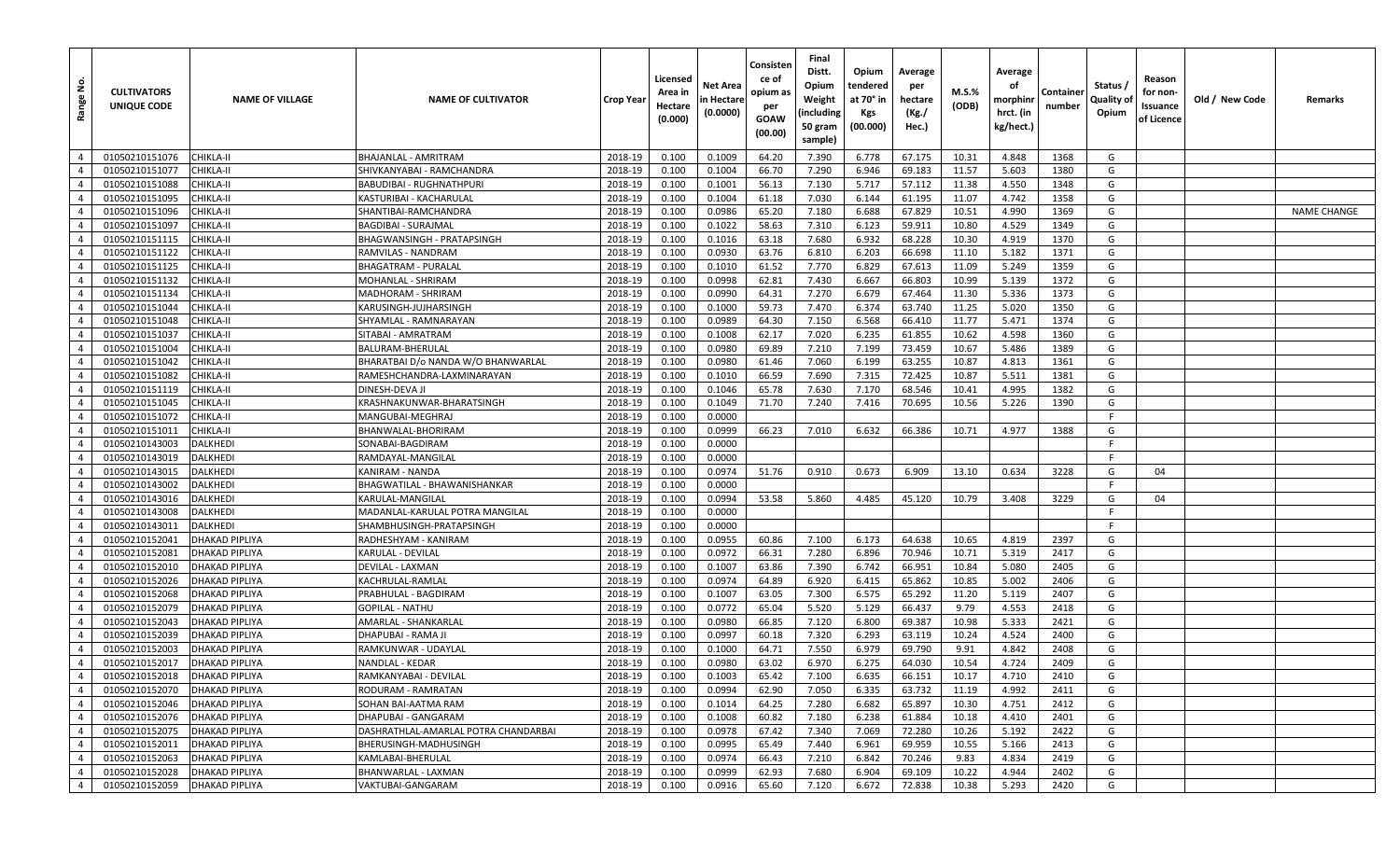| Range No. | CULTIVATORS UNIQUE CODE | NAME OF VILLAGE | NAME OF CULTIVATOR | Crop Year | Licensed Area in Hectare (0.000) | Net Area in Hectare (0.0000) | Consistence of opium as per GOAW (00.00) | Final Distt. Opium Weight (including 50 gram sample) | Opium tendered at 70° in Kgs (00.000) | Average per hectare (Kg./ Hec.) | M.S.% (ODB) | Average of morphinr hrct. (in kg/hect.) | Container number | Status / Quality of Opium | Reason for non-Issuance of Licence | Old / New Code | Remarks |
|---|---|---|---|---|---|---|---|---|---|---|---|---|---|---|---|---|---|
| 4 | 01050210151076 | CHIKLA-II | BHAJANLAL - AMRITRAM | 2018-19 | 0.100 | 0.1009 | 64.20 | 7.390 | 6.778 | 67.175 | 10.31 | 4.848 | 1368 | G | | | |
| 4 | 01050210151077 | CHIKLA-II | SHIVKANYABAI - RAMCHANDRA | 2018-19 | 0.100 | 0.1004 | 66.70 | 7.290 | 6.946 | 69.183 | 11.57 | 5.603 | 1380 | G | | | |
| 4 | 01050210151088 | CHIKLA-II | BABUDIBAI - RUGHNATHPURI | 2018-19 | 0.100 | 0.1001 | 56.13 | 7.130 | 5.717 | 57.112 | 11.38 | 4.550 | 1348 | G | | | |
| 4 | 01050210151095 | CHIKLA-II | KASTURIBAI - KACHARULAL | 2018-19 | 0.100 | 0.1004 | 61.18 | 7.030 | 6.144 | 61.195 | 11.07 | 4.742 | 1358 | G | | | |
| 4 | 01050210151096 | CHIKLA-II | SHANTIBAI-RAMCHANDRA | 2018-19 | 0.100 | 0.0986 | 65.20 | 7.180 | 6.688 | 67.829 | 10.51 | 4.990 | 1369 | G | | | NAME CHANGE |
| 4 | 01050210151097 | CHIKLA-II | BAGDIBAI - SURAJMAL | 2018-19 | 0.100 | 0.1022 | 58.63 | 7.310 | 6.123 | 59.911 | 10.80 | 4.529 | 1349 | G | | | |
| 4 | 01050210151115 | CHIKLA-II | BHAGWANSINGH - PRATAPSINGH | 2018-19 | 0.100 | 0.1016 | 63.18 | 7.680 | 6.932 | 68.228 | 10.30 | 4.919 | 1370 | G | | | |
| 4 | 01050210151122 | CHIKLA-II | RAMVILAS - NANDRAM | 2018-19 | 0.100 | 0.0930 | 63.76 | 6.810 | 6.203 | 66.698 | 11.10 | 5.182 | 1371 | G | | | |
| 4 | 01050210151125 | CHIKLA-II | BHAGATRAM - PURALAL | 2018-19 | 0.100 | 0.1010 | 61.52 | 7.770 | 6.829 | 67.613 | 11.09 | 5.249 | 1359 | G | | | |
| 4 | 01050210151132 | CHIKLA-II | MOHANLAL - SHRIRAM | 2018-19 | 0.100 | 0.0998 | 62.81 | 7.430 | 6.667 | 66.803 | 10.99 | 5.139 | 1372 | G | | | |
| 4 | 01050210151134 | CHIKLA-II | MADHORAM - SHRIRAM | 2018-19 | 0.100 | 0.0990 | 64.31 | 7.270 | 6.679 | 67.464 | 11.30 | 5.336 | 1373 | G | | | |
| 4 | 01050210151044 | CHIKLA-II | KARUSINGH-JUJHARSINGH | 2018-19 | 0.100 | 0.1000 | 59.73 | 7.470 | 6.374 | 63.740 | 11.25 | 5.020 | 1350 | G | | | |
| 4 | 01050210151048 | CHIKLA-II | SHYAMLAL - RAMNARAYAN | 2018-19 | 0.100 | 0.0989 | 64.30 | 7.150 | 6.568 | 66.410 | 11.77 | 5.471 | 1374 | G | | | |
| 4 | 01050210151037 | CHIKLA-II | SITABAI - AMRATRAM | 2018-19 | 0.100 | 0.1008 | 62.17 | 7.020 | 6.235 | 61.855 | 10.62 | 4.598 | 1360 | G | | | |
| 4 | 01050210151004 | CHIKLA-II | BALURAM-BHERULAL | 2018-19 | 0.100 | 0.0980 | 69.89 | 7.210 | 7.199 | 73.459 | 10.67 | 5.486 | 1389 | G | | | |
| 4 | 01050210151042 | CHIKLA-II | BHARATBAI D/o NANDA W/O BHANWARLAL | 2018-19 | 0.100 | 0.0980 | 61.46 | 7.060 | 6.199 | 63.255 | 10.87 | 4.813 | 1361 | G | | | |
| 4 | 01050210151082 | CHIKLA-II | RAMESHCHANDRA-LAXMINARAYAN | 2018-19 | 0.100 | 0.1010 | 66.59 | 7.690 | 7.315 | 72.425 | 10.87 | 5.511 | 1381 | G | | | |
| 4 | 01050210151119 | CHIKLA-II | DINESH-DEVA JI | 2018-19 | 0.100 | 0.1046 | 65.78 | 7.630 | 7.170 | 68.546 | 10.41 | 4.995 | 1382 | G | | | |
| 4 | 01050210151045 | CHIKLA-II | KRASHNAKUNWAR-BHARATSINGH | 2018-19 | 0.100 | 0.1049 | 71.70 | 7.240 | 7.416 | 70.695 | 10.56 | 5.226 | 1390 | G | | | |
| 4 | 01050210151072 | CHIKLA-II | MANGUBAI-MEGHRAJ | 2018-19 | 0.100 | 0.0000 | | | | | | | | F | | | |
| 4 | 01050210151011 | CHIKLA-II | BHANWALAL-BHORIRAM | 2018-19 | 0.100 | 0.0999 | 66.23 | 7.010 | 6.632 | 66.386 | 10.71 | 4.977 | 1388 | G | | | |
| 4 | 01050210143003 | DALKHEDI | SONABAI-BAGDIRAM | 2018-19 | 0.100 | 0.0000 | | | | | | | | F | | | |
| 4 | 01050210143019 | DALKHEDI | RAMDAYAL-MANGILAL | 2018-19 | 0.100 | 0.0000 | | | | | | | | F | | | |
| 4 | 01050210143015 | DALKHEDI | KANIRAM - NANDA | 2018-19 | 0.100 | 0.0974 | 51.76 | 0.910 | 0.673 | 6.909 | 13.10 | 0.634 | 3228 | G | 04 | | |
| 4 | 01050210143002 | DALKHEDI | BHAGWATILAL - BHAWANISHANKAR | 2018-19 | 0.100 | 0.0000 | | | | | | | | F | | | |
| 4 | 01050210143016 | DALKHEDI | KARULAL-MANGILAL | 2018-19 | 0.100 | 0.0994 | 53.58 | 5.860 | 4.485 | 45.120 | 10.79 | 3.408 | 3229 | G | 04 | | |
| 4 | 01050210143008 | DALKHEDI | MADANLAL-KARULAL POTRA MANGILAL | 2018-19 | 0.100 | 0.0000 | | | | | | | | F | | | |
| 4 | 01050210143011 | DALKHEDI | SHAMBHUSINGH-PRATAPSINGH | 2018-19 | 0.100 | 0.0000 | | | | | | | | F | | | |
| 4 | 01050210152041 | DHAKAD PIPLIYA | RADHESHYAM - KANIRAM | 2018-19 | 0.100 | 0.0955 | 60.86 | 7.100 | 6.173 | 64.638 | 10.65 | 4.819 | 2397 | G | | | |
| 4 | 01050210152081 | DHAKAD PIPLIYA | KARULAL - DEVILAL | 2018-19 | 0.100 | 0.0972 | 66.31 | 7.280 | 6.896 | 70.946 | 10.71 | 5.319 | 2417 | G | | | |
| 4 | 01050210152010 | DHAKAD PIPLIYA | DEVILAL - LAXMAN | 2018-19 | 0.100 | 0.1007 | 63.86 | 7.390 | 6.742 | 66.951 | 10.84 | 5.080 | 2405 | G | | | |
| 4 | 01050210152026 | DHAKAD PIPLIYA | KACHRULAL-RAMLAL | 2018-19 | 0.100 | 0.0974 | 64.89 | 6.920 | 6.415 | 65.862 | 10.85 | 5.002 | 2406 | G | | | |
| 4 | 01050210152068 | DHAKAD PIPLIYA | PRABHULAL - BAGDIRAM | 2018-19 | 0.100 | 0.1007 | 63.05 | 7.300 | 6.575 | 65.292 | 11.20 | 5.119 | 2407 | G | | | |
| 4 | 01050210152079 | DHAKAD PIPLIYA | GOPILAL - NATHU | 2018-19 | 0.100 | 0.0772 | 65.04 | 5.520 | 5.129 | 66.437 | 9.79 | 4.553 | 2418 | G | | | |
| 4 | 01050210152043 | DHAKAD PIPLIYA | AMARLAL - SHANKARLAL | 2018-19 | 0.100 | 0.0980 | 66.85 | 7.120 | 6.800 | 69.387 | 10.98 | 5.333 | 2421 | G | | | |
| 4 | 01050210152039 | DHAKAD PIPLIYA | DHAPUBAI - RAMA JI | 2018-19 | 0.100 | 0.0997 | 60.18 | 7.320 | 6.293 | 63.119 | 10.24 | 4.524 | 2400 | G | | | |
| 4 | 01050210152003 | DHAKAD PIPLIYA | RAMKUNWAR - UDAYLAL | 2018-19 | 0.100 | 0.1000 | 64.71 | 7.550 | 6.979 | 69.790 | 9.91 | 4.842 | 2408 | G | | | |
| 4 | 01050210152017 | DHAKAD PIPLIYA | NANDLAL - KEDAR | 2018-19 | 0.100 | 0.0980 | 63.02 | 6.970 | 6.275 | 64.030 | 10.54 | 4.724 | 2409 | G | | | |
| 4 | 01050210152018 | DHAKAD PIPLIYA | RAMKANYABAI - DEVILAL | 2018-19 | 0.100 | 0.1003 | 65.42 | 7.100 | 6.635 | 66.151 | 10.17 | 4.710 | 2410 | G | | | |
| 4 | 01050210152070 | DHAKAD PIPLIYA | RODURAM - RAMRATAN | 2018-19 | 0.100 | 0.0994 | 62.90 | 7.050 | 6.335 | 63.732 | 11.19 | 4.992 | 2411 | G | | | |
| 4 | 01050210152046 | DHAKAD PIPLIYA | SOHAN BAI-AATMA RAM | 2018-19 | 0.100 | 0.1014 | 64.25 | 7.280 | 6.682 | 65.897 | 10.30 | 4.751 | 2412 | G | | | |
| 4 | 01050210152076 | DHAKAD PIPLIYA | DHAPUBAI - GANGARAM | 2018-19 | 0.100 | 0.1008 | 60.82 | 7.180 | 6.238 | 61.884 | 10.18 | 4.410 | 2401 | G | | | |
| 4 | 01050210152075 | DHAKAD PIPLIYA | DASHRATHLAL-AMARLAL POTRA CHANDARBAI | 2018-19 | 0.100 | 0.0978 | 67.42 | 7.340 | 7.069 | 72.280 | 10.26 | 5.192 | 2422 | G | | | |
| 4 | 01050210152011 | DHAKAD PIPLIYA | BHERUSINGH-MADHUSINGH | 2018-19 | 0.100 | 0.0995 | 65.49 | 7.440 | 6.961 | 69.959 | 10.55 | 5.166 | 2413 | G | | | |
| 4 | 01050210152063 | DHAKAD PIPLIYA | KAMLABAI-BHERULAL | 2018-19 | 0.100 | 0.0974 | 66.43 | 7.210 | 6.842 | 70.246 | 9.83 | 4.834 | 2419 | G | | | |
| 4 | 01050210152028 | DHAKAD PIPLIYA | BHANWARLAL - LAXMAN | 2018-19 | 0.100 | 0.0999 | 62.93 | 7.680 | 6.904 | 69.109 | 10.22 | 4.944 | 2402 | G | | | |
| 4 | 01050210152059 | DHAKAD PIPLIYA | VAKTUBAI-GANGARAM | 2018-19 | 0.100 | 0.0916 | 65.60 | 7.120 | 6.672 | 72.838 | 10.38 | 5.293 | 2420 | G | | | |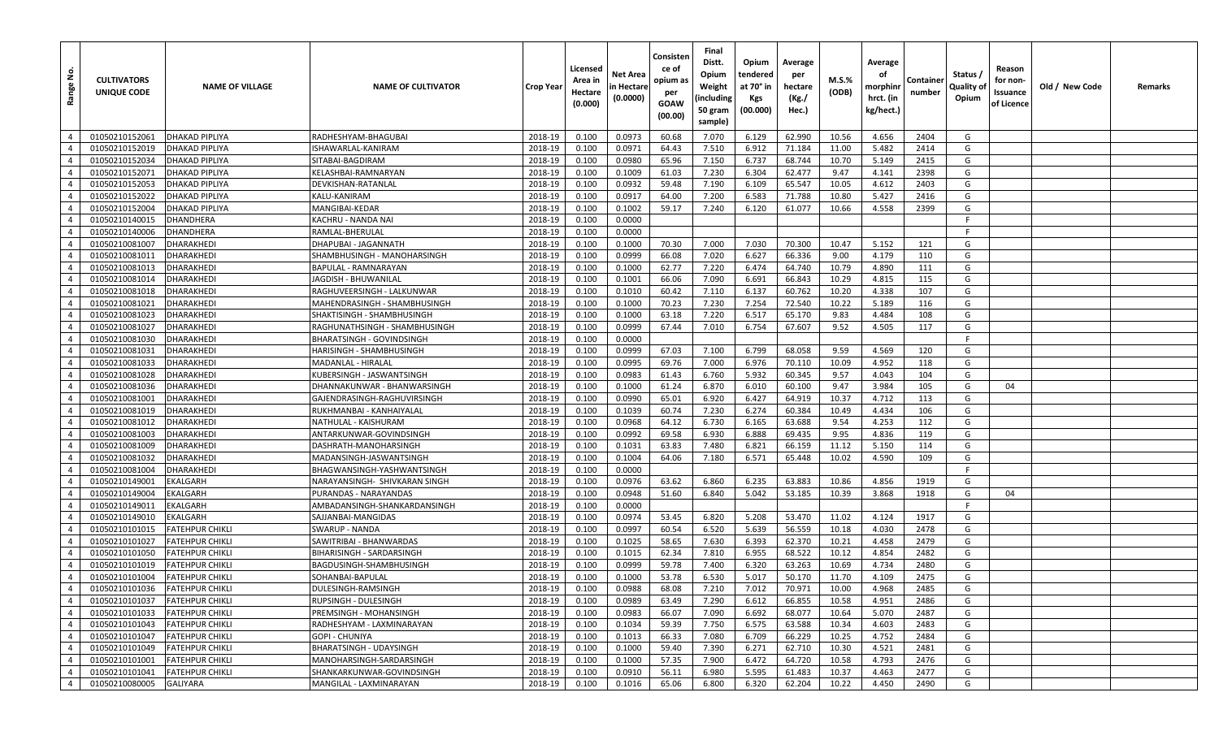| Range No. | CULTIVATORS UNIQUE CODE | NAME OF VILLAGE | NAME OF CULTIVATOR | Crop Year | Licensed Area in Hectare (0.000) | Net Area in Hectare (0.0000) | Consistence of opium as per GOAW (00.00) | Final Distt. Opium Weight (including 50 gram sample) | Opium tendered at 70° in Kgs (00.000) | Average per hectare (Kg./ Hec.) | M.S.% (ODB) | Average of morphinr hrct. (in kg/hect.) | Container number | Status / Quality of Opium | Reason for non-Issuance of Licence | Old / New Code | Remarks |
|---|---|---|---|---|---|---|---|---|---|---|---|---|---|---|---|---|---|
| 4 | 01050210152061 | DHAKAD PIPLIYA | RADHESHYAM-BHAGUBAI | 2018-19 | 0.100 | 0.0973 | 60.68 | 7.070 | 6.129 | 62.990 | 10.56 | 4.656 | 2404 | G | | | |
| 4 | 01050210152019 | DHAKAD PIPLIYA | ISHAWARLAL-KANIRAM | 2018-19 | 0.100 | 0.0971 | 64.43 | 7.510 | 6.912 | 71.184 | 11.00 | 5.482 | 2414 | G | | | |
| 4 | 01050210152034 | DHAKAD PIPLIYA | SITABAI-BAGDIRAM | 2018-19 | 0.100 | 0.0980 | 65.96 | 7.150 | 6.737 | 68.744 | 10.70 | 5.149 | 2415 | G | | | |
| 4 | 01050210152071 | DHAKAD PIPLIYA | KELASHBAI-RAMNARYAN | 2018-19 | 0.100 | 0.1009 | 61.03 | 7.230 | 6.304 | 62.477 | 9.47 | 4.141 | 2398 | G | | | |
| 4 | 01050210152053 | DHAKAD PIPLIYA | DEVKISHAN-RATANLAL | 2018-19 | 0.100 | 0.0932 | 59.48 | 7.190 | 6.109 | 65.547 | 10.05 | 4.612 | 2403 | G | | | |
| 4 | 01050210152022 | DHAKAD PIPLIYA | KALU-KANIRAM | 2018-19 | 0.100 | 0.0917 | 64.00 | 7.200 | 6.583 | 71.788 | 10.80 | 5.427 | 2416 | G | | | |
| 4 | 01050210152004 | DHAKAD PIPLIYA | MANGIBAI-KEDAR | 2018-19 | 0.100 | 0.1002 | 59.17 | 7.240 | 6.120 | 61.077 | 10.66 | 4.558 | 2399 | G | | | |
| 4 | 01050210140015 | DHANDHERA | KACHRU - NANDA NAI | 2018-19 | 0.100 | 0.0000 | | | | | | | | F | | | |
| 4 | 01050210140006 | DHANDHERA | RAMLAL-BHERULAL | 2018-19 | 0.100 | 0.0000 | | | | | | | | F | | | |
| 4 | 01050210081007 | DHARAKHEDI | DHAPUBAI - JAGANNATH | 2018-19 | 0.100 | 0.1000 | 70.30 | 7.000 | 7.030 | 70.300 | 10.47 | 5.152 | 121 | G | | | |
| 4 | 01050210081011 | DHARAKHEDI | SHAMBHUSINGH - MANOHARSINGH | 2018-19 | 0.100 | 0.0999 | 66.08 | 7.020 | 6.627 | 66.336 | 9.00 | 4.179 | 110 | G | | | |
| 4 | 01050210081013 | DHARAKHEDI | BAPULAL - RAMNARAYAN | 2018-19 | 0.100 | 0.1000 | 62.77 | 7.220 | 6.474 | 64.740 | 10.79 | 4.890 | 111 | G | | | |
| 4 | 01050210081014 | DHARAKHEDI | JAGDISH - BHUWANILAL | 2018-19 | 0.100 | 0.1001 | 66.06 | 7.090 | 6.691 | 66.843 | 10.29 | 4.815 | 115 | G | | | |
| 4 | 01050210081018 | DHARAKHEDI | RAGHUVEERSINGH - LALKUNWAR | 2018-19 | 0.100 | 0.1010 | 60.42 | 7.110 | 6.137 | 60.762 | 10.20 | 4.338 | 107 | G | | | |
| 4 | 01050210081021 | DHARAKHEDI | MAHENDRASINGH - SHAMBHUSINGH | 2018-19 | 0.100 | 0.1000 | 70.23 | 7.230 | 7.254 | 72.540 | 10.22 | 5.189 | 116 | G | | | |
| 4 | 01050210081023 | DHARAKHEDI | SHAKTISINGH - SHAMBHUSINGH | 2018-19 | 0.100 | 0.1000 | 63.18 | 7.220 | 6.517 | 65.170 | 9.83 | 4.484 | 108 | G | | | |
| 4 | 01050210081027 | DHARAKHEDI | RAGHUNATHSINGH - SHAMBHUSINGH | 2018-19 | 0.100 | 0.0999 | 67.44 | 7.010 | 6.754 | 67.607 | 9.52 | 4.505 | 117 | G | | | |
| 4 | 01050210081030 | DHARAKHEDI | BHARATSINGH - GOVINDSINGH | 2018-19 | 0.100 | 0.0000 | | | | | | | | F | | | |
| 4 | 01050210081031 | DHARAKHEDI | HARISINGH - SHAMBHUSINGH | 2018-19 | 0.100 | 0.0999 | 67.03 | 7.100 | 6.799 | 68.058 | 9.59 | 4.569 | 120 | G | | | |
| 4 | 01050210081033 | DHARAKHEDI | MADANLAL - HIRALAL | 2018-19 | 0.100 | 0.0995 | 69.76 | 7.000 | 6.976 | 70.110 | 10.09 | 4.952 | 118 | G | | | |
| 4 | 01050210081028 | DHARAKHEDI | KUBERSINGH - JASWANTSINGH | 2018-19 | 0.100 | 0.0983 | 61.43 | 6.760 | 5.932 | 60.345 | 9.57 | 4.043 | 104 | G | | | |
| 4 | 01050210081036 | DHARAKHEDI | DHANNAKUNWAR - BHANWARSINGH | 2018-19 | 0.100 | 0.1000 | 61.24 | 6.870 | 6.010 | 60.100 | 9.47 | 3.984 | 105 | G | 04 | | |
| 4 | 01050210081001 | DHARAKHEDI | GAJENDRASINGH-RAGHUVIRSINGH | 2018-19 | 0.100 | 0.0990 | 65.01 | 6.920 | 6.427 | 64.919 | 10.37 | 4.712 | 113 | G | | | |
| 4 | 01050210081019 | DHARAKHEDI | RUKHMANBAI - KANHAIYALAL | 2018-19 | 0.100 | 0.1039 | 60.74 | 7.230 | 6.274 | 60.384 | 10.49 | 4.434 | 106 | G | | | |
| 4 | 01050210081012 | DHARAKHEDI | NATHULAL - KAISHURAM | 2018-19 | 0.100 | 0.0968 | 64.12 | 6.730 | 6.165 | 63.688 | 9.54 | 4.253 | 112 | G | | | |
| 4 | 01050210081003 | DHARAKHEDI | ANTARKUNWAR-GOVINDSINGH | 2018-19 | 0.100 | 0.0992 | 69.58 | 6.930 | 6.888 | 69.435 | 9.95 | 4.836 | 119 | G | | | |
| 4 | 01050210081009 | DHARAKHEDI | DASHRATH-MANOHARSINGH | 2018-19 | 0.100 | 0.1031 | 63.83 | 7.480 | 6.821 | 66.159 | 11.12 | 5.150 | 114 | G | | | |
| 4 | 01050210081032 | DHARAKHEDI | MADANSINGH-JASWANTSINGH | 2018-19 | 0.100 | 0.1004 | 64.06 | 7.180 | 6.571 | 65.448 | 10.02 | 4.590 | 109 | G | | | |
| 4 | 01050210081004 | DHARAKHEDI | BHAGWANSINGH-YASHWANTSINGH | 2018-19 | 0.100 | 0.0000 | | | | | | | | F | | | |
| 4 | 01050210149001 | EKALGARH | NARAYANSINGH- SHIVKARAN SINGH | 2018-19 | 0.100 | 0.0976 | 63.62 | 6.860 | 6.235 | 63.883 | 10.86 | 4.856 | 1919 | G | | | |
| 4 | 01050210149004 | EKALGARH | PURANDAS - NARAYANDAS | 2018-19 | 0.100 | 0.0948 | 51.60 | 6.840 | 5.042 | 53.185 | 10.39 | 3.868 | 1918 | G | 04 | | |
| 4 | 01050210149011 | EKALGARH | AMBADANSINGH-SHANKARDANSINGH | 2018-19 | 0.100 | 0.0000 | | | | | | | | F | | | |
| 4 | 01050210149010 | EKALGARH | SAJJANBAI-MANGIDAS | 2018-19 | 0.100 | 0.0974 | 53.45 | 6.820 | 5.208 | 53.470 | 11.02 | 4.124 | 1917 | G | | | |
| 4 | 01050210101015 | FATEHPUR CHIKLI | SWARUP - NANDA | 2018-19 | 0.100 | 0.0997 | 60.54 | 6.520 | 5.639 | 56.559 | 10.18 | 4.030 | 2478 | G | | | |
| 4 | 01050210101027 | FATEHPUR CHIKLI | SAWITRIBAI - BHANWARDAS | 2018-19 | 0.100 | 0.1025 | 58.65 | 7.630 | 6.393 | 62.370 | 10.21 | 4.458 | 2479 | G | | | |
| 4 | 01050210101050 | FATEHPUR CHIKLI | BIHARISINGH - SARDARSINGH | 2018-19 | 0.100 | 0.1015 | 62.34 | 7.810 | 6.955 | 68.522 | 10.12 | 4.854 | 2482 | G | | | |
| 4 | 01050210101019 | FATEHPUR CHIKLI | BAGDUSINGH-SHAMBHUSINGH | 2018-19 | 0.100 | 0.0999 | 59.78 | 7.400 | 6.320 | 63.263 | 10.69 | 4.734 | 2480 | G | | | |
| 4 | 01050210101004 | FATEHPUR CHIKLI | SOHANBAI-BAPULAL | 2018-19 | 0.100 | 0.1000 | 53.78 | 6.530 | 5.017 | 50.170 | 11.70 | 4.109 | 2475 | G | | | |
| 4 | 01050210101036 | FATEHPUR CHIKLI | DULESINGH-RAMSINGH | 2018-19 | 0.100 | 0.0988 | 68.08 | 7.210 | 7.012 | 70.971 | 10.00 | 4.968 | 2485 | G | | | |
| 4 | 01050210101037 | FATEHPUR CHIKLI | RUPSINGH - DULESINGH | 2018-19 | 0.100 | 0.0989 | 63.49 | 7.290 | 6.612 | 66.855 | 10.58 | 4.951 | 2486 | G | | | |
| 4 | 01050210101033 | FATEHPUR CHIKLI | PREMSINGH - MOHANSINGH | 2018-19 | 0.100 | 0.0983 | 66.07 | 7.090 | 6.692 | 68.077 | 10.64 | 5.070 | 2487 | G | | | |
| 4 | 01050210101043 | FATEHPUR CHIKLI | RADHESHYAM - LAXMINARAYAN | 2018-19 | 0.100 | 0.1034 | 59.39 | 7.750 | 6.575 | 63.588 | 10.34 | 4.603 | 2483 | G | | | |
| 4 | 01050210101047 | FATEHPUR CHIKLI | GOPI - CHUNIYA | 2018-19 | 0.100 | 0.1013 | 66.33 | 7.080 | 6.709 | 66.229 | 10.25 | 4.752 | 2484 | G | | | |
| 4 | 01050210101049 | FATEHPUR CHIKLI | BHARATSINGH - UDAYSINGH | 2018-19 | 0.100 | 0.1000 | 59.40 | 7.390 | 6.271 | 62.710 | 10.30 | 4.521 | 2481 | G | | | |
| 4 | 01050210101001 | FATEHPUR CHIKLI | MANOHARSINGH-SARDARSINGH | 2018-19 | 0.100 | 0.1000 | 57.35 | 7.900 | 6.472 | 64.720 | 10.58 | 4.793 | 2476 | G | | | |
| 4 | 01050210101041 | FATEHPUR CHIKLI | SHANKARKUNWAR-GOVINDSINGH | 2018-19 | 0.100 | 0.0910 | 56.11 | 6.980 | 5.595 | 61.483 | 10.37 | 4.463 | 2477 | G | | | |
| 4 | 01050210080005 | GALIYARA | MANGILAL - LAXMINARAYAN | 2018-19 | 0.100 | 0.1016 | 65.06 | 6.800 | 6.320 | 62.204 | 10.22 | 4.450 | 2490 | G | | | |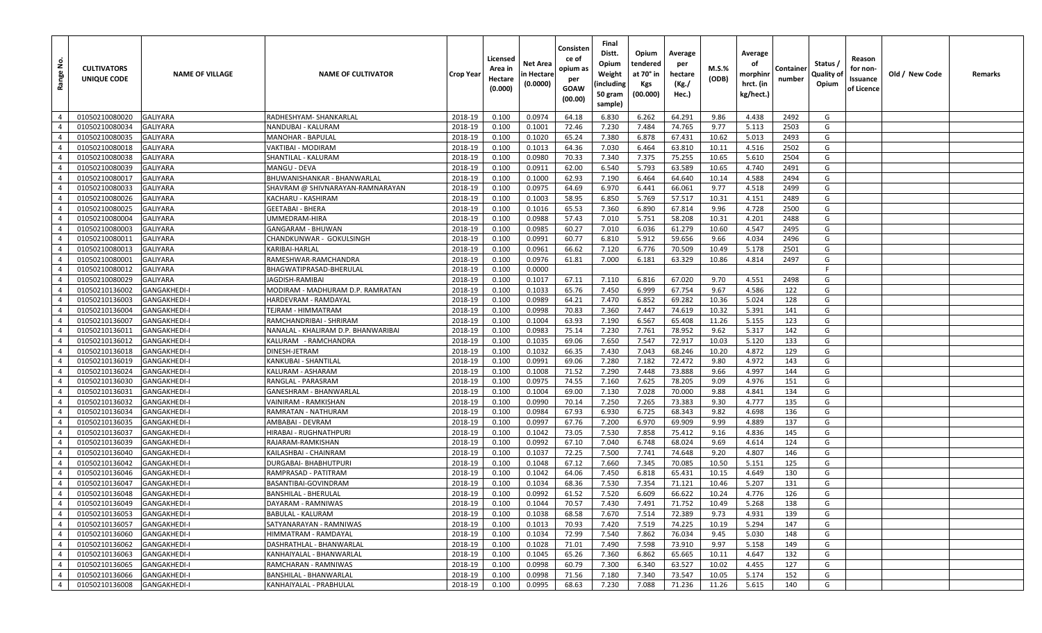| Range No. | CULTIVATORS UNIQUE CODE | NAME OF VILLAGE | NAME OF CULTIVATOR | Crop Year | Licensed Area in Hectare (0.000) | Net Area in Hectare (0.0000) | Consistence of opium as per GOAW (00.00) | Final Distt. Opium Weight (including 50 gram sample) | Opium tendered at 70° in Kgs (00.000) | Average per hectare (Kg./ Hec.) | M.S.% (ODB) | Average of morphinr hrct. (in kg/hect.) | Container number | Status / Quality of Opium | Reason for non-Issuance of Licence | Old / New Code | Remarks |
|---|---|---|---|---|---|---|---|---|---|---|---|---|---|---|---|---|---|
| 4 | 01050210080020 | GALIYARA | RADHESHYAM- SHANKARLAL | 2018-19 | 0.100 | 0.0974 | 64.18 | 6.830 | 6.262 | 64.291 | 9.86 | 4.438 | 2492 | G | | | |
| 4 | 01050210080034 | GALIYARA | NANDUBAI - KALURAM | 2018-19 | 0.100 | 0.1001 | 72.46 | 7.230 | 7.484 | 74.765 | 9.77 | 5.113 | 2503 | G | | | |
| 4 | 01050210080035 | GALIYARA | MANOHAR - BAPULAL | 2018-19 | 0.100 | 0.1020 | 65.24 | 7.380 | 6.878 | 67.431 | 10.62 | 5.013 | 2493 | G | | | |
| 4 | 01050210080018 | GALIYARA | VAKTIBAI - MODIRAM | 2018-19 | 0.100 | 0.1013 | 64.36 | 7.030 | 6.464 | 63.810 | 10.11 | 4.516 | 2502 | G | | | |
| 4 | 01050210080038 | GALIYARA | SHANTILAL - KALURAM | 2018-19 | 0.100 | 0.0980 | 70.33 | 7.340 | 7.375 | 75.255 | 10.65 | 5.610 | 2504 | G | | | |
| 4 | 01050210080039 | GALIYARA | MANGU - DEVA | 2018-19 | 0.100 | 0.0911 | 62.00 | 6.540 | 5.793 | 63.589 | 10.65 | 4.740 | 2491 | G | | | |
| 4 | 01050210080017 | GALIYARA | BHUWANISHANKAR - BHANWARLAL | 2018-19 | 0.100 | 0.1000 | 62.93 | 7.190 | 6.464 | 64.640 | 10.14 | 4.588 | 2494 | G | | | |
| 4 | 01050210080033 | GALIYARA | SHAVRAM @ SHIVNARAYAN-RAMNARAYAN | 2018-19 | 0.100 | 0.0975 | 64.69 | 6.970 | 6.441 | 66.061 | 9.77 | 4.518 | 2499 | G | | | |
| 4 | 01050210080026 | GALIYARA | KACHARU - KASHIRAM | 2018-19 | 0.100 | 0.1003 | 58.95 | 6.850 | 5.769 | 57.517 | 10.31 | 4.151 | 2489 | G | | | |
| 4 | 01050210080025 | GALIYARA | GEETABAI - BHERA | 2018-19 | 0.100 | 0.1016 | 65.53 | 7.360 | 6.890 | 67.814 | 9.96 | 4.728 | 2500 | G | | | |
| 4 | 01050210080004 | GALIYARA | UMMEDRAM-HIRA | 2018-19 | 0.100 | 0.0988 | 57.43 | 7.010 | 5.751 | 58.208 | 10.31 | 4.201 | 2488 | G | | | |
| 4 | 01050210080003 | GALIYARA | GANGARAM - BHUWAN | 2018-19 | 0.100 | 0.0985 | 60.27 | 7.010 | 6.036 | 61.279 | 10.60 | 4.547 | 2495 | G | | | |
| 4 | 01050210080011 | GALIYARA | CHANDKUNWAR - GOKULSINGH | 2018-19 | 0.100 | 0.0991 | 60.77 | 6.810 | 5.912 | 59.656 | 9.66 | 4.034 | 2496 | G | | | |
| 4 | 01050210080013 | GALIYARA | KARIBAI-HARLAL | 2018-19 | 0.100 | 0.0961 | 66.62 | 7.120 | 6.776 | 70.509 | 10.49 | 5.178 | 2501 | G | | | |
| 4 | 01050210080001 | GALIYARA | RAMESHWAR-RAMCHANDRA | 2018-19 | 0.100 | 0.0976 | 61.81 | 7.000 | 6.181 | 63.329 | 10.86 | 4.814 | 2497 | G | | | |
| 4 | 01050210080012 | GALIYARA | BHAGWATIPRASAD-BHERULAL | 2018-19 | 0.100 | 0.0000 | | | | | | | | F | | | |
| 4 | 01050210080029 | GALIYARA | JAGDISH-RAMIBAI | 2018-19 | 0.100 | 0.1017 | 67.11 | 7.110 | 6.816 | 67.020 | 9.70 | 4.551 | 2498 | G | | | |
| 4 | 01050210136002 | GANGAKHEDI-I | MODIRAM - MADHURAM D.P. RAMRATAN | 2018-19 | 0.100 | 0.1033 | 65.76 | 7.450 | 6.999 | 67.754 | 9.67 | 4.586 | 122 | G | | | |
| 4 | 01050210136003 | GANGAKHEDI-I | HARDEVRAM - RAMDAYAL | 2018-19 | 0.100 | 0.0989 | 64.21 | 7.470 | 6.852 | 69.282 | 10.36 | 5.024 | 128 | G | | | |
| 4 | 01050210136004 | GANGAKHEDI-I | TEJRAM - HIMMATRAM | 2018-19 | 0.100 | 0.0998 | 70.83 | 7.360 | 7.447 | 74.619 | 10.32 | 5.391 | 141 | G | | | |
| 4 | 01050210136007 | GANGAKHEDI-I | RAMCHANDRIBAI - SHRIRAM | 2018-19 | 0.100 | 0.1004 | 63.93 | 7.190 | 6.567 | 65.408 | 11.26 | 5.155 | 123 | G | | | |
| 4 | 01050210136011 | GANGAKHEDI-I | NANALAL - KHALIRAM D.P. BHANWARIBAI | 2018-19 | 0.100 | 0.0983 | 75.14 | 7.230 | 7.761 | 78.952 | 9.62 | 5.317 | 142 | G | | | |
| 4 | 01050210136012 | GANGAKHEDI-I | KALURAM - RAMCHANDRA | 2018-19 | 0.100 | 0.1035 | 69.06 | 7.650 | 7.547 | 72.917 | 10.03 | 5.120 | 133 | G | | | |
| 4 | 01050210136018 | GANGAKHEDI-I | DINESH-JETRAM | 2018-19 | 0.100 | 0.1032 | 66.35 | 7.430 | 7.043 | 68.246 | 10.20 | 4.872 | 129 | G | | | |
| 4 | 01050210136019 | GANGAKHEDI-I | KANKUBAI - SHANTILAL | 2018-19 | 0.100 | 0.0991 | 69.06 | 7.280 | 7.182 | 72.472 | 9.80 | 4.972 | 143 | G | | | |
| 4 | 01050210136024 | GANGAKHEDI-I | KALURAM - ASHARAM | 2018-19 | 0.100 | 0.1008 | 71.52 | 7.290 | 7.448 | 73.888 | 9.66 | 4.997 | 144 | G | | | |
| 4 | 01050210136030 | GANGAKHEDI-I | RANGLAL - PARASRAM | 2018-19 | 0.100 | 0.0975 | 74.55 | 7.160 | 7.625 | 78.205 | 9.09 | 4.976 | 151 | G | | | |
| 4 | 01050210136031 | GANGAKHEDI-I | GANESHRAM - BHANWARLAL | 2018-19 | 0.100 | 0.1004 | 69.00 | 7.130 | 7.028 | 70.000 | 9.88 | 4.841 | 134 | G | | | |
| 4 | 01050210136032 | GANGAKHEDI-I | VAINIRAM - RAMKISHAN | 2018-19 | 0.100 | 0.0990 | 70.14 | 7.250 | 7.265 | 73.383 | 9.30 | 4.777 | 135 | G | | | |
| 4 | 01050210136034 | GANGAKHEDI-I | RAMRATAN - NATHURAM | 2018-19 | 0.100 | 0.0984 | 67.93 | 6.930 | 6.725 | 68.343 | 9.82 | 4.698 | 136 | G | | | |
| 4 | 01050210136035 | GANGAKHEDI-I | AMBABAI - DEVRAM | 2018-19 | 0.100 | 0.0997 | 67.76 | 7.200 | 6.970 | 69.909 | 9.99 | 4.889 | 137 | G | | | |
| 4 | 01050210136037 | GANGAKHEDI-I | HIRABAI - RUGHNATHPURI | 2018-19 | 0.100 | 0.1042 | 73.05 | 7.530 | 7.858 | 75.412 | 9.16 | 4.836 | 145 | G | | | |
| 4 | 01050210136039 | GANGAKHEDI-I | RAJARAM-RAMKISHAN | 2018-19 | 0.100 | 0.0992 | 67.10 | 7.040 | 6.748 | 68.024 | 9.69 | 4.614 | 124 | G | | | |
| 4 | 01050210136040 | GANGAKHEDI-I | KAILASHBAI - CHAINRAM | 2018-19 | 0.100 | 0.1037 | 72.25 | 7.500 | 7.741 | 74.648 | 9.20 | 4.807 | 146 | G | | | |
| 4 | 01050210136042 | GANGAKHEDI-I | DURGABAI- BHABHUTPURI | 2018-19 | 0.100 | 0.1048 | 67.12 | 7.660 | 7.345 | 70.085 | 10.50 | 5.151 | 125 | G | | | |
| 4 | 01050210136046 | GANGAKHEDI-I | RAMPRASAD - PATITRAM | 2018-19 | 0.100 | 0.1042 | 64.06 | 7.450 | 6.818 | 65.431 | 10.15 | 4.649 | 130 | G | | | |
| 4 | 01050210136047 | GANGAKHEDI-I | BASANTIBAI-GOVINDRAM | 2018-19 | 0.100 | 0.1034 | 68.36 | 7.530 | 7.354 | 71.121 | 10.46 | 5.207 | 131 | G | | | |
| 4 | 01050210136048 | GANGAKHEDI-I | BANSHILAL - BHERULAL | 2018-19 | 0.100 | 0.0992 | 61.52 | 7.520 | 6.609 | 66.622 | 10.24 | 4.776 | 126 | G | | | |
| 4 | 01050210136049 | GANGAKHEDI-I | DAYARAM - RAMNIWAS | 2018-19 | 0.100 | 0.1044 | 70.57 | 7.430 | 7.491 | 71.752 | 10.49 | 5.268 | 138 | G | | | |
| 4 | 01050210136053 | GANGAKHEDI-I | BABULAL - KALURAM | 2018-19 | 0.100 | 0.1038 | 68.58 | 7.670 | 7.514 | 72.389 | 9.73 | 4.931 | 139 | G | | | |
| 4 | 01050210136057 | GANGAKHEDI-I | SATYANARAYAN - RAMNIWAS | 2018-19 | 0.100 | 0.1013 | 70.93 | 7.420 | 7.519 | 74.225 | 10.19 | 5.294 | 147 | G | | | |
| 4 | 01050210136060 | GANGAKHEDI-I | HIMMATRAM - RAMDAYAL | 2018-19 | 0.100 | 0.1034 | 72.99 | 7.540 | 7.862 | 76.034 | 9.45 | 5.030 | 148 | G | | | |
| 4 | 01050210136062 | GANGAKHEDI-I | DASHRATHLAL - BHANWARLAL | 2018-19 | 0.100 | 0.1028 | 71.01 | 7.490 | 7.598 | 73.910 | 9.97 | 5.158 | 149 | G | | | |
| 4 | 01050210136063 | GANGAKHEDI-I | KANHAIYALAL - BHANWARLAL | 2018-19 | 0.100 | 0.1045 | 65.26 | 7.360 | 6.862 | 65.665 | 10.11 | 4.647 | 132 | G | | | |
| 4 | 01050210136065 | GANGAKHEDI-I | RAMCHARAN - RAMNIWAS | 2018-19 | 0.100 | 0.0998 | 60.79 | 7.300 | 6.340 | 63.527 | 10.02 | 4.455 | 127 | G | | | |
| 4 | 01050210136066 | GANGAKHEDI-I | BANSHILAL - BHANWARLAL | 2018-19 | 0.100 | 0.0998 | 71.56 | 7.180 | 7.340 | 73.547 | 10.05 | 5.174 | 152 | G | | | |
| 4 | 01050210136008 | GANGAKHEDI-I | KANHAIYALAL - PRABHULAL | 2018-19 | 0.100 | 0.0995 | 68.63 | 7.230 | 7.088 | 71.236 | 11.26 | 5.615 | 140 | G | | | |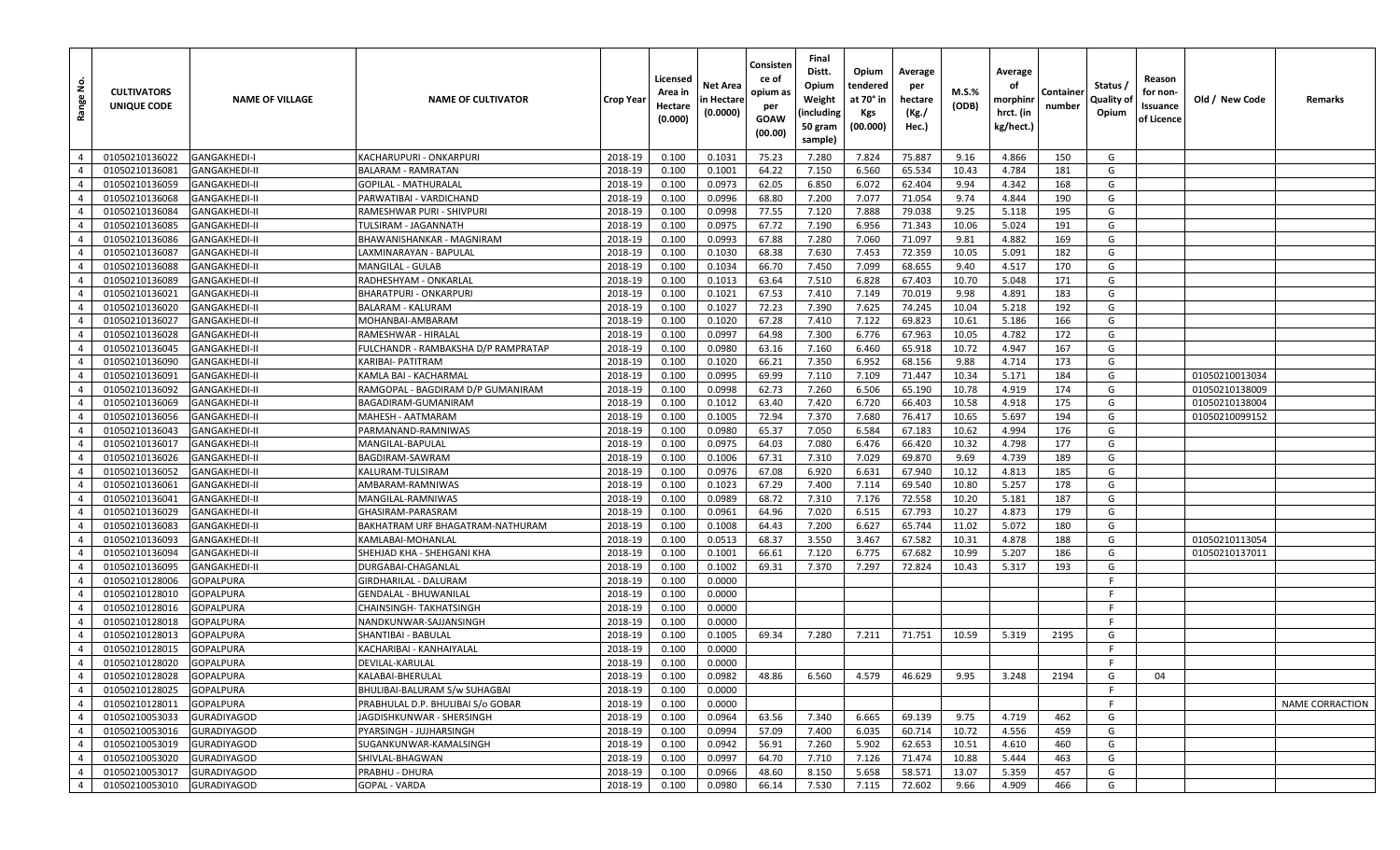| Range No. | CULTIVATORS UNIQUE CODE | NAME OF VILLAGE | NAME OF CULTIVATOR | Crop Year | Licensed Area in Hectare (0.000) | Net Area in Hectare (0.0000) | Consistence of opium as per GOAW (00.00) | Final Distt. Opium Weight (including 50 gram sample) | Opium tendered at 70° in Kgs (00.000) | Average per hectare (Kg./ Hec.) | M.S.% (ODB) | Average of morphinr hrct. (in kg/hect.) | Container number | Status / Quality of Opium | Reason for non-Issuance of Licence | Old / New Code | Remarks |
|---|---|---|---|---|---|---|---|---|---|---|---|---|---|---|---|---|---|
| 4 | 01050210136022 | GANGAKHEDI-I | KACHARUPURI - ONKARPURI | 2018-19 | 0.100 | 0.1031 | 75.23 | 7.280 | 7.824 | 75.887 | 9.16 | 4.866 | 150 | G | | | |
| 4 | 01050210136081 | GANGAKHEDI-II | BALARAM - RAMRATAN | 2018-19 | 0.100 | 0.1001 | 64.22 | 7.150 | 6.560 | 65.534 | 10.43 | 4.784 | 181 | G | | | |
| 4 | 01050210136059 | GANGAKHEDI-II | GOPILAL - MATHURALAL | 2018-19 | 0.100 | 0.0973 | 62.05 | 6.850 | 6.072 | 62.404 | 9.94 | 4.342 | 168 | G | | | |
| 4 | 01050210136068 | GANGAKHEDI-II | PARWATIBAI - VARDICHAND | 2018-19 | 0.100 | 0.0996 | 68.80 | 7.200 | 7.077 | 71.054 | 9.74 | 4.844 | 190 | G | | | |
| 4 | 01050210136084 | GANGAKHEDI-II | RAMESHWAR PURI - SHIVPURI | 2018-19 | 0.100 | 0.0998 | 77.55 | 7.120 | 7.888 | 79.038 | 9.25 | 5.118 | 195 | G | | | |
| 4 | 01050210136085 | GANGAKHEDI-II | TULSIRAM - JAGANNATH | 2018-19 | 0.100 | 0.0975 | 67.72 | 7.190 | 6.956 | 71.343 | 10.06 | 5.024 | 191 | G | | | |
| 4 | 01050210136086 | GANGAKHEDI-II | BHAWANISHANKAR - MAGNIRAM | 2018-19 | 0.100 | 0.0993 | 67.88 | 7.280 | 7.060 | 71.097 | 9.81 | 4.882 | 169 | G | | | |
| 4 | 01050210136087 | GANGAKHEDI-II | LAXMINARAYAN - BAPULAL | 2018-19 | 0.100 | 0.1030 | 68.38 | 7.630 | 7.453 | 72.359 | 10.05 | 5.091 | 182 | G | | | |
| 4 | 01050210136088 | GANGAKHEDI-II | MANGILAL - GULAB | 2018-19 | 0.100 | 0.1034 | 66.70 | 7.450 | 7.099 | 68.655 | 9.40 | 4.517 | 170 | G | | | |
| 4 | 01050210136089 | GANGAKHEDI-II | RADHESHYAM - ONKARLAL | 2018-19 | 0.100 | 0.1013 | 63.64 | 7.510 | 6.828 | 67.403 | 10.70 | 5.048 | 171 | G | | | |
| 4 | 01050210136021 | GANGAKHEDI-II | BHARATPURI - ONKARPURI | 2018-19 | 0.100 | 0.1021 | 67.53 | 7.410 | 7.149 | 70.019 | 9.98 | 4.891 | 183 | G | | | |
| 4 | 01050210136020 | GANGAKHEDI-II | BALARAM - KALURAM | 2018-19 | 0.100 | 0.1027 | 72.23 | 7.390 | 7.625 | 74.245 | 10.04 | 5.218 | 192 | G | | | |
| 4 | 01050210136027 | GANGAKHEDI-II | MOHANBAI-AMBARAM | 2018-19 | 0.100 | 0.1020 | 67.28 | 7.410 | 7.122 | 69.823 | 10.61 | 5.186 | 166 | G | | | |
| 4 | 01050210136028 | GANGAKHEDI-II | RAMESHWAR - HIRALAL | 2018-19 | 0.100 | 0.0997 | 64.98 | 7.300 | 6.776 | 67.963 | 10.05 | 4.782 | 172 | G | | | |
| 4 | 01050210136045 | GANGAKHEDI-II | FULCHANDR - RAMBAKSHA D/P RAMPRATAP | 2018-19 | 0.100 | 0.0980 | 63.16 | 7.160 | 6.460 | 65.918 | 10.72 | 4.947 | 167 | G | | | |
| 4 | 01050210136090 | GANGAKHEDI-II | KARIBAI- PATITRAM | 2018-19 | 0.100 | 0.1020 | 66.21 | 7.350 | 6.952 | 68.156 | 9.88 | 4.714 | 173 | G | | | |
| 4 | 01050210136091 | GANGAKHEDI-II | KAMLA BAI - KACHARMAL | 2018-19 | 0.100 | 0.0995 | 69.99 | 7.110 | 7.109 | 71.447 | 10.34 | 5.171 | 184 | G | | 01050210013034 | |
| 4 | 01050210136092 | GANGAKHEDI-II | RAMGOPAL - BAGDIRAM D/P GUMANIRAM | 2018-19 | 0.100 | 0.0998 | 62.73 | 7.260 | 6.506 | 65.190 | 10.78 | 4.919 | 174 | G | | 01050210138009 | |
| 4 | 01050210136069 | GANGAKHEDI-II | BAGADIRAM-GUMANIRAM | 2018-19 | 0.100 | 0.1012 | 63.40 | 7.420 | 6.720 | 66.403 | 10.58 | 4.918 | 175 | G | | 01050210138004 | |
| 4 | 01050210136056 | GANGAKHEDI-II | MAHESH - AATMARAM | 2018-19 | 0.100 | 0.1005 | 72.94 | 7.370 | 7.680 | 76.417 | 10.65 | 5.697 | 194 | G | | 01050210099152 | |
| 4 | 01050210136043 | GANGAKHEDI-II | PARMANAND-RAMNIWAS | 2018-19 | 0.100 | 0.0980 | 65.37 | 7.050 | 6.584 | 67.183 | 10.62 | 4.994 | 176 | G | | | |
| 4 | 01050210136017 | GANGAKHEDI-II | MANGILAL-BAPULAL | 2018-19 | 0.100 | 0.0975 | 64.03 | 7.080 | 6.476 | 66.420 | 10.32 | 4.798 | 177 | G | | | |
| 4 | 01050210136026 | GANGAKHEDI-II | BAGDIRAM-SAWRAM | 2018-19 | 0.100 | 0.1006 | 67.31 | 7.310 | 7.029 | 69.870 | 9.69 | 4.739 | 189 | G | | | |
| 4 | 01050210136052 | GANGAKHEDI-II | KALURAM-TULSIRAM | 2018-19 | 0.100 | 0.0976 | 67.08 | 6.920 | 6.631 | 67.940 | 10.12 | 4.813 | 185 | G | | | |
| 4 | 01050210136061 | GANGAKHEDI-II | AMBARAM-RAMNIWAS | 2018-19 | 0.100 | 0.1023 | 67.29 | 7.400 | 7.114 | 69.540 | 10.80 | 5.257 | 178 | G | | | |
| 4 | 01050210136041 | GANGAKHEDI-II | MANGILAL-RAMNIWAS | 2018-19 | 0.100 | 0.0989 | 68.72 | 7.310 | 7.176 | 72.558 | 10.20 | 5.181 | 187 | G | | | |
| 4 | 01050210136029 | GANGAKHEDI-II | GHASIRAM-PARASRAM | 2018-19 | 0.100 | 0.0961 | 64.96 | 7.020 | 6.515 | 67.793 | 10.27 | 4.873 | 179 | G | | | |
| 4 | 01050210136083 | GANGAKHEDI-II | BAKHATRAM URF BHAGATRAM-NATHURAM | 2018-19 | 0.100 | 0.1008 | 64.43 | 7.200 | 6.627 | 65.744 | 11.02 | 5.072 | 180 | G | | | |
| 4 | 01050210136093 | GANGAKHEDI-II | KAMLABAI-MOHANLAL | 2018-19 | 0.100 | 0.0513 | 68.37 | 3.550 | 3.467 | 67.582 | 10.31 | 4.878 | 188 | G | | 01050210113054 | |
| 4 | 01050210136094 | GANGAKHEDI-II | SHEHJAD KHA - SHEHGANI KHA | 2018-19 | 0.100 | 0.1001 | 66.61 | 7.120 | 6.775 | 67.682 | 10.99 | 5.207 | 186 | G | | 01050210137011 | |
| 4 | 01050210136095 | GANGAKHEDI-II | DURGABAI-CHAGANLAL | 2018-19 | 0.100 | 0.1002 | 69.31 | 7.370 | 7.297 | 72.824 | 10.43 | 5.317 | 193 | G | | | |
| 4 | 01050210128006 | GOPALPURA | GIRDHARILAL - DALURAM | 2018-19 | 0.100 | 0.0000 | | | | | | | | F | | | |
| 4 | 01050210128010 | GOPALPURA | GENDALAL - BHUWANILAL | 2018-19 | 0.100 | 0.0000 | | | | | | | | F | | | |
| 4 | 01050210128016 | GOPALPURA | CHAINSINGH- TAKHATSINGH | 2018-19 | 0.100 | 0.0000 | | | | | | | | F | | | |
| 4 | 01050210128018 | GOPALPURA | NANDKUNWAR-SAJJANSINGH | 2018-19 | 0.100 | 0.0000 | | | | | | | | F | | | |
| 4 | 01050210128013 | GOPALPURA | SHANTIBAI - BABULAL | 2018-19 | 0.100 | 0.1005 | 69.34 | 7.280 | 7.211 | 71.751 | 10.59 | 5.319 | 2195 | G | | | |
| 4 | 01050210128015 | GOPALPURA | KACHARIBAI - KANHAIYALAL | 2018-19 | 0.100 | 0.0000 | | | | | | | | F | | | |
| 4 | 01050210128020 | GOPALPURA | DEVILAL-KARULAL | 2018-19 | 0.100 | 0.0000 | | | | | | | | F | | | |
| 4 | 01050210128028 | GOPALPURA | KALABAI-BHERULAL | 2018-19 | 0.100 | 0.0982 | 48.86 | 6.560 | 4.579 | 46.629 | 9.95 | 3.248 | 2194 | G | 04 | | |
| 4 | 01050210128025 | GOPALPURA | BHULIBAI-BALURAM S/w SUHAGBAI | 2018-19 | 0.100 | 0.0000 | | | | | | | | F | | | |
| 4 | 01050210128011 | GOPALPURA | PRABHULAL D.P. BHULIBAI S/o GOBAR | 2018-19 | 0.100 | 0.0000 | | | | | | | | F | | | NAME CORRACTION |
| 4 | 01050210053033 | GURADIYAGOD | JAGDISHKUNWAR - SHERSINGH | 2018-19 | 0.100 | 0.0964 | 63.56 | 7.340 | 6.665 | 69.139 | 9.75 | 4.719 | 462 | G | | | |
| 4 | 01050210053016 | GURADIYAGOD | PYARSINGH - JUJHARSINGH | 2018-19 | 0.100 | 0.0994 | 57.09 | 7.400 | 6.035 | 60.714 | 10.72 | 4.556 | 459 | G | | | |
| 4 | 01050210053019 | GURADIYAGOD | SUGANKUNWAR-KAMALSINGH | 2018-19 | 0.100 | 0.0942 | 56.91 | 7.260 | 5.902 | 62.653 | 10.51 | 4.610 | 460 | G | | | |
| 4 | 01050210053020 | GURADIYAGOD | SHIVLAL-BHAGWAN | 2018-19 | 0.100 | 0.0997 | 64.70 | 7.710 | 7.126 | 71.474 | 10.88 | 5.444 | 463 | G | | | |
| 4 | 01050210053017 | GURADIYAGOD | PRABHU - DHURA | 2018-19 | 0.100 | 0.0966 | 48.60 | 8.150 | 5.658 | 58.571 | 13.07 | 5.359 | 457 | G | | | |
| 4 | 01050210053010 | GURADIYAGOD | GOPAL - VARDA | 2018-19 | 0.100 | 0.0980 | 66.14 | 7.530 | 7.115 | 72.602 | 9.66 | 4.909 | 466 | G | | | |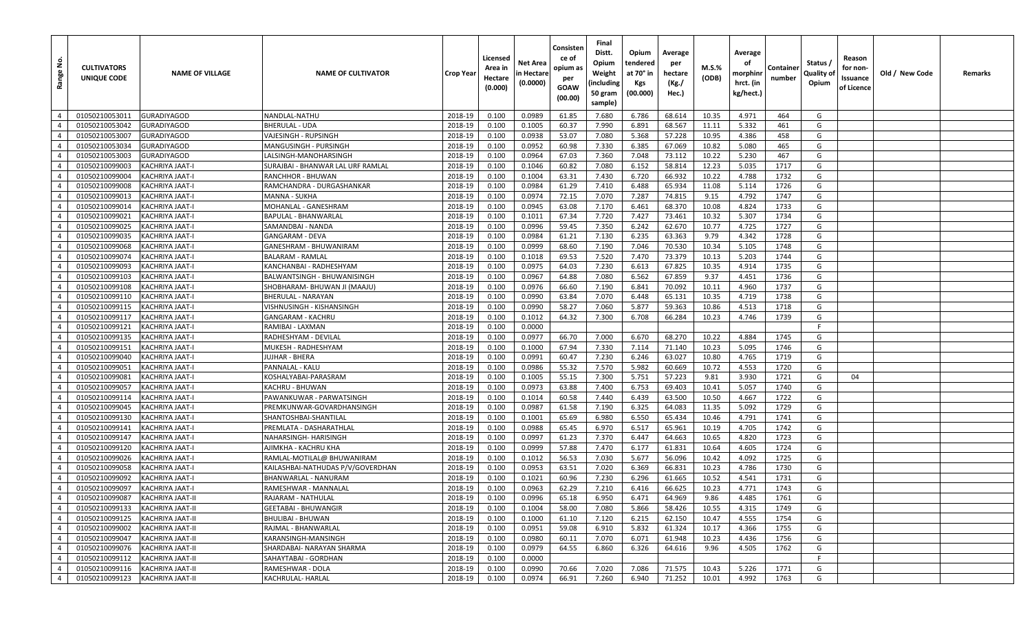| Range No. | CULTIVATORS UNIQUE CODE | NAME OF VILLAGE | NAME OF CULTIVATOR | Crop Year | Licensed Area in Hectare (0.000) | Net Area in Hectare (0.0000) | Consistence of opium as per GOAW (00.00) | Final Distt. Opium Weight (including 50 gram sample) | Opium tendered at 70° in Kgs (00.000) | Average per hectare (Kg./ Hec.) | M.S.% (ODB) | Average of morphinr hrct. (in kg/hect.) | Container number | Status / Quality of Opium | Reason for non-Issuance of Licence | Old / New Code | Remarks |
|---|---|---|---|---|---|---|---|---|---|---|---|---|---|---|---|---|---|
| 4 | 01050210053011 | GURADIYAGOD | NANDLAL-NATHU | 2018-19 | 0.100 | 0.0989 | 61.85 | 7.680 | 6.786 | 68.614 | 10.35 | 4.971 | 464 | G | | | |
| 4 | 01050210053042 | GURADIYAGOD | BHERULAL - UDA | 2018-19 | 0.100 | 0.1005 | 60.37 | 7.990 | 6.891 | 68.567 | 11.11 | 5.332 | 461 | G | | | |
| 4 | 01050210053007 | GURADIYAGOD | VAJESINGH - RUPSINGH | 2018-19 | 0.100 | 0.0938 | 53.07 | 7.080 | 5.368 | 57.228 | 10.95 | 4.386 | 458 | G | | | |
| 4 | 01050210053034 | GURADIYAGOD | MANGUSINGH - PURSINGH | 2018-19 | 0.100 | 0.0952 | 60.98 | 7.330 | 6.385 | 67.069 | 10.82 | 5.080 | 465 | G | | | |
| 4 | 01050210053003 | GURADIYAGOD | LALSINGH-MANOHARSINGH | 2018-19 | 0.100 | 0.0964 | 67.03 | 7.360 | 7.048 | 73.112 | 10.22 | 5.230 | 467 | G | | | |
| 4 | 01050210099003 | KACHRIYA JAAT-I | SURAJBAI - BHANWAR LAL URF RAMLAL | 2018-19 | 0.100 | 0.1046 | 60.82 | 7.080 | 6.152 | 58.814 | 12.23 | 5.035 | 1717 | G | | | |
| 4 | 01050210099004 | KACHRIYA JAAT-I | RANCHHOR - BHUWAN | 2018-19 | 0.100 | 0.1004 | 63.31 | 7.430 | 6.720 | 66.932 | 10.22 | 4.788 | 1732 | G | | | |
| 4 | 01050210099008 | KACHRIYA JAAT-I | RAMCHANDRA - DURGASHANKAR | 2018-19 | 0.100 | 0.0984 | 61.29 | 7.410 | 6.488 | 65.934 | 11.08 | 5.114 | 1726 | G | | | |
| 4 | 01050210099013 | KACHRIYA JAAT-I | MANNA - SUKHA | 2018-19 | 0.100 | 0.0974 | 72.15 | 7.070 | 7.287 | 74.815 | 9.15 | 4.792 | 1747 | G | | | |
| 4 | 01050210099014 | KACHRIYA JAAT-I | MOHANLAL - GANESHRAM | 2018-19 | 0.100 | 0.0945 | 63.08 | 7.170 | 6.461 | 68.370 | 10.08 | 4.824 | 1733 | G | | | |
| 4 | 01050210099021 | KACHRIYA JAAT-I | BAPULAL - BHANWARLAL | 2018-19 | 0.100 | 0.1011 | 67.34 | 7.720 | 7.427 | 73.461 | 10.32 | 5.307 | 1734 | G | | | |
| 4 | 01050210099025 | KACHRIYA JAAT-I | SAMANDBAI - NANDA | 2018-19 | 0.100 | 0.0996 | 59.45 | 7.350 | 6.242 | 62.670 | 10.77 | 4.725 | 1727 | G | | | |
| 4 | 01050210099035 | KACHRIYA JAAT-I | GANGARAM - DEVA | 2018-19 | 0.100 | 0.0984 | 61.21 | 7.130 | 6.235 | 63.363 | 9.79 | 4.342 | 1728 | G | | | |
| 4 | 01050210099068 | KACHRIYA JAAT-I | GANESHRAM - BHUWANIRAM | 2018-19 | 0.100 | 0.0999 | 68.60 | 7.190 | 7.046 | 70.530 | 10.34 | 5.105 | 1748 | G | | | |
| 4 | 01050210099074 | KACHRIYA JAAT-I | BALARAM - RAMLAL | 2018-19 | 0.100 | 0.1018 | 69.53 | 7.520 | 7.470 | 73.379 | 10.13 | 5.203 | 1744 | G | | | |
| 4 | 01050210099093 | KACHRIYA JAAT-I | KANCHANBAI - RADHESHYAM | 2018-19 | 0.100 | 0.0975 | 64.03 | 7.230 | 6.613 | 67.825 | 10.35 | 4.914 | 1735 | G | | | |
| 4 | 01050210099103 | KACHRIYA JAAT-I | BALWANTSINGH - BHUWANISINGH | 2018-19 | 0.100 | 0.0967 | 64.88 | 7.080 | 6.562 | 67.859 | 9.37 | 4.451 | 1736 | G | | | |
| 4 | 01050210099108 | KACHRIYA JAAT-I | SHOBHARAM- BHUWAN JI (MAAJU) | 2018-19 | 0.100 | 0.0976 | 66.60 | 7.190 | 6.841 | 70.092 | 10.11 | 4.960 | 1737 | G | | | |
| 4 | 01050210099110 | KACHRIYA JAAT-I | BHERULAL - NARAYAN | 2018-19 | 0.100 | 0.0990 | 63.84 | 7.070 | 6.448 | 65.131 | 10.35 | 4.719 | 1738 | G | | | |
| 4 | 01050210099115 | KACHRIYA JAAT-I | VISHNUSINGH - KISHANSINGH | 2018-19 | 0.100 | 0.0990 | 58.27 | 7.060 | 5.877 | 59.363 | 10.86 | 4.513 | 1718 | G | | | |
| 4 | 01050210099117 | KACHRIYA JAAT-I | GANGARAM - KACHRU | 2018-19 | 0.100 | 0.1012 | 64.32 | 7.300 | 6.708 | 66.284 | 10.23 | 4.746 | 1739 | G | | | |
| 4 | 01050210099121 | KACHRIYA JAAT-I | RAMIBAI - LAXMAN | 2018-19 | 0.100 | 0.0000 | | | | | | | | F | | | |
| 4 | 01050210099135 | KACHRIYA JAAT-I | RADHESHYAM - DEVILAL | 2018-19 | 0.100 | 0.0977 | 66.70 | 7.000 | 6.670 | 68.270 | 10.22 | 4.884 | 1745 | G | | | |
| 4 | 01050210099151 | KACHRIYA JAAT-I | MUKESH - RADHESHYAM | 2018-19 | 0.100 | 0.1000 | 67.94 | 7.330 | 7.114 | 71.140 | 10.23 | 5.095 | 1746 | G | | | |
| 4 | 01050210099040 | KACHRIYA JAAT-I | JUJHAR - BHERA | 2018-19 | 0.100 | 0.0991 | 60.47 | 7.230 | 6.246 | 63.027 | 10.80 | 4.765 | 1719 | G | | | |
| 4 | 01050210099051 | KACHRIYA JAAT-I | PANNALAL - KALU | 2018-19 | 0.100 | 0.0986 | 55.32 | 7.570 | 5.982 | 60.669 | 10.72 | 4.553 | 1720 | G | | | |
| 4 | 01050210099081 | KACHRIYA JAAT-I | KOSHALYABAI-PARASRAM | 2018-19 | 0.100 | 0.1005 | 55.15 | 7.300 | 5.751 | 57.223 | 9.81 | 3.930 | 1721 | G | 04 | | |
| 4 | 01050210099057 | KACHRIYA JAAT-I | KACHRU - BHUWAN | 2018-19 | 0.100 | 0.0973 | 63.88 | 7.400 | 6.753 | 69.403 | 10.41 | 5.057 | 1740 | G | | | |
| 4 | 01050210099114 | KACHRIYA JAAT-I | PAWANKUWAR - PARWATSINGH | 2018-19 | 0.100 | 0.1014 | 60.58 | 7.440 | 6.439 | 63.500 | 10.50 | 4.667 | 1722 | G | | | |
| 4 | 01050210099045 | KACHRIYA JAAT-I | PREMKUNWAR-GOVARDHANSINGH | 2018-19 | 0.100 | 0.0987 | 61.58 | 7.190 | 6.325 | 64.083 | 11.35 | 5.092 | 1729 | G | | | |
| 4 | 01050210099130 | KACHRIYA JAAT-I | SHANTOSHBAI-SHANTILAL | 2018-19 | 0.100 | 0.1001 | 65.69 | 6.980 | 6.550 | 65.434 | 10.46 | 4.791 | 1741 | G | | | |
| 4 | 01050210099141 | KACHRIYA JAAT-I | PREMLATA - DASHARATHLAL | 2018-19 | 0.100 | 0.0988 | 65.45 | 6.970 | 6.517 | 65.961 | 10.19 | 4.705 | 1742 | G | | | |
| 4 | 01050210099147 | KACHRIYA JAAT-I | NAHARSINGH- HARISINGH | 2018-19 | 0.100 | 0.0997 | 61.23 | 7.370 | 6.447 | 64.663 | 10.65 | 4.820 | 1723 | G | | | |
| 4 | 01050210099120 | KACHRIYA JAAT-I | AJIMKHA - KACHRU KHA | 2018-19 | 0.100 | 0.0999 | 57.88 | 7.470 | 6.177 | 61.831 | 10.64 | 4.605 | 1724 | G | | | |
| 4 | 01050210099026 | KACHRIYA JAAT-I | RAMLAL-MOTILAL@ BHUWANIRAM | 2018-19 | 0.100 | 0.1012 | 56.53 | 7.030 | 5.677 | 56.096 | 10.42 | 4.092 | 1725 | G | | | |
| 4 | 01050210099058 | KACHRIYA JAAT-I | KAILASHBAI-NATHUDAS P/V/GOVERDHAN | 2018-19 | 0.100 | 0.0953 | 63.51 | 7.020 | 6.369 | 66.831 | 10.23 | 4.786 | 1730 | G | | | |
| 4 | 01050210099092 | KACHRIYA JAAT-I | BHANWARLAL - NANURAM | 2018-19 | 0.100 | 0.1021 | 60.96 | 7.230 | 6.296 | 61.665 | 10.52 | 4.541 | 1731 | G | | | |
| 4 | 01050210099097 | KACHRIYA JAAT-I | RAMESHWAR - MANNALAL | 2018-19 | 0.100 | 0.0963 | 62.29 | 7.210 | 6.416 | 66.625 | 10.23 | 4.771 | 1743 | G | | | |
| 4 | 01050210099087 | KACHRIYA JAAT-II | RAJARAM - NATHULAL | 2018-19 | 0.100 | 0.0996 | 65.18 | 6.950 | 6.471 | 64.969 | 9.86 | 4.485 | 1761 | G | | | |
| 4 | 01050210099133 | KACHRIYA JAAT-II | GEETABAI - BHUWANGIR | 2018-19 | 0.100 | 0.1004 | 58.00 | 7.080 | 5.866 | 58.426 | 10.55 | 4.315 | 1749 | G | | | |
| 4 | 01050210099125 | KACHRIYA JAAT-II | BHULIBAI - BHUWAN | 2018-19 | 0.100 | 0.1000 | 61.10 | 7.120 | 6.215 | 62.150 | 10.47 | 4.555 | 1754 | G | | | |
| 4 | 01050210099002 | KACHRIYA JAAT-II | RAJMAL - BHANWARLAL | 2018-19 | 0.100 | 0.0951 | 59.08 | 6.910 | 5.832 | 61.324 | 10.17 | 4.366 | 1755 | G | | | |
| 4 | 01050210099047 | KACHRIYA JAAT-II | KARANSINGH-MANSINGH | 2018-19 | 0.100 | 0.0980 | 60.11 | 7.070 | 6.071 | 61.948 | 10.23 | 4.436 | 1756 | G | | | |
| 4 | 01050210099076 | KACHRIYA JAAT-II | SHARDABAI- NARAYAN SHARMA | 2018-19 | 0.100 | 0.0979 | 64.55 | 6.860 | 6.326 | 64.616 | 9.96 | 4.505 | 1762 | G | | | |
| 4 | 01050210099112 | KACHRIYA JAAT-II | SAHAYTABAI - GORDHAN | 2018-19 | 0.100 | 0.0000 | | | | | | | | F | | | |
| 4 | 01050210099116 | KACHRIYA JAAT-II | RAMESHWAR - DOLA | 2018-19 | 0.100 | 0.0990 | 70.66 | 7.020 | 7.086 | 71.575 | 10.43 | 5.226 | 1771 | G | | | |
| 4 | 01050210099123 | KACHRIYA JAAT-II | KACHRULAL- HARLAL | 2018-19 | 0.100 | 0.0974 | 66.91 | 7.260 | 6.940 | 71.252 | 10.01 | 4.992 | 1763 | G | | | |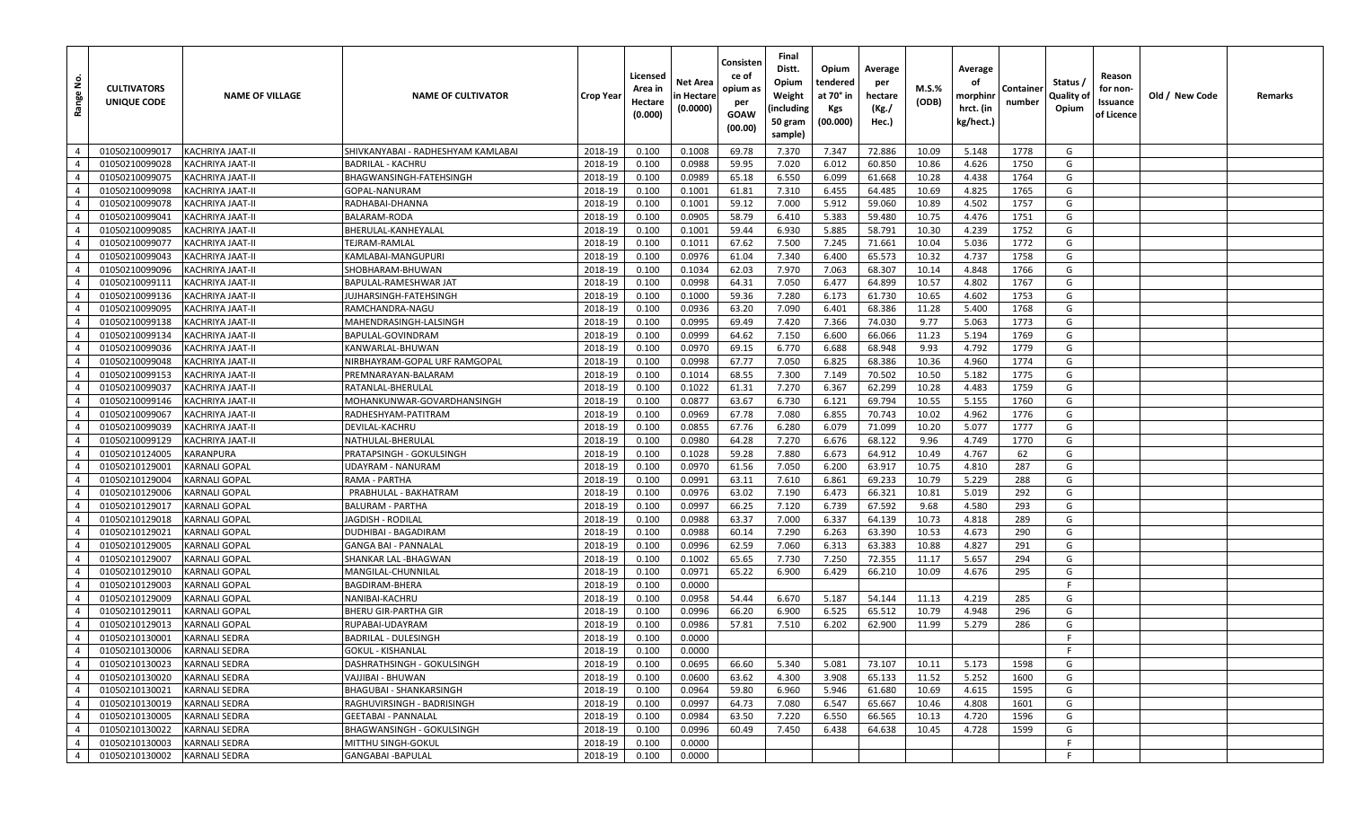| Range No. | CULTIVATORS UNIQUE CODE | NAME OF VILLAGE | NAME OF CULTIVATOR | Crop Year | Licensed Area in Hectare (0.000) | Net Area in Hectare (0.0000) | Consistence of opium as per GOAW (00.00) | Final Distt. Opium Weight (including 50 gram sample) | Opium tendered at 70° in Kgs (00.000) | Average per hectare (Kg./ Hec.) | M.S.% (ODB) | Average of morphinr hrct. (in kg/hect.) | Container number | Status / Quality of Opium | Reason for non-Issuance of Licence | Old / New Code | Remarks |
|---|---|---|---|---|---|---|---|---|---|---|---|---|---|---|---|---|---|
| 4 | 01050210099017 | KACHRIYA JAAT-II | SHIVKANYABAI - RADHESHYAM KAMLABAI | 2018-19 | 0.100 | 0.1008 | 69.78 | 7.370 | 7.347 | 72.886 | 10.09 | 5.148 | 1778 | G | | | |
| 4 | 01050210099028 | KACHRIYA JAAT-II | BADRILAL - KACHRU | 2018-19 | 0.100 | 0.0988 | 59.95 | 7.020 | 6.012 | 60.850 | 10.86 | 4.626 | 1750 | G | | | |
| 4 | 01050210099075 | KACHRIYA JAAT-II | BHAGWANSINGH-FATEHSINGH | 2018-19 | 0.100 | 0.0989 | 65.18 | 6.550 | 6.099 | 61.668 | 10.28 | 4.438 | 1764 | G | | | |
| 4 | 01050210099098 | KACHRIYA JAAT-II | GOPAL-NANURAM | 2018-19 | 0.100 | 0.1001 | 61.81 | 7.310 | 6.455 | 64.485 | 10.69 | 4.825 | 1765 | G | | | |
| 4 | 01050210099078 | KACHRIYA JAAT-II | RADHABAI-DHANNA | 2018-19 | 0.100 | 0.1001 | 59.12 | 7.000 | 5.912 | 59.060 | 10.89 | 4.502 | 1757 | G | | | |
| 4 | 01050210099041 | KACHRIYA JAAT-II | BALARAM-RODA | 2018-19 | 0.100 | 0.0905 | 58.79 | 6.410 | 5.383 | 59.480 | 10.75 | 4.476 | 1751 | G | | | |
| 4 | 01050210099085 | KACHRIYA JAAT-II | BHERULAL-KANHEYALAL | 2018-19 | 0.100 | 0.1001 | 59.44 | 6.930 | 5.885 | 58.791 | 10.30 | 4.239 | 1752 | G | | | |
| 4 | 01050210099077 | KACHRIYA JAAT-II | TEJRAM-RAMLAL | 2018-19 | 0.100 | 0.1011 | 67.62 | 7.500 | 7.245 | 71.661 | 10.04 | 5.036 | 1772 | G | | | |
| 4 | 01050210099043 | KACHRIYA JAAT-II | KAMLABAI-MANGUPURI | 2018-19 | 0.100 | 0.0976 | 61.04 | 7.340 | 6.400 | 65.573 | 10.32 | 4.737 | 1758 | G | | | |
| 4 | 01050210099096 | KACHRIYA JAAT-II | SHOBHARAM-BHUWAN | 2018-19 | 0.100 | 0.1034 | 62.03 | 7.970 | 7.063 | 68.307 | 10.14 | 4.848 | 1766 | G | | | |
| 4 | 01050210099111 | KACHRIYA JAAT-II | BAPULAL-RAMESHWAR JAT | 2018-19 | 0.100 | 0.0998 | 64.31 | 7.050 | 6.477 | 64.899 | 10.57 | 4.802 | 1767 | G | | | |
| 4 | 01050210099136 | KACHRIYA JAAT-II | JUJHARSINGH-FATEHSINGH | 2018-19 | 0.100 | 0.1000 | 59.36 | 7.280 | 6.173 | 61.730 | 10.65 | 4.602 | 1753 | G | | | |
| 4 | 01050210099095 | KACHRIYA JAAT-II | RAMCHANDRA-NAGU | 2018-19 | 0.100 | 0.0936 | 63.20 | 7.090 | 6.401 | 68.386 | 11.28 | 5.400 | 1768 | G | | | |
| 4 | 01050210099138 | KACHRIYA JAAT-II | MAHENDRASINGH-LALSINGH | 2018-19 | 0.100 | 0.0995 | 69.49 | 7.420 | 7.366 | 74.030 | 9.77 | 5.063 | 1773 | G | | | |
| 4 | 01050210099134 | KACHRIYA JAAT-II | BAPULAL-GOVINDRAM | 2018-19 | 0.100 | 0.0999 | 64.62 | 7.150 | 6.600 | 66.066 | 11.23 | 5.194 | 1769 | G | | | |
| 4 | 01050210099036 | KACHRIYA JAAT-II | KANWARLAL-BHUWAN | 2018-19 | 0.100 | 0.0970 | 69.15 | 6.770 | 6.688 | 68.948 | 9.93 | 4.792 | 1779 | G | | | |
| 4 | 01050210099048 | KACHRIYA JAAT-II | NIRBHAYRAM-GOPAL URF RAMGOPAL | 2018-19 | 0.100 | 0.0998 | 67.77 | 7.050 | 6.825 | 68.386 | 10.36 | 4.960 | 1774 | G | | | |
| 4 | 01050210099153 | KACHRIYA JAAT-II | PREMNARAYAN-BALARAM | 2018-19 | 0.100 | 0.1014 | 68.55 | 7.300 | 7.149 | 70.502 | 10.50 | 5.182 | 1775 | G | | | |
| 4 | 01050210099037 | KACHRIYA JAAT-II | RATANLAL-BHERULAL | 2018-19 | 0.100 | 0.1022 | 61.31 | 7.270 | 6.367 | 62.299 | 10.28 | 4.483 | 1759 | G | | | |
| 4 | 01050210099146 | KACHRIYA JAAT-II | MOHANKUNWAR-GOVARDHANSINGH | 2018-19 | 0.100 | 0.0877 | 63.67 | 6.730 | 6.121 | 69.794 | 10.55 | 5.155 | 1760 | G | | | |
| 4 | 01050210099067 | KACHRIYA JAAT-II | RADHESHYAM-PATITRAM | 2018-19 | 0.100 | 0.0969 | 67.78 | 7.080 | 6.855 | 70.743 | 10.02 | 4.962 | 1776 | G | | | |
| 4 | 01050210099039 | KACHRIYA JAAT-II | DEVILAL-KACHRU | 2018-19 | 0.100 | 0.0855 | 67.76 | 6.280 | 6.079 | 71.099 | 10.20 | 5.077 | 1777 | G | | | |
| 4 | 01050210099129 | KACHRIYA JAAT-II | NATHULAL-BHERULAL | 2018-19 | 0.100 | 0.0980 | 64.28 | 7.270 | 6.676 | 68.122 | 9.96 | 4.749 | 1770 | G | | | |
| 4 | 01050210124005 | KARANPURA | PRATAPSINGH - GOKULSINGH | 2018-19 | 0.100 | 0.1028 | 59.28 | 7.880 | 6.673 | 64.912 | 10.49 | 4.767 | 62 | G | | | |
| 4 | 01050210129001 | KARNALI GOPAL | UDAYRAM - NANURAM | 2018-19 | 0.100 | 0.0970 | 61.56 | 7.050 | 6.200 | 63.917 | 10.75 | 4.810 | 287 | G | | | |
| 4 | 01050210129004 | KARNALI GOPAL | RAMA - PARTHA | 2018-19 | 0.100 | 0.0991 | 63.11 | 7.610 | 6.861 | 69.233 | 10.79 | 5.229 | 288 | G | | | |
| 4 | 01050210129006 | KARNALI GOPAL | PRABHULAL - BAKHATRAM | 2018-19 | 0.100 | 0.0976 | 63.02 | 7.190 | 6.473 | 66.321 | 10.81 | 5.019 | 292 | G | | | |
| 4 | 01050210129017 | KARNALI GOPAL | BALURAM - PARTHA | 2018-19 | 0.100 | 0.0997 | 66.25 | 7.120 | 6.739 | 67.592 | 9.68 | 4.580 | 293 | G | | | |
| 4 | 01050210129018 | KARNALI GOPAL | JAGDISH - RODILAL | 2018-19 | 0.100 | 0.0988 | 63.37 | 7.000 | 6.337 | 64.139 | 10.73 | 4.818 | 289 | G | | | |
| 4 | 01050210129021 | KARNALI GOPAL | DUDHIBAI - BAGADIRAM | 2018-19 | 0.100 | 0.0988 | 60.14 | 7.290 | 6.263 | 63.390 | 10.53 | 4.673 | 290 | G | | | |
| 4 | 01050210129005 | KARNALI GOPAL | GANGA BAI - PANNALAL | 2018-19 | 0.100 | 0.0996 | 62.59 | 7.060 | 6.313 | 63.383 | 10.88 | 4.827 | 291 | G | | | |
| 4 | 01050210129007 | KARNALI GOPAL | SHANKAR LAL -BHAGWAN | 2018-19 | 0.100 | 0.1002 | 65.65 | 7.730 | 7.250 | 72.355 | 11.17 | 5.657 | 294 | G | | | |
| 4 | 01050210129010 | KARNALI GOPAL | MANGILAL-CHUNNILAL | 2018-19 | 0.100 | 0.0971 | 65.22 | 6.900 | 6.429 | 66.210 | 10.09 | 4.676 | 295 | G | | | |
| 4 | 01050210129003 | KARNALI GOPAL | BAGDIRAM-BHERA | 2018-19 | 0.100 | 0.0000 | | | | | | | | F | | | |
| 4 | 01050210129009 | KARNALI GOPAL | NANIBAI-KACHRU | 2018-19 | 0.100 | 0.0958 | 54.44 | 6.670 | 5.187 | 54.144 | 11.13 | 4.219 | 285 | G | | | |
| 4 | 01050210129011 | KARNALI GOPAL | BHERU GIR-PARTHA GIR | 2018-19 | 0.100 | 0.0996 | 66.20 | 6.900 | 6.525 | 65.512 | 10.79 | 4.948 | 296 | G | | | |
| 4 | 01050210129013 | KARNALI GOPAL | RUPABAI-UDAYRAM | 2018-19 | 0.100 | 0.0986 | 57.81 | 7.510 | 6.202 | 62.900 | 11.99 | 5.279 | 286 | G | | | |
| 4 | 01050210130001 | KARNALI SEDRA | BADRILAL - DULESINGH | 2018-19 | 0.100 | 0.0000 | | | | | | | | F | | | |
| 4 | 01050210130006 | KARNALI SEDRA | GOKUL - KISHANLAL | 2018-19 | 0.100 | 0.0000 | | | | | | | | F | | | |
| 4 | 01050210130023 | KARNALI SEDRA | DASHRATHSINGH - GOKULSINGH | 2018-19 | 0.100 | 0.0695 | 66.60 | 5.340 | 5.081 | 73.107 | 10.11 | 5.173 | 1598 | G | | | |
| 4 | 01050210130020 | KARNALI SEDRA | VAJJIBAI - BHUWAN | 2018-19 | 0.100 | 0.0600 | 63.62 | 4.300 | 3.908 | 65.133 | 11.52 | 5.252 | 1600 | G | | | |
| 4 | 01050210130021 | KARNALI SEDRA | BHAGUBAI - SHANKARSINGH | 2018-19 | 0.100 | 0.0964 | 59.80 | 6.960 | 5.946 | 61.680 | 10.69 | 4.615 | 1595 | G | | | |
| 4 | 01050210130019 | KARNALI SEDRA | RAGHUVIRSINGH - BADRISINGH | 2018-19 | 0.100 | 0.0997 | 64.73 | 7.080 | 6.547 | 65.667 | 10.46 | 4.808 | 1601 | G | | | |
| 4 | 01050210130005 | KARNALI SEDRA | GEETABAI - PANNALAL | 2018-19 | 0.100 | 0.0984 | 63.50 | 7.220 | 6.550 | 66.565 | 10.13 | 4.720 | 1596 | G | | | |
| 4 | 01050210130022 | KARNALI SEDRA | BHAGWANSINGH - GOKULSINGH | 2018-19 | 0.100 | 0.0996 | 60.49 | 7.450 | 6.438 | 64.638 | 10.45 | 4.728 | 1599 | G | | | |
| 4 | 01050210130003 | KARNALI SEDRA | MITTHU SINGH-GOKUL | 2018-19 | 0.100 | 0.0000 | | | | | | | | F | | | |
| 4 | 01050210130002 | KARNALI SEDRA | GANGABAI -BAPULAL | 2018-19 | 0.100 | 0.0000 | | | | | | | | F | | | |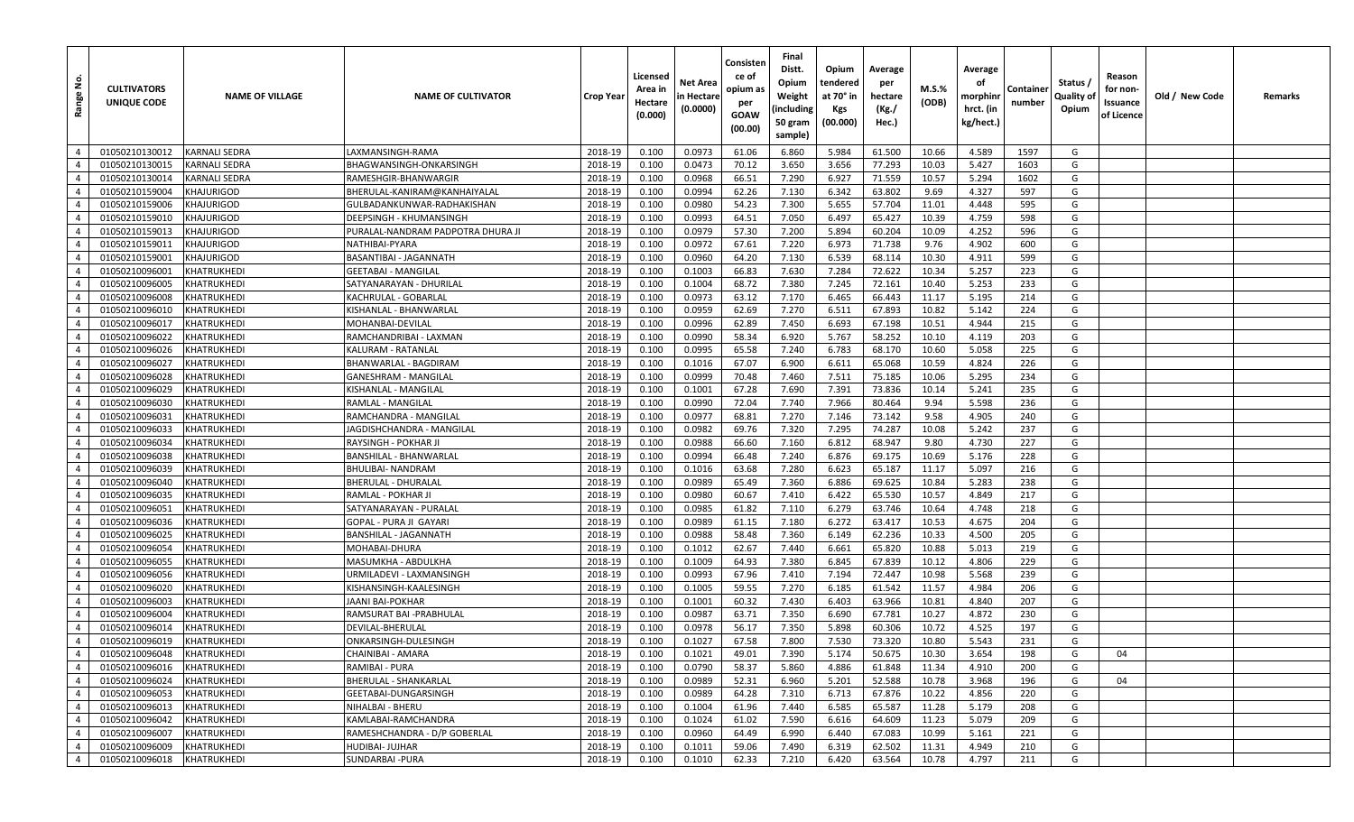| Range No. | CULTIVATORS UNIQUE CODE | NAME OF VILLAGE | NAME OF CULTIVATOR | Crop Year | Licensed Area in Hectare (0.000) | Net Area in Hectare (0.0000) | Consistence of opium as per GOAW (00.00) | Final Distt. Opium Weight (including 50 gram sample) | Opium tendered at 70° in Kgs (00.000) | Average per hectare (Kg./ Hec.) | M.S.% (ODB) | Average of morphinr hrct. (in kg/hect.) | Container number | Status / Quality of Opium | Reason for non-Issuance of Licence | Old / New Code | Remarks |
|---|---|---|---|---|---|---|---|---|---|---|---|---|---|---|---|---|---|
| 4 | 01050210130012 | KARNALI SEDRA | LAXMANSINGH-RAMA | 2018-19 | 0.100 | 0.0973 | 61.06 | 6.860 | 5.984 | 61.500 | 10.66 | 4.589 | 1597 | G | | | |
| 4 | 01050210130015 | KARNALI SEDRA | BHAGWANSINGH-ONKARSINGH | 2018-19 | 0.100 | 0.0473 | 70.12 | 3.650 | 3.656 | 77.293 | 10.03 | 5.427 | 1603 | G | | | |
| 4 | 01050210130014 | KARNALI SEDRA | RAMESHGIR-BHANWARGIR | 2018-19 | 0.100 | 0.0968 | 66.51 | 7.290 | 6.927 | 71.559 | 10.57 | 5.294 | 1602 | G | | | |
| 4 | 01050210159004 | KHAJURIGOD | BHERULAL-KANIRAM@KANHAIYALAL | 2018-19 | 0.100 | 0.0994 | 62.26 | 7.130 | 6.342 | 63.802 | 9.69 | 4.327 | 597 | G | | | |
| 4 | 01050210159006 | KHAJURIGOD | GULBADANKUNWAR-RADHAKISHAN | 2018-19 | 0.100 | 0.0980 | 54.23 | 7.300 | 5.655 | 57.704 | 11.01 | 4.448 | 595 | G | | | |
| 4 | 01050210159010 | KHAJURIGOD | DEEPSINGH - KHUMANSINGH | 2018-19 | 0.100 | 0.0993 | 64.51 | 7.050 | 6.497 | 65.427 | 10.39 | 4.759 | 598 | G | | | |
| 4 | 01050210159013 | KHAJURIGOD | PURALAL-NANDRAM PADPOTRA DHURA JI | 2018-19 | 0.100 | 0.0979 | 57.30 | 7.200 | 5.894 | 60.204 | 10.09 | 4.252 | 596 | G | | | |
| 4 | 01050210159011 | KHAJURIGOD | NATHIBAI-PYARA | 2018-19 | 0.100 | 0.0972 | 67.61 | 7.220 | 6.973 | 71.738 | 9.76 | 4.902 | 600 | G | | | |
| 4 | 01050210159001 | KHAJURIGOD | BASANTIBAI - JAGANNATH | 2018-19 | 0.100 | 0.0960 | 64.20 | 7.130 | 6.539 | 68.114 | 10.30 | 4.911 | 599 | G | | | |
| 4 | 01050210096001 | KHATRUKHEDI | GEETABAI - MANGILAL | 2018-19 | 0.100 | 0.1003 | 66.83 | 7.630 | 7.284 | 72.622 | 10.34 | 5.257 | 223 | G | | | |
| 4 | 01050210096005 | KHATRUKHEDI | SATYANARAYAN - DHURILAL | 2018-19 | 0.100 | 0.1004 | 68.72 | 7.380 | 7.245 | 72.161 | 10.40 | 5.253 | 233 | G | | | |
| 4 | 01050210096008 | KHATRUKHEDI | KACHRULAL - GOBARLAL | 2018-19 | 0.100 | 0.0973 | 63.12 | 7.170 | 6.465 | 66.443 | 11.17 | 5.195 | 214 | G | | | |
| 4 | 01050210096010 | KHATRUKHEDI | KISHANLAL - BHANWARLAL | 2018-19 | 0.100 | 0.0959 | 62.69 | 7.270 | 6.511 | 67.893 | 10.82 | 5.142 | 224 | G | | | |
| 4 | 01050210096017 | KHATRUKHEDI | MOHANBAI-DEVILAL | 2018-19 | 0.100 | 0.0996 | 62.89 | 7.450 | 6.693 | 67.198 | 10.51 | 4.944 | 215 | G | | | |
| 4 | 01050210096022 | KHATRUKHEDI | RAMCHANDRIBAI - LAXMAN | 2018-19 | 0.100 | 0.0990 | 58.34 | 6.920 | 5.767 | 58.252 | 10.10 | 4.119 | 203 | G | | | |
| 4 | 01050210096026 | KHATRUKHEDI | KALURAM - RATANLAL | 2018-19 | 0.100 | 0.0995 | 65.58 | 7.240 | 6.783 | 68.170 | 10.60 | 5.058 | 225 | G | | | |
| 4 | 01050210096027 | KHATRUKHEDI | BHANWARLAL - BAGDIRAM | 2018-19 | 0.100 | 0.1016 | 67.07 | 6.900 | 6.611 | 65.068 | 10.59 | 4.824 | 226 | G | | | |
| 4 | 01050210096028 | KHATRUKHEDI | GANESHRAM - MANGILAL | 2018-19 | 0.100 | 0.0999 | 70.48 | 7.460 | 7.511 | 75.185 | 10.06 | 5.295 | 234 | G | | | |
| 4 | 01050210096029 | KHATRUKHEDI | KISHANLAL - MANGILAL | 2018-19 | 0.100 | 0.1001 | 67.28 | 7.690 | 7.391 | 73.836 | 10.14 | 5.241 | 235 | G | | | |
| 4 | 01050210096030 | KHATRUKHEDI | RAMLAL - MANGILAL | 2018-19 | 0.100 | 0.0990 | 72.04 | 7.740 | 7.966 | 80.464 | 9.94 | 5.598 | 236 | G | | | |
| 4 | 01050210096031 | KHATRUKHEDI | RAMCHANDRA - MANGILAL | 2018-19 | 0.100 | 0.0977 | 68.81 | 7.270 | 7.146 | 73.142 | 9.58 | 4.905 | 240 | G | | | |
| 4 | 01050210096033 | KHATRUKHEDI | JAGDISHCHANDRA - MANGILAL | 2018-19 | 0.100 | 0.0982 | 69.76 | 7.320 | 7.295 | 74.287 | 10.08 | 5.242 | 237 | G | | | |
| 4 | 01050210096034 | KHATRUKHEDI | RAYSINGH - POKHAR JI | 2018-19 | 0.100 | 0.0988 | 66.60 | 7.160 | 6.812 | 68.947 | 9.80 | 4.730 | 227 | G | | | |
| 4 | 01050210096038 | KHATRUKHEDI | BANSHILAL - BHANWARLAL | 2018-19 | 0.100 | 0.0994 | 66.48 | 7.240 | 6.876 | 69.175 | 10.69 | 5.176 | 228 | G | | | |
| 4 | 01050210096039 | KHATRUKHEDI | BHULIBAI- NANDRAM | 2018-19 | 0.100 | 0.1016 | 63.68 | 7.280 | 6.623 | 65.187 | 11.17 | 5.097 | 216 | G | | | |
| 4 | 01050210096040 | KHATRUKHEDI | BHERULAL - DHURALAL | 2018-19 | 0.100 | 0.0989 | 65.49 | 7.360 | 6.886 | 69.625 | 10.84 | 5.283 | 238 | G | | | |
| 4 | 01050210096035 | KHATRUKHEDI | RAMLAL - POKHAR JI | 2018-19 | 0.100 | 0.0980 | 60.67 | 7.410 | 6.422 | 65.530 | 10.57 | 4.849 | 217 | G | | | |
| 4 | 01050210096051 | KHATRUKHEDI | SATYANARAYAN - PURALAL | 2018-19 | 0.100 | 0.0985 | 61.82 | 7.110 | 6.279 | 63.746 | 10.64 | 4.748 | 218 | G | | | |
| 4 | 01050210096036 | KHATRUKHEDI | GOPAL - PURA JI GAYARI | 2018-19 | 0.100 | 0.0989 | 61.15 | 7.180 | 6.272 | 63.417 | 10.53 | 4.675 | 204 | G | | | |
| 4 | 01050210096025 | KHATRUKHEDI | BANSHILAL - JAGANNATH | 2018-19 | 0.100 | 0.0988 | 58.48 | 7.360 | 6.149 | 62.236 | 10.33 | 4.500 | 205 | G | | | |
| 4 | 01050210096054 | KHATRUKHEDI | MOHABAI-DHURA | 2018-19 | 0.100 | 0.1012 | 62.67 | 7.440 | 6.661 | 65.820 | 10.88 | 5.013 | 219 | G | | | |
| 4 | 01050210096055 | KHATRUKHEDI | MASUMKHA - ABDULKHA | 2018-19 | 0.100 | 0.1009 | 64.93 | 7.380 | 6.845 | 67.839 | 10.12 | 4.806 | 229 | G | | | |
| 4 | 01050210096056 | KHATRUKHEDI | URMILADEVI - LAXMANSINGH | 2018-19 | 0.100 | 0.0993 | 67.96 | 7.410 | 7.194 | 72.447 | 10.98 | 5.568 | 239 | G | | | |
| 4 | 01050210096020 | KHATRUKHEDI | KISHANSINGH-KAALESINGH | 2018-19 | 0.100 | 0.1005 | 59.55 | 7.270 | 6.185 | 61.542 | 11.57 | 4.984 | 206 | G | | | |
| 4 | 01050210096003 | KHATRUKHEDI | JAANI BAI-POKHAR | 2018-19 | 0.100 | 0.1001 | 60.32 | 7.430 | 6.403 | 63.966 | 10.81 | 4.840 | 207 | G | | | |
| 4 | 01050210096004 | KHATRUKHEDI | RAMSURAT BAI -PRABHULAL | 2018-19 | 0.100 | 0.0987 | 63.71 | 7.350 | 6.690 | 67.781 | 10.27 | 4.872 | 230 | G | | | |
| 4 | 01050210096014 | KHATRUKHEDI | DEVILAL-BHERULAL | 2018-19 | 0.100 | 0.0978 | 56.17 | 7.350 | 5.898 | 60.306 | 10.72 | 4.525 | 197 | G | | | |
| 4 | 01050210096019 | KHATRUKHEDI | ONKARSINGH-DULESINGH | 2018-19 | 0.100 | 0.1027 | 67.58 | 7.800 | 7.530 | 73.320 | 10.80 | 5.543 | 231 | G | | | |
| 4 | 01050210096048 | KHATRUKHEDI | CHAINIBAI - AMARA | 2018-19 | 0.100 | 0.1021 | 49.01 | 7.390 | 5.174 | 50.675 | 10.30 | 3.654 | 198 | G | 04 | | |
| 4 | 01050210096016 | KHATRUKHEDI | RAMIBAI - PURA | 2018-19 | 0.100 | 0.0790 | 58.37 | 5.860 | 4.886 | 61.848 | 11.34 | 4.910 | 200 | G | | | |
| 4 | 01050210096024 | KHATRUKHEDI | BHERULAL - SHANKARLAL | 2018-19 | 0.100 | 0.0989 | 52.31 | 6.960 | 5.201 | 52.588 | 10.78 | 3.968 | 196 | G | 04 | | |
| 4 | 01050210096053 | KHATRUKHEDI | GEETABAI-DUNGARSINGH | 2018-19 | 0.100 | 0.0989 | 64.28 | 7.310 | 6.713 | 67.876 | 10.22 | 4.856 | 220 | G | | | |
| 4 | 01050210096013 | KHATRUKHEDI | NIHALBAI - BHERU | 2018-19 | 0.100 | 0.1004 | 61.96 | 7.440 | 6.585 | 65.587 | 11.28 | 5.179 | 208 | G | | | |
| 4 | 01050210096042 | KHATRUKHEDI | KAMLABAI-RAMCHANDRA | 2018-19 | 0.100 | 0.1024 | 61.02 | 7.590 | 6.616 | 64.609 | 11.23 | 5.079 | 209 | G | | | |
| 4 | 01050210096007 | KHATRUKHEDI | RAMESHCHANDRA - D/P GOBERLAL | 2018-19 | 0.100 | 0.0960 | 64.49 | 6.990 | 6.440 | 67.083 | 10.99 | 5.161 | 221 | G | | | |
| 4 | 01050210096009 | KHATRUKHEDI | HUDIBAI- JUJHAR | 2018-19 | 0.100 | 0.1011 | 59.06 | 7.490 | 6.319 | 62.502 | 11.31 | 4.949 | 210 | G | | | |
| 4 | 01050210096018 | KHATRUKHEDI | SUNDARBAI -PURA | 2018-19 | 0.100 | 0.1010 | 62.33 | 7.210 | 6.420 | 63.564 | 10.78 | 4.797 | 211 | G | | | |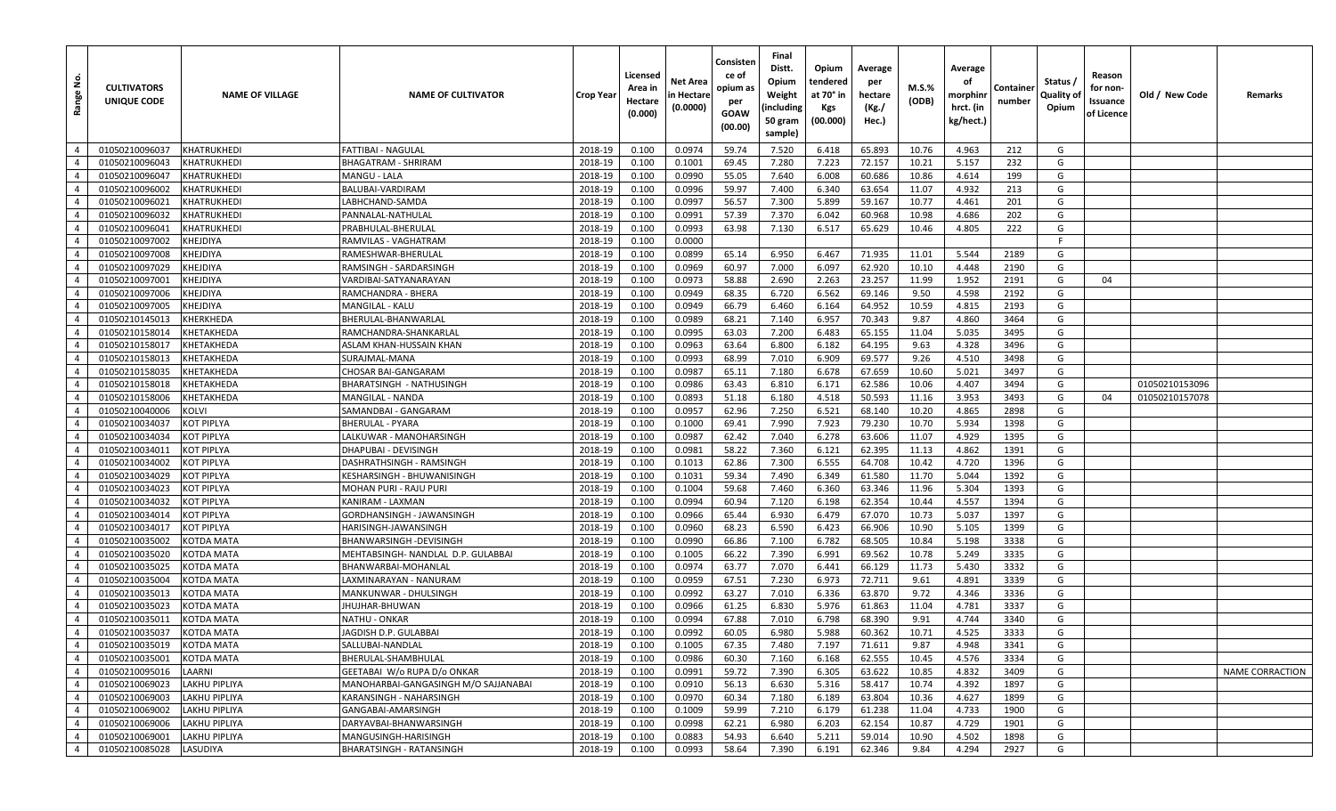| Range No. | CULTIVATORS UNIQUE CODE | NAME OF VILLAGE | NAME OF CULTIVATOR | Crop Year | Licensed Area in Hectare (0.000) | Net Area in Hectare (0.0000) | Consistence of opium as per GOAW (00.00) | Final Distt. Opium Weight (including 50 gram sample) | Opium tendered at 70° in Kgs (00.000) | Average per hectare (Kg./ Hec.) | M.S.% (ODB) | Average of morphinr hrct. (in kg/hect.) | Container number | Status / Quality of Opium | Reason for non-Issuance of Licence | Old / New Code | Remarks |
|---|---|---|---|---|---|---|---|---|---|---|---|---|---|---|---|---|---|
| 4 | 01050210096037 | KHATRUKHEDI | FATTIBAI - NAGULAL | 2018-19 | 0.100 | 0.0974 | 59.74 | 7.520 | 6.418 | 65.893 | 10.76 | 4.963 | 212 | G | | | |
| 4 | 01050210096043 | KHATRUKHEDI | BHAGATRAM - SHRIRAM | 2018-19 | 0.100 | 0.1001 | 69.45 | 7.280 | 7.223 | 72.157 | 10.21 | 5.157 | 232 | G | | | |
| 4 | 01050210096047 | KHATRUKHEDI | MANGU - LALA | 2018-19 | 0.100 | 0.0990 | 55.05 | 7.640 | 6.008 | 60.686 | 10.86 | 4.614 | 199 | G | | | |
| 4 | 01050210096002 | KHATRUKHEDI | BALUBAI-VARDIRAM | 2018-19 | 0.100 | 0.0996 | 59.97 | 7.400 | 6.340 | 63.654 | 11.07 | 4.932 | 213 | G | | | |
| 4 | 01050210096021 | KHATRUKHEDI | LABHCHAND-SAMDA | 2018-19 | 0.100 | 0.0997 | 56.57 | 7.300 | 5.899 | 59.167 | 10.77 | 4.461 | 201 | G | | | |
| 4 | 01050210096032 | KHATRUKHEDI | PANNALAL-NATHULAL | 2018-19 | 0.100 | 0.0991 | 57.39 | 7.370 | 6.042 | 60.968 | 10.98 | 4.686 | 202 | G | | | |
| 4 | 01050210096041 | KHATRUKHEDI | PRABHULAL-BHERULAL | 2018-19 | 0.100 | 0.0993 | 63.98 | 7.130 | 6.517 | 65.629 | 10.46 | 4.805 | 222 | G | | | |
| 4 | 01050210097002 | KHEJDIYA | RAMVILAS - VAGHATRAM | 2018-19 | 0.100 | 0.0000 | | | | | | | | F | | | |
| 4 | 01050210097008 | KHEJDIYA | RAMESHWAR-BHERULAL | 2018-19 | 0.100 | 0.0899 | 65.14 | 6.950 | 6.467 | 71.935 | 11.01 | 5.544 | 2189 | G | | | |
| 4 | 01050210097029 | KHEJDIYA | RAMSINGH - SARDARSINGH | 2018-19 | 0.100 | 0.0969 | 60.97 | 7.000 | 6.097 | 62.920 | 10.10 | 4.448 | 2190 | G | | | |
| 4 | 01050210097001 | KHEJDIYA | VARDIBAI-SATYANARAYAN | 2018-19 | 0.100 | 0.0973 | 58.88 | 2.690 | 2.263 | 23.257 | 11.99 | 1.952 | 2191 | G | 04 | | |
| 4 | 01050210097006 | KHEJDIYA | RAMCHANDRA - BHERA | 2018-19 | 0.100 | 0.0949 | 68.35 | 6.720 | 6.562 | 69.146 | 9.50 | 4.598 | 2192 | G | | | |
| 4 | 01050210097005 | KHEJDIYA | MANGILAL - KALU | 2018-19 | 0.100 | 0.0949 | 66.79 | 6.460 | 6.164 | 64.952 | 10.59 | 4.815 | 2193 | G | | | |
| 4 | 01050210145013 | KHERKHEDA | BHERULAL-BHANWARLAL | 2018-19 | 0.100 | 0.0989 | 68.21 | 7.140 | 6.957 | 70.343 | 9.87 | 4.860 | 3464 | G | | | |
| 4 | 01050210158014 | KHETAKHEDA | RAMCHANDRA-SHANKARLAL | 2018-19 | 0.100 | 0.0995 | 63.03 | 7.200 | 6.483 | 65.155 | 11.04 | 5.035 | 3495 | G | | | |
| 4 | 01050210158017 | KHETAKHEDA | ASLAM KHAN-HUSSAIN KHAN | 2018-19 | 0.100 | 0.0963 | 63.64 | 6.800 | 6.182 | 64.195 | 9.63 | 4.328 | 3496 | G | | | |
| 4 | 01050210158013 | KHETAKHEDA | SURAJMAL-MANA | 2018-19 | 0.100 | 0.0993 | 68.99 | 7.010 | 6.909 | 69.577 | 9.26 | 4.510 | 3498 | G | | | |
| 4 | 01050210158035 | KHETAKHEDA | CHOSAR BAI-GANGARAM | 2018-19 | 0.100 | 0.0987 | 65.11 | 7.180 | 6.678 | 67.659 | 10.60 | 5.021 | 3497 | G | | | |
| 4 | 01050210158018 | KHETAKHEDA | BHARATSINGH - NATHUSINGH | 2018-19 | 0.100 | 0.0986 | 63.43 | 6.810 | 6.171 | 62.586 | 10.06 | 4.407 | 3494 | G | | 01050210153096 | |
| 4 | 01050210158006 | KHETAKHEDA | MANGILAL - NANDA | 2018-19 | 0.100 | 0.0893 | 51.18 | 6.180 | 4.518 | 50.593 | 11.16 | 3.953 | 3493 | G | 04 | 01050210157078 | |
| 4 | 01050210040006 | KOLVI | SAMANDBAI - GANGARAM | 2018-19 | 0.100 | 0.0957 | 62.96 | 7.250 | 6.521 | 68.140 | 10.20 | 4.865 | 2898 | G | | | |
| 4 | 01050210034037 | KOT PIPLYA | BHERULAL - PYARA | 2018-19 | 0.100 | 0.1000 | 69.41 | 7.990 | 7.923 | 79.230 | 10.70 | 5.934 | 1398 | G | | | |
| 4 | 01050210034034 | KOT PIPLYA | LALKUWAR - MANOHARSINGH | 2018-19 | 0.100 | 0.0987 | 62.42 | 7.040 | 6.278 | 63.606 | 11.07 | 4.929 | 1395 | G | | | |
| 4 | 01050210034011 | KOT PIPLYA | DHAPUBAI - DEVISINGH | 2018-19 | 0.100 | 0.0981 | 58.22 | 7.360 | 6.121 | 62.395 | 11.13 | 4.862 | 1391 | G | | | |
| 4 | 01050210034002 | KOT PIPLYA | DASHRATHSINGH - RAMSINGH | 2018-19 | 0.100 | 0.1013 | 62.86 | 7.300 | 6.555 | 64.708 | 10.42 | 4.720 | 1396 | G | | | |
| 4 | 01050210034029 | KOT PIPLYA | KESHARSINGH - BHUWANISINGH | 2018-19 | 0.100 | 0.1031 | 59.34 | 7.490 | 6.349 | 61.580 | 11.70 | 5.044 | 1392 | G | | | |
| 4 | 01050210034023 | KOT PIPLYA | MOHAN PURI - RAJU PURI | 2018-19 | 0.100 | 0.1004 | 59.68 | 7.460 | 6.360 | 63.346 | 11.96 | 5.304 | 1393 | G | | | |
| 4 | 01050210034032 | KOT PIPLYA | KANIRAM - LAXMAN | 2018-19 | 0.100 | 0.0994 | 60.94 | 7.120 | 6.198 | 62.354 | 10.44 | 4.557 | 1394 | G | | | |
| 4 | 01050210034014 | KOT PIPLYA | GORDHANSINGH - JAWANSINGH | 2018-19 | 0.100 | 0.0966 | 65.44 | 6.930 | 6.479 | 67.070 | 10.73 | 5.037 | 1397 | G | | | |
| 4 | 01050210034017 | KOT PIPLYA | HARISINGH-JAWANSINGH | 2018-19 | 0.100 | 0.0960 | 68.23 | 6.590 | 6.423 | 66.906 | 10.90 | 5.105 | 1399 | G | | | |
| 4 | 01050210035002 | KOTDA MATA | BHANWARSINGH -DEVISINGH | 2018-19 | 0.100 | 0.0990 | 66.86 | 7.100 | 6.782 | 68.505 | 10.84 | 5.198 | 3338 | G | | | |
| 4 | 01050210035020 | KOTDA MATA | MEHTABSINGH- NANDLAL D.P. GULABBAI | 2018-19 | 0.100 | 0.1005 | 66.22 | 7.390 | 6.991 | 69.562 | 10.78 | 5.249 | 3335 | G | | | |
| 4 | 01050210035025 | KOTDA MATA | BHANWARBAI-MOHANLAL | 2018-19 | 0.100 | 0.0974 | 63.77 | 7.070 | 6.441 | 66.129 | 11.73 | 5.430 | 3332 | G | | | |
| 4 | 01050210035004 | KOTDA MATA | LAXMINARAYAN - NANURAM | 2018-19 | 0.100 | 0.0959 | 67.51 | 7.230 | 6.973 | 72.711 | 9.61 | 4.891 | 3339 | G | | | |
| 4 | 01050210035013 | KOTDA MATA | MANKUNWAR - DHULSINGH | 2018-19 | 0.100 | 0.0992 | 63.27 | 7.010 | 6.336 | 63.870 | 9.72 | 4.346 | 3336 | G | | | |
| 4 | 01050210035023 | KOTDA MATA | JHUJHAR-BHUWAN | 2018-19 | 0.100 | 0.0966 | 61.25 | 6.830 | 5.976 | 61.863 | 11.04 | 4.781 | 3337 | G | | | |
| 4 | 01050210035011 | KOTDA MATA | NATHU - ONKAR | 2018-19 | 0.100 | 0.0994 | 67.88 | 7.010 | 6.798 | 68.390 | 9.91 | 4.744 | 3340 | G | | | |
| 4 | 01050210035037 | KOTDA MATA | JAGDISH D.P. GULABBAI | 2018-19 | 0.100 | 0.0992 | 60.05 | 6.980 | 5.988 | 60.362 | 10.71 | 4.525 | 3333 | G | | | |
| 4 | 01050210035019 | KOTDA MATA | SALLUBAI-NANDLAL | 2018-19 | 0.100 | 0.1005 | 67.35 | 7.480 | 7.197 | 71.611 | 9.87 | 4.948 | 3341 | G | | | |
| 4 | 01050210035001 | KOTDA MATA | BHERULAL-SHAMBHULAL | 2018-19 | 0.100 | 0.0986 | 60.30 | 7.160 | 6.168 | 62.555 | 10.45 | 4.576 | 3334 | G | | | |
| 4 | 01050210095016 | LAARNI | GEETABAI W/o RUPA D/o ONKAR | 2018-19 | 0.100 | 0.0991 | 59.72 | 7.390 | 6.305 | 63.622 | 10.85 | 4.832 | 3409 | G | | | NAME CORRACTION |
| 4 | 01050210069023 | LAKHU PIPLIYA | MANOHARBAI-GANGASINGH M/O SAJJANABAI | 2018-19 | 0.100 | 0.0910 | 56.13 | 6.630 | 5.316 | 58.417 | 10.74 | 4.392 | 1897 | G | | | |
| 4 | 01050210069003 | LAKHU PIPLIYA | KARANSINGH - NAHARSINGH | 2018-19 | 0.100 | 0.0970 | 60.34 | 7.180 | 6.189 | 63.804 | 10.36 | 4.627 | 1899 | G | | | |
| 4 | 01050210069002 | LAKHU PIPLIYA | GANGABAI-AMARSINGH | 2018-19 | 0.100 | 0.1009 | 59.99 | 7.210 | 6.179 | 61.238 | 11.04 | 4.733 | 1900 | G | | | |
| 4 | 01050210069006 | LAKHU PIPLIYA | DARYAVBAI-BHANWARSINGH | 2018-19 | 0.100 | 0.0998 | 62.21 | 6.980 | 6.203 | 62.154 | 10.87 | 4.729 | 1901 | G | | | |
| 4 | 01050210069001 | LAKHU PIPLIYA | MANGUSINGH-HARISINGH | 2018-19 | 0.100 | 0.0883 | 54.93 | 6.640 | 5.211 | 59.014 | 10.90 | 4.502 | 1898 | G | | | |
| 4 | 01050210085028 | LASUDIYA | BHARATSINGH - RATANSINGH | 2018-19 | 0.100 | 0.0993 | 58.64 | 7.390 | 6.191 | 62.346 | 9.84 | 4.294 | 2927 | G | | | |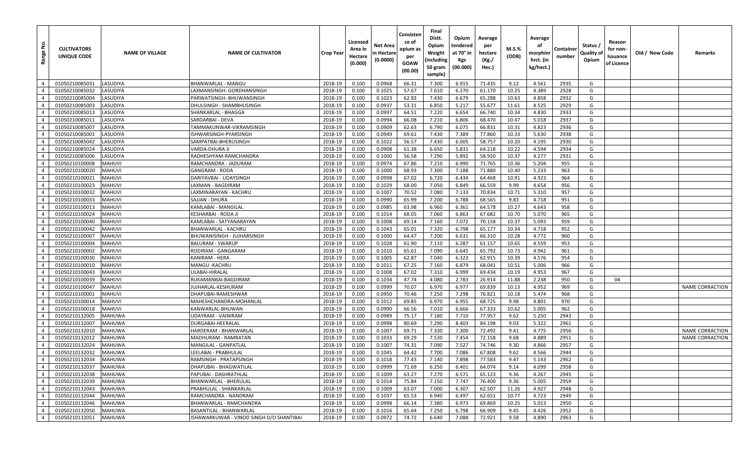| Range No. | CULTIVATORS UNIQUE CODE | NAME OF VILLAGE | NAME OF CULTIVATOR | Crop Year | Licensed Area in Hectare (0.000) | Net Area in Hectare (0.0000) | Consistence of opium as per GOAW (00.00) | Final Distt. Opium Weight (including 50 gram sample) | Opium tendered at 70° in Kgs (00.000) | Average per hectare (Kg./ Hec.) | M.S.% (ODB) | Average of morphinr hrct. (in kg/hect.) | Container number | Status / Quality of Opium | Reason for non-Issuance of Licence | Old / New Code | Remarks |
|---|---|---|---|---|---|---|---|---|---|---|---|---|---|---|---|---|---|
| 4 | 01050210085031 | LASUDIYA | BHANWARLAL - MANGU | 2018-19 | 0.100 | 0.0968 | 66.31 | 7.300 | 6.915 | 71.435 | 9.12 | 4.561 | 2935 | G | | | |
| 4 | 01050210085032 | LASUDIYA | LAXMANSINGH- GORDHANSINGH | 2018-19 | 0.100 | 0.1025 | 57.67 | 7.610 | 6.270 | 61.170 | 10.25 | 4.389 | 2928 | G | | | |
| 4 | 01050210085004 | LASUDIYA | PARWATSINGH- BHUWANSINGH | 2018-19 | 0.100 | 0.1023 | 62.92 | 7.430 | 6.679 | 65.288 | 10.63 | 4.858 | 2932 | G | | | |
| 4 | 01050210085003 | LASUDIYA | DHULSINGH - SHAMBHUSINGH | 2018-19 | 0.100 | 0.0937 | 53.31 | 6.850 | 5.217 | 55.677 | 11.61 | 4.525 | 2929 | G | | | |
| 4 | 01050210085013 | LASUDIYA | SHANKARLAL - BHAGGA | 2018-19 | 0.100 | 0.0997 | 64.51 | 7.220 | 6.654 | 66.740 | 10.34 | 4.830 | 2933 | G | | | |
| 4 | 01050210085011 | LASUDIYA | SARDARBAI - DEVA | 2018-19 | 0.100 | 0.0994 | 66.08 | 7.210 | 6.806 | 68.470 | 10.47 | 5.018 | 2937 | G | | | |
| 4 | 01050210085007 | LASUDIYA | TAMMAKUNWAR-VIKRAMSINGH | 2018-19 | 0.100 | 0.0909 | 62.63 | 6.790 | 6.075 | 66.831 | 10.31 | 4.823 | 2936 | G | | | |
| 4 | 01050210085001 | LASUDIYA | ISHWARSINGH-PYARSINGH | 2018-19 | 0.100 | 0.0949 | 69.61 | 7.430 | 7.389 | 77.860 | 10.33 | 5.630 | 2938 | G | | | |
| 4 | 01050210085042 | LASUDIYA | SAMPATBAI-BHERUSINGH | 2018-19 | 0.100 | 0.1022 | 56.57 | 7.430 | 6.005 | 58.757 | 10.20 | 4.195 | 2930 | G | | | |
| 4 | 01050210085024 | LASUDIYA | VARDA-DHURA JI | 2018-19 | 0.100 | 0.0908 | 61.38 | 6.650 | 5.831 | 64.218 | 10.22 | 4.594 | 2934 | G | | | |
| 4 | 01050210085006 | LASUDIYA | RADHESHYAM-RAMCHANDRA | 2018-19 | 0.100 | 0.1000 | 56.58 | 7.290 | 5.892 | 58.920 | 10.37 | 4.277 | 2931 | G | | | |
| 4 | 01050210100008 | MAHUVI | RAMCHANDRA - JADURAM | 2018-19 | 0.100 | 0.0974 | 67.86 | 7.210 | 6.990 | 71.765 | 10.36 | 5.204 | 955 | G | | | |
| 4 | 01050210100020 | MAHUVI | GANGRAM - RODA | 2018-19 | 0.100 | 0.1000 | 68.93 | 7.300 | 7.188 | 71.880 | 10.40 | 5.233 | 963 | G | | | |
| 4 | 01050210100021 | MAHUVI | DARIYAVBAI - UDAYSINGH | 2018-19 | 0.100 | 0.0998 | 67.02 | 6.720 | 6.434 | 64.468 | 10.91 | 4.923 | 964 | G | | | |
| 4 | 01050210100023 | MAHUVI | LAXMAN - BAGDIRAM | 2018-19 | 0.100 | 0.1029 | 68.00 | 7.050 | 6.849 | 66.559 | 9.99 | 4.654 | 956 | G | | | |
| 4 | 01050210100032 | MAHUVI | LAXMINARAYAN - KACHRU | 2018-19 | 0.100 | 0.1007 | 70.52 | 7.080 | 7.133 | 70.834 | 10.71 | 5.310 | 957 | G | | | |
| 4 | 01050210100033 | MAHUVI | SAJJAN - DHURA | 2018-19 | 0.100 | 0.0990 | 65.99 | 7.200 | 6.788 | 68.565 | 9.83 | 4.718 | 951 | G | | | |
| 4 | 01050210100013 | MAHUVI | KAMLABAI - MANGILAL | 2018-19 | 0.100 | 0.0985 | 63.98 | 6.960 | 6.361 | 64.578 | 10.27 | 4.643 | 958 | G | | | |
| 4 | 01050210100024 | MAHUVI | KESHARBAI - RODA JI | 2018-19 | 0.100 | 0.1014 | 68.05 | 7.060 | 6.863 | 67.682 | 10.70 | 5.070 | 965 | G | | | |
| 4 | 01050210100040 | MAHUVI | KAMLABAI - SATYANARAYAN | 2018-19 | 0.100 | 0.1008 | 69.14 | 7.160 | 7.072 | 70.158 | 10.37 | 5.093 | 959 | G | | | |
| 4 | 01050210100042 | MAHUVI | BHANWARLAL - KACHRU | 2018-19 | 0.100 | 0.1043 | 65.01 | 7.320 | 6.798 | 65.177 | 10.34 | 4.718 | 952 | G | | | |
| 4 | 01050210100007 | MAHUVI | BHUWANISINGH - JUJHARSINGH | 2018-19 | 0.100 | 0.1000 | 64.47 | 7.200 | 6.631 | 66.310 | 10.28 | 4.772 | 960 | G | | | |
| 4 | 01050210100004 | MAHUVI | BALURAM - SWARUP | 2018-19 | 0.100 | 0.1028 | 61.90 | 7.110 | 6.287 | 61.157 | 10.65 | 4.559 | 953 | G | | | |
| 4 | 01050210100002 | MAHUVI | RODIRAM - GANGARAM | 2018-19 | 0.100 | 0.1010 | 65.61 | 7.090 | 6.645 | 65.792 | 10.73 | 4.942 | 961 | G | | | |
| 4 | 01050210100030 | MAHUVI | KANIRAM - HERA | 2018-19 | 0.100 | 0.1005 | 62.87 | 7.040 | 6.323 | 62.915 | 10.39 | 4.576 | 954 | G | | | |
| 4 | 01050210100010 | MAHUVI | MANGU -KACHRU | 2018-19 | 0.100 | 0.1011 | 67.25 | 7.160 | 6.879 | 68.041 | 10.51 | 5.006 | 966 | G | | | |
| 4 | 01050210100043 | MAHUVI | LILABAI-HIRALAL | 2018-19 | 0.100 | 0.1008 | 67.02 | 7.310 | 6.999 | 69.434 | 10.19 | 4.953 | 967 | G | | | |
| 4 | 01050210100039 | MAHUVI | RUKAMANBAI-BAGDIRAM | 2018-19 | 0.100 | 0.1034 | 47.74 | 4.080 | 2.783 | 26.914 | 11.88 | 2.238 | 950 | G | 04 | | |
| 4 | 01050210100047 | MAHUVI | JUJHARLAL-KESHURAM | 2018-19 | 0.100 | 0.0999 | 70.07 | 6.970 | 6.977 | 69.839 | 10.13 | 4.952 | 969 | G | | | NAME CORRACTION |
| 4 | 01050210100001 | MAHUVI | DHAPUBAI-RAMESHWAR | 2018-19 | 0.100 | 0.0950 | 70.46 | 7.250 | 7.298 | 76.821 | 10.18 | 5.474 | 968 | G | | | |
| 4 | 01050210100014 | MAHUVI | MAHESHCHANDRA-MOHANLAL | 2018-19 | 0.100 | 0.1012 | 69.85 | 6.970 | 6.955 | 68.725 | 9.98 | 4.801 | 970 | G | | | |
| 4 | 01050210100018 | MAHUVI | KANWARLAL-BHUWAN | 2018-19 | 0.100 | 0.0990 | 66.56 | 7.010 | 6.666 | 67.333 | 10.62 | 5.005 | 962 | G | | | |
| 4 | 01050210132005 | MAHUWA | UDAYRAM - VAINIRAM | 2018-19 | 0.100 | 0.0989 | 75.17 | 7.180 | 7.710 | 77.957 | 9.62 | 5.250 | 2943 | G | | | |
| 4 | 01050210132007 | MAHUWA | DURGABAI-HEERALAL | 2018-19 | 0.100 | 0.0998 | 80.69 | 7.290 | 8.403 | 84.198 | 9.03 | 5.322 | 2961 | G | | | |
| 4 | 01050210132010 | MAHUWA | HARDERAM - BHANWARLAL | 2018-19 | 0.100 | 0.1007 | 69.71 | 7.330 | 7.300 | 72.492 | 9.41 | 4.775 | 2956 | G | | | NAME CORRACTION |
| 4 | 01050210132012 | MAHUWA | MADHURAM - RAMRATAN | 2018-19 | 0.100 | 0.1033 | 69.29 | 7.530 | 7.454 | 72.158 | 9.68 | 4.889 | 2951 | G | | | NAME CORRACTION |
| 4 | 01050210132024 | MAHUWA | MANGILAL - GANPATLAL | 2018-19 | 0.100 | 0.1007 | 74.31 | 7.090 | 7.527 | 74.746 | 9.30 | 4.866 | 2957 | G | | | |
| 4 | 01050210132032 | MAHUWA | LEELABAI - PRABHULAL | 2018-19 | 0.100 | 0.1045 | 64.42 | 7.700 | 7.086 | 67.808 | 9.62 | 4.566 | 2944 | G | | | |
| 4 | 01050210132034 | MAHUWA | RAMSINGH - PRATAPSINGH | 2018-19 | 0.100 | 0.1018 | 77.43 | 7.140 | 7.898 | 77.583 | 9.47 | 5.143 | 2962 | G | | | |
| 4 | 01050210132037 | MAHUWA | DHAPUBAI - BHAGWATILAL | 2018-19 | 0.100 | 0.0999 | 71.69 | 6.250 | 6.401 | 64.074 | 9.14 | 4.099 | 2958 | G | | | |
| 4 | 01050210132038 | MAHUWA | PAPUBAI - DASHRATHLAL | 2018-19 | 0.100 | 0.1009 | 63.27 | 7.270 | 6.571 | 65.123 | 9.36 | 4.267 | 2945 | G | | | |
| 4 | 01050210132039 | MAHUWA | BHANWARLAL - BHERULAL | 2018-19 | 0.100 | 0.1014 | 75.84 | 7.150 | 7.747 | 76.400 | 9.36 | 5.005 | 2959 | G | | | |
| 4 | 01050210132043 | MAHUWA | PRABHULAL - SHANKARLAL | 2018-19 | 0.100 | 0.1009 | 63.07 | 7.000 | 6.307 | 62.507 | 11.26 | 4.927 | 2948 | G | | | |
| 4 | 01050210132044 | MAHUWA | RAMCHANDRA - NANDRAM | 2018-19 | 0.100 | 0.1037 | 65.53 | 6.940 | 6.497 | 62.651 | 10.77 | 4.723 | 2949 | G | | | |
| 4 | 01050210132046 | MAHUWA | BHANWARLAL - RAMCHANDRA | 2018-19 | 0.100 | 0.0998 | 66.14 | 7.380 | 6.973 | 69.869 | 10.25 | 5.013 | 2950 | G | | | |
| 4 | 01050210132050 | MAHUWA | BASANTILAL - BHANWARLAL | 2018-19 | 0.100 | 0.1016 | 65.64 | 7.250 | 6.798 | 66.909 | 9.45 | 4.426 | 2952 | G | | | |
| 4 | 01050210132051 | MAHUWA | ISHAWARKUWAR - VINOD SINGH D/O SHANTIBAI | 2018-19 | 0.100 | 0.0972 | 74.72 | 6.640 | 7.088 | 72.921 | 9.58 | 4.890 | 2963 | G | | | |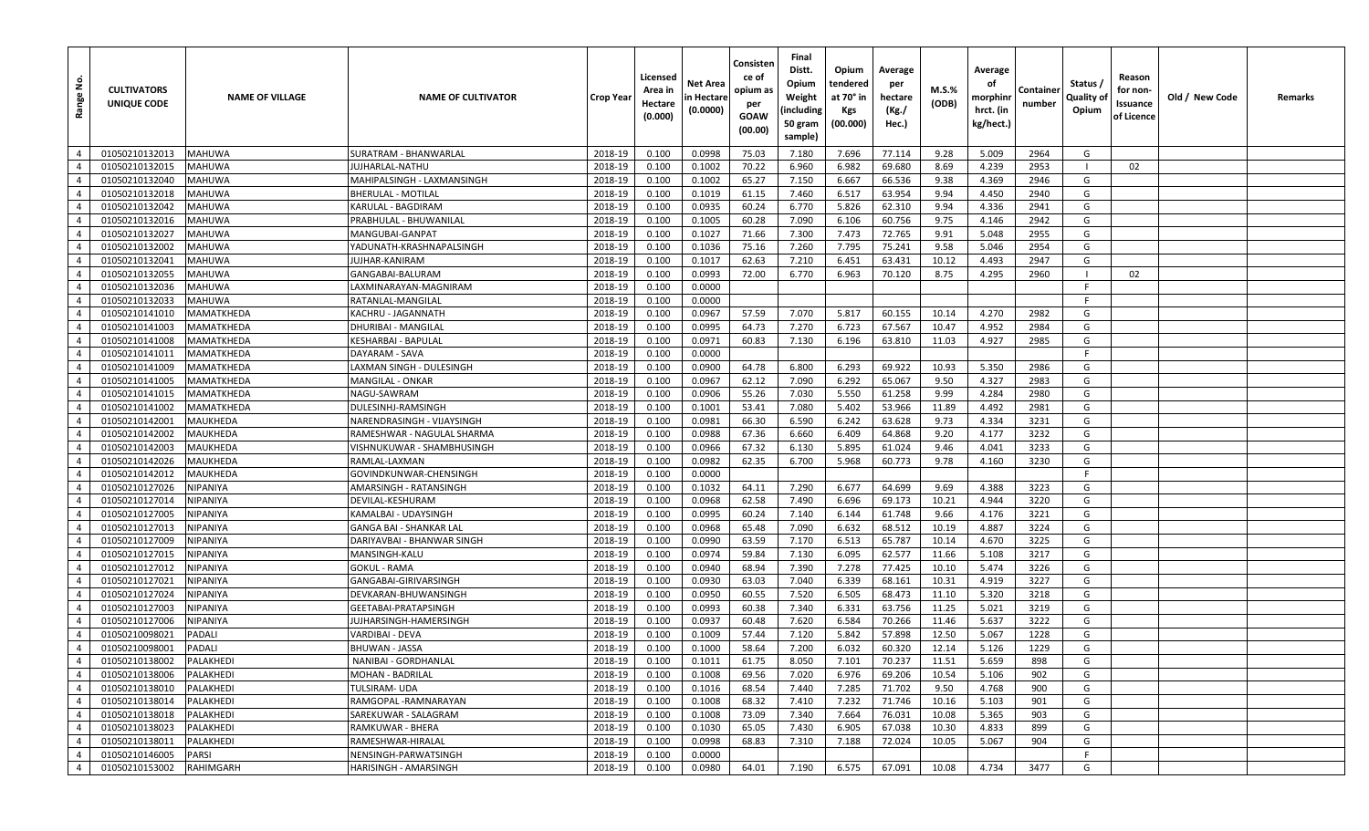| Range No. | CULTIVATORS UNIQUE CODE | NAME OF VILLAGE | NAME OF CULTIVATOR | Crop Year | Licensed Area in Hectare (0.000) | Net Area in Hectare (0.0000) | Consistence of opium as per GOAW (00.00) | Final Distt. Opium Weight (including 50 gram sample) | Opium tendered at 70° in Kgs (00.000) | Average per hectare (Kg./ Hec.) | M.S.% (ODB) | Average of morphinr hrct. (in kg/hect.) | Container number | Status / Quality of Opium | Reason for non-Issuance of Licence | Old / New Code | Remarks |
|---|---|---|---|---|---|---|---|---|---|---|---|---|---|---|---|---|---|
| 4 | 01050210132013 | MAHUWA | SURATRAM - BHANWARLAL | 2018-19 | 0.100 | 0.0998 | 75.03 | 7.180 | 7.696 | 77.114 | 9.28 | 5.009 | 2964 | G | | | |
| 4 | 01050210132015 | MAHUWA | JUJHARLAL-NATHU | 2018-19 | 0.100 | 0.1002 | 70.22 | 6.960 | 6.982 | 69.680 | 8.69 | 4.239 | 2953 | I | 02 | | |
| 4 | 01050210132040 | MAHUWA | MAHIPALSINGH - LAXMANSINGH | 2018-19 | 0.100 | 0.1002 | 65.27 | 7.150 | 6.667 | 66.536 | 9.38 | 4.369 | 2946 | G | | | |
| 4 | 01050210132018 | MAHUWA | BHERULAL - MOTILAL | 2018-19 | 0.100 | 0.1019 | 61.15 | 7.460 | 6.517 | 63.954 | 9.94 | 4.450 | 2940 | G | | | |
| 4 | 01050210132042 | MAHUWA | KARULAL - BAGDIRAM | 2018-19 | 0.100 | 0.0935 | 60.24 | 6.770 | 5.826 | 62.310 | 9.94 | 4.336 | 2941 | G | | | |
| 4 | 01050210132016 | MAHUWA | PRABHULAL - BHUWANILAL | 2018-19 | 0.100 | 0.1005 | 60.28 | 7.090 | 6.106 | 60.756 | 9.75 | 4.146 | 2942 | G | | | |
| 4 | 01050210132027 | MAHUWA | MANGUBAI-GANPAT | 2018-19 | 0.100 | 0.1027 | 71.66 | 7.300 | 7.473 | 72.765 | 9.91 | 5.048 | 2955 | G | | | |
| 4 | 01050210132002 | MAHUWA | YADUNATH-KRASHNAPALSINGH | 2018-19 | 0.100 | 0.1036 | 75.16 | 7.260 | 7.795 | 75.241 | 9.58 | 5.046 | 2954 | G | | | |
| 4 | 01050210132041 | MAHUWA | JUJHAR-KANIRAM | 2018-19 | 0.100 | 0.1017 | 62.63 | 7.210 | 6.451 | 63.431 | 10.12 | 4.493 | 2947 | G | | | |
| 4 | 01050210132055 | MAHUWA | GANGABAI-BALURAM | 2018-19 | 0.100 | 0.0993 | 72.00 | 6.770 | 6.963 | 70.120 | 8.75 | 4.295 | 2960 | I | 02 | | |
| 4 | 01050210132036 | MAHUWA | LAXMINARAYAN-MAGNIRAM | 2018-19 | 0.100 | 0.0000 | | | | | | | | F | | | |
| 4 | 01050210132033 | MAHUWA | RATANLAL-MANGILAL | 2018-19 | 0.100 | 0.0000 | | | | | | | | F | | | |
| 4 | 01050210141010 | MAMATKHEDA | KACHRU - JAGANNATH | 2018-19 | 0.100 | 0.0967 | 57.59 | 7.070 | 5.817 | 60.155 | 10.14 | 4.270 | 2982 | G | | | |
| 4 | 01050210141003 | MAMATKHEDA | DHURIBAI - MANGILAL | 2018-19 | 0.100 | 0.0995 | 64.73 | 7.270 | 6.723 | 67.567 | 10.47 | 4.952 | 2984 | G | | | |
| 4 | 01050210141008 | MAMATKHEDA | KESHARBAI - BAPULAL | 2018-19 | 0.100 | 0.0971 | 60.83 | 7.130 | 6.196 | 63.810 | 11.03 | 4.927 | 2985 | G | | | |
| 4 | 01050210141011 | MAMATKHEDA | DAYARAM - SAVA | 2018-19 | 0.100 | 0.0000 | | | | | | | | F | | | |
| 4 | 01050210141009 | MAMATKHEDA | LAXMAN SINGH - DULESINGH | 2018-19 | 0.100 | 0.0900 | 64.78 | 6.800 | 6.293 | 69.922 | 10.93 | 5.350 | 2986 | G | | | |
| 4 | 01050210141005 | MAMATKHEDA | MANGILAL - ONKAR | 2018-19 | 0.100 | 0.0967 | 62.12 | 7.090 | 6.292 | 65.067 | 9.50 | 4.327 | 2983 | G | | | |
| 4 | 01050210141015 | MAMATKHEDA | NAGU-SAWRAM | 2018-19 | 0.100 | 0.0906 | 55.26 | 7.030 | 5.550 | 61.258 | 9.99 | 4.284 | 2980 | G | | | |
| 4 | 01050210141002 | MAMATKHEDA | DULESINHJ-RAMSINGH | 2018-19 | 0.100 | 0.1001 | 53.41 | 7.080 | 5.402 | 53.966 | 11.89 | 4.492 | 2981 | G | | | |
| 4 | 01050210142001 | MAUKHEDA | NARENDRASINGH - VIJAYSINGH | 2018-19 | 0.100 | 0.0981 | 66.30 | 6.590 | 6.242 | 63.628 | 9.73 | 4.334 | 3231 | G | | | |
| 4 | 01050210142002 | MAUKHEDA | RAMESHWAR - NAGULAL SHARMA | 2018-19 | 0.100 | 0.0988 | 67.36 | 6.660 | 6.409 | 64.868 | 9.20 | 4.177 | 3232 | G | | | |
| 4 | 01050210142003 | MAUKHEDA | VISHNUKUWAR - SHAMBHUSINGH | 2018-19 | 0.100 | 0.0966 | 67.32 | 6.130 | 5.895 | 61.024 | 9.46 | 4.041 | 3233 | G | | | |
| 4 | 01050210142026 | MAUKHEDA | RAMLAL-LAXMAN | 2018-19 | 0.100 | 0.0982 | 62.35 | 6.700 | 5.968 | 60.773 | 9.78 | 4.160 | 3230 | G | | | |
| 4 | 01050210142012 | MAUKHEDA | GOVINDKUNWAR-CHENSINGH | 2018-19 | 0.100 | 0.0000 | | | | | | | | F | | | |
| 4 | 01050210127026 | NIPANIYA | AMARSINGH - RATANSINGH | 2018-19 | 0.100 | 0.1032 | 64.11 | 7.290 | 6.677 | 64.699 | 9.69 | 4.388 | 3223 | G | | | |
| 4 | 01050210127014 | NIPANIYA | DEVILAL-KESHURAM | 2018-19 | 0.100 | 0.0968 | 62.58 | 7.490 | 6.696 | 69.173 | 10.21 | 4.944 | 3220 | G | | | |
| 4 | 01050210127005 | NIPANIYA | KAMALBAI - UDAYSINGH | 2018-19 | 0.100 | 0.0995 | 60.24 | 7.140 | 6.144 | 61.748 | 9.66 | 4.176 | 3221 | G | | | |
| 4 | 01050210127013 | NIPANIYA | GANGA BAI - SHANKAR LAL | 2018-19 | 0.100 | 0.0968 | 65.48 | 7.090 | 6.632 | 68.512 | 10.19 | 4.887 | 3224 | G | | | |
| 4 | 01050210127009 | NIPANIYA | DARIYAVBAI - BHANWAR SINGH | 2018-19 | 0.100 | 0.0990 | 63.59 | 7.170 | 6.513 | 65.787 | 10.14 | 4.670 | 3225 | G | | | |
| 4 | 01050210127015 | NIPANIYA | MANSINGH-KALU | 2018-19 | 0.100 | 0.0974 | 59.84 | 7.130 | 6.095 | 62.577 | 11.66 | 5.108 | 3217 | G | | | |
| 4 | 01050210127012 | NIPANIYA | GOKUL - RAMA | 2018-19 | 0.100 | 0.0940 | 68.94 | 7.390 | 7.278 | 77.425 | 10.10 | 5.474 | 3226 | G | | | |
| 4 | 01050210127021 | NIPANIYA | GANGABAI-GIRIVARSINGH | 2018-19 | 0.100 | 0.0930 | 63.03 | 7.040 | 6.339 | 68.161 | 10.31 | 4.919 | 3227 | G | | | |
| 4 | 01050210127024 | NIPANIYA | DEVKARAN-BHUWANSINGH | 2018-19 | 0.100 | 0.0950 | 60.55 | 7.520 | 6.505 | 68.473 | 11.10 | 5.320 | 3218 | G | | | |
| 4 | 01050210127003 | NIPANIYA | GEETABAI-PRATAPSINGH | 2018-19 | 0.100 | 0.0993 | 60.38 | 7.340 | 6.331 | 63.756 | 11.25 | 5.021 | 3219 | G | | | |
| 4 | 01050210127006 | NIPANIYA | JUJHARSINGH-HAMERSINGH | 2018-19 | 0.100 | 0.0937 | 60.48 | 7.620 | 6.584 | 70.266 | 11.46 | 5.637 | 3222 | G | | | |
| 4 | 01050210098021 | PADALI | VARDIBAI - DEVA | 2018-19 | 0.100 | 0.1009 | 57.44 | 7.120 | 5.842 | 57.898 | 12.50 | 5.067 | 1228 | G | | | |
| 4 | 01050210098001 | PADALI | BHUWAN - JASSA | 2018-19 | 0.100 | 0.1000 | 58.64 | 7.200 | 6.032 | 60.320 | 12.14 | 5.126 | 1229 | G | | | |
| 4 | 01050210138002 | PALAKHEDI | NANIBAI - GORDHANLAL | 2018-19 | 0.100 | 0.1011 | 61.75 | 8.050 | 7.101 | 70.237 | 11.51 | 5.659 | 898 | G | | | |
| 4 | 01050210138006 | PALAKHEDI | MOHAN - BADRILAL | 2018-19 | 0.100 | 0.1008 | 69.56 | 7.020 | 6.976 | 69.206 | 10.54 | 5.106 | 902 | G | | | |
| 4 | 01050210138010 | PALAKHEDI | TULSIRAM- UDA | 2018-19 | 0.100 | 0.1016 | 68.54 | 7.440 | 7.285 | 71.702 | 9.50 | 4.768 | 900 | G | | | |
| 4 | 01050210138014 | PALAKHEDI | RAMGOPAL -RAMNARAYAN | 2018-19 | 0.100 | 0.1008 | 68.32 | 7.410 | 7.232 | 71.746 | 10.16 | 5.103 | 901 | G | | | |
| 4 | 01050210138018 | PALAKHEDI | SAREKUWAR - SALAGRAM | 2018-19 | 0.100 | 0.1008 | 73.09 | 7.340 | 7.664 | 76.031 | 10.08 | 5.365 | 903 | G | | | |
| 4 | 01050210138023 | PALAKHEDI | RAMKUWAR - BHERA | 2018-19 | 0.100 | 0.1030 | 65.05 | 7.430 | 6.905 | 67.038 | 10.30 | 4.833 | 899 | G | | | |
| 4 | 01050210138011 | PALAKHEDI | RAMESHWAR-HIRALAL | 2018-19 | 0.100 | 0.0998 | 68.83 | 7.310 | 7.188 | 72.024 | 10.05 | 5.067 | 904 | G | | | |
| 4 | 01050210146005 | PARSI | NENSINGH-PARWATSINGH | 2018-19 | 0.100 | 0.0000 | | | | | | | | F | | | |
| 4 | 01050210153002 | RAHIMGARH | HARISINGH - AMARSINGH | 2018-19 | 0.100 | 0.0980 | 64.01 | 7.190 | 6.575 | 67.091 | 10.08 | 4.734 | 3477 | G | | | |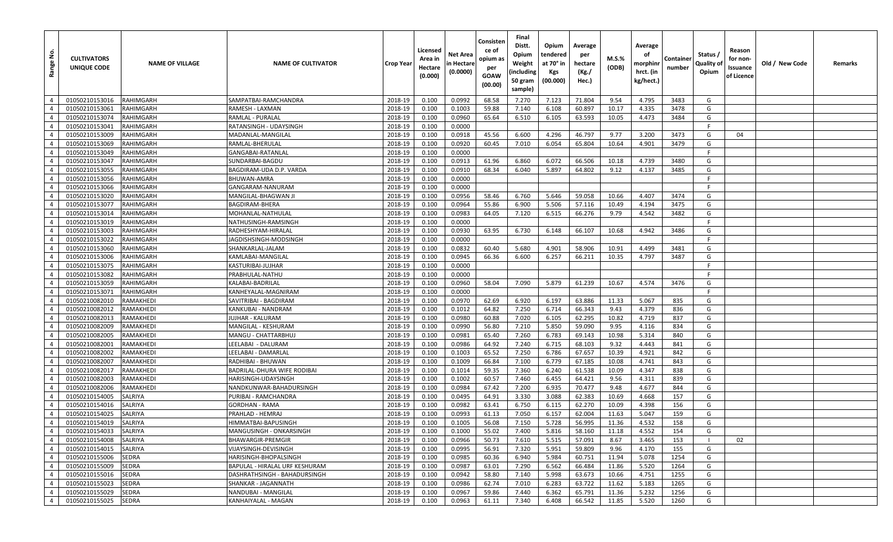| Range No. | CULTIVATORS UNIQUE CODE | NAME OF VILLAGE | NAME OF CULTIVATOR | Crop Year | Licensed Area in Hectare (0.000) | Net Area in Hectare (0.0000) | Consistence of opium as per GOAW (00.00) | Final Distt. Opium Weight (including 50 gram sample) | Opium tendered at 70° in Kgs (00.000) | Average per hectare (Kg./ Hec.) | M.S.% (ODB) | Average of morphinr hrct. (in kg/hect.) | Container number | Status / Quality of Opium | Reason for non-Issuance of Licence | Old / New Code | Remarks |
|---|---|---|---|---|---|---|---|---|---|---|---|---|---|---|---|---|---|
| 4 | 01050210153016 | RAHIMGARH | SAMPATBAI-RAMCHANDRA | 2018-19 | 0.100 | 0.0992 | 68.58 | 7.270 | 7.123 | 71.804 | 9.54 | 4.795 | 3483 | G | | | |
| 4 | 01050210153061 | RAHIMGARH | RAMESH - LAXMAN | 2018-19 | 0.100 | 0.1003 | 59.88 | 7.140 | 6.108 | 60.897 | 10.17 | 4.335 | 3478 | G | | | |
| 4 | 01050210153074 | RAHIMGARH | RAMLAL - PURALAL | 2018-19 | 0.100 | 0.0960 | 65.64 | 6.510 | 6.105 | 63.593 | 10.05 | 4.473 | 3484 | G | | | |
| 4 | 01050210153041 | RAHIMGARH | RATANSINGH - UDAYSINGH | 2018-19 | 0.100 | 0.0000 | | | | | | | | F | | | |
| 4 | 01050210153009 | RAHIMGARH | MADANLAL-MANGILAL | 2018-19 | 0.100 | 0.0918 | 45.56 | 6.600 | 4.296 | 46.797 | 9.77 | 3.200 | 3473 | G | 04 | | |
| 4 | 01050210153069 | RAHIMGARH | RAMLAL-BHERULAL | 2018-19 | 0.100 | 0.0920 | 60.45 | 7.010 | 6.054 | 65.804 | 10.64 | 4.901 | 3479 | G | | | |
| 4 | 01050210153049 | RAHIMGARH | GANGABAI-RATANLAL | 2018-19 | 0.100 | 0.0000 | | | | | | | | F | | | |
| 4 | 01050210153047 | RAHIMGARH | SUNDARBAI-BAGDU | 2018-19 | 0.100 | 0.0913 | 61.96 | 6.860 | 6.072 | 66.506 | 10.18 | 4.739 | 3480 | G | | | |
| 4 | 01050210153055 | RAHIMGARH | BAGDIRAM-UDA D.P. VARDA | 2018-19 | 0.100 | 0.0910 | 68.34 | 6.040 | 5.897 | 64.802 | 9.12 | 4.137 | 3485 | G | | | |
| 4 | 01050210153056 | RAHIMGARH | BHUWAN-AMRA | 2018-19 | 0.100 | 0.0000 | | | | | | | | F | | | |
| 4 | 01050210153066 | RAHIMGARH | GANGARAM-NANURAM | 2018-19 | 0.100 | 0.0000 | | | | | | | | F | | | |
| 4 | 01050210153020 | RAHIMGARH | MANGILAL-BHAGWAN JI | 2018-19 | 0.100 | 0.0956 | 58.46 | 6.760 | 5.646 | 59.058 | 10.66 | 4.407 | 3474 | G | | | |
| 4 | 01050210153077 | RAHIMGARH | BAGDIRAM-BHERA | 2018-19 | 0.100 | 0.0964 | 55.86 | 6.900 | 5.506 | 57.116 | 10.49 | 4.194 | 3475 | G | | | |
| 4 | 01050210153014 | RAHIMGARH | MOHANLAL-NATHULAL | 2018-19 | 0.100 | 0.0983 | 64.05 | 7.120 | 6.515 | 66.276 | 9.79 | 4.542 | 3482 | G | | | |
| 4 | 01050210153019 | RAHIMGARH | NATHUSINGH-RAMSINGH | 2018-19 | 0.100 | 0.0000 | | | | | | | | F | | | |
| 4 | 01050210153003 | RAHIMGARH | RADHESHYAM-HIRALAL | 2018-19 | 0.100 | 0.0930 | 63.95 | 6.730 | 6.148 | 66.107 | 10.68 | 4.942 | 3486 | G | | | |
| 4 | 01050210153022 | RAHIMGARH | JAGDISHSINGH-MODSINGH | 2018-19 | 0.100 | 0.0000 | | | | | | | | F | | | |
| 4 | 01050210153060 | RAHIMGARH | SHANKARLAL-JALAM | 2018-19 | 0.100 | 0.0832 | 60.40 | 5.680 | 4.901 | 58.906 | 10.91 | 4.499 | 3481 | G | | | |
| 4 | 01050210153006 | RAHIMGARH | KAMLABAI-MANGILAL | 2018-19 | 0.100 | 0.0945 | 66.36 | 6.600 | 6.257 | 66.211 | 10.35 | 4.797 | 3487 | G | | | |
| 4 | 01050210153075 | RAHIMGARH | KASTURIBAI-JUJHAR | 2018-19 | 0.100 | 0.0000 | | | | | | | | F | | | |
| 4 | 01050210153082 | RAHIMGARH | PRABHULAL-NATHU | 2018-19 | 0.100 | 0.0000 | | | | | | | | F | | | |
| 4 | 01050210153059 | RAHIMGARH | KALABAI-BADRILAL | 2018-19 | 0.100 | 0.0960 | 58.04 | 7.090 | 5.879 | 61.239 | 10.67 | 4.574 | 3476 | G | | | |
| 4 | 01050210153071 | RAHIMGARH | KANHEYALAL-MAGNIRAM | 2018-19 | 0.100 | 0.0000 | | | | | | | | F | | | |
| 4 | 01050210082010 | RAMAKHEDI | SAVITRIBAI - BAGDIRAM | 2018-19 | 0.100 | 0.0970 | 62.69 | 6.920 | 6.197 | 63.886 | 11.33 | 5.067 | 835 | G | | | |
| 4 | 01050210082012 | RAMAKHEDI | KANKUBAI - NANDRAM | 2018-19 | 0.100 | 0.1012 | 64.82 | 7.250 | 6.714 | 66.343 | 9.43 | 4.379 | 836 | G | | | |
| 4 | 01050210082013 | RAMAKHEDI | JUJHAR - KALURAM | 2018-19 | 0.100 | 0.0980 | 60.88 | 7.020 | 6.105 | 62.295 | 10.82 | 4.719 | 837 | G | | | |
| 4 | 01050210082009 | RAMAKHEDI | MANGILAL - KESHURAM | 2018-19 | 0.100 | 0.0990 | 56.80 | 7.210 | 5.850 | 59.090 | 9.95 | 4.116 | 834 | G | | | |
| 4 | 01050210082005 | RAMAKHEDI | MANGU - CHATTARBHUJ | 2018-19 | 0.100 | 0.0981 | 65.40 | 7.260 | 6.783 | 69.143 | 10.98 | 5.314 | 840 | G | | | |
| 4 | 01050210082001 | RAMAKHEDI | LEELABAI - DALURAM | 2018-19 | 0.100 | 0.0986 | 64.92 | 7.240 | 6.715 | 68.103 | 9.32 | 4.443 | 841 | G | | | |
| 4 | 01050210082002 | RAMAKHEDI | LEELABAI - DAMARLAL | 2018-19 | 0.100 | 0.1003 | 65.52 | 7.250 | 6.786 | 67.657 | 10.39 | 4.921 | 842 | G | | | |
| 4 | 01050210082007 | RAMAKHEDI | RADHIBAI - BHUWAN | 2018-19 | 0.100 | 0.1009 | 66.84 | 7.100 | 6.779 | 67.185 | 10.08 | 4.741 | 843 | G | | | |
| 4 | 01050210082017 | RAMAKHEDI | BADRILAL-DHURA WIFE RODIBAI | 2018-19 | 0.100 | 0.1014 | 59.35 | 7.360 | 6.240 | 61.538 | 10.09 | 4.347 | 838 | G | | | |
| 4 | 01050210082003 | RAMAKHEDI | HARISINGH-UDAYSINGH | 2018-19 | 0.100 | 0.1002 | 60.57 | 7.460 | 6.455 | 64.421 | 9.56 | 4.311 | 839 | G | | | |
| 4 | 01050210082006 | RAMAKHEDI | NANDKUNWAR-BAHADURSINGH | 2018-19 | 0.100 | 0.0984 | 67.42 | 7.200 | 6.935 | 70.477 | 9.48 | 4.677 | 844 | G | | | |
| 4 | 01050210154005 | SALRIYA | PURIBAI - RAMCHANDRA | 2018-19 | 0.100 | 0.0495 | 64.91 | 3.330 | 3.088 | 62.383 | 10.69 | 4.668 | 157 | G | | | |
| 4 | 01050210154016 | SALRIYA | GORDHAN - RAMA | 2018-19 | 0.100 | 0.0982 | 63.41 | 6.750 | 6.115 | 62.270 | 10.09 | 4.398 | 156 | G | | | |
| 4 | 01050210154025 | SALRIYA | PRAHLAD - HEMRAJ | 2018-19 | 0.100 | 0.0993 | 61.13 | 7.050 | 6.157 | 62.004 | 11.63 | 5.047 | 159 | G | | | |
| 4 | 01050210154019 | SALRIYA | HIMMATBAI-BAPUSINGH | 2018-19 | 0.100 | 0.1005 | 56.08 | 7.150 | 5.728 | 56.995 | 11.36 | 4.532 | 158 | G | | | |
| 4 | 01050210154033 | SALRIYA | MANGUSINGH - ONKARSINGH | 2018-19 | 0.100 | 0.1000 | 55.02 | 7.400 | 5.816 | 58.160 | 11.18 | 4.552 | 154 | G | | | |
| 4 | 01050210154008 | SALRIYA | BHAWARGIR-PREMGIR | 2018-19 | 0.100 | 0.0966 | 50.73 | 7.610 | 5.515 | 57.091 | 8.67 | 3.465 | 153 | I | 02 | | |
| 4 | 01050210154015 | SALRIYA | VIJAYSINGH-DEVISINGH | 2018-19 | 0.100 | 0.0995 | 56.91 | 7.320 | 5.951 | 59.809 | 9.96 | 4.170 | 155 | G | | | |
| 4 | 01050210155006 | SEDRA | HARISINGH-BHOPALSINGH | 2018-19 | 0.100 | 0.0985 | 60.36 | 6.940 | 5.984 | 60.751 | 11.94 | 5.078 | 1254 | G | | | |
| 4 | 01050210155009 | SEDRA | BAPULAL - HIRALAL URF KESHURAM | 2018-19 | 0.100 | 0.0987 | 63.01 | 7.290 | 6.562 | 66.484 | 11.86 | 5.520 | 1264 | G | | | |
| 4 | 01050210155016 | SEDRA | DASHRATHSINGH - BAHADURSINGH | 2018-19 | 0.100 | 0.0942 | 58.80 | 7.140 | 5.998 | 63.673 | 10.66 | 4.751 | 1255 | G | | | |
| 4 | 01050210155023 | SEDRA | SHANKAR - JAGANNATH | 2018-19 | 0.100 | 0.0986 | 62.74 | 7.010 | 6.283 | 63.722 | 11.62 | 5.183 | 1265 | G | | | |
| 4 | 01050210155029 | SEDRA | NANDUBAI - MANGILAL | 2018-19 | 0.100 | 0.0967 | 59.86 | 7.440 | 6.362 | 65.791 | 11.36 | 5.232 | 1256 | G | | | |
| 4 | 01050210155025 | SEDRA | KANHAIYALAL - MAGAN | 2018-19 | 0.100 | 0.0963 | 61.11 | 7.340 | 6.408 | 66.542 | 11.85 | 5.520 | 1260 | G | | | |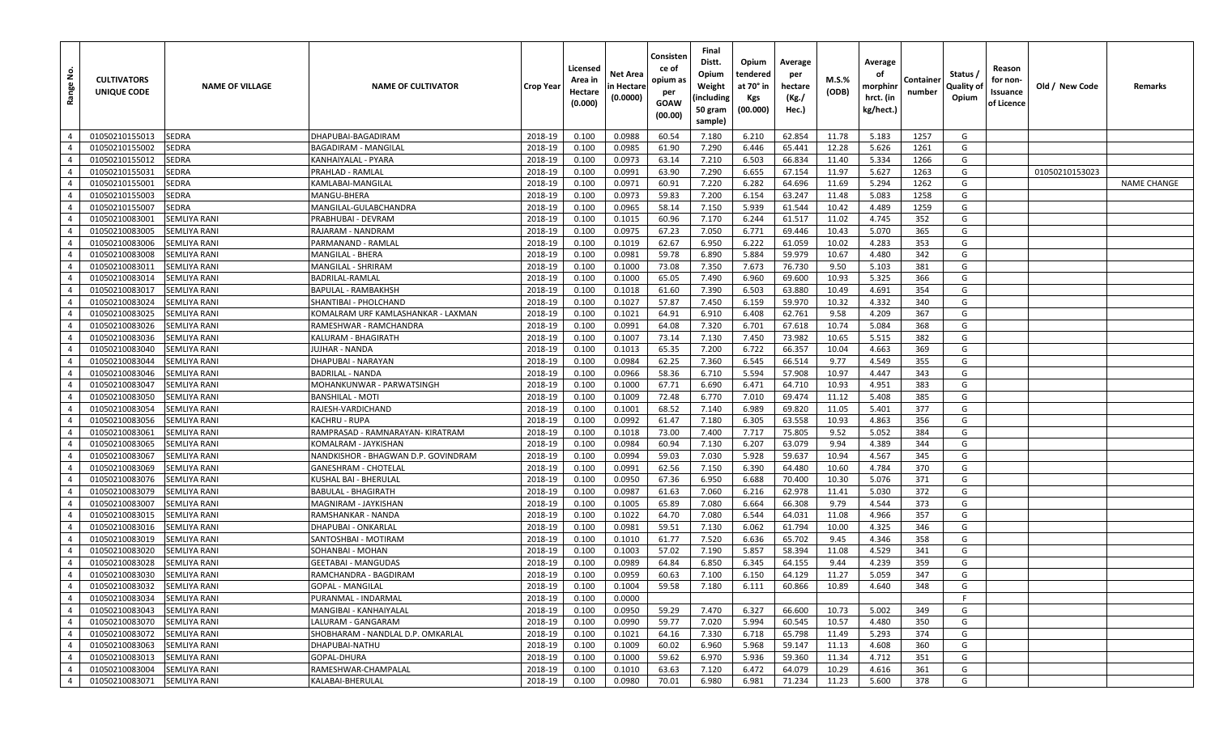| Range No. | CULTIVATORS UNIQUE CODE | NAME OF VILLAGE | NAME OF CULTIVATOR | Crop Year | Licensed Area in Hectare (0.000) | Net Area in Hectare (0.0000) | Consistence of opium as per GOAW (00.00) | Final Distt. Opium Weight (including 50 gram sample) | Opium tendered at 70° in Kgs (00.000) | Average per hectare (Kg./ Hec.) | M.S.% (ODB) | Average of morphinr hrct. (in kg/hect.) | Container number | Status / Quality of Opium | Reason for non-Issuance of Licence | Old / New Code | Remarks |
|---|---|---|---|---|---|---|---|---|---|---|---|---|---|---|---|---|---|
| 4 | 01050210155013 | SEDRA | DHAPUBAI-BAGADIRAM | 2018-19 | 0.100 | 0.0988 | 60.54 | 7.180 | 6.210 | 62.854 | 11.78 | 5.183 | 1257 | G | | | |
| 4 | 01050210155002 | SEDRA | BAGADIRAM - MANGILAL | 2018-19 | 0.100 | 0.0985 | 61.90 | 7.290 | 6.446 | 65.441 | 12.28 | 5.626 | 1261 | G | | | |
| 4 | 01050210155012 | SEDRA | KANHAIYALAL - PYARA | 2018-19 | 0.100 | 0.0973 | 63.14 | 7.210 | 6.503 | 66.834 | 11.40 | 5.334 | 1266 | G | | | |
| 4 | 01050210155031 | SEDRA | PRAHLAD - RAMLAL | 2018-19 | 0.100 | 0.0991 | 63.90 | 7.290 | 6.655 | 67.154 | 11.97 | 5.627 | 1263 | G | | 01050210153023 | |
| 4 | 01050210155001 | SEDRA | KAMLABAI-MANGILAL | 2018-19 | 0.100 | 0.0971 | 60.91 | 7.220 | 6.282 | 64.696 | 11.69 | 5.294 | 1262 | G | | | NAME CHANGE |
| 4 | 01050210155003 | SEDRA | MANGU-BHERA | 2018-19 | 0.100 | 0.0973 | 59.83 | 7.200 | 6.154 | 63.247 | 11.48 | 5.083 | 1258 | G | | | |
| 4 | 01050210155007 | SEDRA | MANGILAL-GULABCHANDRA | 2018-19 | 0.100 | 0.0965 | 58.14 | 7.150 | 5.939 | 61.544 | 10.42 | 4.489 | 1259 | G | | | |
| 4 | 01050210083001 | SEMLIYA RANI | PRABHUBAI - DEVRAM | 2018-19 | 0.100 | 0.1015 | 60.96 | 7.170 | 6.244 | 61.517 | 11.02 | 4.745 | 352 | G | | | |
| 4 | 01050210083005 | SEMLIYA RANI | RAJARAM - NANDRAM | 2018-19 | 0.100 | 0.0975 | 67.23 | 7.050 | 6.771 | 69.446 | 10.43 | 5.070 | 365 | G | | | |
| 4 | 01050210083006 | SEMLIYA RANI | PARMANAND - RAMLAL | 2018-19 | 0.100 | 0.1019 | 62.67 | 6.950 | 6.222 | 61.059 | 10.02 | 4.283 | 353 | G | | | |
| 4 | 01050210083008 | SEMLIYA RANI | MANGILAL - BHERA | 2018-19 | 0.100 | 0.0981 | 59.78 | 6.890 | 5.884 | 59.979 | 10.67 | 4.480 | 342 | G | | | |
| 4 | 01050210083011 | SEMLIYA RANI | MANGILAL - SHRIRAM | 2018-19 | 0.100 | 0.1000 | 73.08 | 7.350 | 7.673 | 76.730 | 9.50 | 5.103 | 381 | G | | | |
| 4 | 01050210083014 | SEMLIYA RANI | BADRILAL-RAMLAL | 2018-19 | 0.100 | 0.1000 | 65.05 | 7.490 | 6.960 | 69.600 | 10.93 | 5.325 | 366 | G | | | |
| 4 | 01050210083017 | SEMLIYA RANI | BAPULAL - RAMBAKHSH | 2018-19 | 0.100 | 0.1018 | 61.60 | 7.390 | 6.503 | 63.880 | 10.49 | 4.691 | 354 | G | | | |
| 4 | 01050210083024 | SEMLIYA RANI | SHANTIBAI - PHOLCHAND | 2018-19 | 0.100 | 0.1027 | 57.87 | 7.450 | 6.159 | 59.970 | 10.32 | 4.332 | 340 | G | | | |
| 4 | 01050210083025 | SEMLIYA RANI | KOMALRAM URF KAMLASHANKAR - LAXMAN | 2018-19 | 0.100 | 0.1021 | 64.91 | 6.910 | 6.408 | 62.761 | 9.58 | 4.209 | 367 | G | | | |
| 4 | 01050210083026 | SEMLIYA RANI | RAMESHWAR - RAMCHANDRA | 2018-19 | 0.100 | 0.0991 | 64.08 | 7.320 | 6.701 | 67.618 | 10.74 | 5.084 | 368 | G | | | |
| 4 | 01050210083036 | SEMLIYA RANI | KALURAM - BHAGIRATH | 2018-19 | 0.100 | 0.1007 | 73.14 | 7.130 | 7.450 | 73.982 | 10.65 | 5.515 | 382 | G | | | |
| 4 | 01050210083040 | SEMLIYA RANI | JUJHAR - NANDA | 2018-19 | 0.100 | 0.1013 | 65.35 | 7.200 | 6.722 | 66.357 | 10.04 | 4.663 | 369 | G | | | |
| 4 | 01050210083044 | SEMLIYA RANI | DHAPUBAI - NARAYAN | 2018-19 | 0.100 | 0.0984 | 62.25 | 7.360 | 6.545 | 66.514 | 9.77 | 4.549 | 355 | G | | | |
| 4 | 01050210083046 | SEMLIYA RANI | BADRILAL - NANDA | 2018-19 | 0.100 | 0.0966 | 58.36 | 6.710 | 5.594 | 57.908 | 10.97 | 4.447 | 343 | G | | | |
| 4 | 01050210083047 | SEMLIYA RANI | MOHANKUNWAR - PARWATSINGH | 2018-19 | 0.100 | 0.1000 | 67.71 | 6.690 | 6.471 | 64.710 | 10.93 | 4.951 | 383 | G | | | |
| 4 | 01050210083050 | SEMLIYA RANI | BANSHILAL - MOTI | 2018-19 | 0.100 | 0.1009 | 72.48 | 6.770 | 7.010 | 69.474 | 11.12 | 5.408 | 385 | G | | | |
| 4 | 01050210083054 | SEMLIYA RANI | RAJESH-VARDICHAND | 2018-19 | 0.100 | 0.1001 | 68.52 | 7.140 | 6.989 | 69.820 | 11.05 | 5.401 | 377 | G | | | |
| 4 | 01050210083056 | SEMLIYA RANI | KACHRU - RUPA | 2018-19 | 0.100 | 0.0992 | 61.47 | 7.180 | 6.305 | 63.558 | 10.93 | 4.863 | 356 | G | | | |
| 4 | 01050210083061 | SEMLIYA RANI | RAMPRASAD - RAMNARAYAN- KIRATRAM | 2018-19 | 0.100 | 0.1018 | 73.00 | 7.400 | 7.717 | 75.805 | 9.52 | 5.052 | 384 | G | | | |
| 4 | 01050210083065 | SEMLIYA RANI | KOMALRAM - JAYKISHAN | 2018-19 | 0.100 | 0.0984 | 60.94 | 7.130 | 6.207 | 63.079 | 9.94 | 4.389 | 344 | G | | | |
| 4 | 01050210083067 | SEMLIYA RANI | NANDKISHOR - BHAGWAN D.P. GOVINDRAM | 2018-19 | 0.100 | 0.0994 | 59.03 | 7.030 | 5.928 | 59.637 | 10.94 | 4.567 | 345 | G | | | |
| 4 | 01050210083069 | SEMLIYA RANI | GANESHRAM - CHOTELAL | 2018-19 | 0.100 | 0.0991 | 62.56 | 7.150 | 6.390 | 64.480 | 10.60 | 4.784 | 370 | G | | | |
| 4 | 01050210083076 | SEMLIYA RANI | KUSHAL BAI - BHERULAL | 2018-19 | 0.100 | 0.0950 | 67.36 | 6.950 | 6.688 | 70.400 | 10.30 | 5.076 | 371 | G | | | |
| 4 | 01050210083079 | SEMLIYA RANI | BABULAL - BHAGIRATH | 2018-19 | 0.100 | 0.0987 | 61.63 | 7.060 | 6.216 | 62.978 | 11.41 | 5.030 | 372 | G | | | |
| 4 | 01050210083007 | SEMLIYA RANI | MAGNIRAM - JAYKISHAN | 2018-19 | 0.100 | 0.1005 | 65.89 | 7.080 | 6.664 | 66.308 | 9.79 | 4.544 | 373 | G | | | |
| 4 | 01050210083015 | SEMLIYA RANI | RAMSHANKAR - NANDA | 2018-19 | 0.100 | 0.1022 | 64.70 | 7.080 | 6.544 | 64.031 | 11.08 | 4.966 | 357 | G | | | |
| 4 | 01050210083016 | SEMLIYA RANI | DHAPUBAI - ONKARLAL | 2018-19 | 0.100 | 0.0981 | 59.51 | 7.130 | 6.062 | 61.794 | 10.00 | 4.325 | 346 | G | | | |
| 4 | 01050210083019 | SEMLIYA RANI | SANTOSHBAI - MOTIRAM | 2018-19 | 0.100 | 0.1010 | 61.77 | 7.520 | 6.636 | 65.702 | 9.45 | 4.346 | 358 | G | | | |
| 4 | 01050210083020 | SEMLIYA RANI | SOHANBAI - MOHAN | 2018-19 | 0.100 | 0.1003 | 57.02 | 7.190 | 5.857 | 58.394 | 11.08 | 4.529 | 341 | G | | | |
| 4 | 01050210083028 | SEMLIYA RANI | GEETABAI - MANGUDAS | 2018-19 | 0.100 | 0.0989 | 64.84 | 6.850 | 6.345 | 64.155 | 9.44 | 4.239 | 359 | G | | | |
| 4 | 01050210083030 | SEMLIYA RANI | RAMCHANDRA - BAGDIRAM | 2018-19 | 0.100 | 0.0959 | 60.63 | 7.100 | 6.150 | 64.129 | 11.27 | 5.059 | 347 | G | | | |
| 4 | 01050210083032 | SEMLIYA RANI | GOPAL - MANGILAL | 2018-19 | 0.100 | 0.1004 | 59.58 | 7.180 | 6.111 | 60.866 | 10.89 | 4.640 | 348 | G | | | |
| 4 | 01050210083034 | SEMLIYA RANI | PURANMAL - INDARMAL | 2018-19 | 0.100 | 0.0000 | | | | | | | | F | | | |
| 4 | 01050210083043 | SEMLIYA RANI | MANGIBAI - KANHAIYALAL | 2018-19 | 0.100 | 0.0950 | 59.29 | 7.470 | 6.327 | 66.600 | 10.73 | 5.002 | 349 | G | | | |
| 4 | 01050210083070 | SEMLIYA RANI | LALURAM - GANGARAM | 2018-19 | 0.100 | 0.0990 | 59.77 | 7.020 | 5.994 | 60.545 | 10.57 | 4.480 | 350 | G | | | |
| 4 | 01050210083072 | SEMLIYA RANI | SHOBHARAM - NANDLAL D.P. OMKARLAL | 2018-19 | 0.100 | 0.1021 | 64.16 | 7.330 | 6.718 | 65.798 | 11.49 | 5.293 | 374 | G | | | |
| 4 | 01050210083063 | SEMLIYA RANI | DHAPUBAI-NATHU | 2018-19 | 0.100 | 0.1009 | 60.02 | 6.960 | 5.968 | 59.147 | 11.13 | 4.608 | 360 | G | | | |
| 4 | 01050210083013 | SEMLIYA RANI | GOPAL-DHURA | 2018-19 | 0.100 | 0.1000 | 59.62 | 6.970 | 5.936 | 59.360 | 11.34 | 4.712 | 351 | G | | | |
| 4 | 01050210083004 | SEMLIYA RANI | RAMESHWAR-CHAMPALAL | 2018-19 | 0.100 | 0.1010 | 63.63 | 7.120 | 6.472 | 64.079 | 10.29 | 4.616 | 361 | G | | | |
| 4 | 01050210083071 | SEMLIYA RANI | KALABAI-BHERULAL | 2018-19 | 0.100 | 0.0980 | 70.01 | 6.980 | 6.981 | 71.234 | 11.23 | 5.600 | 378 | G | | | |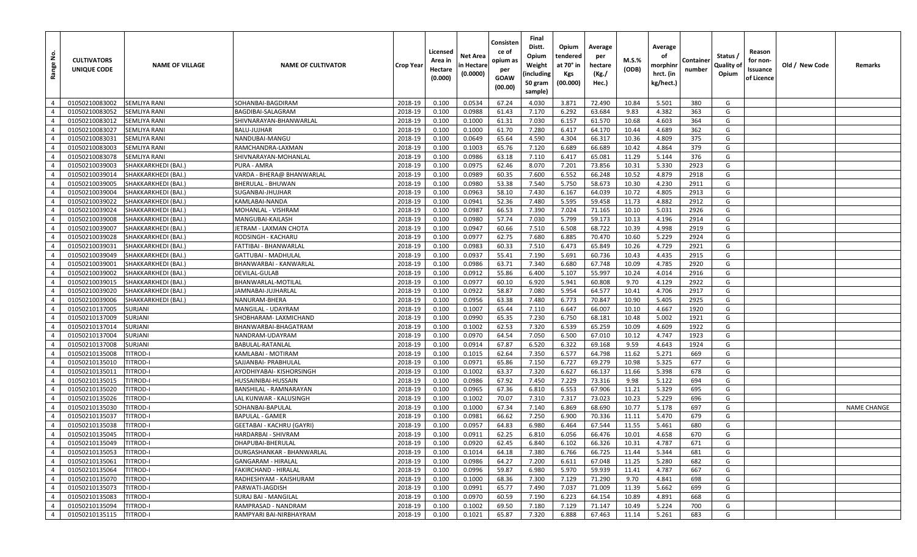| Range No. | CULTIVATORS UNIQUE CODE | NAME OF VILLAGE | NAME OF CULTIVATOR | Crop Year | Licensed Area in Hectare (0.000) | Net Area in Hectare (0.0000) | Consistence of opium as per GOAW (00.00) | Final Distt. Opium Weight (including 50 gram sample) | Opium tendered at 70° in Kgs (00.000) | Average per hectare (Kg./ Hec.) | M.S.% (ODB) | Average of morphinr hrct. (in kg/hect.) | Container number | Status / Quality of Opium | Reason for non-Issuance of Licence | Old / New Code | Remarks |
|---|---|---|---|---|---|---|---|---|---|---|---|---|---|---|---|---|---|
| 4 | 01050210083002 | SEMLIYA RANI | SOHANBAI-BAGDIRAM | 2018-19 | 0.100 | 0.0534 | 67.24 | 4.030 | 3.871 | 72.490 | 10.84 | 5.501 | 380 | G | | | |
| 4 | 01050210083052 | SEMLIYA RANI | BAGDIBAI-SALAGRAM | 2018-19 | 0.100 | 0.0988 | 61.43 | 7.170 | 6.292 | 63.684 | 9.83 | 4.382 | 363 | G | | | |
| 4 | 01050210083012 | SEMLIYA RANI | SHIVNARAYAN-BHANWARLAL | 2018-19 | 0.100 | 0.1000 | 61.31 | 7.030 | 6.157 | 61.570 | 10.68 | 4.603 | 364 | G | | | |
| 4 | 01050210083027 | SEMLIYA RANI | BALU-JUJHAR | 2018-19 | 0.100 | 0.1000 | 61.70 | 7.280 | 6.417 | 64.170 | 10.44 | 4.689 | 362 | G | | | |
| 4 | 01050210083031 | SEMLIYA RANI | NANDUBAI-MANGU | 2018-19 | 0.100 | 0.0649 | 65.64 | 4.590 | 4.304 | 66.317 | 10.36 | 4.809 | 375 | G | | | |
| 4 | 01050210083003 | SEMLIYA RANI | RAMCHANDRA-LAXMAN | 2018-19 | 0.100 | 0.1003 | 65.76 | 7.120 | 6.689 | 66.689 | 10.42 | 4.864 | 379 | G | | | |
| 4 | 01050210083078 | SEMLIYA RANI | SHIVNARAYAN-MOHANLAL | 2018-19 | 0.100 | 0.0986 | 63.18 | 7.110 | 6.417 | 65.081 | 11.29 | 5.144 | 376 | G | | | |
| 4 | 01050210039003 | SHAKKARKHEDI (BAJ.) | PURA - AMRA | 2018-19 | 0.100 | 0.0975 | 62.46 | 8.070 | 7.201 | 73.856 | 10.31 | 5.330 | 2923 | G | | | |
| 4 | 01050210039014 | SHAKKARKHEDI (BAJ.) | VARDA - BHERA@ BHANWARLAL | 2018-19 | 0.100 | 0.0989 | 60.35 | 7.600 | 6.552 | 66.248 | 10.52 | 4.879 | 2918 | G | | | |
| 4 | 01050210039005 | SHAKKARKHEDI (BAJ.) | BHERULAL - BHUWAN | 2018-19 | 0.100 | 0.0980 | 53.38 | 7.540 | 5.750 | 58.673 | 10.30 | 4.230 | 2911 | G | | | |
| 4 | 01050210039004 | SHAKKARKHEDI (BAJ.) | SUGANBAI-JHUJHAR | 2018-19 | 0.100 | 0.0963 | 58.10 | 7.430 | 6.167 | 64.039 | 10.72 | 4.805 | 2913 | G | | | |
| 4 | 01050210039022 | SHAKKARKHEDI (BAJ.) | KAMLABAI-NANDA | 2018-19 | 0.100 | 0.0941 | 52.36 | 7.480 | 5.595 | 59.458 | 11.73 | 4.882 | 2912 | G | | | |
| 4 | 01050210039024 | SHAKKARKHEDI (BAJ.) | MOHANLAL - VISHRAM | 2018-19 | 0.100 | 0.0987 | 66.53 | 7.390 | 7.024 | 71.165 | 10.10 | 5.031 | 2926 | G | | | |
| 4 | 01050210039008 | SHAKKARKHEDI (BAJ.) | MANGUBAI-KAILASH | 2018-19 | 0.100 | 0.0980 | 57.74 | 7.030 | 5.799 | 59.173 | 10.13 | 4.196 | 2914 | G | | | |
| 4 | 01050210039007 | SHAKKARKHEDI (BAJ.) | JETRAM - LAXMAN CHOTA | 2018-19 | 0.100 | 0.0947 | 60.66 | 7.510 | 6.508 | 68.722 | 10.39 | 4.998 | 2919 | G | | | |
| 4 | 01050210039028 | SHAKKARKHEDI (BAJ.) | RODSINGH - KACHARU | 2018-19 | 0.100 | 0.0977 | 62.75 | 7.680 | 6.885 | 70.470 | 10.60 | 5.229 | 2924 | G | | | |
| 4 | 01050210039031 | SHAKKARKHEDI (BAJ.) | FATTIBAI - BHANWARLAL | 2018-19 | 0.100 | 0.0983 | 60.33 | 7.510 | 6.473 | 65.849 | 10.26 | 4.729 | 2921 | G | | | |
| 4 | 01050210039049 | SHAKKARKHEDI (BAJ.) | GATTUBAI - MADHULAL | 2018-19 | 0.100 | 0.0937 | 55.41 | 7.190 | 5.691 | 60.736 | 10.43 | 4.435 | 2915 | G | | | |
| 4 | 01050210039001 | SHAKKARKHEDI (BAJ.) | BHANWARBAI - KANWARLAL | 2018-19 | 0.100 | 0.0986 | 63.71 | 7.340 | 6.680 | 67.748 | 10.09 | 4.785 | 2920 | G | | | |
| 4 | 01050210039002 | SHAKKARKHEDI (BAJ.) | DEVILAL-GULAB | 2018-19 | 0.100 | 0.0912 | 55.86 | 6.400 | 5.107 | 55.997 | 10.24 | 4.014 | 2916 | G | | | |
| 4 | 01050210039015 | SHAKKARKHEDI (BAJ.) | BHANWARLAL-MOTILAL | 2018-19 | 0.100 | 0.0977 | 60.10 | 6.920 | 5.941 | 60.808 | 9.70 | 4.129 | 2922 | G | | | |
| 4 | 01050210039020 | SHAKKARKHEDI (BAJ.) | JAMNABAI-JUJHARLAL | 2018-19 | 0.100 | 0.0922 | 58.87 | 7.080 | 5.954 | 64.577 | 10.41 | 4.706 | 2917 | G | | | |
| 4 | 01050210039006 | SHAKKARKHEDI (BAJ.) | NANURAM-BHERA | 2018-19 | 0.100 | 0.0956 | 63.38 | 7.480 | 6.773 | 70.847 | 10.90 | 5.405 | 2925 | G | | | |
| 4 | 01050210137005 | SURJANI | MANGILAL - UDAYRAM | 2018-19 | 0.100 | 0.1007 | 65.44 | 7.110 | 6.647 | 66.007 | 10.10 | 4.667 | 1920 | G | | | |
| 4 | 01050210137009 | SURJANI | SHOBHARAM- LAXMICHAND | 2018-19 | 0.100 | 0.0990 | 65.35 | 7.230 | 6.750 | 68.181 | 10.48 | 5.002 | 1921 | G | | | |
| 4 | 01050210137014 | SURJANI | BHANWARBAI-BHAGATRAM | 2018-19 | 0.100 | 0.1002 | 62.53 | 7.320 | 6.539 | 65.259 | 10.09 | 4.609 | 1922 | G | | | |
| 4 | 01050210137004 | SURJANI | NANDRAM-UDAYRAM | 2018-19 | 0.100 | 0.0970 | 64.54 | 7.050 | 6.500 | 67.010 | 10.12 | 4.747 | 1923 | G | | | |
| 4 | 01050210137008 | SURJANI | BABULAL-RATANLAL | 2018-19 | 0.100 | 0.0914 | 67.87 | 6.520 | 6.322 | 69.168 | 9.59 | 4.643 | 1924 | G | | | |
| 4 | 01050210135008 | TITROD-I | KAMLABAI - MOTIRAM | 2018-19 | 0.100 | 0.1015 | 62.64 | 7.350 | 6.577 | 64.798 | 11.62 | 5.271 | 669 | G | | | |
| 4 | 01050210135010 | TITROD-I | SAJJANBAI- PRABHULAL | 2018-19 | 0.100 | 0.0971 | 65.86 | 7.150 | 6.727 | 69.279 | 10.98 | 5.325 | 677 | G | | | |
| 4 | 01050210135011 | TITROD-I | AYODHIYABAI- KISHORSINGH | 2018-19 | 0.100 | 0.1002 | 63.37 | 7.320 | 6.627 | 66.137 | 11.66 | 5.398 | 678 | G | | | |
| 4 | 01050210135015 | TITROD-I | HUSSAINIBAI-HUSSAIN | 2018-19 | 0.100 | 0.0986 | 67.92 | 7.450 | 7.229 | 73.316 | 9.98 | 5.122 | 694 | G | | | |
| 4 | 01050210135020 | TITROD-I | BANSHILAL - RAMNARAYAN | 2018-19 | 0.100 | 0.0965 | 67.36 | 6.810 | 6.553 | 67.906 | 11.21 | 5.329 | 695 | G | | | |
| 4 | 01050210135026 | TITROD-I | LAL KUNWAR - KALUSINGH | 2018-19 | 0.100 | 0.1002 | 70.07 | 7.310 | 7.317 | 73.023 | 10.23 | 5.229 | 696 | G | | | |
| 4 | 01050210135030 | TITROD-I | SOHANBAI-BAPULAL | 2018-19 | 0.100 | 0.1000 | 67.34 | 7.140 | 6.869 | 68.690 | 10.77 | 5.178 | 697 | G | | | NAME CHANGE |
| 4 | 01050210135037 | TITROD-I | BAPULAL - GAMER | 2018-19 | 0.100 | 0.0981 | 66.62 | 7.250 | 6.900 | 70.336 | 11.11 | 5.470 | 679 | G | | | |
| 4 | 01050210135038 | TITROD-I | GEETABAI - KACHRU (GAYRI) | 2018-19 | 0.100 | 0.0957 | 64.83 | 6.980 | 6.464 | 67.544 | 11.55 | 5.461 | 680 | G | | | |
| 4 | 01050210135045 | TITROD-I | HARDARBAI - SHIVRAM | 2018-19 | 0.100 | 0.0911 | 62.25 | 6.810 | 6.056 | 66.476 | 10.01 | 4.658 | 670 | G | | | |
| 4 | 01050210135049 | TITROD-I | DHAPUBAI-BHERULAL | 2018-19 | 0.100 | 0.0920 | 62.45 | 6.840 | 6.102 | 66.326 | 10.31 | 4.787 | 671 | G | | | |
| 4 | 01050210135053 | TITROD-I | DURGASHANKAR - BHANWARLAL | 2018-19 | 0.100 | 0.1014 | 64.18 | 7.380 | 6.766 | 66.725 | 11.44 | 5.344 | 681 | G | | | |
| 4 | 01050210135061 | TITROD-I | GANGARAM - HIRALAL | 2018-19 | 0.100 | 0.0986 | 64.27 | 7.200 | 6.611 | 67.048 | 11.25 | 5.280 | 682 | G | | | |
| 4 | 01050210135064 | TITROD-I | FAKIRCHAND - HIRALAL | 2018-19 | 0.100 | 0.0996 | 59.87 | 6.980 | 5.970 | 59.939 | 11.41 | 4.787 | 667 | G | | | |
| 4 | 01050210135070 | TITROD-I | RADHESHYAM - KAISHURAM | 2018-19 | 0.100 | 0.1000 | 68.36 | 7.300 | 7.129 | 71.290 | 9.70 | 4.841 | 698 | G | | | |
| 4 | 01050210135073 | TITROD-I | PARWATI-JAGDISH | 2018-19 | 0.100 | 0.0991 | 65.77 | 7.490 | 7.037 | 71.009 | 11.39 | 5.662 | 699 | G | | | |
| 4 | 01050210135083 | TITROD-I | SURAJ BAI - MANGILAL | 2018-19 | 0.100 | 0.0970 | 60.59 | 7.190 | 6.223 | 64.154 | 10.89 | 4.891 | 668 | G | | | |
| 4 | 01050210135094 | TITROD-I | RAMPRASAD - NANDRAM | 2018-19 | 0.100 | 0.1002 | 69.50 | 7.180 | 7.129 | 71.147 | 10.49 | 5.224 | 700 | G | | | |
| 4 | 01050210135115 | TITROD-I | RAMPYARI BAI-NIRBHAYRAM | 2018-19 | 0.100 | 0.1021 | 65.87 | 7.320 | 6.888 | 67.463 | 11.14 | 5.261 | 683 | G | | | |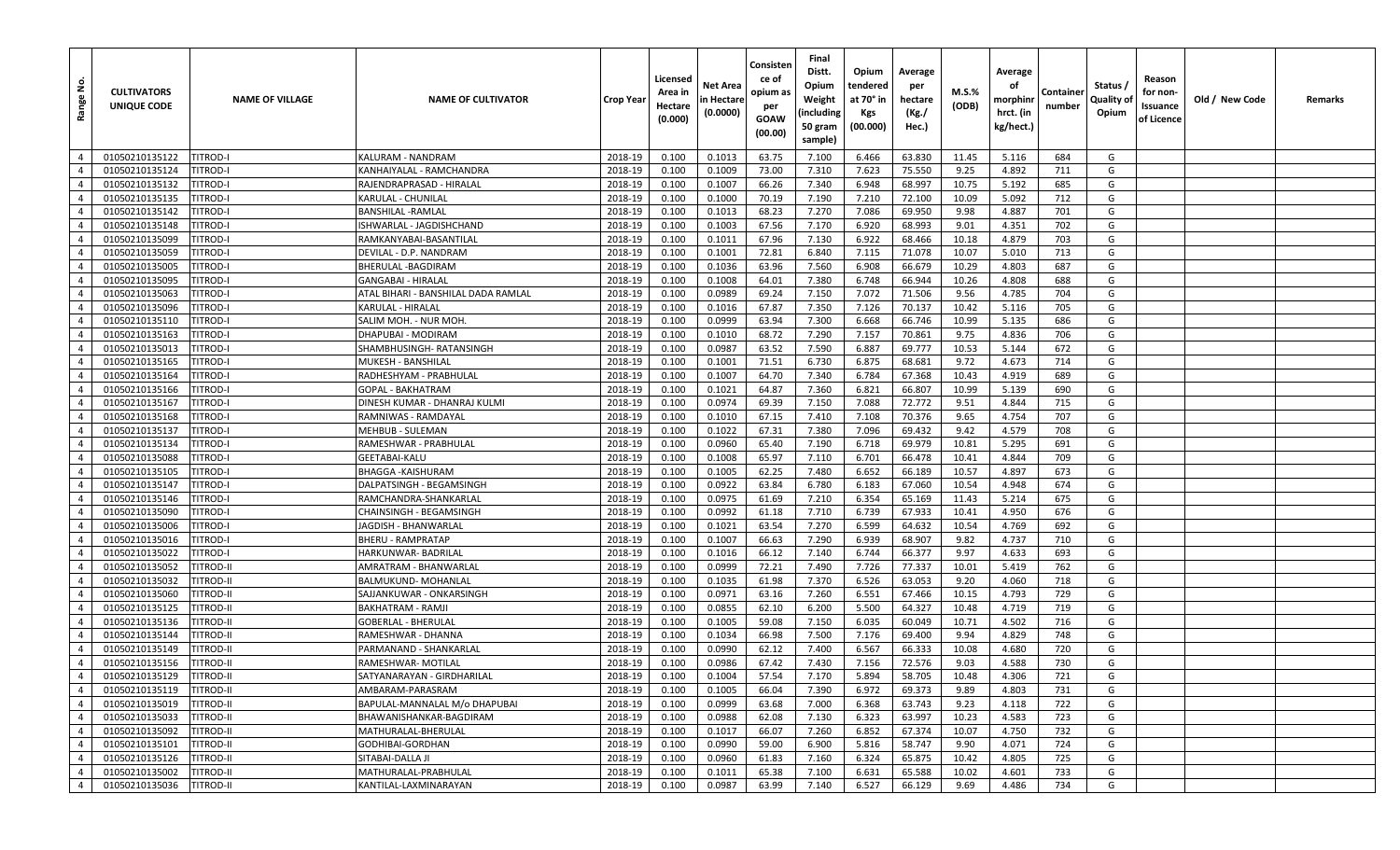| Range No. | CULTIVATORS UNIQUE CODE | NAME OF VILLAGE | NAME OF CULTIVATOR | Crop Year | Licensed Area in Hectare (0.000) | Net Area in Hectare (0.0000) | Consistence of opium as per GOAW (00.00) | Final Distt. Opium Weight (including 50 gram sample) | Opium tendered at 70° in Kgs (00.000) | Average per hectare (Kg./ Hec.) | M.S.% (ODB) | Average of morphinr hrct. (in kg/hect.) | Container number | Status / Quality of Opium | Reason for non-Issuance of Licence | Old / New Code | Remarks |
|---|---|---|---|---|---|---|---|---|---|---|---|---|---|---|---|---|---|
| 4 | 01050210135122 | TITROD-I | KALURAM - NANDRAM | 2018-19 | 0.100 | 0.1013 | 63.75 | 7.100 | 6.466 | 63.830 | 11.45 | 5.116 | 684 | G | | | |
| 4 | 01050210135124 | TITROD-I | KANHAIYALAL - RAMCHANDRA | 2018-19 | 0.100 | 0.1009 | 73.00 | 7.310 | 7.623 | 75.550 | 9.25 | 4.892 | 711 | G | | | |
| 4 | 01050210135132 | TITROD-I | RAJENDRAPRASAD - HIRALAL | 2018-19 | 0.100 | 0.1007 | 66.26 | 7.340 | 6.948 | 68.997 | 10.75 | 5.192 | 685 | G | | | |
| 4 | 01050210135135 | TITROD-I | KARULAL - CHUNILAL | 2018-19 | 0.100 | 0.1000 | 70.19 | 7.190 | 7.210 | 72.100 | 10.09 | 5.092 | 712 | G | | | |
| 4 | 01050210135142 | TITROD-I | BANSHILAL -RAMLAL | 2018-19 | 0.100 | 0.1013 | 68.23 | 7.270 | 7.086 | 69.950 | 9.98 | 4.887 | 701 | G | | | |
| 4 | 01050210135148 | TITROD-I | ISHWARLAL - JAGDISHCHAND | 2018-19 | 0.100 | 0.1003 | 67.56 | 7.170 | 6.920 | 68.993 | 9.01 | 4.351 | 702 | G | | | |
| 4 | 01050210135099 | TITROD-I | RAMKANYABAI-BASANTILAL | 2018-19 | 0.100 | 0.1011 | 67.96 | 7.130 | 6.922 | 68.466 | 10.18 | 4.879 | 703 | G | | | |
| 4 | 01050210135059 | TITROD-I | DEVILAL - D.P. NANDRAM | 2018-19 | 0.100 | 0.1001 | 72.81 | 6.840 | 7.115 | 71.078 | 10.07 | 5.010 | 713 | G | | | |
| 4 | 01050210135005 | TITROD-I | BHERULAL -BAGDIRAM | 2018-19 | 0.100 | 0.1036 | 63.96 | 7.560 | 6.908 | 66.679 | 10.29 | 4.803 | 687 | G | | | |
| 4 | 01050210135095 | TITROD-I | GANGABAI - HIRALAL | 2018-19 | 0.100 | 0.1008 | 64.01 | 7.380 | 6.748 | 66.944 | 10.26 | 4.808 | 688 | G | | | |
| 4 | 01050210135063 | TITROD-I | ATAL BIHARI - BANSHILAL DADA RAMLAL | 2018-19 | 0.100 | 0.0989 | 69.24 | 7.150 | 7.072 | 71.506 | 9.56 | 4.785 | 704 | G | | | |
| 4 | 01050210135096 | TITROD-I | KARULAL - HIRALAL | 2018-19 | 0.100 | 0.1016 | 67.87 | 7.350 | 7.126 | 70.137 | 10.42 | 5.116 | 705 | G | | | |
| 4 | 01050210135110 | TITROD-I | SALIM MOH. - NUR MOH. | 2018-19 | 0.100 | 0.0999 | 63.94 | 7.300 | 6.668 | 66.746 | 10.99 | 5.135 | 686 | G | | | |
| 4 | 01050210135163 | TITROD-I | DHAPUBAI - MODIRAM | 2018-19 | 0.100 | 0.1010 | 68.72 | 7.290 | 7.157 | 70.861 | 9.75 | 4.836 | 706 | G | | | |
| 4 | 01050210135013 | TITROD-I | SHAMBHUSINGH- RATANSINGH | 2018-19 | 0.100 | 0.0987 | 63.52 | 7.590 | 6.887 | 69.777 | 10.53 | 5.144 | 672 | G | | | |
| 4 | 01050210135165 | TITROD-I | MUKESH - BANSHILAL | 2018-19 | 0.100 | 0.1001 | 71.51 | 6.730 | 6.875 | 68.681 | 9.72 | 4.673 | 714 | G | | | |
| 4 | 01050210135164 | TITROD-I | RADHESHYAM - PRABHULAL | 2018-19 | 0.100 | 0.1007 | 64.70 | 7.340 | 6.784 | 67.368 | 10.43 | 4.919 | 689 | G | | | |
| 4 | 01050210135166 | TITROD-I | GOPAL - BAKHATRAM | 2018-19 | 0.100 | 0.1021 | 64.87 | 7.360 | 6.821 | 66.807 | 10.99 | 5.139 | 690 | G | | | |
| 4 | 01050210135167 | TITROD-I | DINESH KUMAR - DHANRAJ KULMI | 2018-19 | 0.100 | 0.0974 | 69.39 | 7.150 | 7.088 | 72.772 | 9.51 | 4.844 | 715 | G | | | |
| 4 | 01050210135168 | TITROD-I | RAMNIWAS - RAMDAYAL | 2018-19 | 0.100 | 0.1010 | 67.15 | 7.410 | 7.108 | 70.376 | 9.65 | 4.754 | 707 | G | | | |
| 4 | 01050210135137 | TITROD-I | MEHBUB - SULEMAN | 2018-19 | 0.100 | 0.1022 | 67.31 | 7.380 | 7.096 | 69.432 | 9.42 | 4.579 | 708 | G | | | |
| 4 | 01050210135134 | TITROD-I | RAMESHWAR - PRABHULAL | 2018-19 | 0.100 | 0.0960 | 65.40 | 7.190 | 6.718 | 69.979 | 10.81 | 5.295 | 691 | G | | | |
| 4 | 01050210135088 | TITROD-I | GEETABAI-KALU | 2018-19 | 0.100 | 0.1008 | 65.97 | 7.110 | 6.701 | 66.478 | 10.41 | 4.844 | 709 | G | | | |
| 4 | 01050210135105 | TITROD-I | BHAGGA -KAISHURAM | 2018-19 | 0.100 | 0.1005 | 62.25 | 7.480 | 6.652 | 66.189 | 10.57 | 4.897 | 673 | G | | | |
| 4 | 01050210135147 | TITROD-I | DALPATSINGH - BEGAMSINGH | 2018-19 | 0.100 | 0.0922 | 63.84 | 6.780 | 6.183 | 67.060 | 10.54 | 4.948 | 674 | G | | | |
| 4 | 01050210135146 | TITROD-I | RAMCHANDRA-SHANKARLAL | 2018-19 | 0.100 | 0.0975 | 61.69 | 7.210 | 6.354 | 65.169 | 11.43 | 5.214 | 675 | G | | | |
| 4 | 01050210135090 | TITROD-I | CHAINSINGH - BEGAMSINGH | 2018-19 | 0.100 | 0.0992 | 61.18 | 7.710 | 6.739 | 67.933 | 10.41 | 4.950 | 676 | G | | | |
| 4 | 01050210135006 | TITROD-I | JAGDISH - BHANWARLAL | 2018-19 | 0.100 | 0.1021 | 63.54 | 7.270 | 6.599 | 64.632 | 10.54 | 4.769 | 692 | G | | | |
| 4 | 01050210135016 | TITROD-I | BHERU - RAMPRATAP | 2018-19 | 0.100 | 0.1007 | 66.63 | 7.290 | 6.939 | 68.907 | 9.82 | 4.737 | 710 | G | | | |
| 4 | 01050210135022 | TITROD-I | HARKUNWAR- BADRILAL | 2018-19 | 0.100 | 0.1016 | 66.12 | 7.140 | 6.744 | 66.377 | 9.97 | 4.633 | 693 | G | | | |
| 4 | 01050210135052 | TITROD-II | AMRATRAM - BHANWARLAL | 2018-19 | 0.100 | 0.0999 | 72.21 | 7.490 | 7.726 | 77.337 | 10.01 | 5.419 | 762 | G | | | |
| 4 | 01050210135032 | TITROD-II | BALMUKUND- MOHANLAL | 2018-19 | 0.100 | 0.1035 | 61.98 | 7.370 | 6.526 | 63.053 | 9.20 | 4.060 | 718 | G | | | |
| 4 | 01050210135060 | TITROD-II | SAJJANKUWAR - ONKARSINGH | 2018-19 | 0.100 | 0.0971 | 63.16 | 7.260 | 6.551 | 67.466 | 10.15 | 4.793 | 729 | G | | | |
| 4 | 01050210135125 | TITROD-II | BAKHATRAM - RAMJI | 2018-19 | 0.100 | 0.0855 | 62.10 | 6.200 | 5.500 | 64.327 | 10.48 | 4.719 | 719 | G | | | |
| 4 | 01050210135136 | TITROD-II | GOBERLAL - BHERULAL | 2018-19 | 0.100 | 0.1005 | 59.08 | 7.150 | 6.035 | 60.049 | 10.71 | 4.502 | 716 | G | | | |
| 4 | 01050210135144 | TITROD-II | RAMESHWAR - DHANNA | 2018-19 | 0.100 | 0.1034 | 66.98 | 7.500 | 7.176 | 69.400 | 9.94 | 4.829 | 748 | G | | | |
| 4 | 01050210135149 | TITROD-II | PARMANAND - SHANKARLAL | 2018-19 | 0.100 | 0.0990 | 62.12 | 7.400 | 6.567 | 66.333 | 10.08 | 4.680 | 720 | G | | | |
| 4 | 01050210135156 | TITROD-II | RAMESHWAR- MOTILAL | 2018-19 | 0.100 | 0.0986 | 67.42 | 7.430 | 7.156 | 72.576 | 9.03 | 4.588 | 730 | G | | | |
| 4 | 01050210135129 | TITROD-II | SATYANARAYAN - GIRDHARILAL | 2018-19 | 0.100 | 0.1004 | 57.54 | 7.170 | 5.894 | 58.705 | 10.48 | 4.306 | 721 | G | | | |
| 4 | 01050210135119 | TITROD-II | AMBARAM-PARASRAM | 2018-19 | 0.100 | 0.1005 | 66.04 | 7.390 | 6.972 | 69.373 | 9.89 | 4.803 | 731 | G | | | |
| 4 | 01050210135019 | TITROD-II | BAPULAL-MANNALAL M/o DHAPUBAI | 2018-19 | 0.100 | 0.0999 | 63.68 | 7.000 | 6.368 | 63.743 | 9.23 | 4.118 | 722 | G | | | |
| 4 | 01050210135033 | TITROD-II | BHAWANISHANKAR-BAGDIRAM | 2018-19 | 0.100 | 0.0988 | 62.08 | 7.130 | 6.323 | 63.997 | 10.23 | 4.583 | 723 | G | | | |
| 4 | 01050210135092 | TITROD-II | MATHURALAL-BHERULAL | 2018-19 | 0.100 | 0.1017 | 66.07 | 7.260 | 6.852 | 67.374 | 10.07 | 4.750 | 732 | G | | | |
| 4 | 01050210135101 | TITROD-II | GODHIBAI-GORDHAN | 2018-19 | 0.100 | 0.0990 | 59.00 | 6.900 | 5.816 | 58.747 | 9.90 | 4.071 | 724 | G | | | |
| 4 | 01050210135126 | TITROD-II | SITABAI-DALLA JI | 2018-19 | 0.100 | 0.0960 | 61.83 | 7.160 | 6.324 | 65.875 | 10.42 | 4.805 | 725 | G | | | |
| 4 | 01050210135002 | TITROD-II | MATHURALAL-PRABHULAL | 2018-19 | 0.100 | 0.1011 | 65.38 | 7.100 | 6.631 | 65.588 | 10.02 | 4.601 | 733 | G | | | |
| 4 | 01050210135036 | TITROD-II | KANTILAL-LAXMINARAYAN | 2018-19 | 0.100 | 0.0987 | 63.99 | 7.140 | 6.527 | 66.129 | 9.69 | 4.486 | 734 | G | | | |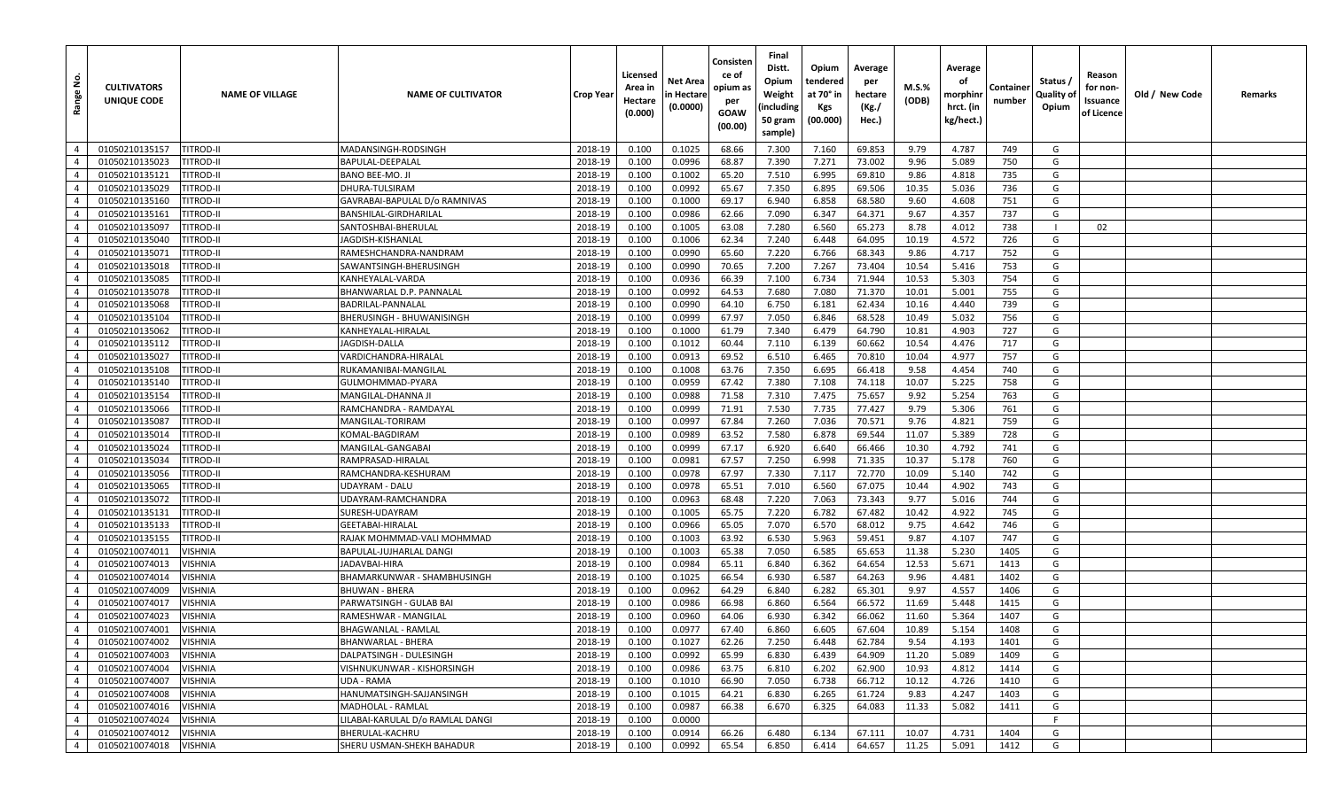| Range No. | CULTIVATORS UNIQUE CODE | NAME OF VILLAGE | NAME OF CULTIVATOR | Crop Year | Licensed Area in Hectare (0.000) | Net Area in Hectare (0.0000) | Consistence of opium as per GOAW (00.00) | Final Distt. Opium Weight (including 50 gram sample) | Opium tendered at 70° in Kgs (00.000) | Average per hectare (Kg./ Hec.) | M.S.% (ODB) | Average of morphinr hrct. (in kg/hect.) | Container number | Status / Quality of Opium | Reason for non-Issuance of Licence | Old / New Code | Remarks |
|---|---|---|---|---|---|---|---|---|---|---|---|---|---|---|---|---|---|
| 4 | 01050210135157 | TITROD-II | MADANSINGH-RODSINGH | 2018-19 | 0.100 | 0.1025 | 68.66 | 7.300 | 7.160 | 69.853 | 9.79 | 4.787 | 749 | G | | | |
| 4 | 01050210135023 | TITROD-II | BAPULAL-DEEPALAL | 2018-19 | 0.100 | 0.0996 | 68.87 | 7.390 | 7.271 | 73.002 | 9.96 | 5.089 | 750 | G | | | |
| 4 | 01050210135121 | TITROD-II | BANO BEE-MO. JI | 2018-19 | 0.100 | 0.1002 | 65.20 | 7.510 | 6.995 | 69.810 | 9.86 | 4.818 | 735 | G | | | |
| 4 | 01050210135029 | TITROD-II | DHURA-TULSIRAM | 2018-19 | 0.100 | 0.0992 | 65.67 | 7.350 | 6.895 | 69.506 | 10.35 | 5.036 | 736 | G | | | |
| 4 | 01050210135160 | TITROD-II | GAVRABAI-BAPULAL D/o RAMNIVAS | 2018-19 | 0.100 | 0.1000 | 69.17 | 6.940 | 6.858 | 68.580 | 9.60 | 4.608 | 751 | G | | | |
| 4 | 01050210135161 | TITROD-II | BANSHILAL-GIRDHARILAL | 2018-19 | 0.100 | 0.0986 | 62.66 | 7.090 | 6.347 | 64.371 | 9.67 | 4.357 | 737 | G | | | |
| 4 | 01050210135097 | TITROD-II | SANTOSHBAI-BHERULAL | 2018-19 | 0.100 | 0.1005 | 63.08 | 7.280 | 6.560 | 65.273 | 8.78 | 4.012 | 738 | I | 02 | | |
| 4 | 01050210135040 | TITROD-II | JAGDISH-KISHANLAL | 2018-19 | 0.100 | 0.1006 | 62.34 | 7.240 | 6.448 | 64.095 | 10.19 | 4.572 | 726 | G | | | |
| 4 | 01050210135071 | TITROD-II | RAMESHCHANDRA-NANDRAM | 2018-19 | 0.100 | 0.0990 | 65.60 | 7.220 | 6.766 | 68.343 | 9.86 | 4.717 | 752 | G | | | |
| 4 | 01050210135018 | TITROD-II | SAWANTSINGH-BHERUSINGH | 2018-19 | 0.100 | 0.0990 | 70.65 | 7.200 | 7.267 | 73.404 | 10.54 | 5.416 | 753 | G | | | |
| 4 | 01050210135085 | TITROD-II | KANHEYALAL-VARDA | 2018-19 | 0.100 | 0.0936 | 66.39 | 7.100 | 6.734 | 71.944 | 10.53 | 5.303 | 754 | G | | | |
| 4 | 01050210135078 | TITROD-II | BHANWARLAL D.P. PANNALAL | 2018-19 | 0.100 | 0.0992 | 64.53 | 7.680 | 7.080 | 71.370 | 10.01 | 5.001 | 755 | G | | | |
| 4 | 01050210135068 | TITROD-II | BADRILAL-PANNALAL | 2018-19 | 0.100 | 0.0990 | 64.10 | 6.750 | 6.181 | 62.434 | 10.16 | 4.440 | 739 | G | | | |
| 4 | 01050210135104 | TITROD-II | BHERUSINGH - BHUWANISINGH | 2018-19 | 0.100 | 0.0999 | 67.97 | 7.050 | 6.846 | 68.528 | 10.49 | 5.032 | 756 | G | | | |
| 4 | 01050210135062 | TITROD-II | KANHEYALAL-HIRALAL | 2018-19 | 0.100 | 0.1000 | 61.79 | 7.340 | 6.479 | 64.790 | 10.81 | 4.903 | 727 | G | | | |
| 4 | 01050210135112 | TITROD-II | JAGDISH-DALLA | 2018-19 | 0.100 | 0.1012 | 60.44 | 7.110 | 6.139 | 60.662 | 10.54 | 4.476 | 717 | G | | | |
| 4 | 01050210135027 | TITROD-II | VARDICHANDRA-HIRALAL | 2018-19 | 0.100 | 0.0913 | 69.52 | 6.510 | 6.465 | 70.810 | 10.04 | 4.977 | 757 | G | | | |
| 4 | 01050210135108 | TITROD-II | RUKAMANIBAI-MANGILAL | 2018-19 | 0.100 | 0.1008 | 63.76 | 7.350 | 6.695 | 66.418 | 9.58 | 4.454 | 740 | G | | | |
| 4 | 01050210135140 | TITROD-II | GULMOHMMAD-PYARA | 2018-19 | 0.100 | 0.0959 | 67.42 | 7.380 | 7.108 | 74.118 | 10.07 | 5.225 | 758 | G | | | |
| 4 | 01050210135154 | TITROD-II | MANGILAL-DHANNA JI | 2018-19 | 0.100 | 0.0988 | 71.58 | 7.310 | 7.475 | 75.657 | 9.92 | 5.254 | 763 | G | | | |
| 4 | 01050210135066 | TITROD-II | RAMCHANDRA - RAMDAYAL | 2018-19 | 0.100 | 0.0999 | 71.91 | 7.530 | 7.735 | 77.427 | 9.79 | 5.306 | 761 | G | | | |
| 4 | 01050210135087 | TITROD-II | MANGILAL-TORIRAM | 2018-19 | 0.100 | 0.0997 | 67.84 | 7.260 | 7.036 | 70.571 | 9.76 | 4.821 | 759 | G | | | |
| 4 | 01050210135014 | TITROD-II | KOMAL-BAGDIRAM | 2018-19 | 0.100 | 0.0989 | 63.52 | 7.580 | 6.878 | 69.544 | 11.07 | 5.389 | 728 | G | | | |
| 4 | 01050210135024 | TITROD-II | MANGILAL-GANGABAI | 2018-19 | 0.100 | 0.0999 | 67.17 | 6.920 | 6.640 | 66.466 | 10.30 | 4.792 | 741 | G | | | |
| 4 | 01050210135034 | TITROD-II | RAMPRASAD-HIRALAL | 2018-19 | 0.100 | 0.0981 | 67.57 | 7.250 | 6.998 | 71.335 | 10.37 | 5.178 | 760 | G | | | |
| 4 | 01050210135056 | TITROD-II | RAMCHANDRA-KESHURAM | 2018-19 | 0.100 | 0.0978 | 67.97 | 7.330 | 7.117 | 72.770 | 10.09 | 5.140 | 742 | G | | | |
| 4 | 01050210135065 | TITROD-II | UDAYRAM - DALU | 2018-19 | 0.100 | 0.0978 | 65.51 | 7.010 | 6.560 | 67.075 | 10.44 | 4.902 | 743 | G | | | |
| 4 | 01050210135072 | TITROD-II | UDAYRAM-RAMCHANDRA | 2018-19 | 0.100 | 0.0963 | 68.48 | 7.220 | 7.063 | 73.343 | 9.77 | 5.016 | 744 | G | | | |
| 4 | 01050210135131 | TITROD-II | SURESH-UDAYRAM | 2018-19 | 0.100 | 0.1005 | 65.75 | 7.220 | 6.782 | 67.482 | 10.42 | 4.922 | 745 | G | | | |
| 4 | 01050210135133 | TITROD-II | GEETABAI-HIRALAL | 2018-19 | 0.100 | 0.0966 | 65.05 | 7.070 | 6.570 | 68.012 | 9.75 | 4.642 | 746 | G | | | |
| 4 | 01050210135155 | TITROD-II | RAJAK MOHMMAD-VALI MOHMMAD | 2018-19 | 0.100 | 0.1003 | 63.92 | 6.530 | 5.963 | 59.451 | 9.87 | 4.107 | 747 | G | | | |
| 4 | 01050210074011 | VISHNIA | BAPULAL-JUJHARLAL DANGI | 2018-19 | 0.100 | 0.1003 | 65.38 | 7.050 | 6.585 | 65.653 | 11.38 | 5.230 | 1405 | G | | | |
| 4 | 01050210074013 | VISHNIA | JADAVBAI-HIRA | 2018-19 | 0.100 | 0.0984 | 65.11 | 6.840 | 6.362 | 64.654 | 12.53 | 5.671 | 1413 | G | | | |
| 4 | 01050210074014 | VISHNIA | BHAMARKUNWAR - SHAMBHUSINGH | 2018-19 | 0.100 | 0.1025 | 66.54 | 6.930 | 6.587 | 64.263 | 9.96 | 4.481 | 1402 | G | | | |
| 4 | 01050210074009 | VISHNIA | BHUWAN - BHERA | 2018-19 | 0.100 | 0.0962 | 64.29 | 6.840 | 6.282 | 65.301 | 9.97 | 4.557 | 1406 | G | | | |
| 4 | 01050210074017 | VISHNIA | PARWATSINGH - GULAB BAI | 2018-19 | 0.100 | 0.0986 | 66.98 | 6.860 | 6.564 | 66.572 | 11.69 | 5.448 | 1415 | G | | | |
| 4 | 01050210074023 | VISHNIA | RAMESHWAR - MANGILAL | 2018-19 | 0.100 | 0.0960 | 64.06 | 6.930 | 6.342 | 66.062 | 11.60 | 5.364 | 1407 | G | | | |
| 4 | 01050210074001 | VISHNIA | BHAGWANLAL - RAMLAL | 2018-19 | 0.100 | 0.0977 | 67.40 | 6.860 | 6.605 | 67.604 | 10.89 | 5.154 | 1408 | G | | | |
| 4 | 01050210074002 | VISHNIA | BHANWARLAL - BHERA | 2018-19 | 0.100 | 0.1027 | 62.26 | 7.250 | 6.448 | 62.784 | 9.54 | 4.193 | 1401 | G | | | |
| 4 | 01050210074003 | VISHNIA | DALPATSINGH - DULESINGH | 2018-19 | 0.100 | 0.0992 | 65.99 | 6.830 | 6.439 | 64.909 | 11.20 | 5.089 | 1409 | G | | | |
| 4 | 01050210074004 | VISHNIA | VISHNUKUNWAR - KISHORSINGH | 2018-19 | 0.100 | 0.0986 | 63.75 | 6.810 | 6.202 | 62.900 | 10.93 | 4.812 | 1414 | G | | | |
| 4 | 01050210074007 | VISHNIA | UDA - RAMA | 2018-19 | 0.100 | 0.1010 | 66.90 | 7.050 | 6.738 | 66.712 | 10.12 | 4.726 | 1410 | G | | | |
| 4 | 01050210074008 | VISHNIA | HANUMATSINGH-SAJJANSINGH | 2018-19 | 0.100 | 0.1015 | 64.21 | 6.830 | 6.265 | 61.724 | 9.83 | 4.247 | 1403 | G | | | |
| 4 | 01050210074016 | VISHNIA | MADHOLAL - RAMLAL | 2018-19 | 0.100 | 0.0987 | 66.38 | 6.670 | 6.325 | 64.083 | 11.33 | 5.082 | 1411 | G | | | |
| 4 | 01050210074024 | VISHNIA | LILABAI-KARULAL D/o RAMLAL DANGI | 2018-19 | 0.100 | 0.0000 | | | | | | | | F | | | |
| 4 | 01050210074012 | VISHNIA | BHERULAL-KACHRU | 2018-19 | 0.100 | 0.0914 | 66.26 | 6.480 | 6.134 | 67.111 | 10.07 | 4.731 | 1404 | G | | | |
| 4 | 01050210074018 | VISHNIA | SHERU USMAN-SHEKH BAHADUR | 2018-19 | 0.100 | 0.0992 | 65.54 | 6.850 | 6.414 | 64.657 | 11.25 | 5.091 | 1412 | G | | | |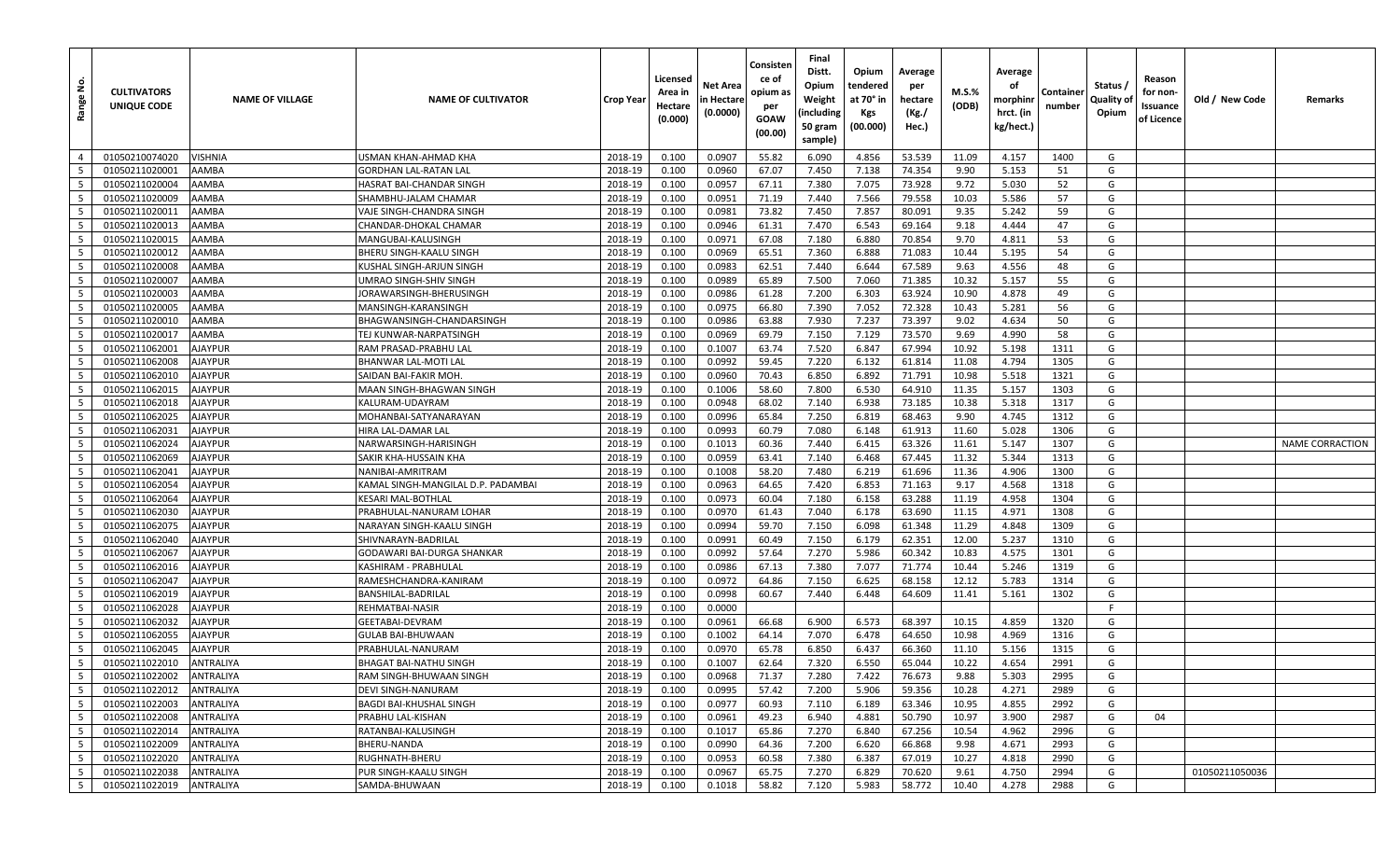| Range No. | CULTIVATORS UNIQUE CODE | NAME OF VILLAGE | NAME OF CULTIVATOR | Crop Year | Licensed Area in Hectare (0.000) | Net Area in Hectare (0.0000) | Consistence of opium as per GOAW (00.00) | Final Distt. Opium Weight (including 50 gram sample) | Opium tendered at 70° in Kgs (00.000) | Average per hectare (Kg./ Hec.) | M.S.% (ODB) | Average of morphinr hrct. (in kg/hect.) | Container number | Status / Quality of Opium | Reason for non-Issuance of Licence | Old / New Code | Remarks |
|---|---|---|---|---|---|---|---|---|---|---|---|---|---|---|---|---|---|
| 4 | 01050210074020 | VISHNIA | USMAN KHAN-AHMAD KHA | 2018-19 | 0.100 | 0.0907 | 55.82 | 6.090 | 4.856 | 53.539 | 11.09 | 4.157 | 1400 | G | | | |
| 5 | 01050211020001 | AAMBA | GORDHAN LAL-RATAN LAL | 2018-19 | 0.100 | 0.0960 | 67.07 | 7.450 | 7.138 | 74.354 | 9.90 | 5.153 | 51 | G | | | |
| 5 | 01050211020004 | AAMBA | HASRAT BAI-CHANDAR SINGH | 2018-19 | 0.100 | 0.0957 | 67.11 | 7.380 | 7.075 | 73.928 | 9.72 | 5.030 | 52 | G | | | |
| 5 | 01050211020009 | AAMBA | SHAMBHU-JALAM CHAMAR | 2018-19 | 0.100 | 0.0951 | 71.19 | 7.440 | 7.566 | 79.558 | 10.03 | 5.586 | 57 | G | | | |
| 5 | 01050211020011 | AAMBA | VAJE SINGH-CHANDRA SINGH | 2018-19 | 0.100 | 0.0981 | 73.82 | 7.450 | 7.857 | 80.091 | 9.35 | 5.242 | 59 | G | | | |
| 5 | 01050211020013 | AAMBA | CHANDAR-DHOKAL CHAMAR | 2018-19 | 0.100 | 0.0946 | 61.31 | 7.470 | 6.543 | 69.164 | 9.18 | 4.444 | 47 | G | | | |
| 5 | 01050211020015 | AAMBA | MANGUBAI-KALUSINGH | 2018-19 | 0.100 | 0.0971 | 67.08 | 7.180 | 6.880 | 70.854 | 9.70 | 4.811 | 53 | G | | | |
| 5 | 01050211020012 | AAMBA | BHERU SINGH-KAALU SINGH | 2018-19 | 0.100 | 0.0969 | 65.51 | 7.360 | 6.888 | 71.083 | 10.44 | 5.195 | 54 | G | | | |
| 5 | 01050211020008 | AAMBA | KUSHAL SINGH-ARJUN SINGH | 2018-19 | 0.100 | 0.0983 | 62.51 | 7.440 | 6.644 | 67.589 | 9.63 | 4.556 | 48 | G | | | |
| 5 | 01050211020007 | AAMBA | UMRAO SINGH-SHIV SINGH | 2018-19 | 0.100 | 0.0989 | 65.89 | 7.500 | 7.060 | 71.385 | 10.32 | 5.157 | 55 | G | | | |
| 5 | 01050211020003 | AAMBA | JORAWARSINGH-BHERUSINGH | 2018-19 | 0.100 | 0.0986 | 61.28 | 7.200 | 6.303 | 63.924 | 10.90 | 4.878 | 49 | G | | | |
| 5 | 01050211020005 | AAMBA | MANSINGH-KARANSINGH | 2018-19 | 0.100 | 0.0975 | 66.80 | 7.390 | 7.052 | 72.328 | 10.43 | 5.281 | 56 | G | | | |
| 5 | 01050211020010 | AAMBA | BHAGWANSINGH-CHANDARSINGH | 2018-19 | 0.100 | 0.0986 | 63.88 | 7.930 | 7.237 | 73.397 | 9.02 | 4.634 | 50 | G | | | |
| 5 | 01050211020017 | AAMBA | TEJ KUNWAR-NARPATSINGH | 2018-19 | 0.100 | 0.0969 | 69.79 | 7.150 | 7.129 | 73.570 | 9.69 | 4.990 | 58 | G | | | |
| 5 | 01050211062001 | AJAYPUR | RAM PRASAD-PRABHU LAL | 2018-19 | 0.100 | 0.1007 | 63.74 | 7.520 | 6.847 | 67.994 | 10.92 | 5.198 | 1311 | G | | | |
| 5 | 01050211062008 | AJAYPUR | BHANWAR LAL-MOTI LAL | 2018-19 | 0.100 | 0.0992 | 59.45 | 7.220 | 6.132 | 61.814 | 11.08 | 4.794 | 1305 | G | | | |
| 5 | 01050211062010 | AJAYPUR | SAIDAN BAI-FAKIR MOH. | 2018-19 | 0.100 | 0.0960 | 70.43 | 6.850 | 6.892 | 71.791 | 10.98 | 5.518 | 1321 | G | | | |
| 5 | 01050211062015 | AJAYPUR | MAAN SINGH-BHAGWAN SINGH | 2018-19 | 0.100 | 0.1006 | 58.60 | 7.800 | 6.530 | 64.910 | 11.35 | 5.157 | 1303 | G | | | |
| 5 | 01050211062018 | AJAYPUR | KALURAM-UDAYRAM | 2018-19 | 0.100 | 0.0948 | 68.02 | 7.140 | 6.938 | 73.185 | 10.38 | 5.318 | 1317 | G | | | |
| 5 | 01050211062025 | AJAYPUR | MOHANBAI-SATYANARAYAN | 2018-19 | 0.100 | 0.0996 | 65.84 | 7.250 | 6.819 | 68.463 | 9.90 | 4.745 | 1312 | G | | | |
| 5 | 01050211062031 | AJAYPUR | HIRA LAL-DAMAR LAL | 2018-19 | 0.100 | 0.0993 | 60.79 | 7.080 | 6.148 | 61.913 | 11.60 | 5.028 | 1306 | G | | | |
| 5 | 01050211062024 | AJAYPUR | NARWARSINGH-HARISINGH | 2018-19 | 0.100 | 0.1013 | 60.36 | 7.440 | 6.415 | 63.326 | 11.61 | 5.147 | 1307 | G | | | NAME CORRACTION |
| 5 | 01050211062069 | AJAYPUR | SAKIR KHA-HUSSAIN KHA | 2018-19 | 0.100 | 0.0959 | 63.41 | 7.140 | 6.468 | 67.445 | 11.32 | 5.344 | 1313 | G | | | |
| 5 | 01050211062041 | AJAYPUR | NANIBAI-AMRITRAM | 2018-19 | 0.100 | 0.1008 | 58.20 | 7.480 | 6.219 | 61.696 | 11.36 | 4.906 | 1300 | G | | | |
| 5 | 01050211062054 | AJAYPUR | KAMAL SINGH-MANGILAL D.P. PADAMBAI | 2018-19 | 0.100 | 0.0963 | 64.65 | 7.420 | 6.853 | 71.163 | 9.17 | 4.568 | 1318 | G | | | |
| 5 | 01050211062064 | AJAYPUR | KESARI MAL-BOTHLAL | 2018-19 | 0.100 | 0.0973 | 60.04 | 7.180 | 6.158 | 63.288 | 11.19 | 4.958 | 1304 | G | | | |
| 5 | 01050211062030 | AJAYPUR | PRABHULAL-NANURAM LOHAR | 2018-19 | 0.100 | 0.0970 | 61.43 | 7.040 | 6.178 | 63.690 | 11.15 | 4.971 | 1308 | G | | | |
| 5 | 01050211062075 | AJAYPUR | NARAYAN SINGH-KAALU SINGH | 2018-19 | 0.100 | 0.0994 | 59.70 | 7.150 | 6.098 | 61.348 | 11.29 | 4.848 | 1309 | G | | | |
| 5 | 01050211062040 | AJAYPUR | SHIVNARAYN-BADRILAL | 2018-19 | 0.100 | 0.0991 | 60.49 | 7.150 | 6.179 | 62.351 | 12.00 | 5.237 | 1310 | G | | | |
| 5 | 01050211062067 | AJAYPUR | GODAWARI BAI-DURGA SHANKAR | 2018-19 | 0.100 | 0.0992 | 57.64 | 7.270 | 5.986 | 60.342 | 10.83 | 4.575 | 1301 | G | | | |
| 5 | 01050211062016 | AJAYPUR | KASHIRAM - PRABHULAL | 2018-19 | 0.100 | 0.0986 | 67.13 | 7.380 | 7.077 | 71.774 | 10.44 | 5.246 | 1319 | G | | | |
| 5 | 01050211062047 | AJAYPUR | RAMESHCHANDRA-KANIRAM | 2018-19 | 0.100 | 0.0972 | 64.86 | 7.150 | 6.625 | 68.158 | 12.12 | 5.783 | 1314 | G | | | |
| 5 | 01050211062019 | AJAYPUR | BANSHILAL-BADRILAL | 2018-19 | 0.100 | 0.0998 | 60.67 | 7.440 | 6.448 | 64.609 | 11.41 | 5.161 | 1302 | G | | | |
| 5 | 01050211062028 | AJAYPUR | REHMATBAI-NASIR | 2018-19 | 0.100 | 0.0000 | | | | | | | | F | | | |
| 5 | 01050211062032 | AJAYPUR | GEETABAI-DEVRAM | 2018-19 | 0.100 | 0.0961 | 66.68 | 6.900 | 6.573 | 68.397 | 10.15 | 4.859 | 1320 | G | | | |
| 5 | 01050211062055 | AJAYPUR | GULAB BAI-BHUWAAN | 2018-19 | 0.100 | 0.1002 | 64.14 | 7.070 | 6.478 | 64.650 | 10.98 | 4.969 | 1316 | G | | | |
| 5 | 01050211062045 | AJAYPUR | PRABHULAL-NANURAM | 2018-19 | 0.100 | 0.0970 | 65.78 | 6.850 | 6.437 | 66.360 | 11.10 | 5.156 | 1315 | G | | | |
| 5 | 01050211022010 | ANTRALIYA | BHAGAT BAI-NATHU SINGH | 2018-19 | 0.100 | 0.1007 | 62.64 | 7.320 | 6.550 | 65.044 | 10.22 | 4.654 | 2991 | G | | | |
| 5 | 01050211022002 | ANTRALIYA | RAM SINGH-BHUWAAN SINGH | 2018-19 | 0.100 | 0.0968 | 71.37 | 7.280 | 7.422 | 76.673 | 9.88 | 5.303 | 2995 | G | | | |
| 5 | 01050211022012 | ANTRALIYA | DEVI SINGH-NANURAM | 2018-19 | 0.100 | 0.0995 | 57.42 | 7.200 | 5.906 | 59.356 | 10.28 | 4.271 | 2989 | G | | | |
| 5 | 01050211022003 | ANTRALIYA | BAGDI BAI-KHUSHAL SINGH | 2018-19 | 0.100 | 0.0977 | 60.93 | 7.110 | 6.189 | 63.346 | 10.95 | 4.855 | 2992 | G | | | |
| 5 | 01050211022008 | ANTRALIYA | PRABHU LAL-KISHAN | 2018-19 | 0.100 | 0.0961 | 49.23 | 6.940 | 4.881 | 50.790 | 10.97 | 3.900 | 2987 | G | 04 | | |
| 5 | 01050211022014 | ANTRALIYA | RATANBAI-KALUSINGH | 2018-19 | 0.100 | 0.1017 | 65.86 | 7.270 | 6.840 | 67.256 | 10.54 | 4.962 | 2996 | G | | | |
| 5 | 01050211022009 | ANTRALIYA | BHERU-NANDA | 2018-19 | 0.100 | 0.0990 | 64.36 | 7.200 | 6.620 | 66.868 | 9.98 | 4.671 | 2993 | G | | | |
| 5 | 01050211022020 | ANTRALIYA | RUGHNATH-BHERU | 2018-19 | 0.100 | 0.0953 | 60.58 | 7.380 | 6.387 | 67.019 | 10.27 | 4.818 | 2990 | G | | | |
| 5 | 01050211022038 | ANTRALIYA | PUR SINGH-KAALU SINGH | 2018-19 | 0.100 | 0.0967 | 65.75 | 7.270 | 6.829 | 70.620 | 9.61 | 4.750 | 2994 | G | | 01050211050036 | |
| 5 | 01050211022019 | ANTRALIYA | SAMDA-BHUWAAN | 2018-19 | 0.100 | 0.1018 | 58.82 | 7.120 | 5.983 | 58.772 | 10.40 | 4.278 | 2988 | G | | | |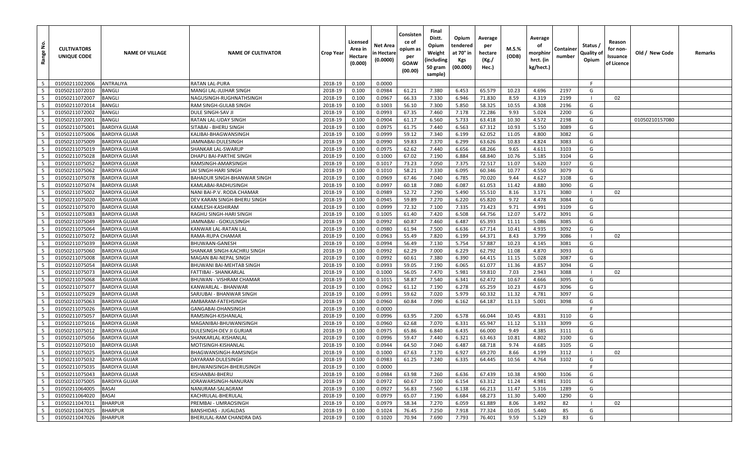| Range No. | CULTIVATORS UNIQUE CODE | NAME OF VILLAGE | NAME OF CULTIVATOR | Crop Year | Licensed Area in Hectare (0.000) | Net Area in Hectare (0.0000) | Consistence of opium as per GOAW (00.00) | Final Distt. Opium Weight (including 50 gram sample) | Opium tendered at 70° in Kgs (00.000) | Average per hectare (Kg./ Hec.) | M.S.% (ODB) | Average of morphinr hrct. (in kg/hect.) | Container number | Status / Quality of Opium | Reason for non-Issuance of Licence | Old / New Code | Remarks |
|---|---|---|---|---|---|---|---|---|---|---|---|---|---|---|---|---|---|
| 5 | 01050211022006 | ANTRALIYA | RATAN LAL-PURA | 2018-19 | 0.100 | 0.0000 | | | | | | | | F | | | |
| 5 | 01050211072010 | BANGLI | MANGI LAL-JUJHAR SINGH | 2018-19 | 0.100 | 0.0984 | 61.21 | 7.380 | 6.453 | 65.579 | 10.23 | 4.696 | 2197 | G | | | |
| 5 | 01050211072007 | BANGLI | NAGUSINGH-RUGHNATHSINGH | 2018-19 | 0.100 | 0.0967 | 66.33 | 7.330 | 6.946 | 71.830 | 8.59 | 4.319 | 2199 | I | 02 | | |
| 5 | 01050211072014 | BANGLI | RAM SINGH-GULAB SINGH | 2018-19 | 0.100 | 0.1003 | 56.10 | 7.300 | 5.850 | 58.325 | 10.55 | 4.308 | 2196 | G | | | |
| 5 | 01050211072002 | BANGLI | DULE SINGH-SAV JI | 2018-19 | 0.100 | 0.0993 | 67.35 | 7.460 | 7.178 | 72.286 | 9.93 | 5.024 | 2200 | G | | | |
| 5 | 01050211072001 | BANGLI | RATAN LAL-UDAY SINGH | 2018-19 | 0.100 | 0.0904 | 61.17 | 6.560 | 5.733 | 63.418 | 10.30 | 4.572 | 2198 | G | | 01050210157080 | |
| 5 | 01050211075001 | BARDIYA GUJAR | SITABAI - BHERU SINGH | 2018-19 | 0.100 | 0.0975 | 61.75 | 7.440 | 6.563 | 67.312 | 10.93 | 5.150 | 3089 | G | | | |
| 5 | 01050211075006 | BARDIYA GUJAR | KALIBAI-BHAGWANSINGH | 2018-19 | 0.100 | 0.0999 | 59.12 | 7.340 | 6.199 | 62.052 | 11.05 | 4.800 | 3082 | G | | | |
| 5 | 01050211075009 | BARDIYA GUJAR | JAMNABAI-DULESINGH | 2018-19 | 0.100 | 0.0990 | 59.83 | 7.370 | 6.299 | 63.626 | 10.83 | 4.824 | 3083 | G | | | |
| 5 | 01050211075019 | BARDIYA GUJAR | SHANKAR LAL-SWARUP | 2018-19 | 0.100 | 0.0975 | 62.62 | 7.440 | 6.656 | 68.266 | 9.65 | 4.611 | 3103 | G | | | |
| 5 | 01050211075028 | BARDIYA GUJAR | DHAPU BAI-PARTHE SINGH | 2018-19 | 0.100 | 0.1000 | 67.02 | 7.190 | 6.884 | 68.840 | 10.76 | 5.185 | 3104 | G | | | |
| 5 | 01050211075052 | BARDIYA GUJAR | RAMSINGH-AMARSINGH | 2018-19 | 0.100 | 0.1017 | 73.23 | 7.050 | 7.375 | 72.517 | 11.07 | 5.620 | 3107 | G | | | |
| 5 | 01050211075062 | BARDIYA GUJAR | JAI SINGH-HARI SINGH | 2018-19 | 0.100 | 0.1010 | 58.21 | 7.330 | 6.095 | 60.346 | 10.77 | 4.550 | 3079 | G | | | |
| 5 | 01050211075078 | BARDIYA GUJAR | BAHADUR SINGH-BHANWAR SINGH | 2018-19 | 0.100 | 0.0969 | 67.46 | 7.040 | 6.785 | 70.020 | 9.44 | 4.627 | 3108 | G | | | |
| 5 | 01050211075074 | BARDIYA GUJAR | KAMLABAI-RADHUSINGH | 2018-19 | 0.100 | 0.0997 | 60.18 | 7.080 | 6.087 | 61.053 | 11.42 | 4.880 | 3090 | G | | | |
| 5 | 01050211075002 | BARDIYA GUJAR | NANI BAI-P.V. RODA CHAMAR | 2018-19 | 0.100 | 0.0989 | 52.72 | 7.290 | 5.490 | 55.510 | 8.16 | 3.171 | 3080 | I | 02 | | |
| 5 | 01050211075020 | BARDIYA GUJAR | DEV KARAN SINGH-BHERU SINGH | 2018-19 | 0.100 | 0.0945 | 59.89 | 7.270 | 6.220 | 65.820 | 9.72 | 4.478 | 3084 | G | | | |
| 5 | 01050211075070 | BARDIYA GUJAR | KAMLESH-KASHIRAM | 2018-19 | 0.100 | 0.0999 | 72.32 | 7.100 | 7.335 | 73.423 | 9.71 | 4.991 | 3109 | G | | | |
| 5 | 01050211075083 | BARDIYA GUJAR | RAGHU SINGH-HARI SINGH | 2018-19 | 0.100 | 0.1005 | 61.40 | 7.420 | 6.508 | 64.756 | 12.07 | 5.472 | 3091 | G | | | |
| 5 | 01050211075049 | BARDIYA GUJAR | JAMNABAI - GOKULSINGH | 2018-19 | 0.100 | 0.0992 | 60.87 | 7.460 | 6.487 | 65.393 | 11.11 | 5.086 | 3085 | G | | | |
| 5 | 01050211075064 | BARDIYA GUJAR | KANWAR LAL-RATAN LAL | 2018-19 | 0.100 | 0.0980 | 61.94 | 7.500 | 6.636 | 67.714 | 10.41 | 4.935 | 3092 | G | | | |
| 5 | 01050211075072 | BARDIYA GUJAR | RAMA-RUPA CHAMAR | 2018-19 | 0.100 | 0.0963 | 55.49 | 7.820 | 6.199 | 64.371 | 8.43 | 3.799 | 3086 | I | 02 | | |
| 5 | 01050211075039 | BARDIYA GUJAR | BHUWAAN-GANESH | 2018-19 | 0.100 | 0.0994 | 56.49 | 7.130 | 5.754 | 57.887 | 10.23 | 4.145 | 3081 | G | | | |
| 5 | 01050211075060 | BARDIYA GUJAR | SHANKAR SINGH-KACHRU SINGH | 2018-19 | 0.100 | 0.0992 | 62.29 | 7.000 | 6.229 | 62.792 | 11.08 | 4.870 | 3093 | G | | | |
| 5 | 01050211075008 | BARDIYA GUJAR | MAGAN BAI-NEPAL SINGH | 2018-19 | 0.100 | 0.0992 | 60.61 | 7.380 | 6.390 | 64.415 | 11.15 | 5.028 | 3087 | G | | | |
| 5 | 01050211075054 | BARDIYA GUJAR | BHUWANI BAI-MEHTAB SINGH | 2018-19 | 0.100 | 0.0993 | 59.05 | 7.190 | 6.065 | 61.077 | 11.36 | 4.857 | 3094 | G | | | |
| 5 | 01050211075073 | BARDIYA GUJAR | FATTIBAI - SHANKARLAL | 2018-19 | 0.100 | 0.1000 | 56.05 | 7.470 | 5.981 | 59.810 | 7.03 | 2.943 | 3088 | I | 02 | | |
| 5 | 01050211075068 | BARDIYA GUJAR | BHUWAN - VISHRAM CHAMAR | 2018-19 | 0.100 | 0.1015 | 58.87 | 7.540 | 6.341 | 62.472 | 10.67 | 4.666 | 3095 | G | | | |
| 5 | 01050211075077 | BARDIYA GUJAR | KANWARLAL - BHANWAR | 2018-19 | 0.100 | 0.0962 | 61.12 | 7.190 | 6.278 | 65.259 | 10.23 | 4.673 | 3096 | G | | | |
| 5 | 01050211075029 | BARDIYA GUJAR | SARJUBAI - BHANWAR SINGH | 2018-19 | 0.100 | 0.0991 | 59.62 | 7.020 | 5.979 | 60.332 | 11.32 | 4.781 | 3097 | G | | | |
| 5 | 01050211075063 | BARDIYA GUJAR | AMBARAM-FATEHSINGH | 2018-19 | 0.100 | 0.0960 | 60.84 | 7.090 | 6.162 | 64.187 | 11.13 | 5.001 | 3098 | G | | | |
| 5 | 01050211075026 | BARDIYA GUJAR | GANGABAI-DHANSINGH | 2018-19 | 0.100 | 0.0000 | | | | | | | | F | | | |
| 5 | 01050211075057 | BARDIYA GUJAR | RAMSINGH-KISHANLAL | 2018-19 | 0.100 | 0.0996 | 63.95 | 7.200 | 6.578 | 66.044 | 10.45 | 4.831 | 3110 | G | | | |
| 5 | 01050211075016 | BARDIYA GUJAR | MAGANIBAI-BHUWANISINGH | 2018-19 | 0.100 | 0.0960 | 62.68 | 7.070 | 6.331 | 65.947 | 11.12 | 5.133 | 3099 | G | | | |
| 5 | 01050211075012 | BARDIYA GUJAR | DULESINGH-DEV JI GURJAR | 2018-19 | 0.100 | 0.0975 | 65.86 | 6.840 | 6.435 | 66.000 | 9.49 | 4.385 | 3111 | G | | | |
| 5 | 01050211075056 | BARDIYA GUJAR | SHANKARLAL-KISHANLAL | 2018-19 | 0.100 | 0.0996 | 59.47 | 7.440 | 6.321 | 63.463 | 10.81 | 4.802 | 3100 | G | | | |
| 5 | 01050211075010 | BARDIYA GUJAR | MOTISINGH-KISHANLAL | 2018-19 | 0.100 | 0.0944 | 64.50 | 7.040 | 6.487 | 68.718 | 9.74 | 4.685 | 3105 | G | | | |
| 5 | 01050211075025 | BARDIYA GUJAR | BHAGWANSINGH-RAMSINGH | 2018-19 | 0.100 | 0.1000 | 67.63 | 7.170 | 6.927 | 69.270 | 8.66 | 4.199 | 3112 | I | 02 | | |
| 5 | 01050211075032 | BARDIYA GUJAR | DAYARAM-DULESINGH | 2018-19 | 0.100 | 0.0983 | 61.25 | 7.240 | 6.335 | 64.445 | 10.56 | 4.764 | 3102 | G | | | |
| 5 | 01050211075035 | BARDIYA GUJAR | BHUWANISINGH-BHERUSINGH | 2018-19 | 0.100 | 0.0000 | | | | | | | | F | | | |
| 5 | 01050211075043 | BARDIYA GUJAR | KISHANBAI-BHERU | 2018-19 | 0.100 | 0.0984 | 63.98 | 7.260 | 6.636 | 67.439 | 10.38 | 4.900 | 3106 | G | | | |
| 5 | 01050211075005 | BARDIYA GUJAR | JORAWARSINGH-NANURAN | 2018-19 | 0.100 | 0.0972 | 60.67 | 7.100 | 6.154 | 63.312 | 11.24 | 4.981 | 3101 | G | | | |
| 5 | 01050211064005 | BASAI | NANURAM-SALAGRAM | 2018-19 | 0.100 | 0.0927 | 56.83 | 7.560 | 6.138 | 66.213 | 11.47 | 5.316 | 1289 | G | | | |
| 5 | 01050211064020 | BASAI | KACHRULAL-BHERULAL | 2018-19 | 0.100 | 0.0979 | 65.07 | 7.190 | 6.684 | 68.273 | 11.30 | 5.400 | 1290 | G | | | |
| 5 | 01050211047011 | BHARPUR | PREMBAI - UMRAOSINGH | 2018-19 | 0.100 | 0.0979 | 58.34 | 7.270 | 6.059 | 61.889 | 8.06 | 3.492 | 82 | I | 02 | | |
| 5 | 01050211047025 | BHARPUR | BANSHIDAS - JUGALDAS | 2018-19 | 0.100 | 0.1024 | 76.45 | 7.250 | 7.918 | 77.324 | 10.05 | 5.440 | 85 | G | | | |
| 5 | 01050211047026 | BHARPUR | BHERULAL-RAM CHANDRA DAS | 2018-19 | 0.100 | 0.1020 | 70.94 | 7.690 | 7.793 | 76.401 | 9.59 | 5.129 | 83 | G | | | |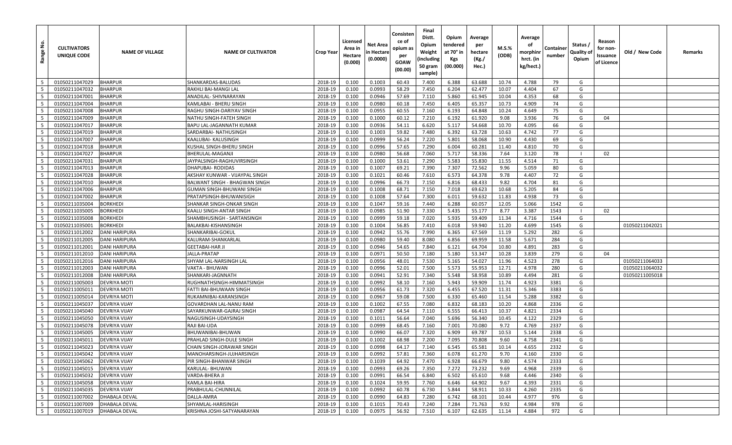| Range No. | CULTIVATORS UNIQUE CODE | NAME OF VILLAGE | NAME OF CULTIVATOR | Crop Year | Licensed Area in Hectare (0.000) | Net Area in Hectare (0.0000) | Consistence of opium as per GOAW (00.00) | Final Distt. Opium Weight (including 50 gram sample) | Opium tendered at 70° in Kgs (00.000) | Average per hectare (Kg./ Hec.) | M.S.% (ODB) | Average of morphinr hrct. (in kg/hect.) | Container number | Status / Quality of Opium | Reason for non-Issuance of Licence | Old / New Code | Remarks |
|---|---|---|---|---|---|---|---|---|---|---|---|---|---|---|---|---|---|
| 5 | 01050211047029 | BHARPUR | SHANKARDAS-BALUDAS | 2018-19 | 0.100 | 0.1003 | 60.43 | 7.400 | 6.388 | 63.688 | 10.74 | 4.788 | 79 | G | | | |
| 5 | 01050211047032 | BHARPUR | RAKHLI BAI-MANGI LAL | 2018-19 | 0.100 | 0.0993 | 58.29 | 7.450 | 6.204 | 62.477 | 10.07 | 4.404 | 67 | G | | | |
| 5 | 01050211047001 | BHARPUR | ANADILAL- SHIVNARAYAN | 2018-19 | 0.100 | 0.0946 | 57.69 | 7.110 | 5.860 | 61.945 | 10.04 | 4.353 | 68 | G | | | |
| 5 | 01050211047004 | BHARPUR | KAMLABAI - BHERU SINGH | 2018-19 | 0.100 | 0.0980 | 60.18 | 7.450 | 6.405 | 65.357 | 10.73 | 4.909 | 74 | G | | | |
| 5 | 01050211047008 | BHARPUR | RAGHU SINGH-DARIYAV SINGH | 2018-19 | 0.100 | 0.0955 | 60.55 | 7.160 | 6.193 | 64.848 | 10.24 | 4.649 | 75 | G | | | |
| 5 | 01050211047009 | BHARPUR | NATHU SINGH-FATEH SINGH | 2018-19 | 0.100 | 0.1000 | 60.12 | 7.210 | 6.192 | 61.920 | 9.08 | 3.936 | 76 | G | 04 | | |
| 5 | 01050211047017 | BHARPUR | BAPU LAL-JAGANNATH KUMAR | 2018-19 | 0.100 | 0.0936 | 54.11 | 6.620 | 5.117 | 54.668 | 10.70 | 4.095 | 66 | G | | | |
| 5 | 01050211047019 | BHARPUR | SARDARBAI- NATHUSINGH | 2018-19 | 0.100 | 0.1003 | 59.82 | 7.480 | 6.392 | 63.728 | 10.63 | 4.742 | 77 | G | | | |
| 5 | 01050211047007 | BHARPUR | KAALUBAI- KALUSINGH | 2018-19 | 0.100 | 0.0999 | 56.24 | 7.220 | 5.801 | 58.068 | 10.90 | 4.430 | 69 | G | | | |
| 5 | 01050211047018 | BHARPUR | KUSHAL SINGH-BHERU SINGH | 2018-19 | 0.100 | 0.0996 | 57.65 | 7.290 | 6.004 | 60.281 | 11.40 | 4.810 | 70 | G | | | |
| 5 | 01050211047027 | BHARPUR | BHERULAL-MAGANJI | 2018-19 | 0.100 | 0.0980 | 56.68 | 7.060 | 5.717 | 58.336 | 7.64 | 3.120 | 78 | I | 02 | | |
| 5 | 01050211047031 | BHARPUR | JAYPALSINGH-RAGHUVIRSINGH | 2018-19 | 0.100 | 0.1000 | 53.61 | 7.290 | 5.583 | 55.830 | 11.55 | 4.514 | 71 | G | | | |
| 5 | 01050211047013 | BHARPUR | DHAPUBAI- RODIDAS | 2018-19 | 0.100 | 0.1007 | 69.21 | 7.390 | 7.307 | 72.562 | 9.96 | 5.059 | 80 | G | | | |
| 5 | 01050211047028 | BHARPUR | AKSHAY KUNWAR - VIJAYPAL SINGH | 2018-19 | 0.100 | 0.1021 | 60.46 | 7.610 | 6.573 | 64.378 | 9.78 | 4.407 | 72 | G | | | |
| 5 | 01050211047010 | BHARPUR | BALWANT SINGH - BHAGWAN SINGH | 2018-19 | 0.100 | 0.0996 | 66.73 | 7.150 | 6.816 | 68.433 | 9.82 | 4.704 | 81 | G | | | |
| 5 | 01050211047006 | BHARPUR | GUMAN SINGH-BHUWANI SINGH | 2018-19 | 0.100 | 0.1008 | 68.71 | 7.150 | 7.018 | 69.623 | 10.68 | 5.205 | 84 | G | | | |
| 5 | 01050211047002 | BHARPUR | PRATAPSINGH-BHUWANISIGH | 2018-19 | 0.100 | 0.1008 | 57.64 | 7.300 | 6.011 | 59.632 | 11.83 | 4.938 | 73 | G | | | |
| 5 | 01050211035004 | BORKHEDI | SHANKAR SINGH-ONKAR SINGH | 2018-19 | 0.100 | 0.1047 | 59.16 | 7.440 | 6.288 | 60.057 | 12.05 | 5.066 | 1542 | G | | | |
| 5 | 01050211035005 | BORKHEDI | KAALU SINGH-ANTAR SINGH | 2018-19 | 0.100 | 0.0985 | 51.90 | 7.330 | 5.435 | 55.177 | 8.77 | 3.387 | 1543 | I | 02 | | |
| 5 | 01050211035008 | BORKHEDI | SHAMBHUSINGH - SARTANSINGH | 2018-19 | 0.100 | 0.0999 | 59.18 | 7.020 | 5.935 | 59.409 | 11.34 | 4.716 | 1544 | G | | | |
| 5 | 01050211035001 | BORKHEDI | BALAKBAI-KISHANSINGH | 2018-19 | 0.100 | 0.1004 | 56.85 | 7.410 | 6.018 | 59.940 | 11.20 | 4.699 | 1545 | G | | 01050211042021 | |
| 5 | 01050211012002 | DANI HARIPURA | SHANKARIBAI-GOKUL | 2018-19 | 0.100 | 0.0942 | 55.76 | 7.990 | 6.365 | 67.569 | 11.19 | 5.292 | 282 | G | | | |
| 5 | 01050211012005 | DANI HARIPURA | KALURAM-SHANKARLAL | 2018-19 | 0.100 | 0.0980 | 59.40 | 8.080 | 6.856 | 69.959 | 11.58 | 5.671 | 284 | G | | | |
| 5 | 01050211012001 | DANI HARIPURA | GEETABAI-HAR JI | 2018-19 | 0.100 | 0.0946 | 54.65 | 7.840 | 6.121 | 64.704 | 10.80 | 4.891 | 283 | G | | | |
| 5 | 01050211012010 | DANI HARIPURA | JALLA-PRATAP | 2018-19 | 0.100 | 0.0971 | 50.50 | 7.180 | 5.180 | 53.347 | 10.28 | 3.839 | 279 | G | 04 | | |
| 5 | 01050211012016 | DANI HARIPURA | SHYAM LAL-NARSINGH LAL | 2018-19 | 0.100 | 0.0956 | 48.01 | 7.530 | 5.165 | 54.027 | 11.96 | 4.523 | 278 | G | | 01050211064033 | |
| 5 | 01050211012003 | DANI HARIPURA | VAKTA - BHUWAN | 2018-19 | 0.100 | 0.0996 | 52.01 | 7.500 | 5.573 | 55.953 | 12.71 | 4.978 | 280 | G | | 01050211064032 | |
| 5 | 01050211012008 | DANI HARIPURA | SHANKARI-JAGNNATH | 2018-19 | 0.100 | 0.0941 | 52.91 | 7.340 | 5.548 | 58.958 | 10.89 | 4.494 | 281 | G | | 01050211005018 | |
| 5 | 01050211005003 | DEVRIYA MOTI | RUGHNATHSINGH-HIMMATSINGH | 2018-19 | 0.100 | 0.0992 | 58.10 | 7.160 | 5.943 | 59.909 | 11.74 | 4.923 | 3381 | G | | | |
| 5 | 01050211005011 | DEVRIYA MOTI | FATTI BAI-BHUWAAN SINGH | 2018-19 | 0.100 | 0.0956 | 61.73 | 7.320 | 6.455 | 67.520 | 11.31 | 5.346 | 3383 | G | | | |
| 5 | 01050211005014 | DEVRIYA MOTI | RUKAMNIBAI-KARANSINGH | 2018-19 | 0.100 | 0.0967 | 59.08 | 7.500 | 6.330 | 65.460 | 11.54 | 5.288 | 3382 | G | | | |
| 5 | 01050211045037 | DEVRIYA VIJAY | GOVARDHAN LAL-NANU RAM | 2018-19 | 0.100 | 0.1002 | 67.55 | 7.080 | 6.832 | 68.183 | 10.20 | 4.868 | 2336 | G | | | |
| 5 | 01050211045040 | DEVRIYA VIJAY | SAYARKUNWAR-GAJRAJ SINGH | 2018-19 | 0.100 | 0.0987 | 64.54 | 7.110 | 6.555 | 66.413 | 10.37 | 4.821 | 2334 | G | | | |
| 5 | 01050211045050 | DEVRIYA VIJAY | NAGUSINGH-UDAYSINGH | 2018-19 | 0.100 | 0.1011 | 56.64 | 7.040 | 5.696 | 56.340 | 10.45 | 4.122 | 2329 | G | | | |
| 5 | 01050211045078 | DEVRIYA VIJAY | RAJI BAI-UDA | 2018-19 | 0.100 | 0.0999 | 68.45 | 7.160 | 7.001 | 70.080 | 9.72 | 4.769 | 2337 | G | | | |
| 5 | 01050211045005 | DEVRIYA VIJAY | BHUWANIBAI-BHUWAN | 2018-19 | 0.100 | 0.0990 | 66.07 | 7.320 | 6.909 | 69.787 | 10.53 | 5.144 | 2338 | G | | | |
| 5 | 01050211045011 | DEVRIYA VIJAY | PRAHLAD SINGH-DULE SINGH | 2018-19 | 0.100 | 0.1002 | 68.98 | 7.200 | 7.095 | 70.808 | 9.60 | 4.758 | 2341 | G | | | |
| 5 | 01050211045023 | DEVRIYA VIJAY | CHAIN SINGH-JORAWAR SINGH | 2018-19 | 0.100 | 0.0998 | 64.17 | 7.140 | 6.545 | 65.581 | 10.14 | 4.655 | 2332 | G | | | |
| 5 | 01050211045042 | DEVRIYA VIJAY | MANOHARSINGH-JUJHARSINGH | 2018-19 | 0.100 | 0.0992 | 57.81 | 7.360 | 6.078 | 61.270 | 9.70 | 4.160 | 2330 | G | | | |
| 5 | 01050211045062 | DEVRIYA VIJAY | PIR SINGH-BHANWAR SINGH | 2018-19 | 0.100 | 0.1039 | 64.92 | 7.470 | 6.928 | 66.679 | 9.80 | 4.574 | 2333 | G | | | |
| 5 | 01050211045015 | DEVRIYA VIJAY | KARULAL- BHUWAN | 2018-19 | 0.100 | 0.0993 | 69.26 | 7.350 | 7.272 | 73.232 | 9.69 | 4.968 | 2339 | G | | | |
| 5 | 01050211045032 | DEVRIYA VIJAY | VARDA-BHERA JI | 2018-19 | 0.100 | 0.0991 | 66.54 | 6.840 | 6.502 | 65.610 | 9.68 | 4.446 | 2340 | G | | | |
| 5 | 01050211045058 | DEVRIYA VIJAY | KAMLA BAI-HIRA | 2018-19 | 0.100 | 0.1024 | 59.95 | 7.760 | 6.646 | 64.902 | 9.67 | 4.393 | 2331 | G | | | |
| 5 | 01050211045035 | DEVRIYA VIJAY | PRABHULAL-CHUNNILAL | 2018-19 | 0.100 | 0.0992 | 60.78 | 6.730 | 5.844 | 58.911 | 10.33 | 4.260 | 2335 | G | | | |
| 5 | 01050211007002 | DHABALA DEVAL | DALLA-AMRA | 2018-19 | 0.100 | 0.0990 | 64.83 | 7.280 | 6.742 | 68.101 | 10.44 | 4.977 | 976 | G | | | |
| 5 | 01050211007009 | DHABALA DEVAL | SHYAMLAL-HARISINGH | 2018-19 | 0.100 | 0.1015 | 70.43 | 7.240 | 7.284 | 71.763 | 9.92 | 4.984 | 978 | G | | | |
| 5 | 01050211007019 | DHABALA DEVAL | KRISHNA JOSHI-SATYANARAYAN | 2018-19 | 0.100 | 0.0975 | 56.92 | 7.510 | 6.107 | 62.635 | 11.14 | 4.884 | 972 | G | | | |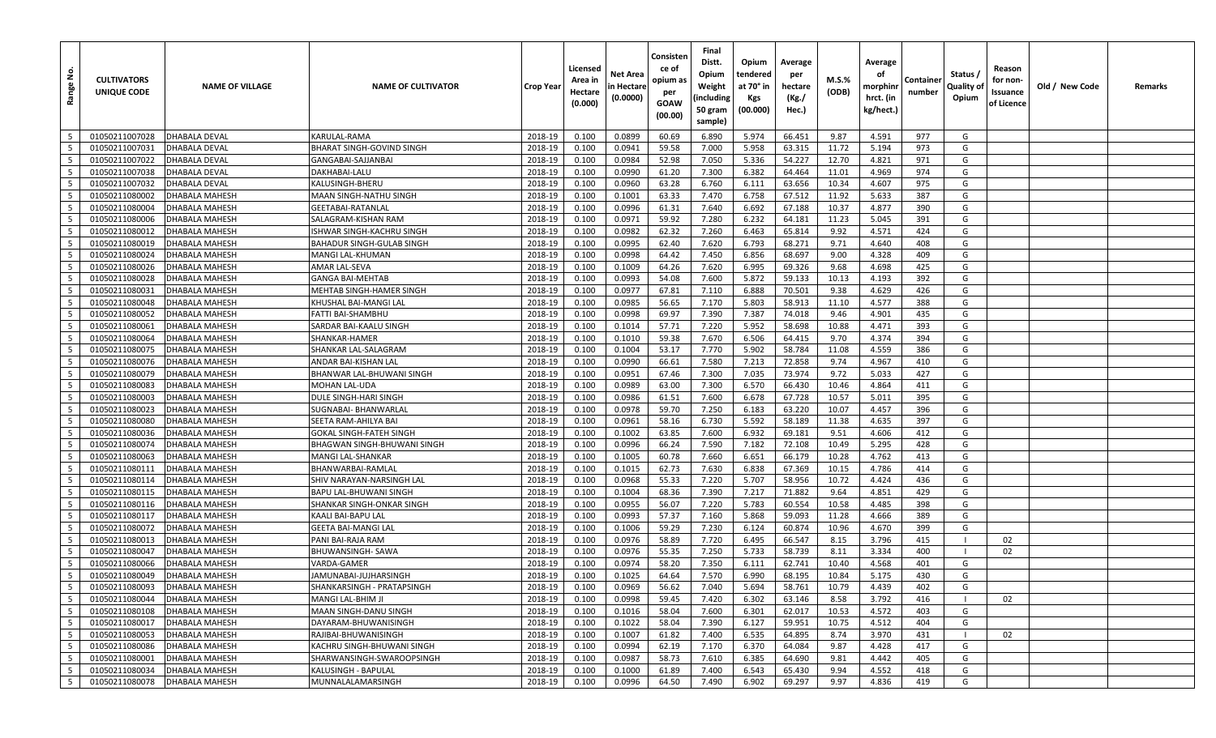| Range No. | CULTIVATORS UNIQUE CODE | NAME OF VILLAGE | NAME OF CULTIVATOR | Crop Year | Licensed Area in Hectare (0.000) | Net Area in Hectare (0.0000) | Consistence of opium as per GOAW (00.00) | Final Distt. Opium Weight (including 50 gram sample) | Opium tendered at 70° in Kgs (00.000) | Average per hectare (Kg./ Hec.) | M.S.% (ODB) | Average of morphinr hrct. (in kg/hect.) | Container number | Status / Quality of Opium | Reason for non-Issuance of Licence | Old / New Code | Remarks |
|---|---|---|---|---|---|---|---|---|---|---|---|---|---|---|---|---|---|
| 5 | 01050211007028 | DHABALA DEVAL | KARULAL-RAMA | 2018-19 | 0.100 | 0.0899 | 60.69 | 6.890 | 5.974 | 66.451 | 9.87 | 4.591 | 977 | G | | | |
| 5 | 01050211007031 | DHABALA DEVAL | BHARAT SINGH-GOVIND SINGH | 2018-19 | 0.100 | 0.0941 | 59.58 | 7.000 | 5.958 | 63.315 | 11.72 | 5.194 | 973 | G | | | |
| 5 | 01050211007022 | DHABALA DEVAL | GANGABAI-SAJJANBAI | 2018-19 | 0.100 | 0.0984 | 52.98 | 7.050 | 5.336 | 54.227 | 12.70 | 4.821 | 971 | G | | | |
| 5 | 01050211007038 | DHABALA DEVAL | DAKHABAI-LALU | 2018-19 | 0.100 | 0.0990 | 61.20 | 7.300 | 6.382 | 64.464 | 11.01 | 4.969 | 974 | G | | | |
| 5 | 01050211007032 | DHABALA DEVAL | KALUSINGH-BHERU | 2018-19 | 0.100 | 0.0960 | 63.28 | 6.760 | 6.111 | 63.656 | 10.34 | 4.607 | 975 | G | | | |
| 5 | 01050211080002 | DHABALA MAHESH | MAAN SINGH-NATHU SINGH | 2018-19 | 0.100 | 0.1001 | 63.33 | 7.470 | 6.758 | 67.512 | 11.92 | 5.633 | 387 | G | | | |
| 5 | 01050211080004 | DHABALA MAHESH | GEETABAI-RATANLAL | 2018-19 | 0.100 | 0.0996 | 61.31 | 7.640 | 6.692 | 67.188 | 10.37 | 4.877 | 390 | G | | | |
| 5 | 01050211080006 | DHABALA MAHESH | SALAGRAM-KISHAN RAM | 2018-19 | 0.100 | 0.0971 | 59.92 | 7.280 | 6.232 | 64.181 | 11.23 | 5.045 | 391 | G | | | |
| 5 | 01050211080012 | DHABALA MAHESH | ISHWAR SINGH-KACHRU SINGH | 2018-19 | 0.100 | 0.0982 | 62.32 | 7.260 | 6.463 | 65.814 | 9.92 | 4.571 | 424 | G | | | |
| 5 | 01050211080019 | DHABALA MAHESH | BAHADUR SINGH-GULAB SINGH | 2018-19 | 0.100 | 0.0995 | 62.40 | 7.620 | 6.793 | 68.271 | 9.71 | 4.640 | 408 | G | | | |
| 5 | 01050211080024 | DHABALA MAHESH | MANGI LAL-KHUMAN | 2018-19 | 0.100 | 0.0998 | 64.42 | 7.450 | 6.856 | 68.697 | 9.00 | 4.328 | 409 | G | | | |
| 5 | 01050211080026 | DHABALA MAHESH | AMAR LAL-SEVA | 2018-19 | 0.100 | 0.1009 | 64.26 | 7.620 | 6.995 | 69.326 | 9.68 | 4.698 | 425 | G | | | |
| 5 | 01050211080028 | DHABALA MAHESH | GANGA BAI-MEHTAB | 2018-19 | 0.100 | 0.0993 | 54.08 | 7.600 | 5.872 | 59.133 | 10.13 | 4.193 | 392 | G | | | |
| 5 | 01050211080031 | DHABALA MAHESH | MEHTAB SINGH-HAMER SINGH | 2018-19 | 0.100 | 0.0977 | 67.81 | 7.110 | 6.888 | 70.501 | 9.38 | 4.629 | 426 | G | | | |
| 5 | 01050211080048 | DHABALA MAHESH | KHUSHAL BAI-MANGI LAL | 2018-19 | 0.100 | 0.0985 | 56.65 | 7.170 | 5.803 | 58.913 | 11.10 | 4.577 | 388 | G | | | |
| 5 | 01050211080052 | DHABALA MAHESH | FATTI BAI-SHAMBHU | 2018-19 | 0.100 | 0.0998 | 69.97 | 7.390 | 7.387 | 74.018 | 9.46 | 4.901 | 435 | G | | | |
| 5 | 01050211080061 | DHABALA MAHESH | SARDAR BAI-KAALU SINGH | 2018-19 | 0.100 | 0.1014 | 57.71 | 7.220 | 5.952 | 58.698 | 10.88 | 4.471 | 393 | G | | | |
| 5 | 01050211080064 | DHABALA MAHESH | SHANKAR-HAMER | 2018-19 | 0.100 | 0.1010 | 59.38 | 7.670 | 6.506 | 64.415 | 9.70 | 4.374 | 394 | G | | | |
| 5 | 01050211080075 | DHABALA MAHESH | SHANKAR LAL-SALAGRAM | 2018-19 | 0.100 | 0.1004 | 53.17 | 7.770 | 5.902 | 58.784 | 11.08 | 4.559 | 386 | G | | | |
| 5 | 01050211080076 | DHABALA MAHESH | ANDAR BAI-KISHAN LAL | 2018-19 | 0.100 | 0.0990 | 66.61 | 7.580 | 7.213 | 72.858 | 9.74 | 4.967 | 410 | G | | | |
| 5 | 01050211080079 | DHABALA MAHESH | BHANWAR LAL-BHUWANI SINGH | 2018-19 | 0.100 | 0.0951 | 67.46 | 7.300 | 7.035 | 73.974 | 9.72 | 5.033 | 427 | G | | | |
| 5 | 01050211080083 | DHABALA MAHESH | MOHAN LAL-UDA | 2018-19 | 0.100 | 0.0989 | 63.00 | 7.300 | 6.570 | 66.430 | 10.46 | 4.864 | 411 | G | | | |
| 5 | 01050211080003 | DHABALA MAHESH | DULE SINGH-HARI SINGH | 2018-19 | 0.100 | 0.0986 | 61.51 | 7.600 | 6.678 | 67.728 | 10.57 | 5.011 | 395 | G | | | |
| 5 | 01050211080023 | DHABALA MAHESH | SUGNABAI- BHANWARLAL | 2018-19 | 0.100 | 0.0978 | 59.70 | 7.250 | 6.183 | 63.220 | 10.07 | 4.457 | 396 | G | | | |
| 5 | 01050211080080 | DHABALA MAHESH | SEETA RAM-AHILYA BAI | 2018-19 | 0.100 | 0.0961 | 58.16 | 6.730 | 5.592 | 58.189 | 11.38 | 4.635 | 397 | G | | | |
| 5 | 01050211080036 | DHABALA MAHESH | GOKAL SINGH-FATEH SINGH | 2018-19 | 0.100 | 0.1002 | 63.85 | 7.600 | 6.932 | 69.181 | 9.51 | 4.606 | 412 | G | | | |
| 5 | 01050211080074 | DHABALA MAHESH | BHAGWAN SINGH-BHUWANI SINGH | 2018-19 | 0.100 | 0.0996 | 66.24 | 7.590 | 7.182 | 72.108 | 10.49 | 5.295 | 428 | G | | | |
| 5 | 01050211080063 | DHABALA MAHESH | MANGI LAL-SHANKAR | 2018-19 | 0.100 | 0.1005 | 60.78 | 7.660 | 6.651 | 66.179 | 10.28 | 4.762 | 413 | G | | | |
| 5 | 01050211080111 | DHABALA MAHESH | BHANWARBAI-RAMLAL | 2018-19 | 0.100 | 0.1015 | 62.73 | 7.630 | 6.838 | 67.369 | 10.15 | 4.786 | 414 | G | | | |
| 5 | 01050211080114 | DHABALA MAHESH | SHIV NARAYAN-NARSINGH LAL | 2018-19 | 0.100 | 0.0968 | 55.33 | 7.220 | 5.707 | 58.956 | 10.72 | 4.424 | 436 | G | | | |
| 5 | 01050211080115 | DHABALA MAHESH | BAPU LAL-BHUWANI SINGH | 2018-19 | 0.100 | 0.1004 | 68.36 | 7.390 | 7.217 | 71.882 | 9.64 | 4.851 | 429 | G | | | |
| 5 | 01050211080116 | DHABALA MAHESH | SHANKAR SINGH-ONKAR SINGH | 2018-19 | 0.100 | 0.0955 | 56.07 | 7.220 | 5.783 | 60.554 | 10.58 | 4.485 | 398 | G | | | |
| 5 | 01050211080117 | DHABALA MAHESH | KAALI BAI-BAPU LAL | 2018-19 | 0.100 | 0.0993 | 57.37 | 7.160 | 5.868 | 59.093 | 11.28 | 4.666 | 389 | G | | | |
| 5 | 01050211080072 | DHABALA MAHESH | GEETA BAI-MANGI LAL | 2018-19 | 0.100 | 0.1006 | 59.29 | 7.230 | 6.124 | 60.874 | 10.96 | 4.670 | 399 | G | | | |
| 5 | 01050211080013 | DHABALA MAHESH | PANI BAI-RAJA RAM | 2018-19 | 0.100 | 0.0976 | 58.89 | 7.720 | 6.495 | 66.547 | 8.15 | 3.796 | 415 | I | 02 | | |
| 5 | 01050211080047 | DHABALA MAHESH | BHUWANSINGH- SAWA | 2018-19 | 0.100 | 0.0976 | 55.35 | 7.250 | 5.733 | 58.739 | 8.11 | 3.334 | 400 | I | 02 | | |
| 5 | 01050211080066 | DHABALA MAHESH | VARDA-GAMER | 2018-19 | 0.100 | 0.0974 | 58.20 | 7.350 | 6.111 | 62.741 | 10.40 | 4.568 | 401 | G | | | |
| 5 | 01050211080049 | DHABALA MAHESH | JAMUNABAI-JUJHARSINGH | 2018-19 | 0.100 | 0.1025 | 64.64 | 7.570 | 6.990 | 68.195 | 10.84 | 5.175 | 430 | G | | | |
| 5 | 01050211080093 | DHABALA MAHESH | SHANKARSINGH - PRATAPSINGH | 2018-19 | 0.100 | 0.0969 | 56.62 | 7.040 | 5.694 | 58.761 | 10.79 | 4.439 | 402 | G | | | |
| 5 | 01050211080044 | DHABALA MAHESH | MANGI LAL-BHIM JI | 2018-19 | 0.100 | 0.0998 | 59.45 | 7.420 | 6.302 | 63.146 | 8.58 | 3.792 | 416 | I | 02 | | |
| 5 | 01050211080108 | DHABALA MAHESH | MAAN SINGH-DANU SINGH | 2018-19 | 0.100 | 0.1016 | 58.04 | 7.600 | 6.301 | 62.017 | 10.53 | 4.572 | 403 | G | | | |
| 5 | 01050211080017 | DHABALA MAHESH | DAYARAM-BHUWANISINGH | 2018-19 | 0.100 | 0.1022 | 58.04 | 7.390 | 6.127 | 59.951 | 10.75 | 4.512 | 404 | G | | | |
| 5 | 01050211080053 | DHABALA MAHESH | RAJIBAI-BHUWANISINGH | 2018-19 | 0.100 | 0.1007 | 61.82 | 7.400 | 6.535 | 64.895 | 8.74 | 3.970 | 431 | I | 02 | | |
| 5 | 01050211080086 | DHABALA MAHESH | KACHRU SINGH-BHUWANI SINGH | 2018-19 | 0.100 | 0.0994 | 62.19 | 7.170 | 6.370 | 64.084 | 9.87 | 4.428 | 417 | G | | | |
| 5 | 01050211080001 | DHABALA MAHESH | SHARWANSINGH-SWAROOPSINGH | 2018-19 | 0.100 | 0.0987 | 58.73 | 7.610 | 6.385 | 64.690 | 9.81 | 4.442 | 405 | G | | | |
| 5 | 01050211080034 | DHABALA MAHESH | KALUSINGH - BAPULAL | 2018-19 | 0.100 | 0.1000 | 61.89 | 7.400 | 6.543 | 65.430 | 9.94 | 4.552 | 418 | G | | | |
| 5 | 01050211080078 | DHABALA MAHESH | MUNNALALAMARSINGH | 2018-19 | 0.100 | 0.0996 | 64.50 | 7.490 | 6.902 | 69.297 | 9.97 | 4.836 | 419 | G | | | |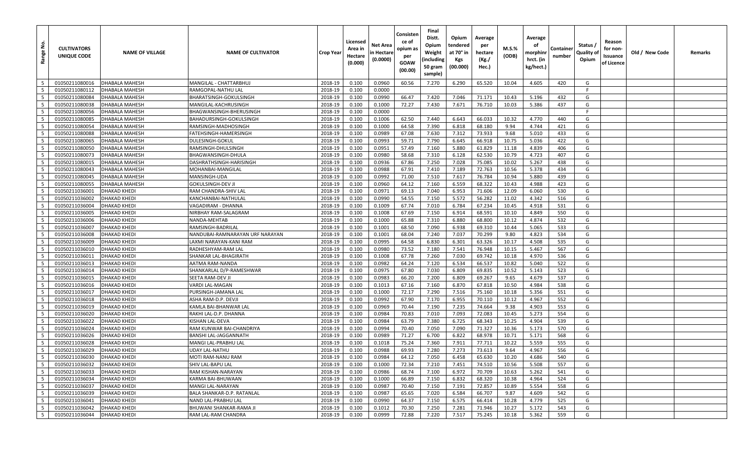| Range No. | CULTIVATORS UNIQUE CODE | NAME OF VILLAGE | NAME OF CULTIVATOR | Crop Year | Licensed Area in Hectare (0.000) | Net Area in Hectare (0.0000) | Consistence of opium as per GOAW (00.00) | Final Distt. Opium Weight (including 50 gram sample) | Opium tendered at 70° in Kgs (00.000) | Average per hectare (Kg./Hec.) | M.S.% (ODB) | Average of morphinr hrct. (in kg/hect.) | Container number | Status / Quality of Opium | Reason for non-Issuance of Licence | Old / New Code | Remarks |
|---|---|---|---|---|---|---|---|---|---|---|---|---|---|---|---|---|---|
| 5 | 01050211080016 | DHABALA MAHESH | MANGILAL - CHATTARBHUJ | 2018-19 | 0.100 | 0.0960 | 60.56 | 7.270 | 6.290 | 65.520 | 10.04 | 4.605 | 420 | G | | | |
| 5 | 01050211080112 | DHABALA MAHESH | RAMGOPAL-NATHU LAL | 2018-19 | 0.100 | 0.0000 | | | | | | | | F | | | |
| 5 | 01050211080084 | DHABALA MAHESH | BHARATSINGH-GOKULSINGH | 2018-19 | 0.100 | 0.0990 | 66.47 | 7.420 | 7.046 | 71.171 | 10.43 | 5.196 | 432 | G | | | |
| 5 | 01050211080038 | DHABALA MAHESH | MANGILAL-KACHRUSINGH | 2018-19 | 0.100 | 0.1000 | 72.27 | 7.430 | 7.671 | 76.710 | 10.03 | 5.386 | 437 | G | | | |
| 5 | 01050211080056 | DHABALA MAHESH | BHAGWANSINGH-BHERUSINGH | 2018-19 | 0.100 | 0.0000 | | | | | | | | F | | | |
| 5 | 01050211080085 | DHABALA MAHESH | BAHADURSINGH-GOKULSINGH | 2018-19 | 0.100 | 0.1006 | 62.50 | 7.440 | 6.643 | 66.033 | 10.32 | 4.770 | 440 | G | | | |
| 5 | 01050211080054 | DHABALA MAHESH | RAMSINGH-MADHOSINGH | 2018-19 | 0.100 | 0.1000 | 64.58 | 7.390 | 6.818 | 68.180 | 9.94 | 4.744 | 421 | G | | | |
| 5 | 01050211080088 | DHABALA MAHESH | FATEHSINGH-HAMERSINGH | 2018-19 | 0.100 | 0.0989 | 67.08 | 7.630 | 7.312 | 73.933 | 9.68 | 5.010 | 433 | G | | | |
| 5 | 01050211080065 | DHABALA MAHESH | DULESINGH-GOKUL | 2018-19 | 0.100 | 0.0993 | 59.71 | 7.790 | 6.645 | 66.918 | 10.75 | 5.036 | 422 | G | | | |
| 5 | 01050211080050 | DHABALA MAHESH | RAMSINGH-DHULSINGH | 2018-19 | 0.100 | 0.0951 | 57.49 | 7.160 | 5.880 | 61.829 | 11.18 | 4.839 | 406 | G | | | |
| 5 | 01050211080073 | DHABALA MAHESH | BHAGWANSINGH-DHULA | 2018-19 | 0.100 | 0.0980 | 58.68 | 7.310 | 6.128 | 62.530 | 10.79 | 4.723 | 407 | G | | | |
| 5 | 01050211080015 | DHABALA MAHESH | DASHRATHSINGH-HARISINGH | 2018-19 | 0.100 | 0.0936 | 67.86 | 7.250 | 7.028 | 75.085 | 10.02 | 5.267 | 438 | G | | | |
| 5 | 01050211080043 | DHABALA MAHESH | MOHANBAI-MANGILAL | 2018-19 | 0.100 | 0.0988 | 67.91 | 7.410 | 7.189 | 72.763 | 10.56 | 5.378 | 434 | G | | | |
| 5 | 01050211080045 | DHABALA MAHESH | MANSINGH-UDA | 2018-19 | 0.100 | 0.0992 | 71.00 | 7.510 | 7.617 | 76.784 | 10.94 | 5.880 | 439 | G | | | |
| 5 | 01050211080055 | DHABALA MAHESH | GOKULSINGH-DEV JI | 2018-19 | 0.100 | 0.0960 | 64.12 | 7.160 | 6.559 | 68.322 | 10.43 | 4.988 | 423 | G | | | |
| 5 | 01050211036001 | DHAKAD KHEDI | RAM CHANDRA-SHIV LAL | 2018-19 | 0.100 | 0.0971 | 69.13 | 7.040 | 6.953 | 71.606 | 12.09 | 6.060 | 530 | G | | | |
| 5 | 01050211036002 | DHAKAD KHEDI | KANCHANBAI-NATHULAL | 2018-19 | 0.100 | 0.0990 | 54.55 | 7.150 | 5.572 | 56.282 | 11.02 | 4.342 | 516 | G | | | |
| 5 | 01050211036004 | DHAKAD KHEDI | VAGADIRAM - DHANNA | 2018-19 | 0.100 | 0.1009 | 67.74 | 7.010 | 6.784 | 67.234 | 10.45 | 4.918 | 531 | G | | | |
| 5 | 01050211036005 | DHAKAD KHEDI | NIRBHAY RAM-SALAGRAM | 2018-19 | 0.100 | 0.1008 | 67.69 | 7.150 | 6.914 | 68.591 | 10.10 | 4.849 | 550 | G | | | |
| 5 | 01050211036006 | DHAKAD KHEDI | NANDA-MEHTAB | 2018-19 | 0.100 | 0.1000 | 65.88 | 7.310 | 6.880 | 68.800 | 10.12 | 4.874 | 532 | G | | | |
| 5 | 01050211036007 | DHAKAD KHEDI | RAMSINGH-BADRILAL | 2018-19 | 0.100 | 0.1001 | 68.50 | 7.090 | 6.938 | 69.310 | 10.44 | 5.065 | 533 | G | | | |
| 5 | 01050211036008 | DHAKAD KHEDI | NANDUBAI-RAMNARAYAN URF NARAYAN | 2018-19 | 0.100 | 0.1001 | 68.04 | 7.240 | 7.037 | 70.299 | 9.80 | 4.823 | 534 | G | | | |
| 5 | 01050211036009 | DHAKAD KHEDI | LAXMI NARAYAN-KANI RAM | 2018-19 | 0.100 | 0.0995 | 64.58 | 6.830 | 6.301 | 63.326 | 10.17 | 4.508 | 535 | G | | | |
| 5 | 01050211036010 | DHAKAD KHEDI | RADHESHYAM-RAM LAL | 2018-19 | 0.100 | 0.0980 | 73.52 | 7.180 | 7.541 | 76.948 | 10.15 | 5.467 | 567 | G | | | |
| 5 | 01050211036011 | DHAKAD KHEDI | SHANKAR LAL-BHAGIRATH | 2018-19 | 0.100 | 0.1008 | 67.78 | 7.260 | 7.030 | 69.742 | 10.18 | 4.970 | 536 | G | | | |
| 5 | 01050211036013 | DHAKAD KHEDI | AATMA RAM-NANDA | 2018-19 | 0.100 | 0.0982 | 64.24 | 7.120 | 6.534 | 66.537 | 10.82 | 5.040 | 522 | G | | | |
| 5 | 01050211036014 | DHAKAD KHEDI | SHANKARLAL D/P-RAMESHWAR | 2018-19 | 0.100 | 0.0975 | 67.80 | 7.030 | 6.809 | 69.835 | 10.52 | 5.143 | 523 | G | | | |
| 5 | 01050211036015 | DHAKAD KHEDI | SEETA RAM-DEV JI | 2018-19 | 0.100 | 0.0983 | 66.20 | 7.200 | 6.809 | 69.267 | 9.65 | 4.679 | 537 | G | | | |
| 5 | 01050211036016 | DHAKAD KHEDI | VARDI LAL-MAGAN | 2018-19 | 0.100 | 0.1013 | 67.16 | 7.160 | 6.870 | 67.818 | 10.50 | 4.984 | 538 | G | | | |
| 5 | 01050211036017 | DHAKAD KHEDI | PURSINGH-JAMANA LAL | 2018-19 | 0.100 | 0.1000 | 72.17 | 7.290 | 7.516 | 75.160 | 10.18 | 5.356 | 551 | G | | | |
| 5 | 01050211036018 | DHAKAD KHEDI | ASHA RAM-D.P. DEVJI | 2018-19 | 0.100 | 0.0992 | 67.90 | 7.170 | 6.955 | 70.110 | 10.12 | 4.967 | 552 | G | | | |
| 5 | 01050211036019 | DHAKAD KHEDI | KAMLA BAI-BHANWAR LAL | 2018-19 | 0.100 | 0.0969 | 70.44 | 7.190 | 7.235 | 74.664 | 9.38 | 4.903 | 553 | G | | | |
| 5 | 01050211036020 | DHAKAD KHEDI | RAKHI LAL-D.P. DHANNA | 2018-19 | 0.100 | 0.0984 | 70.83 | 7.010 | 7.093 | 72.083 | 10.45 | 5.273 | 554 | G | | | |
| 5 | 01050211036022 | DHAKAD KHEDI | KISHAN LAL-DEVA | 2018-19 | 0.100 | 0.0984 | 63.79 | 7.380 | 6.725 | 68.343 | 10.25 | 4.904 | 539 | G | | | |
| 5 | 01050211036024 | DHAKAD KHEDI | RAM KUNWAR BAI-CHANDRIYA | 2018-19 | 0.100 | 0.0994 | 70.40 | 7.050 | 7.090 | 71.327 | 10.36 | 5.173 | 570 | G | | | |
| 5 | 01050211036026 | DHAKAD KHEDI | BANSHI LAL-JAGGANNATH | 2018-19 | 0.100 | 0.0989 | 71.27 | 6.700 | 6.822 | 68.978 | 10.71 | 5.171 | 568 | G | | | |
| 5 | 01050211036028 | DHAKAD KHEDI | MANGI LAL-PRABHU LAL | 2018-19 | 0.100 | 0.1018 | 75.24 | 7.360 | 7.911 | 77.711 | 10.22 | 5.559 | 555 | G | | | |
| 5 | 01050211036029 | DHAKAD KHEDI | UDAY LAL-NATHU | 2018-19 | 0.100 | 0.0988 | 69.93 | 7.280 | 7.273 | 73.613 | 9.64 | 4.967 | 556 | G | | | |
| 5 | 01050211036030 | DHAKAD KHEDI | MOTI RAM-NANU RAM | 2018-19 | 0.100 | 0.0984 | 64.12 | 7.050 | 6.458 | 65.630 | 10.20 | 4.686 | 540 | G | | | |
| 5 | 01050211036032 | DHAKAD KHEDI | SHIV LAL-BAPU LAL | 2018-19 | 0.100 | 0.1000 | 72.34 | 7.210 | 7.451 | 74.510 | 10.56 | 5.508 | 557 | G | | | |
| 5 | 01050211036033 | DHAKAD KHEDI | RAM KISHAN-NARAYAN | 2018-19 | 0.100 | 0.0986 | 68.74 | 7.100 | 6.972 | 70.709 | 10.63 | 5.262 | 541 | G | | | |
| 5 | 01050211036034 | DHAKAD KHEDI | KARMA BAI-BHUWAAN | 2018-19 | 0.100 | 0.1000 | 66.89 | 7.150 | 6.832 | 68.320 | 10.38 | 4.964 | 524 | G | | | |
| 5 | 01050211036037 | DHAKAD KHEDI | MANGI LAL-NARAYAN | 2018-19 | 0.100 | 0.0987 | 70.40 | 7.150 | 7.191 | 72.857 | 10.89 | 5.554 | 558 | G | | | |
| 5 | 01050211036039 | DHAKAD KHEDI | BALA SHANKAR-D.P. RATANLAL | 2018-19 | 0.100 | 0.0987 | 65.65 | 7.020 | 6.584 | 66.707 | 9.87 | 4.609 | 542 | G | | | |
| 5 | 01050211036041 | DHAKAD KHEDI | NAND LAL-PRABHU LAL | 2018-19 | 0.100 | 0.0990 | 64.37 | 7.150 | 6.575 | 66.414 | 10.28 | 4.779 | 525 | G | | | |
| 5 | 01050211036042 | DHAKAD KHEDI | BHUWANI SHANKAR-RAMA JI | 2018-19 | 0.100 | 0.1012 | 70.30 | 7.250 | 7.281 | 71.946 | 10.27 | 5.172 | 543 | G | | | |
| 5 | 01050211036044 | DHAKAD KHEDI | RAM LAL-RAM CHANDRA | 2018-19 | 0.100 | 0.0999 | 72.88 | 7.220 | 7.517 | 75.245 | 10.18 | 5.362 | 559 | G | | | |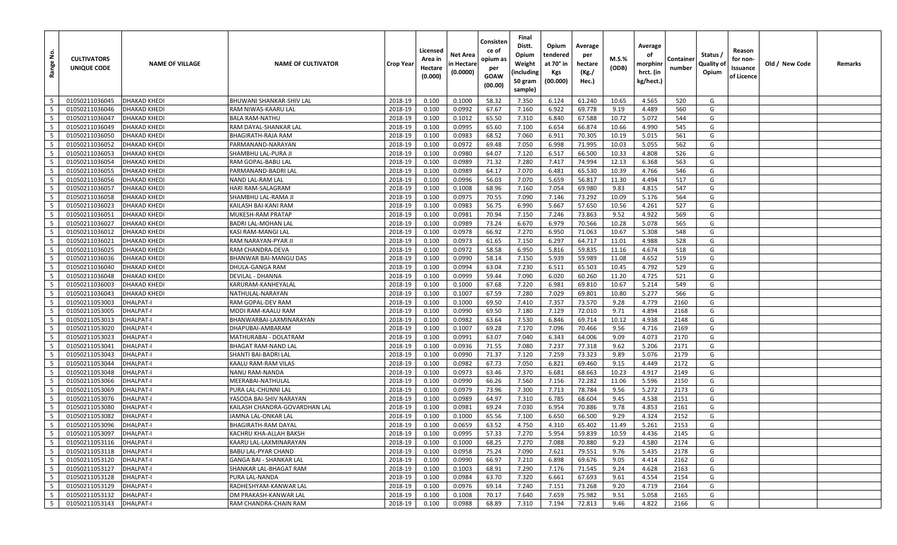| Range No. | CULTIVATORS UNIQUE CODE | NAME OF VILLAGE | NAME OF CULTIVATOR | Crop Year | Licensed Area in Hectare (0.000) | Net Area in Hectare (0.0000) | Consistence of opium as per GOAW (00.00) | Final Distt. Opium Weight (including 50 gram sample) | Opium tendered at 70° in Kgs (00.000) | Average per hectare (Kg./ Hec.) | M.S.% (ODB) | Average of morphinr hrct. (in kg/hect.) | Container number | Status / Quality of Opium | Reason for non-Issuance of Licence | Old / New Code | Remarks |
|---|---|---|---|---|---|---|---|---|---|---|---|---|---|---|---|---|---|
| 5 | 01050211036045 | DHAKAD KHEDI | BHUWANI SHANKAR-SHIV LAL | 2018-19 | 0.100 | 0.1000 | 58.32 | 7.350 | 6.124 | 61.240 | 10.65 | 4.565 | 520 | G | | | |
| 5 | 01050211036046 | DHAKAD KHEDI | RAM NIWAS-KAARU LAL | 2018-19 | 0.100 | 0.0992 | 67.67 | 7.160 | 6.922 | 69.778 | 9.19 | 4.489 | 560 | G | | | |
| 5 | 01050211036047 | DHAKAD KHEDI | BALA RAM-NATHU | 2018-19 | 0.100 | 0.1012 | 65.50 | 7.310 | 6.840 | 67.588 | 10.72 | 5.072 | 544 | G | | | |
| 5 | 01050211036049 | DHAKAD KHEDI | RAM DAYAL-SHANKAR LAL | 2018-19 | 0.100 | 0.0995 | 65.60 | 7.100 | 6.654 | 66.874 | 10.66 | 4.990 | 545 | G | | | |
| 5 | 01050211036050 | DHAKAD KHEDI | BHAGIRATH-RAJA RAM | 2018-19 | 0.100 | 0.0983 | 68.52 | 7.060 | 6.911 | 70.305 | 10.19 | 5.015 | 561 | G | | | |
| 5 | 01050211036052 | DHAKAD KHEDI | PARMANAND-NARAYAN | 2018-19 | 0.100 | 0.0972 | 69.48 | 7.050 | 6.998 | 71.995 | 10.03 | 5.055 | 562 | G | | | |
| 5 | 01050211036053 | DHAKAD KHEDI | SHAMBHU LAL-PURA JI | 2018-19 | 0.100 | 0.0980 | 64.07 | 7.120 | 6.517 | 66.500 | 10.33 | 4.808 | 526 | G | | | |
| 5 | 01050211036054 | DHAKAD KHEDI | RAM GOPAL-BABU LAL | 2018-19 | 0.100 | 0.0989 | 71.32 | 7.280 | 7.417 | 74.994 | 12.13 | 6.368 | 563 | G | | | |
| 5 | 01050211036055 | DHAKAD KHEDI | PARMANAND-BADRI LAL | 2018-19 | 0.100 | 0.0989 | 64.17 | 7.070 | 6.481 | 65.530 | 10.39 | 4.766 | 546 | G | | | |
| 5 | 01050211036056 | DHAKAD KHEDI | NAND LAL-RAM LAL | 2018-19 | 0.100 | 0.0996 | 56.03 | 7.070 | 5.659 | 56.817 | 11.30 | 4.494 | 517 | G | | | |
| 5 | 01050211036057 | DHAKAD KHEDI | HARI RAM-SALAGRAM | 2018-19 | 0.100 | 0.1008 | 68.96 | 7.160 | 7.054 | 69.980 | 9.83 | 4.815 | 547 | G | | | |
| 5 | 01050211036058 | DHAKAD KHEDI | SHAMBHU LAL-RAMA JI | 2018-19 | 0.100 | 0.0975 | 70.55 | 7.090 | 7.146 | 73.292 | 10.09 | 5.176 | 564 | G | | | |
| 5 | 01050211036023 | DHAKAD KHEDI | KAILASH BAI-KANI RAM | 2018-19 | 0.100 | 0.0983 | 56.75 | 6.990 | 5.667 | 57.650 | 10.56 | 4.261 | 527 | G | | | |
| 5 | 01050211036051 | DHAKAD KHEDI | MUKESH-RAM PRATAP | 2018-19 | 0.100 | 0.0981 | 70.94 | 7.150 | 7.246 | 73.863 | 9.52 | 4.922 | 569 | G | | | |
| 5 | 01050211036027 | DHAKAD KHEDI | BADRI LAL-MOHAN LAL | 2018-19 | 0.100 | 0.0989 | 73.24 | 6.670 | 6.979 | 70.566 | 10.28 | 5.078 | 565 | G | | | |
| 5 | 01050211036012 | DHAKAD KHEDI | KASI RAM-MANGI LAL | 2018-19 | 0.100 | 0.0978 | 66.92 | 7.270 | 6.950 | 71.063 | 10.67 | 5.308 | 548 | G | | | |
| 5 | 01050211036021 | DHAKAD KHEDI | RAM NARAYAN-PYAR JI | 2018-19 | 0.100 | 0.0973 | 61.65 | 7.150 | 6.297 | 64.717 | 11.01 | 4.988 | 528 | G | | | |
| 5 | 01050211036025 | DHAKAD KHEDI | RAM CHANDRA-DEVA | 2018-19 | 0.100 | 0.0972 | 58.58 | 6.950 | 5.816 | 59.835 | 11.16 | 4.674 | 518 | G | | | |
| 5 | 01050211036036 | DHAKAD KHEDI | BHANWAR BAI-MANGU DAS | 2018-19 | 0.100 | 0.0990 | 58.14 | 7.150 | 5.939 | 59.989 | 11.08 | 4.652 | 519 | G | | | |
| 5 | 01050211036040 | DHAKAD KHEDI | DHULA-GANGA RAM | 2018-19 | 0.100 | 0.0994 | 63.04 | 7.230 | 6.511 | 65.503 | 10.45 | 4.792 | 529 | G | | | |
| 5 | 01050211036048 | DHAKAD KHEDI | DEVILAL - DHANNA | 2018-19 | 0.100 | 0.0999 | 59.44 | 7.090 | 6.020 | 60.260 | 11.20 | 4.725 | 521 | G | | | |
| 5 | 01050211036003 | DHAKAD KHEDI | KARURAM-KANHEYALAL | 2018-19 | 0.100 | 0.1000 | 67.68 | 7.220 | 6.981 | 69.810 | 10.67 | 5.214 | 549 | G | | | |
| 5 | 01050211036043 | DHAKAD KHEDI | NATHULAL-NARAYAN | 2018-19 | 0.100 | 0.1007 | 67.59 | 7.280 | 7.029 | 69.801 | 10.80 | 5.277 | 566 | G | | | |
| 5 | 01050211053003 | DHALPAT-I | RAM GOPAL-DEV RAM | 2018-19 | 0.100 | 0.1000 | 69.50 | 7.410 | 7.357 | 73.570 | 9.28 | 4.779 | 2160 | G | | | |
| 5 | 01050211053005 | DHALPAT-I | MODI RAM-KAALU RAM | 2018-19 | 0.100 | 0.0990 | 69.50 | 7.180 | 7.129 | 72.010 | 9.71 | 4.894 | 2168 | G | | | |
| 5 | 01050211053013 | DHALPAT-I | BHANWARBAI-LAXMINARAYAN | 2018-19 | 0.100 | 0.0982 | 63.64 | 7.530 | 6.846 | 69.714 | 10.12 | 4.938 | 2148 | G | | | |
| 5 | 01050211053020 | DHALPAT-I | DHAPUBAI-AMBARAM | 2018-19 | 0.100 | 0.1007 | 69.28 | 7.170 | 7.096 | 70.466 | 9.56 | 4.716 | 2169 | G | | | |
| 5 | 01050211053023 | DHALPAT-I | MATHURABAI - DOLATRAM | 2018-19 | 0.100 | 0.0991 | 63.07 | 7.040 | 6.343 | 64.006 | 9.09 | 4.073 | 2170 | G | | | |
| 5 | 01050211053041 | DHALPAT-I | BHAGAT RAM-NAND LAL | 2018-19 | 0.100 | 0.0936 | 71.55 | 7.080 | 7.237 | 77.318 | 9.62 | 5.206 | 2171 | G | | | |
| 5 | 01050211053043 | DHALPAT-I | SHANTI BAI-BADRI LAL | 2018-19 | 0.100 | 0.0990 | 71.37 | 7.120 | 7.259 | 73.323 | 9.89 | 5.076 | 2179 | G | | | |
| 5 | 01050211053044 | DHALPAT-I | KAALU RAM-RAM VILAS | 2018-19 | 0.100 | 0.0982 | 67.73 | 7.050 | 6.821 | 69.460 | 9.15 | 4.449 | 2172 | G | | | |
| 5 | 01050211053048 | DHALPAT-I | NANU RAM-NANDA | 2018-19 | 0.100 | 0.0973 | 63.46 | 7.370 | 6.681 | 68.663 | 10.23 | 4.917 | 2149 | G | | | |
| 5 | 01050211053066 | DHALPAT-I | MEERABAI-NATHULAL | 2018-19 | 0.100 | 0.0990 | 66.26 | 7.560 | 7.156 | 72.282 | 11.06 | 5.596 | 2150 | G | | | |
| 5 | 01050211053069 | DHALPAT-I | PURA LAL-CHUNNI LAL | 2018-19 | 0.100 | 0.0979 | 73.96 | 7.300 | 7.713 | 78.784 | 9.56 | 5.272 | 2173 | G | | | |
| 5 | 01050211053076 | DHALPAT-I | YASODA BAI-SHIV NARAYAN | 2018-19 | 0.100 | 0.0989 | 64.97 | 7.310 | 6.785 | 68.604 | 9.45 | 4.538 | 2151 | G | | | |
| 5 | 01050211053080 | DHALPAT-I | KAILASH CHANDRA-GOVARDHAN LAL | 2018-19 | 0.100 | 0.0981 | 69.24 | 7.030 | 6.954 | 70.886 | 9.78 | 4.853 | 2161 | G | | | |
| 5 | 01050211053082 | DHALPAT-I | JAMNA LAL-ONKAR LAL | 2018-19 | 0.100 | 0.1000 | 65.56 | 7.100 | 6.650 | 66.500 | 9.29 | 4.324 | 2152 | G | | | |
| 5 | 01050211053096 | DHALPAT-I | BHAGIRATH-RAM DAYAL | 2018-19 | 0.100 | 0.0659 | 63.52 | 4.750 | 4.310 | 65.402 | 11.49 | 5.261 | 2153 | G | | | |
| 5 | 01050211053097 | DHALPAT-I | KACHRU KHA-ALLAH BAKSH | 2018-19 | 0.100 | 0.0995 | 57.33 | 7.270 | 5.954 | 59.839 | 10.59 | 4.436 | 2145 | G | | | |
| 5 | 01050211053116 | DHALPAT-I | KAARU LAL-LAXMINARAYAN | 2018-19 | 0.100 | 0.1000 | 68.25 | 7.270 | 7.088 | 70.880 | 9.23 | 4.580 | 2174 | G | | | |
| 5 | 01050211053118 | DHALPAT-I | BABU LAL-PYAR CHAND | 2018-19 | 0.100 | 0.0958 | 75.24 | 7.090 | 7.621 | 79.551 | 9.76 | 5.435 | 2178 | G | | | |
| 5 | 01050211053120 | DHALPAT-I | GANGA BAI - SHANKAR LAL | 2018-19 | 0.100 | 0.0990 | 66.97 | 7.210 | 6.898 | 69.676 | 9.05 | 4.414 | 2162 | G | | | |
| 5 | 01050211053127 | DHALPAT-I | SHANKAR LAL-BHAGAT RAM | 2018-19 | 0.100 | 0.1003 | 68.91 | 7.290 | 7.176 | 71.545 | 9.24 | 4.628 | 2163 | G | | | |
| 5 | 01050211053128 | DHALPAT-I | PURA LAL-NANDA | 2018-19 | 0.100 | 0.0984 | 63.70 | 7.320 | 6.661 | 67.693 | 9.61 | 4.554 | 2154 | G | | | |
| 5 | 01050211053129 | DHALPAT-I | RADHESHYAM-KANWAR LAL | 2018-19 | 0.100 | 0.0976 | 69.14 | 7.240 | 7.151 | 73.268 | 9.20 | 4.719 | 2164 | G | | | |
| 5 | 01050211053132 | DHALPAT-I | OM PRAKASH-KANWAR LAL | 2018-19 | 0.100 | 0.1008 | 70.17 | 7.640 | 7.659 | 75.982 | 9.51 | 5.058 | 2165 | G | | | |
| 5 | 01050211053143 | DHALPAT-I | RAM CHANDRA-CHAIN RAM | 2018-19 | 0.100 | 0.0988 | 68.89 | 7.310 | 7.194 | 72.813 | 9.46 | 4.822 | 2166 | G | | | |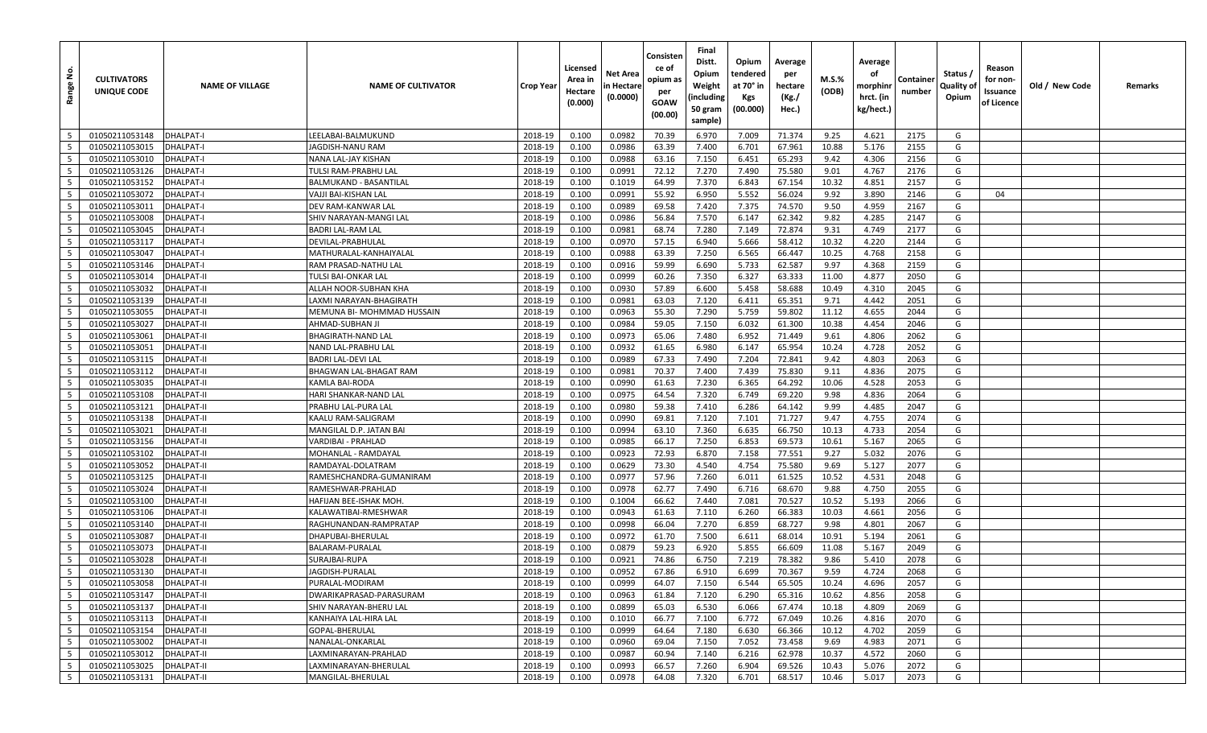| Range No. | CULTIVATORS UNIQUE CODE | NAME OF VILLAGE | NAME OF CULTIVATOR | Crop Year | Licensed Area in Hectare (0.000) | Net Area in Hectare (0.0000) | Consistence of opium as per GOAW (00.00) | Final Distt. Opium Weight (including 50 gram sample) | Opium tendered at 70° in Kgs (00.000) | Average per hectare (Kg./ Hec.) | M.S.% (ODB) | Average of morphinr hrct. (in kg/hect.) | Container number | Status / Quality of Opium | Reason for non-Issuance of Licence | Old / New Code | Remarks |
|---|---|---|---|---|---|---|---|---|---|---|---|---|---|---|---|---|---|
| 5 | 01050211053148 | DHALPAT-I | LEELABAI-BALMUKUND | 2018-19 | 0.100 | 0.0982 | 70.39 | 6.970 | 7.009 | 71.374 | 9.25 | 4.621 | 2175 | G | | | |
| 5 | 01050211053015 | DHALPAT-I | JAGDISH-NANU RAM | 2018-19 | 0.100 | 0.0986 | 63.39 | 7.400 | 6.701 | 67.961 | 10.88 | 5.176 | 2155 | G | | | |
| 5 | 01050211053010 | DHALPAT-I | NANA LAL-JAY KISHAN | 2018-19 | 0.100 | 0.0988 | 63.16 | 7.150 | 6.451 | 65.293 | 9.42 | 4.306 | 2156 | G | | | |
| 5 | 01050211053126 | DHALPAT-I | TULSI RAM-PRABHU LAL | 2018-19 | 0.100 | 0.0991 | 72.12 | 7.270 | 7.490 | 75.580 | 9.01 | 4.767 | 2176 | G | | | |
| 5 | 01050211053152 | DHALPAT-I | BALMUKAND - BASANTILAL | 2018-19 | 0.100 | 0.1019 | 64.99 | 7.370 | 6.843 | 67.154 | 10.32 | 4.851 | 2157 | G | | | |
| 5 | 01050211053072 | DHALPAT-I | VAJJI BAI-KISHAN LAL | 2018-19 | 0.100 | 0.0991 | 55.92 | 6.950 | 5.552 | 56.024 | 9.92 | 3.890 | 2146 | G | 04 | | |
| 5 | 01050211053011 | DHALPAT-I | DEV RAM-KANWAR LAL | 2018-19 | 0.100 | 0.0989 | 69.58 | 7.420 | 7.375 | 74.570 | 9.50 | 4.959 | 2167 | G | | | |
| 5 | 01050211053008 | DHALPAT-I | SHIV NARAYAN-MANGI LAL | 2018-19 | 0.100 | 0.0986 | 56.84 | 7.570 | 6.147 | 62.342 | 9.82 | 4.285 | 2147 | G | | | |
| 5 | 01050211053045 | DHALPAT-I | BADRI LAL-RAM LAL | 2018-19 | 0.100 | 0.0981 | 68.74 | 7.280 | 7.149 | 72.874 | 9.31 | 4.749 | 2177 | G | | | |
| 5 | 01050211053117 | DHALPAT-I | DEVILAL-PRABHULAL | 2018-19 | 0.100 | 0.0970 | 57.15 | 6.940 | 5.666 | 58.412 | 10.32 | 4.220 | 2144 | G | | | |
| 5 | 01050211053047 | DHALPAT-I | MATHURALAL-KANHAIYALAL | 2018-19 | 0.100 | 0.0988 | 63.39 | 7.250 | 6.565 | 66.447 | 10.25 | 4.768 | 2158 | G | | | |
| 5 | 01050211053146 | DHALPAT-I | RAM PRASAD-NATHU LAL | 2018-19 | 0.100 | 0.0916 | 59.99 | 6.690 | 5.733 | 62.587 | 9.97 | 4.368 | 2159 | G | | | |
| 5 | 01050211053014 | DHALPAT-II | TULSI BAI-ONKAR LAL | 2018-19 | 0.100 | 0.0999 | 60.26 | 7.350 | 6.327 | 63.333 | 11.00 | 4.877 | 2050 | G | | | |
| 5 | 01050211053032 | DHALPAT-II | ALLAH NOOR-SUBHAN KHA | 2018-19 | 0.100 | 0.0930 | 57.89 | 6.600 | 5.458 | 58.688 | 10.49 | 4.310 | 2045 | G | | | |
| 5 | 01050211053139 | DHALPAT-II | LAXMI NARAYAN-BHAGIRATH | 2018-19 | 0.100 | 0.0981 | 63.03 | 7.120 | 6.411 | 65.351 | 9.71 | 4.442 | 2051 | G | | | |
| 5 | 01050211053055 | DHALPAT-II | MEMUNA BI- MOHMMAD HUSSAIN | 2018-19 | 0.100 | 0.0963 | 55.30 | 7.290 | 5.759 | 59.802 | 11.12 | 4.655 | 2044 | G | | | |
| 5 | 01050211053027 | DHALPAT-II | AHMAD-SUBHAN JI | 2018-19 | 0.100 | 0.0984 | 59.05 | 7.150 | 6.032 | 61.300 | 10.38 | 4.454 | 2046 | G | | | |
| 5 | 01050211053061 | DHALPAT-II | BHAGIRATH-NAND LAL | 2018-19 | 0.100 | 0.0973 | 65.06 | 7.480 | 6.952 | 71.449 | 9.61 | 4.806 | 2062 | G | | | |
| 5 | 01050211053051 | DHALPAT-II | NAND LAL-PRABHU LAL | 2018-19 | 0.100 | 0.0932 | 61.65 | 6.980 | 6.147 | 65.954 | 10.24 | 4.728 | 2052 | G | | | |
| 5 | 01050211053115 | DHALPAT-II | BADRI LAL-DEVI LAL | 2018-19 | 0.100 | 0.0989 | 67.33 | 7.490 | 7.204 | 72.841 | 9.42 | 4.803 | 2063 | G | | | |
| 5 | 01050211053112 | DHALPAT-II | BHAGWAN LAL-BHAGAT RAM | 2018-19 | 0.100 | 0.0981 | 70.37 | 7.400 | 7.439 | 75.830 | 9.11 | 4.836 | 2075 | G | | | |
| 5 | 01050211053035 | DHALPAT-II | KAMLA BAI-RODA | 2018-19 | 0.100 | 0.0990 | 61.63 | 7.230 | 6.365 | 64.292 | 10.06 | 4.528 | 2053 | G | | | |
| 5 | 01050211053108 | DHALPAT-II | HARI SHANKAR-NAND LAL | 2018-19 | 0.100 | 0.0975 | 64.54 | 7.320 | 6.749 | 69.220 | 9.98 | 4.836 | 2064 | G | | | |
| 5 | 01050211053121 | DHALPAT-II | PRABHU LAL-PURA LAL | 2018-19 | 0.100 | 0.0980 | 59.38 | 7.410 | 6.286 | 64.142 | 9.99 | 4.485 | 2047 | G | | | |
| 5 | 01050211053138 | DHALPAT-II | KAALU RAM-SALIGRAM | 2018-19 | 0.100 | 0.0990 | 69.81 | 7.120 | 7.101 | 71.727 | 9.47 | 4.755 | 2074 | G | | | |
| 5 | 01050211053021 | DHALPAT-II | MANGILAL D.P. JATAN BAI | 2018-19 | 0.100 | 0.0994 | 63.10 | 7.360 | 6.635 | 66.750 | 10.13 | 4.733 | 2054 | G | | | |
| 5 | 01050211053156 | DHALPAT-II | VARDIBAI - PRAHLAD | 2018-19 | 0.100 | 0.0985 | 66.17 | 7.250 | 6.853 | 69.573 | 10.61 | 5.167 | 2065 | G | | | |
| 5 | 01050211053102 | DHALPAT-II | MOHANLAL - RAMDAYAL | 2018-19 | 0.100 | 0.0923 | 72.93 | 6.870 | 7.158 | 77.551 | 9.27 | 5.032 | 2076 | G | | | |
| 5 | 01050211053052 | DHALPAT-II | RAMDAYAL-DOLATRAM | 2018-19 | 0.100 | 0.0629 | 73.30 | 4.540 | 4.754 | 75.580 | 9.69 | 5.127 | 2077 | G | | | |
| 5 | 01050211053125 | DHALPAT-II | RAMESHCHANDRA-GUMANIRAM | 2018-19 | 0.100 | 0.0977 | 57.96 | 7.260 | 6.011 | 61.525 | 10.52 | 4.531 | 2048 | G | | | |
| 5 | 01050211053024 | DHALPAT-II | RAMESHWAR-PRAHLAD | 2018-19 | 0.100 | 0.0978 | 62.77 | 7.490 | 6.716 | 68.670 | 9.88 | 4.750 | 2055 | G | | | |
| 5 | 01050211053100 | DHALPAT-II | HAFIJAN BEE-ISHAK MOH. | 2018-19 | 0.100 | 0.1004 | 66.62 | 7.440 | 7.081 | 70.527 | 10.52 | 5.193 | 2066 | G | | | |
| 5 | 01050211053106 | DHALPAT-II | KALAWATIBAI-RMESHWAR | 2018-19 | 0.100 | 0.0943 | 61.63 | 7.110 | 6.260 | 66.383 | 10.03 | 4.661 | 2056 | G | | | |
| 5 | 01050211053140 | DHALPAT-II | RAGHUNANDAN-RAMPRATAP | 2018-19 | 0.100 | 0.0998 | 66.04 | 7.270 | 6.859 | 68.727 | 9.98 | 4.801 | 2067 | G | | | |
| 5 | 01050211053087 | DHALPAT-II | DHAPUBAI-BHERULAL | 2018-19 | 0.100 | 0.0972 | 61.70 | 7.500 | 6.611 | 68.014 | 10.91 | 5.194 | 2061 | G | | | |
| 5 | 01050211053073 | DHALPAT-II | BALARAM-PURALAL | 2018-19 | 0.100 | 0.0879 | 59.23 | 6.920 | 5.855 | 66.609 | 11.08 | 5.167 | 2049 | G | | | |
| 5 | 01050211053028 | DHALPAT-II | SURAJBAI-RUPA | 2018-19 | 0.100 | 0.0921 | 74.86 | 6.750 | 7.219 | 78.382 | 9.86 | 5.410 | 2078 | G | | | |
| 5 | 01050211053130 | DHALPAT-II | JAGDISH-PURALAL | 2018-19 | 0.100 | 0.0952 | 67.86 | 6.910 | 6.699 | 70.367 | 9.59 | 4.724 | 2068 | G | | | |
| 5 | 01050211053058 | DHALPAT-II | PURALAL-MODIRAM | 2018-19 | 0.100 | 0.0999 | 64.07 | 7.150 | 6.544 | 65.505 | 10.24 | 4.696 | 2057 | G | | | |
| 5 | 01050211053147 | DHALPAT-II | DWARIKAPRASAD-PARASURAM | 2018-19 | 0.100 | 0.0963 | 61.84 | 7.120 | 6.290 | 65.316 | 10.62 | 4.856 | 2058 | G | | | |
| 5 | 01050211053137 | DHALPAT-II | SHIV NARAYAN-BHERU LAL | 2018-19 | 0.100 | 0.0899 | 65.03 | 6.530 | 6.066 | 67.474 | 10.18 | 4.809 | 2069 | G | | | |
| 5 | 01050211053113 | DHALPAT-II | KANHAIYA LAL-HIRA LAL | 2018-19 | 0.100 | 0.1010 | 66.77 | 7.100 | 6.772 | 67.049 | 10.26 | 4.816 | 2070 | G | | | |
| 5 | 01050211053154 | DHALPAT-II | GOPAL-BHERULAL | 2018-19 | 0.100 | 0.0999 | 64.64 | 7.180 | 6.630 | 66.366 | 10.12 | 4.702 | 2059 | G | | | |
| 5 | 01050211053002 | DHALPAT-II | NANALAL-ONKARLAL | 2018-19 | 0.100 | 0.0960 | 69.04 | 7.150 | 7.052 | 73.458 | 9.69 | 4.983 | 2071 | G | | | |
| 5 | 01050211053012 | DHALPAT-II | LAXMINARAYAN-PRAHLAD | 2018-19 | 0.100 | 0.0987 | 60.94 | 7.140 | 6.216 | 62.978 | 10.37 | 4.572 | 2060 | G | | | |
| 5 | 01050211053025 | DHALPAT-II | LAXMINARAYAN-BHERULAL | 2018-19 | 0.100 | 0.0993 | 66.57 | 7.260 | 6.904 | 69.526 | 10.43 | 5.076 | 2072 | G | | | |
| 5 | 01050211053131 | DHALPAT-II | MANGILAL-BHERULAL | 2018-19 | 0.100 | 0.0978 | 64.08 | 7.320 | 6.701 | 68.517 | 10.46 | 5.017 | 2073 | G | | | |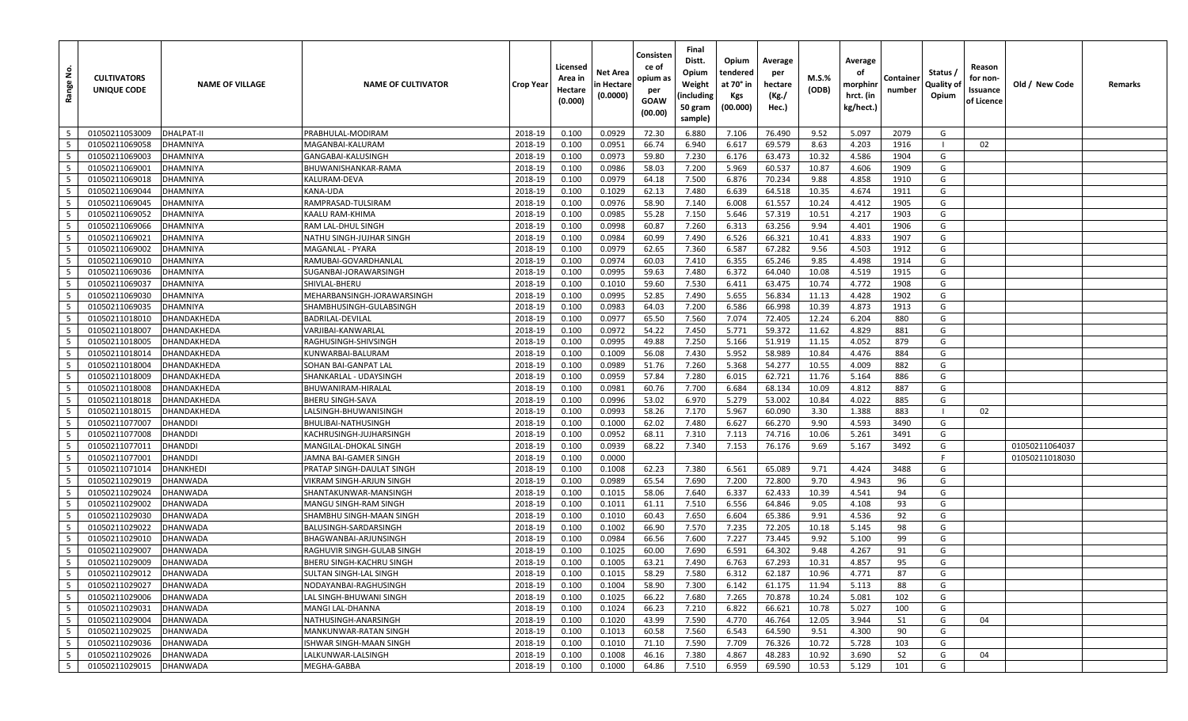| Range No. | CULTIVATORS UNIQUE CODE | NAME OF VILLAGE | NAME OF CULTIVATOR | Crop Year | Licensed Area in Hectare (0.000) | Net Area in Hectare (0.0000) | Consistence of opium as per GOAW (00.00) | Final Distt. Opium Weight (including 50 gram sample) | Opium tendered at 70° in Kgs (00.000) | Average per hectare (Kg./ Hec.) | M.S.% (ODB) | Average of morphinr hrct. (in kg/hect.) | Container number | Status / Quality of Opium | Reason for non-Issuance of Licence | Old / New Code | Remarks |
|---|---|---|---|---|---|---|---|---|---|---|---|---|---|---|---|---|---|
| 5 | 01050211053009 | DHALPAT-II | PRABHULAL-MODIRAM | 2018-19 | 0.100 | 0.0929 | 72.30 | 6.880 | 7.106 | 76.490 | 9.52 | 5.097 | 2079 | G | | | |
| 5 | 01050211069058 | DHAMNIYA | MAGANBAI-KALURAM | 2018-19 | 0.100 | 0.0951 | 66.74 | 6.940 | 6.617 | 69.579 | 8.63 | 4.203 | 1916 | I | 02 | | |
| 5 | 01050211069003 | DHAMNIYA | GANGABAI-KALUSINGH | 2018-19 | 0.100 | 0.0973 | 59.80 | 7.230 | 6.176 | 63.473 | 10.32 | 4.586 | 1904 | G | | | |
| 5 | 01050211069001 | DHAMNIYA | BHUWANISHANKAR-RAMA | 2018-19 | 0.100 | 0.0986 | 58.03 | 7.200 | 5.969 | 60.537 | 10.87 | 4.606 | 1909 | G | | | |
| 5 | 01050211069018 | DHAMNIYA | KALURAM-DEVA | 2018-19 | 0.100 | 0.0979 | 64.18 | 7.500 | 6.876 | 70.234 | 9.88 | 4.858 | 1910 | G | | | |
| 5 | 01050211069044 | DHAMNIYA | KANA-UDA | 2018-19 | 0.100 | 0.1029 | 62.13 | 7.480 | 6.639 | 64.518 | 10.35 | 4.674 | 1911 | G | | | |
| 5 | 01050211069045 | DHAMNIYA | RAMPRASAD-TULSIRAM | 2018-19 | 0.100 | 0.0976 | 58.90 | 7.140 | 6.008 | 61.557 | 10.24 | 4.412 | 1905 | G | | | |
| 5 | 01050211069052 | DHAMNIYA | KAALU RAM-KHIMA | 2018-19 | 0.100 | 0.0985 | 55.28 | 7.150 | 5.646 | 57.319 | 10.51 | 4.217 | 1903 | G | | | |
| 5 | 01050211069066 | DHAMNIYA | RAM LAL-DHUL SINGH | 2018-19 | 0.100 | 0.0998 | 60.87 | 7.260 | 6.313 | 63.256 | 9.94 | 4.401 | 1906 | G | | | |
| 5 | 01050211069021 | DHAMNIYA | NATHU SINGH-JUJHAR SINGH | 2018-19 | 0.100 | 0.0984 | 60.99 | 7.490 | 6.526 | 66.321 | 10.41 | 4.833 | 1907 | G | | | |
| 5 | 01050211069002 | DHAMNIYA | MAGANLAL - PYARA | 2018-19 | 0.100 | 0.0979 | 62.65 | 7.360 | 6.587 | 67.282 | 9.56 | 4.503 | 1912 | G | | | |
| 5 | 01050211069010 | DHAMNIYA | RAMUBAI-GOVARDHANLAL | 2018-19 | 0.100 | 0.0974 | 60.03 | 7.410 | 6.355 | 65.246 | 9.85 | 4.498 | 1914 | G | | | |
| 5 | 01050211069036 | DHAMNIYA | SUGANBAI-JORAWARSINGH | 2018-19 | 0.100 | 0.0995 | 59.63 | 7.480 | 6.372 | 64.040 | 10.08 | 4.519 | 1915 | G | | | |
| 5 | 01050211069037 | DHAMNIYA | SHIVLAL-BHERU | 2018-19 | 0.100 | 0.1010 | 59.60 | 7.530 | 6.411 | 63.475 | 10.74 | 4.772 | 1908 | G | | | |
| 5 | 01050211069030 | DHAMNIYA | MEHARBANSINGH-JORAWARSINGH | 2018-19 | 0.100 | 0.0995 | 52.85 | 7.490 | 5.655 | 56.834 | 11.13 | 4.428 | 1902 | G | | | |
| 5 | 01050211069035 | DHAMNIYA | SHAMBHUSINGH-GULABSINGH | 2018-19 | 0.100 | 0.0983 | 64.03 | 7.200 | 6.586 | 66.998 | 10.39 | 4.873 | 1913 | G | | | |
| 5 | 01050211018010 | DHANDAKHEDA | BADRILAL-DEVILAL | 2018-19 | 0.100 | 0.0977 | 65.50 | 7.560 | 7.074 | 72.405 | 12.24 | 6.204 | 880 | G | | | |
| 5 | 01050211018007 | DHANDAKHEDA | VARJIBAI-KANWARLAL | 2018-19 | 0.100 | 0.0972 | 54.22 | 7.450 | 5.771 | 59.372 | 11.62 | 4.829 | 881 | G | | | |
| 5 | 01050211018005 | DHANDAKHEDA | RAGHUSINGH-SHIVSINGH | 2018-19 | 0.100 | 0.0995 | 49.88 | 7.250 | 5.166 | 51.919 | 11.15 | 4.052 | 879 | G | | | |
| 5 | 01050211018014 | DHANDAKHEDA | KUNWARBAI-BALURAM | 2018-19 | 0.100 | 0.1009 | 56.08 | 7.430 | 5.952 | 58.989 | 10.84 | 4.476 | 884 | G | | | |
| 5 | 01050211018004 | DHANDAKHEDA | SOHAN BAI-GANPAT LAL | 2018-19 | 0.100 | 0.0989 | 51.76 | 7.260 | 5.368 | 54.277 | 10.55 | 4.009 | 882 | G | | | |
| 5 | 01050211018009 | DHANDAKHEDA | SHANKARLAL - UDAYSINGH | 2018-19 | 0.100 | 0.0959 | 57.84 | 7.280 | 6.015 | 62.721 | 11.76 | 5.164 | 886 | G | | | |
| 5 | 01050211018008 | DHANDAKHEDA | BHUWANIRAM-HIRALAL | 2018-19 | 0.100 | 0.0981 | 60.76 | 7.700 | 6.684 | 68.134 | 10.09 | 4.812 | 887 | G | | | |
| 5 | 01050211018018 | DHANDAKHEDA | BHERU SINGH-SAVA | 2018-19 | 0.100 | 0.0996 | 53.02 | 6.970 | 5.279 | 53.002 | 10.84 | 4.022 | 885 | G | | | |
| 5 | 01050211018015 | DHANDAKHEDA | LALSINGH-BHUWANISINGH | 2018-19 | 0.100 | 0.0993 | 58.26 | 7.170 | 5.967 | 60.090 | 3.30 | 1.388 | 883 | I | 02 | | |
| 5 | 01050211077007 | DHANDDI | BHULIBAI-NATHUSINGH | 2018-19 | 0.100 | 0.1000 | 62.02 | 7.480 | 6.627 | 66.270 | 9.90 | 4.593 | 3490 | G | | | |
| 5 | 01050211077008 | DHANDDI | KACHRUSINGH-JUJHARSINGH | 2018-19 | 0.100 | 0.0952 | 68.11 | 7.310 | 7.113 | 74.716 | 10.06 | 5.261 | 3491 | G | | | |
| 5 | 01050211077011 | DHANDDI | MANGILAL-DHOKAL SINGH | 2018-19 | 0.100 | 0.0939 | 68.22 | 7.340 | 7.153 | 76.176 | 9.69 | 5.167 | 3492 | G | | 01050211064037 | |
| 5 | 01050211077001 | DHANDDI | JAMNA BAI-GAMER SINGH | 2018-19 | 0.100 | 0.0000 | | | | | | | | F | | 01050211018030 | |
| 5 | 01050211071014 | DHANKHEDI | PRATAP SINGH-DAULAT SINGH | 2018-19 | 0.100 | 0.1008 | 62.23 | 7.380 | 6.561 | 65.089 | 9.71 | 4.424 | 3488 | G | | | |
| 5 | 01050211029019 | DHANWADA | VIKRAM SINGH-ARJUN SINGH | 2018-19 | 0.100 | 0.0989 | 65.54 | 7.690 | 7.200 | 72.800 | 9.70 | 4.943 | 96 | G | | | |
| 5 | 01050211029024 | DHANWADA | SHANTAKUNWAR-MANSINGH | 2018-19 | 0.100 | 0.1015 | 58.06 | 7.640 | 6.337 | 62.433 | 10.39 | 4.541 | 94 | G | | | |
| 5 | 01050211029002 | DHANWADA | MANGU SINGH-RAM SINGH | 2018-19 | 0.100 | 0.1011 | 61.11 | 7.510 | 6.556 | 64.846 | 9.05 | 4.108 | 93 | G | | | |
| 5 | 01050211029030 | DHANWADA | SHAMBHU SINGH-MAAN SINGH | 2018-19 | 0.100 | 0.1010 | 60.43 | 7.650 | 6.604 | 65.386 | 9.91 | 4.536 | 92 | G | | | |
| 5 | 01050211029022 | DHANWADA | BALUSINGH-SARDARSINGH | 2018-19 | 0.100 | 0.1002 | 66.90 | 7.570 | 7.235 | 72.205 | 10.18 | 5.145 | 98 | G | | | |
| 5 | 01050211029010 | DHANWADA | BHAGWANBAI-ARJUNSINGH | 2018-19 | 0.100 | 0.0984 | 66.56 | 7.600 | 7.227 | 73.445 | 9.92 | 5.100 | 99 | G | | | |
| 5 | 01050211029007 | DHANWADA | RAGHUVIR SINGH-GULAB SINGH | 2018-19 | 0.100 | 0.1025 | 60.00 | 7.690 | 6.591 | 64.302 | 9.48 | 4.267 | 91 | G | | | |
| 5 | 01050211029009 | DHANWADA | BHERU SINGH-KACHRU SINGH | 2018-19 | 0.100 | 0.1005 | 63.21 | 7.490 | 6.763 | 67.293 | 10.31 | 4.857 | 95 | G | | | |
| 5 | 01050211029012 | DHANWADA | SULTAN SINGH-LAL SINGH | 2018-19 | 0.100 | 0.1015 | 58.29 | 7.580 | 6.312 | 62.187 | 10.96 | 4.771 | 87 | G | | | |
| 5 | 01050211029027 | DHANWADA | NODAYANBAI-RAGHUSINGH | 2018-19 | 0.100 | 0.1004 | 58.90 | 7.300 | 6.142 | 61.175 | 11.94 | 5.113 | 88 | G | | | |
| 5 | 01050211029006 | DHANWADA | LAL SINGH-BHUWANI SINGH | 2018-19 | 0.100 | 0.1025 | 66.22 | 7.680 | 7.265 | 70.878 | 10.24 | 5.081 | 102 | G | | | |
| 5 | 01050211029031 | DHANWADA | MANGI LAL-DHANNA | 2018-19 | 0.100 | 0.1024 | 66.23 | 7.210 | 6.822 | 66.621 | 10.78 | 5.027 | 100 | G | | | |
| 5 | 01050211029004 | DHANWADA | NATHUSINGH-ANARSINGH | 2018-19 | 0.100 | 0.1020 | 43.99 | 7.590 | 4.770 | 46.764 | 12.05 | 3.944 | S1 | G | 04 | | |
| 5 | 01050211029025 | DHANWADA | MANKUNWAR-RATAN SINGH | 2018-19 | 0.100 | 0.1013 | 60.58 | 7.560 | 6.543 | 64.590 | 9.51 | 4.300 | 90 | G | | | |
| 5 | 01050211029036 | DHANWADA | ISHWAR SINGH-MAAN SINGH | 2018-19 | 0.100 | 0.1010 | 71.10 | 7.590 | 7.709 | 76.326 | 10.72 | 5.728 | 103 | G | | | |
| 5 | 01050211029026 | DHANWADA | LALKUNWAR-LALSINGH | 2018-19 | 0.100 | 0.1008 | 46.16 | 7.380 | 4.867 | 48.283 | 10.92 | 3.690 | S2 | G | 04 | | |
| 5 | 01050211029015 | DHANWADA | MEGHA-GABBA | 2018-19 | 0.100 | 0.1000 | 64.86 | 7.510 | 6.959 | 69.590 | 10.53 | 5.129 | 101 | G | | | |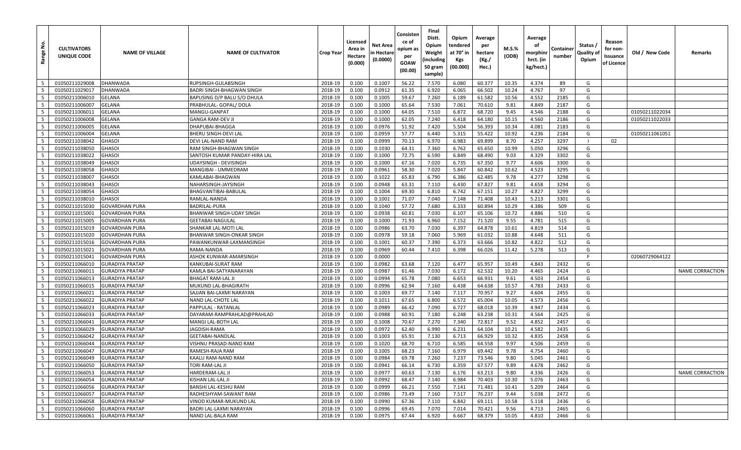| Range No. | CULTIVATORS UNIQUE CODE | NAME OF VILLAGE | NAME OF CULTIVATOR | Crop Year | Licensed Area in Hectare (0.000) | Net Area in Hectare (0.0000) | Consistence of opium as per GOAW (00.00) | Final Distt. Opium Weight (including 50 gram sample) | Opium tendered at 70° in Kgs (00.000) | Average per hectare (Kg./ Hec.) | M.S.% (ODB) | Average of morphinr hrct. (in kg/hect.) | Container number | Status / Quality of Opium | Reason for non-Issuance of Licence | Old / New Code | Remarks |
|---|---|---|---|---|---|---|---|---|---|---|---|---|---|---|---|---|---|
| 5 | 01050211029008 | DHANWADA | RUPSINGH-GULABSINGH | 2018-19 | 0.100 | 0.1007 | 56.22 | 7.570 | 6.080 | 60.377 | 10.35 | 4.374 | 89 | G | | | |
| 5 | 01050211029017 | DHANWADA | BADRI SINGH-BHAGWAN SINGH | 2018-19 | 0.100 | 0.0912 | 61.35 | 6.920 | 6.065 | 66.502 | 10.24 | 4.767 | 97 | G | | | |
| 5 | 01050211006010 | GELANA | BAPUSING D/P BALU S/O DHULA | 2018-19 | 0.100 | 0.1005 | 59.67 | 7.260 | 6.189 | 61.582 | 10.56 | 4.552 | 2185 | G | | | |
| 5 | 01050211006007 | GELANA | PRABHULAL- GOPAL/ DOLA | 2018-19 | 0.100 | 0.1000 | 65.64 | 7.530 | 7.061 | 70.610 | 9.81 | 4.849 | 2187 | G | | | |
| 5 | 01050211006011 | GELANA | MANGU-GANPAT | 2018-19 | 0.100 | 0.1000 | 64.05 | 7.510 | 6.872 | 68.720 | 9.45 | 4.546 | 2188 | G | | 01050211022034 | |
| 5 | 01050211006008 | GELANA | GANGA RAM-DEV JI | 2018-19 | 0.100 | 0.1000 | 62.05 | 7.240 | 6.418 | 64.180 | 10.15 | 4.560 | 2186 | G | | 01050211022033 | |
| 5 | 01050211006005 | GELANA | DHAPUBAI-BHAGGA | 2018-19 | 0.100 | 0.0976 | 51.92 | 7.420 | 5.504 | 56.393 | 10.34 | 4.081 | 2183 | G | | | |
| 5 | 01050211006004 | GELANA | BHERU SINGH-DEVI LAL | 2018-19 | 0.100 | 0.0959 | 57.77 | 6.440 | 5.315 | 55.422 | 10.92 | 4.236 | 2184 | G | | 01050211061051 | |
| 5 | 01050211038042 | GHASOI | DEVI LAL-NAND RAM | 2018-19 | 0.100 | 0.0999 | 70.13 | 6.970 | 6.983 | 69.899 | 8.70 | 4.257 | 3297 | I | 02 | | |
| 5 | 01050211038050 | GHASOI | RAM SINGH-BHAGWAN SINGH | 2018-19 | 0.100 | 0.1030 | 64.31 | 7.360 | 6.762 | 65.650 | 10.99 | 5.050 | 3296 | G | | | |
| 5 | 01050211038022 | GHASOI | SANTOSH KUMAR PANDAY-HIRA LAL | 2018-19 | 0.100 | 0.1000 | 72.75 | 6.590 | 6.849 | 68.490 | 9.03 | 4.329 | 3302 | G | | | |
| 5 | 01050211038049 | GHASOI | UDAYSINGH - DEVISINGH | 2018-19 | 0.100 | 0.1000 | 67.16 | 7.020 | 6.735 | 67.350 | 9.77 | 4.606 | 3300 | G | | | |
| 5 | 01050211038058 | GHASOI | MANGIBAI - UMMEDRAM | 2018-19 | 0.100 | 0.0961 | 58.30 | 7.020 | 5.847 | 60.842 | 10.62 | 4.523 | 3295 | G | | | |
| 5 | 01050211038007 | GHASOI | KAMLABAI-BHAGWAN | 2018-19 | 0.100 | 0.1022 | 65.83 | 6.790 | 6.386 | 62.485 | 9.78 | 4.277 | 3298 | G | | | |
| 5 | 01050211038043 | GHASOI | NAHARSINGH-JAYSINGH | 2018-19 | 0.100 | 0.0948 | 63.31 | 7.110 | 6.430 | 67.827 | 9.81 | 4.658 | 3294 | G | | | |
| 5 | 01050211038054 | GHASOI | BHAGVANTIBAI-BABULAL | 2018-19 | 0.100 | 0.1004 | 69.30 | 6.810 | 6.742 | 67.151 | 10.27 | 4.827 | 3299 | G | | | |
| 5 | 01050211038010 | GHASOI | RAMLAL-NANDA | 2018-19 | 0.100 | 0.1001 | 71.07 | 7.040 | 7.148 | 71.408 | 10.43 | 5.213 | 3301 | G | | | |
| 5 | 01050211015030 | GOVARDHAN PURA | BADRILAL-PURA | 2018-19 | 0.100 | 0.1040 | 57.72 | 7.680 | 6.333 | 60.894 | 10.29 | 4.386 | 509 | G | | | |
| 5 | 01050211015001 | GOVARDHAN PURA | BHANWAR SINGH-UDAY SINGH | 2018-19 | 0.100 | 0.0938 | 60.81 | 7.030 | 6.107 | 65.106 | 10.72 | 4.886 | 510 | G | | | |
| 5 | 01050211015005 | GOVARDHAN PURA | GEETABAI-NAGULAL | 2018-19 | 0.100 | 0.1000 | 71.93 | 6.960 | 7.152 | 71.520 | 9.55 | 4.781 | 515 | G | | | |
| 5 | 01050211015019 | GOVARDHAN PURA | SHANKAR LAL-MOTI LAL | 2018-19 | 0.100 | 0.0986 | 63.70 | 7.030 | 6.397 | 64.878 | 10.61 | 4.819 | 514 | G | | | |
| 5 | 01050211015020 | GOVARDHAN PURA | BHANWAR SINGH-ONKAR SINGH | 2018-19 | 0.100 | 0.0978 | 59.18 | 7.060 | 5.969 | 61.032 | 10.88 | 4.648 | 511 | G | | | |
| 5 | 01050211015016 | GOVARDHAN PURA | PAWANKUNWAR-LAXMANSINGH | 2018-19 | 0.100 | 0.1001 | 60.37 | 7.390 | 6.373 | 63.666 | 10.82 | 4.822 | 512 | G | | | |
| 5 | 01050211015021 | GOVARDHAN PURA | RAMA-NANDA | 2018-19 | 0.100 | 0.0969 | 60.44 | 7.410 | 6.398 | 66.026 | 11.42 | 5.278 | 513 | G | | | |
| 5 | 01050211015041 | GOVARDHAN PURA | ASHOK KUNWAR-AMARSINGH | 2018-19 | 0.100 | 0.0000 | | | | | | | | F | | 02060729064122 | |
| 5 | 01050211066010 | GURADIYA PRATAP | KANKUBAI-SURAT RAM | 2018-19 | 0.100 | 0.0982 | 63.68 | 7.120 | 6.477 | 65.957 | 10.49 | 4.843 | 2432 | G | | | |
| 5 | 01050211066011 | GURADIYA PRATAP | KAMLA BAI-SATYANARAYAN | 2018-19 | 0.100 | 0.0987 | 61.46 | 7.030 | 6.172 | 62.532 | 10.20 | 4.465 | 2424 | G | | | NAME CORRACTION |
| 5 | 01050211066013 | GURADIYA PRATAP | BHAGAT RAM-LAL JI | 2018-19 | 0.100 | 0.0994 | 65.78 | 7.080 | 6.653 | 66.931 | 9.61 | 4.503 | 2454 | G | | | |
| 5 | 01050211066015 | GURADIYA PRATAP | MUKUND LAL-BHAGIRATH | 2018-19 | 0.100 | 0.0996 | 62.94 | 7.160 | 6.438 | 64.638 | 10.57 | 4.783 | 2433 | G | | | |
| 5 | 01050211066021 | GURADIYA PRATAP | SAJJAN BAI-LAXMI NARAYAN | 2018-19 | 0.100 | 0.1003 | 69.77 | 7.140 | 7.117 | 70.957 | 9.27 | 4.604 | 2455 | G | | | |
| 5 | 01050211066022 | GURADIYA PRATAP | NAND LAL-CHOTE LAL | 2018-19 | 0.100 | 0.1011 | 67.65 | 6.800 | 6.572 | 65.004 | 10.05 | 4.573 | 2456 | G | | | |
| 5 | 01050211066023 | GURADIYA PRATAP | PAPPULAL - RATANLAL | 2018-19 | 0.100 | 0.0989 | 66.42 | 7.090 | 6.727 | 68.018 | 10.39 | 4.947 | 2434 | G | | | |
| 5 | 01050211066033 | GURADIYA PRATAP | DAYARAM-RAMPRAHLAD@PRAHLAD | 2018-19 | 0.100 | 0.0988 | 60.91 | 7.180 | 6.248 | 63.238 | 10.31 | 4.564 | 2425 | G | | | |
| 5 | 01050211066041 | GURADIYA PRATAP | MANGI LAL-BOTH LAL | 2018-19 | 0.100 | 0.1008 | 70.67 | 7.270 | 7.340 | 72.817 | 9.52 | 4.852 | 2457 | G | | | |
| 5 | 01050211066029 | GURADIYA PRATAP | JAGDISH-RAMA | 2018-19 | 0.100 | 0.0972 | 62.40 | 6.990 | 6.231 | 64.104 | 10.21 | 4.582 | 2435 | G | | | |
| 5 | 01050211066042 | GURADIYA PRATAP | GEETABAI-NANDLAL | 2018-19 | 0.100 | 0.1003 | 65.91 | 7.130 | 6.713 | 66.929 | 10.32 | 4.835 | 2458 | G | | | |
| 5 | 01050211066044 | GURADIYA PRATAP | VISHNU PRASAD-NAND RAM | 2018-19 | 0.100 | 0.1020 | 68.70 | 6.710 | 6.585 | 64.558 | 9.97 | 4.506 | 2459 | G | | | |
| 5 | 01050211066047 | GURADIYA PRATAP | RAMESH-RAJA RAM | 2018-19 | 0.100 | 0.1005 | 68.23 | 7.160 | 6.979 | 69.442 | 9.78 | 4.754 | 2460 | G | | | |
| 5 | 01050211066049 | GURADIYA PRATAP | KAALU RAM-NAND RAM | 2018-19 | 0.100 | 0.0984 | 69.78 | 7.260 | 7.237 | 73.546 | 9.80 | 5.045 | 2461 | G | | | |
| 5 | 01050211066050 | GURADIYA PRATAP | TORI RAM-LAL JI | 2018-19 | 0.100 | 0.0941 | 66.14 | 6.730 | 6.359 | 67.577 | 9.89 | 4.678 | 2462 | G | | | |
| 5 | 01050211066053 | GURADIYA PRATAP | HARDERAM-LAL JI | 2018-19 | 0.100 | 0.0977 | 60.63 | 7.130 | 6.176 | 63.213 | 9.80 | 4.336 | 2426 | G | | | NAME CORRACTION |
| 5 | 01050211066054 | GURADIYA PRATAP | KISHAN LAL-LAL JI | 2018-19 | 0.100 | 0.0992 | 68.47 | 7.140 | 6.984 | 70.403 | 10.30 | 5.076 | 2463 | G | | | |
| 5 | 01050211066056 | GURADIYA PRATAP | BANSHI LAL-KESHU RAM | 2018-19 | 0.100 | 0.0999 | 66.21 | 7.550 | 7.141 | 71.481 | 10.41 | 5.209 | 2464 | G | | | |
| 5 | 01050211066057 | GURADIYA PRATAP | RADHESHYAM-SAWANT RAM | 2018-19 | 0.100 | 0.0986 | 73.49 | 7.160 | 7.517 | 76.237 | 9.44 | 5.038 | 2472 | G | | | |
| 5 | 01050211066058 | GURADIYA PRATAP | VINOD KUMAR-MUKUND LAL | 2018-19 | 0.100 | 0.0990 | 67.36 | 7.110 | 6.842 | 69.111 | 10.58 | 5.118 | 2436 | G | | | |
| 5 | 01050211066060 | GURADIYA PRATAP | BADRI LAL-LAXMI NARAYAN | 2018-19 | 0.100 | 0.0996 | 69.45 | 7.070 | 7.014 | 70.421 | 9.56 | 4.713 | 2465 | G | | | |
| 5 | 01050211066061 | GURADIYA PRATAP | NAND LAL-BALA RAM | 2018-19 | 0.100 | 0.0975 | 67.44 | 6.920 | 6.667 | 68.379 | 10.05 | 4.810 | 2466 | G | | | |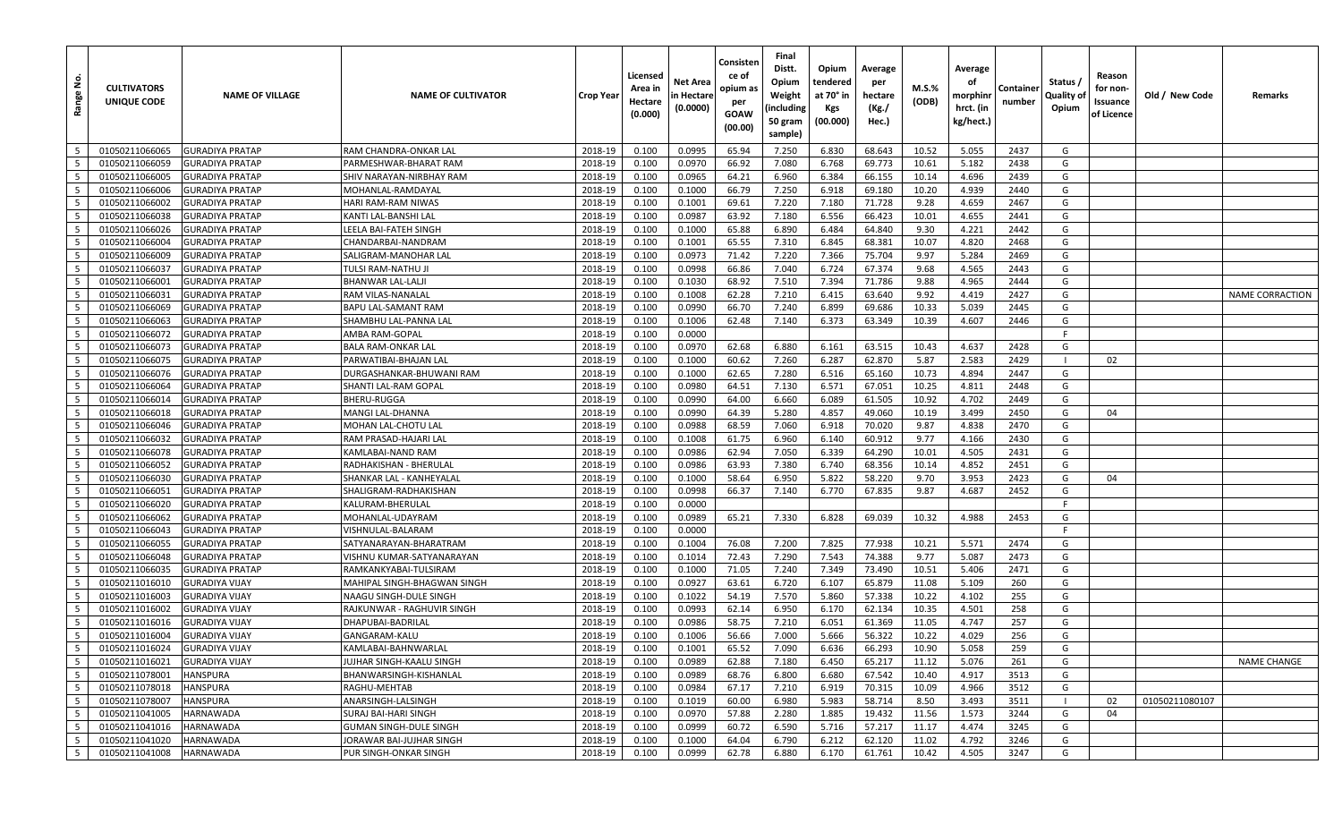| Range No. | CULTIVATORS UNIQUE CODE | NAME OF VILLAGE | NAME OF CULTIVATOR | Crop Year | Licensed Area in Hectare (0.000) | Net Area in Hectare (0.0000) | Consistence of opium as per GOAW (00.00) | Final Distt. Opium Weight (including 50 gram sample) | Opium tendered at 70° in Kgs (00.000) | Average per hectare (Kg./ Hec.) | M.S.% (ODB) | Average of morphinr hrct. (in kg/hect.) | Container number | Status / Quality of Opium | Reason for non-Issuance of Licence | Old / New Code | Remarks |
|---|---|---|---|---|---|---|---|---|---|---|---|---|---|---|---|---|---|
| 5 | 01050211066065 | GURADIYA PRATAP | RAM CHANDRA-ONKAR LAL | 2018-19 | 0.100 | 0.0995 | 65.94 | 7.250 | 6.830 | 68.643 | 10.52 | 5.055 | 2437 | G | | | |
| 5 | 01050211066059 | GURADIYA PRATAP | PARMESHWAR-BHARAT RAM | 2018-19 | 0.100 | 0.0970 | 66.92 | 7.080 | 6.768 | 69.773 | 10.61 | 5.182 | 2438 | G | | | |
| 5 | 01050211066005 | GURADIYA PRATAP | SHIV NARAYAN-NIRBHAY RAM | 2018-19 | 0.100 | 0.0965 | 64.21 | 6.960 | 6.384 | 66.155 | 10.14 | 4.696 | 2439 | G | | | |
| 5 | 01050211066006 | GURADIYA PRATAP | MOHANLAL-RAMDAYAL | 2018-19 | 0.100 | 0.1000 | 66.79 | 7.250 | 6.918 | 69.180 | 10.20 | 4.939 | 2440 | G | | | |
| 5 | 01050211066002 | GURADIYA PRATAP | HARI RAM-RAM NIWAS | 2018-19 | 0.100 | 0.1001 | 69.61 | 7.220 | 7.180 | 71.728 | 9.28 | 4.659 | 2467 | G | | | |
| 5 | 01050211066038 | GURADIYA PRATAP | KANTI LAL-BANSHI LAL | 2018-19 | 0.100 | 0.0987 | 63.92 | 7.180 | 6.556 | 66.423 | 10.01 | 4.655 | 2441 | G | | | |
| 5 | 01050211066026 | GURADIYA PRATAP | LEELA BAI-FATEH SINGH | 2018-19 | 0.100 | 0.1000 | 65.88 | 6.890 | 6.484 | 64.840 | 9.30 | 4.221 | 2442 | G | | | |
| 5 | 01050211066004 | GURADIYA PRATAP | CHANDARBAI-NANDRAM | 2018-19 | 0.100 | 0.1001 | 65.55 | 7.310 | 6.845 | 68.381 | 10.07 | 4.820 | 2468 | G | | | |
| 5 | 01050211066009 | GURADIYA PRATAP | SALIGRAM-MANOHAR LAL | 2018-19 | 0.100 | 0.0973 | 71.42 | 7.220 | 7.366 | 75.704 | 9.97 | 5.284 | 2469 | G | | | |
| 5 | 01050211066037 | GURADIYA PRATAP | TULSI RAM-NATHU JI | 2018-19 | 0.100 | 0.0998 | 66.86 | 7.040 | 6.724 | 67.374 | 9.68 | 4.565 | 2443 | G | | | |
| 5 | 01050211066001 | GURADIYA PRATAP | BHANWAR LAL-LALJI | 2018-19 | 0.100 | 0.1030 | 68.92 | 7.510 | 7.394 | 71.786 | 9.88 | 4.965 | 2444 | G | | | |
| 5 | 01050211066031 | GURADIYA PRATAP | RAM VILAS-NANALAL | 2018-19 | 0.100 | 0.1008 | 62.28 | 7.210 | 6.415 | 63.640 | 9.92 | 4.419 | 2427 | G | | | NAME CORRACTION |
| 5 | 01050211066069 | GURADIYA PRATAP | BAPU LAL-SAMANT RAM | 2018-19 | 0.100 | 0.0990 | 66.70 | 7.240 | 6.899 | 69.686 | 10.33 | 5.039 | 2445 | G | | | |
| 5 | 01050211066063 | GURADIYA PRATAP | SHAMBHU LAL-PANNA LAL | 2018-19 | 0.100 | 0.1006 | 62.48 | 7.140 | 6.373 | 63.349 | 10.39 | 4.607 | 2446 | G | | | |
| 5 | 01050211066072 | GURADIYA PRATAP | AMBA RAM-GOPAL | 2018-19 | 0.100 | 0.0000 | | | | | | | | F | | | |
| 5 | 01050211066073 | GURADIYA PRATAP | BALA RAM-ONKAR LAL | 2018-19 | 0.100 | 0.0970 | 62.68 | 6.880 | 6.161 | 63.515 | 10.43 | 4.637 | 2428 | G | | | |
| 5 | 01050211066075 | GURADIYA PRATAP | PARWATIBAI-BHAJAN LAL | 2018-19 | 0.100 | 0.1000 | 60.62 | 7.260 | 6.287 | 62.870 | 5.87 | 2.583 | 2429 | I | 02 | | |
| 5 | 01050211066076 | GURADIYA PRATAP | DURGASHANKAR-BHUWANI RAM | 2018-19 | 0.100 | 0.1000 | 62.65 | 7.280 | 6.516 | 65.160 | 10.73 | 4.894 | 2447 | G | | | |
| 5 | 01050211066064 | GURADIYA PRATAP | SHANTI LAL-RAM GOPAL | 2018-19 | 0.100 | 0.0980 | 64.51 | 7.130 | 6.571 | 67.051 | 10.25 | 4.811 | 2448 | G | | | |
| 5 | 01050211066014 | GURADIYA PRATAP | BHERU-RUGGA | 2018-19 | 0.100 | 0.0990 | 64.00 | 6.660 | 6.089 | 61.505 | 10.92 | 4.702 | 2449 | G | | | |
| 5 | 01050211066018 | GURADIYA PRATAP | MANGI LAL-DHANNA | 2018-19 | 0.100 | 0.0990 | 64.39 | 5.280 | 4.857 | 49.060 | 10.19 | 3.499 | 2450 | G | 04 | | |
| 5 | 01050211066046 | GURADIYA PRATAP | MOHAN LAL-CHOTU LAL | 2018-19 | 0.100 | 0.0988 | 68.59 | 7.060 | 6.918 | 70.020 | 9.87 | 4.838 | 2470 | G | | | |
| 5 | 01050211066032 | GURADIYA PRATAP | RAM PRASAD-HAJARI LAL | 2018-19 | 0.100 | 0.1008 | 61.75 | 6.960 | 6.140 | 60.912 | 9.77 | 4.166 | 2430 | G | | | |
| 5 | 01050211066078 | GURADIYA PRATAP | KAMLABAI-NAND RAM | 2018-19 | 0.100 | 0.0986 | 62.94 | 7.050 | 6.339 | 64.290 | 10.01 | 4.505 | 2431 | G | | | |
| 5 | 01050211066052 | GURADIYA PRATAP | RADHAKISHAN - BHERULAL | 2018-19 | 0.100 | 0.0986 | 63.93 | 7.380 | 6.740 | 68.356 | 10.14 | 4.852 | 2451 | G | | | |
| 5 | 01050211066030 | GURADIYA PRATAP | SHANKAR LAL - KANHEYALAL | 2018-19 | 0.100 | 0.1000 | 58.64 | 6.950 | 5.822 | 58.220 | 9.70 | 3.953 | 2423 | G | 04 | | |
| 5 | 01050211066051 | GURADIYA PRATAP | SHALIGRAM-RADHAKISHAN | 2018-19 | 0.100 | 0.0998 | 66.37 | 7.140 | 6.770 | 67.835 | 9.87 | 4.687 | 2452 | G | | | |
| 5 | 01050211066020 | GURADIYA PRATAP | KALURAM-BHERULAL | 2018-19 | 0.100 | 0.0000 | | | | | | | | F | | | |
| 5 | 01050211066062 | GURADIYA PRATAP | MOHANLAL-UDAYRAM | 2018-19 | 0.100 | 0.0989 | 65.21 | 7.330 | 6.828 | 69.039 | 10.32 | 4.988 | 2453 | G | | | |
| 5 | 01050211066043 | GURADIYA PRATAP | VISHNULAL-BALARAM | 2018-19 | 0.100 | 0.0000 | | | | | | | | F | | | |
| 5 | 01050211066055 | GURADIYA PRATAP | SATYANARAYAN-BHARATRAM | 2018-19 | 0.100 | 0.1004 | 76.08 | 7.200 | 7.825 | 77.938 | 10.21 | 5.571 | 2474 | G | | | |
| 5 | 01050211066048 | GURADIYA PRATAP | VISHNU KUMAR-SATYANARAYAN | 2018-19 | 0.100 | 0.1014 | 72.43 | 7.290 | 7.543 | 74.388 | 9.77 | 5.087 | 2473 | G | | | |
| 5 | 01050211066035 | GURADIYA PRATAP | RAMKANKYABAI-TULSIRAM | 2018-19 | 0.100 | 0.1000 | 71.05 | 7.240 | 7.349 | 73.490 | 10.51 | 5.406 | 2471 | G | | | |
| 5 | 01050211016010 | GURADIYA VIJAY | MAHIPAL SINGH-BHAGWAN SINGH | 2018-19 | 0.100 | 0.0927 | 63.61 | 6.720 | 6.107 | 65.879 | 11.08 | 5.109 | 260 | G | | | |
| 5 | 01050211016003 | GURADIYA VIJAY | NAAGU SINGH-DULE SINGH | 2018-19 | 0.100 | 0.1022 | 54.19 | 7.570 | 5.860 | 57.338 | 10.22 | 4.102 | 255 | G | | | |
| 5 | 01050211016002 | GURADIYA VIJAY | RAJKUNWAR - RAGHUVIR SINGH | 2018-19 | 0.100 | 0.0993 | 62.14 | 6.950 | 6.170 | 62.134 | 10.35 | 4.501 | 258 | G | | | |
| 5 | 01050211016016 | GURADIYA VIJAY | DHAPUBAI-BADRILAL | 2018-19 | 0.100 | 0.0986 | 58.75 | 7.210 | 6.051 | 61.369 | 11.05 | 4.747 | 257 | G | | | |
| 5 | 01050211016004 | GURADIYA VIJAY | GANGARAM-KALU | 2018-19 | 0.100 | 0.1006 | 56.66 | 7.000 | 5.666 | 56.322 | 10.22 | 4.029 | 256 | G | | | |
| 5 | 01050211016024 | GURADIYA VIJAY | KAMLABAI-BAHNWARLAL | 2018-19 | 0.100 | 0.1001 | 65.52 | 7.090 | 6.636 | 66.293 | 10.90 | 5.058 | 259 | G | | | |
| 5 | 01050211016021 | GURADIYA VIJAY | JUJHAR SINGH-KAALU SINGH | 2018-19 | 0.100 | 0.0989 | 62.88 | 7.180 | 6.450 | 65.217 | 11.12 | 5.076 | 261 | G | | | NAME CHANGE |
| 5 | 01050211078001 | HANSPURA | BHANWARSINGH-KISHANLAL | 2018-19 | 0.100 | 0.0989 | 68.76 | 6.800 | 6.680 | 67.542 | 10.40 | 4.917 | 3513 | G | | | |
| 5 | 01050211078018 | HANSPURA | RAGHU-MEHTAB | 2018-19 | 0.100 | 0.0984 | 67.17 | 7.210 | 6.919 | 70.315 | 10.09 | 4.966 | 3512 | G | | | |
| 5 | 01050211078007 | HANSPURA | ANARSINGH-LALSINGH | 2018-19 | 0.100 | 0.1019 | 60.00 | 6.980 | 5.983 | 58.714 | 8.50 | 3.493 | 3511 | I | 02 | 01050211080107 | |
| 5 | 01050211041005 | HARNAWADA | SURAJ BAI-HARI SINGH | 2018-19 | 0.100 | 0.0970 | 57.88 | 2.280 | 1.885 | 19.432 | 11.56 | 1.573 | 3244 | G | 04 | | |
| 5 | 01050211041016 | HARNAWADA | GUMAN SINGH-DULE SINGH | 2018-19 | 0.100 | 0.0999 | 60.72 | 6.590 | 5.716 | 57.217 | 11.17 | 4.474 | 3245 | G | | | |
| 5 | 01050211041020 | HARNAWADA | JORAWAR BAI-JUJHAR SINGH | 2018-19 | 0.100 | 0.1000 | 64.04 | 6.790 | 6.212 | 62.120 | 11.02 | 4.792 | 3246 | G | | | |
| 5 | 01050211041008 | HARNAWADA | PUR SINGH-ONKAR SINGH | 2018-19 | 0.100 | 0.0999 | 62.78 | 6.880 | 6.170 | 61.761 | 10.42 | 4.505 | 3247 | G | | | |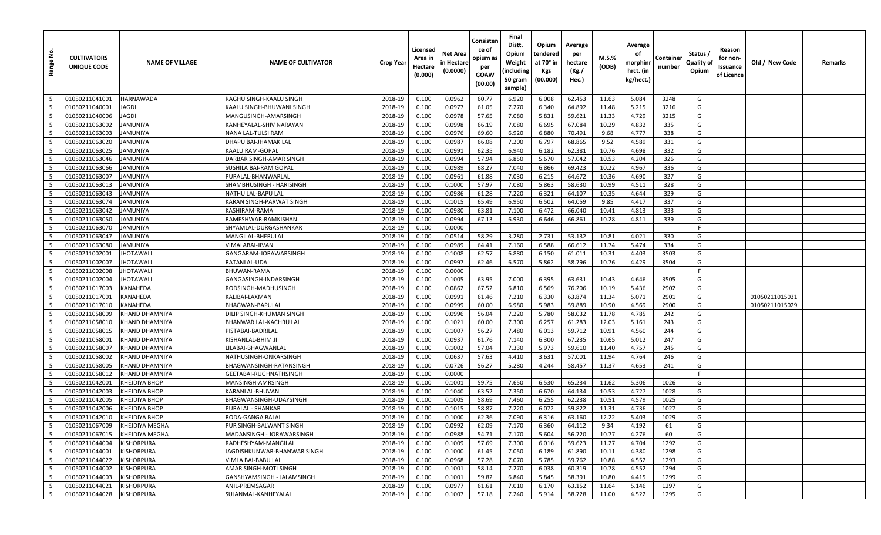| Range No. | CULTIVATORS UNIQUE CODE | NAME OF VILLAGE | NAME OF CULTIVATOR | Crop Year | Licensed Area in Hectare (0.000) | Net Area in Hectare (0.0000) | Consistence of opium as per GOAW (00.00) | Final Distt. Opium Weight (including 50 gram sample) | Opium tendered at 70° in Kgs (00.000) | Average per hectare (Kg./ Hec.) | M.S.% (ODB) | Average of morphinr hrct. (in kg/hect.) | Container number | Status / Quality of Opium | Reason for non-Issuance of Licence | Old / New Code | Remarks |
|---|---|---|---|---|---|---|---|---|---|---|---|---|---|---|---|---|---|
| 5 | 01050211041001 | HARNAWADA | RAGHU SINGH-KAALU SINGH | 2018-19 | 0.100 | 0.0962 | 60.77 | 6.920 | 6.008 | 62.453 | 11.63 | 5.084 | 3248 | G | | | |
| 5 | 01050211040001 | JAGDI | KAALU SINGH-BHUWANI SINGH | 2018-19 | 0.100 | 0.0977 | 61.05 | 7.270 | 6.340 | 64.892 | 11.48 | 5.215 | 3216 | G | | | |
| 5 | 01050211040006 | JAGDI | MANGUSINGH-AMARSINGH | 2018-19 | 0.100 | 0.0978 | 57.65 | 7.080 | 5.831 | 59.621 | 11.33 | 4.729 | 3215 | G | | | |
| 5 | 01050211063002 | JAMUNIYA | KANHEYALAL-SHIV NARAYAN | 2018-19 | 0.100 | 0.0998 | 66.19 | 7.080 | 6.695 | 67.084 | 10.29 | 4.832 | 335 | G | | | |
| 5 | 01050211063003 | JAMUNIYA | NANA LAL-TULSI RAM | 2018-19 | 0.100 | 0.0976 | 69.60 | 6.920 | 6.880 | 70.491 | 9.68 | 4.777 | 338 | G | | | |
| 5 | 01050211063020 | JAMUNIYA | DHAPU BAI-JHAMAK LAL | 2018-19 | 0.100 | 0.0987 | 66.08 | 7.200 | 6.797 | 68.865 | 9.52 | 4.589 | 331 | G | | | |
| 5 | 01050211063025 | JAMUNIYA | KAALU RAM-GOPAL | 2018-19 | 0.100 | 0.0991 | 62.35 | 6.940 | 6.182 | 62.381 | 10.76 | 4.698 | 332 | G | | | |
| 5 | 01050211063046 | JAMUNIYA | DARBAR SINGH-AMAR SINGH | 2018-19 | 0.100 | 0.0994 | 57.94 | 6.850 | 5.670 | 57.042 | 10.53 | 4.204 | 326 | G | | | |
| 5 | 01050211063066 | JAMUNIYA | SUSHILA BAI-RAM GOPAL | 2018-19 | 0.100 | 0.0989 | 68.27 | 7.040 | 6.866 | 69.423 | 10.22 | 4.967 | 336 | G | | | |
| 5 | 01050211063007 | JAMUNIYA | PURALAL-BHANWARLAL | 2018-19 | 0.100 | 0.0961 | 61.88 | 7.030 | 6.215 | 64.672 | 10.36 | 4.690 | 327 | G | | | |
| 5 | 01050211063013 | JAMUNIYA | SHAMBHUSINGH - HARISINGH | 2018-19 | 0.100 | 0.1000 | 57.97 | 7.080 | 5.863 | 58.630 | 10.99 | 4.511 | 328 | G | | | |
| 5 | 01050211063043 | JAMUNIYA | NATHU LAL-BAPU LAL | 2018-19 | 0.100 | 0.0986 | 61.28 | 7.220 | 6.321 | 64.107 | 10.35 | 4.644 | 329 | G | | | |
| 5 | 01050211063074 | JAMUNIYA | KARAN SINGH-PARWAT SINGH | 2018-19 | 0.100 | 0.1015 | 65.49 | 6.950 | 6.502 | 64.059 | 9.85 | 4.417 | 337 | G | | | |
| 5 | 01050211063042 | JAMUNIYA | KASHIRAM-RAMA | 2018-19 | 0.100 | 0.0980 | 63.81 | 7.100 | 6.472 | 66.040 | 10.41 | 4.813 | 333 | G | | | |
| 5 | 01050211063050 | JAMUNIYA | RAMESHWAR-RAMKISHAN | 2018-19 | 0.100 | 0.0994 | 67.13 | 6.930 | 6.646 | 66.861 | 10.28 | 4.811 | 339 | G | | | |
| 5 | 01050211063070 | JAMUNIYA | SHYAMLAL-DURGASHANKAR | 2018-19 | 0.100 | 0.0000 | | | | | | | | F | | | |
| 5 | 01050211063047 | JAMUNIYA | MANGILAL-BHERULAL | 2018-19 | 0.100 | 0.0514 | 58.29 | 3.280 | 2.731 | 53.132 | 10.81 | 4.021 | 330 | G | | | |
| 5 | 01050211063080 | JAMUNIYA | VIMALABAI-JIVAN | 2018-19 | 0.100 | 0.0989 | 64.41 | 7.160 | 6.588 | 66.612 | 11.74 | 5.474 | 334 | G | | | |
| 5 | 01050211002001 | JHOTAWALI | GANGARAM-JORAWARSINGH | 2018-19 | 0.100 | 0.1008 | 62.57 | 6.880 | 6.150 | 61.011 | 10.31 | 4.403 | 3503 | G | | | |
| 5 | 01050211002007 | JHOTAWALI | RATANLAL-UDA | 2018-19 | 0.100 | 0.0997 | 62.46 | 6.570 | 5.862 | 58.796 | 10.76 | 4.429 | 3504 | G | | | |
| 5 | 01050211002008 | JHOTAWALI | BHUWAN-RAMA | 2018-19 | 0.100 | 0.0000 | | | | | | | | F | | | |
| 5 | 01050211002004 | JHOTAWALI | GANGASINGH-INDARSINGH | 2018-19 | 0.100 | 0.1005 | 63.95 | 7.000 | 6.395 | 63.631 | 10.43 | 4.646 | 3505 | G | | | |
| 5 | 01050211017003 | KANAHEDA | RODSINGH-MADHUSINGH | 2018-19 | 0.100 | 0.0862 | 67.52 | 6.810 | 6.569 | 76.206 | 10.19 | 5.436 | 2902 | G | | | |
| 5 | 01050211017001 | KANAHEDA | KALIBAI-LAXMAN | 2018-19 | 0.100 | 0.0991 | 61.46 | 7.210 | 6.330 | 63.874 | 11.34 | 5.071 | 2901 | G | | 01050211015031 | |
| 5 | 01050211017010 | KANAHEDA | BHAGWAN-BAPULAL | 2018-19 | 0.100 | 0.0999 | 60.00 | 6.980 | 5.983 | 59.889 | 10.90 | 4.569 | 2900 | G | | 01050211015029 | |
| 5 | 01050211058009 | KHAND DHAMNIYA | DILIP SINGH-KHUMAN SINGH | 2018-19 | 0.100 | 0.0996 | 56.04 | 7.220 | 5.780 | 58.032 | 11.78 | 4.785 | 242 | G | | | |
| 5 | 01050211058010 | KHAND DHAMNIYA | BHANWAR LAL-KACHRU LAL | 2018-19 | 0.100 | 0.1021 | 60.00 | 7.300 | 6.257 | 61.283 | 12.03 | 5.161 | 243 | G | | | |
| 5 | 01050211058015 | KHAND DHAMNIYA | PISTABAI-BADRILAL | 2018-19 | 0.100 | 0.1007 | 56.27 | 7.480 | 6.013 | 59.712 | 10.91 | 4.560 | 244 | G | | | |
| 5 | 01050211058001 | KHAND DHAMNIYA | KISHANLAL-BHIM JI | 2018-19 | 0.100 | 0.0937 | 61.76 | 7.140 | 6.300 | 67.235 | 10.65 | 5.012 | 247 | G | | | |
| 5 | 01050211058007 | KHAND DHAMNIYA | LILABAI-BHAGWANLAL | 2018-19 | 0.100 | 0.1002 | 57.04 | 7.330 | 5.973 | 59.610 | 11.40 | 4.757 | 245 | G | | | |
| 5 | 01050211058002 | KHAND DHAMNIYA | NATHUSINGH-ONKARSINGH | 2018-19 | 0.100 | 0.0637 | 57.63 | 4.410 | 3.631 | 57.001 | 11.94 | 4.764 | 246 | G | | | |
| 5 | 01050211058005 | KHAND DHAMNIYA | BHAGWANSINGH-RATANSINGH | 2018-19 | 0.100 | 0.0726 | 56.27 | 5.280 | 4.244 | 58.457 | 11.37 | 4.653 | 241 | G | | | |
| 5 | 01050211058012 | KHAND DHAMNIYA | GEETABAI-RUGHNATHSINGH | 2018-19 | 0.100 | 0.0000 | | | | | | | | F | | | |
| 5 | 01050211042001 | KHEJDIYA BHOP | MANSINGH-AMRSINGH | 2018-19 | 0.100 | 0.1001 | 59.75 | 7.650 | 6.530 | 65.234 | 11.62 | 5.306 | 1026 | G | | | |
| 5 | 01050211042003 | KHEJDIYA BHOP | KARANLAL-BHUVAN | 2018-19 | 0.100 | 0.1040 | 63.52 | 7.350 | 6.670 | 64.134 | 10.53 | 4.727 | 1028 | G | | | |
| 5 | 01050211042005 | KHEJDIYA BHOP | BHAGWANSINGH-UDAYSINGH | 2018-19 | 0.100 | 0.1005 | 58.69 | 7.460 | 6.255 | 62.238 | 10.51 | 4.579 | 1025 | G | | | |
| 5 | 01050211042006 | KHEJDIYA BHOP | PURALAL - SHANKAR | 2018-19 | 0.100 | 0.1015 | 58.87 | 7.220 | 6.072 | 59.822 | 11.31 | 4.736 | 1027 | G | | | |
| 5 | 01050211042010 | KHEJDIYA BHOP | RODA-GANGA BALAI | 2018-19 | 0.100 | 0.1000 | 62.36 | 7.090 | 6.316 | 63.160 | 12.22 | 5.403 | 1029 | G | | | |
| 5 | 01050211067009 | KHEJDIYA MEGHA | PUR SINGH-BALWANT SINGH | 2018-19 | 0.100 | 0.0992 | 62.09 | 7.170 | 6.360 | 64.112 | 9.34 | 4.192 | 61 | G | | | |
| 5 | 01050211067015 | KHEJDIYA MEGHA | MADANSINGH - JORAWARSINGH | 2018-19 | 0.100 | 0.0988 | 54.71 | 7.170 | 5.604 | 56.720 | 10.77 | 4.276 | 60 | G | | | |
| 5 | 01050211044004 | KISHORPURA | RADHESHYAM-MANGILAL | 2018-19 | 0.100 | 0.1009 | 57.69 | 7.300 | 6.016 | 59.623 | 11.27 | 4.704 | 1292 | G | | | |
| 5 | 01050211044001 | KISHORPURA | JAGDISHKUNWAR-BHANWAR SINGH | 2018-19 | 0.100 | 0.1000 | 61.45 | 7.050 | 6.189 | 61.890 | 10.11 | 4.380 | 1298 | G | | | |
| 5 | 01050211044022 | KISHORPURA | VIMLA BAI-BABU LAL | 2018-19 | 0.100 | 0.0968 | 57.28 | 7.070 | 5.785 | 59.762 | 10.88 | 4.552 | 1293 | G | | | |
| 5 | 01050211044002 | KISHORPURA | AMAR SINGH-MOTI SINGH | 2018-19 | 0.100 | 0.1001 | 58.14 | 7.270 | 6.038 | 60.319 | 10.78 | 4.552 | 1294 | G | | | |
| 5 | 01050211044003 | KISHORPURA | GANSHYAMSINGH - JALAMSINGH | 2018-19 | 0.100 | 0.1001 | 59.82 | 6.840 | 5.845 | 58.391 | 10.80 | 4.415 | 1299 | G | | | |
| 5 | 01050211044021 | KISHORPURA | ANIL-PREMSAGAR | 2018-19 | 0.100 | 0.0977 | 61.61 | 7.010 | 6.170 | 63.152 | 11.64 | 5.146 | 1297 | G | | | |
| 5 | 01050211044028 | KISHORPURA | SUJANMAL-KANHEYALAL | 2018-19 | 0.100 | 0.1007 | 57.18 | 7.240 | 5.914 | 58.728 | 11.00 | 4.522 | 1295 | G | | | |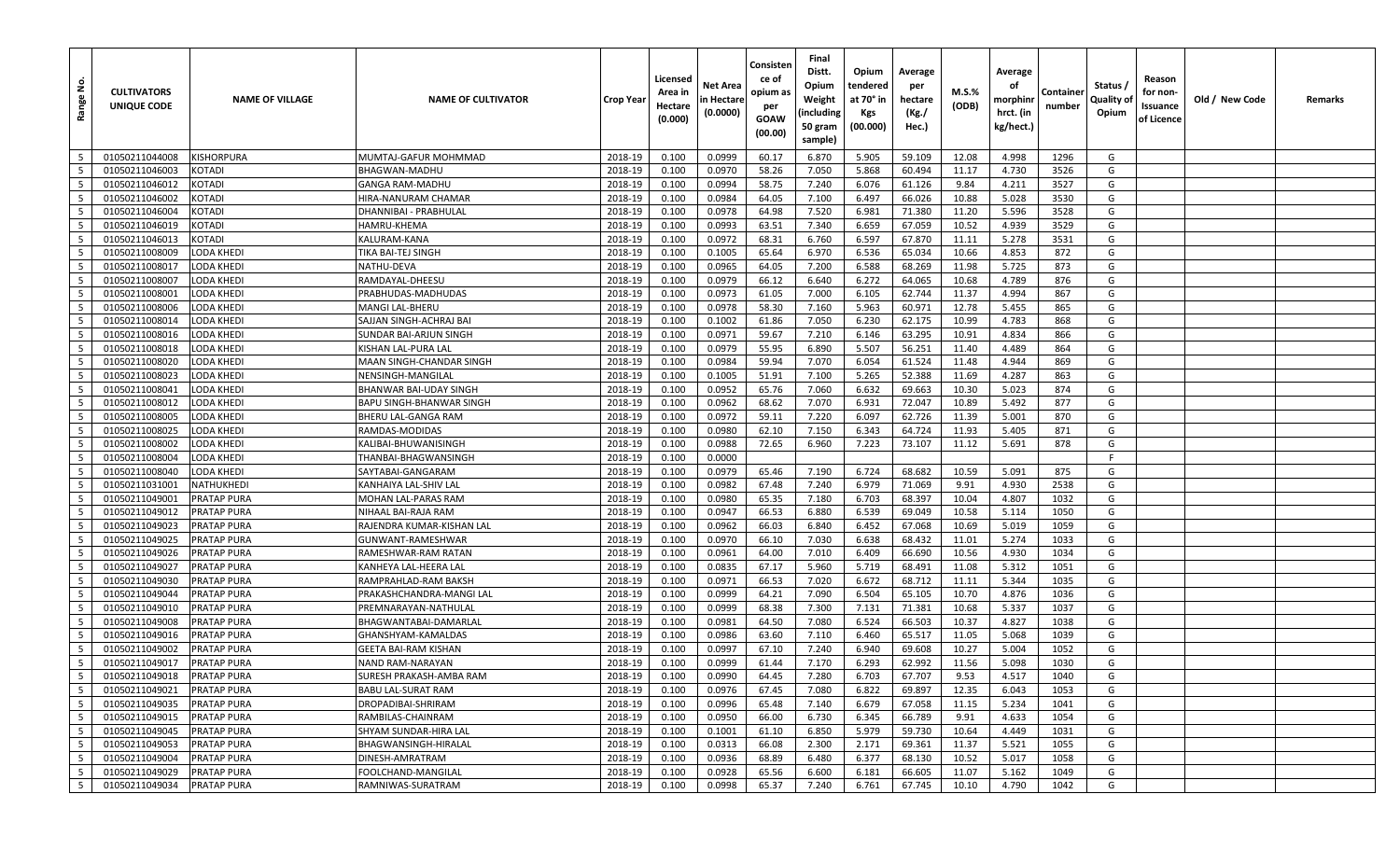| Range No. | CULTIVATORS UNIQUE CODE | NAME OF VILLAGE | NAME OF CULTIVATOR | Crop Year | Licensed Area in Hectare (0.000) | Net Area in Hectare (0.0000) | Consistence of opium as per GOAW (00.00) | Final Distt. Opium Weight (including 50 gram sample) | Opium tendered at 70° in Kgs (00.000) | Average per hectare (Kg./ Hec.) | M.S.% (ODB) | Average of morphinr hrct. (in kg/hect.) | Container number | Status / Quality of Opium | Reason for non-Issuance of Licence | Old / New Code | Remarks |
|---|---|---|---|---|---|---|---|---|---|---|---|---|---|---|---|---|---|
| 5 | 01050211044008 | KISHORPURA | MUMTAJ-GAFUR MOHMMAD | 2018-19 | 0.100 | 0.0999 | 60.17 | 6.870 | 5.905 | 59.109 | 12.08 | 4.998 | 1296 | G | | | |
| 5 | 01050211046003 | KOTADI | BHAGWAN-MADHU | 2018-19 | 0.100 | 0.0970 | 58.26 | 7.050 | 5.868 | 60.494 | 11.17 | 4.730 | 3526 | G | | | |
| 5 | 01050211046012 | KOTADI | GANGA RAM-MADHU | 2018-19 | 0.100 | 0.0994 | 58.75 | 7.240 | 6.076 | 61.126 | 9.84 | 4.211 | 3527 | G | | | |
| 5 | 01050211046002 | KOTADI | HIRA-NANURAM CHAMAR | 2018-19 | 0.100 | 0.0984 | 64.05 | 7.100 | 6.497 | 66.026 | 10.88 | 5.028 | 3530 | G | | | |
| 5 | 01050211046004 | KOTADI | DHANNIBAI - PRABHULAL | 2018-19 | 0.100 | 0.0978 | 64.98 | 7.520 | 6.981 | 71.380 | 11.20 | 5.596 | 3528 | G | | | |
| 5 | 01050211046019 | KOTADI | HAMRU-KHEMA | 2018-19 | 0.100 | 0.0993 | 63.51 | 7.340 | 6.659 | 67.059 | 10.52 | 4.939 | 3529 | G | | | |
| 5 | 01050211046013 | KOTADI | KALURAM-KANA | 2018-19 | 0.100 | 0.0972 | 68.31 | 6.760 | 6.597 | 67.870 | 11.11 | 5.278 | 3531 | G | | | |
| 5 | 01050211008009 | LODA KHEDI | TIKA BAI-TEJ SINGH | 2018-19 | 0.100 | 0.1005 | 65.64 | 6.970 | 6.536 | 65.034 | 10.66 | 4.853 | 872 | G | | | |
| 5 | 01050211008017 | LODA KHEDI | NATHU-DEVA | 2018-19 | 0.100 | 0.0965 | 64.05 | 7.200 | 6.588 | 68.269 | 11.98 | 5.725 | 873 | G | | | |
| 5 | 01050211008007 | LODA KHEDI | RAMDAYAL-DHEESU | 2018-19 | 0.100 | 0.0979 | 66.12 | 6.640 | 6.272 | 64.065 | 10.68 | 4.789 | 876 | G | | | |
| 5 | 01050211008001 | LODA KHEDI | PRABHUDAS-MADHUDAS | 2018-19 | 0.100 | 0.0973 | 61.05 | 7.000 | 6.105 | 62.744 | 11.37 | 4.994 | 867 | G | | | |
| 5 | 01050211008006 | LODA KHEDI | MANGI LAL-BHERU | 2018-19 | 0.100 | 0.0978 | 58.30 | 7.160 | 5.963 | 60.971 | 12.78 | 5.455 | 865 | G | | | |
| 5 | 01050211008014 | LODA KHEDI | SAJJAN SINGH-ACHRAJ BAI | 2018-19 | 0.100 | 0.1002 | 61.86 | 7.050 | 6.230 | 62.175 | 10.99 | 4.783 | 868 | G | | | |
| 5 | 01050211008016 | LODA KHEDI | SUNDAR BAI-ARJUN SINGH | 2018-19 | 0.100 | 0.0971 | 59.67 | 7.210 | 6.146 | 63.295 | 10.91 | 4.834 | 866 | G | | | |
| 5 | 01050211008018 | LODA KHEDI | KISHAN LAL-PURA LAL | 2018-19 | 0.100 | 0.0979 | 55.95 | 6.890 | 5.507 | 56.251 | 11.40 | 4.489 | 864 | G | | | |
| 5 | 01050211008020 | LODA KHEDI | MAAN SINGH-CHANDAR SINGH | 2018-19 | 0.100 | 0.0984 | 59.94 | 7.070 | 6.054 | 61.524 | 11.48 | 4.944 | 869 | G | | | |
| 5 | 01050211008023 | LODA KHEDI | NENSINGH-MANGILAL | 2018-19 | 0.100 | 0.1005 | 51.91 | 7.100 | 5.265 | 52.388 | 11.69 | 4.287 | 863 | G | | | |
| 5 | 01050211008041 | LODA KHEDI | BHANWAR BAI-UDAY SINGH | 2018-19 | 0.100 | 0.0952 | 65.76 | 7.060 | 6.632 | 69.663 | 10.30 | 5.023 | 874 | G | | | |
| 5 | 01050211008012 | LODA KHEDI | BAPU SINGH-BHANWAR SINGH | 2018-19 | 0.100 | 0.0962 | 68.62 | 7.070 | 6.931 | 72.047 | 10.89 | 5.492 | 877 | G | | | |
| 5 | 01050211008005 | LODA KHEDI | BHERU LAL-GANGA RAM | 2018-19 | 0.100 | 0.0972 | 59.11 | 7.220 | 6.097 | 62.726 | 11.39 | 5.001 | 870 | G | | | |
| 5 | 01050211008025 | LODA KHEDI | RAMDAS-MODIDAS | 2018-19 | 0.100 | 0.0980 | 62.10 | 7.150 | 6.343 | 64.724 | 11.93 | 5.405 | 871 | G | | | |
| 5 | 01050211008002 | LODA KHEDI | KALIBAI-BHUWANISINGH | 2018-19 | 0.100 | 0.0988 | 72.65 | 6.960 | 7.223 | 73.107 | 11.12 | 5.691 | 878 | G | | | |
| 5 | 01050211008004 | LODA KHEDI | THANBAI-BHAGWANSINGH | 2018-19 | 0.100 | 0.0000 | | | | | | | | F | | | |
| 5 | 01050211008040 | LODA KHEDI | SAYTABAI-GANGARAM | 2018-19 | 0.100 | 0.0979 | 65.46 | 7.190 | 6.724 | 68.682 | 10.59 | 5.091 | 875 | G | | | |
| 5 | 01050211031001 | NATHUKHEDI | KANHAIYA LAL-SHIV LAL | 2018-19 | 0.100 | 0.0982 | 67.48 | 7.240 | 6.979 | 71.069 | 9.91 | 4.930 | 2538 | G | | | |
| 5 | 01050211049001 | PRATAP PURA | MOHAN LAL-PARAS RAM | 2018-19 | 0.100 | 0.0980 | 65.35 | 7.180 | 6.703 | 68.397 | 10.04 | 4.807 | 1032 | G | | | |
| 5 | 01050211049012 | PRATAP PURA | NIHAAL BAI-RAJA RAM | 2018-19 | 0.100 | 0.0947 | 66.53 | 6.880 | 6.539 | 69.049 | 10.58 | 5.114 | 1050 | G | | | |
| 5 | 01050211049023 | PRATAP PURA | RAJENDRA KUMAR-KISHAN LAL | 2018-19 | 0.100 | 0.0962 | 66.03 | 6.840 | 6.452 | 67.068 | 10.69 | 5.019 | 1059 | G | | | |
| 5 | 01050211049025 | PRATAP PURA | GUNWANT-RAMESHWAR | 2018-19 | 0.100 | 0.0970 | 66.10 | 7.030 | 6.638 | 68.432 | 11.01 | 5.274 | 1033 | G | | | |
| 5 | 01050211049026 | PRATAP PURA | RAMESHWAR-RAM RATAN | 2018-19 | 0.100 | 0.0961 | 64.00 | 7.010 | 6.409 | 66.690 | 10.56 | 4.930 | 1034 | G | | | |
| 5 | 01050211049027 | PRATAP PURA | KANHEYA LAL-HEERA LAL | 2018-19 | 0.100 | 0.0835 | 67.17 | 5.960 | 5.719 | 68.491 | 11.08 | 5.312 | 1051 | G | | | |
| 5 | 01050211049030 | PRATAP PURA | RAMPRAHLAD-RAM BAKSH | 2018-19 | 0.100 | 0.0971 | 66.53 | 7.020 | 6.672 | 68.712 | 11.11 | 5.344 | 1035 | G | | | |
| 5 | 01050211049044 | PRATAP PURA | PRAKASHCHANDRA-MANGI LAL | 2018-19 | 0.100 | 0.0999 | 64.21 | 7.090 | 6.504 | 65.105 | 10.70 | 4.876 | 1036 | G | | | |
| 5 | 01050211049010 | PRATAP PURA | PREMNARAYAN-NATHULAL | 2018-19 | 0.100 | 0.0999 | 68.38 | 7.300 | 7.131 | 71.381 | 10.68 | 5.337 | 1037 | G | | | |
| 5 | 01050211049008 | PRATAP PURA | BHAGWANTABAI-DAMARLAL | 2018-19 | 0.100 | 0.0981 | 64.50 | 7.080 | 6.524 | 66.503 | 10.37 | 4.827 | 1038 | G | | | |
| 5 | 01050211049016 | PRATAP PURA | GHANSHYAM-KAMALDAS | 2018-19 | 0.100 | 0.0986 | 63.60 | 7.110 | 6.460 | 65.517 | 11.05 | 5.068 | 1039 | G | | | |
| 5 | 01050211049002 | PRATAP PURA | GEETA BAI-RAM KISHAN | 2018-19 | 0.100 | 0.0997 | 67.10 | 7.240 | 6.940 | 69.608 | 10.27 | 5.004 | 1052 | G | | | |
| 5 | 01050211049017 | PRATAP PURA | NAND RAM-NARAYAN | 2018-19 | 0.100 | 0.0999 | 61.44 | 7.170 | 6.293 | 62.992 | 11.56 | 5.098 | 1030 | G | | | |
| 5 | 01050211049018 | PRATAP PURA | SURESH PRAKASH-AMBA RAM | 2018-19 | 0.100 | 0.0990 | 64.45 | 7.280 | 6.703 | 67.707 | 9.53 | 4.517 | 1040 | G | | | |
| 5 | 01050211049021 | PRATAP PURA | BABU LAL-SURAT RAM | 2018-19 | 0.100 | 0.0976 | 67.45 | 7.080 | 6.822 | 69.897 | 12.35 | 6.043 | 1053 | G | | | |
| 5 | 01050211049035 | PRATAP PURA | DROPADIBAI-SHRIRAM | 2018-19 | 0.100 | 0.0996 | 65.48 | 7.140 | 6.679 | 67.058 | 11.15 | 5.234 | 1041 | G | | | |
| 5 | 01050211049015 | PRATAP PURA | RAMBILAS-CHAINRAM | 2018-19 | 0.100 | 0.0950 | 66.00 | 6.730 | 6.345 | 66.789 | 9.91 | 4.633 | 1054 | G | | | |
| 5 | 01050211049045 | PRATAP PURA | SHYAM SUNDAR-HIRA LAL | 2018-19 | 0.100 | 0.1001 | 61.10 | 6.850 | 5.979 | 59.730 | 10.64 | 4.449 | 1031 | G | | | |
| 5 | 01050211049053 | PRATAP PURA | BHAGWANSINGH-HIRALAL | 2018-19 | 0.100 | 0.0313 | 66.08 | 2.300 | 2.171 | 69.361 | 11.37 | 5.521 | 1055 | G | | | |
| 5 | 01050211049004 | PRATAP PURA | DINESH-AMRATRAM | 2018-19 | 0.100 | 0.0936 | 68.89 | 6.480 | 6.377 | 68.130 | 10.52 | 5.017 | 1058 | G | | | |
| 5 | 01050211049029 | PRATAP PURA | FOOLCHAND-MANGILAL | 2018-19 | 0.100 | 0.0928 | 65.56 | 6.600 | 6.181 | 66.605 | 11.07 | 5.162 | 1049 | G | | | |
| 5 | 01050211049034 | PRATAP PURA | RAMNIWAS-SURATRAM | 2018-19 | 0.100 | 0.0998 | 65.37 | 7.240 | 6.761 | 67.745 | 10.10 | 4.790 | 1042 | G | | | |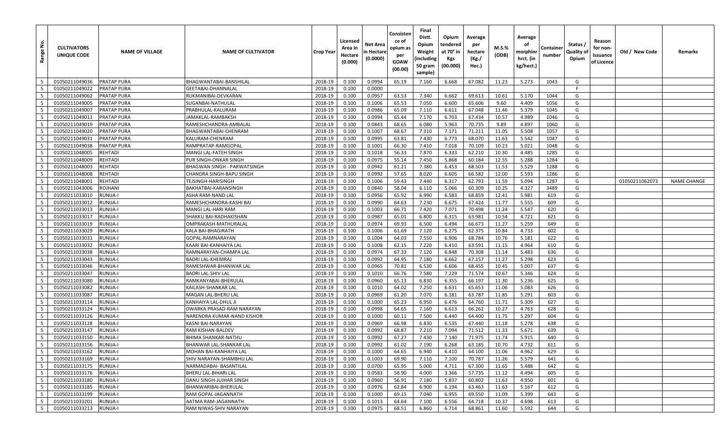| Range No. | CULTIVATORS UNIQUE CODE | NAME OF VILLAGE | NAME OF CULTIVATOR | Crop Year | Licensed Area in Hectare (0.000) | Net Area in Hectare (0.0000) | Consistence of opium as per GOAW (00.00) | Final Distt. Opium Weight (including 50 gram sample) | Opium tendered at 70° in Kgs (00.000) | Average per hectare (Kg./ Hec.) | M.S.% (ODB) | Average of morphinr hrct. (in kg/hect.) | Container number | Status / Quality of Opium | Reason for non-Issuance of Licence | Old / New Code | Remarks |
|---|---|---|---|---|---|---|---|---|---|---|---|---|---|---|---|---|---|
| 5 | 01050211049036 | PRATAP PURA | BHAGWANTABAI-BANSHILAL | 2018-19 | 0.100 | 0.0994 | 65.19 | 7.160 | 6.668 | 67.082 | 11.23 | 5.273 | 1043 | G | | | |
| 5 | 01050211049022 | PRATAP PURA | GEETABAI-DHANNALAL | 2018-19 | 0.100 | 0.0000 | | | | | | | | F | | | |
| 5 | 01050211049062 | PRATAP PURA | RUKMANIBAI-DEVKARAN | 2018-19 | 0.100 | 0.0957 | 63.53 | 7.340 | 6.662 | 69.613 | 10.61 | 5.170 | 1044 | G | | | |
| 5 | 01050211049005 | PRATAP PURA | SUGANBAI-NATHULAL | 2018-19 | 0.100 | 0.1006 | 65.53 | 7.050 | 6.600 | 65.606 | 9.60 | 4.409 | 1056 | G | | | |
| 5 | 01050211049007 | PRATAP PURA | PRABHULAL-KALURAM | 2018-19 | 0.100 | 0.0986 | 65.09 | 7.110 | 6.611 | 67.048 | 11.46 | 5.379 | 1045 | G | | | |
| 5 | 01050211049011 | PRATAP PURA | JAMAKLAL-RAMBAKSH | 2018-19 | 0.100 | 0.0994 | 65.44 | 7.170 | 6.703 | 67.434 | 10.57 | 4.989 | 1046 | G | | | |
| 5 | 01050211049019 | PRATAP PURA | RAMESHCHANDRA-AMBALAL | 2018-19 | 0.100 | 0.0843 | 68.65 | 6.080 | 5.963 | 70.735 | 9.89 | 4.897 | 1060 | G | | | |
| 5 | 01050211049020 | PRATAP PURA | BHAGWANTABAI-CHENRAM | 2018-19 | 0.100 | 0.1007 | 68.67 | 7.310 | 7.171 | 71.211 | 11.05 | 5.508 | 1057 | G | | | |
| 5 | 01050211049031 | PRATAP PURA | KALURAM-CHENRAM | 2018-19 | 0.100 | 0.0995 | 63.81 | 7.430 | 6.773 | 68.070 | 11.63 | 5.542 | 1047 | G | | | |
| 5 | 01050211049038 | PRATAP PURA | RAMPRATAP-RAMGOPAL | 2018-19 | 0.100 | 0.1001 | 66.30 | 7.410 | 7.018 | 70.109 | 10.23 | 5.021 | 1048 | G | | | |
| 5 | 01050211048005 | REHTADI | MANGI LAL-FATEH SINGH | 2018-19 | 0.100 | 0.1018 | 56.33 | 7.870 | 6.333 | 62.210 | 10.30 | 4.485 | 1285 | G | | | |
| 5 | 01050211048009 | REHTADI | PUR SINGH-ONKAR SINGH | 2018-19 | 0.100 | 0.0975 | 55.14 | 7.450 | 5.868 | 60.184 | 12.55 | 5.288 | 1284 | G | | | |
| 5 | 01050211048003 | REHTADI | BHAGWAN SINGH - PARWATSINGH | 2018-19 | 0.100 | 0.0942 | 61.21 | 7.380 | 6.453 | 68.503 | 11.53 | 5.529 | 1288 | G | | | |
| 5 | 01050211048008 | REHTADI | CHANDRA SINGH-BAPU SINGH | 2018-19 | 0.100 | 0.0992 | 57.65 | 8.020 | 6.605 | 66.582 | 12.00 | 5.593 | 1286 | G | | | |
| 5 | 01050211048001 | REHTADI | TEJSINGH-HARISINGH | 2018-19 | 0.100 | 0.1006 | 59.43 | 7.440 | 6.317 | 62.793 | 11.59 | 5.094 | 1287 | G | | 01050211062073 | NAME CHANGE |
| 5 | 01050211043006 | ROJHANI | BAKHATBAI-KARANSINGH | 2018-19 | 0.100 | 0.0840 | 58.04 | 6.110 | 5.066 | 60.309 | 10.25 | 4.327 | 3489 | G | | | |
| 5 | 01050211033010 | RUNIJA-I | ASHA RAM-NAND LAL | 2018-19 | 0.100 | 0.0956 | 65.92 | 6.990 | 6.583 | 68.859 | 12.41 | 5.981 | 619 | G | | | |
| 5 | 01050211033012 | RUNIJA-I | RAMESHCHANDRA-KASHI BAI | 2018-19 | 0.100 | 0.0990 | 64.63 | 7.230 | 6.675 | 67.424 | 11.77 | 5.555 | 609 | G | | | |
| 5 | 01050211033013 | RUNIJA-I | MANGI LAL-HARI RAM | 2018-19 | 0.100 | 0.1003 | 66.71 | 7.420 | 7.071 | 70.498 | 11.24 | 5.547 | 620 | G | | | |
| 5 | 01050211033017 | RUNIJA-I | SHAKKU BAI-RADHAKISHAN | 2018-19 | 0.100 | 0.0987 | 65.01 | 6.800 | 6.315 | 63.981 | 10.54 | 4.721 | 621 | G | | | |
| 5 | 01050211033019 | RUNIJA-I | OMPRAKASH-MATHURALAL | 2018-19 | 0.100 | 0.0974 | 69.93 | 6.500 | 6.494 | 66.673 | 11.27 | 5.259 | 649 | G | | | |
| 5 | 01050211033029 | RUNIJA-I | KALA BAI-BHAGIRATH | 2018-19 | 0.100 | 0.1006 | 61.69 | 7.120 | 6.275 | 62.375 | 10.84 | 4.733 | 602 | G | | | |
| 5 | 01050211033031 | RUNIJA-I | GOPAL-RAMNARAYAN | 2018-19 | 0.100 | 0.1004 | 64.03 | 7.550 | 6.906 | 68.784 | 10.76 | 5.181 | 622 | G | | | |
| 5 | 01050211033032 | RUNIJA-I | KAARI BAI-KANHAIYA LAL | 2018-19 | 0.100 | 0.1008 | 62.15 | 7.220 | 6.410 | 63.591 | 11.15 | 4.964 | 610 | G | | | |
| 5 | 01050211033038 | RUNIJA-I | RAMNARAYAN-CHAMPA LAL | 2018-19 | 0.100 | 0.0974 | 67.33 | 7.120 | 6.848 | 70.308 | 11.14 | 5.483 | 636 | G | | | |
| 5 | 01050211033043 | RUNIJA-I | BADRI LAL-KHEMRAJ | 2018-19 | 0.100 | 0.0992 | 64.95 | 7.180 | 6.662 | 67.157 | 11.27 | 5.298 | 623 | G | | | |
| 5 | 01050211033046 | RUNIJA-I | RAMESHWAR-BHANWAR LAL | 2018-19 | 0.100 | 0.0965 | 70.81 | 6.530 | 6.606 | 68.455 | 10.45 | 5.007 | 637 | G | | | |
| 5 | 01050211033047 | RUNIJA-I | BADRI LAL-SHIV LAL | 2018-19 | 0.100 | 0.1010 | 66.76 | 7.580 | 7.229 | 71.574 | 10.67 | 5.346 | 624 | G | | | |
| 5 | 01050211033080 | RUNIJA-I | RAMKANYABAI-BHERULAL | 2018-19 | 0.100 | 0.0960 | 65.13 | 6.830 | 6.355 | 66.197 | 11.30 | 5.236 | 625 | G | | | |
| 5 | 01050211033082 | RUNIJA-I | KAILASH-SHANKAR LAL | 2018-19 | 0.100 | 0.1010 | 64.02 | 7.250 | 6.631 | 65.653 | 11.06 | 5.083 | 626 | G | | | |
| 5 | 01050211033087 | RUNIJA-I | MAGAN LAL-BHERU LAL | 2018-19 | 0.100 | 0.0969 | 61.20 | 7.070 | 6.181 | 63.787 | 11.85 | 5.291 | 603 | G | | | |
| 5 | 01050211033114 | RUNIJA-I | KANHAIYA LAL-DHUL JI | 2018-19 | 0.100 | 0.1000 | 65.23 | 6.950 | 6.476 | 64.760 | 11.71 | 5.309 | 627 | G | | | |
| 5 | 01050211033124 | RUNIJA-I | DWARKA PRASAD-RAM NARAYAN | 2018-19 | 0.100 | 0.0998 | 64.65 | 7.160 | 6.613 | 66.262 | 10.27 | 4.763 | 628 | G | | | |
| 5 | 01050211033126 | RUNIJA-I | NARENDRA KUMAR-NAND KISHOR | 2018-19 | 0.100 | 0.1000 | 60.11 | 7.500 | 6.440 | 64.400 | 11.75 | 5.297 | 604 | G | | | |
| 5 | 01050211033128 | RUNIJA-I | KASNI BAI-NARAYAN | 2018-19 | 0.100 | 0.0969 | 66.98 | 6.830 | 6.535 | 67.440 | 11.18 | 5.278 | 638 | G | | | |
| 5 | 01050211033147 | RUNIJA-I | RAM KISHAN-BALDEV | 2018-19 | 0.100 | 0.0992 | 68.87 | 7.210 | 7.094 | 71.512 | 11.33 | 5.671 | 639 | G | | | |
| 5 | 01050211033150 | RUNIJA-I | BHIMA SHANKAR-NATHU | 2018-19 | 0.100 | 0.0992 | 67.27 | 7.430 | 7.140 | 71.975 | 11.74 | 5.915 | 640 | G | | | |
| 5 | 01050211033156 | RUNIJA-I | BHANWAR LAL-SHANKAR LAL | 2018-19 | 0.100 | 0.0992 | 61.02 | 7.190 | 6.268 | 63.185 | 10.70 | 4.732 | 611 | G | | | |
| 5 | 01050211033162 | RUNIJA-I | MOHAN BAI-KANHAIYA LAL | 2018-19 | 0.100 | 0.1000 | 64.65 | 6.940 | 6.410 | 64.100 | 11.06 | 4.962 | 629 | G | | | |
| 5 | 01050211033169 | RUNIJA-I | SHIV NARAYAN-SHAMBHU LAL | 2018-19 | 0.100 | 0.1003 | 69.90 | 7.110 | 7.100 | 70.787 | 11.26 | 5.579 | 641 | G | | | |
| 5 | 01050211033175 | RUNIJA-I | NARMADABAI- BASANTILAL | 2018-19 | 0.100 | 0.0700 | 65.95 | 5.000 | 4.711 | 67.300 | 11.65 | 5.488 | 642 | G | | | |
| 5 | 01050211033176 | RUNIJA-I | BHERU LAL-BIHARI LAL | 2018-19 | 0.100 | 0.0583 | 58.90 | 4.000 | 3.366 | 57.735 | 11.12 | 4.494 | 605 | G | | | |
| 5 | 01050211033180 | RUNIJA-I | DANU SINGH-JUJHAR SINGH | 2018-19 | 0.100 | 0.0960 | 56.91 | 7.180 | 5.837 | 60.802 | 11.63 | 4.950 | 601 | G | | | |
| 5 | 01050211033185 | RUNIJA-I | BHANWARIBAI-BHERULAL | 2018-19 | 0.100 | 0.0976 | 62.84 | 6.900 | 6.194 | 63.463 | 11.63 | 5.167 | 612 | G | | | |
| 5 | 01050211033199 | RUNIJA-I | RAM GOPAL-JAGANNATH | 2018-19 | 0.100 | 0.1000 | 69.15 | 7.040 | 6.955 | 69.550 | 11.09 | 5.399 | 643 | G | | | |
| 5 | 01050211033201 | RUNIJA-I | AATMA RAM-JAGANNATH | 2018-19 | 0.100 | 0.1013 | 64.64 | 7.100 | 6.556 | 64.718 | 10.37 | 4.698 | 613 | G | | | |
| 5 | 01050211033213 | RUNIJA-I | RAM NIWAS-SHIV NARAYAN | 2018-19 | 0.100 | 0.0975 | 68.51 | 6.860 | 6.714 | 68.861 | 11.60 | 5.592 | 644 | G | | | |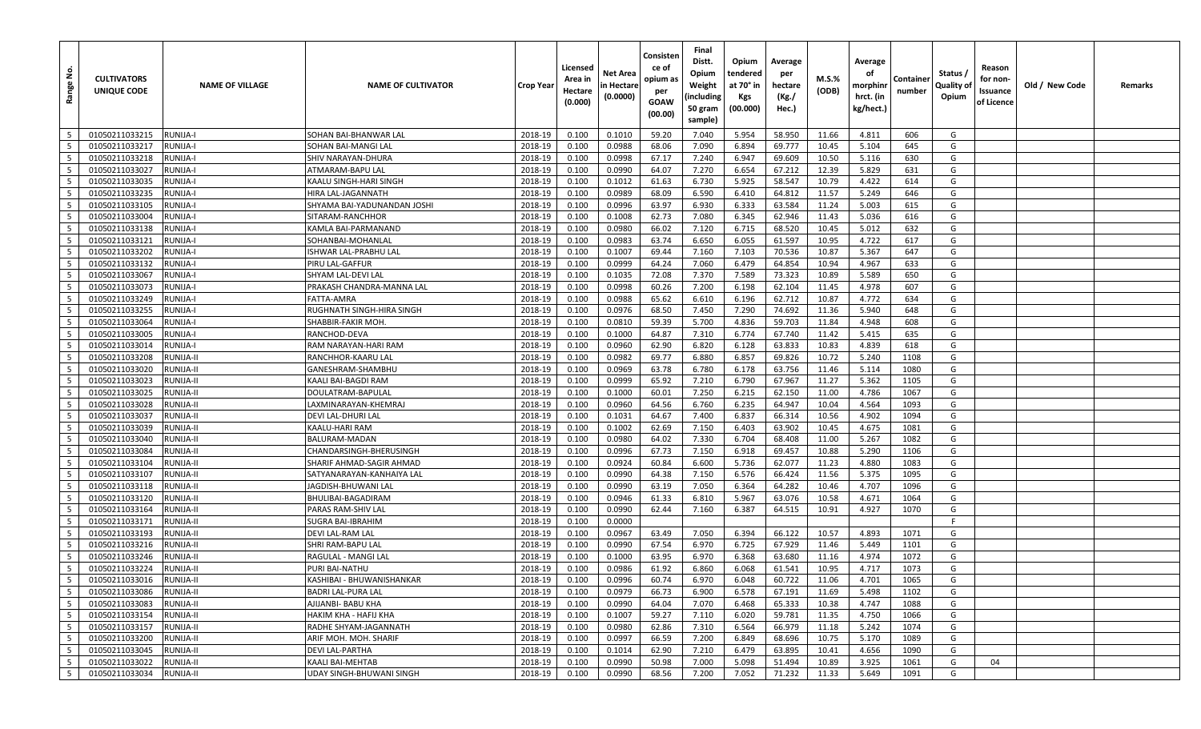| Range No. | CULTIVATORS UNIQUE CODE | NAME OF VILLAGE | NAME OF CULTIVATOR | Crop Year | Licensed Area in Hectare (0.000) | Net Area in Hectare (0.0000) | Consistence of opium as per GOAW (00.00) | Final Distt. Opium Weight (including 50 gram sample) | Opium tendered at 70° in Kgs (00.000) | Average per hectare (Kg./ Hec.) | M.S.% (ODB) | Average of morphinr hrct. (in kg/hect.) | Container number | Status / Quality of Opium | Reason for non-Issuance of Licence | Old / New Code | Remarks |
|---|---|---|---|---|---|---|---|---|---|---|---|---|---|---|---|---|---|
| 5 | 01050211033215 | RUNIJA-I | SOHAN BAI-BHANWAR LAL | 2018-19 | 0.100 | 0.1010 | 59.20 | 7.040 | 5.954 | 58.950 | 11.66 | 4.811 | 606 | G | | | |
| 5 | 01050211033217 | RUNIJA-I | SOHAN BAI-MANGI LAL | 2018-19 | 0.100 | 0.0988 | 68.06 | 7.090 | 6.894 | 69.777 | 10.45 | 5.104 | 645 | G | | | |
| 5 | 01050211033218 | RUNIJA-I | SHIV NARAYAN-DHURA | 2018-19 | 0.100 | 0.0998 | 67.17 | 7.240 | 6.947 | 69.609 | 10.50 | 5.116 | 630 | G | | | |
| 5 | 01050211033027 | RUNIJA-I | ATMARAM-BAPU LAL | 2018-19 | 0.100 | 0.0990 | 64.07 | 7.270 | 6.654 | 67.212 | 12.39 | 5.829 | 631 | G | | | |
| 5 | 01050211033035 | RUNIJA-I | KAALU SINGH-HARI SINGH | 2018-19 | 0.100 | 0.1012 | 61.63 | 6.730 | 5.925 | 58.547 | 10.79 | 4.422 | 614 | G | | | |
| 5 | 01050211033235 | RUNIJA-I | HIRA LAL-JAGANNATH | 2018-19 | 0.100 | 0.0989 | 68.09 | 6.590 | 6.410 | 64.812 | 11.57 | 5.249 | 646 | G | | | |
| 5 | 01050211033105 | RUNIJA-I | SHYAMA BAI-YADUNANDAN JOSHI | 2018-19 | 0.100 | 0.0996 | 63.97 | 6.930 | 6.333 | 63.584 | 11.24 | 5.003 | 615 | G | | | |
| 5 | 01050211033004 | RUNIJA-I | SITARAM-RANCHHOR | 2018-19 | 0.100 | 0.1008 | 62.73 | 7.080 | 6.345 | 62.946 | 11.43 | 5.036 | 616 | G | | | |
| 5 | 01050211033138 | RUNIJA-I | KAMLA BAI-PARMANAND | 2018-19 | 0.100 | 0.0980 | 66.02 | 7.120 | 6.715 | 68.520 | 10.45 | 5.012 | 632 | G | | | |
| 5 | 01050211033121 | RUNIJA-I | SOHANBAI-MOHANLAL | 2018-19 | 0.100 | 0.0983 | 63.74 | 6.650 | 6.055 | 61.597 | 10.95 | 4.722 | 617 | G | | | |
| 5 | 01050211033202 | RUNIJA-I | ISHWAR LAL-PRABHU LAL | 2018-19 | 0.100 | 0.1007 | 69.44 | 7.160 | 7.103 | 70.536 | 10.87 | 5.367 | 647 | G | | | |
| 5 | 01050211033132 | RUNIJA-I | PIRU LAL-GAFFUR | 2018-19 | 0.100 | 0.0999 | 64.24 | 7.060 | 6.479 | 64.854 | 10.94 | 4.967 | 633 | G | | | |
| 5 | 01050211033067 | RUNIJA-I | SHYAM LAL-DEVI LAL | 2018-19 | 0.100 | 0.1035 | 72.08 | 7.370 | 7.589 | 73.323 | 10.89 | 5.589 | 650 | G | | | |
| 5 | 01050211033073 | RUNIJA-I | PRAKASH CHANDRA-MANNA LAL | 2018-19 | 0.100 | 0.0998 | 60.26 | 7.200 | 6.198 | 62.104 | 11.45 | 4.978 | 607 | G | | | |
| 5 | 01050211033249 | RUNIJA-I | FATTA-AMRA | 2018-19 | 0.100 | 0.0988 | 65.62 | 6.610 | 6.196 | 62.712 | 10.87 | 4.772 | 634 | G | | | |
| 5 | 01050211033255 | RUNIJA-I | RUGHNATH SINGH-HIRA SINGH | 2018-19 | 0.100 | 0.0976 | 68.50 | 7.450 | 7.290 | 74.692 | 11.36 | 5.940 | 648 | G | | | |
| 5 | 01050211033064 | RUNIJA-I | SHABBIR-FAKIR MOH. | 2018-19 | 0.100 | 0.0810 | 59.39 | 5.700 | 4.836 | 59.703 | 11.84 | 4.948 | 608 | G | | | |
| 5 | 01050211033005 | RUNIJA-I | RANCHOD-DEVA | 2018-19 | 0.100 | 0.1000 | 64.87 | 7.310 | 6.774 | 67.740 | 11.42 | 5.415 | 635 | G | | | |
| 5 | 01050211033014 | RUNIJA-I | RAM NARAYAN-HARI RAM | 2018-19 | 0.100 | 0.0960 | 62.90 | 6.820 | 6.128 | 63.833 | 10.83 | 4.839 | 618 | G | | | |
| 5 | 01050211033208 | RUNIJA-II | RANCHHOR-KAARU LAL | 2018-19 | 0.100 | 0.0982 | 69.77 | 6.880 | 6.857 | 69.826 | 10.72 | 5.240 | 1108 | G | | | |
| 5 | 01050211033020 | RUNIJA-II | GANESHRAM-SHAMBHU | 2018-19 | 0.100 | 0.0969 | 63.78 | 6.780 | 6.178 | 63.756 | 11.46 | 5.114 | 1080 | G | | | |
| 5 | 01050211033023 | RUNIJA-II | KAALI BAI-BAGDI RAM | 2018-19 | 0.100 | 0.0999 | 65.92 | 7.210 | 6.790 | 67.967 | 11.27 | 5.362 | 1105 | G | | | |
| 5 | 01050211033025 | RUNIJA-II | DOULATRAM-BAPULAL | 2018-19 | 0.100 | 0.1000 | 60.01 | 7.250 | 6.215 | 62.150 | 11.00 | 4.786 | 1067 | G | | | |
| 5 | 01050211033028 | RUNIJA-II | LAXMINARAYAN-KHEMRAJ | 2018-19 | 0.100 | 0.0960 | 64.56 | 6.760 | 6.235 | 64.947 | 10.04 | 4.564 | 1093 | G | | | |
| 5 | 01050211033037 | RUNIJA-II | DEVI LAL-DHURI LAL | 2018-19 | 0.100 | 0.1031 | 64.67 | 7.400 | 6.837 | 66.314 | 10.56 | 4.902 | 1094 | G | | | |
| 5 | 01050211033039 | RUNIJA-II | KAALU-HARI RAM | 2018-19 | 0.100 | 0.1002 | 62.69 | 7.150 | 6.403 | 63.902 | 10.45 | 4.675 | 1081 | G | | | |
| 5 | 01050211033040 | RUNIJA-II | BALURAM-MADAN | 2018-19 | 0.100 | 0.0980 | 64.02 | 7.330 | 6.704 | 68.408 | 11.00 | 5.267 | 1082 | G | | | |
| 5 | 01050211033084 | RUNIJA-II | CHANDARSINGH-BHERUSINGH | 2018-19 | 0.100 | 0.0996 | 67.73 | 7.150 | 6.918 | 69.457 | 10.88 | 5.290 | 1106 | G | | | |
| 5 | 01050211033104 | RUNIJA-II | SHARIF AHMAD-SAGIR AHMAD | 2018-19 | 0.100 | 0.0924 | 60.84 | 6.600 | 5.736 | 62.077 | 11.23 | 4.880 | 1083 | G | | | |
| 5 | 01050211033107 | RUNIJA-II | SATYANARAYAN-KANHAIYA LAL | 2018-19 | 0.100 | 0.0990 | 64.38 | 7.150 | 6.576 | 66.424 | 11.56 | 5.375 | 1095 | G | | | |
| 5 | 01050211033118 | RUNIJA-II | JAGDISH-BHUWANI LAL | 2018-19 | 0.100 | 0.0990 | 63.19 | 7.050 | 6.364 | 64.282 | 10.46 | 4.707 | 1096 | G | | | |
| 5 | 01050211033120 | RUNIJA-II | BHULIBAI-BAGADIRAM | 2018-19 | 0.100 | 0.0946 | 61.33 | 6.810 | 5.967 | 63.076 | 10.58 | 4.671 | 1064 | G | | | |
| 5 | 01050211033164 | RUNIJA-II | PARAS RAM-SHIV LAL | 2018-19 | 0.100 | 0.0990 | 62.44 | 7.160 | 6.387 | 64.515 | 10.91 | 4.927 | 1070 | G | | | |
| 5 | 01050211033171 | RUNIJA-II | SUGRA BAI-IBRAHIM | 2018-19 | 0.100 | 0.0000 | | | | | | | | F | | | |
| 5 | 01050211033193 | RUNIJA-II | DEVI LAL-RAM LAL | 2018-19 | 0.100 | 0.0967 | 63.49 | 7.050 | 6.394 | 66.122 | 10.57 | 4.893 | 1071 | G | | | |
| 5 | 01050211033216 | RUNIJA-II | SHRI RAM-BAPU LAL | 2018-19 | 0.100 | 0.0990 | 67.54 | 6.970 | 6.725 | 67.929 | 11.46 | 5.449 | 1101 | G | | | |
| 5 | 01050211033246 | RUNIJA-II | RAGULAL - MANGI LAL | 2018-19 | 0.100 | 0.1000 | 63.95 | 6.970 | 6.368 | 63.680 | 11.16 | 4.974 | 1072 | G | | | |
| 5 | 01050211033224 | RUNIJA-II | PURI BAI-NATHU | 2018-19 | 0.100 | 0.0986 | 61.92 | 6.860 | 6.068 | 61.541 | 10.95 | 4.717 | 1073 | G | | | |
| 5 | 01050211033016 | RUNIJA-II | KASHIBAI - BHUWANISHANKAR | 2018-19 | 0.100 | 0.0996 | 60.74 | 6.970 | 6.048 | 60.722 | 11.06 | 4.701 | 1065 | G | | | |
| 5 | 01050211033086 | RUNIJA-II | BADRI LAL-PURA LAL | 2018-19 | 0.100 | 0.0979 | 66.73 | 6.900 | 6.578 | 67.191 | 11.69 | 5.498 | 1102 | G | | | |
| 5 | 01050211033083 | RUNIJA-II | AJIJANBI- BABU KHA | 2018-19 | 0.100 | 0.0990 | 64.04 | 7.070 | 6.468 | 65.333 | 10.38 | 4.747 | 1088 | G | | | |
| 5 | 01050211033154 | RUNIJA-II | HAKIM KHA - HAFIJ KHA | 2018-19 | 0.100 | 0.1007 | 59.27 | 7.110 | 6.020 | 59.781 | 11.35 | 4.750 | 1066 | G | | | |
| 5 | 01050211033157 | RUNIJA-II | RADHE SHYAM-JAGANNATH | 2018-19 | 0.100 | 0.0980 | 62.86 | 7.310 | 6.564 | 66.979 | 11.18 | 5.242 | 1074 | G | | | |
| 5 | 01050211033200 | RUNIJA-II | ARIF MOH. MOH. SHARIF | 2018-19 | 0.100 | 0.0997 | 66.59 | 7.200 | 6.849 | 68.696 | 10.75 | 5.170 | 1089 | G | | | |
| 5 | 01050211033045 | RUNIJA-II | DEVI LAL-PARTHA | 2018-19 | 0.100 | 0.1014 | 62.90 | 7.210 | 6.479 | 63.895 | 10.41 | 4.656 | 1090 | G | | | |
| 5 | 01050211033022 | RUNIJA-II | KAALI BAI-MEHTAB | 2018-19 | 0.100 | 0.0990 | 50.98 | 7.000 | 5.098 | 51.494 | 10.89 | 3.925 | 1061 | G | 04 | | |
| 5 | 01050211033034 | RUNIJA-II | UDAY SINGH-BHUWANI SINGH | 2018-19 | 0.100 | 0.0990 | 68.56 | 7.200 | 7.052 | 71.232 | 11.33 | 5.649 | 1091 | G | | | |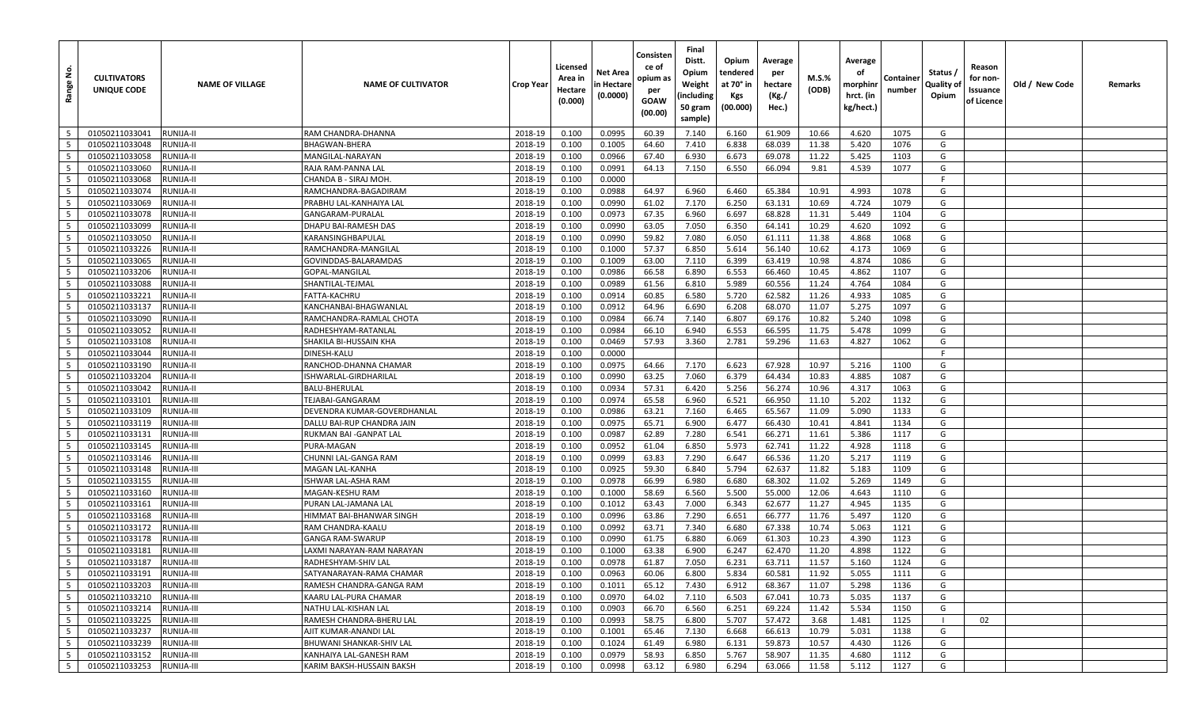| Range No. | CULTIVATORS UNIQUE CODE | NAME OF VILLAGE | NAME OF CULTIVATOR | Crop Year | Licensed Area in Hectare (0.000) | Net Area in Hectare (0.0000) | Consistence of opium as per GOAW (00.00) | Final Distt. Opium Weight (including 50 gram sample) | Opium tendered at 70° in Kgs (00.000) | Average per hectare (Kg./ Hec.) | M.S.% (ODB) | Average of morphinr hrct. (in kg/hect.) | Container number | Status / Quality of Opium | Reason for non-Issuance of Licence | Old / New Code | Remarks |
|---|---|---|---|---|---|---|---|---|---|---|---|---|---|---|---|---|---|
| 5 | 01050211033041 | RUNIJA-II | RAM CHANDRA-DHANNA | 2018-19 | 0.100 | 0.0995 | 60.39 | 7.140 | 6.160 | 61.909 | 10.66 | 4.620 | 1075 | G | | | |
| 5 | 01050211033048 | RUNIJA-II | BHAGWAN-BHERA | 2018-19 | 0.100 | 0.1005 | 64.60 | 7.410 | 6.838 | 68.039 | 11.38 | 5.420 | 1076 | G | | | |
| 5 | 01050211033058 | RUNIJA-II | MANGILAL-NARAYAN | 2018-19 | 0.100 | 0.0966 | 67.40 | 6.930 | 6.673 | 69.078 | 11.22 | 5.425 | 1103 | G | | | |
| 5 | 01050211033060 | RUNIJA-II | RAJA RAM-PANNA LAL | 2018-19 | 0.100 | 0.0991 | 64.13 | 7.150 | 6.550 | 66.094 | 9.81 | 4.539 | 1077 | G | | | |
| 5 | 01050211033068 | RUNIJA-II | CHANDA B - SIRAJ MOH. | 2018-19 | 0.100 | 0.0000 | | | | | | | | F | | | |
| 5 | 01050211033074 | RUNIJA-II | RAMCHANDRA-BAGADIRAM | 2018-19 | 0.100 | 0.0988 | 64.97 | 6.960 | 6.460 | 65.384 | 10.91 | 4.993 | 1078 | G | | | |
| 5 | 01050211033069 | RUNIJA-II | PRABHU LAL-KANHAIYA LAL | 2018-19 | 0.100 | 0.0990 | 61.02 | 7.170 | 6.250 | 63.131 | 10.69 | 4.724 | 1079 | G | | | |
| 5 | 01050211033078 | RUNIJA-II | GANGARAM-PURALAL | 2018-19 | 0.100 | 0.0973 | 67.35 | 6.960 | 6.697 | 68.828 | 11.31 | 5.449 | 1104 | G | | | |
| 5 | 01050211033099 | RUNIJA-II | DHAPU BAI-RAMESH DAS | 2018-19 | 0.100 | 0.0990 | 63.05 | 7.050 | 6.350 | 64.141 | 10.29 | 4.620 | 1092 | G | | | |
| 5 | 01050211033050 | RUNIJA-II | KARANSINGHBAPULAL | 2018-19 | 0.100 | 0.0990 | 59.82 | 7.080 | 6.050 | 61.111 | 11.38 | 4.868 | 1068 | G | | | |
| 5 | 01050211033226 | RUNIJA-II | RAMCHANDRA-MANGILAL | 2018-19 | 0.100 | 0.1000 | 57.37 | 6.850 | 5.614 | 56.140 | 10.62 | 4.173 | 1069 | G | | | |
| 5 | 01050211033065 | RUNIJA-II | GOVINDDAS-BALARAMDAS | 2018-19 | 0.100 | 0.1009 | 63.00 | 7.110 | 6.399 | 63.419 | 10.98 | 4.874 | 1086 | G | | | |
| 5 | 01050211033206 | RUNIJA-II | GOPAL-MANGILAL | 2018-19 | 0.100 | 0.0986 | 66.58 | 6.890 | 6.553 | 66.460 | 10.45 | 4.862 | 1107 | G | | | |
| 5 | 01050211033088 | RUNIJA-II | SHANTILAL-TEJMAL | 2018-19 | 0.100 | 0.0989 | 61.56 | 6.810 | 5.989 | 60.556 | 11.24 | 4.764 | 1084 | G | | | |
| 5 | 01050211033221 | RUNIJA-II | FATTA-KACHRU | 2018-19 | 0.100 | 0.0914 | 60.85 | 6.580 | 5.720 | 62.582 | 11.26 | 4.933 | 1085 | G | | | |
| 5 | 01050211033137 | RUNIJA-II | KANCHANBAI-BHAGWANLAL | 2018-19 | 0.100 | 0.0912 | 64.96 | 6.690 | 6.208 | 68.070 | 11.07 | 5.275 | 1097 | G | | | |
| 5 | 01050211033090 | RUNIJA-II | RAMCHANDRA-RAMLAL CHOTA | 2018-19 | 0.100 | 0.0984 | 66.74 | 7.140 | 6.807 | 69.176 | 10.82 | 5.240 | 1098 | G | | | |
| 5 | 01050211033052 | RUNIJA-II | RADHESHYAM-RATANLAL | 2018-19 | 0.100 | 0.0984 | 66.10 | 6.940 | 6.553 | 66.595 | 11.75 | 5.478 | 1099 | G | | | |
| 5 | 01050211033108 | RUNIJA-II | SHAKILA BI-HUSSAIN KHA | 2018-19 | 0.100 | 0.0469 | 57.93 | 3.360 | 2.781 | 59.296 | 11.63 | 4.827 | 1062 | G | | | |
| 5 | 01050211033044 | RUNIJA-II | DINESH-KALU | 2018-19 | 0.100 | 0.0000 | | | | | | | | F | | | |
| 5 | 01050211033190 | RUNIJA-II | RANCHOD-DHANNA CHAMAR | 2018-19 | 0.100 | 0.0975 | 64.66 | 7.170 | 6.623 | 67.928 | 10.97 | 5.216 | 1100 | G | | | |
| 5 | 01050211033204 | RUNIJA-II | ISHWARLAL-GIRDHARILAL | 2018-19 | 0.100 | 0.0990 | 63.25 | 7.060 | 6.379 | 64.434 | 10.83 | 4.885 | 1087 | G | | | |
| 5 | 01050211033042 | RUNIJA-II | BALU-BHERULAL | 2018-19 | 0.100 | 0.0934 | 57.31 | 6.420 | 5.256 | 56.274 | 10.96 | 4.317 | 1063 | G | | | |
| 5 | 01050211033101 | RUNIJA-III | TEJABAI-GANGARAM | 2018-19 | 0.100 | 0.0974 | 65.58 | 6.960 | 6.521 | 66.950 | 11.10 | 5.202 | 1132 | G | | | |
| 5 | 01050211033109 | RUNIJA-III | DEVENDRA KUMAR-GOVERDHANLAL | 2018-19 | 0.100 | 0.0986 | 63.21 | 7.160 | 6.465 | 65.567 | 11.09 | 5.090 | 1133 | G | | | |
| 5 | 01050211033119 | RUNIJA-III | DALLU BAI-RUP CHANDRA JAIN | 2018-19 | 0.100 | 0.0975 | 65.71 | 6.900 | 6.477 | 66.430 | 10.41 | 4.841 | 1134 | G | | | |
| 5 | 01050211033131 | RUNIJA-III | RUKMAN BAI -GANPAT LAL | 2018-19 | 0.100 | 0.0987 | 62.89 | 7.280 | 6.541 | 66.271 | 11.61 | 5.386 | 1117 | G | | | |
| 5 | 01050211033145 | RUNIJA-III | PURA-MAGAN | 2018-19 | 0.100 | 0.0952 | 61.04 | 6.850 | 5.973 | 62.741 | 11.22 | 4.928 | 1118 | G | | | |
| 5 | 01050211033146 | RUNIJA-III | CHUNNI LAL-GANGA RAM | 2018-19 | 0.100 | 0.0999 | 63.83 | 7.290 | 6.647 | 66.536 | 11.20 | 5.217 | 1119 | G | | | |
| 5 | 01050211033148 | RUNIJA-III | MAGAN LAL-KANHA | 2018-19 | 0.100 | 0.0925 | 59.30 | 6.840 | 5.794 | 62.637 | 11.82 | 5.183 | 1109 | G | | | |
| 5 | 01050211033155 | RUNIJA-III | ISHWAR LAL-ASHA RAM | 2018-19 | 0.100 | 0.0978 | 66.99 | 6.980 | 6.680 | 68.302 | 11.02 | 5.269 | 1149 | G | | | |
| 5 | 01050211033160 | RUNIJA-III | MAGAN-KESHU RAM | 2018-19 | 0.100 | 0.1000 | 58.69 | 6.560 | 5.500 | 55.000 | 12.06 | 4.643 | 1110 | G | | | |
| 5 | 01050211033161 | RUNIJA-III | PURAN LAL-JAMANA LAL | 2018-19 | 0.100 | 0.1012 | 63.43 | 7.000 | 6.343 | 62.677 | 11.27 | 4.945 | 1135 | G | | | |
| 5 | 01050211033168 | RUNIJA-III | HIMMAT BAI-BHANWAR SINGH | 2018-19 | 0.100 | 0.0996 | 63.86 | 7.290 | 6.651 | 66.777 | 11.76 | 5.497 | 1120 | G | | | |
| 5 | 01050211033172 | RUNIJA-III | RAM CHANDRA-KAALU | 2018-19 | 0.100 | 0.0992 | 63.71 | 7.340 | 6.680 | 67.338 | 10.74 | 5.063 | 1121 | G | | | |
| 5 | 01050211033178 | RUNIJA-III | GANGA RAM-SWARUP | 2018-19 | 0.100 | 0.0990 | 61.75 | 6.880 | 6.069 | 61.303 | 10.23 | 4.390 | 1123 | G | | | |
| 5 | 01050211033181 | RUNIJA-III | LAXMI NARAYAN-RAM NARAYAN | 2018-19 | 0.100 | 0.1000 | 63.38 | 6.900 | 6.247 | 62.470 | 11.20 | 4.898 | 1122 | G | | | |
| 5 | 01050211033187 | RUNIJA-III | RADHESHYAM-SHIV LAL | 2018-19 | 0.100 | 0.0978 | 61.87 | 7.050 | 6.231 | 63.711 | 11.57 | 5.160 | 1124 | G | | | |
| 5 | 01050211033191 | RUNIJA-III | SATYANARAYAN-RAMA CHAMAR | 2018-19 | 0.100 | 0.0963 | 60.06 | 6.800 | 5.834 | 60.581 | 11.92 | 5.055 | 1111 | G | | | |
| 5 | 01050211033203 | RUNIJA-III | RAMESH CHANDRA-GANGA RAM | 2018-19 | 0.100 | 0.1011 | 65.12 | 7.430 | 6.912 | 68.367 | 11.07 | 5.298 | 1136 | G | | | |
| 5 | 01050211033210 | RUNIJA-III | KAARU LAL-PURA CHAMAR | 2018-19 | 0.100 | 0.0970 | 64.02 | 7.110 | 6.503 | 67.041 | 10.73 | 5.035 | 1137 | G | | | |
| 5 | 01050211033214 | RUNIJA-III | NATHU LAL-KISHAN LAL | 2018-19 | 0.100 | 0.0903 | 66.70 | 6.560 | 6.251 | 69.224 | 11.42 | 5.534 | 1150 | G | | | |
| 5 | 01050211033225 | RUNIJA-III | RAMESH CHANDRA-BHERU LAL | 2018-19 | 0.100 | 0.0993 | 58.75 | 6.800 | 5.707 | 57.472 | 3.68 | 1.481 | 1125 | I | 02 | | |
| 5 | 01050211033237 | RUNIJA-III | AJIT KUMAR-ANANDI LAL | 2018-19 | 0.100 | 0.1001 | 65.46 | 7.130 | 6.668 | 66.613 | 10.79 | 5.031 | 1138 | G | | | |
| 5 | 01050211033239 | RUNIJA-III | BHUWANI SHANKAR-SHIV LAL | 2018-19 | 0.100 | 0.1024 | 61.49 | 6.980 | 6.131 | 59.873 | 10.57 | 4.430 | 1126 | G | | | |
| 5 | 01050211033152 | RUNIJA-III | KANHAIYA LAL-GANESH RAM | 2018-19 | 0.100 | 0.0979 | 58.93 | 6.850 | 5.767 | 58.907 | 11.35 | 4.680 | 1112 | G | | | |
| 5 | 01050211033253 | RUNIJA-III | KARIM BAKSH-HUSSAIN BAKSH | 2018-19 | 0.100 | 0.0998 | 63.12 | 6.980 | 6.294 | 63.066 | 11.58 | 5.112 | 1127 | G | | | |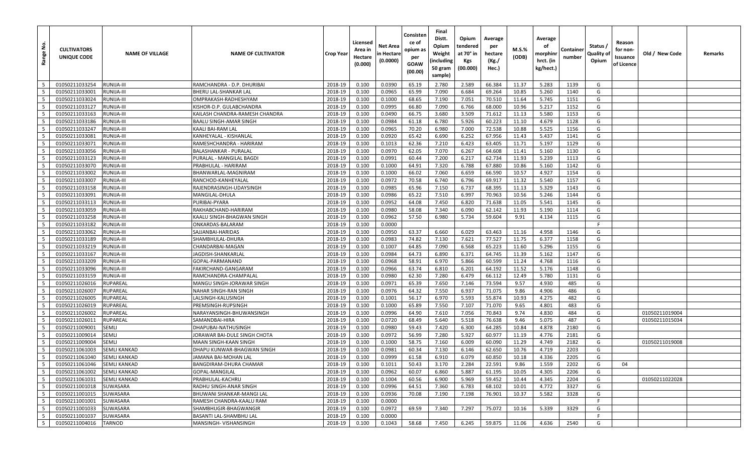| Range No. | CULTIVATORS UNIQUE CODE | NAME OF VILLAGE | NAME OF CULTIVATOR | Crop Year | Licensed Area in Hectare (0.000) | Net Area in Hectare (0.0000) | Consistence of opium as per GOAW (00.00) | Final Distt. Opium Weight (including 50 gram sample) | Opium tendered at 70° in Kgs (00.000) | Average per hectare (Kg./ Hec.) | M.S.% (ODB) | Average of morphinr hrct. (in kg/hect.) | Container number | Status / Quality of Opium | Reason for non-Issuance of Licence | Old / New Code | Remarks |
|---|---|---|---|---|---|---|---|---|---|---|---|---|---|---|---|---|---|
| 5 | 01050211033254 | RUNIJA-III | RAMCHANDRA - D.P. DHURIBAI | 2018-19 | 0.100 | 0.0390 | 65.19 | 2.780 | 2.589 | 66.384 | 11.37 | 5.283 | 1139 | G | | | |
| 5 | 01050211033001 | RUNIJA-III | BHERU LAL-SHANKAR LAL | 2018-19 | 0.100 | 0.0965 | 65.99 | 7.090 | 6.684 | 69.264 | 10.85 | 5.260 | 1140 | G | | | |
| 5 | 01050211033024 | RUNIJA-III | OMPRAKASH-RADHESHYAM | 2018-19 | 0.100 | 0.1000 | 68.65 | 7.190 | 7.051 | 70.510 | 11.64 | 5.745 | 1151 | G | | | |
| 5 | 01050211033127 | RUNIJA-III | KISHOR-D.P. GULABCHANDRA | 2018-19 | 0.100 | 0.0995 | 66.80 | 7.090 | 6.766 | 68.000 | 10.96 | 5.217 | 1152 | G | | | |
| 5 | 01050211033163 | RUNIJA-III | KAILASH CHANDRA-RAMESH CHANDRA | 2018-19 | 0.100 | 0.0490 | 66.75 | 3.680 | 3.509 | 71.612 | 11.13 | 5.580 | 1153 | G | | | |
| 5 | 01050211033186 | RUNIJA-III | BAALU SINGH-AMAR SINGH | 2018-19 | 0.100 | 0.0984 | 61.18 | 6.780 | 5.926 | 60.223 | 11.10 | 4.679 | 1128 | G | | | |
| 5 | 01050211033247 | RUNIJA-III | KAALI BAI-RAM LAL | 2018-19 | 0.100 | 0.0965 | 70.20 | 6.980 | 7.000 | 72.538 | 10.88 | 5.525 | 1156 | G | | | |
| 5 | 01050211033081 | RUNIJA-III | KANHEYALAL - KISHANLAL | 2018-19 | 0.100 | 0.0920 | 65.42 | 6.690 | 6.252 | 67.956 | 11.43 | 5.437 | 1141 | G | | | |
| 5 | 01050211033071 | RUNIJA-III | RAMESHCHANDRA - HARIRAM | 2018-19 | 0.100 | 0.1013 | 62.36 | 7.210 | 6.423 | 63.405 | 11.71 | 5.197 | 1129 | G | | | |
| 5 | 01050211033056 | RUNIJA-III | BALASHANKAR - PURALAL | 2018-19 | 0.100 | 0.0970 | 62.05 | 7.070 | 6.267 | 64.608 | 11.41 | 5.160 | 1130 | G | | | |
| 5 | 01050211033123 | RUNIJA-III | PURALAL - MANGILAL BAGDI | 2018-19 | 0.100 | 0.0991 | 60.44 | 7.200 | 6.217 | 62.734 | 11.93 | 5.239 | 1113 | G | | | |
| 5 | 01050211033070 | RUNIJA-III | PRABHULAL - HARIRAM | 2018-19 | 0.100 | 0.1000 | 64.91 | 7.320 | 6.788 | 67.880 | 10.86 | 5.160 | 1142 | G | | | |
| 5 | 01050211033002 | RUNIJA-III | BHANWARLAL-MAGNIRAM | 2018-19 | 0.100 | 0.1000 | 66.02 | 7.060 | 6.659 | 66.590 | 10.57 | 4.927 | 1154 | G | | | |
| 5 | 01050211033007 | RUNIJA-III | RANCHOD-KANHEYALAL | 2018-19 | 0.100 | 0.0972 | 70.58 | 6.740 | 6.796 | 69.917 | 11.32 | 5.540 | 1157 | G | | | |
| 5 | 01050211033158 | RUNIJA-III | RAJENDRASINGH-UDAYSINGH | 2018-19 | 0.100 | 0.0985 | 65.96 | 7.150 | 6.737 | 68.395 | 11.13 | 5.329 | 1143 | G | | | |
| 5 | 01050211033091 | RUNIJA-III | MANGILAL-DHULA | 2018-19 | 0.100 | 0.0986 | 65.22 | 7.510 | 6.997 | 70.963 | 10.56 | 5.246 | 1144 | G | | | |
| 5 | 01050211033113 | RUNIJA-III | PURIBAI-PYARA | 2018-19 | 0.100 | 0.0952 | 64.08 | 7.450 | 6.820 | 71.638 | 11.05 | 5.541 | 1145 | G | | | |
| 5 | 01050211033059 | RUNIJA-III | RAKHABCHAND-HARIRAM | 2018-19 | 0.100 | 0.0980 | 58.08 | 7.340 | 6.090 | 62.142 | 11.93 | 5.190 | 1114 | G | | | |
| 5 | 01050211033258 | RUNIJA-III | KAALU SINGH-BHAGWAN SINGH | 2018-19 | 0.100 | 0.0962 | 57.50 | 6.980 | 5.734 | 59.604 | 9.91 | 4.134 | 1115 | G | | | |
| 5 | 01050211033182 | RUNIJA-III | ONKARDAS-BALARAM | 2018-19 | 0.100 | 0.0000 | | | | | | | | F | | | |
| 5 | 01050211033062 | RUNIJA-III | SAJJANBAI-HARIDAS | 2018-19 | 0.100 | 0.0950 | 63.37 | 6.660 | 6.029 | 63.463 | 11.16 | 4.958 | 1146 | G | | | |
| 5 | 01050211033189 | RUNIJA-III | SHAMBHULAL-DHURA | 2018-19 | 0.100 | 0.0983 | 74.82 | 7.130 | 7.621 | 77.527 | 11.75 | 6.377 | 1158 | G | | | |
| 5 | 01050211033219 | RUNIJA-III | CHANDARBAI-MAGAN | 2018-19 | 0.100 | 0.1007 | 64.85 | 7.090 | 6.568 | 65.223 | 11.60 | 5.296 | 1155 | G | | | |
| 5 | 01050211033167 | RUNIJA-III | JAGDISH-SHANKARLAL | 2018-19 | 0.100 | 0.0984 | 64.73 | 6.890 | 6.371 | 64.745 | 11.39 | 5.162 | 1147 | G | | | |
| 5 | 01050211033209 | RUNIJA-III | GOPAL-PARMANAND | 2018-19 | 0.100 | 0.0968 | 58.91 | 6.970 | 5.866 | 60.599 | 11.24 | 4.768 | 1116 | G | | | |
| 5 | 01050211033096 | RUNIJA-III | FAKIRCHAND-GANGARAM | 2018-19 | 0.100 | 0.0966 | 63.74 | 6.810 | 6.201 | 64.192 | 11.52 | 5.176 | 1148 | G | | | |
| 5 | 01050211033159 | RUNIJA-III | RAMCHANDRA-CHAMPALAL | 2018-19 | 0.100 | 0.0980 | 62.30 | 7.280 | 6.479 | 66.112 | 12.49 | 5.780 | 1131 | G | | | |
| 5 | 01050211026016 | RUPAREAL | MANGU SINGH-JORAWAR SINGH | 2018-19 | 0.100 | 0.0971 | 65.39 | 7.650 | 7.146 | 73.594 | 9.57 | 4.930 | 485 | G | | | |
| 5 | 01050211026007 | RUPAREAL | NAHAR SINGH-RAN SINGH | 2018-19 | 0.100 | 0.0976 | 64.32 | 7.550 | 6.937 | 71.075 | 9.86 | 4.906 | 486 | G | | | |
| 5 | 01050211026005 | RUPAREAL | LALSINGH-KALUSINGH | 2018-19 | 0.100 | 0.1001 | 56.17 | 6.970 | 5.593 | 55.874 | 10.93 | 4.275 | 482 | G | | | |
| 5 | 01050211026019 | RUPAREAL | PREMSINGH-RUPSINGH | 2018-19 | 0.100 | 0.1000 | 65.89 | 7.550 | 7.107 | 71.070 | 9.65 | 4.801 | 483 | G | | | |
| 5 | 01050211026002 | RUPAREAL | NARAYANSINGH-BHUWANSINGH | 2018-19 | 0.100 | 0.0996 | 64.90 | 7.610 | 7.056 | 70.843 | 9.74 | 4.830 | 484 | G | | 01050211019004 | |
| 5 | 01050211026011 | RUPAREAL | SAMANDBAI-HIRA | 2018-19 | 0.100 | 0.0720 | 68.49 | 5.640 | 5.518 | 76.638 | 9.46 | 5.075 | 487 | G | | 01050211015034 | |
| 5 | 01050211009001 | SEMLI | DHAPUBAI-NATHUSINGH | 2018-19 | 0.100 | 0.0980 | 59.43 | 7.420 | 6.300 | 64.285 | 10.84 | 4.878 | 2180 | G | | | |
| 5 | 01050211009014 | SEMLI | JORAWAR BAI-DULE SINGH CHOTA | 2018-19 | 0.100 | 0.0972 | 56.99 | 7.280 | 5.927 | 60.977 | 11.19 | 4.776 | 2181 | G | | | |
| 5 | 01050211009004 | SEMLI | MAAN SINGH-KAAN SINGH | 2018-19 | 0.100 | 0.1000 | 58.75 | 7.160 | 6.009 | 60.090 | 11.29 | 4.749 | 2182 | G | | 01050211019008 | |
| 5 | 01050211061003 | SEMLI KANKAD | DHAPU KUNWAR-BHAGWAN SINGH | 2018-19 | 0.100 | 0.0981 | 60.34 | 7.130 | 6.146 | 62.650 | 10.76 | 4.719 | 2203 | G | | | |
| 5 | 01050211061040 | SEMLI KANKAD | JAMANA BAI-MOHAN LAL | 2018-19 | 0.100 | 0.0999 | 61.58 | 6.910 | 6.079 | 60.850 | 10.18 | 4.336 | 2205 | G | | | |
| 5 | 01050211061046 | SEMLI KANKAD | BANGDIRAM-DHURA CHAMAR | 2018-19 | 0.100 | 0.1011 | 50.43 | 3.170 | 2.284 | 22.591 | 9.86 | 1.559 | 2202 | G | 04 | | |
| 5 | 01050211061002 | SEMLI KANKAD | GOPAL-MANGILAL | 2018-19 | 0.100 | 0.0962 | 60.07 | 6.860 | 5.887 | 61.195 | 10.05 | 4.305 | 2206 | G | | | |
| 5 | 01050211061031 | SEMLI KANKAD | PRABHULAL-KACHRU | 2018-19 | 0.100 | 0.1004 | 60.56 | 6.900 | 5.969 | 59.452 | 10.44 | 4.345 | 2204 | G | | 01050211022028 | |
| 5 | 01050211001018 | SUWASARA | RADHU SINGH-ANAR SINGH | 2018-19 | 0.100 | 0.0996 | 64.51 | 7.360 | 6.783 | 68.102 | 10.01 | 4.772 | 3327 | G | | | |
| 5 | 01050211001015 | SUWASARA | BHUWANI SHANKAR-MANGI LAL | 2018-19 | 0.100 | 0.0936 | 70.08 | 7.190 | 7.198 | 76.901 | 10.37 | 5.582 | 3328 | G | | | |
| 5 | 01050211001001 | SUWASARA | RAMESH CHANDRA-KAALU RAM | 2018-19 | 0.100 | 0.0000 | | | | | | | | F | | | |
| 5 | 01050211001033 | SUWASARA | SHAMBHUGIR-BHAGWANGIR | 2018-19 | 0.100 | 0.0972 | 69.59 | 7.340 | 7.297 | 75.072 | 10.16 | 5.339 | 3329 | G | | | |
| 5 | 01050211001037 | SUWASARA | BASANTI LAL-SHAMBHU LAL | 2018-19 | 0.100 | 0.0000 | | | | | | | | F | | | |
| 5 | 01050211004016 | TARNOD | MANSINGH- VISHANSINGH | 2018-19 | 0.100 | 0.1043 | 58.68 | 7.450 | 6.245 | 59.875 | 11.06 | 4.636 | 2540 | G | | | |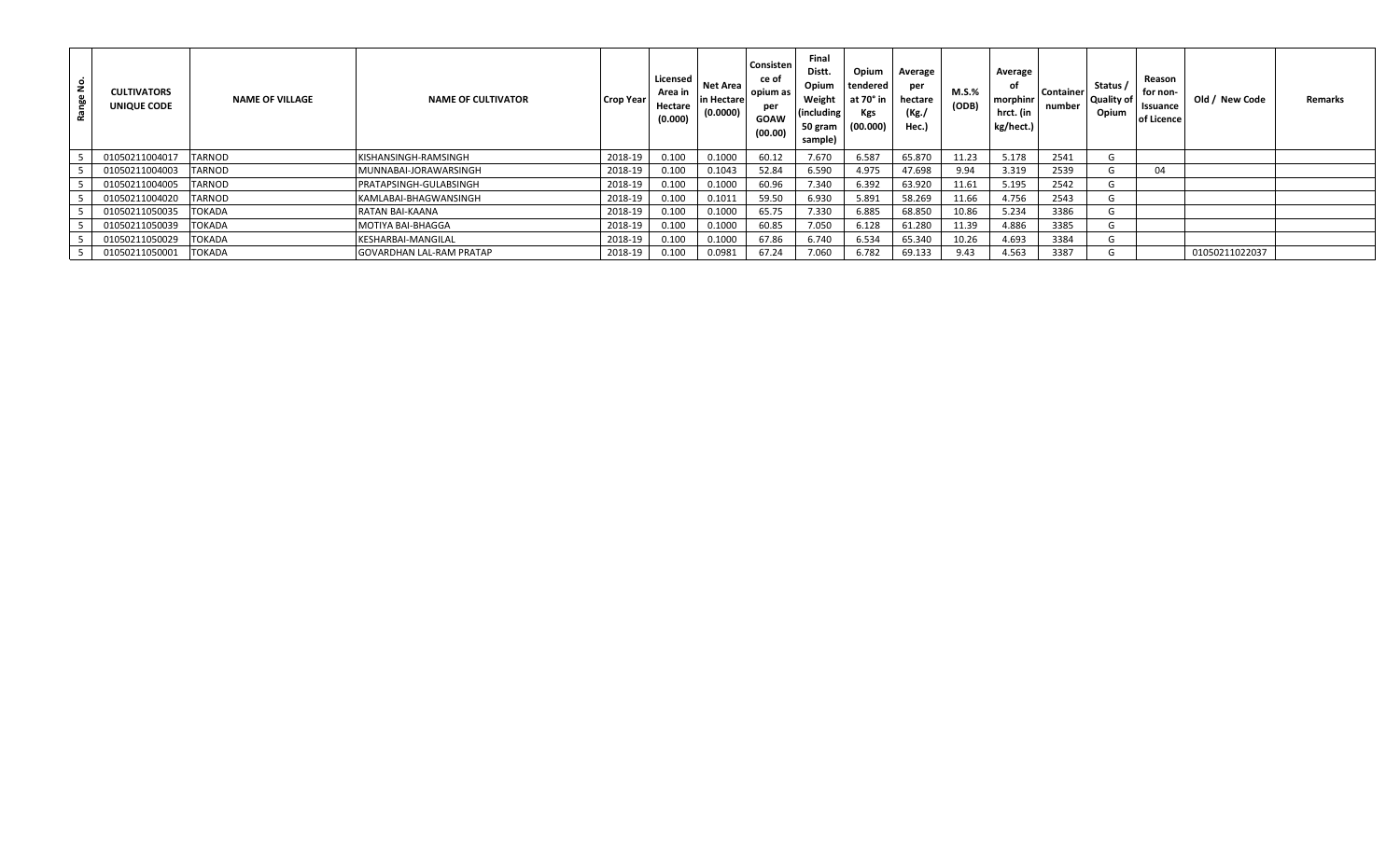| Range No. | CULTIVATORS UNIQUE CODE | NAME OF VILLAGE | NAME OF CULTIVATOR | Crop Year | Licensed Area in Hectare (0.000) | Net Area in Hectare (0.0000) | Consistence of opium as per GOAW (00.00) | Final Distt. Opium Weight (including 50 gram sample) | Opium tendered at 70° in Kgs (00.000) | Average per hectare (Kg./ Hec.) | M.S.% (ODB) | Average of morphinr hrct. (in kg/hect.) | Container number | Status / Quality of Opium | Reason for non-Issuance of Licence | Old / New Code | Remarks |
|---|---|---|---|---|---|---|---|---|---|---|---|---|---|---|---|---|---|
| 5 | 01050211004017 | TARNOD | KISHANSINGH-RAMSINGH | 2018-19 | 0.100 | 0.1000 | 60.12 | 7.670 | 6.587 | 65.870 | 11.23 | 5.178 | 2541 | G | | | |
| 5 | 01050211004003 | TARNOD | MUNNABAI-JORAWARSINGH | 2018-19 | 0.100 | 0.1043 | 52.84 | 6.590 | 4.975 | 47.698 | 9.94 | 3.319 | 2539 | G | 04 | | |
| 5 | 01050211004005 | TARNOD | PRATAPSINGH-GULABSINGH | 2018-19 | 0.100 | 0.1000 | 60.96 | 7.340 | 6.392 | 63.920 | 11.61 | 5.195 | 2542 | G | | | |
| 5 | 01050211004020 | TARNOD | KAMLABAI-BHAGWANSINGH | 2018-19 | 0.100 | 0.1011 | 59.50 | 6.930 | 5.891 | 58.269 | 11.66 | 4.756 | 2543 | G | | | |
| 5 | 01050211050035 | TOKADA | RATAN BAI-KAANA | 2018-19 | 0.100 | 0.1000 | 65.75 | 7.330 | 6.885 | 68.850 | 10.86 | 5.234 | 3386 | G | | | |
| 5 | 01050211050039 | TOKADA | MOTIYA BAI-BHAGGA | 2018-19 | 0.100 | 0.1000 | 60.85 | 7.050 | 6.128 | 61.280 | 11.39 | 4.886 | 3385 | G | | | |
| 5 | 01050211050029 | TOKADA | KESHARBAI-MANGILAL | 2018-19 | 0.100 | 0.1000 | 67.86 | 6.740 | 6.534 | 65.340 | 10.26 | 4.693 | 3384 | G | | | |
| 5 | 01050211050001 | TOKADA | GOVARDHAN LAL-RAM PRATAP | 2018-19 | 0.100 | 0.0981 | 67.24 | 7.060 | 6.782 | 69.133 | 9.43 | 4.563 | 3387 | G | | 01050211022037 | |